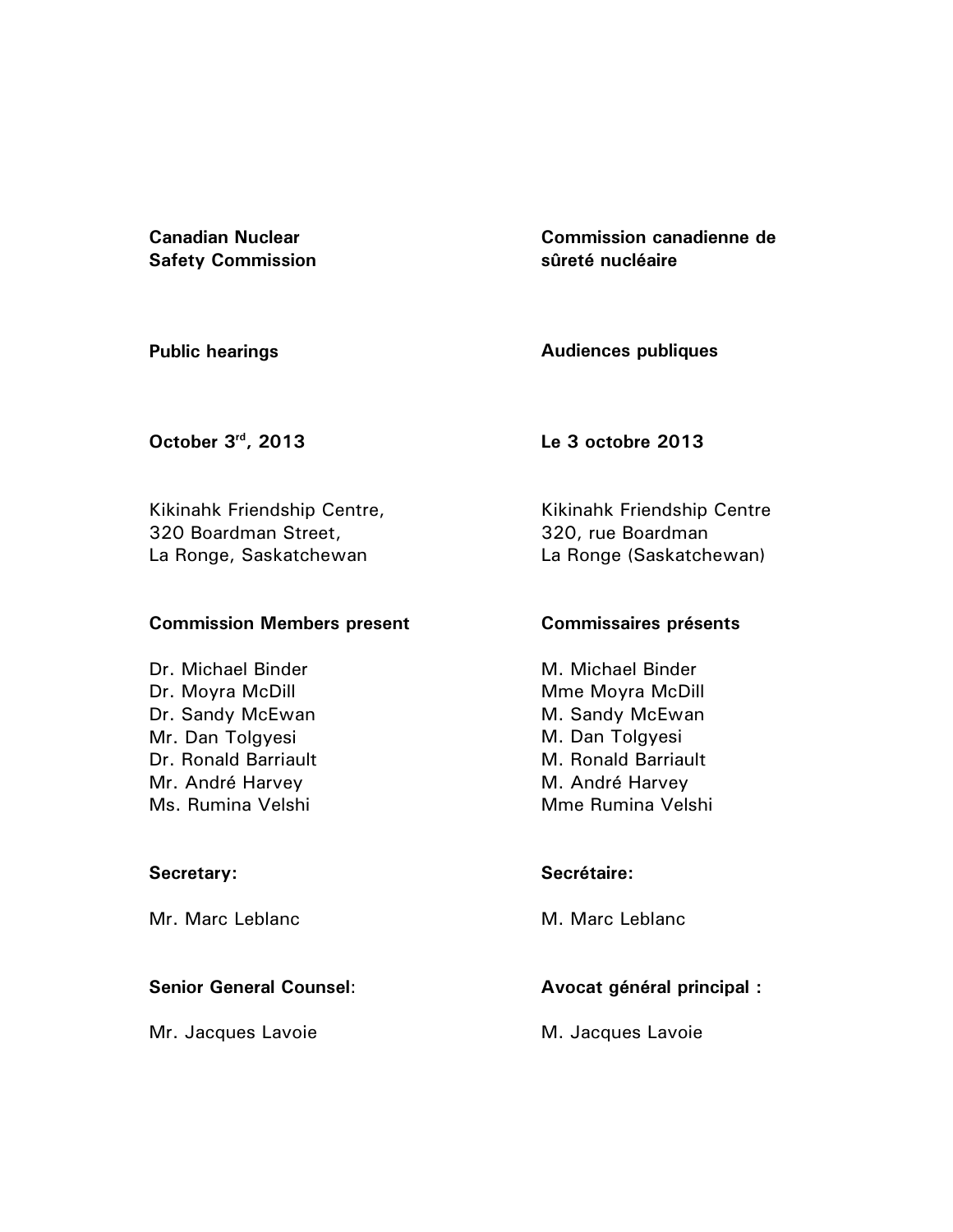**Canadian Nuclear Safety Commission**

**Commission canadienne de sûreté nucléaire**

**Public hearings**

**Audiences publiques**

**October 3rd, 2013**

**Le 3 octobre 2013**

Kikinahk Friendship Centre,
320 Boardman Street,
La Ronge, Saskatchewan

Kikinahk Friendship Centre
320, rue Boardman
La Ronge (Saskatchewan)

**Commission Members present**

Dr. Michael Binder
Dr. Moyra McDill
Dr. Sandy McEwan
Mr. Dan Tolgyesi
Dr. Ronald Barriault
Mr. André Harvey
Ms. Rumina Velshi

**Commissaires présents**

M. Michael Binder
Mme Moyra McDill
M. Sandy McEwan
M. Dan Tolgyesi
M. Ronald Barriault
M. André Harvey
Mme Rumina Velshi

**Secretary:**

Mr. Marc Leblanc

**Secrétaire:**

M. Marc Leblanc

**Senior General Counsel**:

Mr. Jacques Lavoie

**Avocat général principal :**

M. Jacques Lavoie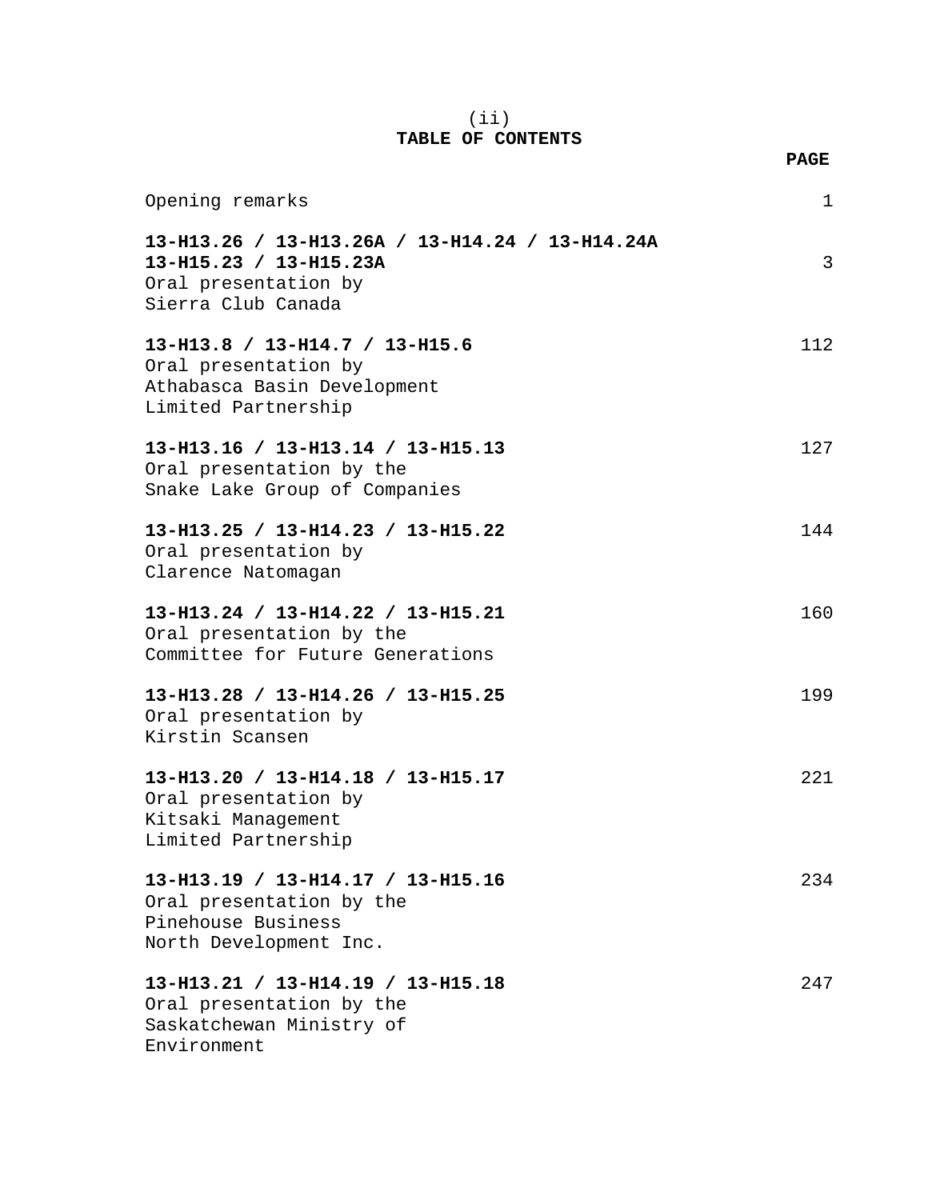# TABLE OF CONTENTS

| | PAGE |
|---|---|
| Opening remarks | 1 |
| **13-H13.26 / 13-H13.26A / 13-H14.24 / 13-H14.24A 13-H15.23 / 13-H15.23A** Oral presentation by Sierra Club Canada | 3 |
| **13-H13.8 / 13-H14.7 / 13-H15.6** Oral presentation by Athabasca Basin Development Limited Partnership | 112 |
| **13-H13.16 / 13-H13.14 / 13-H15.13** Oral presentation by the Snake Lake Group of Companies | 127 |
| **13-H13.25 / 13-H14.23 / 13-H15.22** Oral presentation by Clarence Natomagan | 144 |
| **13-H13.24 / 13-H14.22 / 13-H15.21** Oral presentation by the Committee for Future Generations | 160 |
| **13-H13.28 / 13-H14.26 / 13-H15.25** Oral presentation by Kirstin Scansen | 199 |
| **13-H13.20 / 13-H14.18 / 13-H15.17** Oral presentation by Kitsaki Management Limited Partnership | 221 |
| **13-H13.19 / 13-H14.17 / 13-H15.16** Oral presentation by the Pinehouse Business North Development Inc. | 234 |
| **13-H13.21 / 13-H14.19 / 13-H15.18** Oral presentation by the Saskatchewan Ministry of Environment | 247 |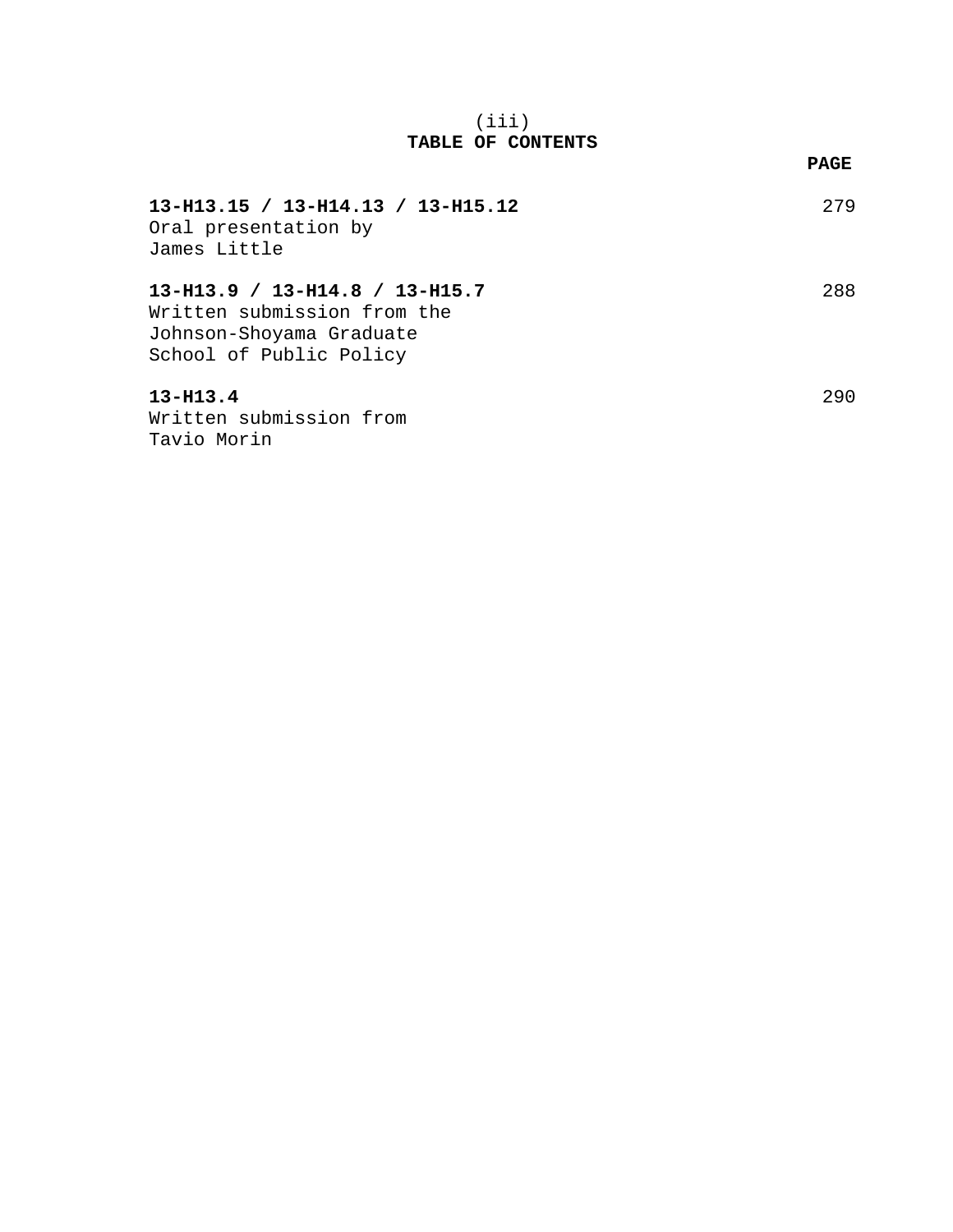(iii)

# TABLE OF CONTENTS

| | PAGE |
|---|---|
| **13-H13.15 / 13-H14.13 / 13-H15.12**<br>Oral presentation by<br>James Little | 279 |
| **13-H13.9 / 13-H14.8 / 13-H15.7**<br>Written submission from the<br>Johnson-Shoyama Graduate<br>School of Public Policy | 288 |
| **13-H13.4**<br>Written submission from<br>Tavio Morin | 290 |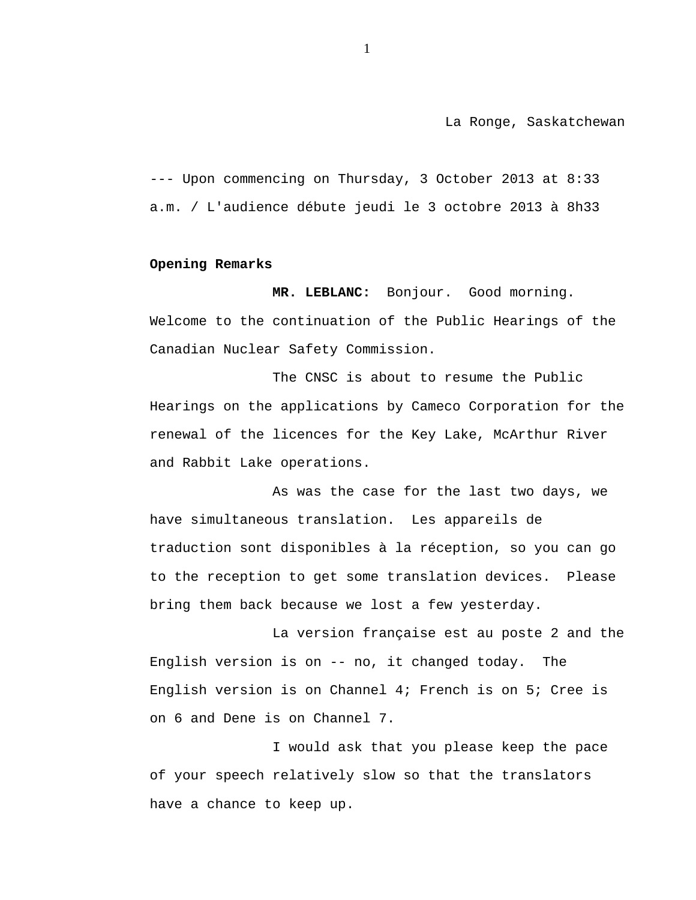La Ronge, Saskatchewan

--- Upon commencing on Thursday, 3 October 2013 at 8:33 a.m. / L'audience débute jeudi le 3 octobre 2013 à 8h33

**Opening Remarks**

**MR. LEBLANC:** Bonjour. Good morning. Welcome to the continuation of the Public Hearings of the Canadian Nuclear Safety Commission.

The CNSC is about to resume the Public Hearings on the applications by Cameco Corporation for the renewal of the licences for the Key Lake, McArthur River and Rabbit Lake operations.

As was the case for the last two days, we have simultaneous translation. Les appareils de traduction sont disponibles à la réception, so you can go to the reception to get some translation devices. Please bring them back because we lost a few yesterday.

La version française est au poste 2 and the English version is on -- no, it changed today. The English version is on Channel 4; French is on 5; Cree is on 6 and Dene is on Channel 7.

I would ask that you please keep the pace of your speech relatively slow so that the translators have a chance to keep up.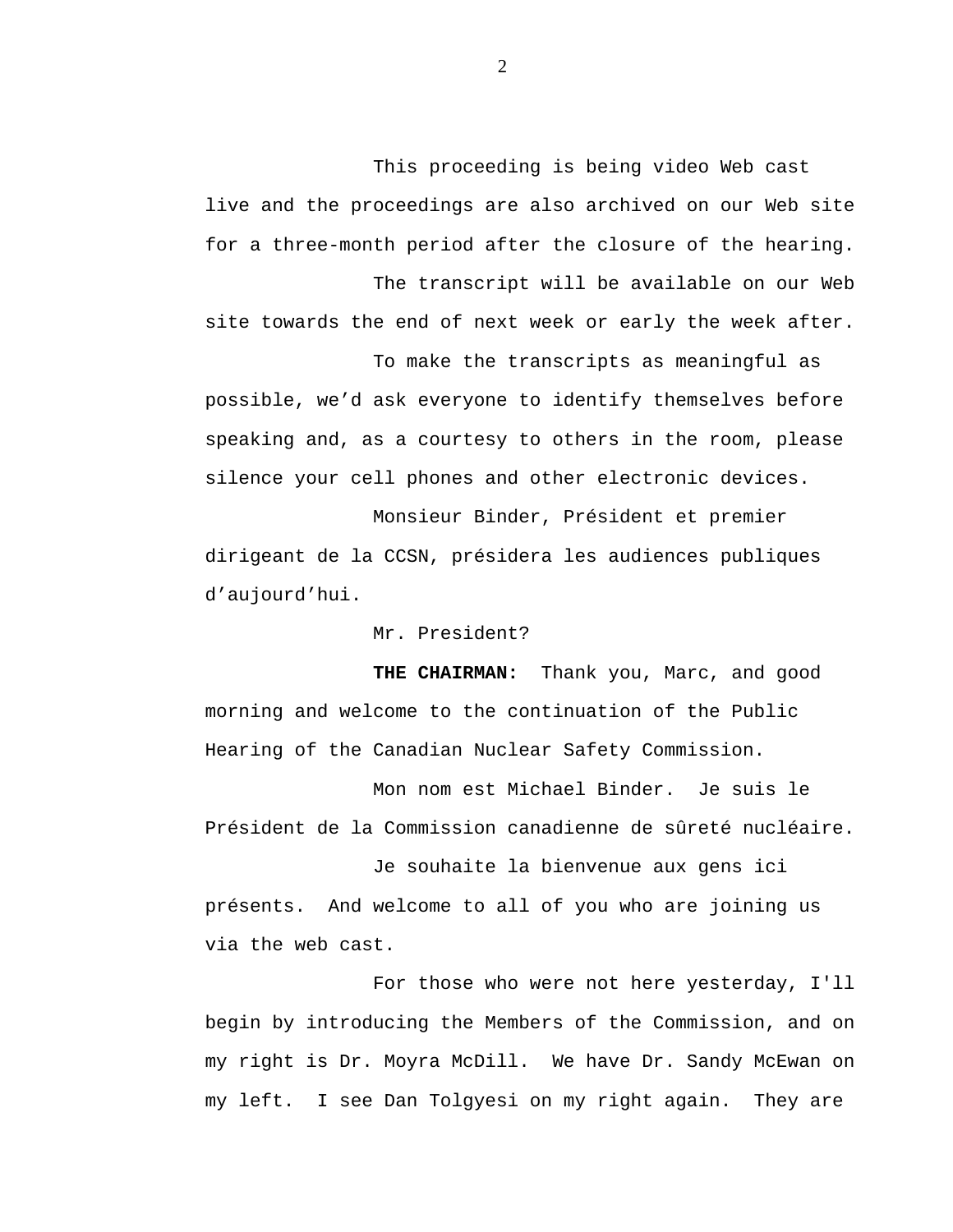This proceeding is being video Web cast live and the proceedings are also archived on our Web site for a three-month period after the closure of the hearing.

The transcript will be available on our Web site towards the end of next week or early the week after.

To make the transcripts as meaningful as possible, we’d ask everyone to identify themselves before speaking and, as a courtesy to others in the room, please silence your cell phones and other electronic devices.

Monsieur Binder, Président et premier dirigeant de la CCSN, présidera les audiences publiques d’aujourd’hui.

Mr. President?

**THE CHAIRMAN:** Thank you, Marc, and good morning and welcome to the continuation of the Public Hearing of the Canadian Nuclear Safety Commission.

Mon nom est Michael Binder. Je suis le Président de la Commission canadienne de sûreté nucléaire.

Je souhaite la bienvenue aux gens ici présents. And welcome to all of you who are joining us via the web cast.

For those who were not here yesterday, I'll begin by introducing the Members of the Commission, and on my right is Dr. Moyra McDill. We have Dr. Sandy McEwan on my left. I see Dan Tolgyesi on my right again. They are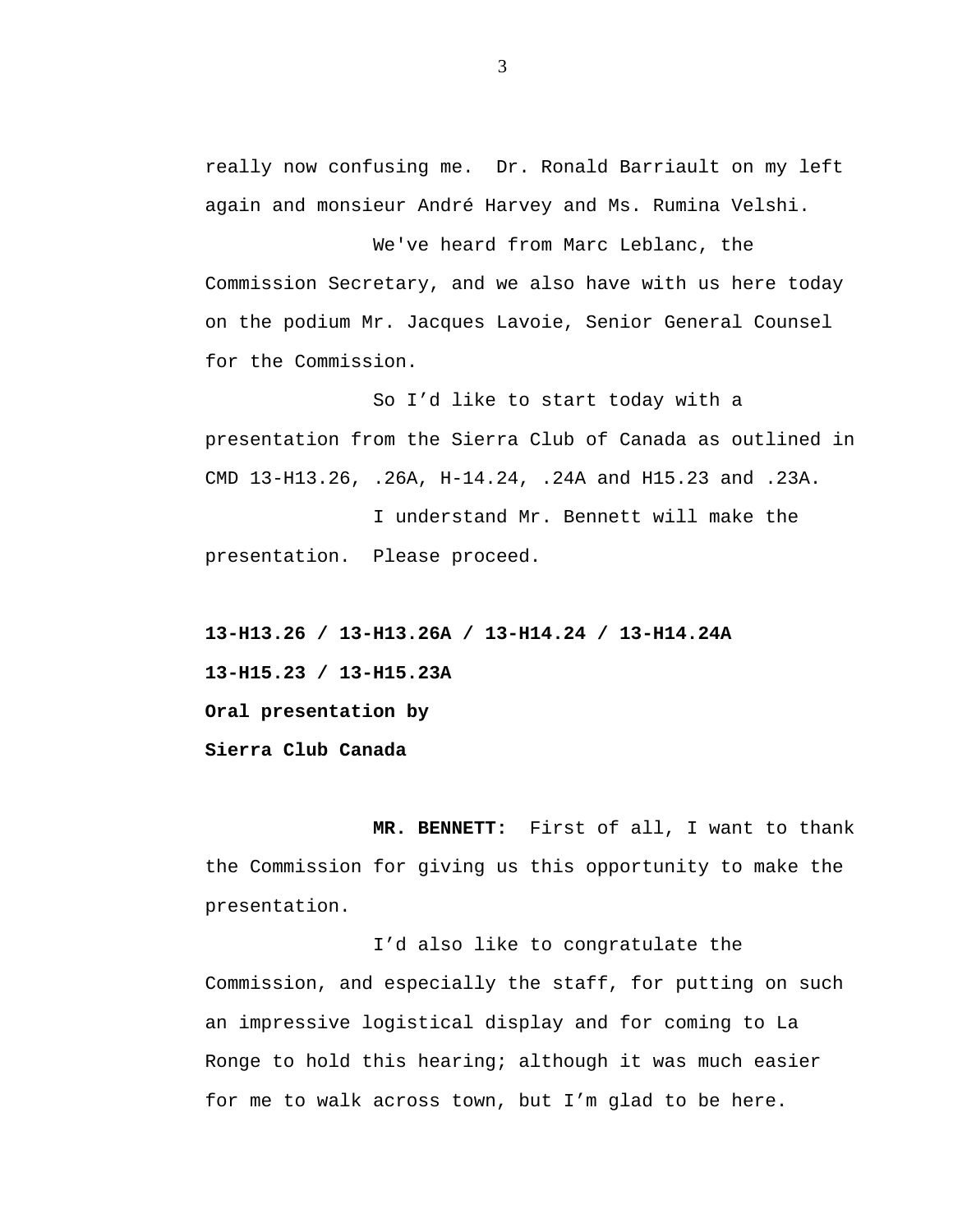really now confusing me. Dr. Ronald Barriault on my left again and monsieur André Harvey and Ms. Rumina Velshi.

We've heard from Marc Leblanc, the Commission Secretary, and we also have with us here today on the podium Mr. Jacques Lavoie, Senior General Counsel for the Commission.

So I'd like to start today with a presentation from the Sierra Club of Canada as outlined in CMD 13-H13.26, .26A, H-14.24, .24A and H15.23 and .23A.

I understand Mr. Bennett will make the presentation. Please proceed.

**13-H13.26 / 13-H13.26A / 13-H14.24 / 13-H14.24A**

**13-H15.23 / 13-H15.23A**

**Oral presentation by**

**Sierra Club Canada**

**MR. BENNETT:** First of all, I want to thank the Commission for giving us this opportunity to make the presentation.

I'd also like to congratulate the Commission, and especially the staff, for putting on such an impressive logistical display and for coming to La Ronge to hold this hearing; although it was much easier for me to walk across town, but I'm glad to be here.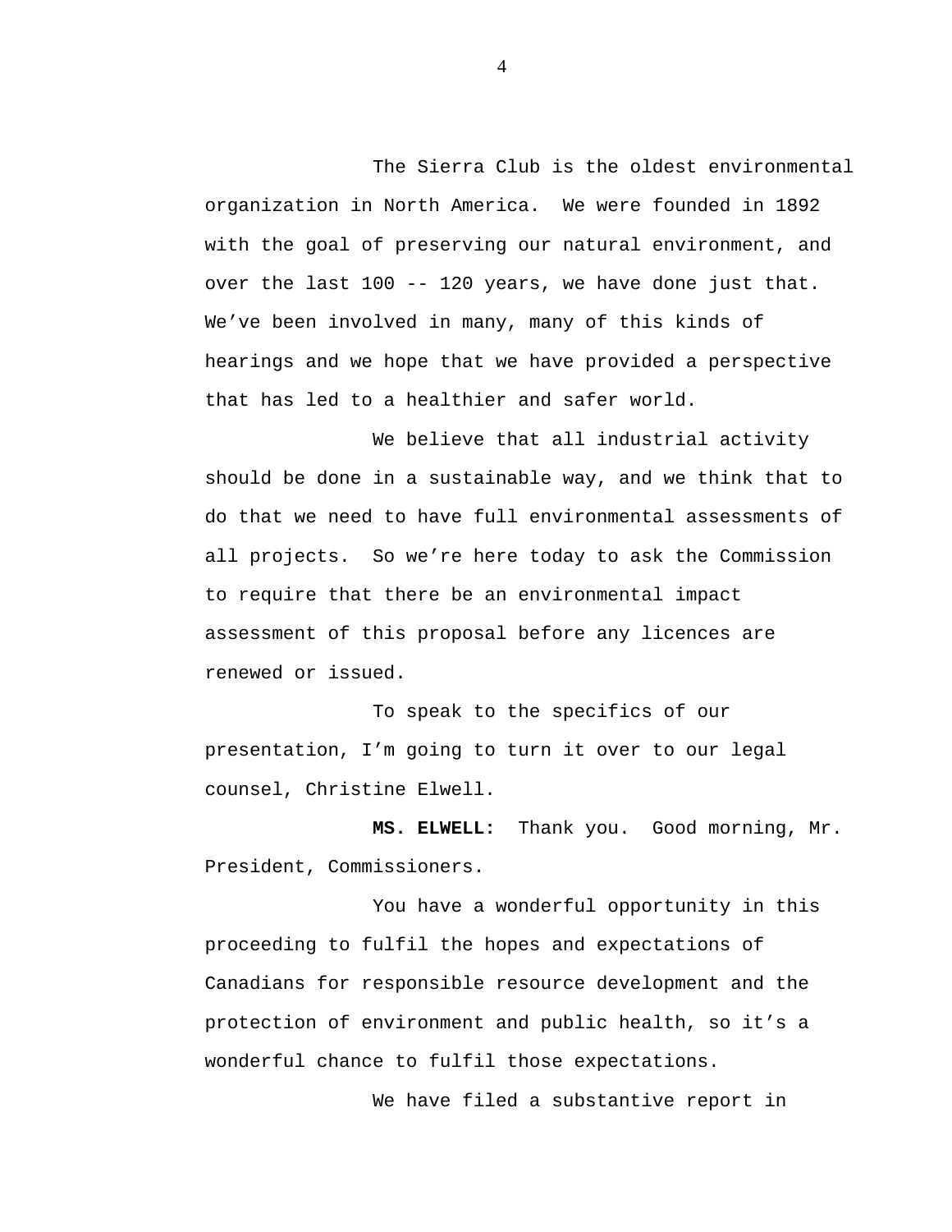The Sierra Club is the oldest environmental organization in North America. We were founded in 1892 with the goal of preserving our natural environment, and over the last 100 -- 120 years, we have done just that. We've been involved in many, many of this kinds of hearings and we hope that we have provided a perspective that has led to a healthier and safer world.

We believe that all industrial activity should be done in a sustainable way, and we think that to do that we need to have full environmental assessments of all projects. So we're here today to ask the Commission to require that there be an environmental impact assessment of this proposal before any licences are renewed or issued.

To speak to the specifics of our presentation, I'm going to turn it over to our legal counsel, Christine Elwell.

**MS. ELWELL:** Thank you. Good morning, Mr. President, Commissioners.

You have a wonderful opportunity in this proceeding to fulfil the hopes and expectations of Canadians for responsible resource development and the protection of environment and public health, so it's a wonderful chance to fulfil those expectations.

We have filed a substantive report in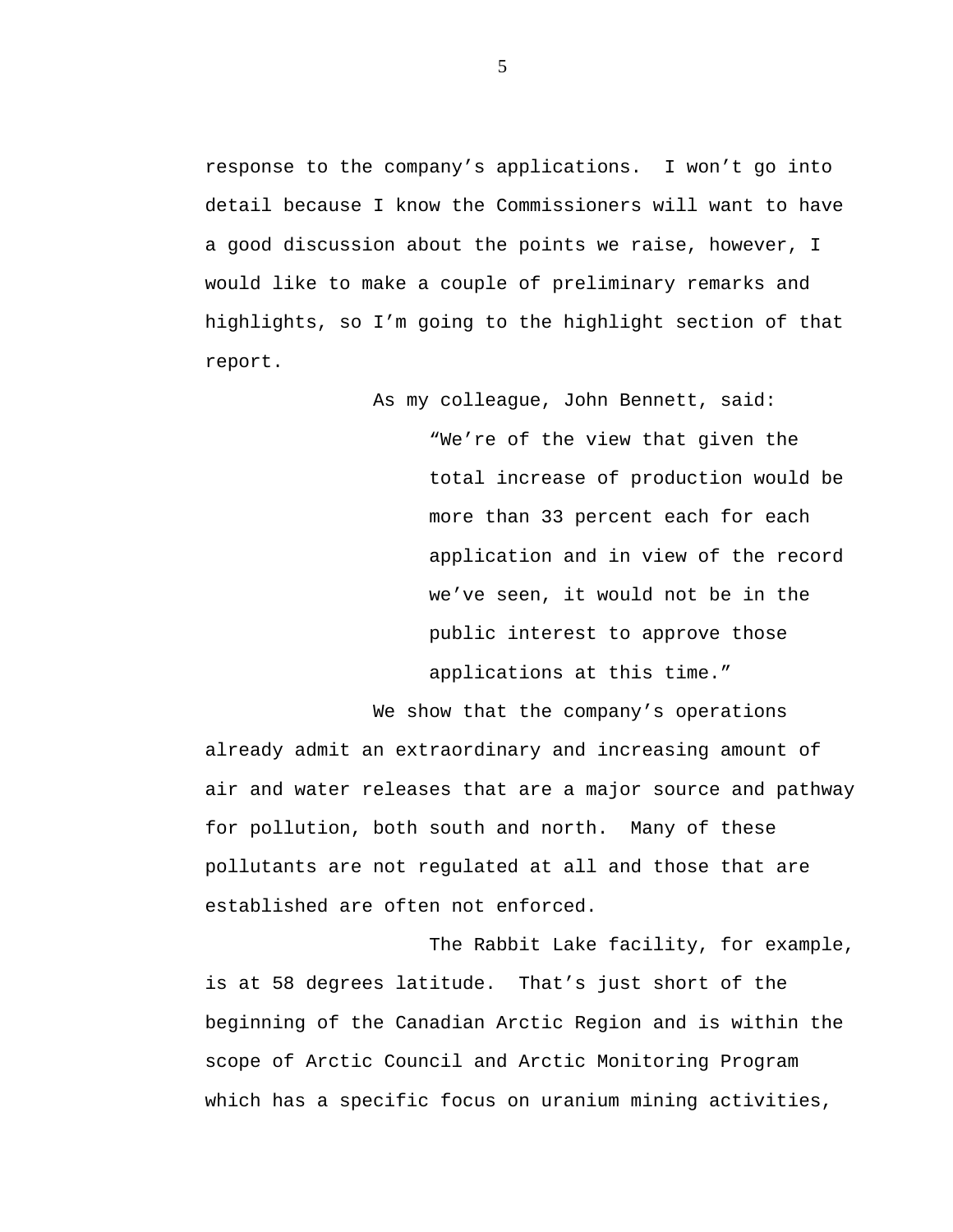response to the company's applications. I won't go into detail because I know the Commissioners will want to have a good discussion about the points we raise, however, I would like to make a couple of preliminary remarks and highlights, so I'm going to the highlight section of that report.

As my colleague, John Bennett, said:

> "We're of the view that given the total increase of production would be more than 33 percent each for each application and in view of the record we've seen, it would not be in the public interest to approve those applications at this time."

We show that the company's operations already admit an extraordinary and increasing amount of air and water releases that are a major source and pathway for pollution, both south and north. Many of these pollutants are not regulated at all and those that are established are often not enforced.

The Rabbit Lake facility, for example, is at 58 degrees latitude. That's just short of the beginning of the Canadian Arctic Region and is within the scope of Arctic Council and Arctic Monitoring Program which has a specific focus on uranium mining activities,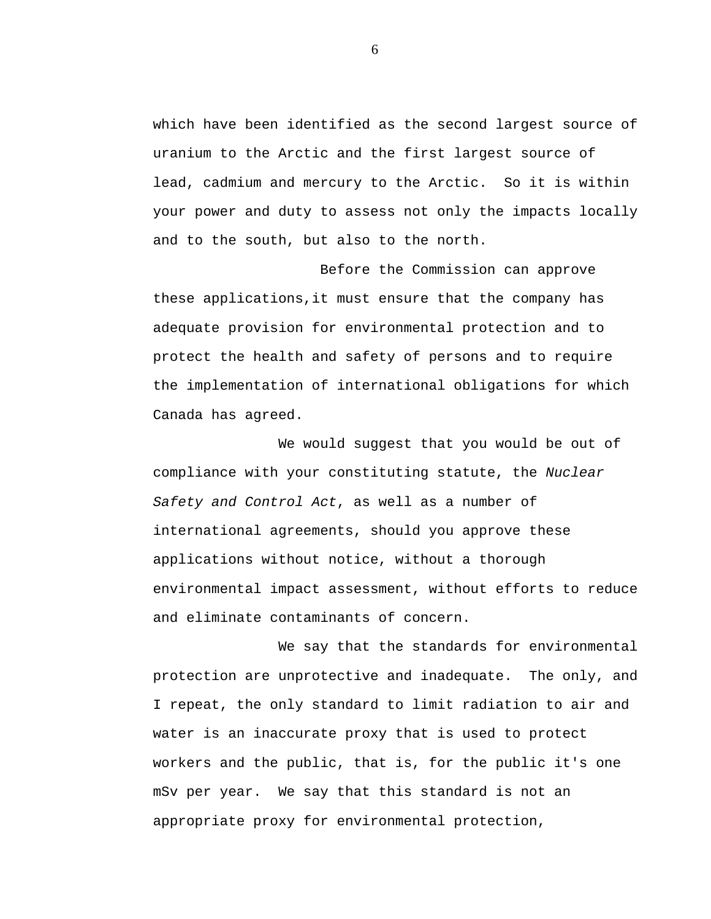which have been identified as the second largest source of uranium to the Arctic and the first largest source of lead, cadmium and mercury to the Arctic.  So it is within your power and duty to assess not only the impacts locally and to the south, but also to the north.

Before the Commission can approve these applications,it must ensure that the company has adequate provision for environmental protection and to protect the health and safety of persons and to require the implementation of international obligations for which Canada has agreed.

We would suggest that you would be out of compliance with your constituting statute, the *Nuclear Safety and Control Act*, as well as a number of international agreements, should you approve these applications without notice, without a thorough environmental impact assessment, without efforts to reduce and eliminate contaminants of concern.

We say that the standards for environmental protection are unprotective and inadequate.  The only, and I repeat, the only standard to limit radiation to air and water is an inaccurate proxy that is used to protect workers and the public, that is, for the public it's one mSv per year.  We say that this standard is not an appropriate proxy for environmental protection,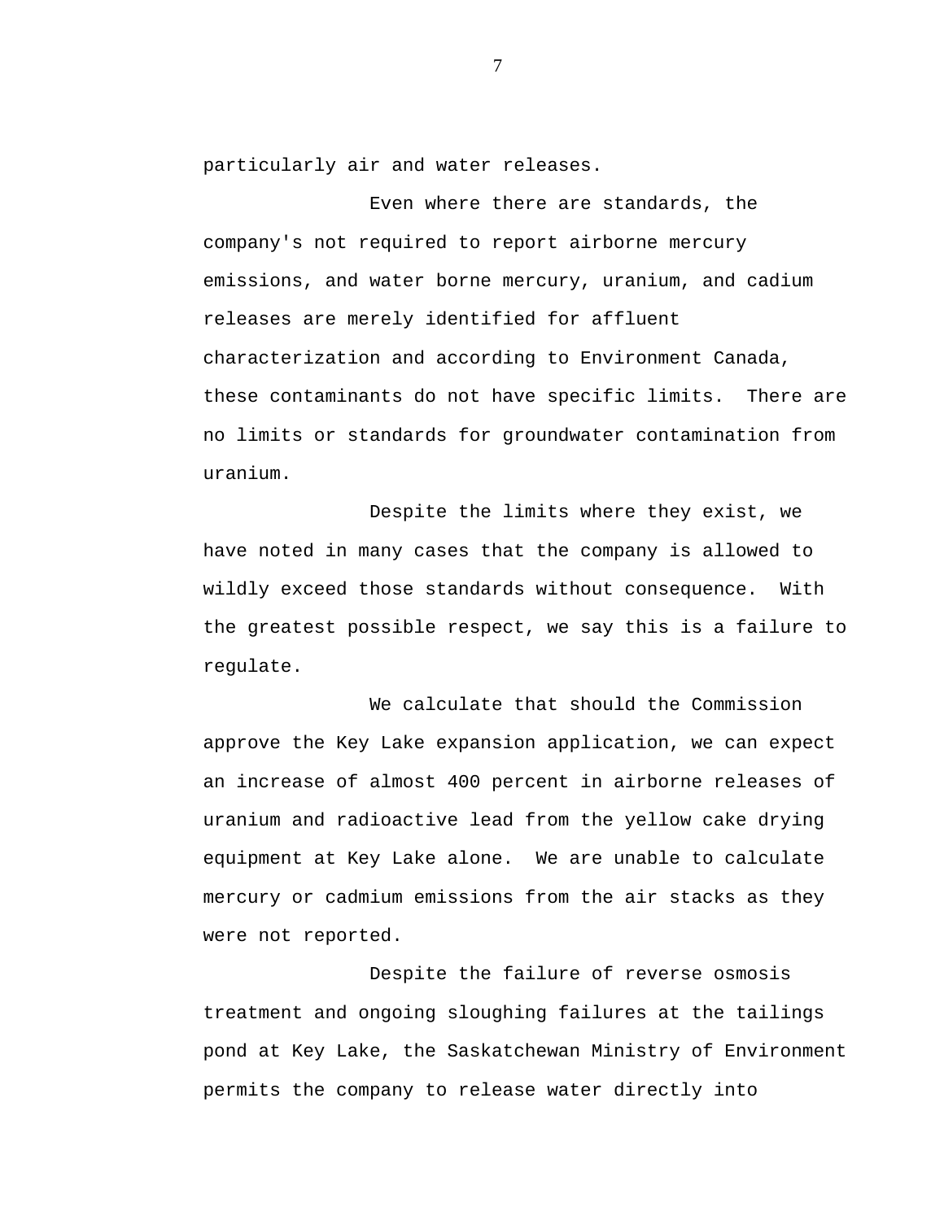particularly air and water releases.

Even where there are standards, the company's not required to report airborne mercury emissions, and water borne mercury, uranium, and cadium releases are merely identified for affluent characterization and according to Environment Canada, these contaminants do not have specific limits. There are no limits or standards for groundwater contamination from uranium.

Despite the limits where they exist, we have noted in many cases that the company is allowed to wildly exceed those standards without consequence. With the greatest possible respect, we say this is a failure to regulate.

We calculate that should the Commission approve the Key Lake expansion application, we can expect an increase of almost 400 percent in airborne releases of uranium and radioactive lead from the yellow cake drying equipment at Key Lake alone. We are unable to calculate mercury or cadmium emissions from the air stacks as they were not reported.

Despite the failure of reverse osmosis treatment and ongoing sloughing failures at the tailings pond at Key Lake, the Saskatchewan Ministry of Environment permits the company to release water directly into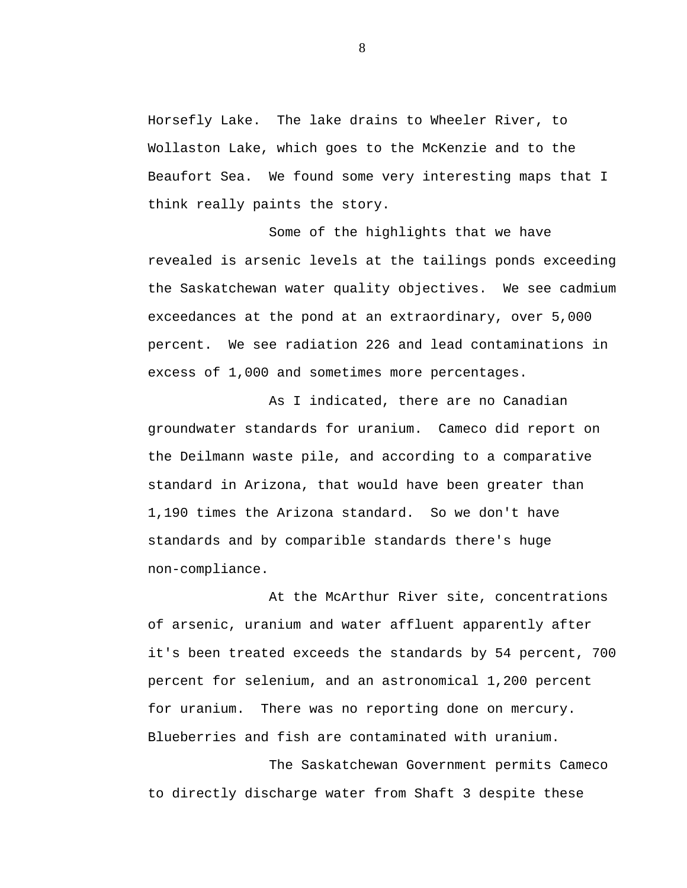Horsefly Lake. The lake drains to Wheeler River, to Wollaston Lake, which goes to the McKenzie and to the Beaufort Sea. We found some very interesting maps that I think really paints the story.

Some of the highlights that we have revealed is arsenic levels at the tailings ponds exceeding the Saskatchewan water quality objectives. We see cadmium exceedances at the pond at an extraordinary, over 5,000 percent. We see radiation 226 and lead contaminations in excess of 1,000 and sometimes more percentages.

As I indicated, there are no Canadian groundwater standards for uranium. Cameco did report on the Deilmann waste pile, and according to a comparative standard in Arizona, that would have been greater than 1,190 times the Arizona standard. So we don't have standards and by comparible standards there's huge non-compliance.

At the McArthur River site, concentrations of arsenic, uranium and water affluent apparently after it's been treated exceeds the standards by 54 percent, 700 percent for selenium, and an astronomical 1,200 percent for uranium. There was no reporting done on mercury. Blueberries and fish are contaminated with uranium.

The Saskatchewan Government permits Cameco to directly discharge water from Shaft 3 despite these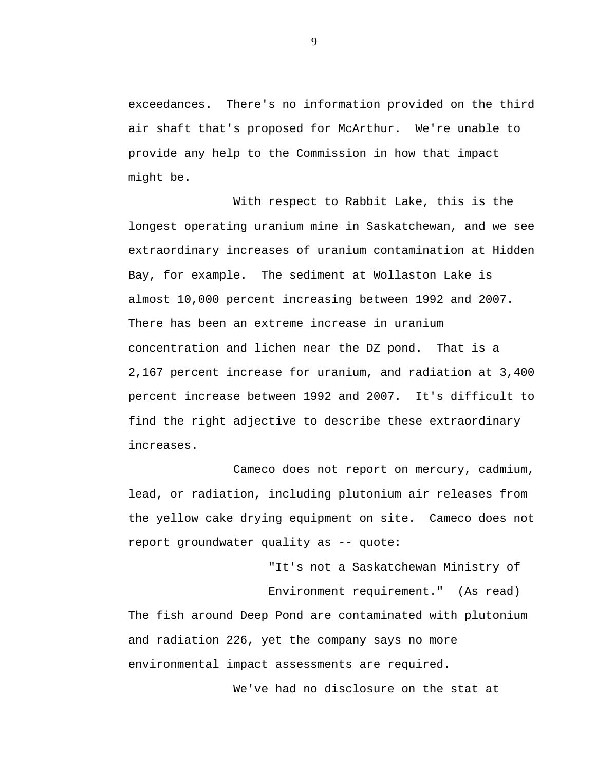exceedances. There's no information provided on the third air shaft that's proposed for McArthur. We're unable to provide any help to the Commission in how that impact might be.

With respect to Rabbit Lake, this is the longest operating uranium mine in Saskatchewan, and we see extraordinary increases of uranium contamination at Hidden Bay, for example. The sediment at Wollaston Lake is almost 10,000 percent increasing between 1992 and 2007. There has been an extreme increase in uranium concentration and lichen near the DZ pond. That is a 2,167 percent increase for uranium, and radiation at 3,400 percent increase between 1992 and 2007. It's difficult to find the right adjective to describe these extraordinary increases.

Cameco does not report on mercury, cadmium, lead, or radiation, including plutonium air releases from the yellow cake drying equipment on site. Cameco does not report groundwater quality as -- quote:

> "It's not a Saskatchewan Ministry of Environment requirement." (As read)

The fish around Deep Pond are contaminated with plutonium and radiation 226, yet the company says no more environmental impact assessments are required.

We've had no disclosure on the stat at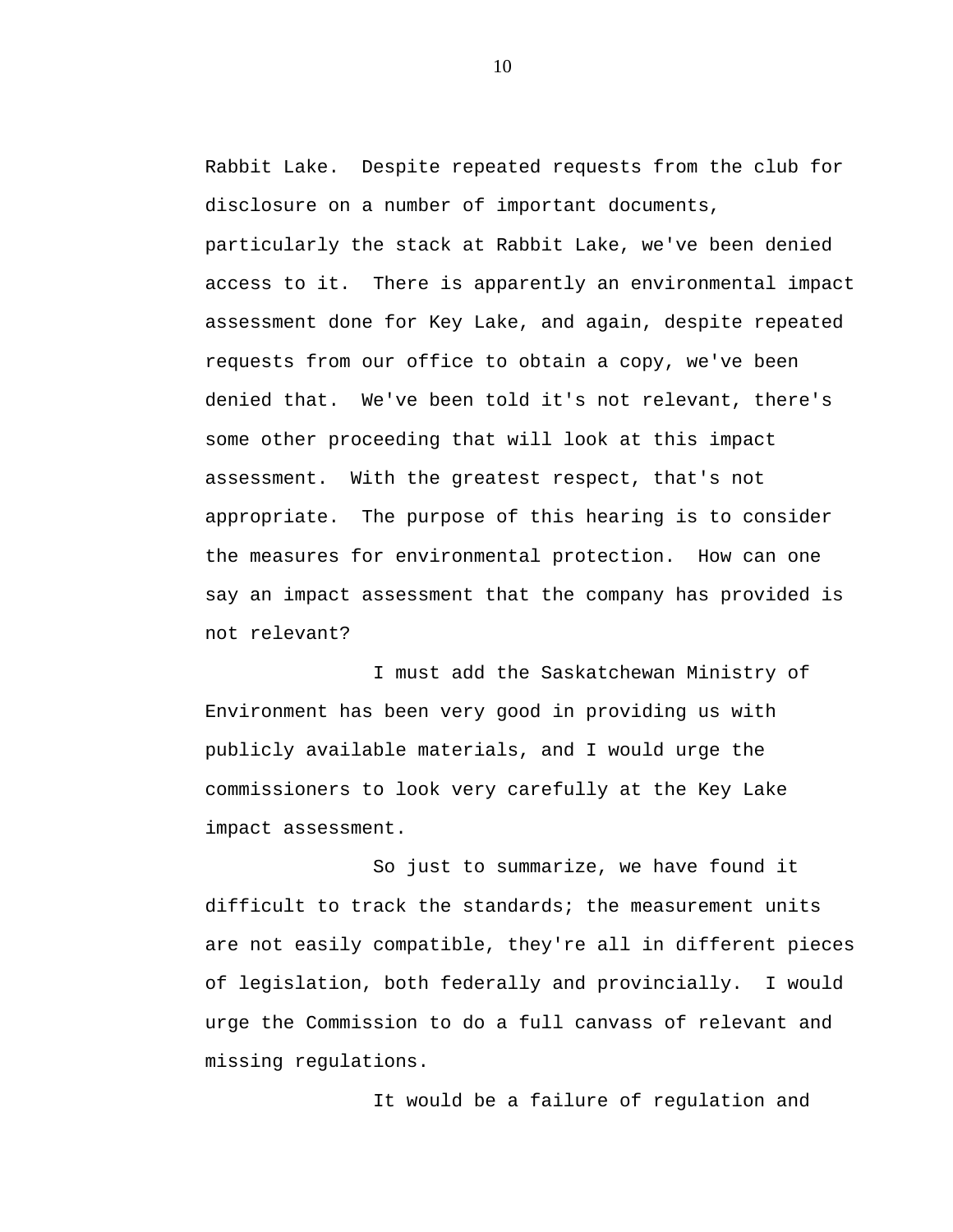Rabbit Lake. Despite repeated requests from the club for disclosure on a number of important documents, particularly the stack at Rabbit Lake, we've been denied access to it. There is apparently an environmental impact assessment done for Key Lake, and again, despite repeated requests from our office to obtain a copy, we've been denied that. We've been told it's not relevant, there's some other proceeding that will look at this impact assessment. With the greatest respect, that's not appropriate. The purpose of this hearing is to consider the measures for environmental protection. How can one say an impact assessment that the company has provided is not relevant?

I must add the Saskatchewan Ministry of Environment has been very good in providing us with publicly available materials, and I would urge the commissioners to look very carefully at the Key Lake impact assessment.

So just to summarize, we have found it difficult to track the standards; the measurement units are not easily compatible, they're all in different pieces of legislation, both federally and provincially. I would urge the Commission to do a full canvass of relevant and missing regulations.

It would be a failure of regulation and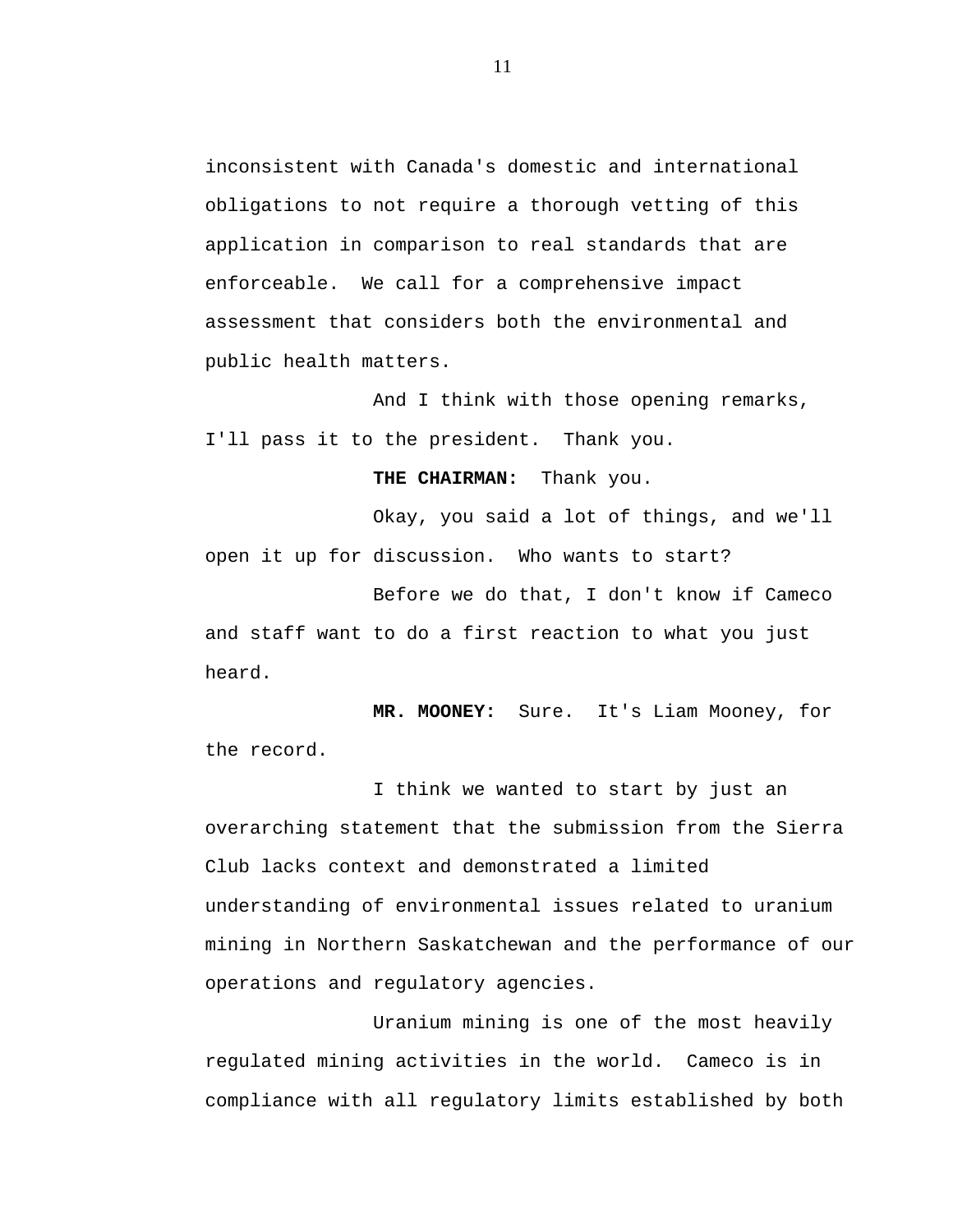inconsistent with Canada's domestic and international obligations to not require a thorough vetting of this application in comparison to real standards that are enforceable. We call for a comprehensive impact assessment that considers both the environmental and public health matters.

And I think with those opening remarks, I'll pass it to the president. Thank you.

**THE CHAIRMAN:** Thank you.

Okay, you said a lot of things, and we'll open it up for discussion. Who wants to start?

Before we do that, I don't know if Cameco and staff want to do a first reaction to what you just heard.

**MR. MOONEY:** Sure. It's Liam Mooney, for the record.

I think we wanted to start by just an overarching statement that the submission from the Sierra Club lacks context and demonstrated a limited understanding of environmental issues related to uranium mining in Northern Saskatchewan and the performance of our operations and regulatory agencies.

Uranium mining is one of the most heavily regulated mining activities in the world. Cameco is in compliance with all regulatory limits established by both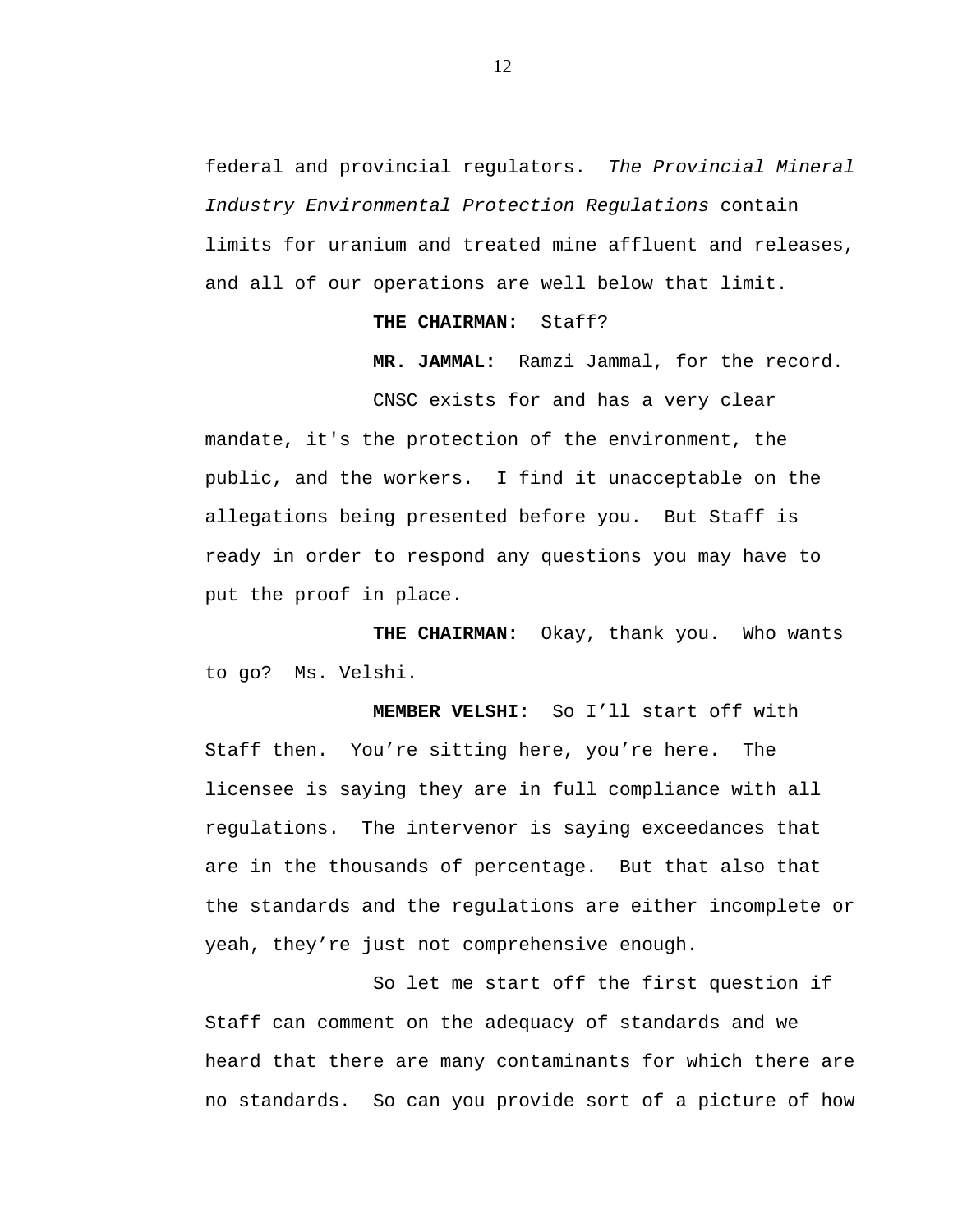federal and provincial regulators. *The Provincial Mineral Industry Environmental Protection Regulations* contain limits for uranium and treated mine affluent and releases, and all of our operations are well below that limit.

**THE CHAIRMAN:** Staff?

**MR. JAMMAL:** Ramzi Jammal, for the record.

CNSC exists for and has a very clear mandate, it's the protection of the environment, the public, and the workers. I find it unacceptable on the allegations being presented before you. But Staff is ready in order to respond any questions you may have to put the proof in place.

**THE CHAIRMAN:** Okay, thank you. Who wants to go? Ms. Velshi.

**MEMBER VELSHI:** So I'll start off with Staff then. You're sitting here, you're here. The licensee is saying they are in full compliance with all regulations. The intervenor is saying exceedances that are in the thousands of percentage. But that also that the standards and the regulations are either incomplete or yeah, they're just not comprehensive enough.

So let me start off the first question if Staff can comment on the adequacy of standards and we heard that there are many contaminants for which there are no standards. So can you provide sort of a picture of how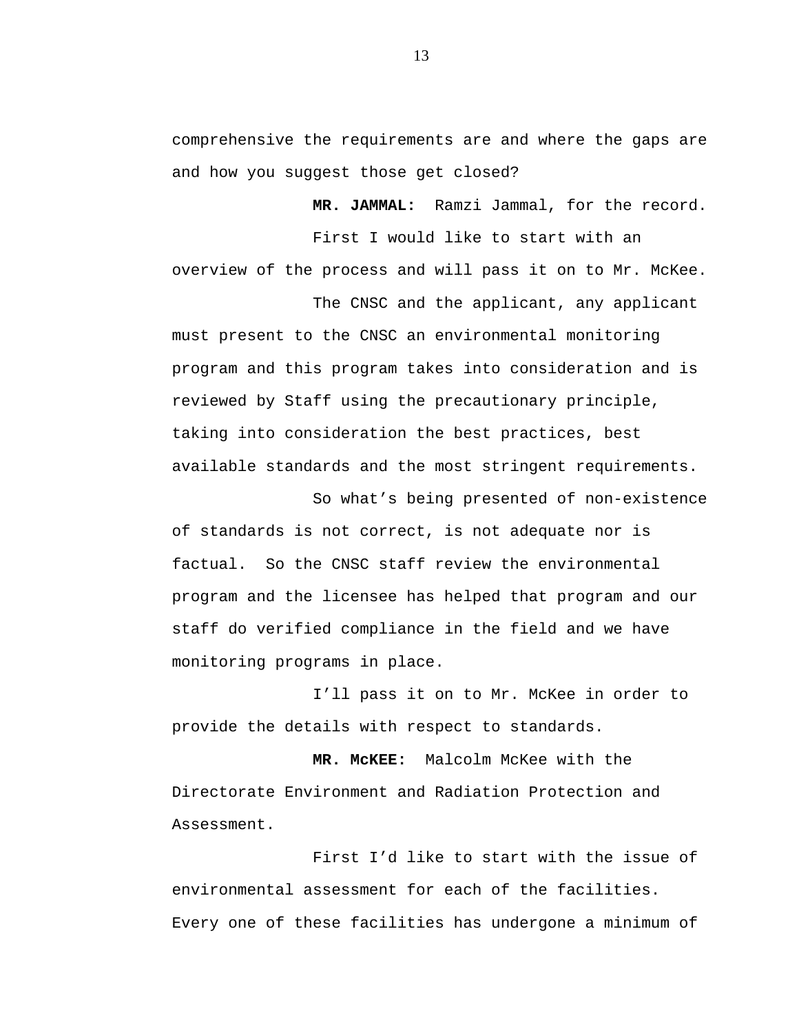comprehensive the requirements are and where the gaps are and how you suggest those get closed?

**MR. JAMMAL:** Ramzi Jammal, for the record.

First I would like to start with an overview of the process and will pass it on to Mr. McKee.

The CNSC and the applicant, any applicant must present to the CNSC an environmental monitoring program and this program takes into consideration and is reviewed by Staff using the precautionary principle, taking into consideration the best practices, best available standards and the most stringent requirements.

So what's being presented of non-existence of standards is not correct, is not adequate nor is factual. So the CNSC staff review the environmental program and the licensee has helped that program and our staff do verified compliance in the field and we have monitoring programs in place.

I'll pass it on to Mr. McKee in order to provide the details with respect to standards.

**MR. McKEE:** Malcolm McKee with the Directorate Environment and Radiation Protection and Assessment.

First I'd like to start with the issue of environmental assessment for each of the facilities. Every one of these facilities has undergone a minimum of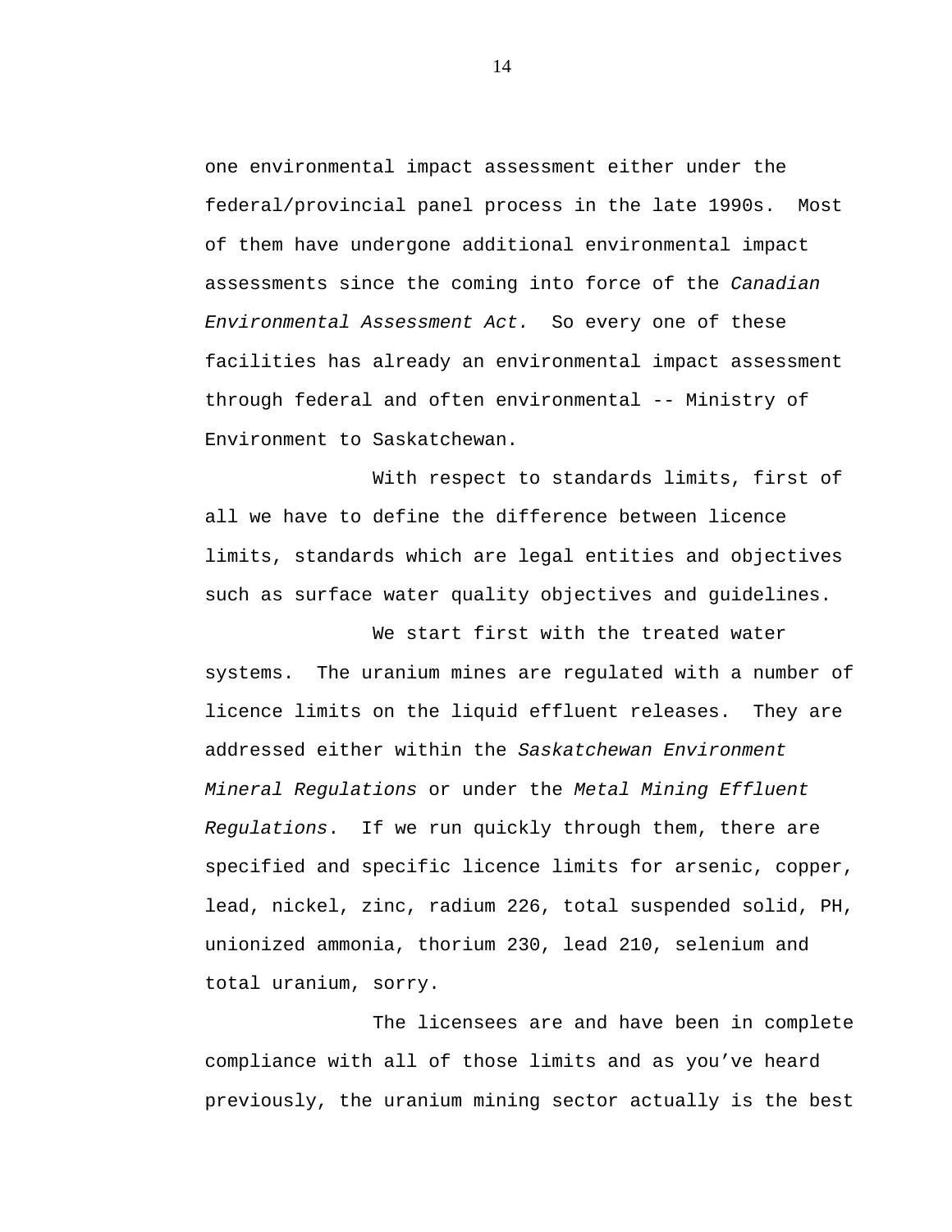one environmental impact assessment either under the federal/provincial panel process in the late 1990s. Most of them have undergone additional environmental impact assessments since the coming into force of the *Canadian Environmental Assessment Act.* So every one of these facilities has already an environmental impact assessment through federal and often environmental -- Ministry of Environment to Saskatchewan.

With respect to standards limits, first of all we have to define the difference between licence limits, standards which are legal entities and objectives such as surface water quality objectives and guidelines.

We start first with the treated water systems. The uranium mines are regulated with a number of licence limits on the liquid effluent releases. They are addressed either within the *Saskatchewan Environment Mineral Regulations* or under the *Metal Mining Effluent Regulations*. If we run quickly through them, there are specified and specific licence limits for arsenic, copper, lead, nickel, zinc, radium 226, total suspended solid, PH, unionized ammonia, thorium 230, lead 210, selenium and total uranium, sorry.

The licensees are and have been in complete compliance with all of those limits and as you've heard previously, the uranium mining sector actually is the best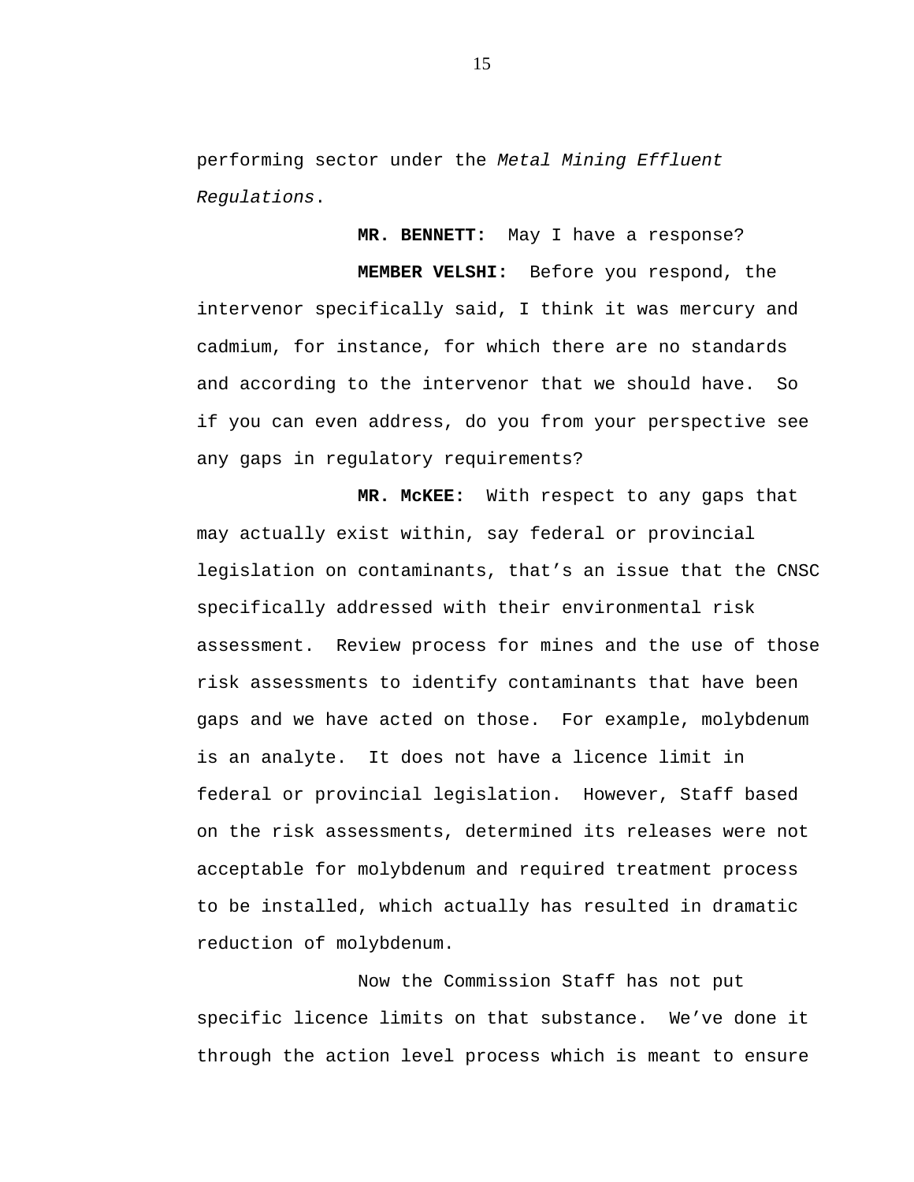performing sector under the *Metal Mining Effluent Regulations*.

**MR. BENNETT:** May I have a response?

**MEMBER VELSHI:** Before you respond, the intervenor specifically said, I think it was mercury and cadmium, for instance, for which there are no standards and according to the intervenor that we should have. So if you can even address, do you from your perspective see any gaps in regulatory requirements?

**MR. McKEE:** With respect to any gaps that may actually exist within, say federal or provincial legislation on contaminants, that's an issue that the CNSC specifically addressed with their environmental risk assessment. Review process for mines and the use of those risk assessments to identify contaminants that have been gaps and we have acted on those. For example, molybdenum is an analyte. It does not have a licence limit in federal or provincial legislation. However, Staff based on the risk assessments, determined its releases were not acceptable for molybdenum and required treatment process to be installed, which actually has resulted in dramatic reduction of molybdenum.

Now the Commission Staff has not put specific licence limits on that substance. We've done it through the action level process which is meant to ensure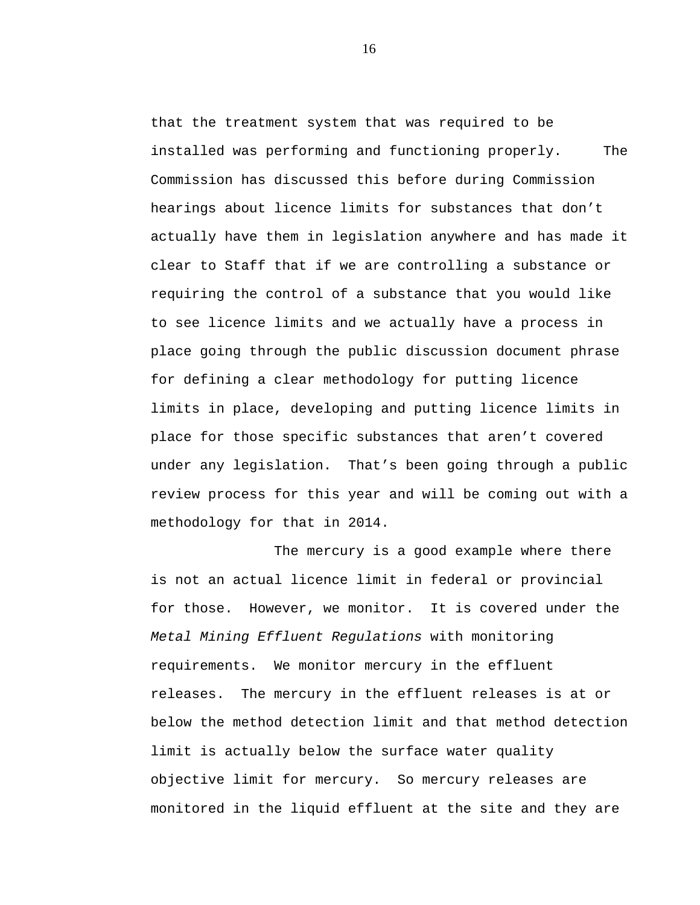that the treatment system that was required to be installed was performing and functioning properly. The Commission has discussed this before during Commission hearings about licence limits for substances that don't actually have them in legislation anywhere and has made it clear to Staff that if we are controlling a substance or requiring the control of a substance that you would like to see licence limits and we actually have a process in place going through the public discussion document phrase for defining a clear methodology for putting licence limits in place, developing and putting licence limits in place for those specific substances that aren't covered under any legislation. That's been going through a public review process for this year and will be coming out with a methodology for that in 2014.

The mercury is a good example where there is not an actual licence limit in federal or provincial for those. However, we monitor. It is covered under the *Metal Mining Effluent Regulations* with monitoring requirements. We monitor mercury in the effluent releases. The mercury in the effluent releases is at or below the method detection limit and that method detection limit is actually below the surface water quality objective limit for mercury. So mercury releases are monitored in the liquid effluent at the site and they are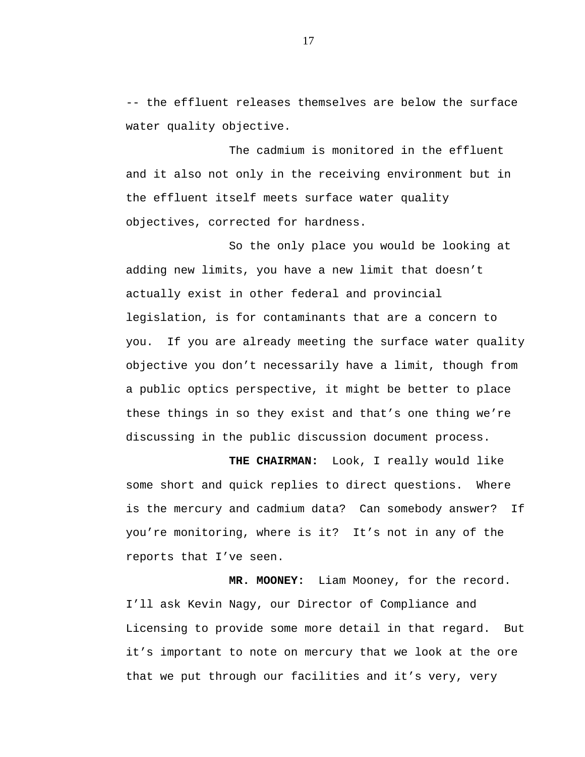-- the effluent releases themselves are below the surface water quality objective.

The cadmium is monitored in the effluent and it also not only in the receiving environment but in the effluent itself meets surface water quality objectives, corrected for hardness.

So the only place you would be looking at adding new limits, you have a new limit that doesn't actually exist in other federal and provincial legislation, is for contaminants that are a concern to you. If you are already meeting the surface water quality objective you don't necessarily have a limit, though from a public optics perspective, it might be better to place these things in so they exist and that's one thing we're discussing in the public discussion document process.

**THE CHAIRMAN:** Look, I really would like some short and quick replies to direct questions. Where is the mercury and cadmium data? Can somebody answer? If you're monitoring, where is it? It's not in any of the reports that I've seen.

**MR. MOONEY:** Liam Mooney, for the record. I'll ask Kevin Nagy, our Director of Compliance and Licensing to provide some more detail in that regard. But it's important to note on mercury that we look at the ore that we put through our facilities and it's very, very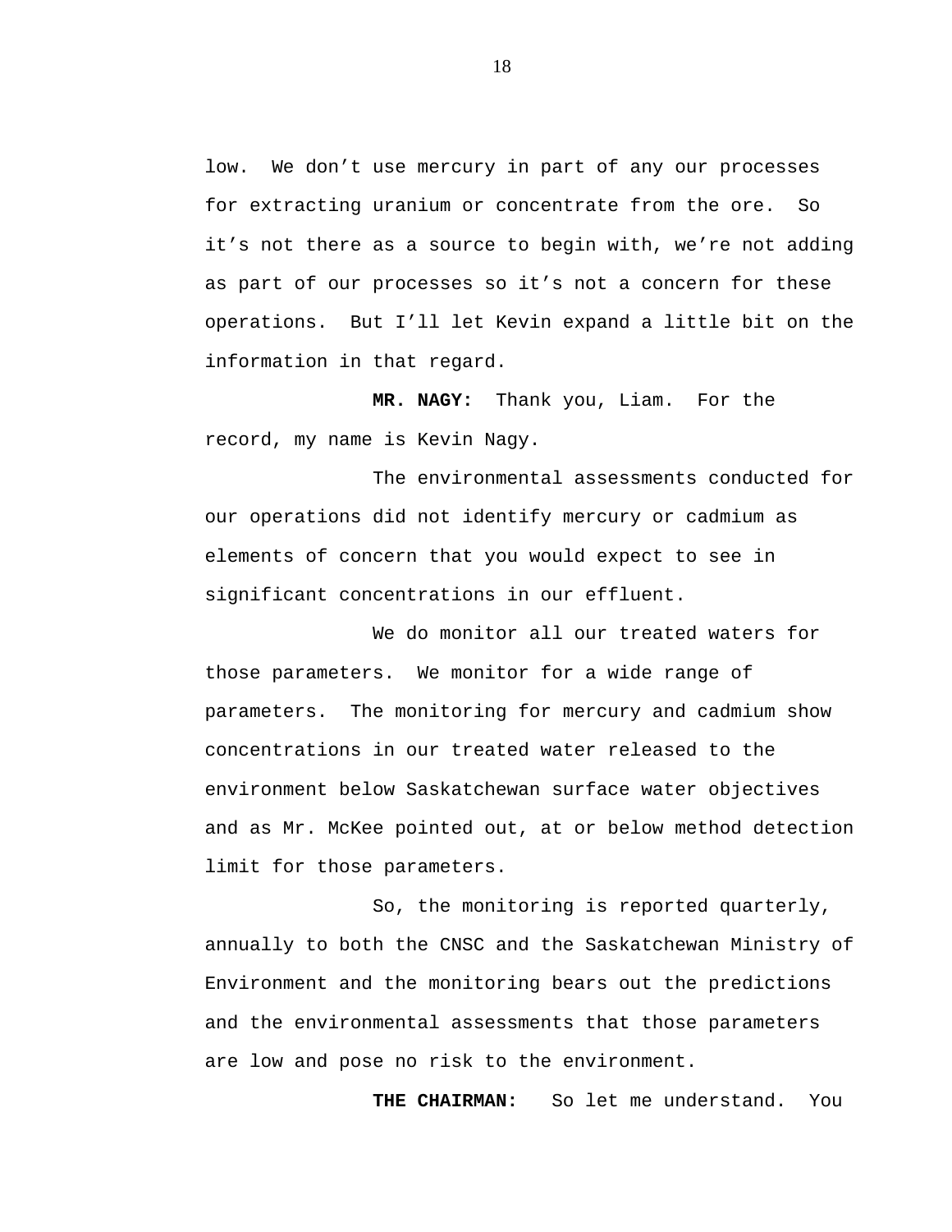low. We don’t use mercury in part of any our processes for extracting uranium or concentrate from the ore. So it’s not there as a source to begin with, we’re not adding as part of our processes so it’s not a concern for these operations. But I’ll let Kevin expand a little bit on the information in that regard.

**MR. NAGY:** Thank you, Liam. For the record, my name is Kevin Nagy.

The environmental assessments conducted for our operations did not identify mercury or cadmium as elements of concern that you would expect to see in significant concentrations in our effluent.

We do monitor all our treated waters for those parameters. We monitor for a wide range of parameters. The monitoring for mercury and cadmium show concentrations in our treated water released to the environment below Saskatchewan surface water objectives and as Mr. McKee pointed out, at or below method detection limit for those parameters.

So, the monitoring is reported quarterly, annually to both the CNSC and the Saskatchewan Ministry of Environment and the monitoring bears out the predictions and the environmental assessments that those parameters are low and pose no risk to the environment.

**THE CHAIRMAN:** So let me understand. You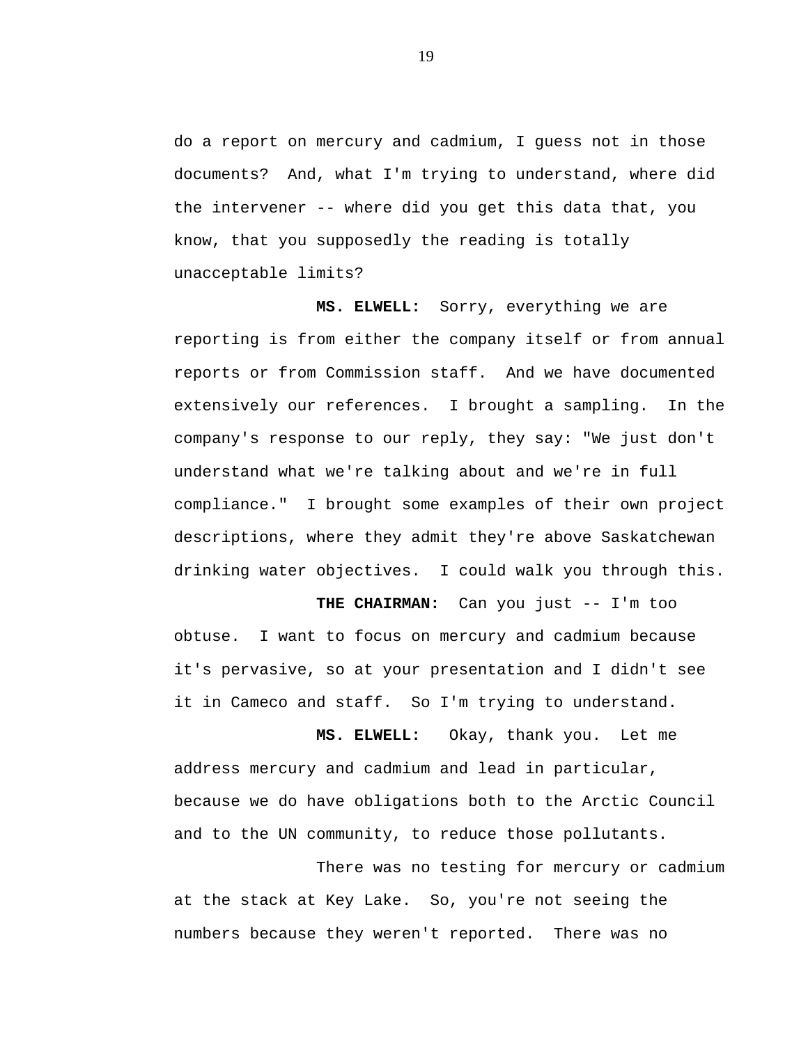do a report on mercury and cadmium, I guess not in those documents? And, what I'm trying to understand, where did the intervener -- where did you get this data that, you know, that you supposedly the reading is totally unacceptable limits?

**MS. ELWELL:** Sorry, everything we are reporting is from either the company itself or from annual reports or from Commission staff. And we have documented extensively our references. I brought a sampling. In the company's response to our reply, they say: "We just don't understand what we're talking about and we're in full compliance." I brought some examples of their own project descriptions, where they admit they're above Saskatchewan drinking water objectives. I could walk you through this.

**THE CHAIRMAN:** Can you just -- I'm too obtuse. I want to focus on mercury and cadmium because it's pervasive, so at your presentation and I didn't see it in Cameco and staff. So I'm trying to understand.

**MS. ELWELL:** Okay, thank you. Let me address mercury and cadmium and lead in particular, because we do have obligations both to the Arctic Council and to the UN community, to reduce those pollutants.

There was no testing for mercury or cadmium at the stack at Key Lake. So, you're not seeing the numbers because they weren't reported. There was no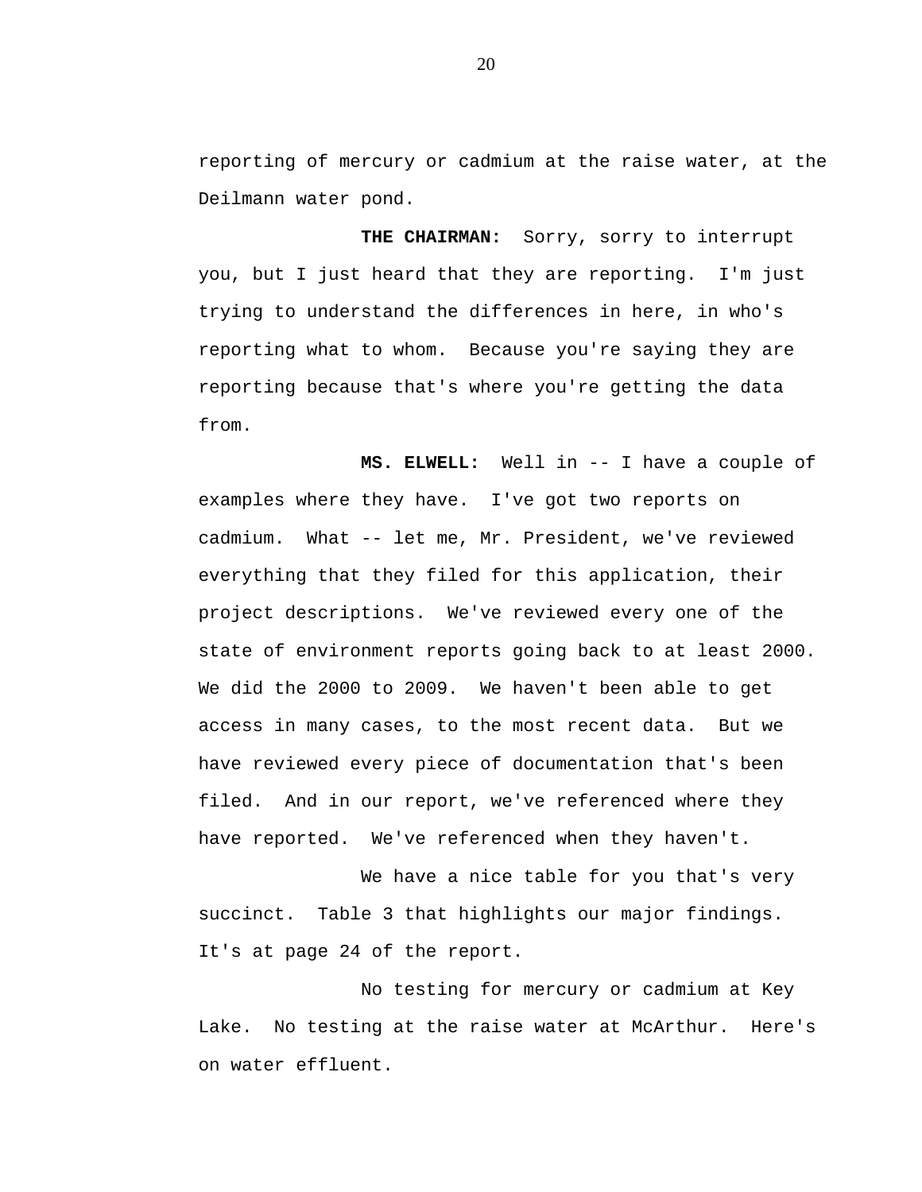reporting of mercury or cadmium at the raise water, at the Deilmann water pond.

**THE CHAIRMAN:** Sorry, sorry to interrupt you, but I just heard that they are reporting. I'm just trying to understand the differences in here, in who's reporting what to whom. Because you're saying they are reporting because that's where you're getting the data from.

**MS. ELWELL:** Well in -- I have a couple of examples where they have. I've got two reports on cadmium. What -- let me, Mr. President, we've reviewed everything that they filed for this application, their project descriptions. We've reviewed every one of the state of environment reports going back to at least 2000. We did the 2000 to 2009. We haven't been able to get access in many cases, to the most recent data. But we have reviewed every piece of documentation that's been filed. And in our report, we've referenced where they have reported. We've referenced when they haven't.

We have a nice table for you that's very succinct. Table 3 that highlights our major findings. It's at page 24 of the report.

No testing for mercury or cadmium at Key Lake. No testing at the raise water at McArthur. Here's on water effluent.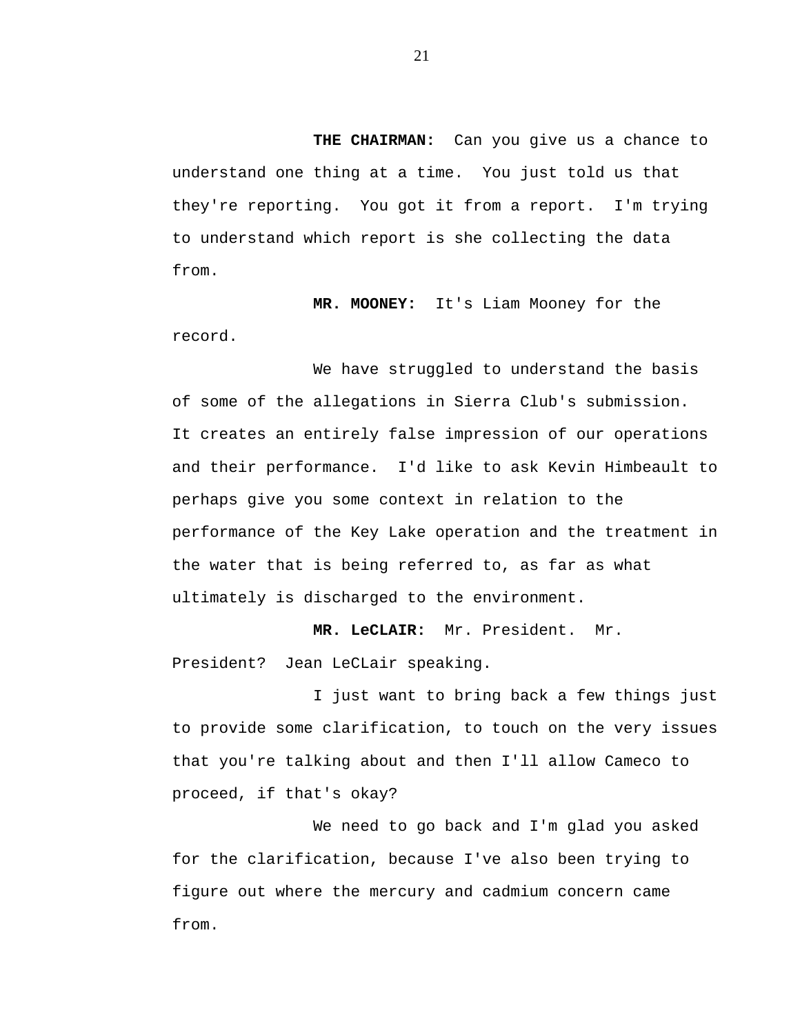**THE CHAIRMAN:** Can you give us a chance to understand one thing at a time. You just told us that they're reporting. You got it from a report. I'm trying to understand which report is she collecting the data from.

**MR. MOONEY:** It's Liam Mooney for the record.

We have struggled to understand the basis of some of the allegations in Sierra Club's submission. It creates an entirely false impression of our operations and their performance. I'd like to ask Kevin Himbeault to perhaps give you some context in relation to the performance of the Key Lake operation and the treatment in the water that is being referred to, as far as what ultimately is discharged to the environment.

**MR. LeCLAIR:** Mr. President. Mr. President? Jean LeCLair speaking.

I just want to bring back a few things just to provide some clarification, to touch on the very issues that you're talking about and then I'll allow Cameco to proceed, if that's okay?

We need to go back and I'm glad you asked for the clarification, because I've also been trying to figure out where the mercury and cadmium concern came from.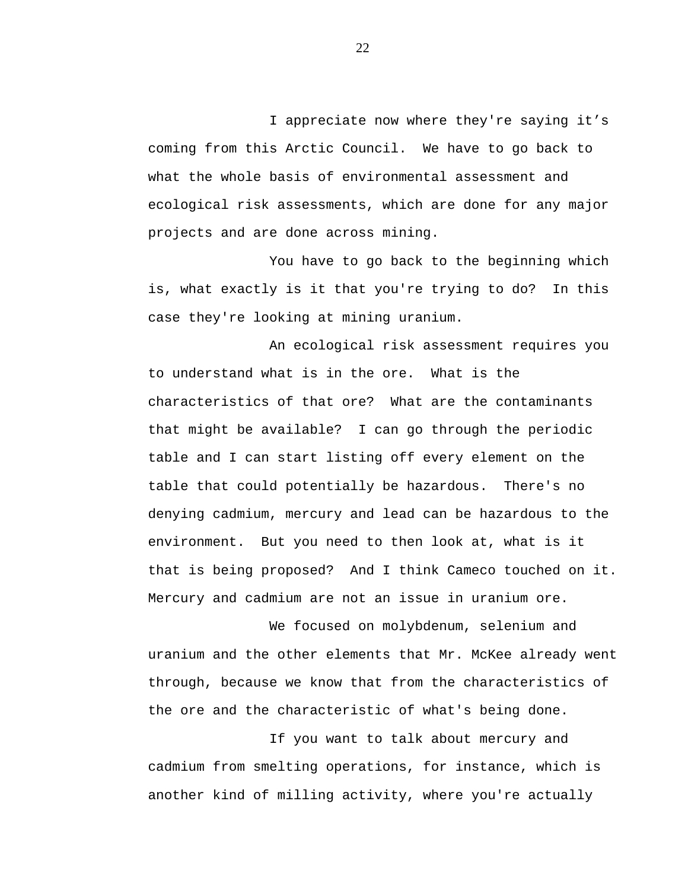I appreciate now where they're saying it’s coming from this Arctic Council. We have to go back to what the whole basis of environmental assessment and ecological risk assessments, which are done for any major projects and are done across mining.

You have to go back to the beginning which is, what exactly is it that you're trying to do? In this case they're looking at mining uranium.

An ecological risk assessment requires you to understand what is in the ore. What is the characteristics of that ore? What are the contaminants that might be available? I can go through the periodic table and I can start listing off every element on the table that could potentially be hazardous. There's no denying cadmium, mercury and lead can be hazardous to the environment. But you need to then look at, what is it that is being proposed? And I think Cameco touched on it. Mercury and cadmium are not an issue in uranium ore.

We focused on molybdenum, selenium and uranium and the other elements that Mr. McKee already went through, because we know that from the characteristics of the ore and the characteristic of what's being done.

If you want to talk about mercury and cadmium from smelting operations, for instance, which is another kind of milling activity, where you're actually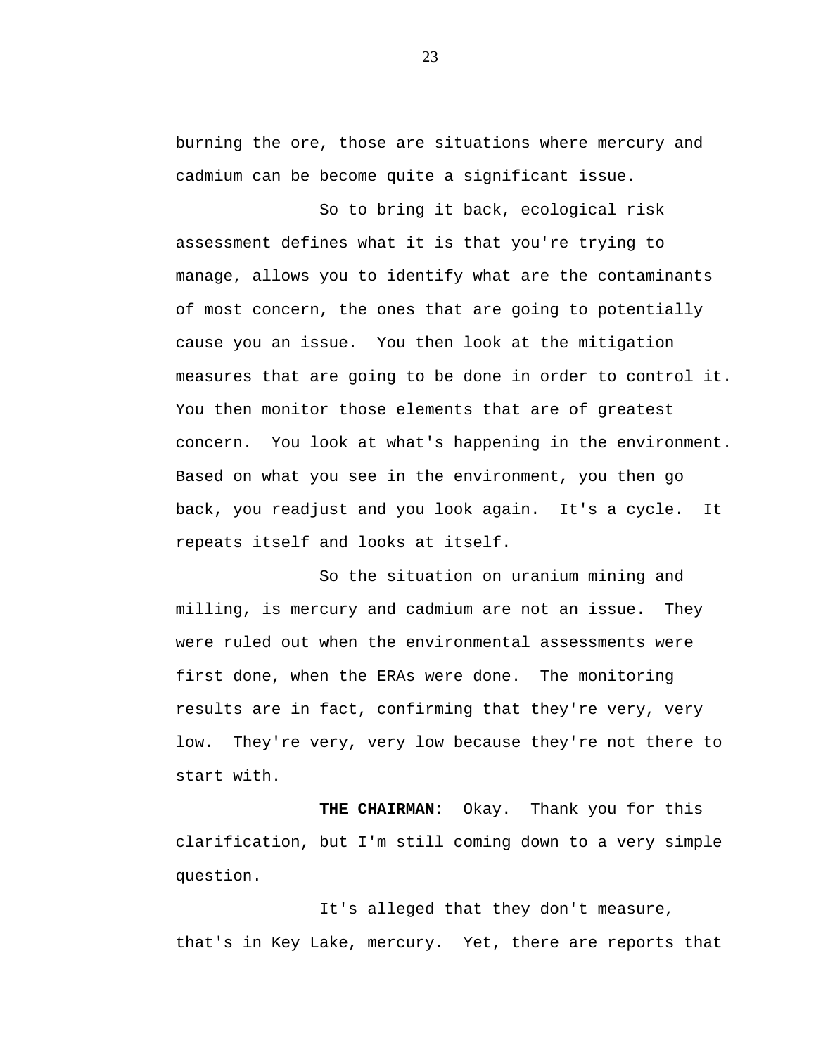burning the ore, those are situations where mercury and cadmium can be become quite a significant issue.

So to bring it back, ecological risk assessment defines what it is that you're trying to manage, allows you to identify what are the contaminants of most concern, the ones that are going to potentially cause you an issue. You then look at the mitigation measures that are going to be done in order to control it. You then monitor those elements that are of greatest concern. You look at what's happening in the environment. Based on what you see in the environment, you then go back, you readjust and you look again. It's a cycle. It repeats itself and looks at itself.

So the situation on uranium mining and milling, is mercury and cadmium are not an issue. They were ruled out when the environmental assessments were first done, when the ERAs were done. The monitoring results are in fact, confirming that they're very, very low. They're very, very low because they're not there to start with.

**THE CHAIRMAN:** Okay. Thank you for this clarification, but I'm still coming down to a very simple question.

It's alleged that they don't measure, that's in Key Lake, mercury. Yet, there are reports that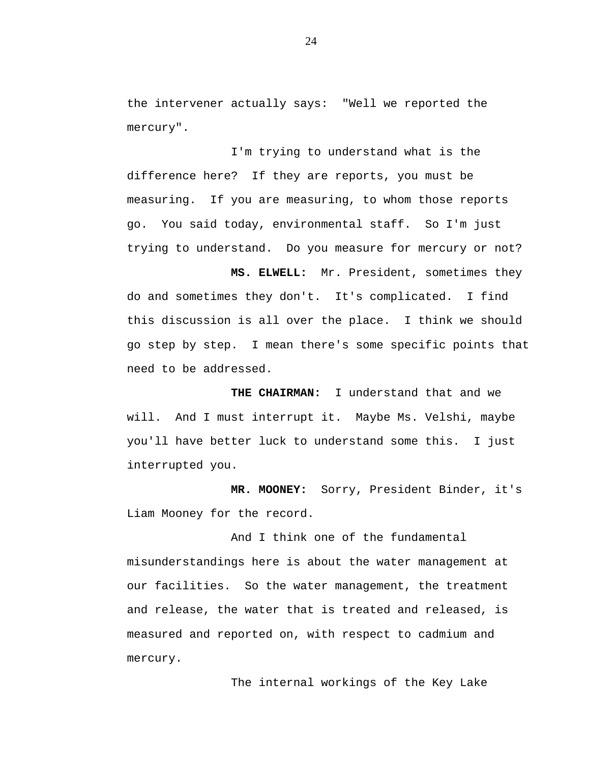the intervener actually says: "Well we reported the mercury".

I'm trying to understand what is the difference here? If they are reports, you must be measuring. If you are measuring, to whom those reports go. You said today, environmental staff. So I'm just trying to understand. Do you measure for mercury or not?

**MS. ELWELL:** Mr. President, sometimes they do and sometimes they don't. It's complicated. I find this discussion is all over the place. I think we should go step by step. I mean there's some specific points that need to be addressed.

**THE CHAIRMAN:** I understand that and we will. And I must interrupt it. Maybe Ms. Velshi, maybe you'll have better luck to understand some this. I just interrupted you.

**MR. MOONEY:** Sorry, President Binder, it's Liam Mooney for the record.

And I think one of the fundamental misunderstandings here is about the water management at our facilities. So the water management, the treatment and release, the water that is treated and released, is measured and reported on, with respect to cadmium and mercury.

The internal workings of the Key Lake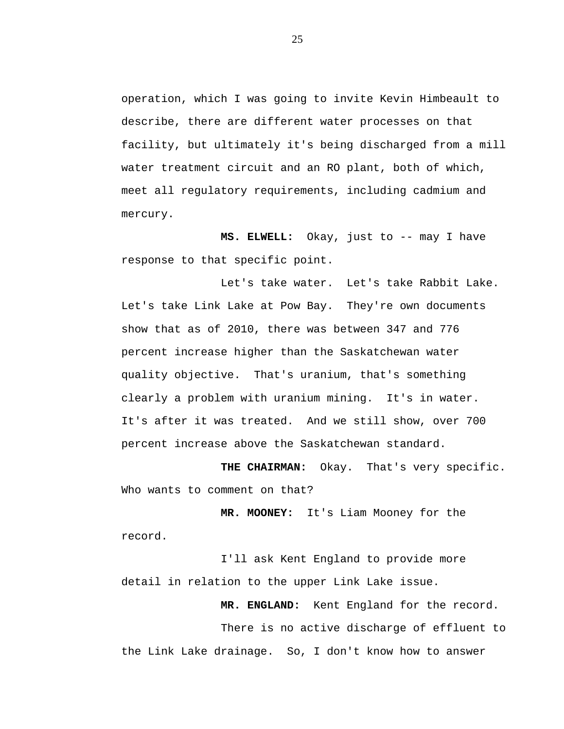operation, which I was going to invite Kevin Himbeault to describe, there are different water processes on that facility, but ultimately it's being discharged from a mill water treatment circuit and an RO plant, both of which, meet all regulatory requirements, including cadmium and mercury.

**MS. ELWELL:** Okay, just to -- may I have response to that specific point.

Let's take water. Let's take Rabbit Lake. Let's take Link Lake at Pow Bay. They're own documents show that as of 2010, there was between 347 and 776 percent increase higher than the Saskatchewan water quality objective. That's uranium, that's something clearly a problem with uranium mining. It's in water. It's after it was treated. And we still show, over 700 percent increase above the Saskatchewan standard.

**THE CHAIRMAN:** Okay. That's very specific. Who wants to comment on that?

**MR. MOONEY:** It's Liam Mooney for the record.

I'll ask Kent England to provide more detail in relation to the upper Link Lake issue.

**MR. ENGLAND:** Kent England for the record.

There is no active discharge of effluent to the Link Lake drainage. So, I don't know how to answer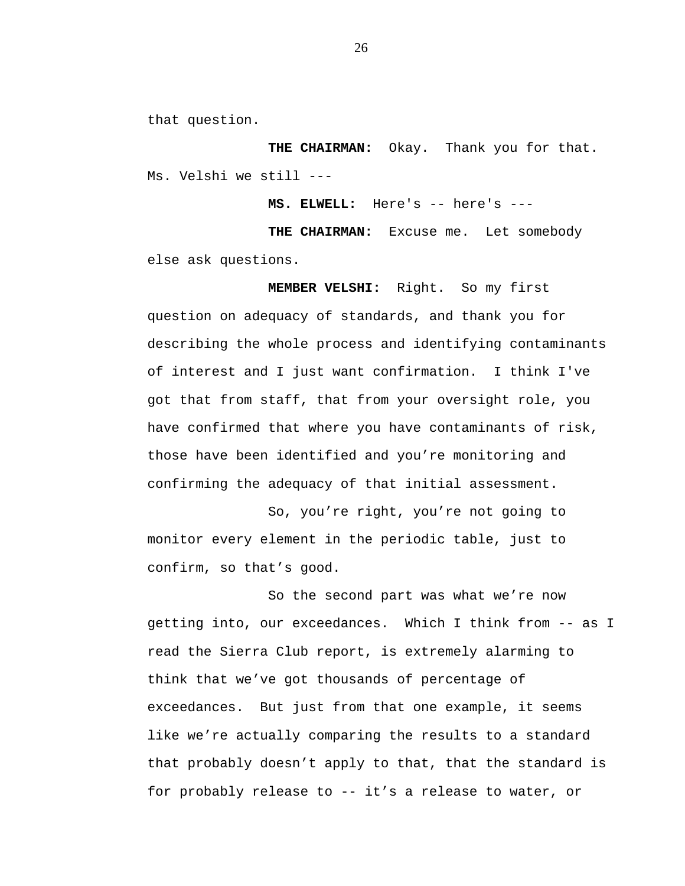that question.

**THE CHAIRMAN:** Okay. Thank you for that. Ms. Velshi we still ---

**MS. ELWELL:** Here's -- here's ---

**THE CHAIRMAN:** Excuse me. Let somebody else ask questions.

**MEMBER VELSHI:** Right. So my first question on adequacy of standards, and thank you for describing the whole process and identifying contaminants of interest and I just want confirmation. I think I've got that from staff, that from your oversight role, you have confirmed that where you have contaminants of risk, those have been identified and you're monitoring and confirming the adequacy of that initial assessment.

So, you're right, you're not going to monitor every element in the periodic table, just to confirm, so that's good.

So the second part was what we're now getting into, our exceedances. Which I think from -- as I read the Sierra Club report, is extremely alarming to think that we've got thousands of percentage of exceedances. But just from that one example, it seems like we're actually comparing the results to a standard that probably doesn't apply to that, that the standard is for probably release to -- it's a release to water, or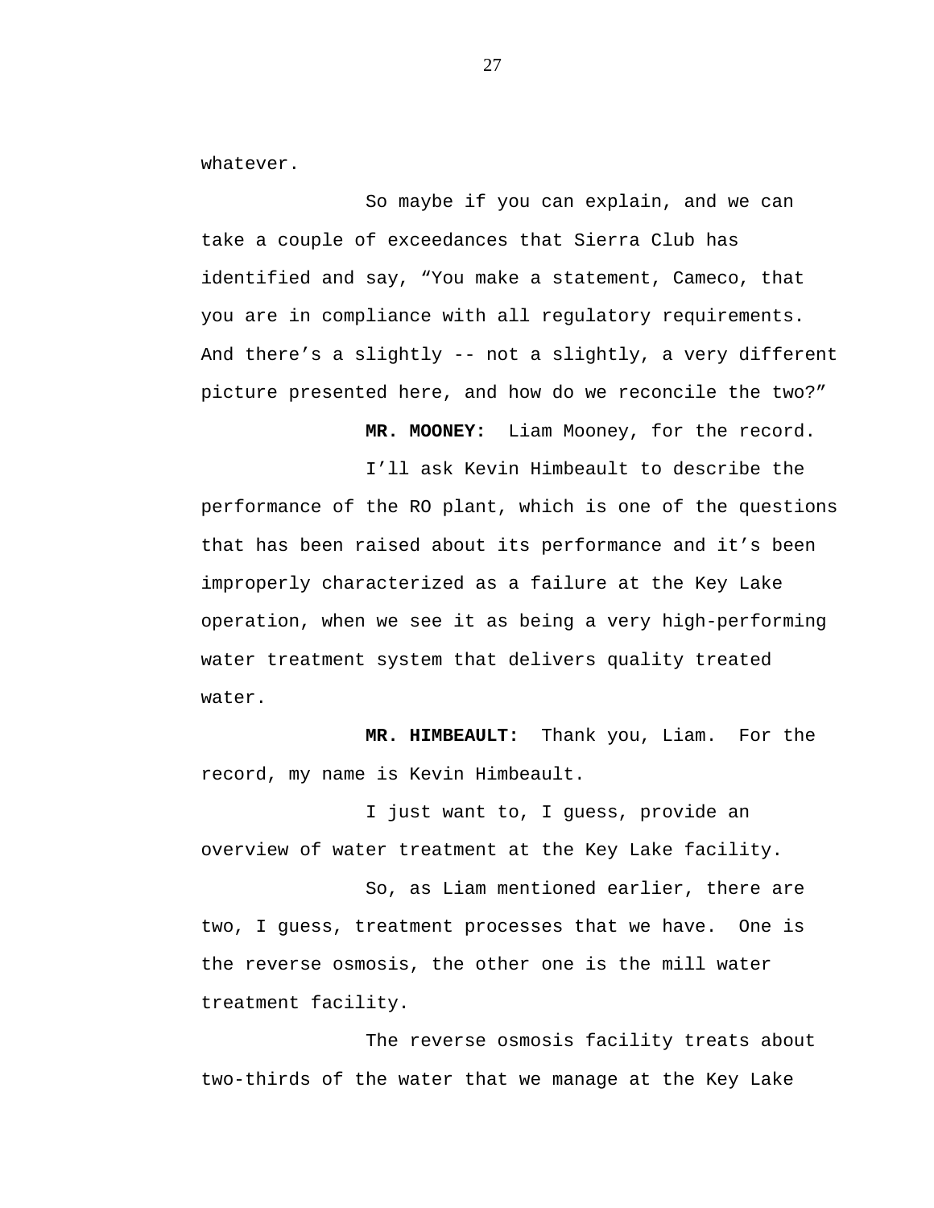whatever.

So maybe if you can explain, and we can take a couple of exceedances that Sierra Club has identified and say, “You make a statement, Cameco, that you are in compliance with all regulatory requirements. And there’s a slightly -- not a slightly, a very different picture presented here, and how do we reconcile the two?”

**MR. MOONEY:** Liam Mooney, for the record.

I’ll ask Kevin Himbeault to describe the performance of the RO plant, which is one of the questions that has been raised about its performance and it’s been improperly characterized as a failure at the Key Lake operation, when we see it as being a very high-performing water treatment system that delivers quality treated water.

**MR. HIMBEAULT:** Thank you, Liam. For the record, my name is Kevin Himbeault.

I just want to, I guess, provide an overview of water treatment at the Key Lake facility.

So, as Liam mentioned earlier, there are two, I guess, treatment processes that we have. One is the reverse osmosis, the other one is the mill water treatment facility.

The reverse osmosis facility treats about two-thirds of the water that we manage at the Key Lake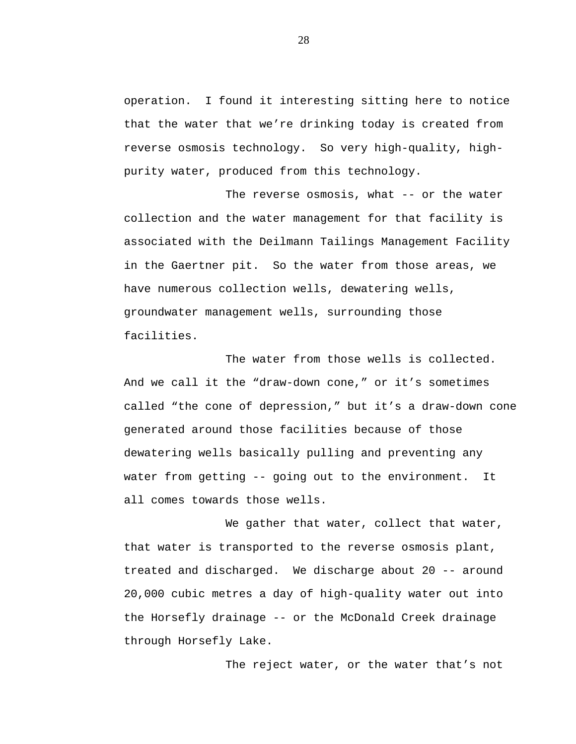operation.  I found it interesting sitting here to notice that the water that we're drinking today is created from reverse osmosis technology.  So very high-quality, high-purity water, produced from this technology.

The reverse osmosis, what -- or the water collection and the water management for that facility is associated with the Deilmann Tailings Management Facility in the Gaertner pit.  So the water from those areas, we have numerous collection wells, dewatering wells, groundwater management wells, surrounding those facilities.

The water from those wells is collected. And we call it the "draw-down cone," or it's sometimes called "the cone of depression," but it's a draw-down cone generated around those facilities because of those dewatering wells basically pulling and preventing any water from getting -- going out to the environment.  It all comes towards those wells.

We gather that water, collect that water, that water is transported to the reverse osmosis plant, treated and discharged.  We discharge about 20 -- around 20,000 cubic metres a day of high-quality water out into the Horsefly drainage -- or the McDonald Creek drainage through Horsefly Lake.

The reject water, or the water that's not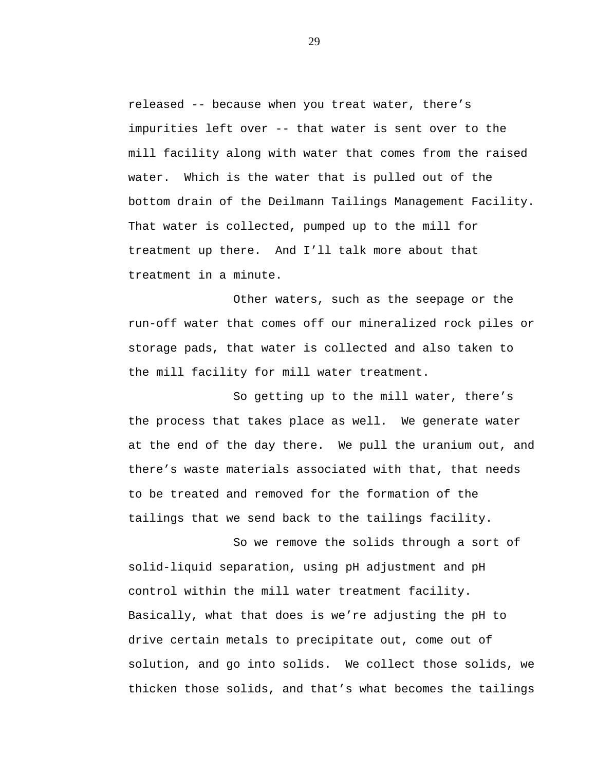released -- because when you treat water, there's impurities left over -- that water is sent over to the mill facility along with water that comes from the raised water. Which is the water that is pulled out of the bottom drain of the Deilmann Tailings Management Facility. That water is collected, pumped up to the mill for treatment up there. And I'll talk more about that treatment in a minute.

Other waters, such as the seepage or the run-off water that comes off our mineralized rock piles or storage pads, that water is collected and also taken to the mill facility for mill water treatment.

So getting up to the mill water, there's the process that takes place as well. We generate water at the end of the day there. We pull the uranium out, and there's waste materials associated with that, that needs to be treated and removed for the formation of the tailings that we send back to the tailings facility.

So we remove the solids through a sort of solid-liquid separation, using pH adjustment and pH control within the mill water treatment facility. Basically, what that does is we're adjusting the pH to drive certain metals to precipitate out, come out of solution, and go into solids. We collect those solids, we thicken those solids, and that's what becomes the tailings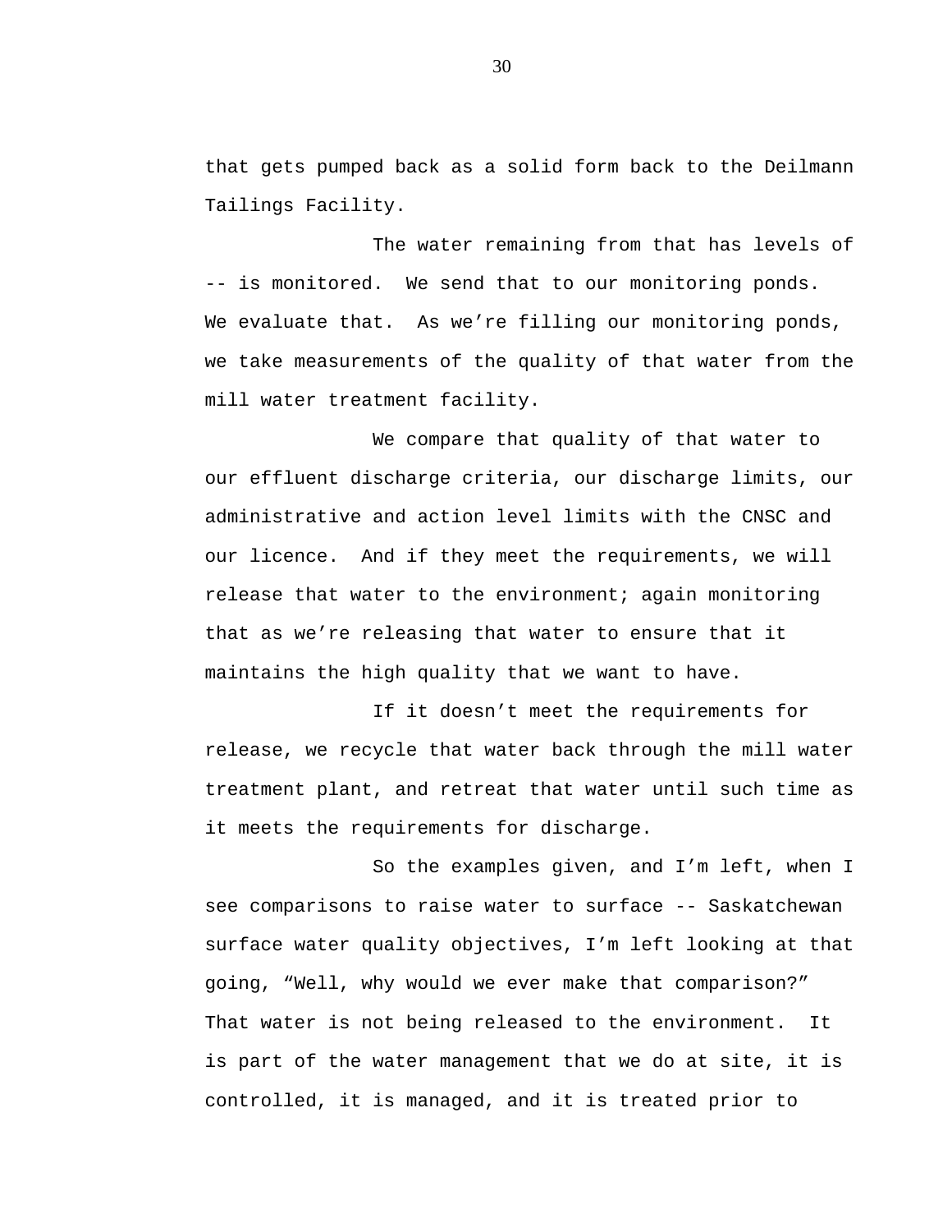that gets pumped back as a solid form back to the Deilmann Tailings Facility.

The water remaining from that has levels of -- is monitored. We send that to our monitoring ponds. We evaluate that. As we're filling our monitoring ponds, we take measurements of the quality of that water from the mill water treatment facility.

We compare that quality of that water to our effluent discharge criteria, our discharge limits, our administrative and action level limits with the CNSC and our licence. And if they meet the requirements, we will release that water to the environment; again monitoring that as we're releasing that water to ensure that it maintains the high quality that we want to have.

If it doesn't meet the requirements for release, we recycle that water back through the mill water treatment plant, and retreat that water until such time as it meets the requirements for discharge.

So the examples given, and I'm left, when I see comparisons to raise water to surface -- Saskatchewan surface water quality objectives, I'm left looking at that going, "Well, why would we ever make that comparison?" That water is not being released to the environment. It is part of the water management that we do at site, it is controlled, it is managed, and it is treated prior to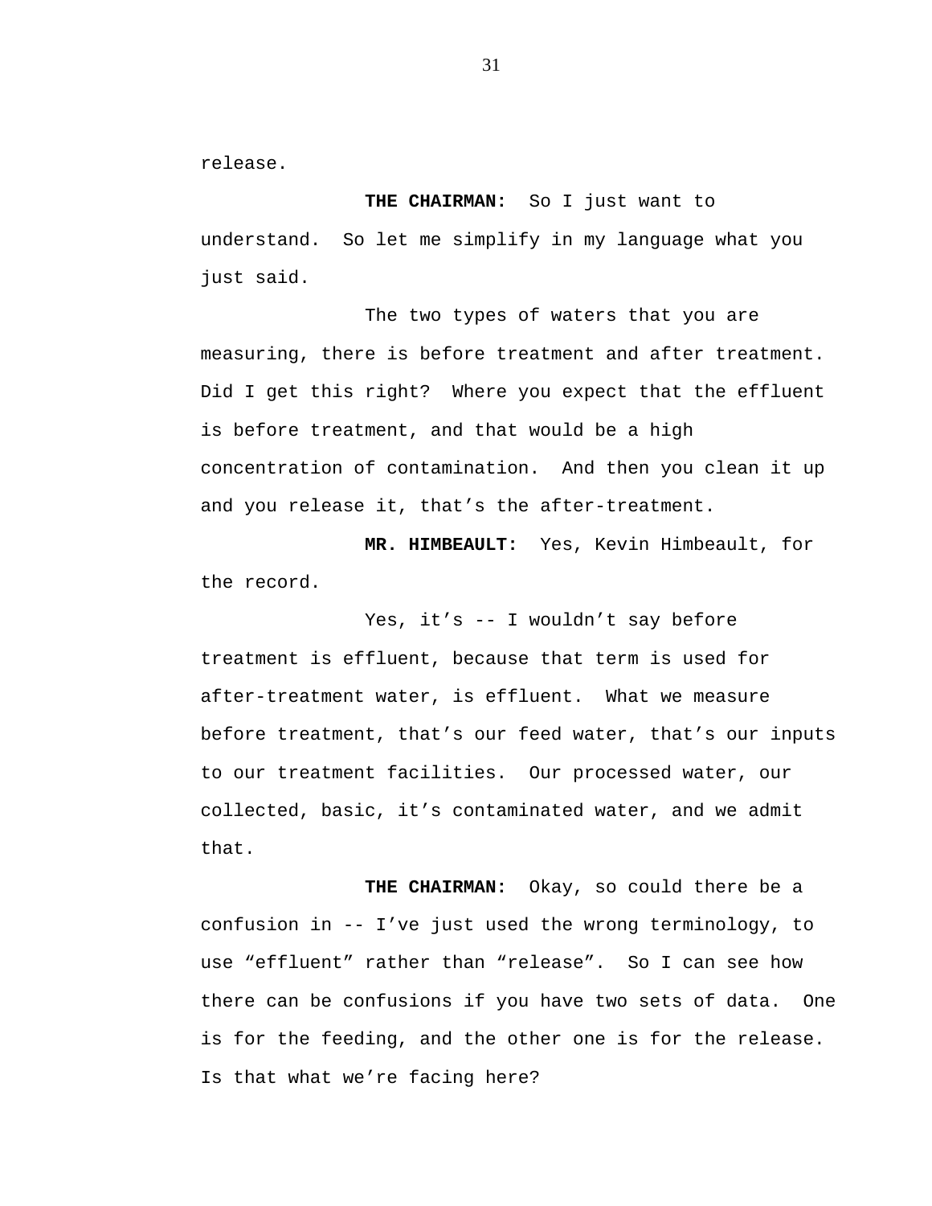release.

**THE CHAIRMAN:** So I just want to understand. So let me simplify in my language what you just said.

The two types of waters that you are measuring, there is before treatment and after treatment. Did I get this right? Where you expect that the effluent is before treatment, and that would be a high concentration of contamination. And then you clean it up and you release it, that's the after-treatment.

**MR. HIMBEAULT:** Yes, Kevin Himbeault, for the record.

Yes, it's -- I wouldn't say before treatment is effluent, because that term is used for after-treatment water, is effluent. What we measure before treatment, that's our feed water, that's our inputs to our treatment facilities. Our processed water, our collected, basic, it's contaminated water, and we admit that.

**THE CHAIRMAN:** Okay, so could there be a confusion in -- I've just used the wrong terminology, to use "effluent" rather than "release". So I can see how there can be confusions if you have two sets of data. One is for the feeding, and the other one is for the release. Is that what we're facing here?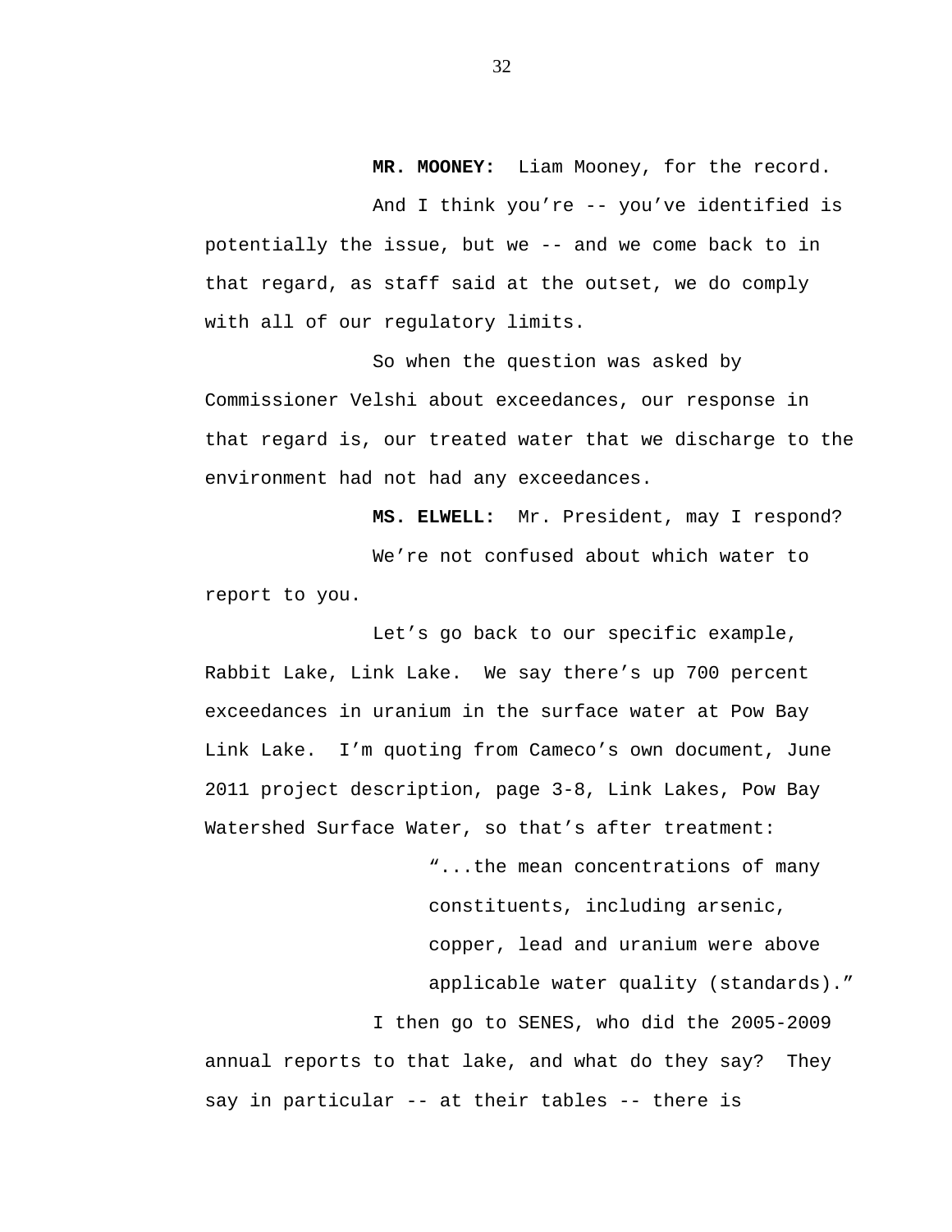**MR. MOONEY:** Liam Mooney, for the record.

And I think you’re -- you’ve identified is potentially the issue, but we -- and we come back to in that regard, as staff said at the outset, we do comply with all of our regulatory limits.

So when the question was asked by Commissioner Velshi about exceedances, our response in that regard is, our treated water that we discharge to the environment had not had any exceedances.

**MS. ELWELL:** Mr. President, may I respond?

We’re not confused about which water to report to you.

Let’s go back to our specific example, Rabbit Lake, Link Lake. We say there’s up 700 percent exceedances in uranium in the surface water at Pow Bay Link Lake. I’m quoting from Cameco’s own document, June 2011 project description, page 3-8, Link Lakes, Pow Bay Watershed Surface Water, so that’s after treatment:

> “...the mean concentrations of many constituents, including arsenic, copper, lead and uranium were above applicable water quality (standards).”

I then go to SENES, who did the 2005-2009 annual reports to that lake, and what do they say? They say in particular -- at their tables -- there is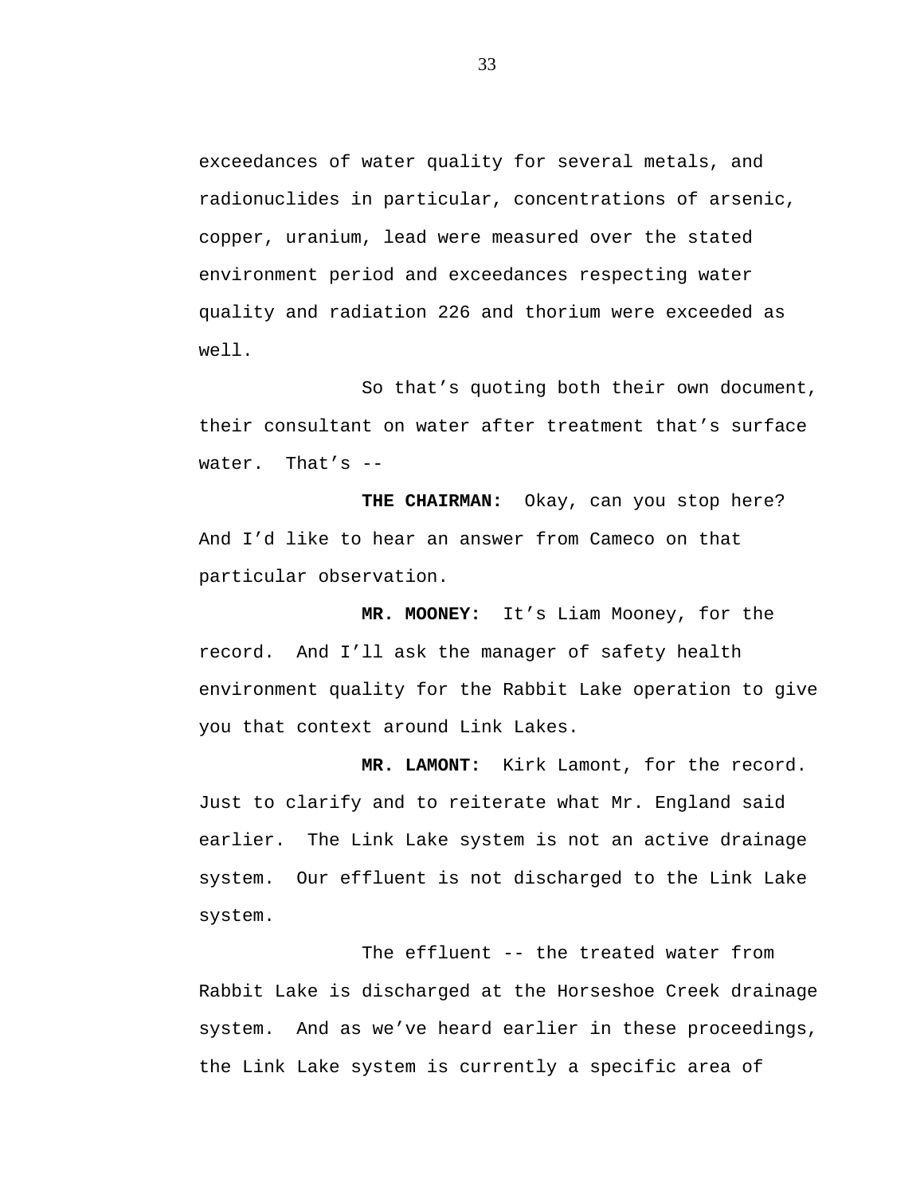exceedances of water quality for several metals, and radionuclides in particular, concentrations of arsenic, copper, uranium, lead were measured over the stated environment period and exceedances respecting water quality and radiation 226 and thorium were exceeded as well.

So that’s quoting both their own document, their consultant on water after treatment that’s surface water. That’s --

**THE CHAIRMAN:** Okay, can you stop here? And I’d like to hear an answer from Cameco on that particular observation.

**MR. MOONEY:** It’s Liam Mooney, for the record. And I’ll ask the manager of safety health environment quality for the Rabbit Lake operation to give you that context around Link Lakes.

**MR. LAMONT:** Kirk Lamont, for the record. Just to clarify and to reiterate what Mr. England said earlier. The Link Lake system is not an active drainage system. Our effluent is not discharged to the Link Lake system.

The effluent -- the treated water from Rabbit Lake is discharged at the Horseshoe Creek drainage system. And as we’ve heard earlier in these proceedings, the Link Lake system is currently a specific area of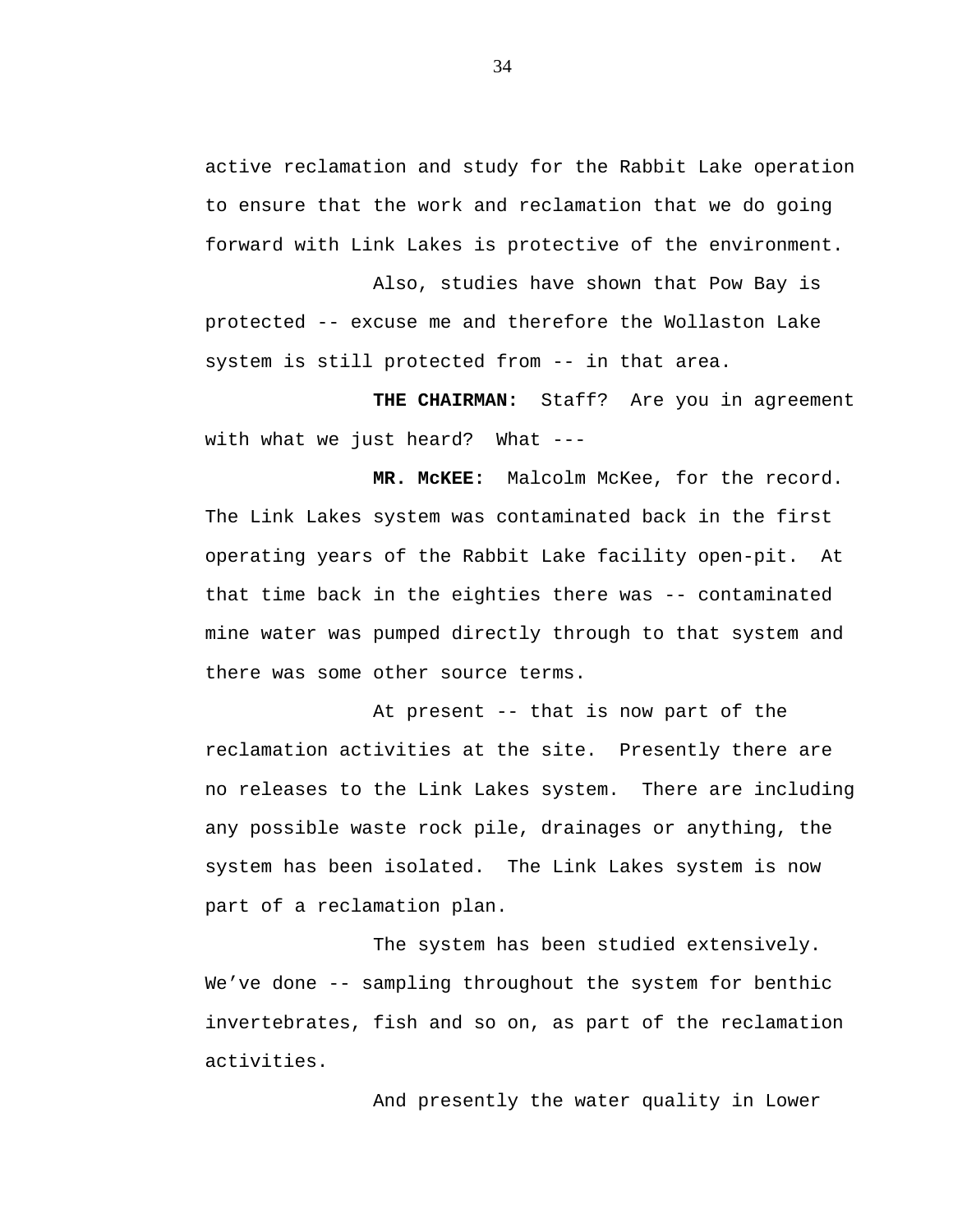active reclamation and study for the Rabbit Lake operation to ensure that the work and reclamation that we do going forward with Link Lakes is protective of the environment.

Also, studies have shown that Pow Bay is protected -- excuse me and therefore the Wollaston Lake system is still protected from -- in that area.

**THE CHAIRMAN:** Staff? Are you in agreement with what we just heard? What ---

**MR. McKEE:** Malcolm McKee, for the record. The Link Lakes system was contaminated back in the first operating years of the Rabbit Lake facility open-pit. At that time back in the eighties there was -- contaminated mine water was pumped directly through to that system and there was some other source terms.

At present -- that is now part of the reclamation activities at the site. Presently there are no releases to the Link Lakes system. There are including any possible waste rock pile, drainages or anything, the system has been isolated. The Link Lakes system is now part of a reclamation plan.

The system has been studied extensively. We've done -- sampling throughout the system for benthic invertebrates, fish and so on, as part of the reclamation activities.

And presently the water quality in Lower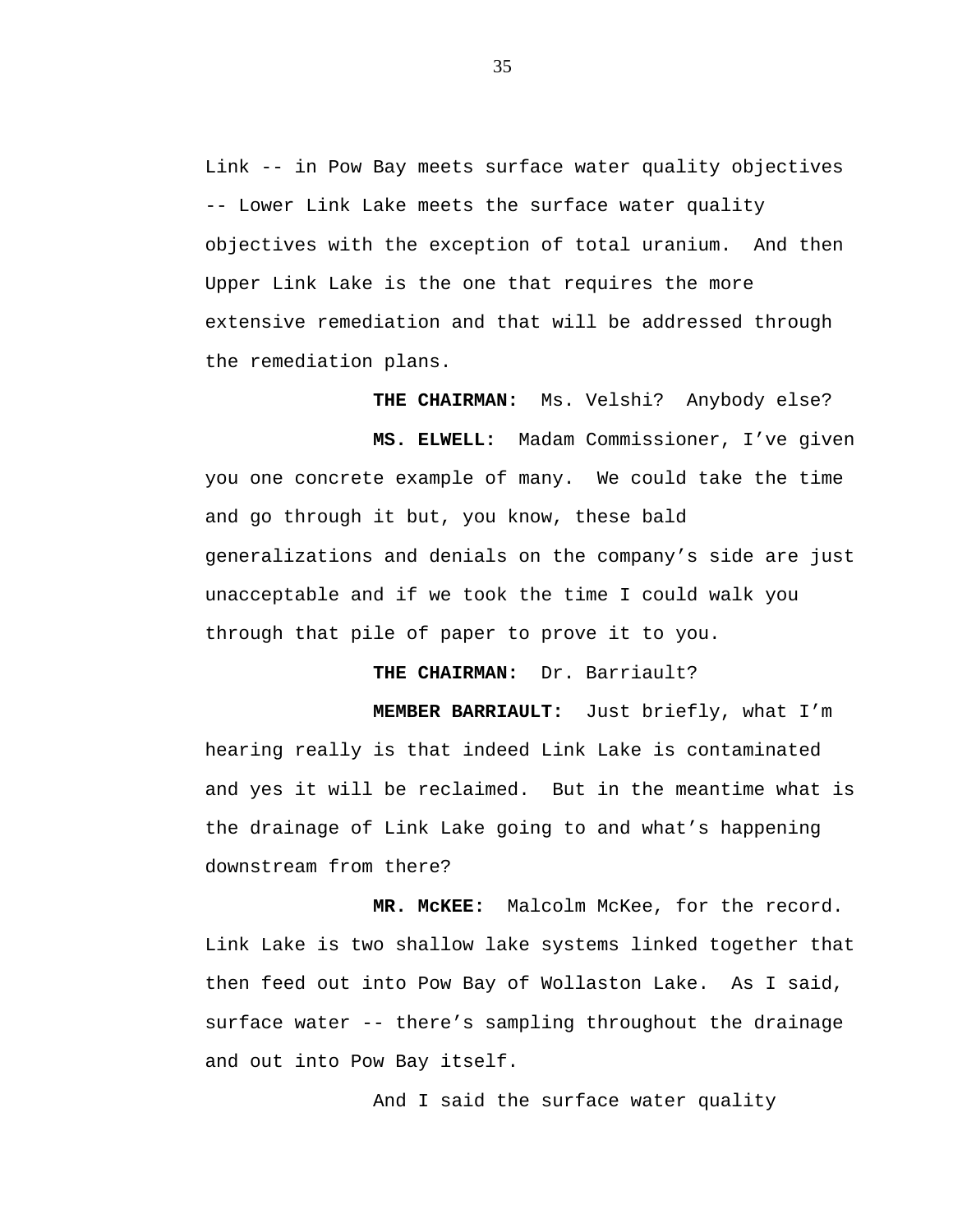Link -- in Pow Bay meets surface water quality objectives -- Lower Link Lake meets the surface water quality objectives with the exception of total uranium. And then Upper Link Lake is the one that requires the more extensive remediation and that will be addressed through the remediation plans.

**THE CHAIRMAN:** Ms. Velshi? Anybody else?

**MS. ELWELL:** Madam Commissioner, I've given you one concrete example of many. We could take the time and go through it but, you know, these bald generalizations and denials on the company's side are just unacceptable and if we took the time I could walk you through that pile of paper to prove it to you.

**THE CHAIRMAN:** Dr. Barriault?

**MEMBER BARRIAULT:** Just briefly, what I'm hearing really is that indeed Link Lake is contaminated and yes it will be reclaimed. But in the meantime what is the drainage of Link Lake going to and what's happening downstream from there?

**MR. McKEE:** Malcolm McKee, for the record. Link Lake is two shallow lake systems linked together that then feed out into Pow Bay of Wollaston Lake. As I said, surface water -- there's sampling throughout the drainage and out into Pow Bay itself.

And I said the surface water quality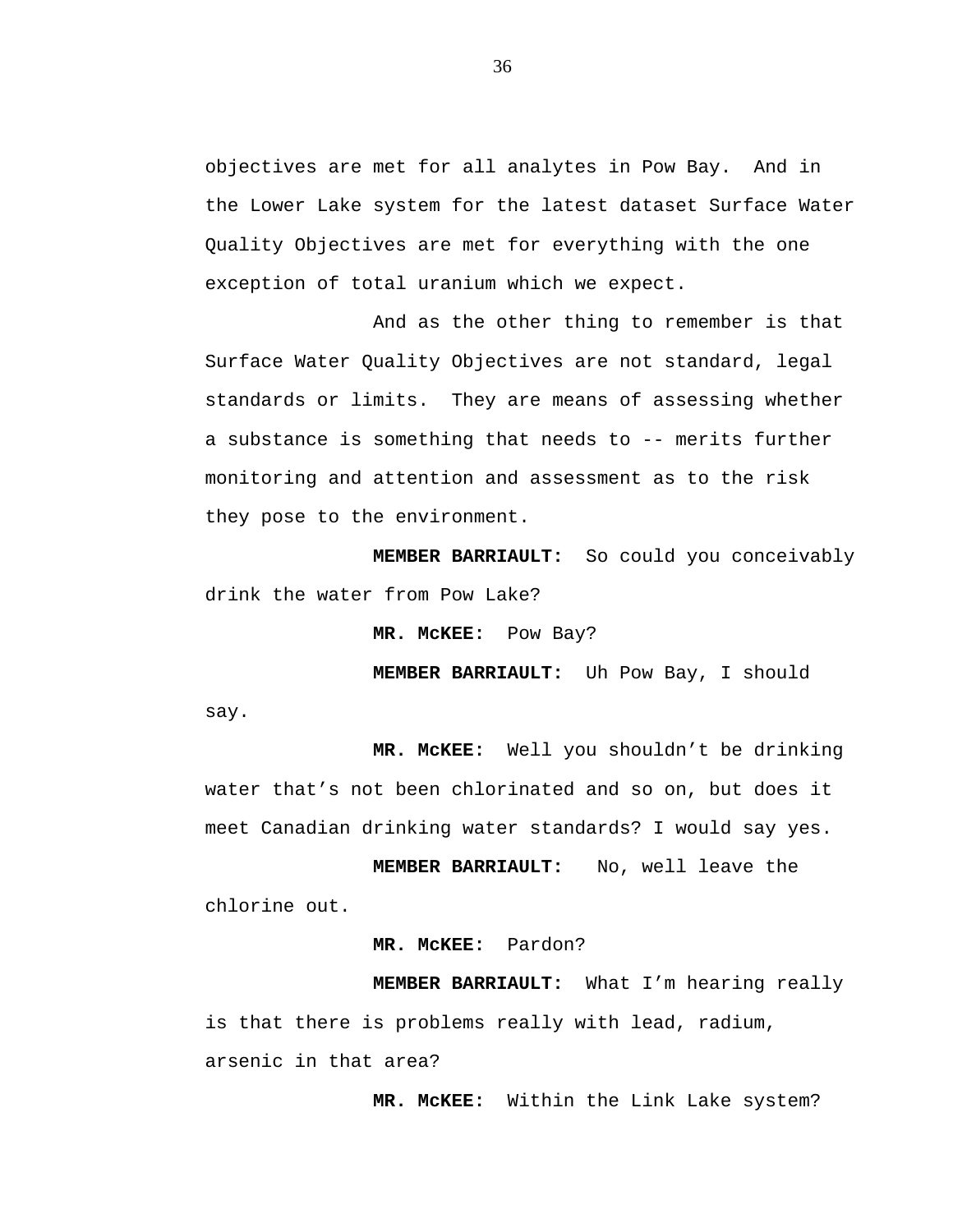objectives are met for all analytes in Pow Bay.  And in the Lower Lake system for the latest dataset Surface Water Quality Objectives are met for everything with the one exception of total uranium which we expect.

And as the other thing to remember is that Surface Water Quality Objectives are not standard, legal standards or limits.  They are means of assessing whether a substance is something that needs to -- merits further monitoring and attention and assessment as to the risk they pose to the environment.

**MEMBER BARRIAULT:** So could you conceivably drink the water from Pow Lake?

**MR. McKEE:** Pow Bay?

**MEMBER BARRIAULT:** Uh Pow Bay, I should say.

**MR. McKEE:** Well you shouldn't be drinking water that's not been chlorinated and so on, but does it meet Canadian drinking water standards? I would say yes.

**MEMBER BARRIAULT:** No, well leave the chlorine out.

**MR. McKEE:** Pardon?

**MEMBER BARRIAULT:** What I'm hearing really is that there is problems really with lead, radium, arsenic in that area?

**MR. McKEE:** Within the Link Lake system?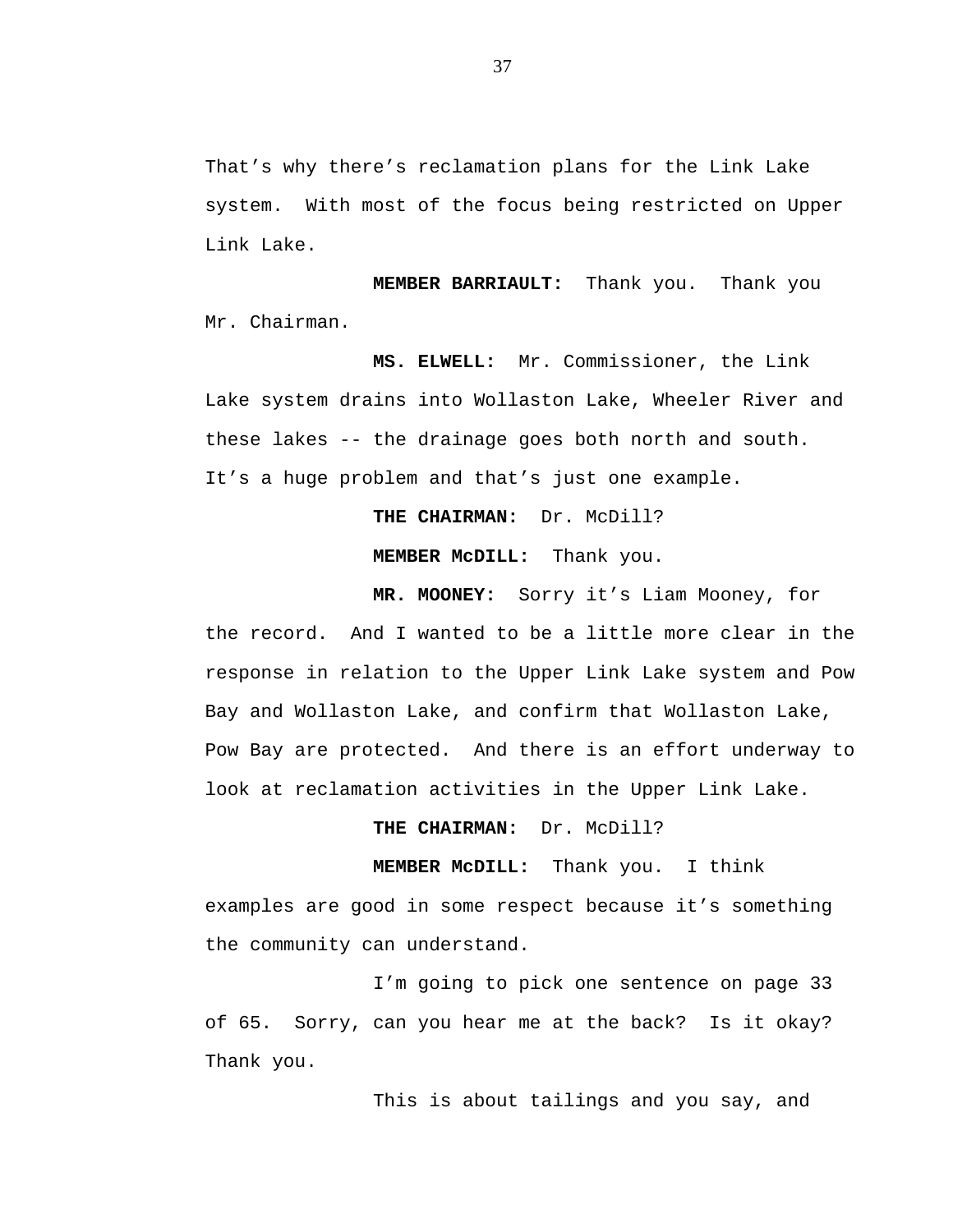That's why there's reclamation plans for the Link Lake system. With most of the focus being restricted on Upper Link Lake.

**MEMBER BARRIAULT:** Thank you. Thank you Mr. Chairman.

**MS. ELWELL:** Mr. Commissioner, the Link Lake system drains into Wollaston Lake, Wheeler River and these lakes -- the drainage goes both north and south. It's a huge problem and that's just one example.

**THE CHAIRMAN:** Dr. McDill?

**MEMBER McDILL:** Thank you.

**MR. MOONEY:** Sorry it's Liam Mooney, for the record. And I wanted to be a little more clear in the response in relation to the Upper Link Lake system and Pow Bay and Wollaston Lake, and confirm that Wollaston Lake, Pow Bay are protected. And there is an effort underway to look at reclamation activities in the Upper Link Lake.

**THE CHAIRMAN:** Dr. McDill?

**MEMBER McDILL:** Thank you. I think examples are good in some respect because it's something the community can understand.

I'm going to pick one sentence on page 33 of 65. Sorry, can you hear me at the back? Is it okay? Thank you.

This is about tailings and you say, and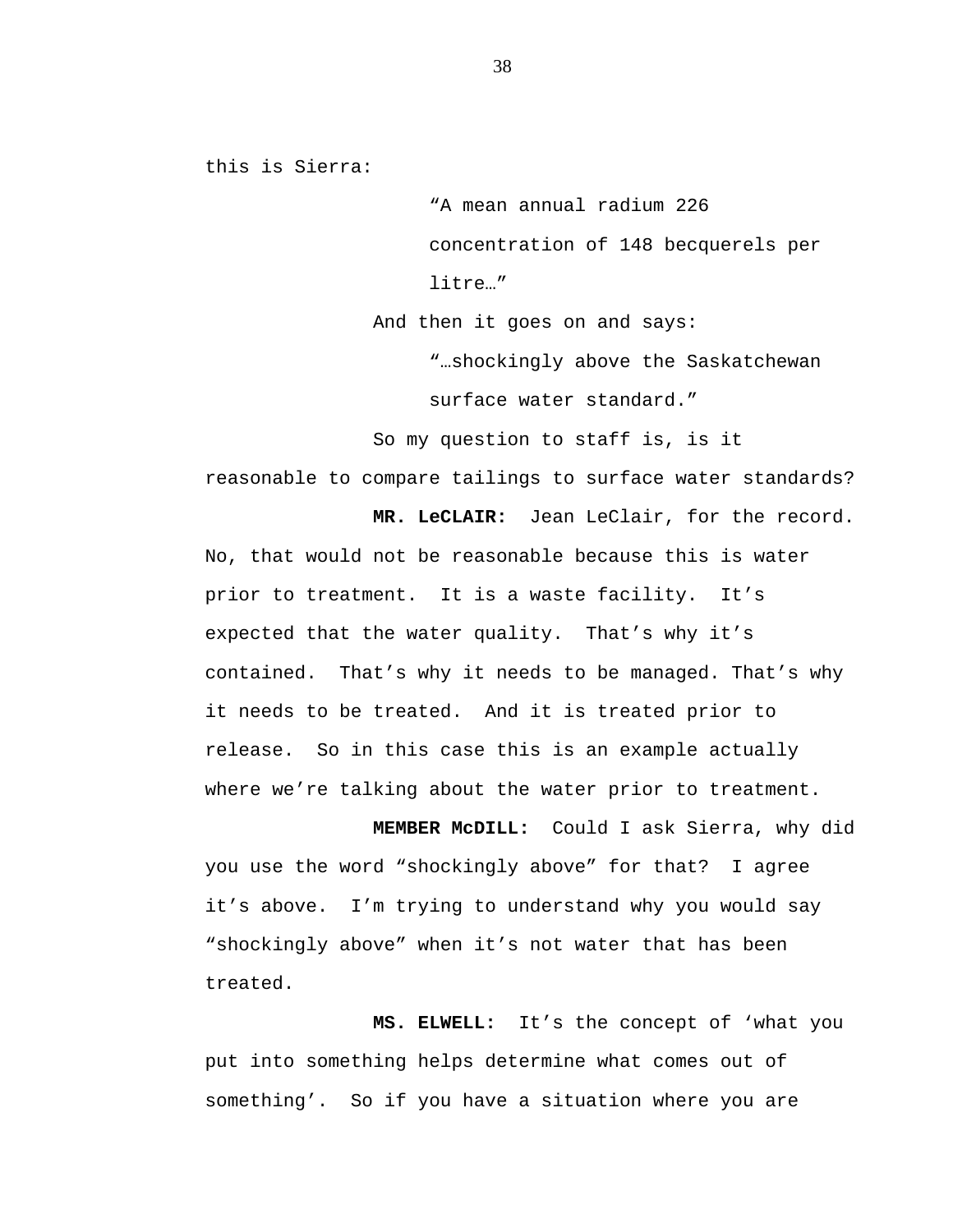this is Sierra:

> "A mean annual radium 226 concentration of 148 becquerels per litre…"

And then it goes on and says:

> "…shockingly above the Saskatchewan surface water standard."

So my question to staff is, is it reasonable to compare tailings to surface water standards?

**MR. LeCLAIR:** Jean LeClair, for the record. No, that would not be reasonable because this is water prior to treatment. It is a waste facility. It's expected that the water quality. That's why it's contained. That's why it needs to be managed. That's why it needs to be treated. And it is treated prior to release. So in this case this is an example actually where we're talking about the water prior to treatment.

**MEMBER McDILL:** Could I ask Sierra, why did you use the word "shockingly above" for that? I agree it's above. I'm trying to understand why you would say "shockingly above" when it's not water that has been treated.

**MS. ELWELL:** It's the concept of 'what you put into something helps determine what comes out of something'. So if you have a situation where you are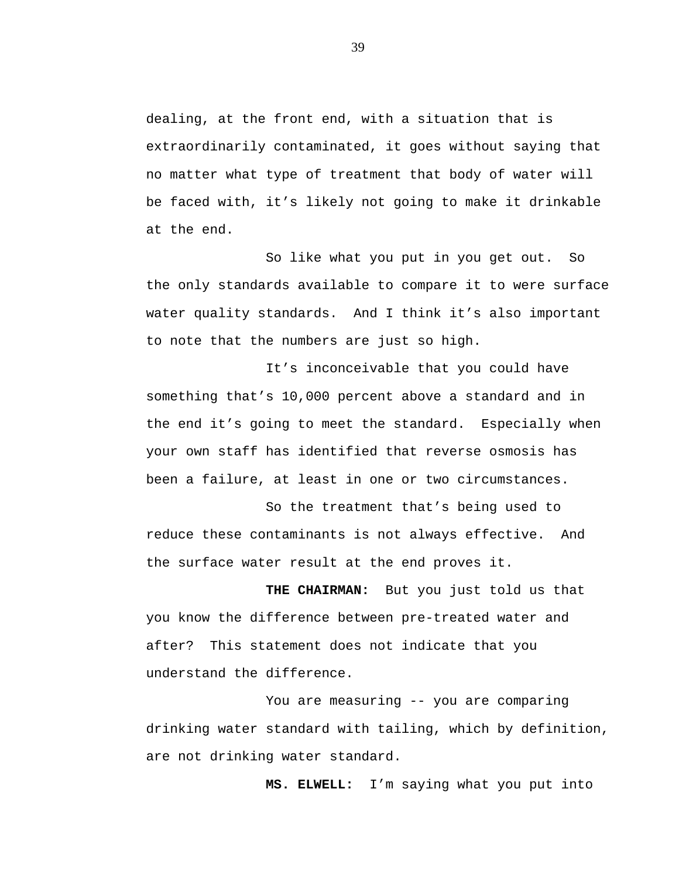dealing, at the front end, with a situation that is extraordinarily contaminated, it goes without saying that no matter what type of treatment that body of water will be faced with, it's likely not going to make it drinkable at the end.

So like what you put in you get out. So the only standards available to compare it to were surface water quality standards. And I think it's also important to note that the numbers are just so high.

It's inconceivable that you could have something that's 10,000 percent above a standard and in the end it's going to meet the standard. Especially when your own staff has identified that reverse osmosis has been a failure, at least in one or two circumstances.

So the treatment that's being used to reduce these contaminants is not always effective. And the surface water result at the end proves it.

**THE CHAIRMAN:** But you just told us that you know the difference between pre-treated water and after? This statement does not indicate that you understand the difference.

You are measuring -- you are comparing drinking water standard with tailing, which by definition, are not drinking water standard.

**MS. ELWELL:** I'm saying what you put into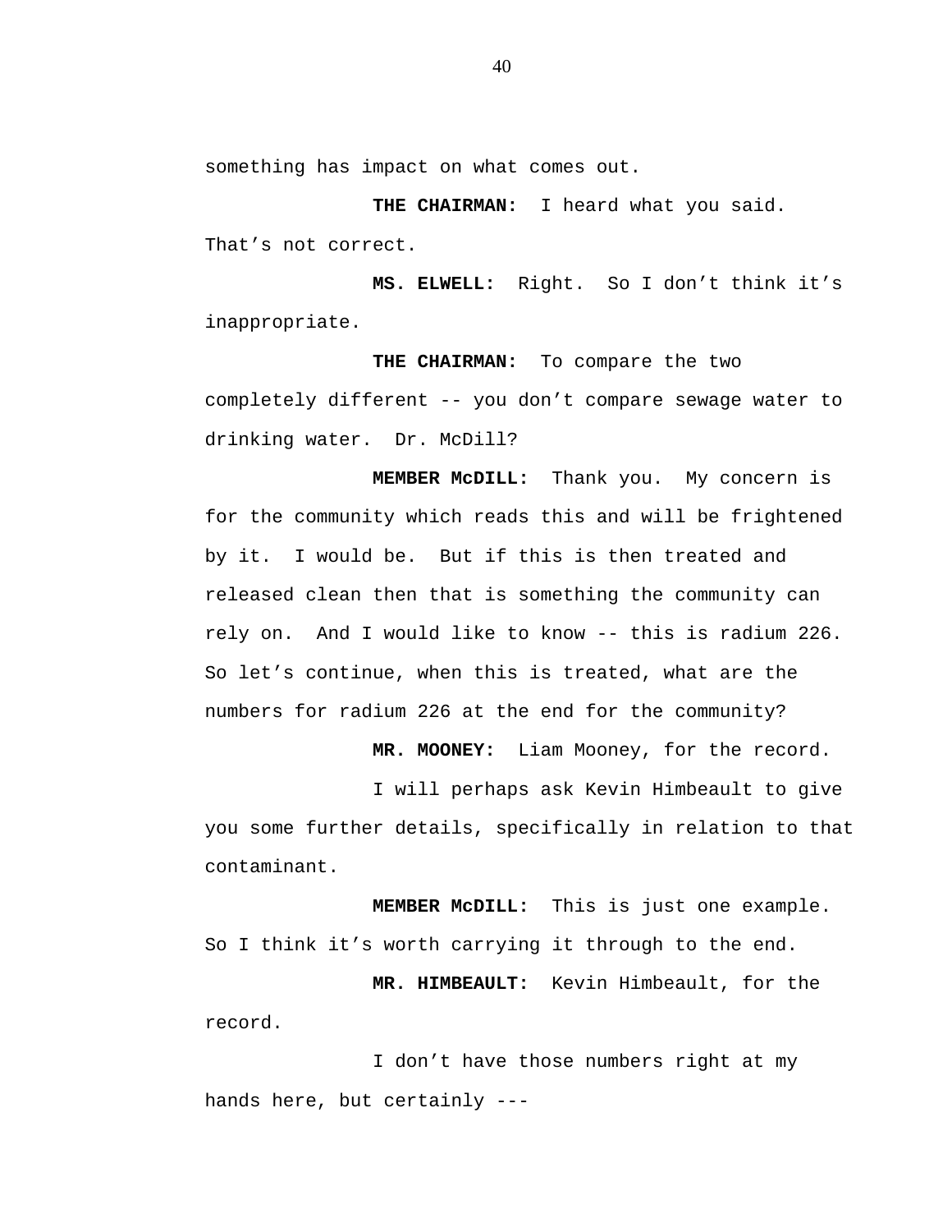something has impact on what comes out.

**THE CHAIRMAN:** I heard what you said. That's not correct.

**MS. ELWELL:** Right. So I don't think it's inappropriate.

**THE CHAIRMAN:** To compare the two completely different -- you don't compare sewage water to drinking water. Dr. McDill?

**MEMBER McDILL:** Thank you. My concern is for the community which reads this and will be frightened by it. I would be. But if this is then treated and released clean then that is something the community can rely on. And I would like to know -- this is radium 226. So let's continue, when this is treated, what are the numbers for radium 226 at the end for the community?

**MR. MOONEY:** Liam Mooney, for the record.

I will perhaps ask Kevin Himbeault to give you some further details, specifically in relation to that contaminant.

**MEMBER McDILL:** This is just one example. So I think it's worth carrying it through to the end.

**MR. HIMBEAULT:** Kevin Himbeault, for the record.

I don't have those numbers right at my hands here, but certainly ---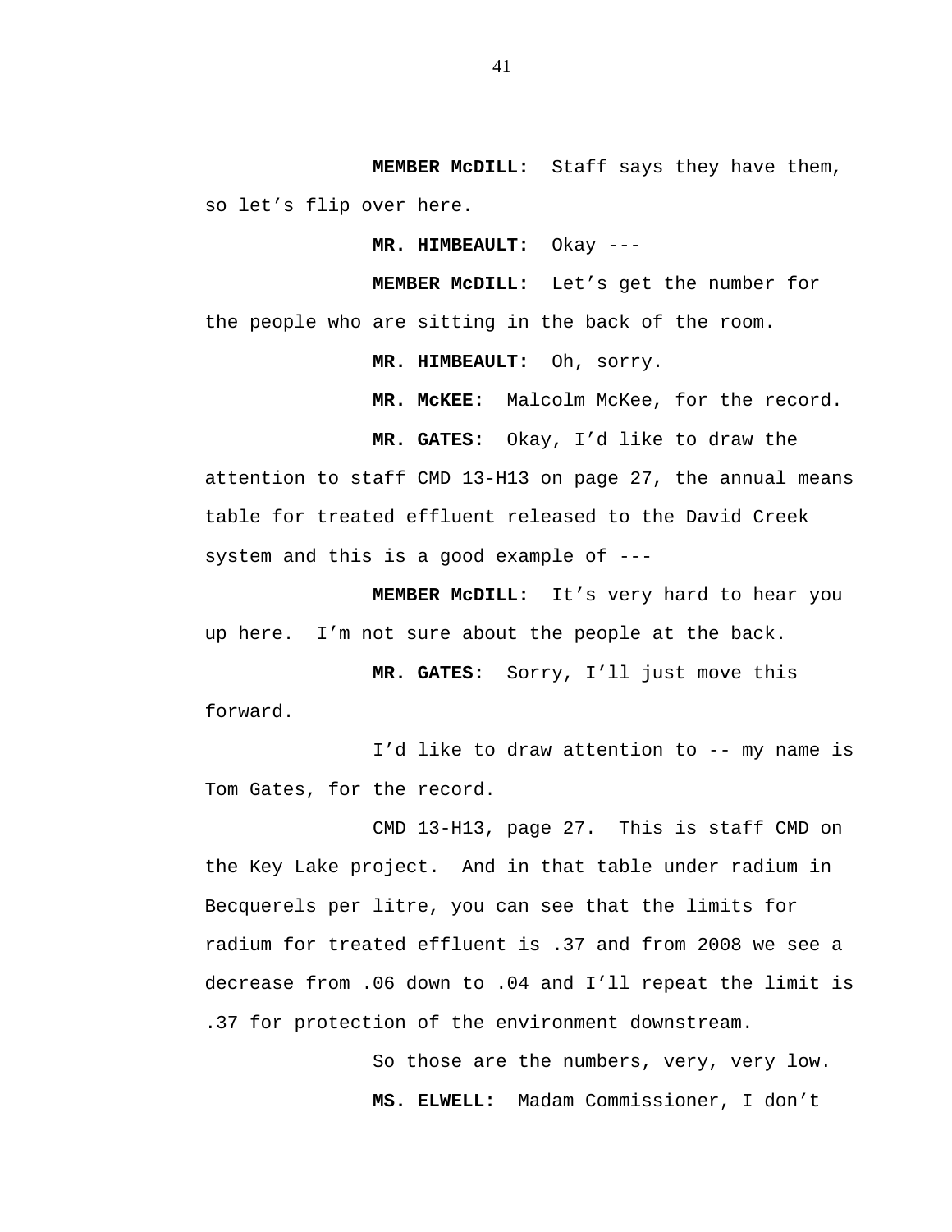**MEMBER McDILL:** Staff says they have them, so let's flip over here.

**MR. HIMBEAULT:** Okay ---

**MEMBER McDILL:** Let's get the number for the people who are sitting in the back of the room.

**MR. HIMBEAULT:** Oh, sorry.

**MR. McKEE:** Malcolm McKee, for the record.

**MR. GATES:** Okay, I'd like to draw the attention to staff CMD 13-H13 on page 27, the annual means table for treated effluent released to the David Creek system and this is a good example of ---

**MEMBER McDILL:** It's very hard to hear you up here. I'm not sure about the people at the back.

**MR. GATES:** Sorry, I'll just move this forward.

I'd like to draw attention to -- my name is Tom Gates, for the record.

CMD 13-H13, page 27. This is staff CMD on the Key Lake project. And in that table under radium in Becquerels per litre, you can see that the limits for radium for treated effluent is .37 and from 2008 we see a decrease from .06 down to .04 and I'll repeat the limit is .37 for protection of the environment downstream.

So those are the numbers, very, very low.

**MS. ELWELL:** Madam Commissioner, I don't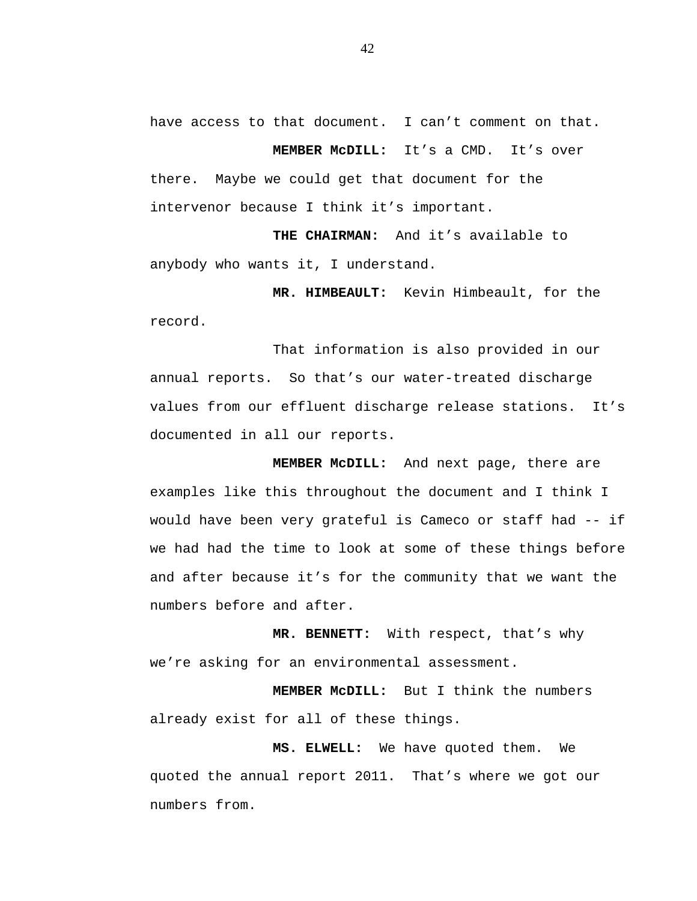have access to that document. I can't comment on that.

**MEMBER McDILL:** It's a CMD. It's over there. Maybe we could get that document for the intervenor because I think it's important.

**THE CHAIRMAN:** And it's available to anybody who wants it, I understand.

**MR. HIMBEAULT:** Kevin Himbeault, for the record.

That information is also provided in our annual reports. So that's our water-treated discharge values from our effluent discharge release stations. It's documented in all our reports.

**MEMBER McDILL:** And next page, there are examples like this throughout the document and I think I would have been very grateful is Cameco or staff had -- if we had had the time to look at some of these things before and after because it's for the community that we want the numbers before and after.

**MR. BENNETT:** With respect, that's why we're asking for an environmental assessment.

**MEMBER McDILL:** But I think the numbers already exist for all of these things.

**MS. ELWELL:** We have quoted them. We quoted the annual report 2011. That's where we got our numbers from.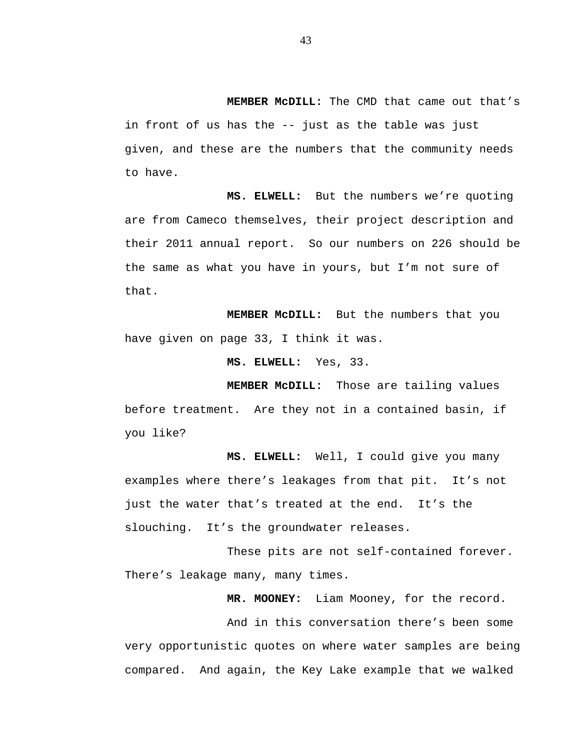**MEMBER McDILL:** The CMD that came out that's in front of us has the -- just as the table was just given, and these are the numbers that the community needs to have.

**MS. ELWELL:** But the numbers we're quoting are from Cameco themselves, their project description and their 2011 annual report. So our numbers on 226 should be the same as what you have in yours, but I'm not sure of that.

**MEMBER McDILL:** But the numbers that you have given on page 33, I think it was.

**MS. ELWELL:** Yes, 33.

**MEMBER McDILL:** Those are tailing values before treatment. Are they not in a contained basin, if you like?

**MS. ELWELL:** Well, I could give you many examples where there's leakages from that pit. It's not just the water that's treated at the end. It's the slouching. It's the groundwater releases.

These pits are not self-contained forever. There's leakage many, many times.

**MR. MOONEY:** Liam Mooney, for the record.

And in this conversation there's been some very opportunistic quotes on where water samples are being compared. And again, the Key Lake example that we walked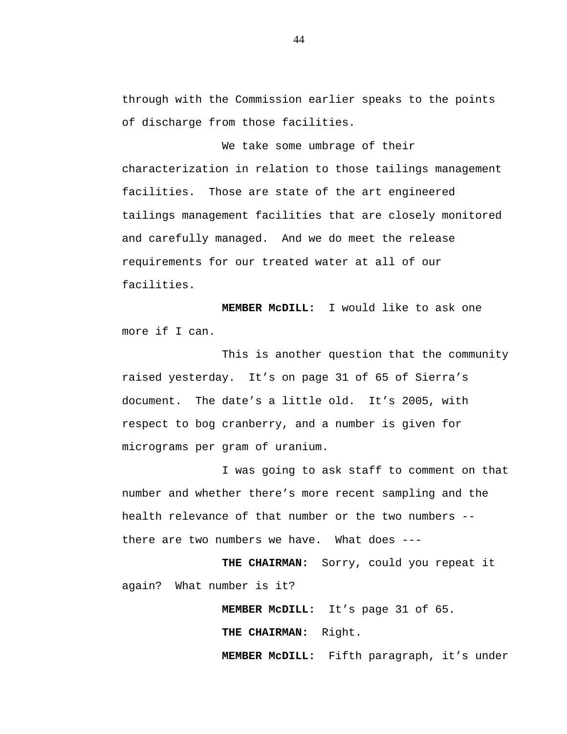through with the Commission earlier speaks to the points of discharge from those facilities.

We take some umbrage of their characterization in relation to those tailings management facilities. Those are state of the art engineered tailings management facilities that are closely monitored and carefully managed. And we do meet the release requirements for our treated water at all of our facilities.

**MEMBER McDILL:** I would like to ask one more if I can.

This is another question that the community raised yesterday. It's on page 31 of 65 of Sierra's document. The date's a little old. It's 2005, with respect to bog cranberry, and a number is given for micrograms per gram of uranium.

I was going to ask staff to comment on that number and whether there's more recent sampling and the health relevance of that number or the two numbers -- there are two numbers we have. What does ---

**THE CHAIRMAN:** Sorry, could you repeat it again? What number is it?

**MEMBER McDILL:** It's page 31 of 65.

**THE CHAIRMAN:** Right.

**MEMBER McDILL:** Fifth paragraph, it's under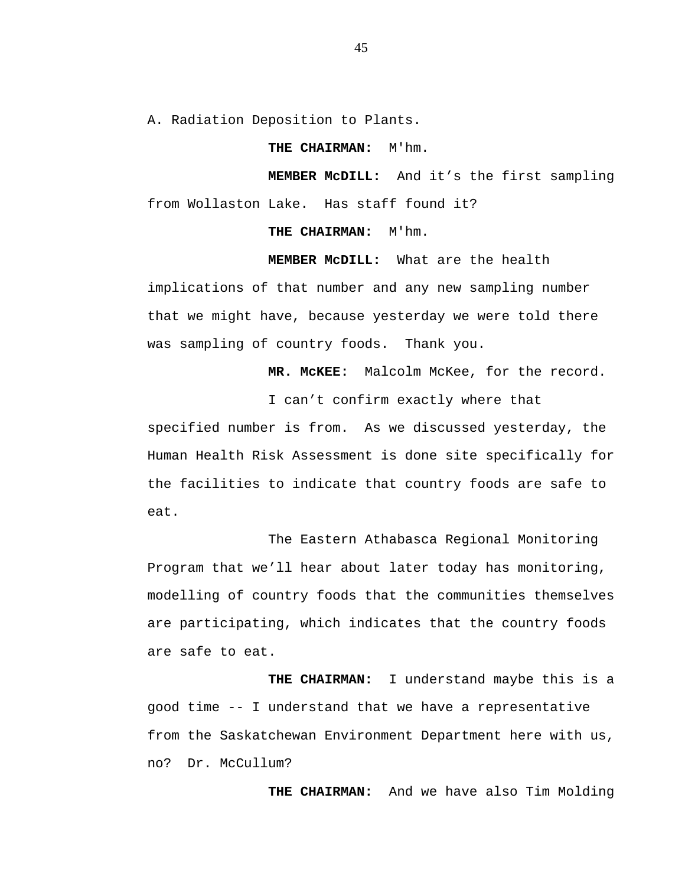A. Radiation Deposition to Plants.

**THE CHAIRMAN:** M'hm.

**MEMBER McDILL:** And it's the first sampling from Wollaston Lake. Has staff found it?

**THE CHAIRMAN:** M'hm.

**MEMBER McDILL:** What are the health implications of that number and any new sampling number that we might have, because yesterday we were told there was sampling of country foods. Thank you.

**MR. McKEE:** Malcolm McKee, for the record.

I can't confirm exactly where that specified number is from. As we discussed yesterday, the Human Health Risk Assessment is done site specifically for the facilities to indicate that country foods are safe to eat.

The Eastern Athabasca Regional Monitoring Program that we'll hear about later today has monitoring, modelling of country foods that the communities themselves are participating, which indicates that the country foods are safe to eat.

**THE CHAIRMAN:** I understand maybe this is a good time -- I understand that we have a representative from the Saskatchewan Environment Department here with us, no? Dr. McCullum?

**THE CHAIRMAN:** And we have also Tim Molding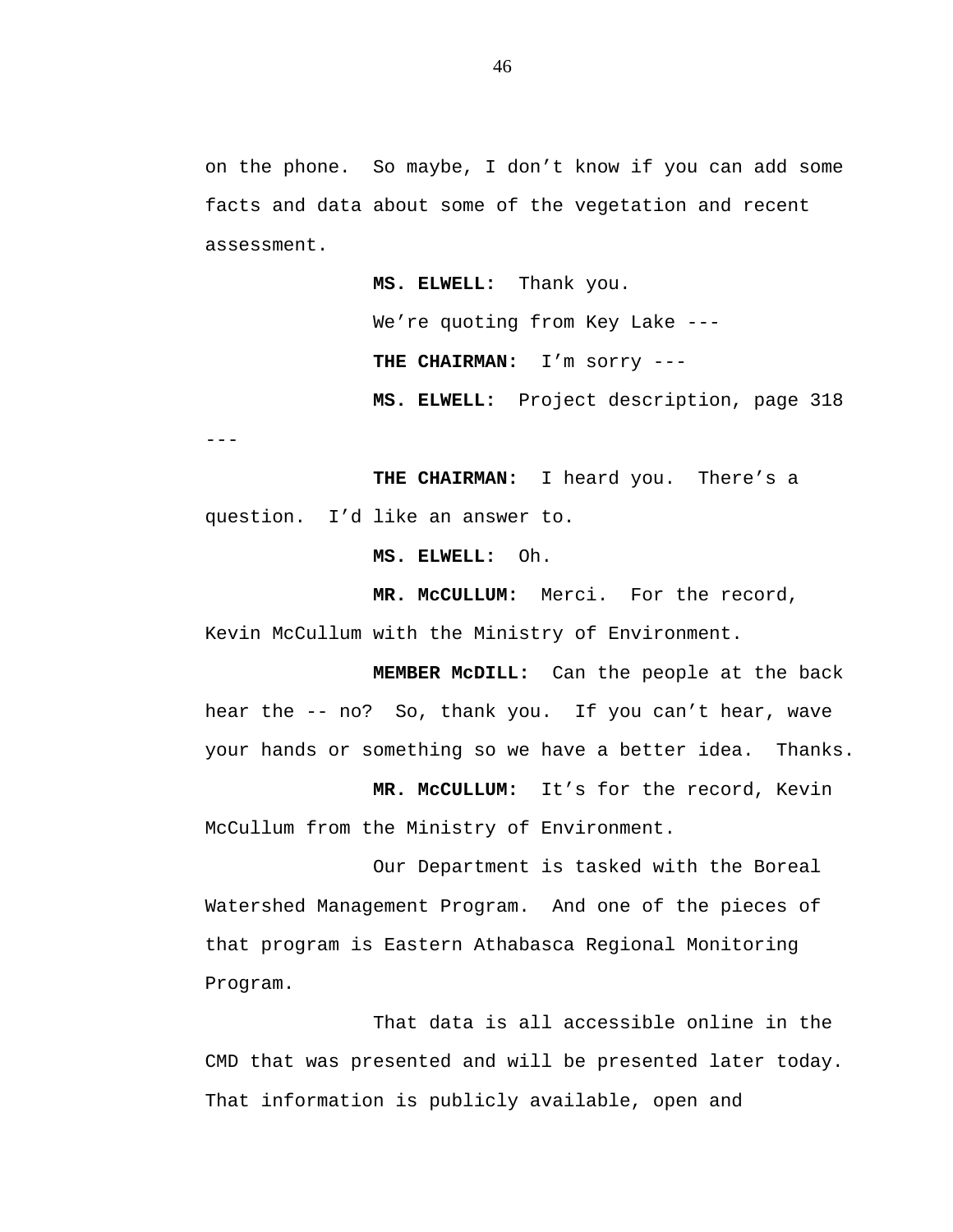on the phone. So maybe, I don't know if you can add some facts and data about some of the vegetation and recent assessment.

**MS. ELWELL:** Thank you.

We're quoting from Key Lake ---

**THE CHAIRMAN:** I'm sorry ---

**MS. ELWELL:** Project description, page 318 ---

**THE CHAIRMAN:** I heard you. There's a question. I'd like an answer to.

**MS. ELWELL:** Oh.

**MR. McCULLUM:** Merci. For the record, Kevin McCullum with the Ministry of Environment.

**MEMBER McDILL:** Can the people at the back hear the -- no? So, thank you. If you can't hear, wave your hands or something so we have a better idea. Thanks.

**MR. McCULLUM:** It's for the record, Kevin McCullum from the Ministry of Environment.

Our Department is tasked with the Boreal Watershed Management Program. And one of the pieces of that program is Eastern Athabasca Regional Monitoring Program.

That data is all accessible online in the CMD that was presented and will be presented later today. That information is publicly available, open and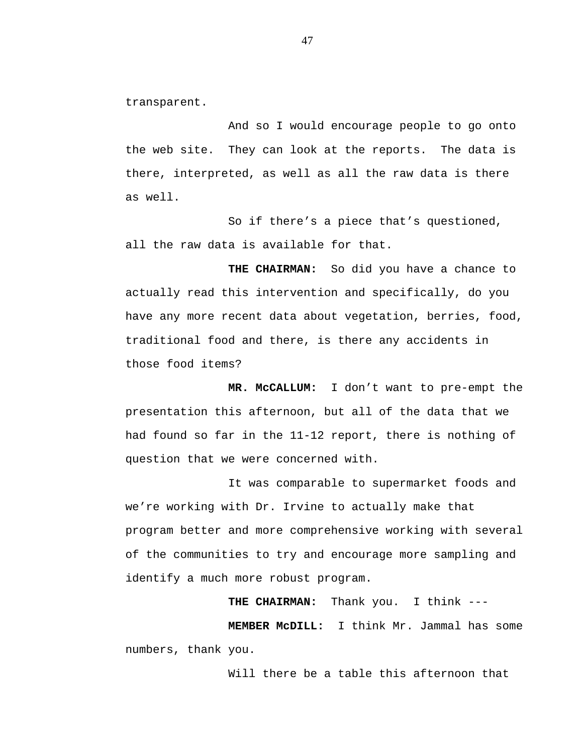transparent.

And so I would encourage people to go onto the web site. They can look at the reports. The data is there, interpreted, as well as all the raw data is there as well.

So if there's a piece that's questioned, all the raw data is available for that.

**THE CHAIRMAN:** So did you have a chance to actually read this intervention and specifically, do you have any more recent data about vegetation, berries, food, traditional food and there, is there any accidents in those food items?

**MR. McCALLUM:** I don't want to pre-empt the presentation this afternoon, but all of the data that we had found so far in the 11-12 report, there is nothing of question that we were concerned with.

It was comparable to supermarket foods and we're working with Dr. Irvine to actually make that program better and more comprehensive working with several of the communities to try and encourage more sampling and identify a much more robust program.

**THE CHAIRMAN:** Thank you. I think ---

**MEMBER McDILL:** I think Mr. Jammal has some numbers, thank you.

Will there be a table this afternoon that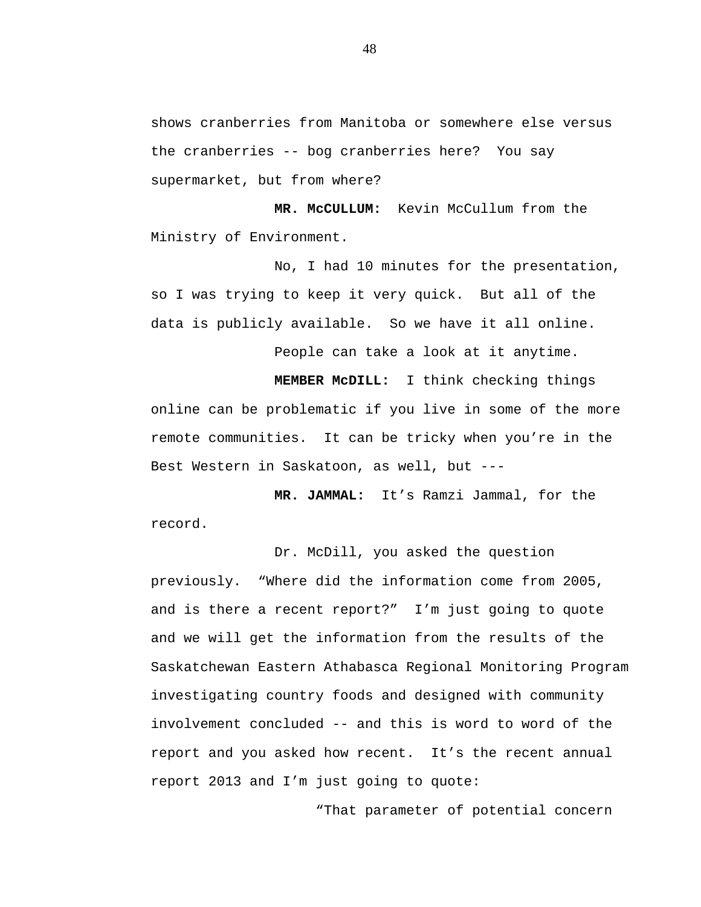shows cranberries from Manitoba or somewhere else versus the cranberries -- bog cranberries here? You say supermarket, but from where?

**MR. McCULLUM:** Kevin McCullum from the Ministry of Environment.

No, I had 10 minutes for the presentation, so I was trying to keep it very quick. But all of the data is publicly available. So we have it all online.

People can take a look at it anytime.

**MEMBER McDILL:** I think checking things online can be problematic if you live in some of the more remote communities. It can be tricky when you're in the Best Western in Saskatoon, as well, but ---

**MR. JAMMAL:** It's Ramzi Jammal, for the record.

Dr. McDill, you asked the question previously. "Where did the information come from 2005, and is there a recent report?" I'm just going to quote and we will get the information from the results of the Saskatchewan Eastern Athabasca Regional Monitoring Program investigating country foods and designed with community involvement concluded -- and this is word to word of the report and you asked how recent. It's the recent annual report 2013 and I'm just going to quote:

> "That parameter of potential concern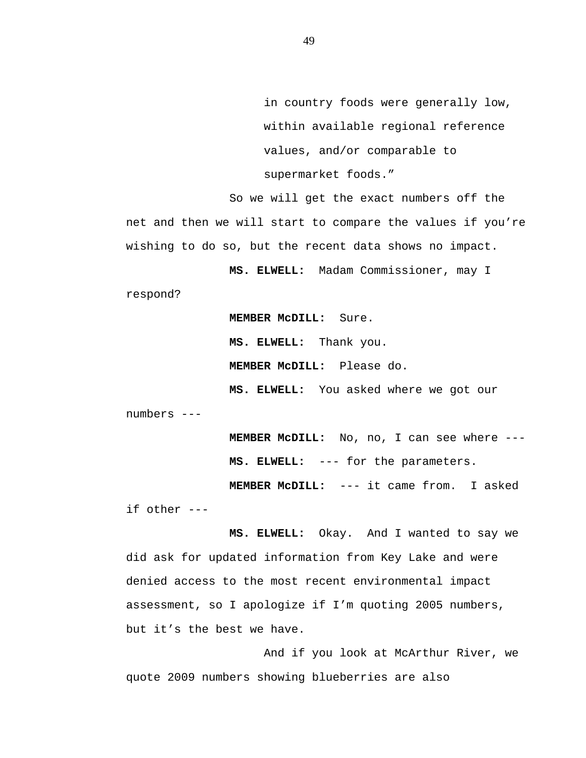in country foods were generally low, within available regional reference values, and/or comparable to supermarket foods."

So we will get the exact numbers off the net and then we will start to compare the values if you're wishing to do so, but the recent data shows no impact.

**MS. ELWELL:** Madam Commissioner, may I respond?

**MEMBER McDILL:** Sure.

**MS. ELWELL:** Thank you.

**MEMBER McDILL:** Please do.

**MS. ELWELL:** You asked where we got our numbers ---

**MEMBER McDILL:** No, no, I can see where ---

**MS. ELWELL:** --- for the parameters.

**MEMBER McDILL:** --- it came from. I asked if other ---

**MS. ELWELL:** Okay. And I wanted to say we did ask for updated information from Key Lake and were denied access to the most recent environmental impact assessment, so I apologize if I'm quoting 2005 numbers, but it's the best we have.

And if you look at McArthur River, we quote 2009 numbers showing blueberries are also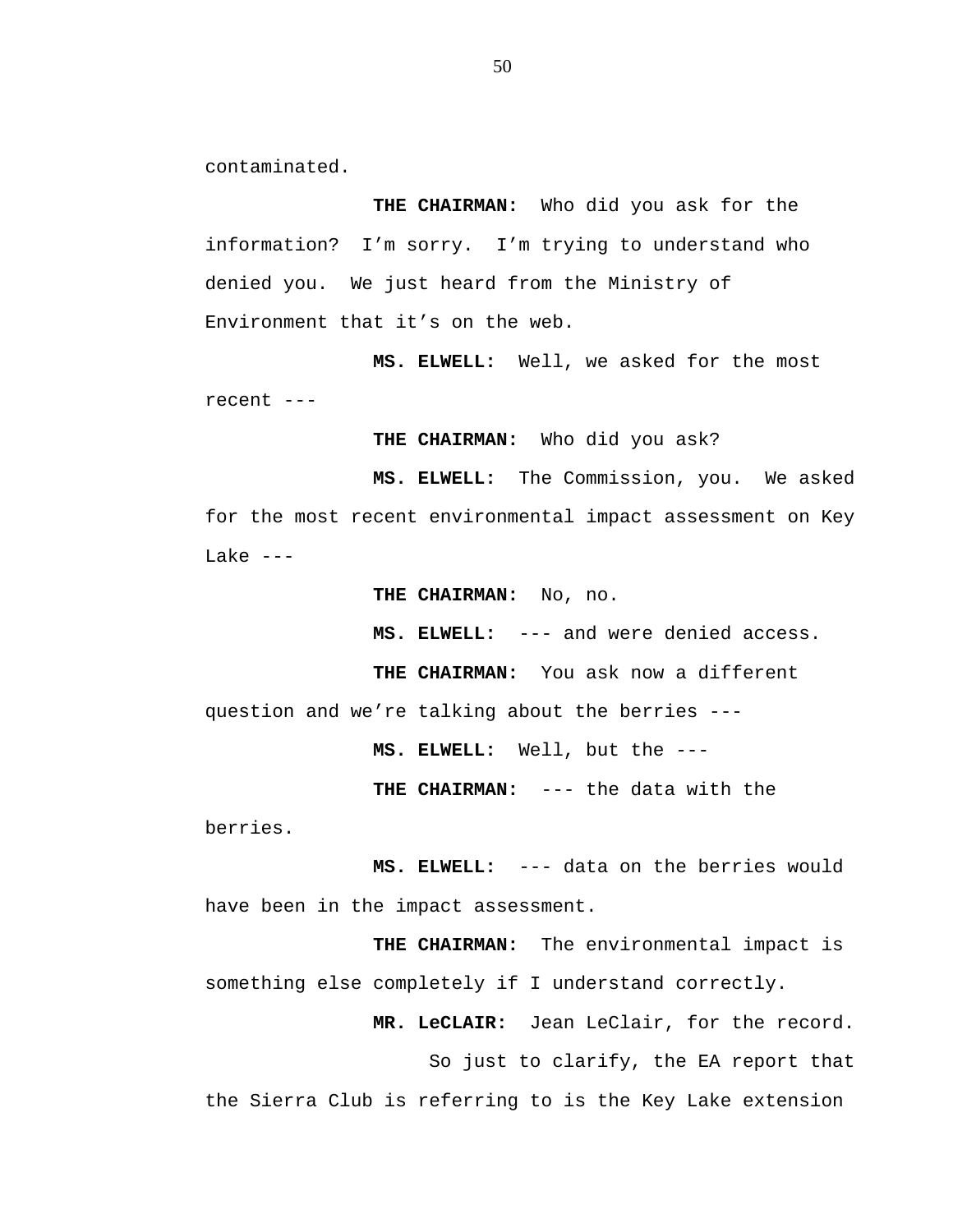contaminated.

**THE CHAIRMAN:** Who did you ask for the information? I'm sorry. I'm trying to understand who denied you. We just heard from the Ministry of Environment that it's on the web.

**MS. ELWELL:** Well, we asked for the most recent ---

**THE CHAIRMAN:** Who did you ask?

**MS. ELWELL:** The Commission, you. We asked for the most recent environmental impact assessment on Key Lake ---

**THE CHAIRMAN:** No, no.

**MS. ELWELL:** --- and were denied access.

**THE CHAIRMAN:** You ask now a different question and we're talking about the berries ---

**MS. ELWELL:** Well, but the ---

**THE CHAIRMAN:** --- the data with the berries.

**MS. ELWELL:** --- data on the berries would have been in the impact assessment.

**THE CHAIRMAN:** The environmental impact is something else completely if I understand correctly.

**MR. LeCLAIR:** Jean LeClair, for the record.

So just to clarify, the EA report that the Sierra Club is referring to is the Key Lake extension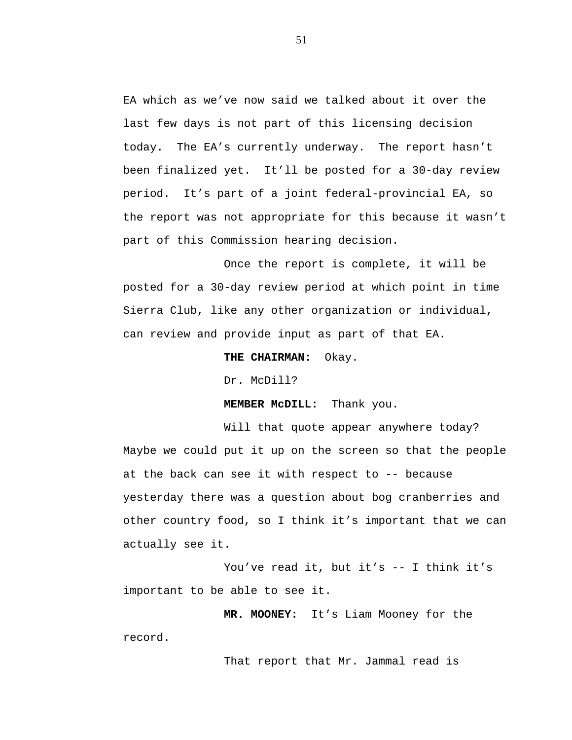EA which as we've now said we talked about it over the last few days is not part of this licensing decision today. The EA's currently underway. The report hasn't been finalized yet. It'll be posted for a 30-day review period. It's part of a joint federal-provincial EA, so the report was not appropriate for this because it wasn't part of this Commission hearing decision.

Once the report is complete, it will be posted for a 30-day review period at which point in time Sierra Club, like any other organization or individual, can review and provide input as part of that EA.

**THE CHAIRMAN:** Okay.

Dr. McDill?

**MEMBER McDILL:** Thank you.

Will that quote appear anywhere today? Maybe we could put it up on the screen so that the people at the back can see it with respect to -- because yesterday there was a question about bog cranberries and other country food, so I think it's important that we can actually see it.

You've read it, but it's -- I think it's important to be able to see it.

**MR. MOONEY:** It's Liam Mooney for the record.

That report that Mr. Jammal read is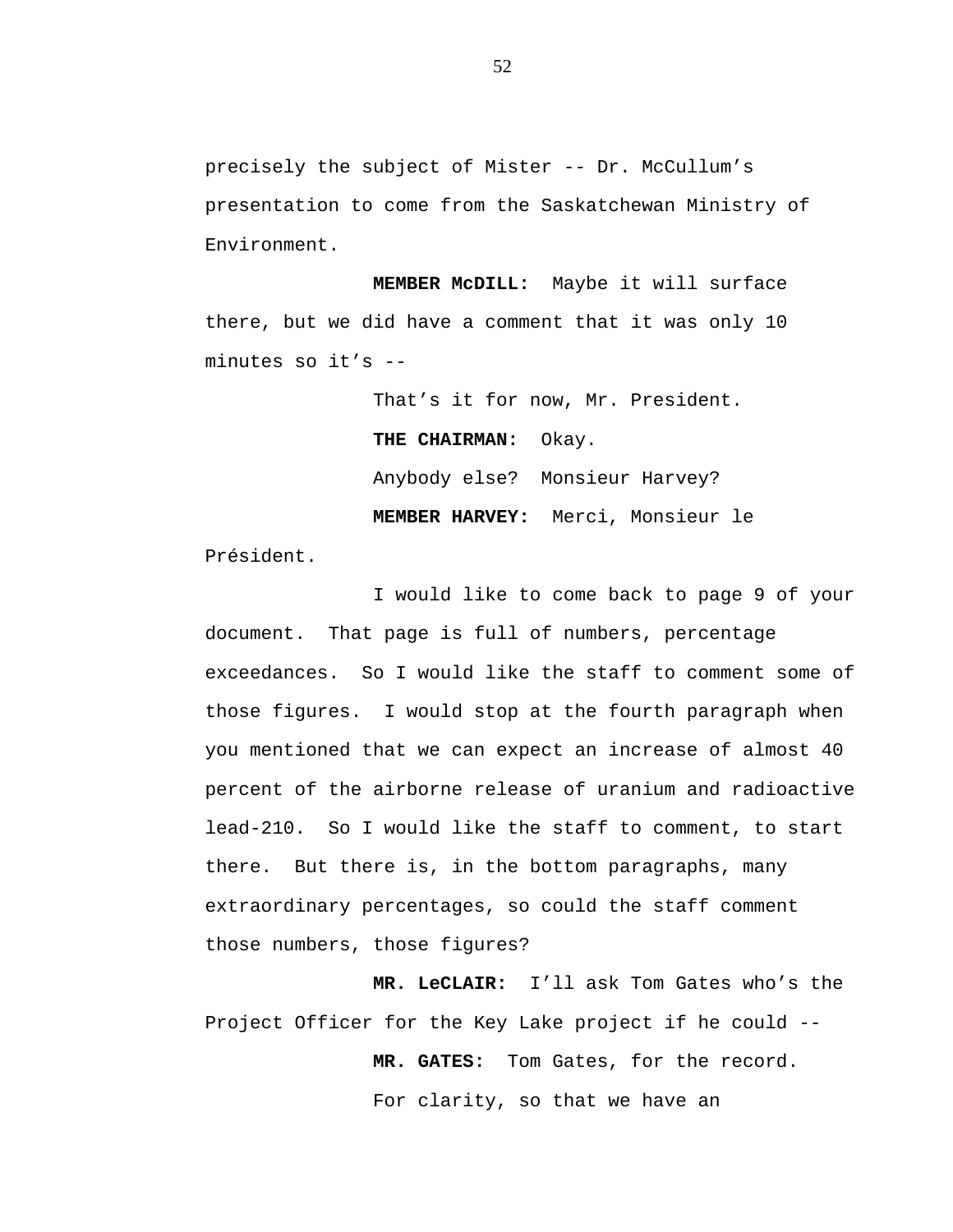precisely the subject of Mister -- Dr. McCullum's presentation to come from the Saskatchewan Ministry of Environment.

**MEMBER McDILL:** Maybe it will surface there, but we did have a comment that it was only 10 minutes so it's --

That's it for now, Mr. President.

**THE CHAIRMAN:** Okay.

Anybody else? Monsieur Harvey?

**MEMBER HARVEY:** Merci, Monsieur le Président.

I would like to come back to page 9 of your document. That page is full of numbers, percentage exceedances. So I would like the staff to comment some of those figures. I would stop at the fourth paragraph when you mentioned that we can expect an increase of almost 40 percent of the airborne release of uranium and radioactive lead-210. So I would like the staff to comment, to start there. But there is, in the bottom paragraphs, many extraordinary percentages, so could the staff comment those numbers, those figures?

**MR. LeCLAIR:** I'll ask Tom Gates who's the Project Officer for the Key Lake project if he could --

**MR. GATES:** Tom Gates, for the record.

For clarity, so that we have an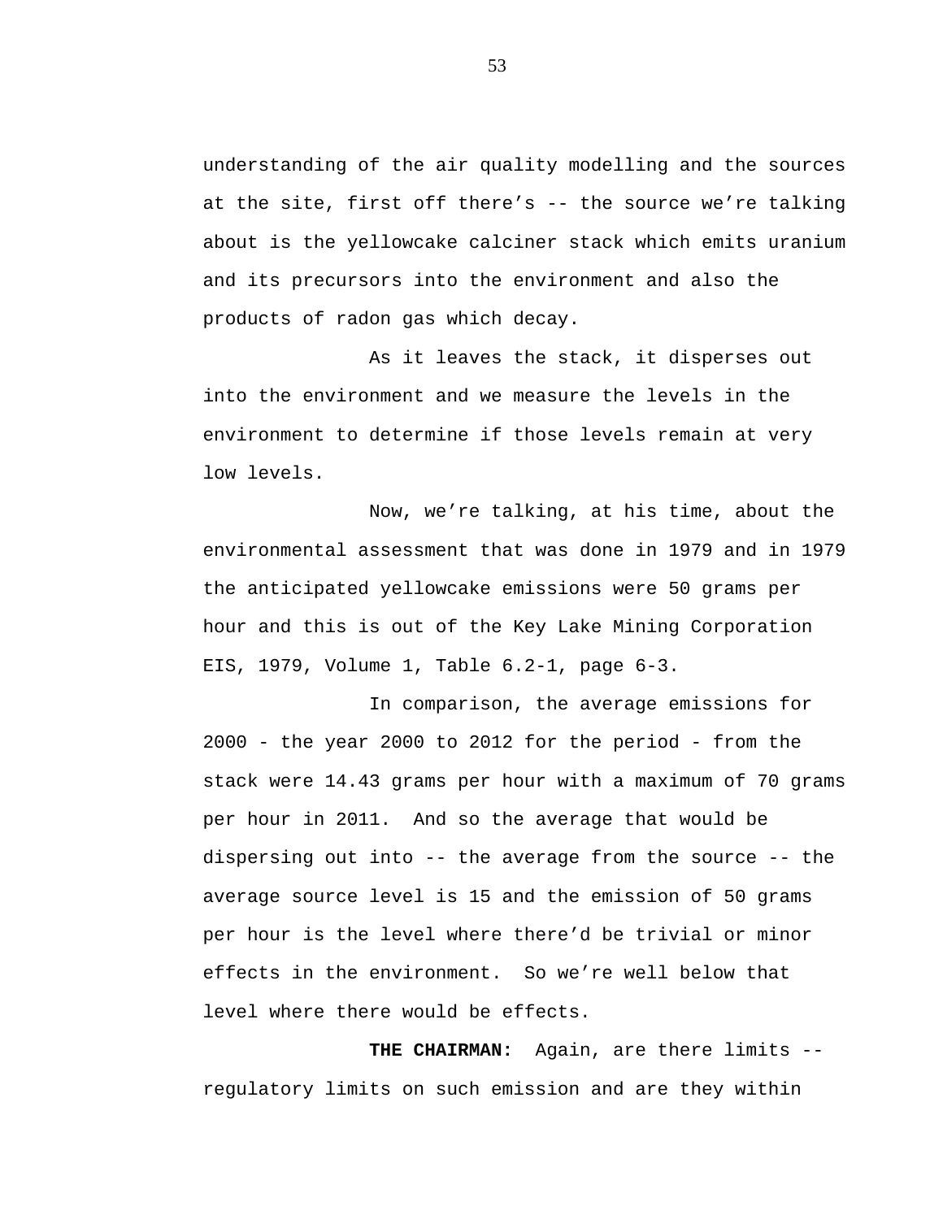understanding of the air quality modelling and the sources at the site, first off there's -- the source we're talking about is the yellowcake calciner stack which emits uranium and its precursors into the environment and also the products of radon gas which decay.

As it leaves the stack, it disperses out into the environment and we measure the levels in the environment to determine if those levels remain at very low levels.

Now, we're talking, at his time, about the environmental assessment that was done in 1979 and in 1979 the anticipated yellowcake emissions were 50 grams per hour and this is out of the Key Lake Mining Corporation EIS, 1979, Volume 1, Table 6.2-1, page 6-3.

In comparison, the average emissions for 2000 - the year 2000 to 2012 for the period - from the stack were 14.43 grams per hour with a maximum of 70 grams per hour in 2011. And so the average that would be dispersing out into -- the average from the source -- the average source level is 15 and the emission of 50 grams per hour is the level where there'd be trivial or minor effects in the environment. So we're well below that level where there would be effects.

**THE CHAIRMAN:** Again, are there limits -- regulatory limits on such emission and are they within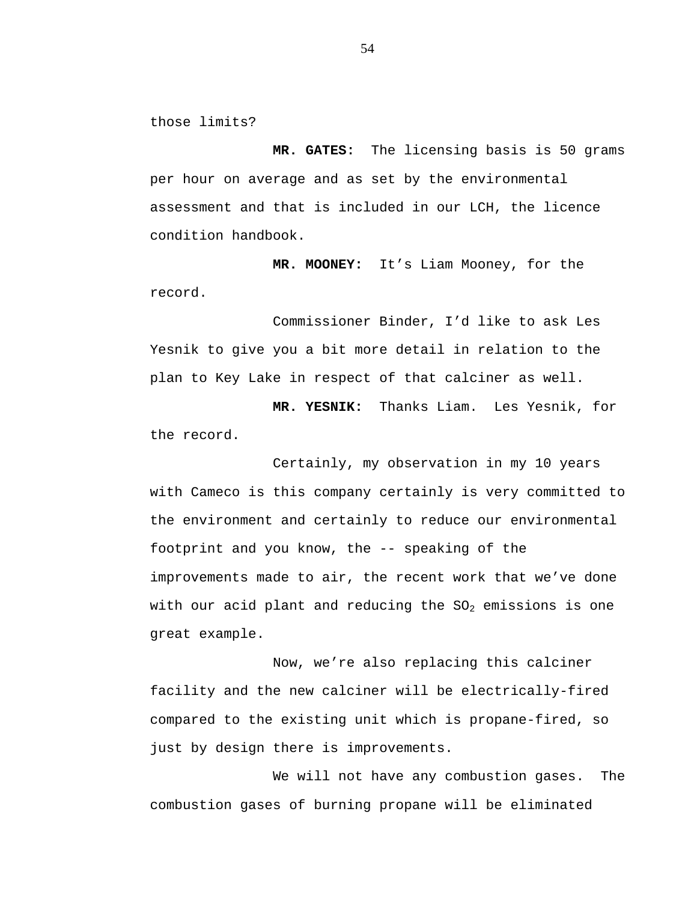those limits?

**MR. GATES:** The licensing basis is 50 grams per hour on average and as set by the environmental assessment and that is included in our LCH, the licence condition handbook.

**MR. MOONEY:** It's Liam Mooney, for the record.

Commissioner Binder, I'd like to ask Les Yesnik to give you a bit more detail in relation to the plan to Key Lake in respect of that calciner as well.

**MR. YESNIK:** Thanks Liam. Les Yesnik, for the record.

Certainly, my observation in my 10 years with Cameco is this company certainly is very committed to the environment and certainly to reduce our environmental footprint and you know, the -- speaking of the improvements made to air, the recent work that we've done with our acid plant and reducing the $SO_2$ emissions is one great example.

Now, we're also replacing this calciner facility and the new calciner will be electrically-fired compared to the existing unit which is propane-fired, so just by design there is improvements.

We will not have any combustion gases. The combustion gases of burning propane will be eliminated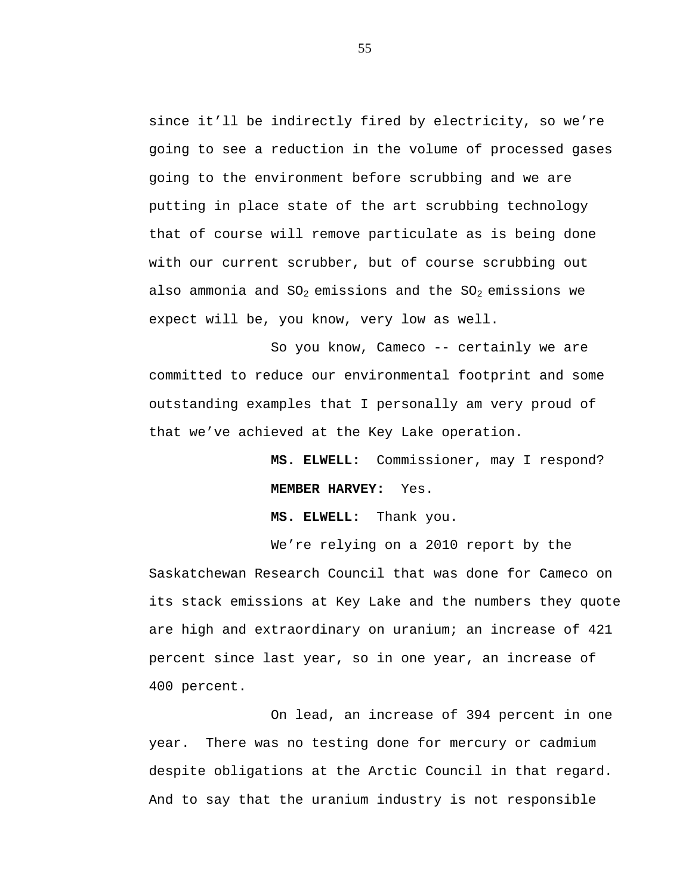since it'll be indirectly fired by electricity, so we're going to see a reduction in the volume of processed gases going to the environment before scrubbing and we are putting in place state of the art scrubbing technology that of course will remove particulate as is being done with our current scrubber, but of course scrubbing out also ammonia and $SO_2$ emissions and the $SO_2$ emissions we expect will be, you know, very low as well.

So you know, Cameco -- certainly we are committed to reduce our environmental footprint and some outstanding examples that I personally am very proud of that we've achieved at the Key Lake operation.

**MS. ELWELL:** Commissioner, may I respond?

**MEMBER HARVEY:** Yes.

**MS. ELWELL:** Thank you.

We're relying on a 2010 report by the Saskatchewan Research Council that was done for Cameco on its stack emissions at Key Lake and the numbers they quote are high and extraordinary on uranium; an increase of 421 percent since last year, so in one year, an increase of 400 percent.

On lead, an increase of 394 percent in one year. There was no testing done for mercury or cadmium despite obligations at the Arctic Council in that regard. And to say that the uranium industry is not responsible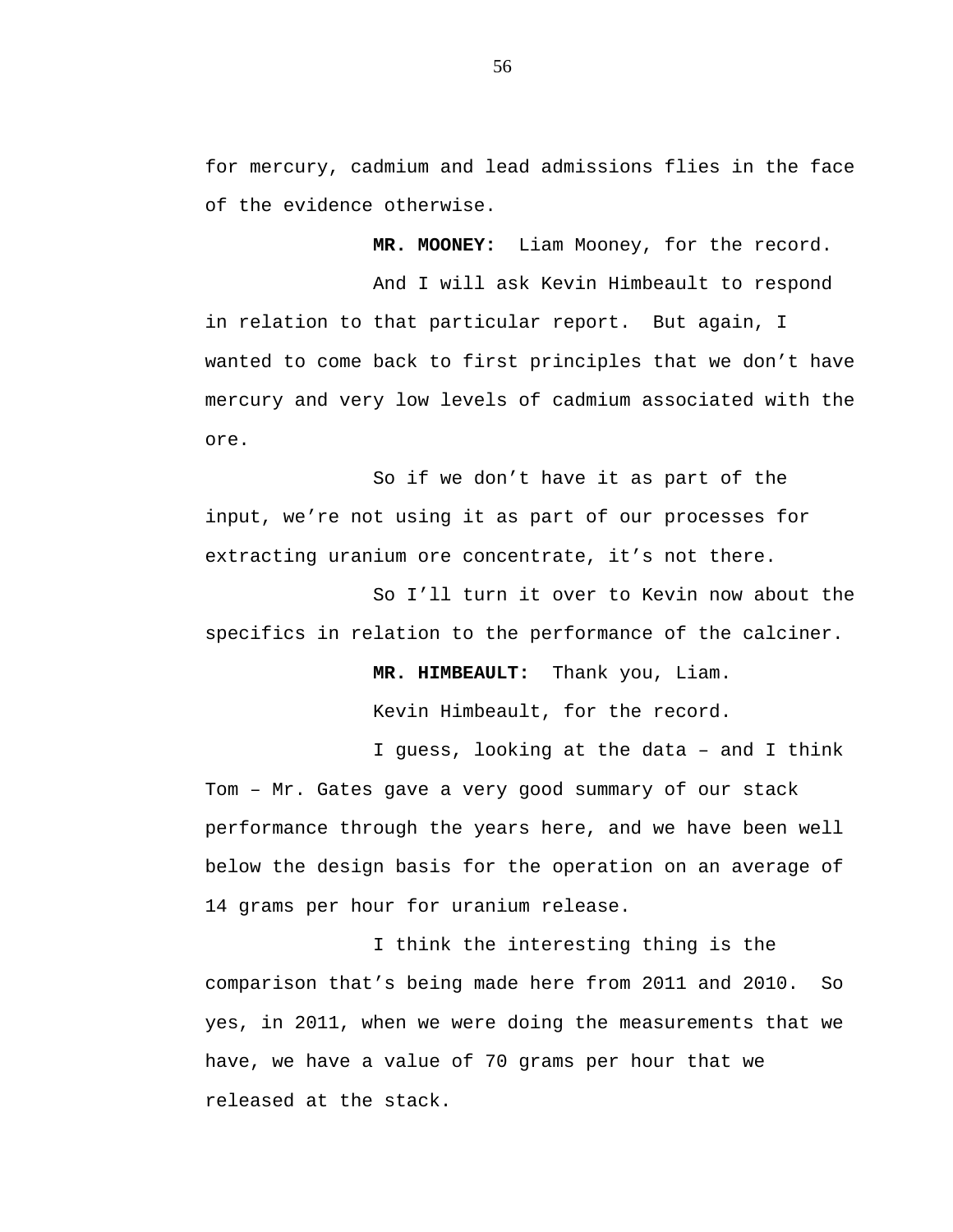for mercury, cadmium and lead admissions flies in the face of the evidence otherwise.

**MR. MOONEY:** Liam Mooney, for the record.

And I will ask Kevin Himbeault to respond in relation to that particular report. But again, I wanted to come back to first principles that we don't have mercury and very low levels of cadmium associated with the ore.

So if we don't have it as part of the input, we're not using it as part of our processes for extracting uranium ore concentrate, it's not there.

So I'll turn it over to Kevin now about the specifics in relation to the performance of the calciner.

**MR. HIMBEAULT:** Thank you, Liam.

Kevin Himbeault, for the record.

I guess, looking at the data – and I think Tom – Mr. Gates gave a very good summary of our stack performance through the years here, and we have been well below the design basis for the operation on an average of 14 grams per hour for uranium release.

I think the interesting thing is the comparison that's being made here from 2011 and 2010. So yes, in 2011, when we were doing the measurements that we have, we have a value of 70 grams per hour that we released at the stack.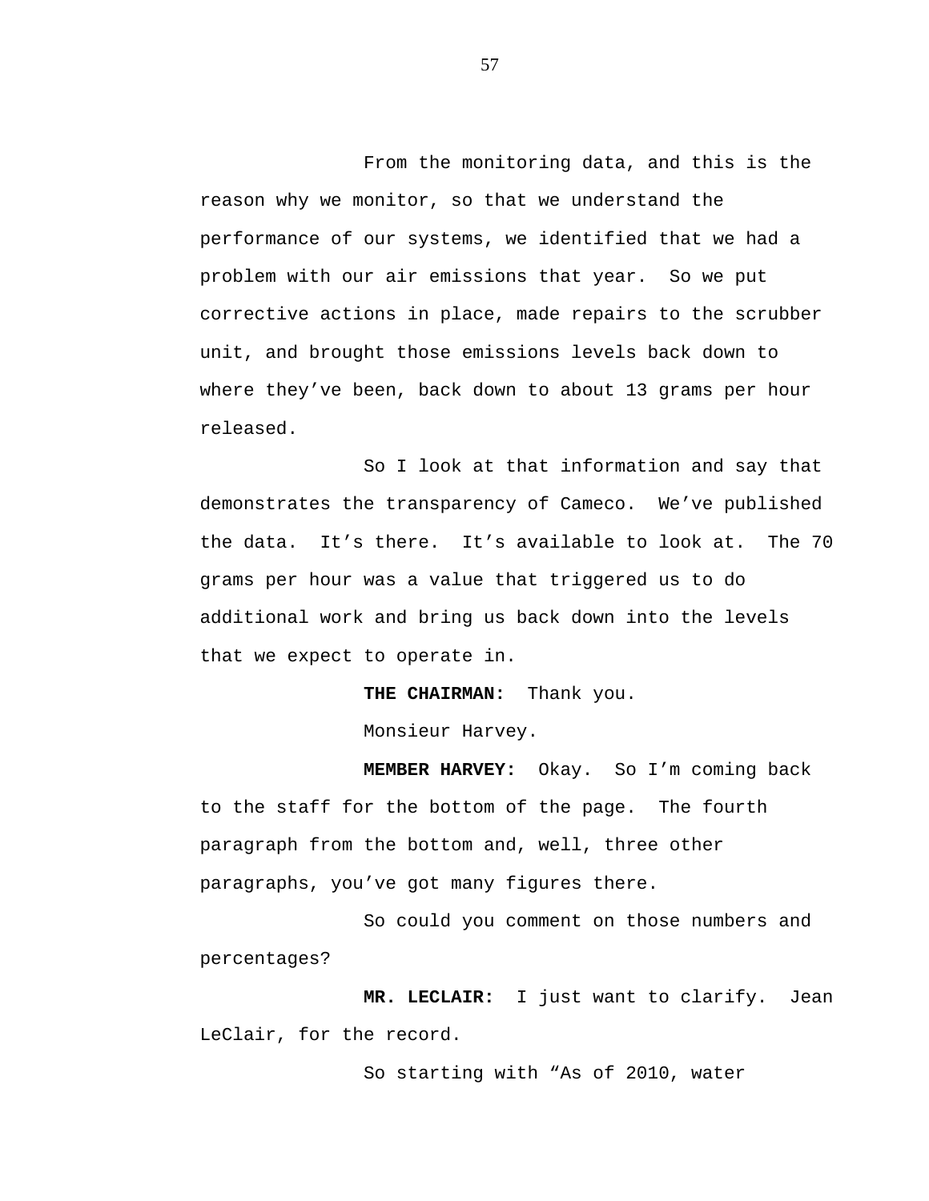From the monitoring data, and this is the reason why we monitor, so that we understand the performance of our systems, we identified that we had a problem with our air emissions that year. So we put corrective actions in place, made repairs to the scrubber unit, and brought those emissions levels back down to where they've been, back down to about 13 grams per hour released.

So I look at that information and say that demonstrates the transparency of Cameco. We've published the data. It's there. It's available to look at. The 70 grams per hour was a value that triggered us to do additional work and bring us back down into the levels that we expect to operate in.

**THE CHAIRMAN:** Thank you.

Monsieur Harvey.

**MEMBER HARVEY:** Okay. So I'm coming back to the staff for the bottom of the page. The fourth paragraph from the bottom and, well, three other paragraphs, you've got many figures there.

So could you comment on those numbers and percentages?

**MR. LECLAIR:** I just want to clarify. Jean LeClair, for the record.

So starting with "As of 2010, water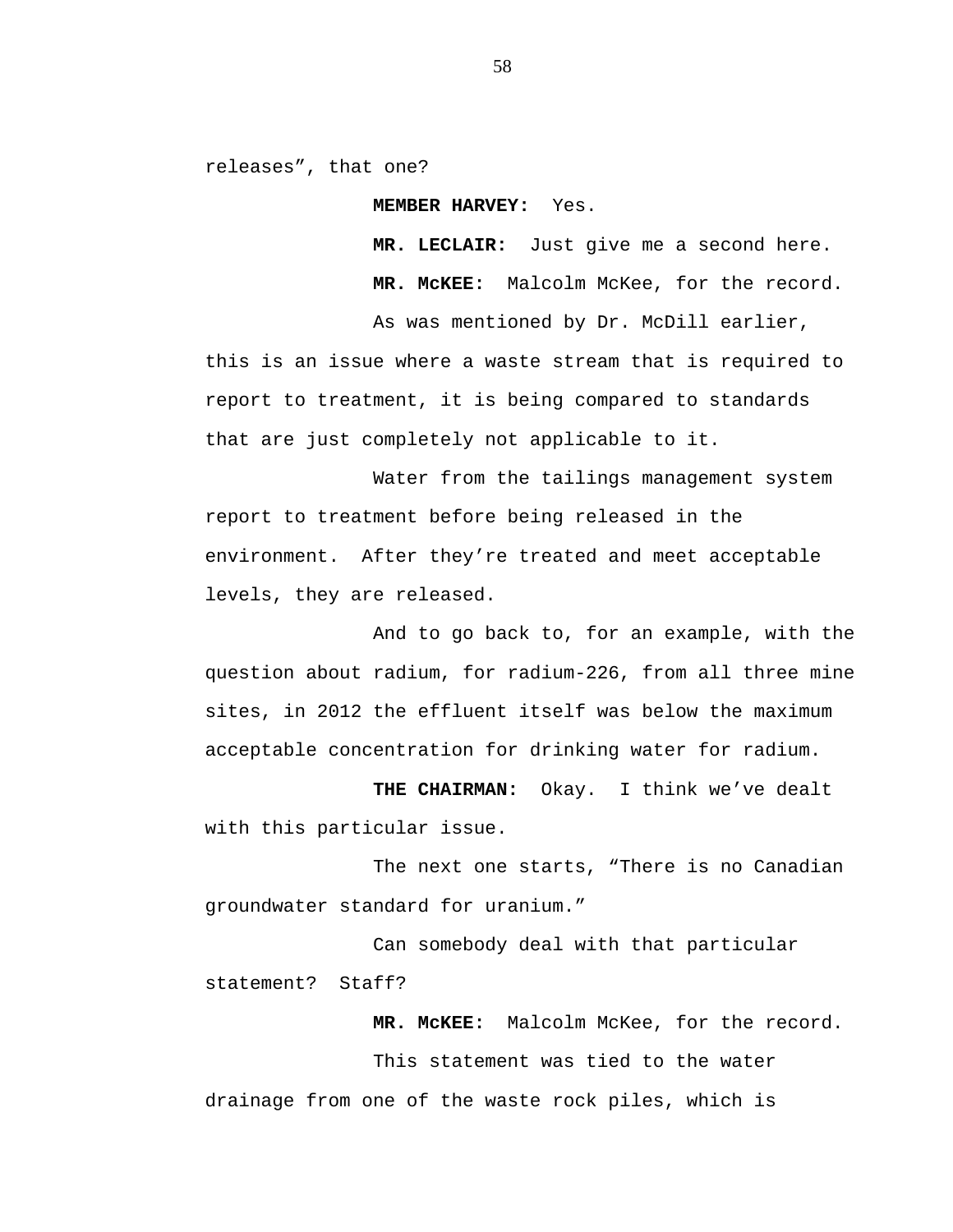releases", that one?

**MEMBER HARVEY:** Yes.

**MR. LECLAIR:** Just give me a second here.

**MR. McKEE:** Malcolm McKee, for the record.

As was mentioned by Dr. McDill earlier, this is an issue where a waste stream that is required to report to treatment, it is being compared to standards that are just completely not applicable to it.

Water from the tailings management system report to treatment before being released in the environment. After they're treated and meet acceptable levels, they are released.

And to go back to, for an example, with the question about radium, for radium-226, from all three mine sites, in 2012 the effluent itself was below the maximum acceptable concentration for drinking water for radium.

**THE CHAIRMAN:** Okay. I think we've dealt with this particular issue.

The next one starts, "There is no Canadian groundwater standard for uranium."

Can somebody deal with that particular statement? Staff?

**MR. McKEE:** Malcolm McKee, for the record.

This statement was tied to the water drainage from one of the waste rock piles, which is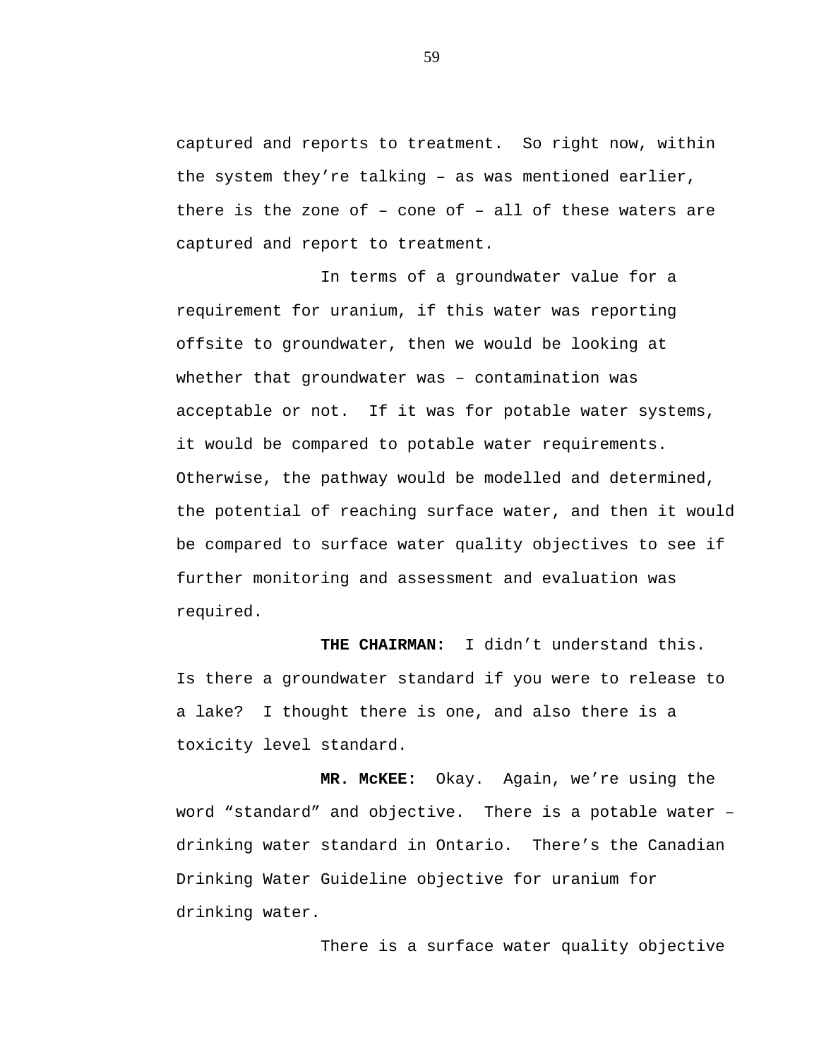captured and reports to treatment. So right now, within the system they're talking – as was mentioned earlier, there is the zone of – cone of – all of these waters are captured and report to treatment.

In terms of a groundwater value for a requirement for uranium, if this water was reporting offsite to groundwater, then we would be looking at whether that groundwater was – contamination was acceptable or not. If it was for potable water systems, it would be compared to potable water requirements. Otherwise, the pathway would be modelled and determined, the potential of reaching surface water, and then it would be compared to surface water quality objectives to see if further monitoring and assessment and evaluation was required.

**THE CHAIRMAN:** I didn't understand this. Is there a groundwater standard if you were to release to a lake? I thought there is one, and also there is a toxicity level standard.

**MR. McKEE:** Okay. Again, we're using the word "standard" and objective. There is a potable water – drinking water standard in Ontario. There's the Canadian Drinking Water Guideline objective for uranium for drinking water.

There is a surface water quality objective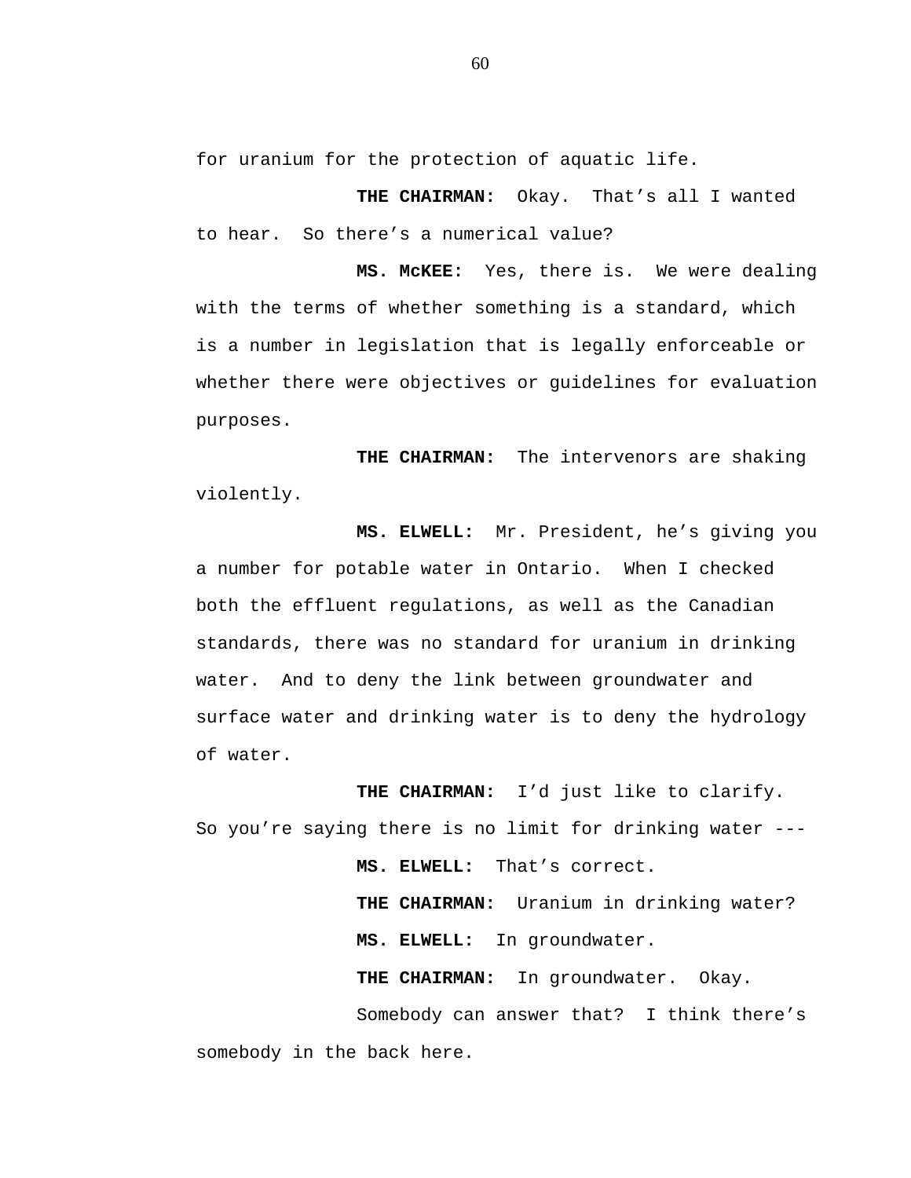for uranium for the protection of aquatic life.

**THE CHAIRMAN:** Okay. That's all I wanted to hear. So there's a numerical value?

**MS. McKEE:** Yes, there is. We were dealing with the terms of whether something is a standard, which is a number in legislation that is legally enforceable or whether there were objectives or guidelines for evaluation purposes.

**THE CHAIRMAN:** The intervenors are shaking violently.

**MS. ELWELL:** Mr. President, he's giving you a number for potable water in Ontario. When I checked both the effluent regulations, as well as the Canadian standards, there was no standard for uranium in drinking water. And to deny the link between groundwater and surface water and drinking water is to deny the hydrology of water.

**THE CHAIRMAN:** I'd just like to clarify. So you're saying there is no limit for drinking water ---

**MS. ELWELL:** That's correct.

**THE CHAIRMAN:** Uranium in drinking water?

**MS. ELWELL:** In groundwater.

**THE CHAIRMAN:** In groundwater. Okay.

Somebody can answer that? I think there's somebody in the back here.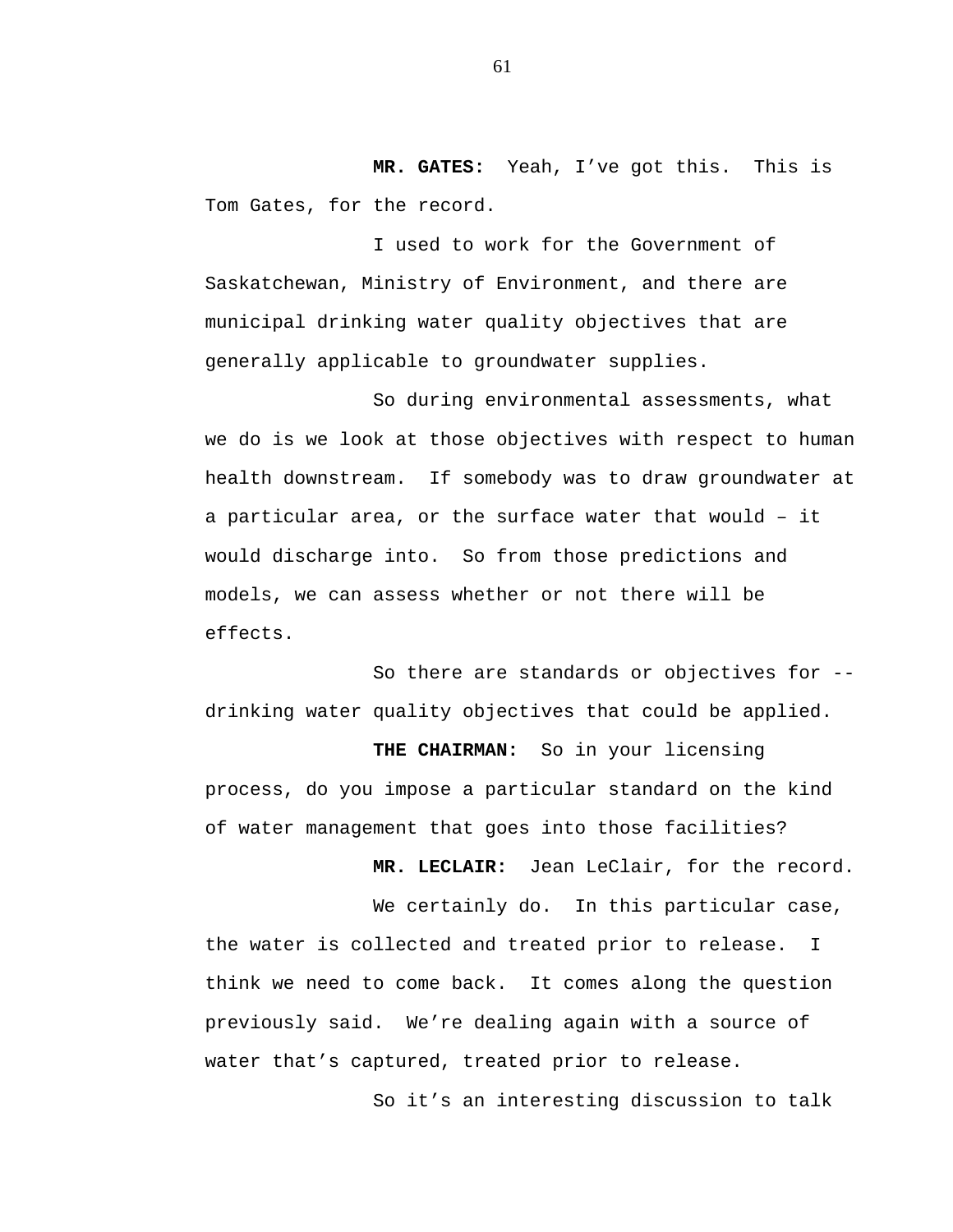**MR. GATES:** Yeah, I've got this. This is Tom Gates, for the record.

I used to work for the Government of Saskatchewan, Ministry of Environment, and there are municipal drinking water quality objectives that are generally applicable to groundwater supplies.

So during environmental assessments, what we do is we look at those objectives with respect to human health downstream. If somebody was to draw groundwater at a particular area, or the surface water that would – it would discharge into. So from those predictions and models, we can assess whether or not there will be effects.

So there are standards or objectives for -- drinking water quality objectives that could be applied.

**THE CHAIRMAN:** So in your licensing process, do you impose a particular standard on the kind of water management that goes into those facilities?

**MR. LECLAIR:** Jean LeClair, for the record.

We certainly do. In this particular case, the water is collected and treated prior to release. I think we need to come back. It comes along the question previously said. We're dealing again with a source of water that's captured, treated prior to release.

So it's an interesting discussion to talk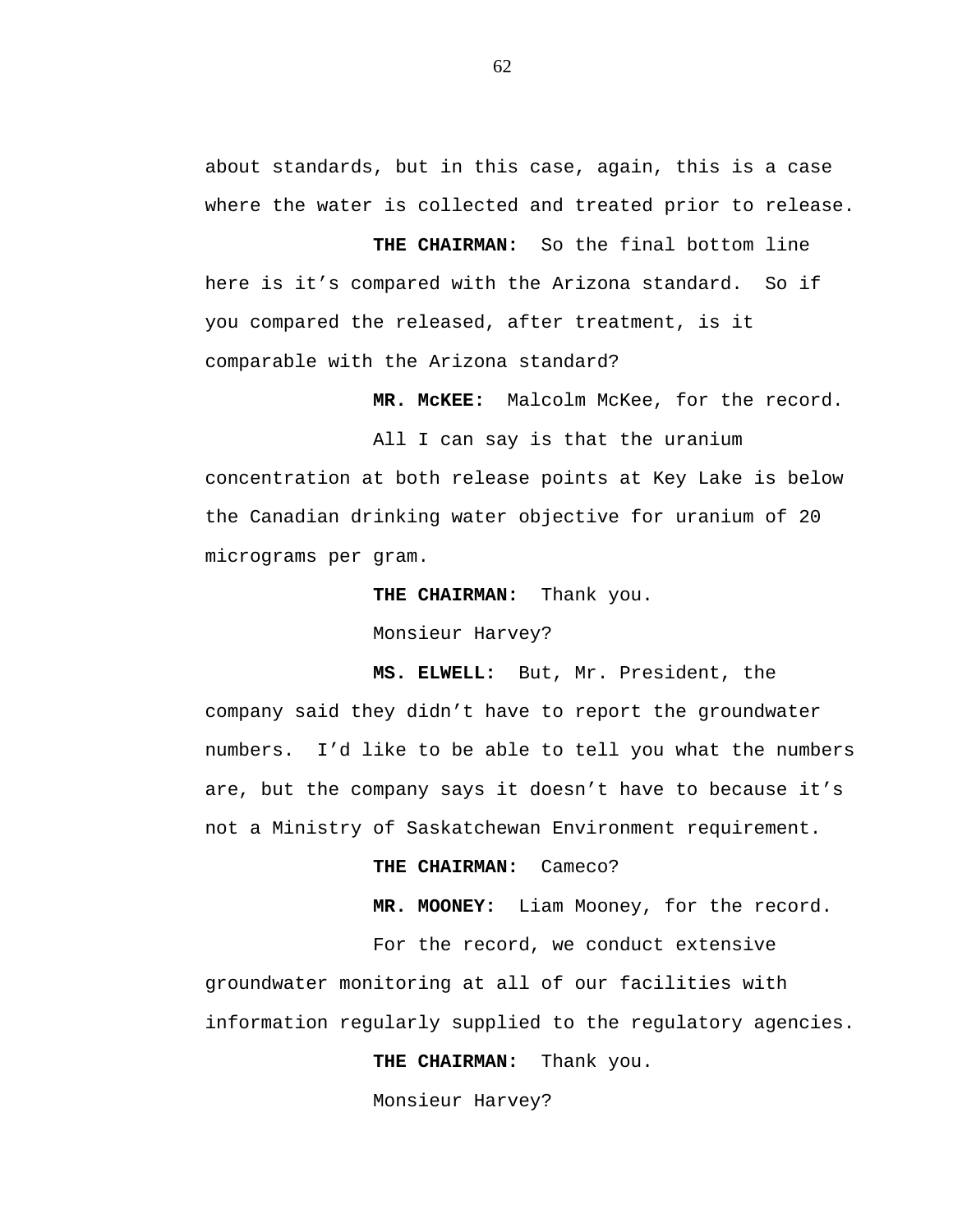about standards, but in this case, again, this is a case where the water is collected and treated prior to release.

**THE CHAIRMAN:** So the final bottom line here is it's compared with the Arizona standard. So if you compared the released, after treatment, is it comparable with the Arizona standard?

**MR. McKEE:** Malcolm McKee, for the record.

All I can say is that the uranium concentration at both release points at Key Lake is below the Canadian drinking water objective for uranium of 20 micrograms per gram.

**THE CHAIRMAN:** Thank you.

Monsieur Harvey?

**MS. ELWELL:** But, Mr. President, the company said they didn't have to report the groundwater numbers. I'd like to be able to tell you what the numbers are, but the company says it doesn't have to because it's not a Ministry of Saskatchewan Environment requirement.

**THE CHAIRMAN:** Cameco?

**MR. MOONEY:** Liam Mooney, for the record.

For the record, we conduct extensive groundwater monitoring at all of our facilities with information regularly supplied to the regulatory agencies.

**THE CHAIRMAN:** Thank you.

Monsieur Harvey?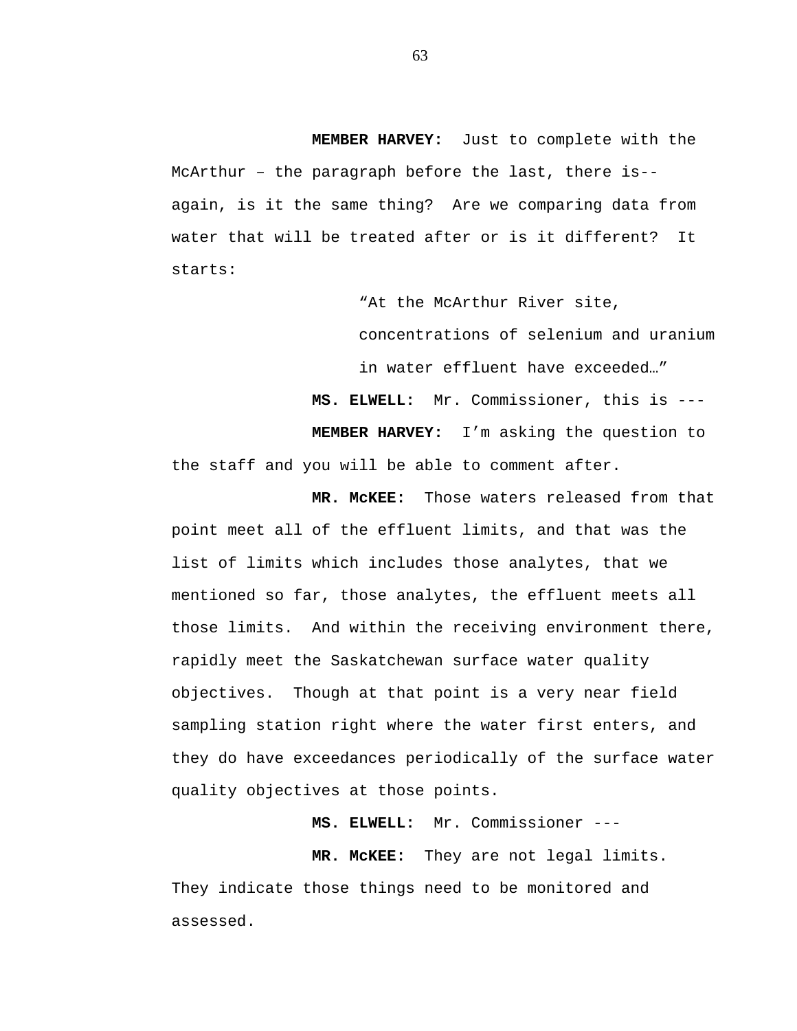**MEMBER HARVEY:** Just to complete with the McArthur – the paragraph before the last, there is-- again, is it the same thing? Are we comparing data from water that will be treated after or is it different? It starts:

> "At the McArthur River site, concentrations of selenium and uranium in water effluent have exceeded…"

**MS. ELWELL:** Mr. Commissioner, this is ---

**MEMBER HARVEY:** I'm asking the question to the staff and you will be able to comment after.

**MR. McKEE:** Those waters released from that point meet all of the effluent limits, and that was the list of limits which includes those analytes, that we mentioned so far, those analytes, the effluent meets all those limits. And within the receiving environment there, rapidly meet the Saskatchewan surface water quality objectives. Though at that point is a very near field sampling station right where the water first enters, and they do have exceedances periodically of the surface water quality objectives at those points.

**MS. ELWELL:** Mr. Commissioner ---

**MR. McKEE:** They are not legal limits. They indicate those things need to be monitored and assessed.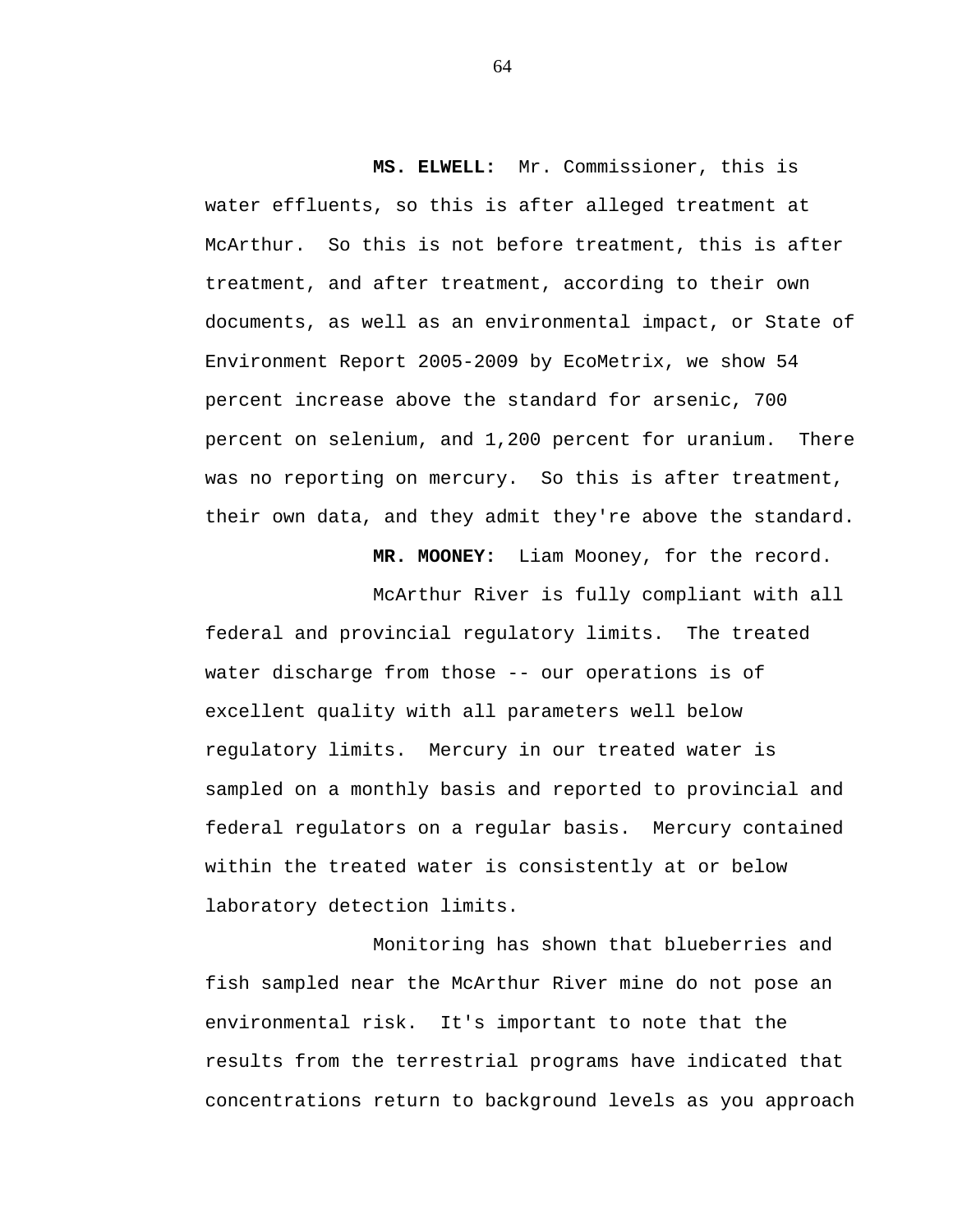**MS. ELWELL:** Mr. Commissioner, this is water effluents, so this is after alleged treatment at McArthur. So this is not before treatment, this is after treatment, and after treatment, according to their own documents, as well as an environmental impact, or State of Environment Report 2005-2009 by EcoMetrix, we show 54 percent increase above the standard for arsenic, 700 percent on selenium, and 1,200 percent for uranium. There was no reporting on mercury. So this is after treatment, their own data, and they admit they're above the standard.

**MR. MOONEY:** Liam Mooney, for the record.

McArthur River is fully compliant with all federal and provincial regulatory limits. The treated water discharge from those -- our operations is of excellent quality with all parameters well below regulatory limits. Mercury in our treated water is sampled on a monthly basis and reported to provincial and federal regulators on a regular basis. Mercury contained within the treated water is consistently at or below laboratory detection limits.

Monitoring has shown that blueberries and fish sampled near the McArthur River mine do not pose an environmental risk. It's important to note that the results from the terrestrial programs have indicated that concentrations return to background levels as you approach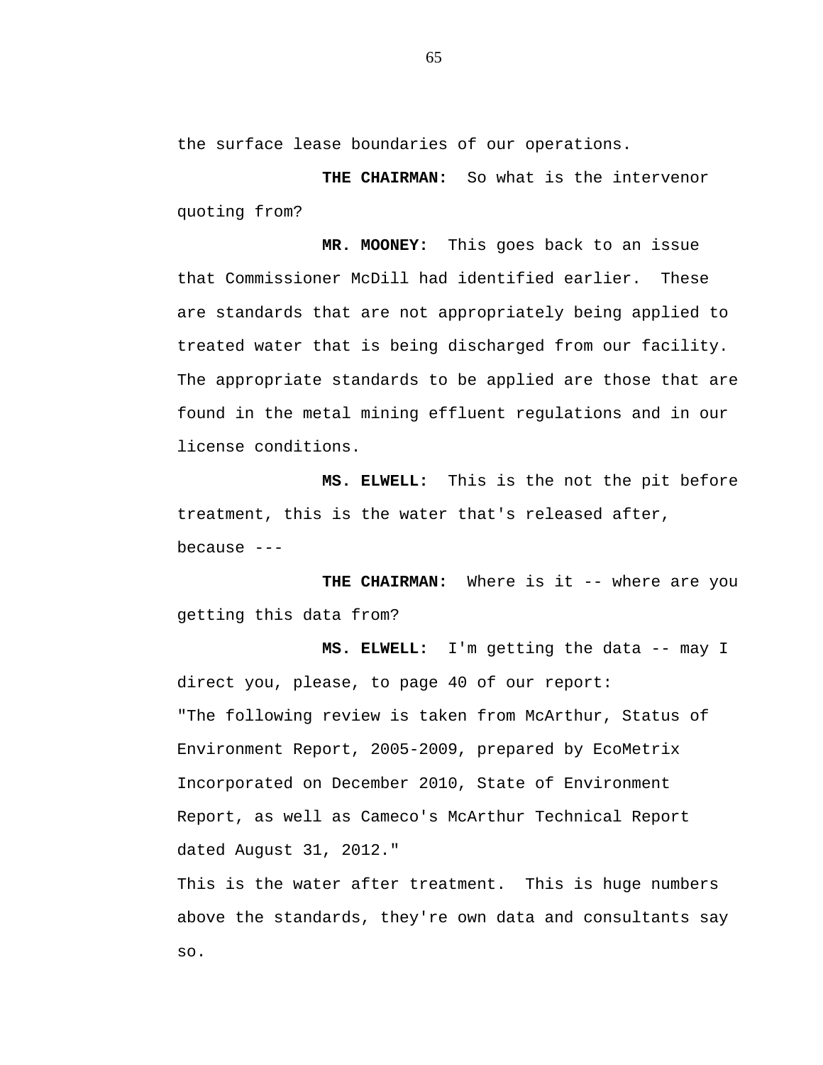the surface lease boundaries of our operations.

**THE CHAIRMAN:** So what is the intervenor quoting from?

**MR. MOONEY:** This goes back to an issue that Commissioner McDill had identified earlier. These are standards that are not appropriately being applied to treated water that is being discharged from our facility. The appropriate standards to be applied are those that are found in the metal mining effluent regulations and in our license conditions.

**MS. ELWELL:** This is the not the pit before treatment, this is the water that's released after, because ---

**THE CHAIRMAN:** Where is it -- where are you getting this data from?

**MS. ELWELL:** I'm getting the data -- may I direct you, please, to page 40 of our report:

"The following review is taken from McArthur, Status of Environment Report, 2005-2009, prepared by EcoMetrix Incorporated on December 2010, State of Environment Report, as well as Cameco's McArthur Technical Report dated August 31, 2012."

This is the water after treatment. This is huge numbers above the standards, they're own data and consultants say so.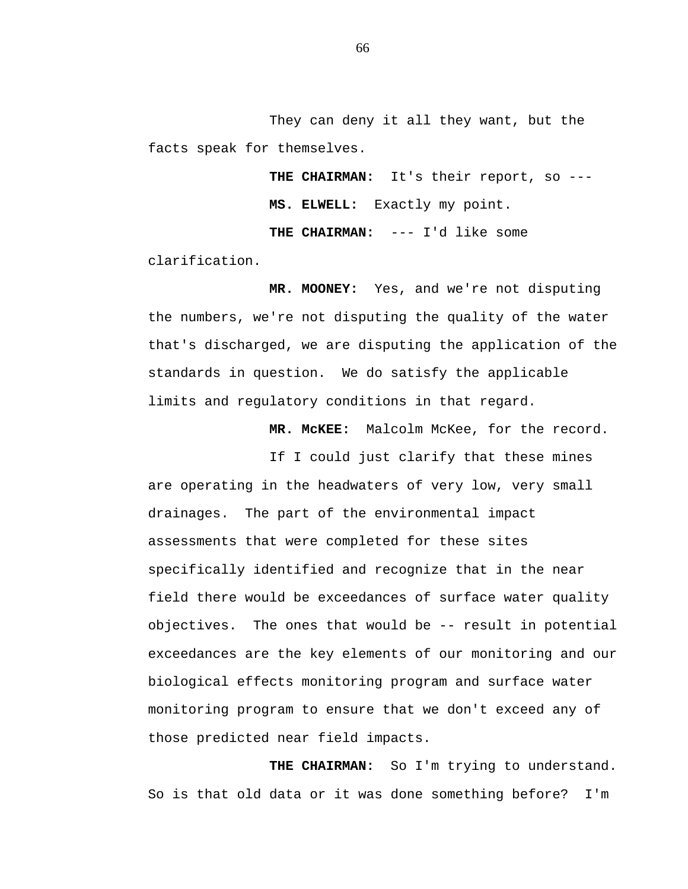They can deny it all they want, but the facts speak for themselves.

**THE CHAIRMAN:** It's their report, so ---

**MS. ELWELL:** Exactly my point.

**THE CHAIRMAN:** --- I'd like some clarification.

**MR. MOONEY:** Yes, and we're not disputing the numbers, we're not disputing the quality of the water that's discharged, we are disputing the application of the standards in question. We do satisfy the applicable limits and regulatory conditions in that regard.

**MR. McKEE:** Malcolm McKee, for the record.

If I could just clarify that these mines are operating in the headwaters of very low, very small drainages. The part of the environmental impact assessments that were completed for these sites specifically identified and recognize that in the near field there would be exceedances of surface water quality objectives. The ones that would be -- result in potential exceedances are the key elements of our monitoring and our biological effects monitoring program and surface water monitoring program to ensure that we don't exceed any of those predicted near field impacts.

**THE CHAIRMAN:** So I'm trying to understand. So is that old data or it was done something before? I'm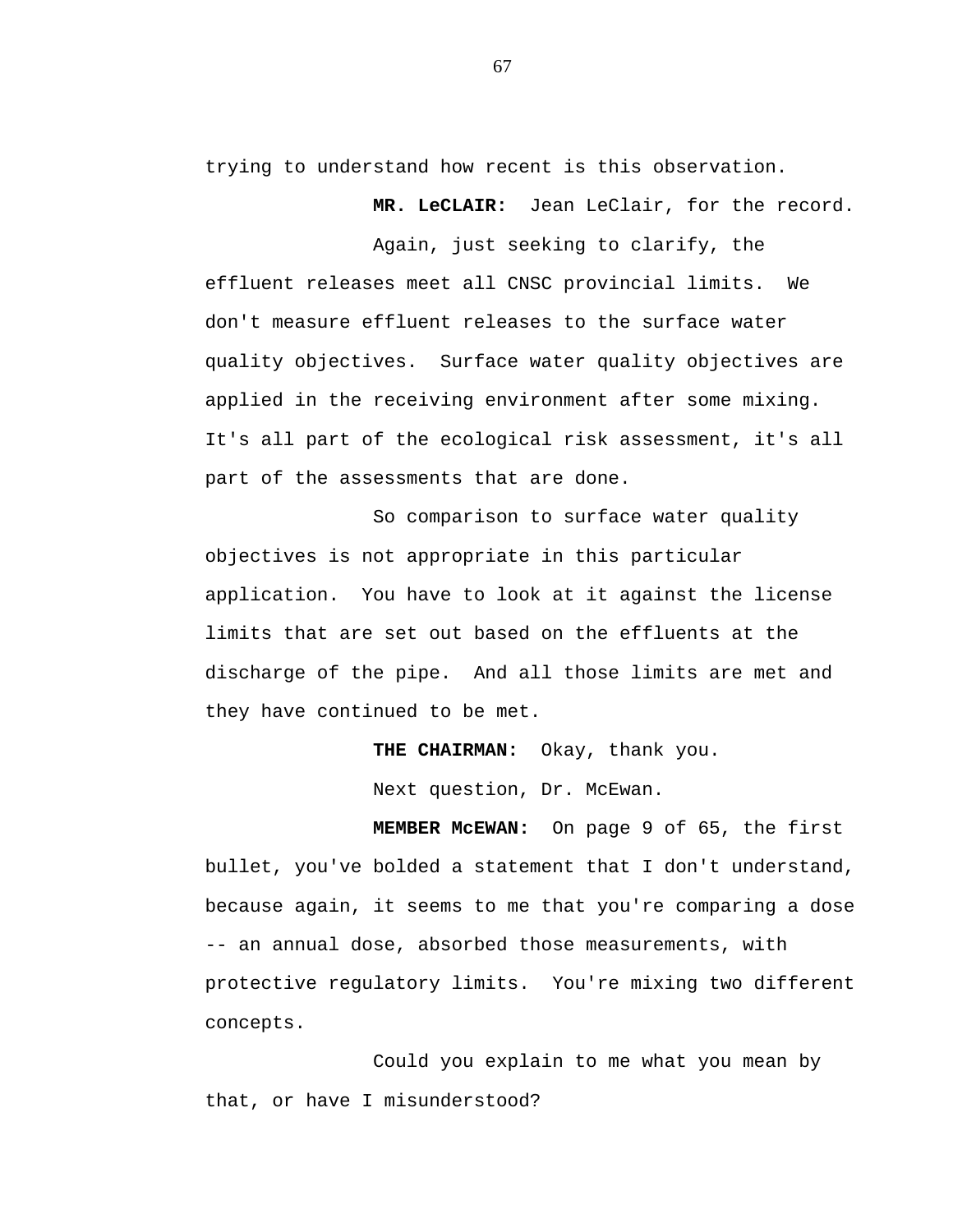trying to understand how recent is this observation.

**MR. LeCLAIR:** Jean LeClair, for the record.

Again, just seeking to clarify, the effluent releases meet all CNSC provincial limits. We don't measure effluent releases to the surface water quality objectives. Surface water quality objectives are applied in the receiving environment after some mixing. It's all part of the ecological risk assessment, it's all part of the assessments that are done.

So comparison to surface water quality objectives is not appropriate in this particular application. You have to look at it against the license limits that are set out based on the effluents at the discharge of the pipe. And all those limits are met and they have continued to be met.

**THE CHAIRMAN:** Okay, thank you.

Next question, Dr. McEwan.

**MEMBER McEWAN:** On page 9 of 65, the first bullet, you've bolded a statement that I don't understand, because again, it seems to me that you're comparing a dose -- an annual dose, absorbed those measurements, with protective regulatory limits. You're mixing two different concepts.

Could you explain to me what you mean by that, or have I misunderstood?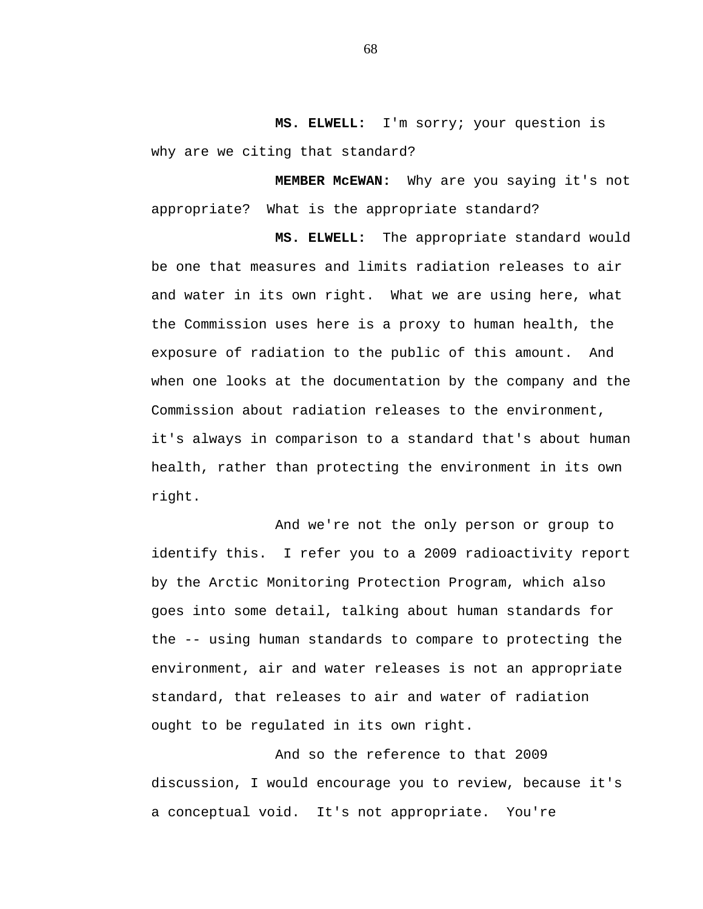**MS. ELWELL:** I'm sorry; your question is why are we citing that standard?

**MEMBER McEWAN:** Why are you saying it's not appropriate? What is the appropriate standard?

**MS. ELWELL:** The appropriate standard would be one that measures and limits radiation releases to air and water in its own right. What we are using here, what the Commission uses here is a proxy to human health, the exposure of radiation to the public of this amount. And when one looks at the documentation by the company and the Commission about radiation releases to the environment, it's always in comparison to a standard that's about human health, rather than protecting the environment in its own right.

And we're not the only person or group to identify this. I refer you to a 2009 radioactivity report by the Arctic Monitoring Protection Program, which also goes into some detail, talking about human standards for the -- using human standards to compare to protecting the environment, air and water releases is not an appropriate standard, that releases to air and water of radiation ought to be regulated in its own right.

And so the reference to that 2009 discussion, I would encourage you to review, because it's a conceptual void. It's not appropriate. You're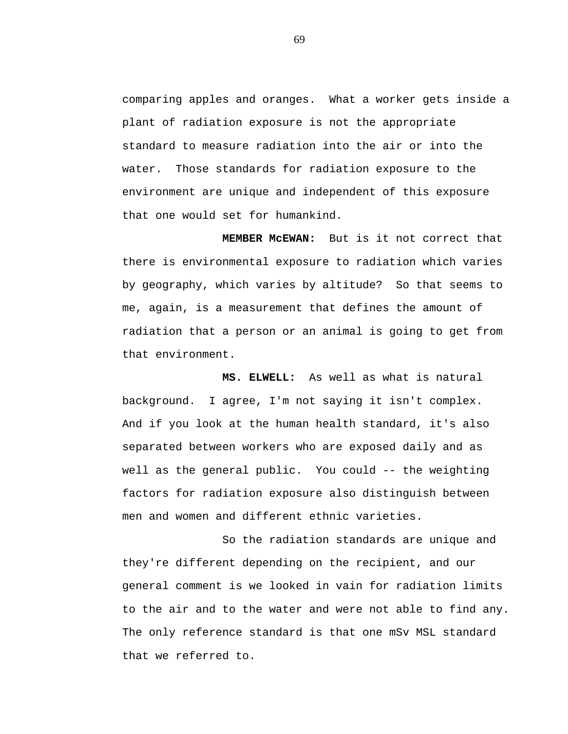comparing apples and oranges. What a worker gets inside a plant of radiation exposure is not the appropriate standard to measure radiation into the air or into the water. Those standards for radiation exposure to the environment are unique and independent of this exposure that one would set for humankind.

**MEMBER McEWAN:** But is it not correct that there is environmental exposure to radiation which varies by geography, which varies by altitude? So that seems to me, again, is a measurement that defines the amount of radiation that a person or an animal is going to get from that environment.

**MS. ELWELL:** As well as what is natural background. I agree, I'm not saying it isn't complex. And if you look at the human health standard, it's also separated between workers who are exposed daily and as well as the general public. You could -- the weighting factors for radiation exposure also distinguish between men and women and different ethnic varieties.

So the radiation standards are unique and they're different depending on the recipient, and our general comment is we looked in vain for radiation limits to the air and to the water and were not able to find any. The only reference standard is that one mSv MSL standard that we referred to.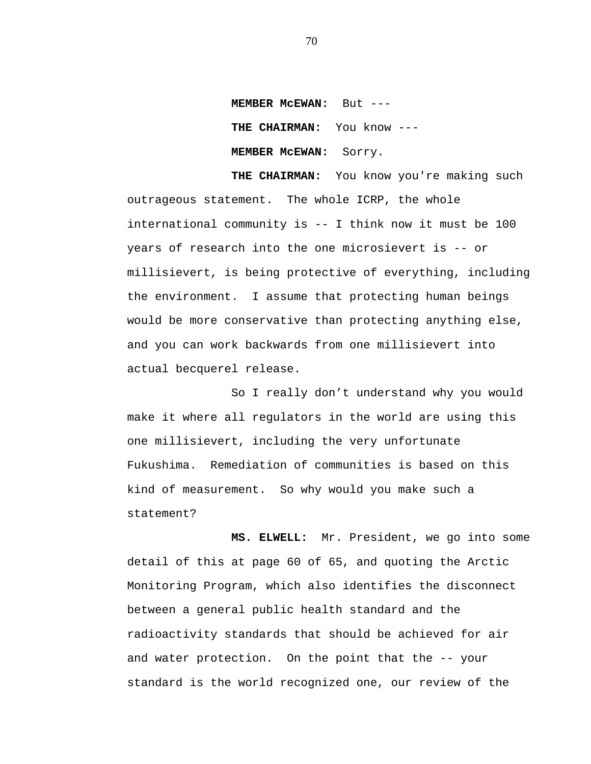**MEMBER McEWAN:** But ---

**THE CHAIRMAN:** You know ---

**MEMBER McEWAN:** Sorry.

**THE CHAIRMAN:** You know you're making such outrageous statement. The whole ICRP, the whole international community is -- I think now it must be 100 years of research into the one microsievert is -- or millisievert, is being protective of everything, including the environment. I assume that protecting human beings would be more conservative than protecting anything else, and you can work backwards from one millisievert into actual becquerel release.

So I really don't understand why you would make it where all regulators in the world are using this one millisievert, including the very unfortunate Fukushima. Remediation of communities is based on this kind of measurement. So why would you make such a statement?

**MS. ELWELL:** Mr. President, we go into some detail of this at page 60 of 65, and quoting the Arctic Monitoring Program, which also identifies the disconnect between a general public health standard and the radioactivity standards that should be achieved for air and water protection. On the point that the -- your standard is the world recognized one, our review of the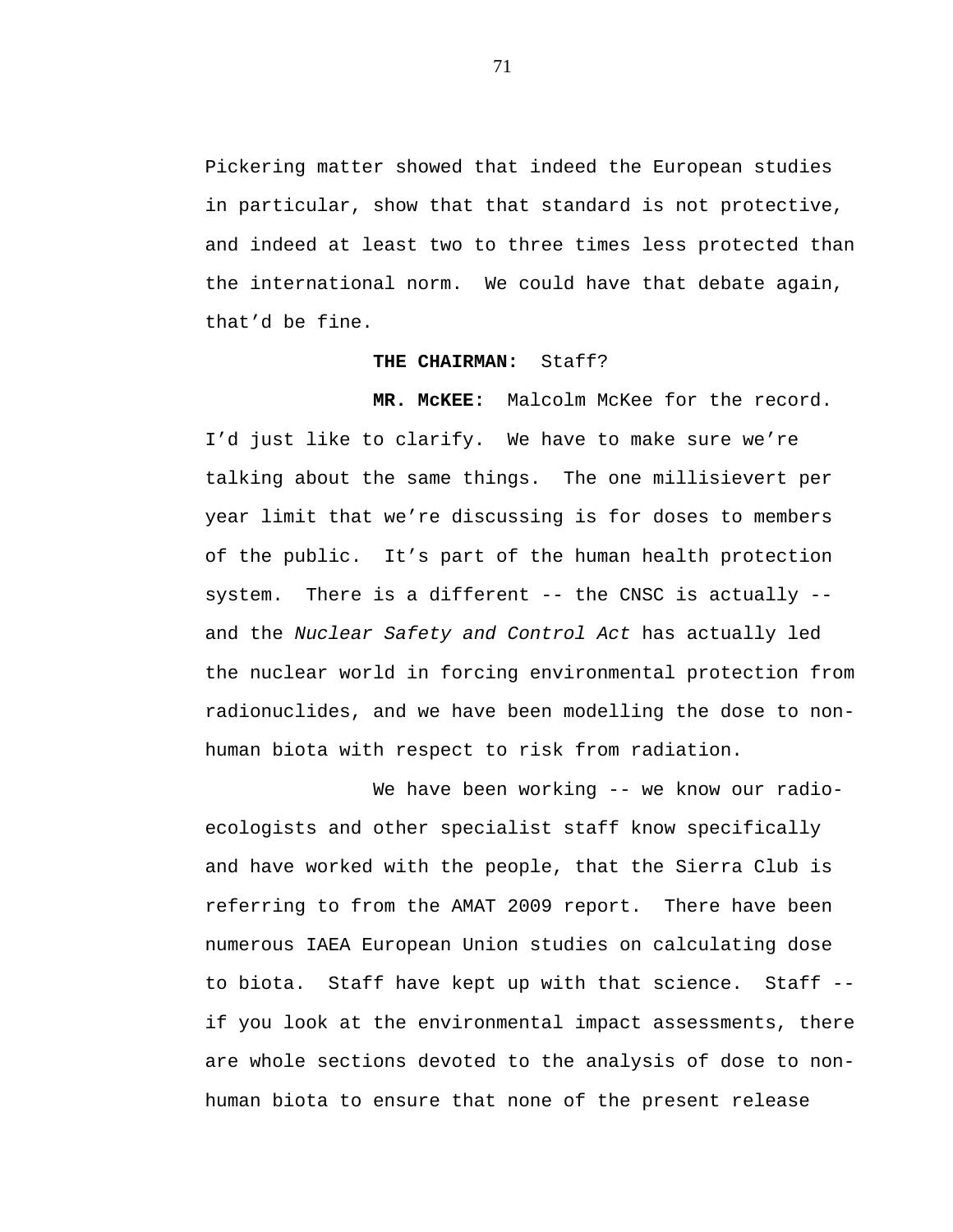Pickering matter showed that indeed the European studies in particular, show that that standard is not protective, and indeed at least two to three times less protected than the international norm. We could have that debate again, that'd be fine.

**THE CHAIRMAN:** Staff?

**MR. McKEE:** Malcolm McKee for the record. I'd just like to clarify. We have to make sure we're talking about the same things. The one millisievert per year limit that we're discussing is for doses to members of the public. It's part of the human health protection system. There is a different -- the CNSC is actually -- and the *Nuclear Safety and Control Act* has actually led the nuclear world in forcing environmental protection from radionuclides, and we have been modelling the dose to non-human biota with respect to risk from radiation.

We have been working -- we know our radio-ecologists and other specialist staff know specifically and have worked with the people, that the Sierra Club is referring to from the AMAT 2009 report. There have been numerous IAEA European Union studies on calculating dose to biota. Staff have kept up with that science. Staff -- if you look at the environmental impact assessments, there are whole sections devoted to the analysis of dose to non-human biota to ensure that none of the present release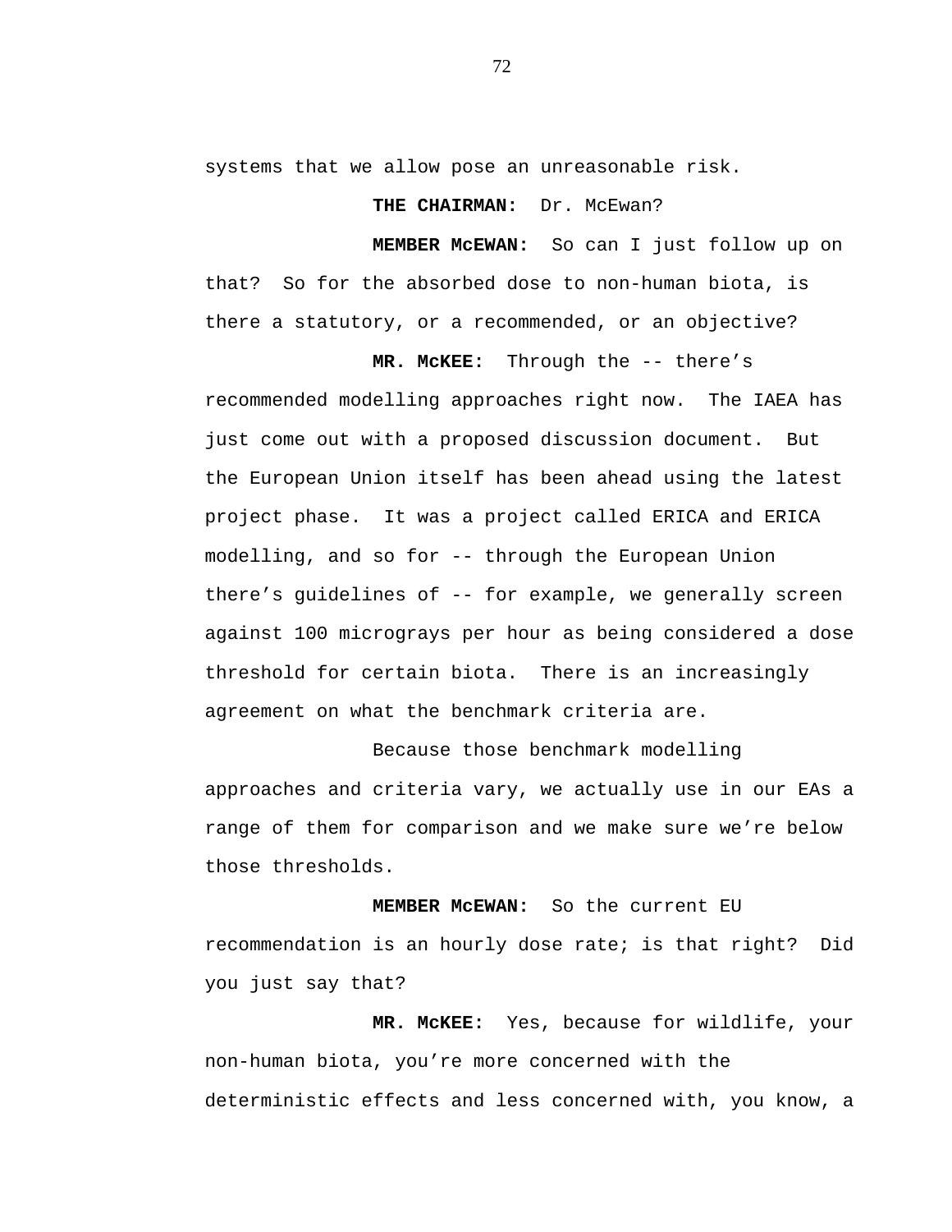systems that we allow pose an unreasonable risk.

**THE CHAIRMAN:** Dr. McEwan?

**MEMBER McEWAN:** So can I just follow up on that? So for the absorbed dose to non-human biota, is there a statutory, or a recommended, or an objective?

**MR. McKEE:** Through the -- there's recommended modelling approaches right now. The IAEA has just come out with a proposed discussion document. But the European Union itself has been ahead using the latest project phase. It was a project called ERICA and ERICA modelling, and so for -- through the European Union there's guidelines of -- for example, we generally screen against 100 micrograys per hour as being considered a dose threshold for certain biota. There is an increasingly agreement on what the benchmark criteria are.

Because those benchmark modelling approaches and criteria vary, we actually use in our EAs a range of them for comparison and we make sure we're below those thresholds.

**MEMBER McEWAN:** So the current EU recommendation is an hourly dose rate; is that right? Did you just say that?

**MR. McKEE:** Yes, because for wildlife, your non-human biota, you're more concerned with the deterministic effects and less concerned with, you know, a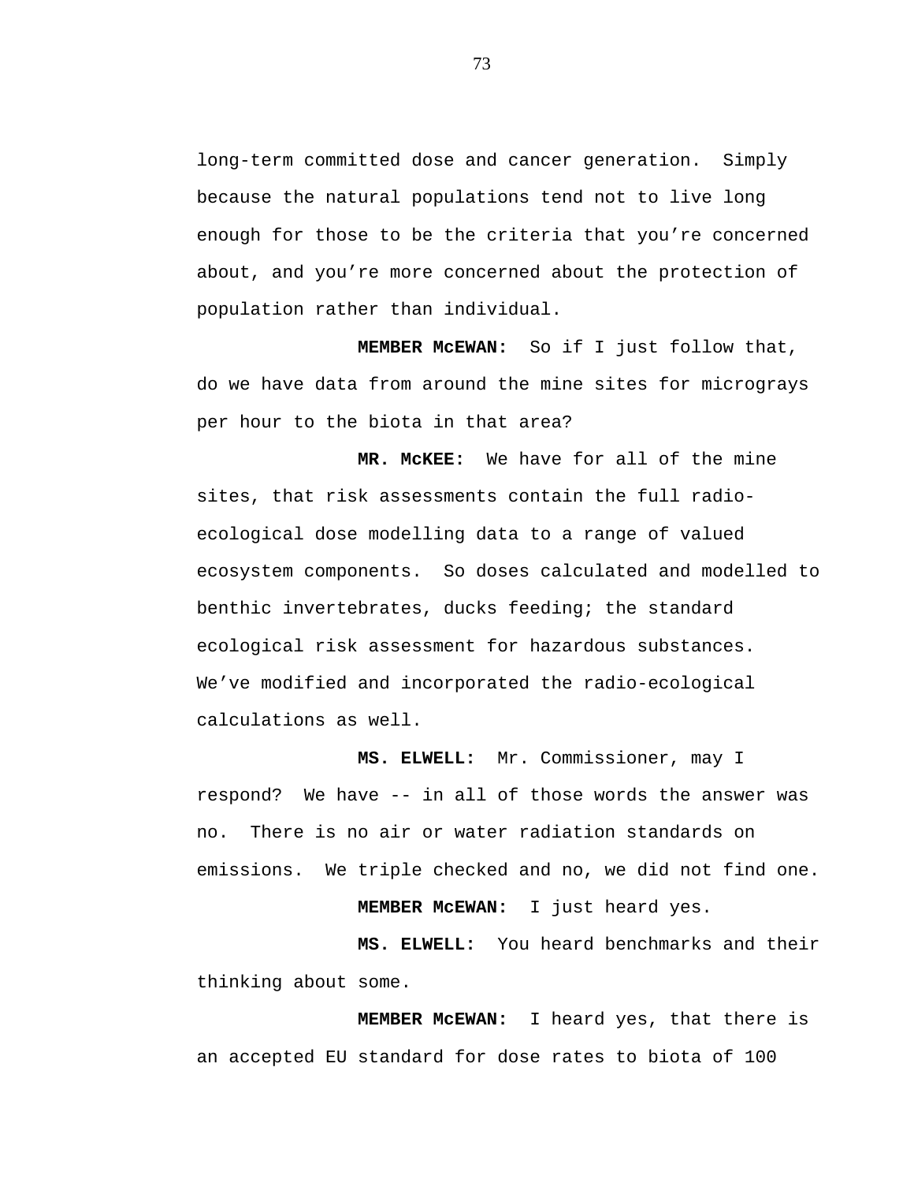long-term committed dose and cancer generation. Simply because the natural populations tend not to live long enough for those to be the criteria that you're concerned about, and you're more concerned about the protection of population rather than individual.

**MEMBER McEWAN:** So if I just follow that, do we have data from around the mine sites for micrograys per hour to the biota in that area?

**MR. McKEE:** We have for all of the mine sites, that risk assessments contain the full radio-ecological dose modelling data to a range of valued ecosystem components. So doses calculated and modelled to benthic invertebrates, ducks feeding; the standard ecological risk assessment for hazardous substances. We've modified and incorporated the radio-ecological calculations as well.

**MS. ELWELL:** Mr. Commissioner, may I respond? We have -- in all of those words the answer was no. There is no air or water radiation standards on emissions. We triple checked and no, we did not find one.

**MEMBER McEWAN:** I just heard yes.

**MS. ELWELL:** You heard benchmarks and their thinking about some.

**MEMBER McEWAN:** I heard yes, that there is an accepted EU standard for dose rates to biota of 100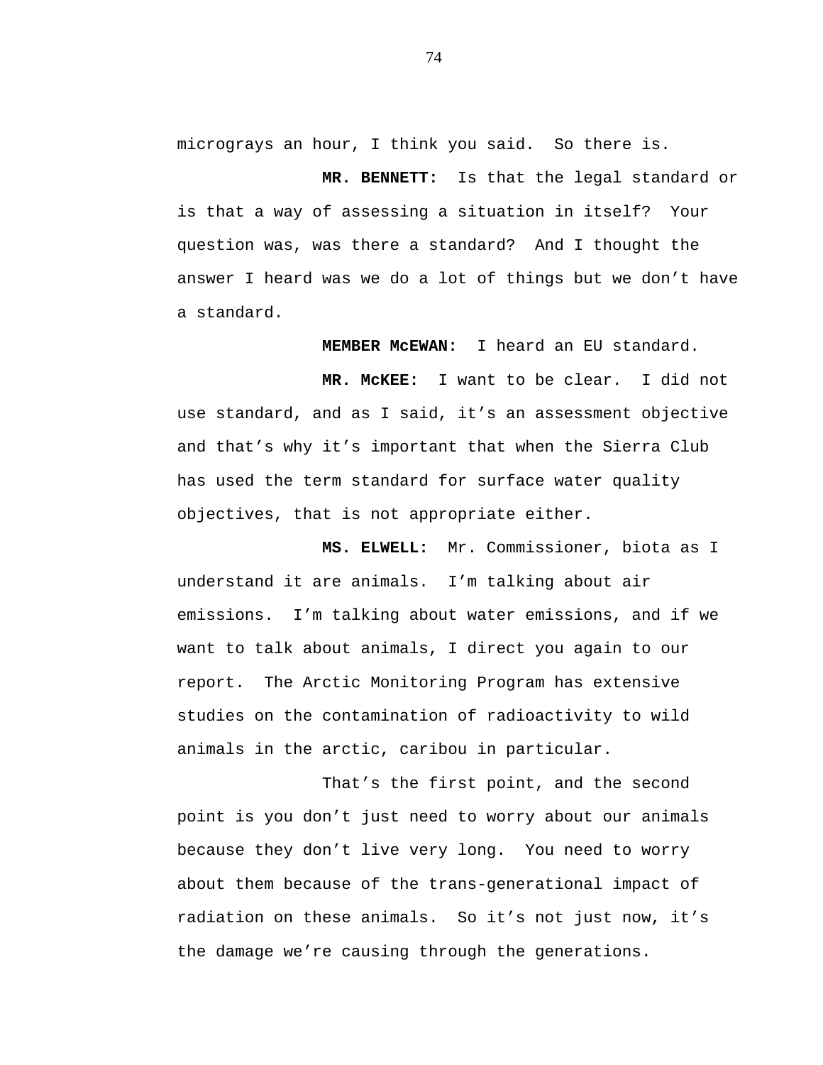micrograys an hour, I think you said. So there is.

**MR. BENNETT:** Is that the legal standard or is that a way of assessing a situation in itself? Your question was, was there a standard? And I thought the answer I heard was we do a lot of things but we don't have a standard.

**MEMBER McEWAN:** I heard an EU standard.

**MR. McKEE:** I want to be clear. I did not use standard, and as I said, it's an assessment objective and that's why it's important that when the Sierra Club has used the term standard for surface water quality objectives, that is not appropriate either.

**MS. ELWELL:** Mr. Commissioner, biota as I understand it are animals. I'm talking about air emissions. I'm talking about water emissions, and if we want to talk about animals, I direct you again to our report. The Arctic Monitoring Program has extensive studies on the contamination of radioactivity to wild animals in the arctic, caribou in particular.

That's the first point, and the second point is you don't just need to worry about our animals because they don't live very long. You need to worry about them because of the trans-generational impact of radiation on these animals. So it's not just now, it's the damage we're causing through the generations.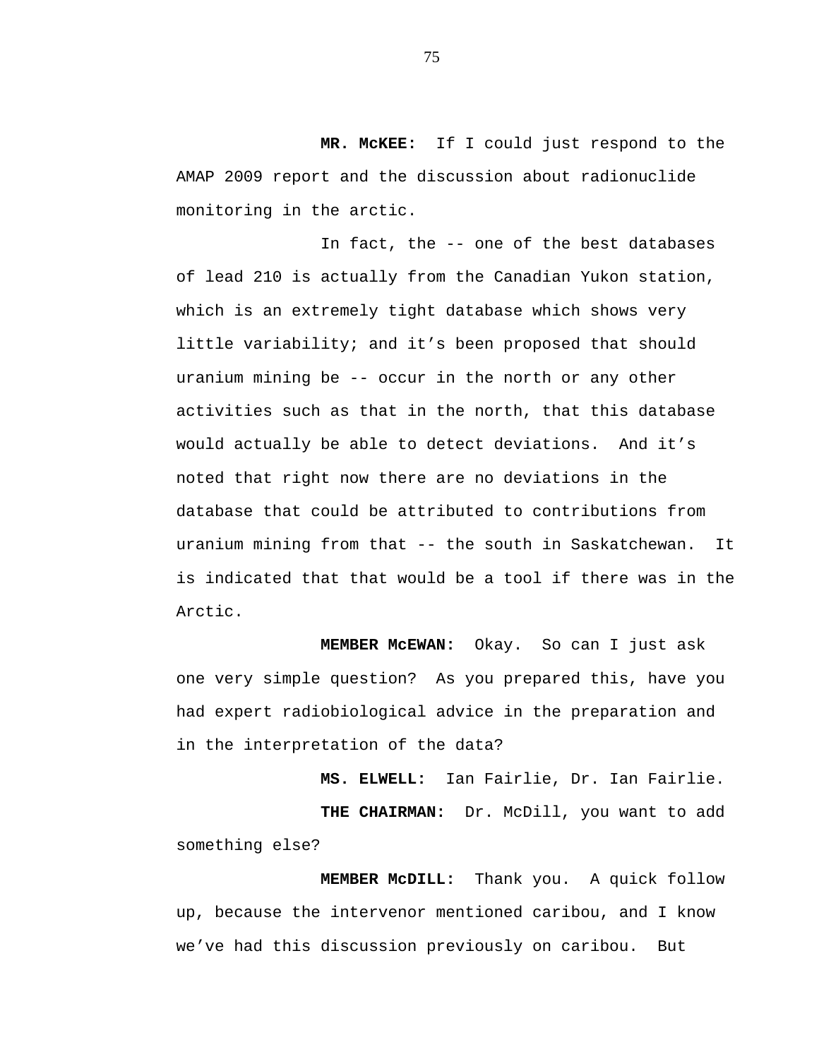**MR. McKEE:** If I could just respond to the AMAP 2009 report and the discussion about radionuclide monitoring in the arctic.

In fact, the -- one of the best databases of lead 210 is actually from the Canadian Yukon station, which is an extremely tight database which shows very little variability; and it's been proposed that should uranium mining be -- occur in the north or any other activities such as that in the north, that this database would actually be able to detect deviations. And it's noted that right now there are no deviations in the database that could be attributed to contributions from uranium mining from that -- the south in Saskatchewan. It is indicated that that would be a tool if there was in the Arctic.

**MEMBER McEWAN:** Okay. So can I just ask one very simple question? As you prepared this, have you had expert radiobiological advice in the preparation and in the interpretation of the data?

**MS. ELWELL:** Ian Fairlie, Dr. Ian Fairlie.

**THE CHAIRMAN:** Dr. McDill, you want to add something else?

**MEMBER McDILL:** Thank you. A quick follow up, because the intervenor mentioned caribou, and I know we've had this discussion previously on caribou. But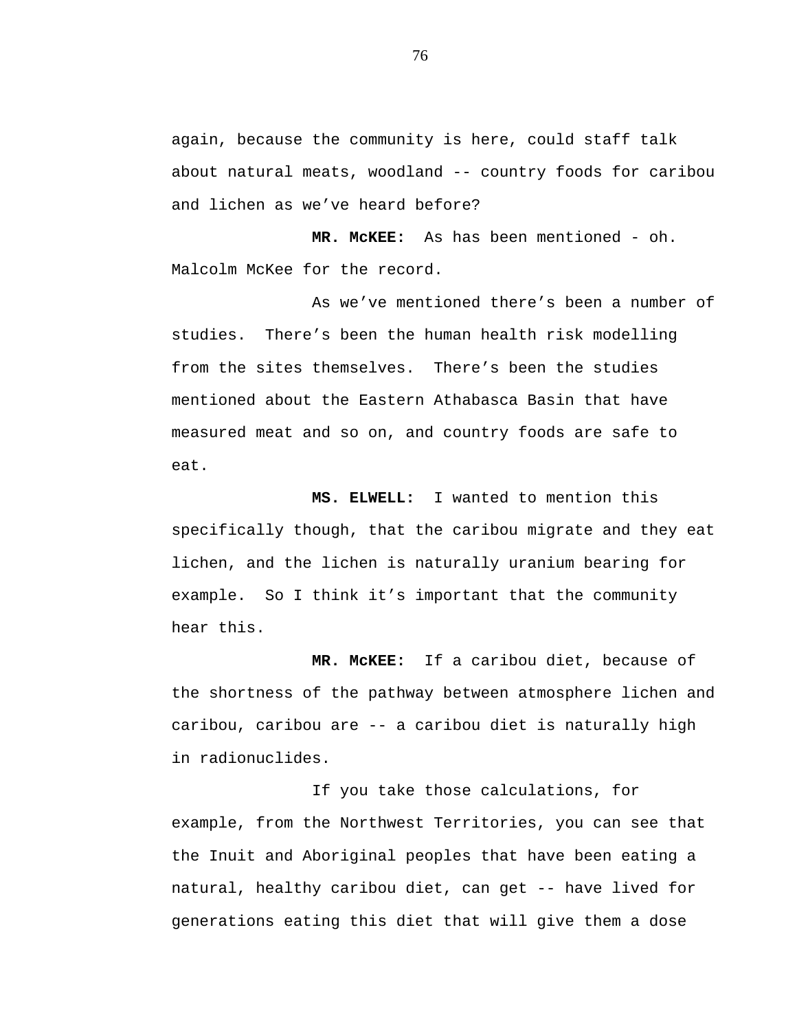again, because the community is here, could staff talk about natural meats, woodland -- country foods for caribou and lichen as we've heard before?

**MR. McKEE:** As has been mentioned - oh. Malcolm McKee for the record.

As we've mentioned there's been a number of studies. There's been the human health risk modelling from the sites themselves. There's been the studies mentioned about the Eastern Athabasca Basin that have measured meat and so on, and country foods are safe to eat.

**MS. ELWELL:** I wanted to mention this specifically though, that the caribou migrate and they eat lichen, and the lichen is naturally uranium bearing for example. So I think it's important that the community hear this.

**MR. McKEE:** If a caribou diet, because of the shortness of the pathway between atmosphere lichen and caribou, caribou are -- a caribou diet is naturally high in radionuclides.

If you take those calculations, for example, from the Northwest Territories, you can see that the Inuit and Aboriginal peoples that have been eating a natural, healthy caribou diet, can get -- have lived for generations eating this diet that will give them a dose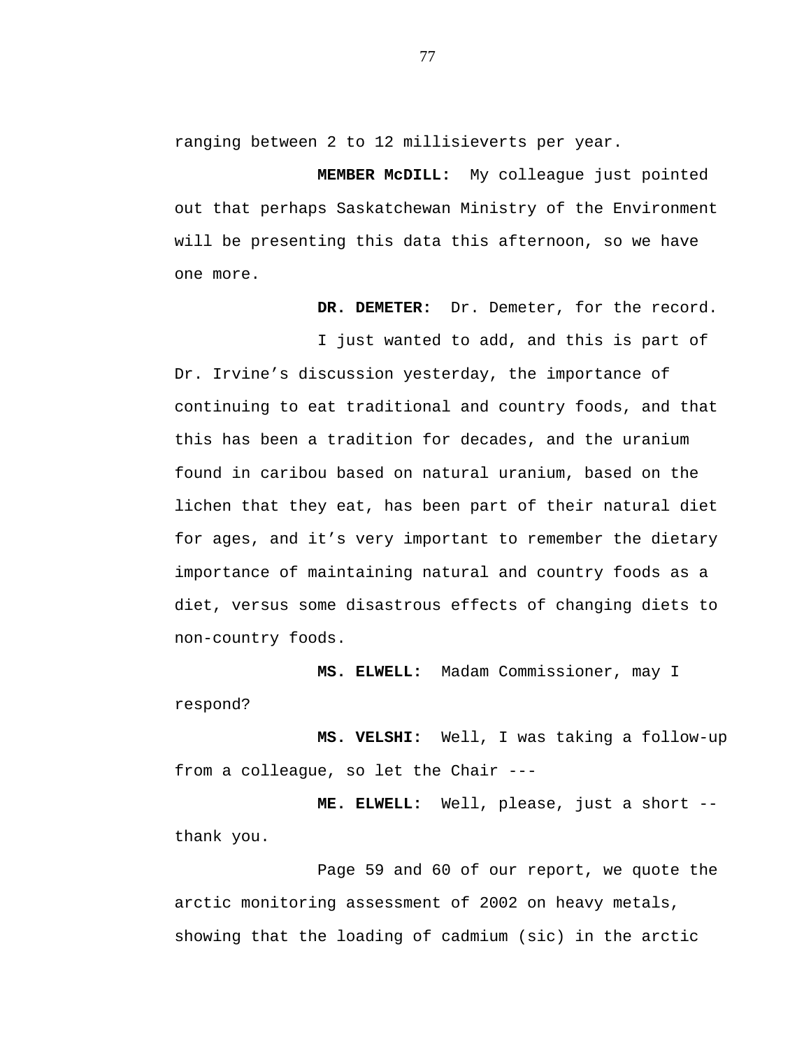ranging between 2 to 12 millisieverts per year.

**MEMBER McDILL:** My colleague just pointed out that perhaps Saskatchewan Ministry of the Environment will be presenting this data this afternoon, so we have one more.

**DR. DEMETER:** Dr. Demeter, for the record.

I just wanted to add, and this is part of Dr. Irvine's discussion yesterday, the importance of continuing to eat traditional and country foods, and that this has been a tradition for decades, and the uranium found in caribou based on natural uranium, based on the lichen that they eat, has been part of their natural diet for ages, and it's very important to remember the dietary importance of maintaining natural and country foods as a diet, versus some disastrous effects of changing diets to non-country foods.

**MS. ELWELL:** Madam Commissioner, may I respond?

**MS. VELSHI:** Well, I was taking a follow-up from a colleague, so let the Chair ---

**ME. ELWELL:** Well, please, just a short -- thank you.

Page 59 and 60 of our report, we quote the arctic monitoring assessment of 2002 on heavy metals, showing that the loading of cadmium (sic) in the arctic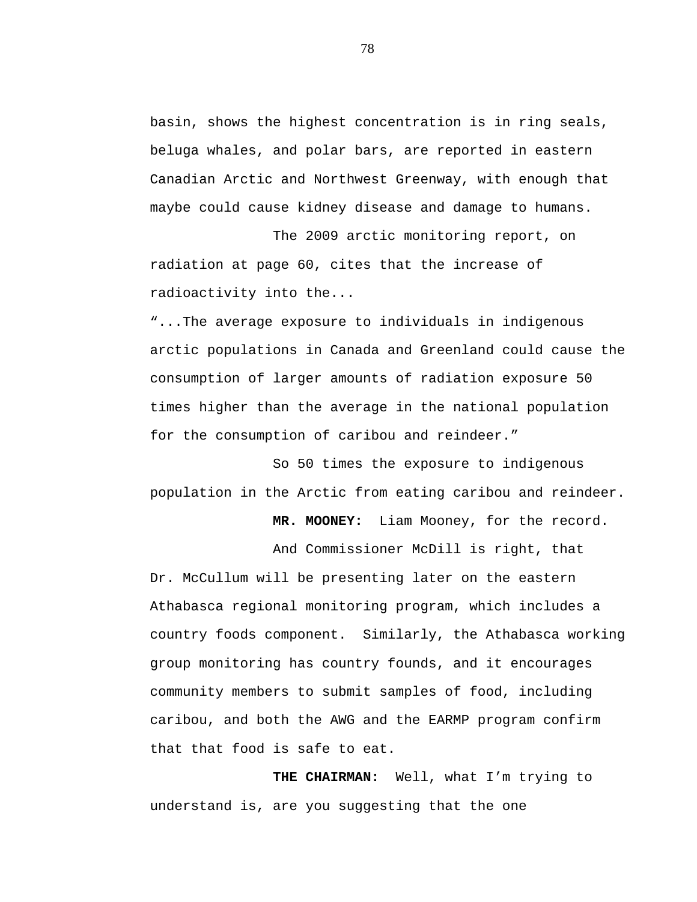basin, shows the highest concentration is in ring seals, beluga whales, and polar bars, are reported in eastern Canadian Arctic and Northwest Greenway, with enough that maybe could cause kidney disease and damage to humans.

The 2009 arctic monitoring report, on radiation at page 60, cites that the increase of radioactivity into the...

"...The average exposure to individuals in indigenous arctic populations in Canada and Greenland could cause the consumption of larger amounts of radiation exposure 50 times higher than the average in the national population for the consumption of caribou and reindeer."

So 50 times the exposure to indigenous population in the Arctic from eating caribou and reindeer.

**MR. MOONEY:** Liam Mooney, for the record.

And Commissioner McDill is right, that Dr. McCullum will be presenting later on the eastern Athabasca regional monitoring program, which includes a country foods component. Similarly, the Athabasca working group monitoring has country founds, and it encourages community members to submit samples of food, including caribou, and both the AWG and the EARMP program confirm that that food is safe to eat.

**THE CHAIRMAN:** Well, what I'm trying to understand is, are you suggesting that the one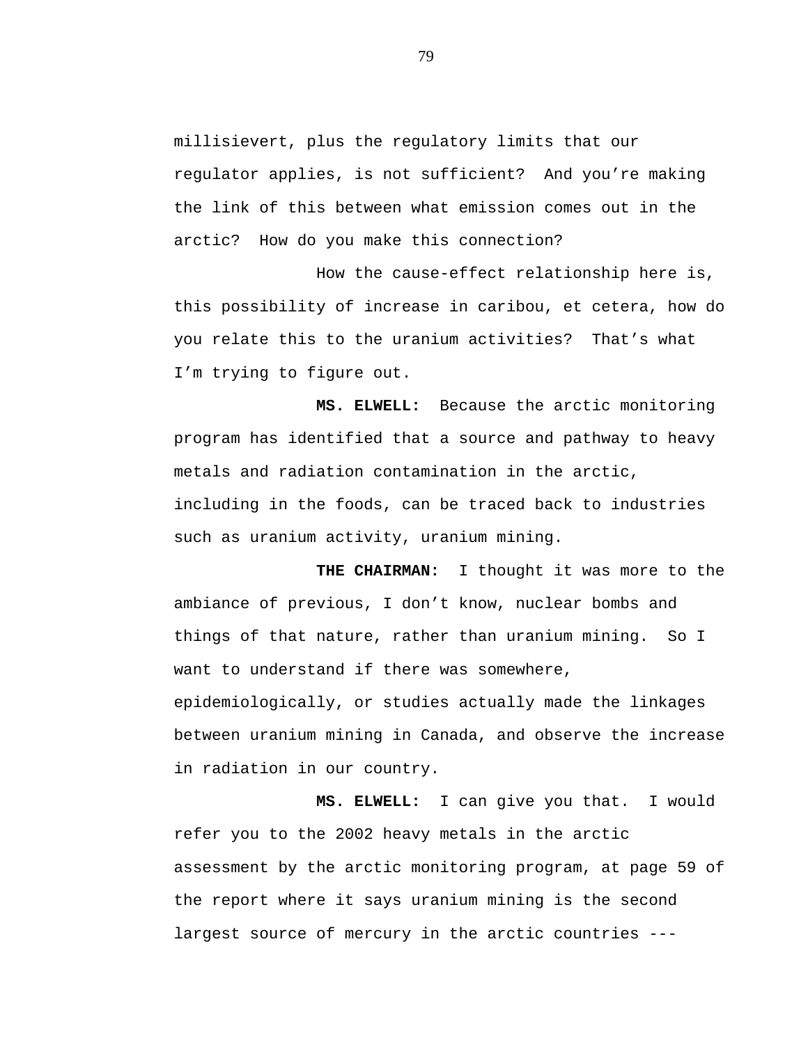millisievert, plus the regulatory limits that our regulator applies, is not sufficient? And you're making the link of this between what emission comes out in the arctic? How do you make this connection?

How the cause-effect relationship here is, this possibility of increase in caribou, et cetera, how do you relate this to the uranium activities? That's what I'm trying to figure out.

**MS. ELWELL:** Because the arctic monitoring program has identified that a source and pathway to heavy metals and radiation contamination in the arctic, including in the foods, can be traced back to industries such as uranium activity, uranium mining.

**THE CHAIRMAN:** I thought it was more to the ambiance of previous, I don't know, nuclear bombs and things of that nature, rather than uranium mining. So I want to understand if there was somewhere, epidemiologically, or studies actually made the linkages between uranium mining in Canada, and observe the increase in radiation in our country.

**MS. ELWELL:** I can give you that. I would refer you to the 2002 heavy metals in the arctic assessment by the arctic monitoring program, at page 59 of the report where it says uranium mining is the second largest source of mercury in the arctic countries ---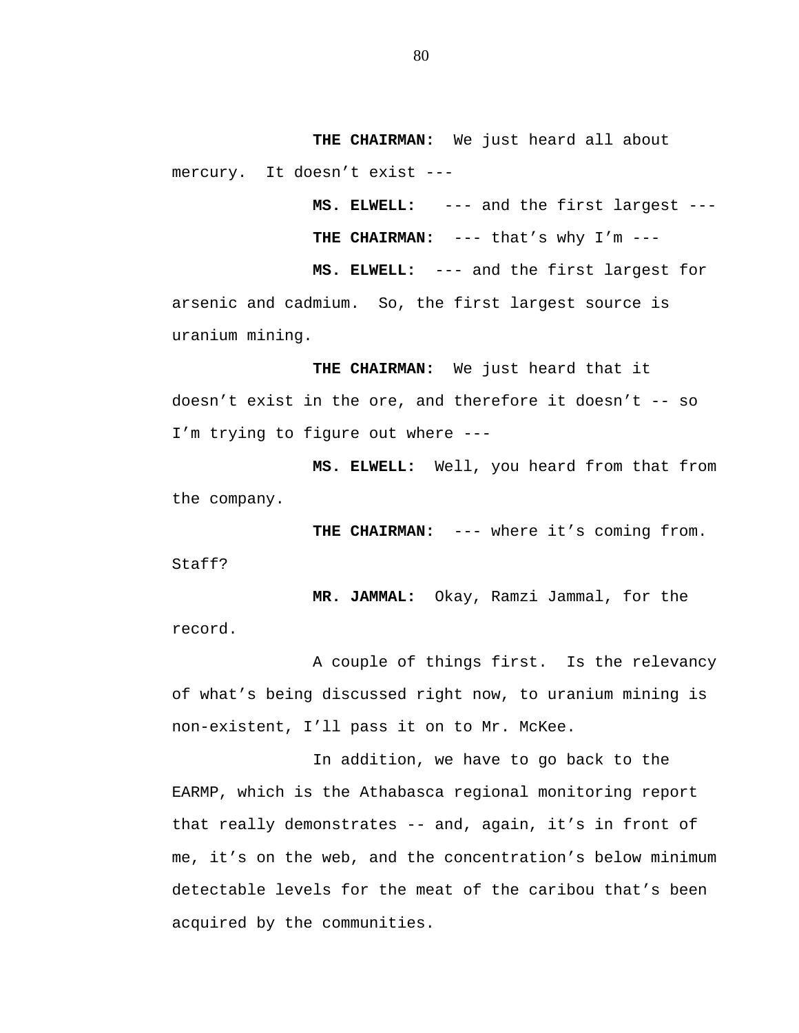**THE CHAIRMAN:** We just heard all about mercury. It doesn't exist ---

**MS. ELWELL:** --- and the first largest ---

**THE CHAIRMAN:** --- that's why I'm ---

**MS. ELWELL:** --- and the first largest for arsenic and cadmium. So, the first largest source is uranium mining.

**THE CHAIRMAN:** We just heard that it doesn't exist in the ore, and therefore it doesn't -- so I'm trying to figure out where ---

**MS. ELWELL:** Well, you heard from that from the company.

**THE CHAIRMAN:** --- where it's coming from. Staff?

**MR. JAMMAL:** Okay, Ramzi Jammal, for the record.

A couple of things first. Is the relevancy of what's being discussed right now, to uranium mining is non-existent, I'll pass it on to Mr. McKee.

In addition, we have to go back to the EARMP, which is the Athabasca regional monitoring report that really demonstrates -- and, again, it's in front of me, it's on the web, and the concentration's below minimum detectable levels for the meat of the caribou that's been acquired by the communities.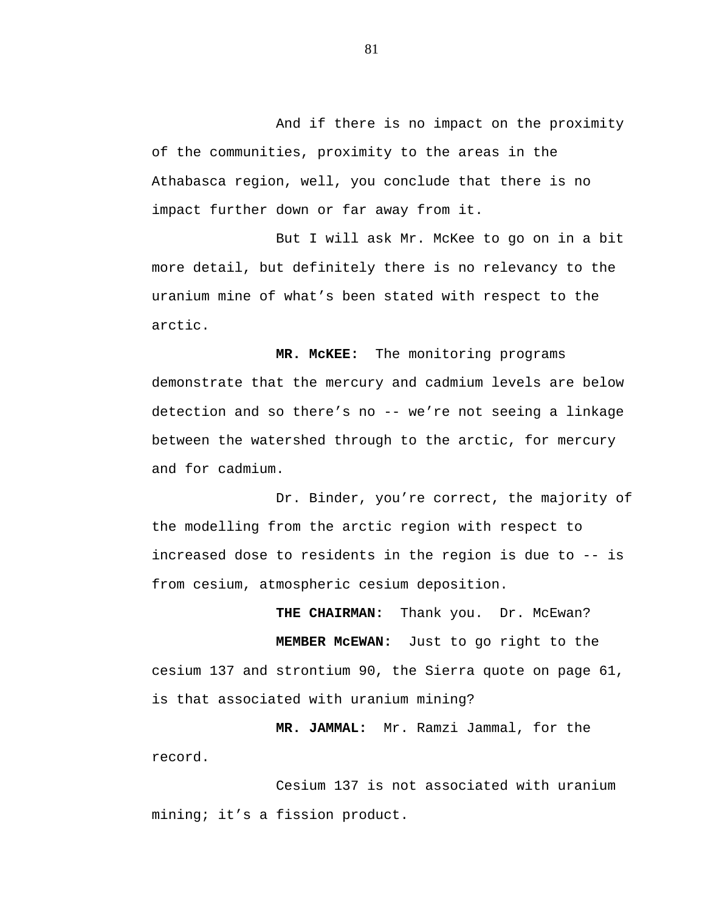And if there is no impact on the proximity of the communities, proximity to the areas in the Athabasca region, well, you conclude that there is no impact further down or far away from it.

But I will ask Mr. McKee to go on in a bit more detail, but definitely there is no relevancy to the uranium mine of what's been stated with respect to the arctic.

**MR. McKEE:** The monitoring programs demonstrate that the mercury and cadmium levels are below detection and so there's no -- we're not seeing a linkage between the watershed through to the arctic, for mercury and for cadmium.

Dr. Binder, you're correct, the majority of the modelling from the arctic region with respect to increased dose to residents in the region is due to -- is from cesium, atmospheric cesium deposition.

**THE CHAIRMAN:** Thank you. Dr. McEwan?

**MEMBER McEWAN:** Just to go right to the cesium 137 and strontium 90, the Sierra quote on page 61, is that associated with uranium mining?

**MR. JAMMAL:** Mr. Ramzi Jammal, for the record.

Cesium 137 is not associated with uranium mining; it's a fission product.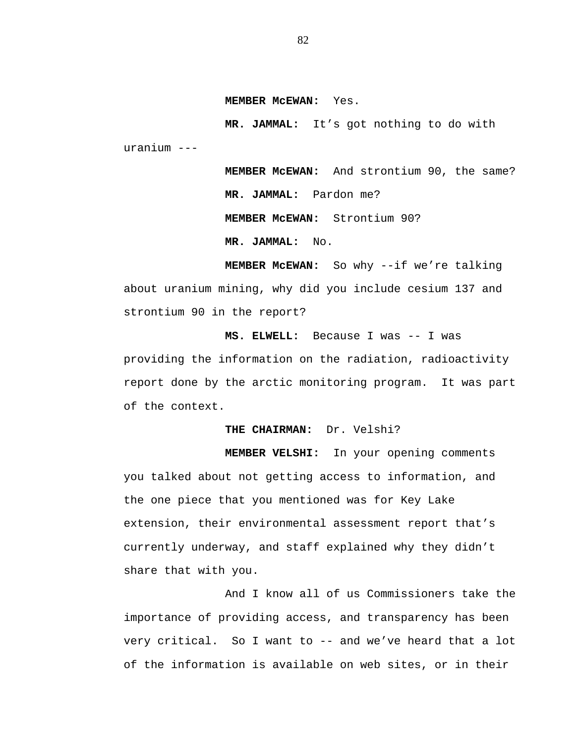**MEMBER McEWAN:** Yes.

**MR. JAMMAL:** It's got nothing to do with uranium ---

**MEMBER McEWAN:** And strontium 90, the same?

**MR. JAMMAL:** Pardon me?

**MEMBER McEWAN:** Strontium 90?

**MR. JAMMAL:** No.

**MEMBER McEWAN:** So why --if we're talking about uranium mining, why did you include cesium 137 and strontium 90 in the report?

**MS. ELWELL:** Because I was -- I was providing the information on the radiation, radioactivity report done by the arctic monitoring program. It was part of the context.

**THE CHAIRMAN:** Dr. Velshi?

**MEMBER VELSHI:** In your opening comments you talked about not getting access to information, and the one piece that you mentioned was for Key Lake extension, their environmental assessment report that's currently underway, and staff explained why they didn't share that with you.

And I know all of us Commissioners take the importance of providing access, and transparency has been very critical. So I want to -- and we've heard that a lot of the information is available on web sites, or in their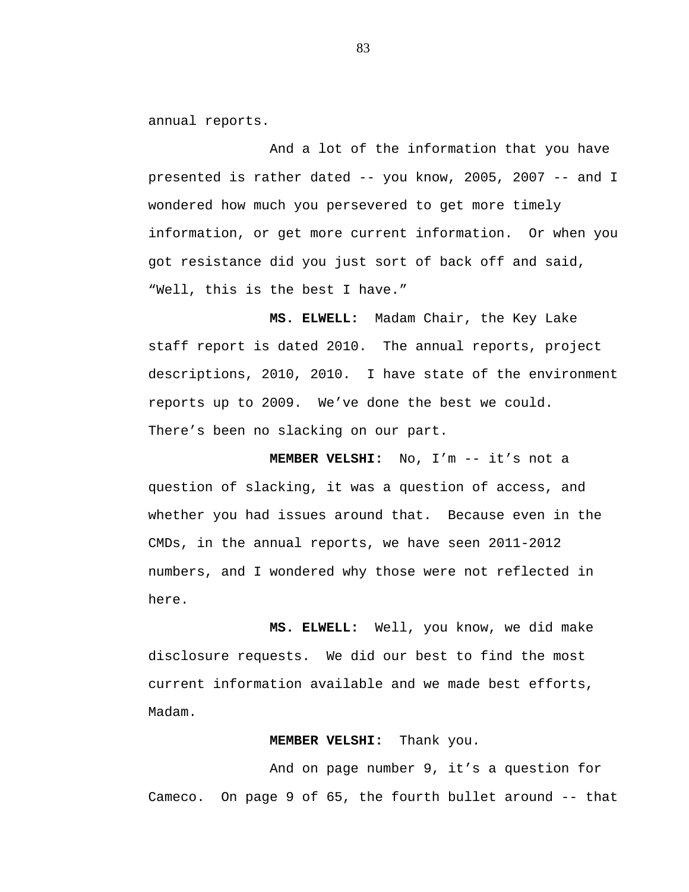annual reports.

And a lot of the information that you have presented is rather dated -- you know, 2005, 2007 -- and I wondered how much you persevered to get more timely information, or get more current information. Or when you got resistance did you just sort of back off and said, “Well, this is the best I have.”

**MS. ELWELL:** Madam Chair, the Key Lake staff report is dated 2010. The annual reports, project descriptions, 2010, 2010. I have state of the environment reports up to 2009. We’ve done the best we could. There’s been no slacking on our part.

**MEMBER VELSHI:** No, I’m -- it’s not a question of slacking, it was a question of access, and whether you had issues around that. Because even in the CMDs, in the annual reports, we have seen 2011-2012 numbers, and I wondered why those were not reflected in here.

**MS. ELWELL:** Well, you know, we did make disclosure requests. We did our best to find the most current information available and we made best efforts, Madam.

**MEMBER VELSHI:** Thank you.

And on page number 9, it’s a question for Cameco. On page 9 of 65, the fourth bullet around -- that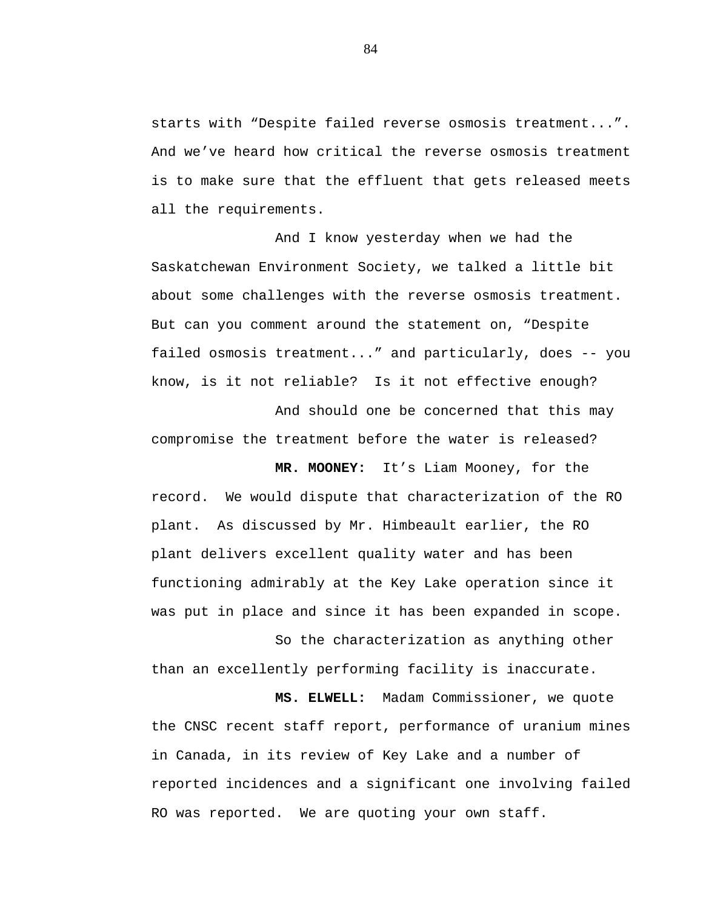starts with “Despite failed reverse osmosis treatment...”. And we’ve heard how critical the reverse osmosis treatment is to make sure that the effluent that gets released meets all the requirements.

And I know yesterday when we had the Saskatchewan Environment Society, we talked a little bit about some challenges with the reverse osmosis treatment. But can you comment around the statement on, “Despite failed osmosis treatment...” and particularly, does -- you know, is it not reliable? Is it not effective enough?

And should one be concerned that this may compromise the treatment before the water is released?

**MR. MOONEY:** It’s Liam Mooney, for the record. We would dispute that characterization of the RO plant. As discussed by Mr. Himbeault earlier, the RO plant delivers excellent quality water and has been functioning admirably at the Key Lake operation since it was put in place and since it has been expanded in scope.

So the characterization as anything other than an excellently performing facility is inaccurate.

**MS. ELWELL:** Madam Commissioner, we quote the CNSC recent staff report, performance of uranium mines in Canada, in its review of Key Lake and a number of reported incidences and a significant one involving failed RO was reported. We are quoting your own staff.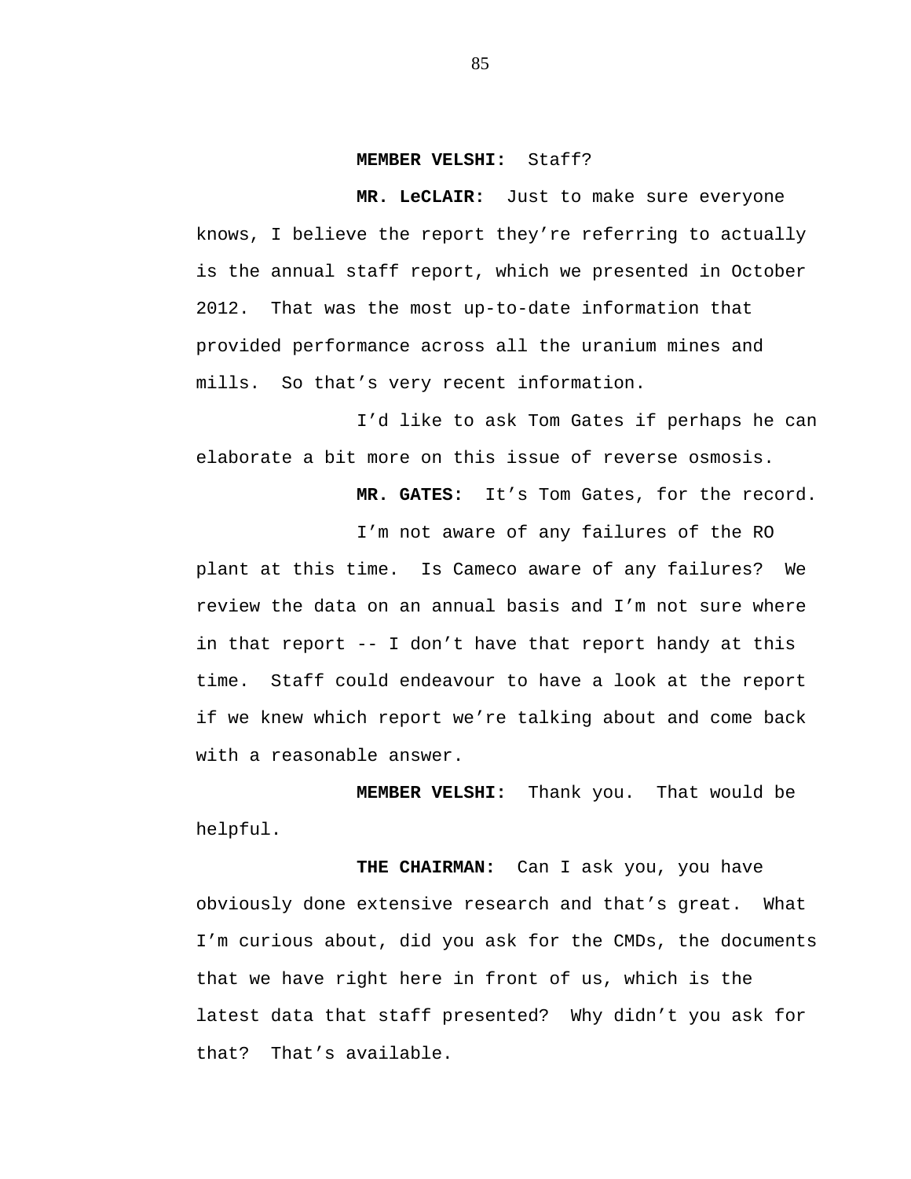**MEMBER VELSHI:** Staff?

**MR. LeCLAIR:** Just to make sure everyone knows, I believe the report they're referring to actually is the annual staff report, which we presented in October 2012. That was the most up-to-date information that provided performance across all the uranium mines and mills. So that's very recent information.

I'd like to ask Tom Gates if perhaps he can elaborate a bit more on this issue of reverse osmosis.

**MR. GATES:** It's Tom Gates, for the record.

I'm not aware of any failures of the RO plant at this time. Is Cameco aware of any failures? We review the data on an annual basis and I'm not sure where in that report -- I don't have that report handy at this time. Staff could endeavour to have a look at the report if we knew which report we're talking about and come back with a reasonable answer.

**MEMBER VELSHI:** Thank you. That would be helpful.

**THE CHAIRMAN:** Can I ask you, you have obviously done extensive research and that's great. What I'm curious about, did you ask for the CMDs, the documents that we have right here in front of us, which is the latest data that staff presented? Why didn't you ask for that? That's available.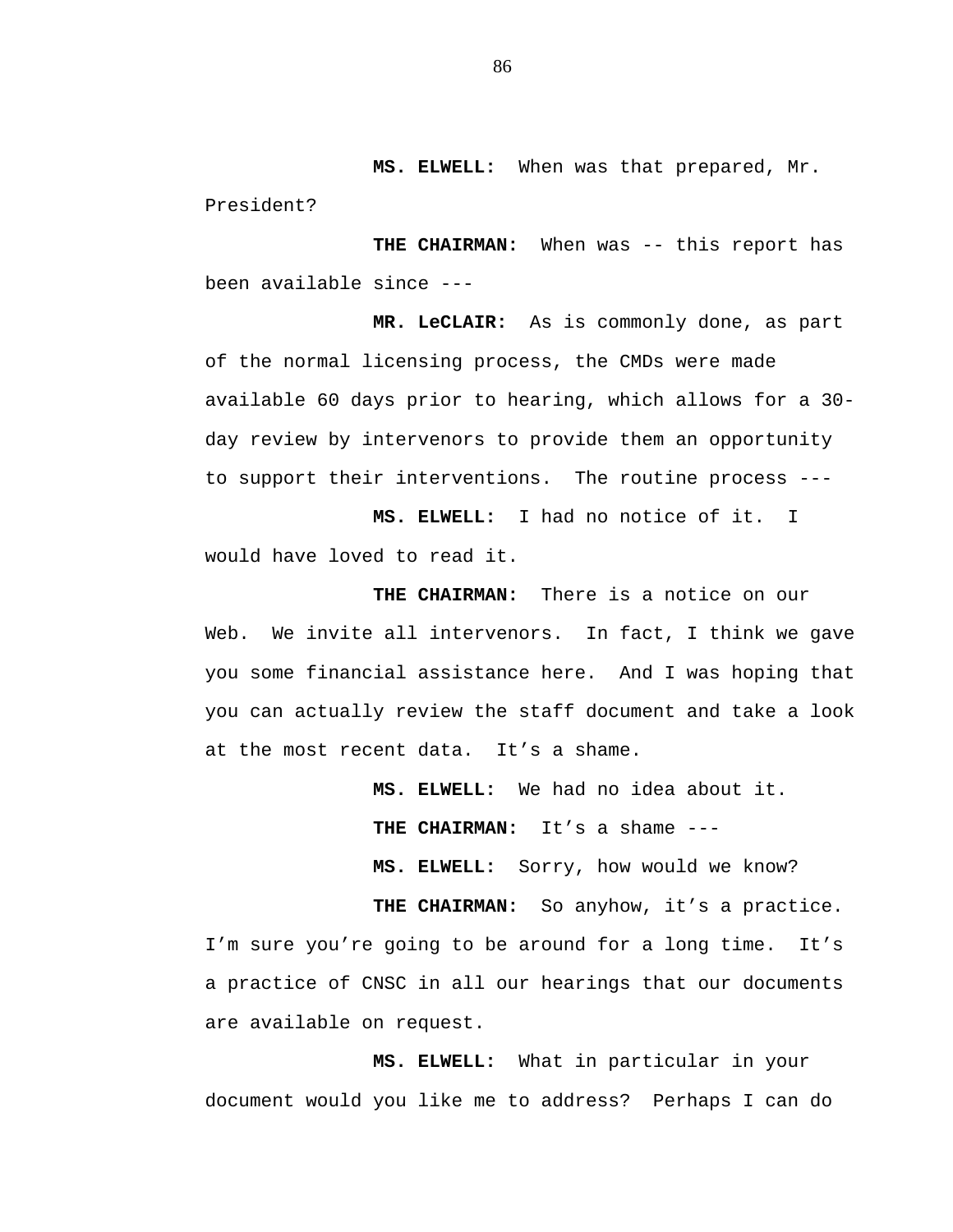**MS. ELWELL:** When was that prepared, Mr. President?

**THE CHAIRMAN:** When was -- this report has been available since ---

**MR. LeCLAIR:** As is commonly done, as part of the normal licensing process, the CMDs were made available 60 days prior to hearing, which allows for a 30-day review by intervenors to provide them an opportunity to support their interventions. The routine process ---

**MS. ELWELL:** I had no notice of it. I would have loved to read it.

**THE CHAIRMAN:** There is a notice on our Web. We invite all intervenors. In fact, I think we gave you some financial assistance here. And I was hoping that you can actually review the staff document and take a look at the most recent data. It's a shame.

**MS. ELWELL:** We had no idea about it.

**THE CHAIRMAN:** It's a shame ---

**MS. ELWELL:** Sorry, how would we know?

**THE CHAIRMAN:** So anyhow, it's a practice. I'm sure you're going to be around for a long time. It's a practice of CNSC in all our hearings that our documents are available on request.

**MS. ELWELL:** What in particular in your document would you like me to address? Perhaps I can do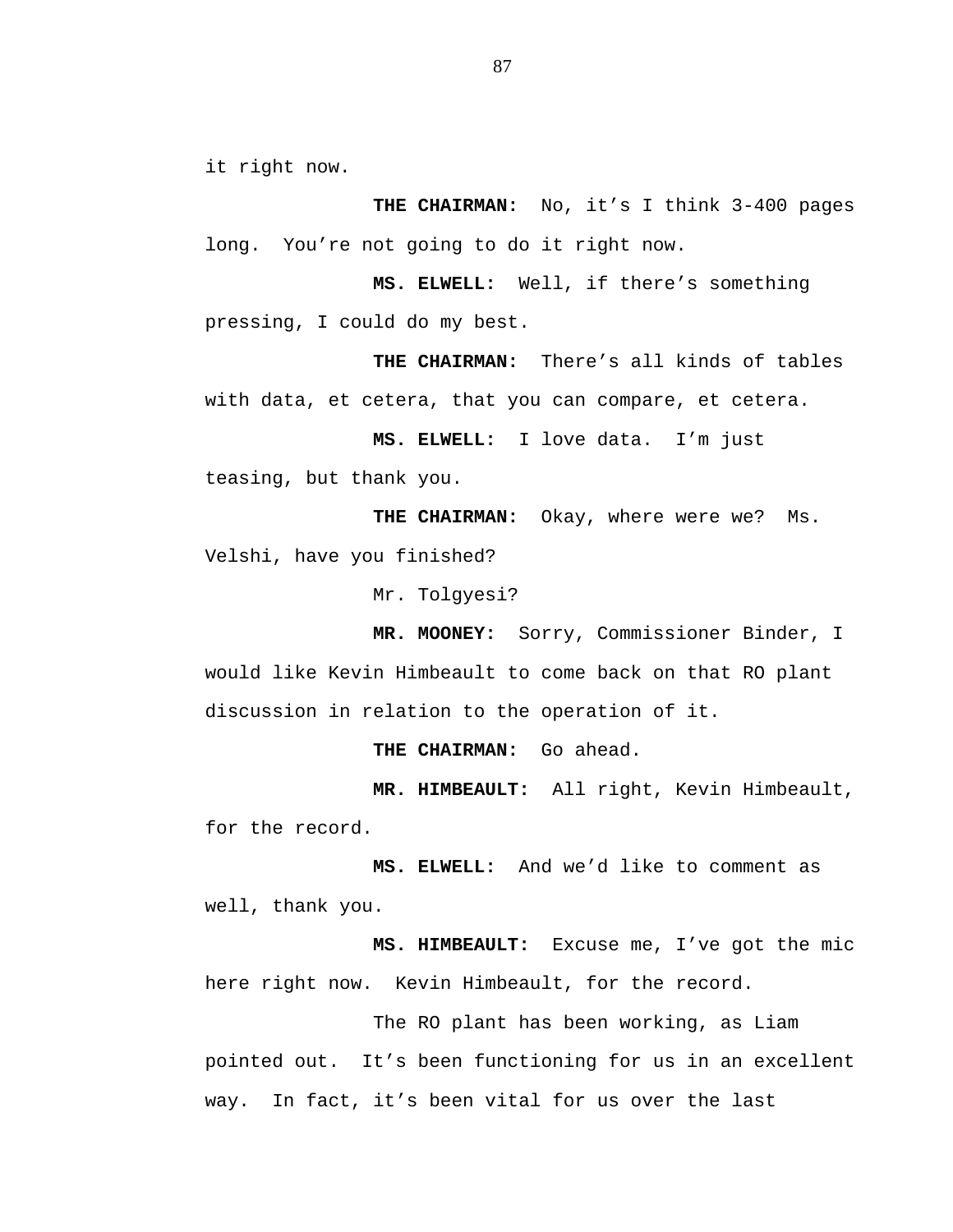it right now.

**THE CHAIRMAN:** No, it's I think 3-400 pages long. You're not going to do it right now.

**MS. ELWELL:** Well, if there's something pressing, I could do my best.

**THE CHAIRMAN:** There's all kinds of tables with data, et cetera, that you can compare, et cetera.

**MS. ELWELL:** I love data. I'm just teasing, but thank you.

**THE CHAIRMAN:** Okay, where were we? Ms. Velshi, have you finished?

Mr. Tolgyesi?

**MR. MOONEY:** Sorry, Commissioner Binder, I would like Kevin Himbeault to come back on that RO plant discussion in relation to the operation of it.

**THE CHAIRMAN:** Go ahead.

**MR. HIMBEAULT:** All right, Kevin Himbeault, for the record.

**MS. ELWELL:** And we'd like to comment as well, thank you.

**MS. HIMBEAULT:** Excuse me, I've got the mic here right now. Kevin Himbeault, for the record.

The RO plant has been working, as Liam pointed out. It's been functioning for us in an excellent way. In fact, it's been vital for us over the last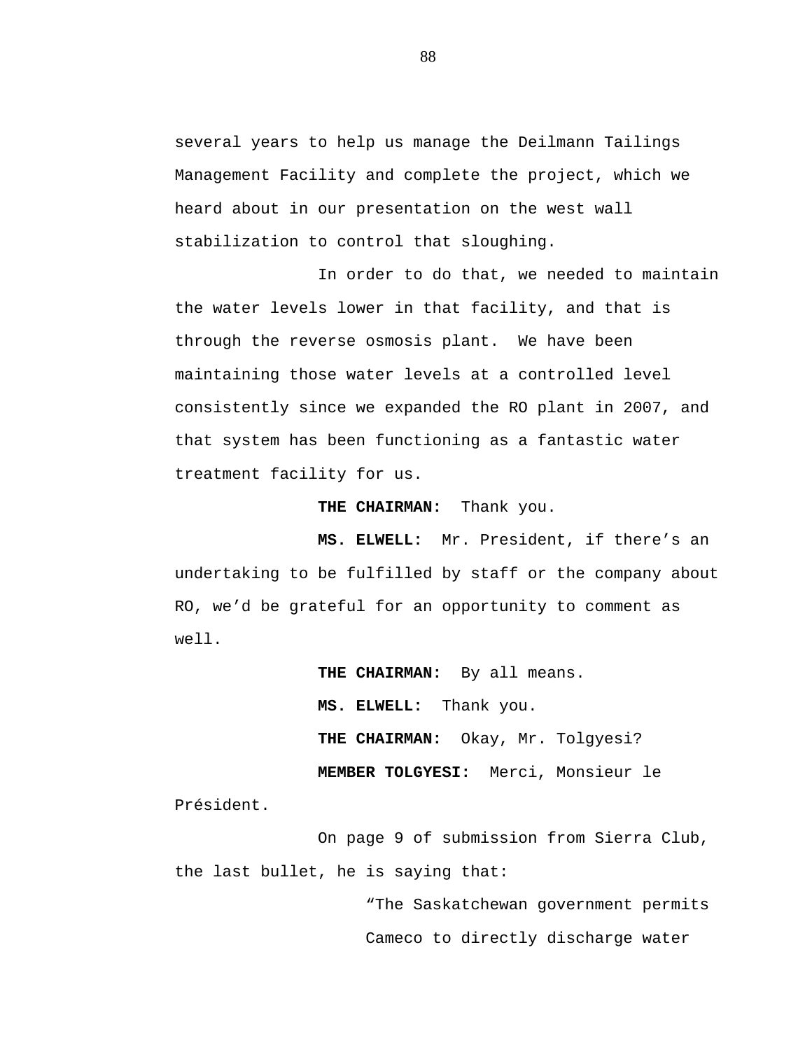several years to help us manage the Deilmann Tailings Management Facility and complete the project, which we heard about in our presentation on the west wall stabilization to control that sloughing.

In order to do that, we needed to maintain the water levels lower in that facility, and that is through the reverse osmosis plant. We have been maintaining those water levels at a controlled level consistently since we expanded the RO plant in 2007, and that system has been functioning as a fantastic water treatment facility for us.

**THE CHAIRMAN:** Thank you.

**MS. ELWELL:** Mr. President, if there's an undertaking to be fulfilled by staff or the company about RO, we'd be grateful for an opportunity to comment as well.

**THE CHAIRMAN:** By all means.

**MS. ELWELL:** Thank you.

**THE CHAIRMAN:** Okay, Mr. Tolgyesi?

**MEMBER TOLGYESI:** Merci, Monsieur le Président.

On page 9 of submission from Sierra Club, the last bullet, he is saying that:

> "The Saskatchewan government permits Cameco to directly discharge water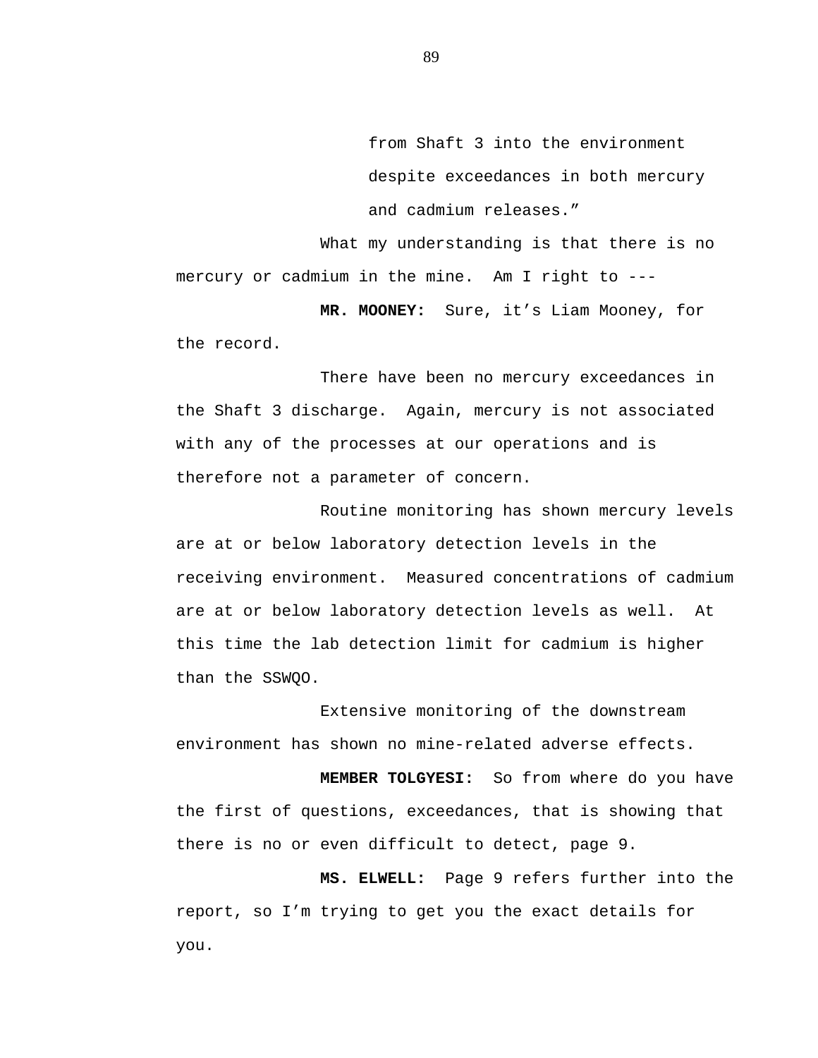> from Shaft 3 into the environment despite exceedances in both mercury and cadmium releases.”

What my understanding is that there is no mercury or cadmium in the mine. Am I right to ---

**MR. MOONEY:** Sure, it’s Liam Mooney, for the record.

There have been no mercury exceedances in the Shaft 3 discharge. Again, mercury is not associated with any of the processes at our operations and is therefore not a parameter of concern.

Routine monitoring has shown mercury levels are at or below laboratory detection levels in the receiving environment. Measured concentrations of cadmium are at or below laboratory detection levels as well. At this time the lab detection limit for cadmium is higher than the SSWQO.

Extensive monitoring of the downstream environment has shown no mine-related adverse effects.

**MEMBER TOLGYESI:** So from where do you have the first of questions, exceedances, that is showing that there is no or even difficult to detect, page 9.

**MS. ELWELL:** Page 9 refers further into the report, so I’m trying to get you the exact details for you.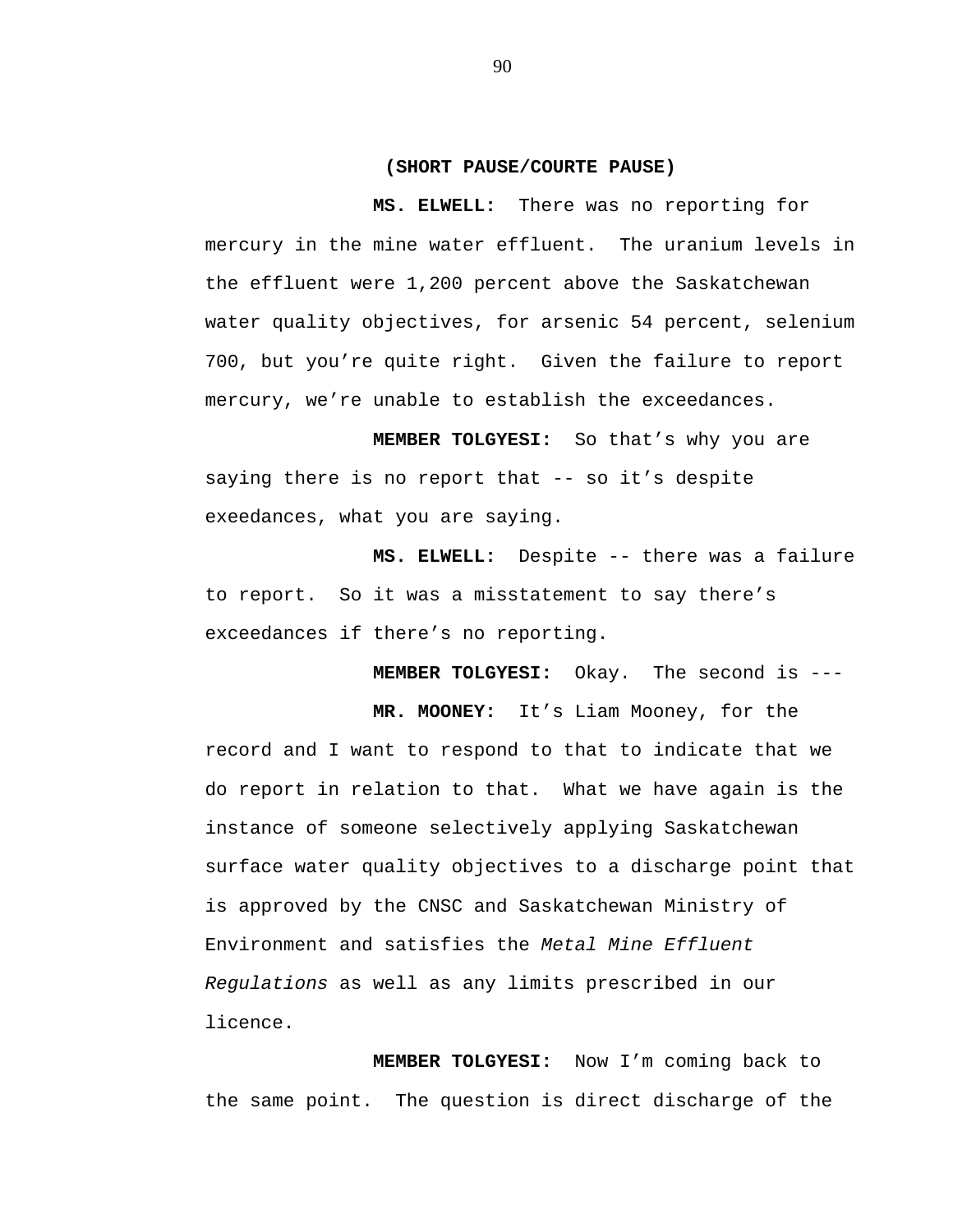**(SHORT PAUSE/COURTE PAUSE)**

**MS. ELWELL:** There was no reporting for mercury in the mine water effluent. The uranium levels in the effluent were 1,200 percent above the Saskatchewan water quality objectives, for arsenic 54 percent, selenium 700, but you're quite right. Given the failure to report mercury, we're unable to establish the exceedances.

**MEMBER TOLGYESI:** So that's why you are saying there is no report that -- so it's despite exeedances, what you are saying.

**MS. ELWELL:** Despite -- there was a failure to report. So it was a misstatement to say there's exceedances if there's no reporting.

**MEMBER TOLGYESI:** Okay. The second is ---

**MR. MOONEY:** It's Liam Mooney, for the record and I want to respond to that to indicate that we do report in relation to that. What we have again is the instance of someone selectively applying Saskatchewan surface water quality objectives to a discharge point that is approved by the CNSC and Saskatchewan Ministry of Environment and satisfies the *Metal Mine Effluent Regulations* as well as any limits prescribed in our licence.

**MEMBER TOLGYESI:** Now I'm coming back to the same point. The question is direct discharge of the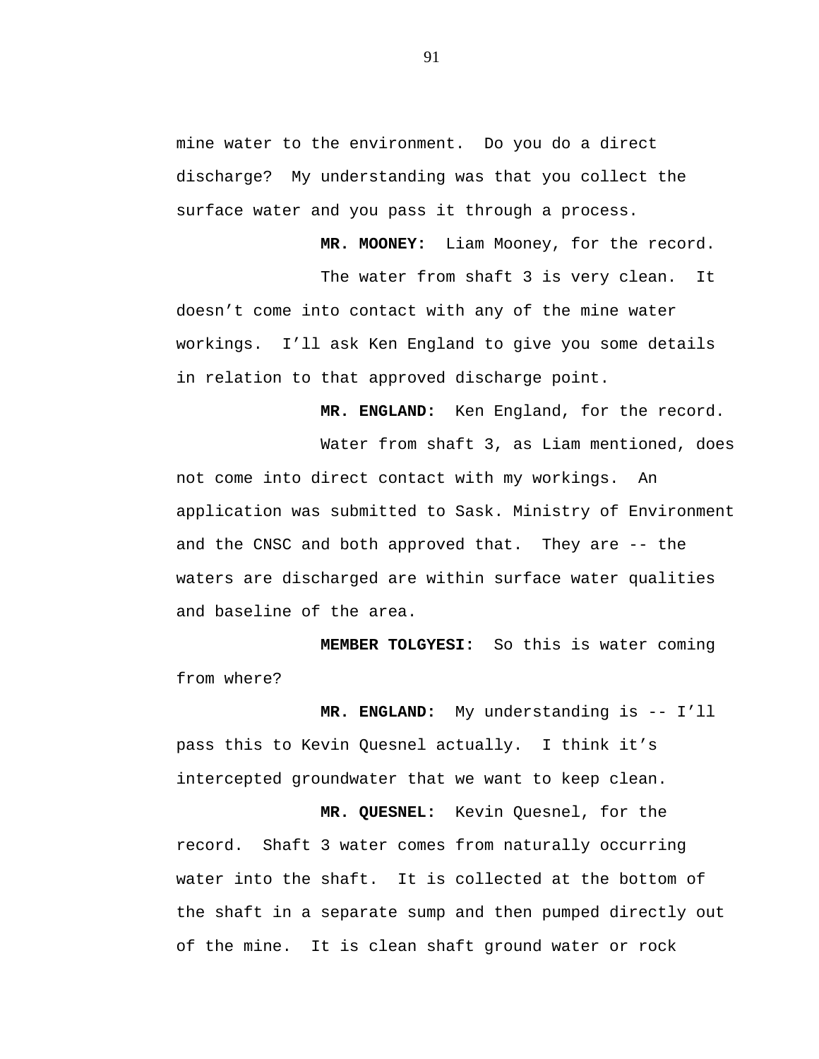mine water to the environment. Do you do a direct discharge? My understanding was that you collect the surface water and you pass it through a process.

**MR. MOONEY:** Liam Mooney, for the record.

The water from shaft 3 is very clean. It doesn't come into contact with any of the mine water workings. I'll ask Ken England to give you some details in relation to that approved discharge point.

**MR. ENGLAND:** Ken England, for the record.

Water from shaft 3, as Liam mentioned, does not come into direct contact with my workings. An application was submitted to Sask. Ministry of Environment and the CNSC and both approved that. They are -- the waters are discharged are within surface water qualities and baseline of the area.

**MEMBER TOLGYESI:** So this is water coming from where?

**MR. ENGLAND:** My understanding is -- I'll pass this to Kevin Quesnel actually. I think it's intercepted groundwater that we want to keep clean.

**MR. QUESNEL:** Kevin Quesnel, for the record. Shaft 3 water comes from naturally occurring water into the shaft. It is collected at the bottom of the shaft in a separate sump and then pumped directly out of the mine. It is clean shaft ground water or rock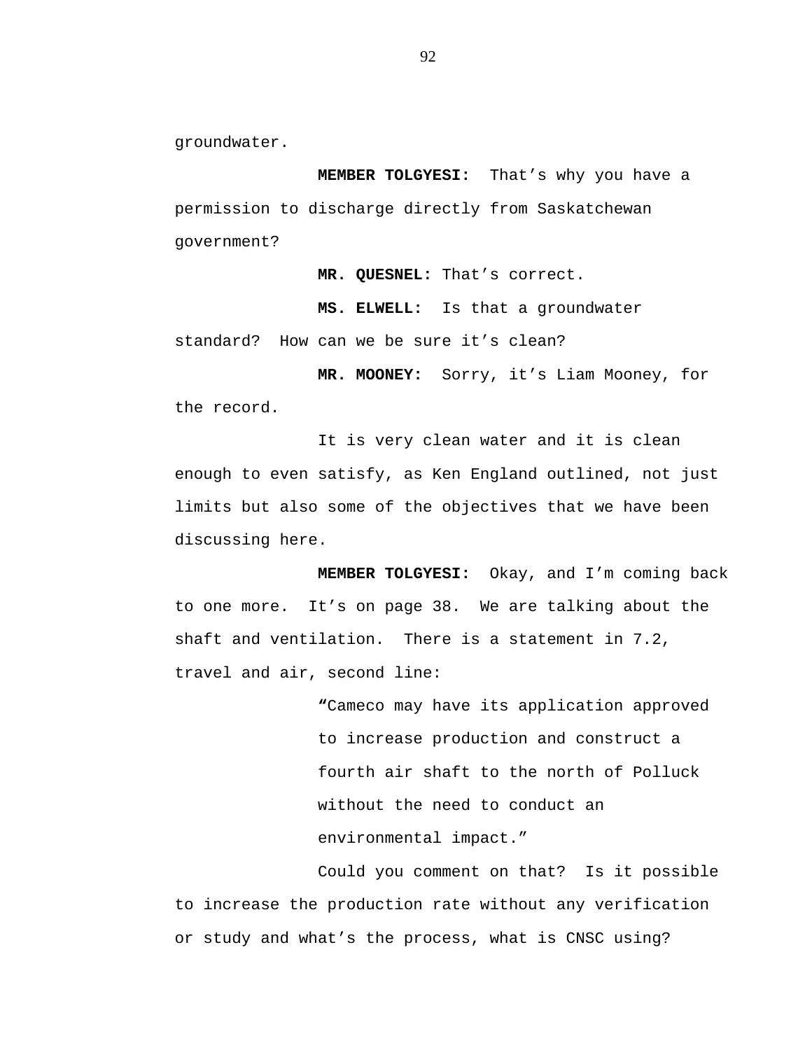groundwater.

**MEMBER TOLGYESI:** That's why you have a permission to discharge directly from Saskatchewan government?

**MR. QUESNEL:** That's correct.

**MS. ELWELL:** Is that a groundwater standard? How can we be sure it's clean?

**MR. MOONEY:** Sorry, it's Liam Mooney, for the record.

It is very clean water and it is clean enough to even satisfy, as Ken England outlined, not just limits but also some of the objectives that we have been discussing here.

**MEMBER TOLGYESI:** Okay, and I'm coming back to one more. It's on page 38. We are talking about the shaft and ventilation. There is a statement in 7.2, travel and air, second line:

> "Cameco may have its application approved to increase production and construct a fourth air shaft to the north of Polluck without the need to conduct an environmental impact."

Could you comment on that? Is it possible to increase the production rate without any verification or study and what's the process, what is CNSC using?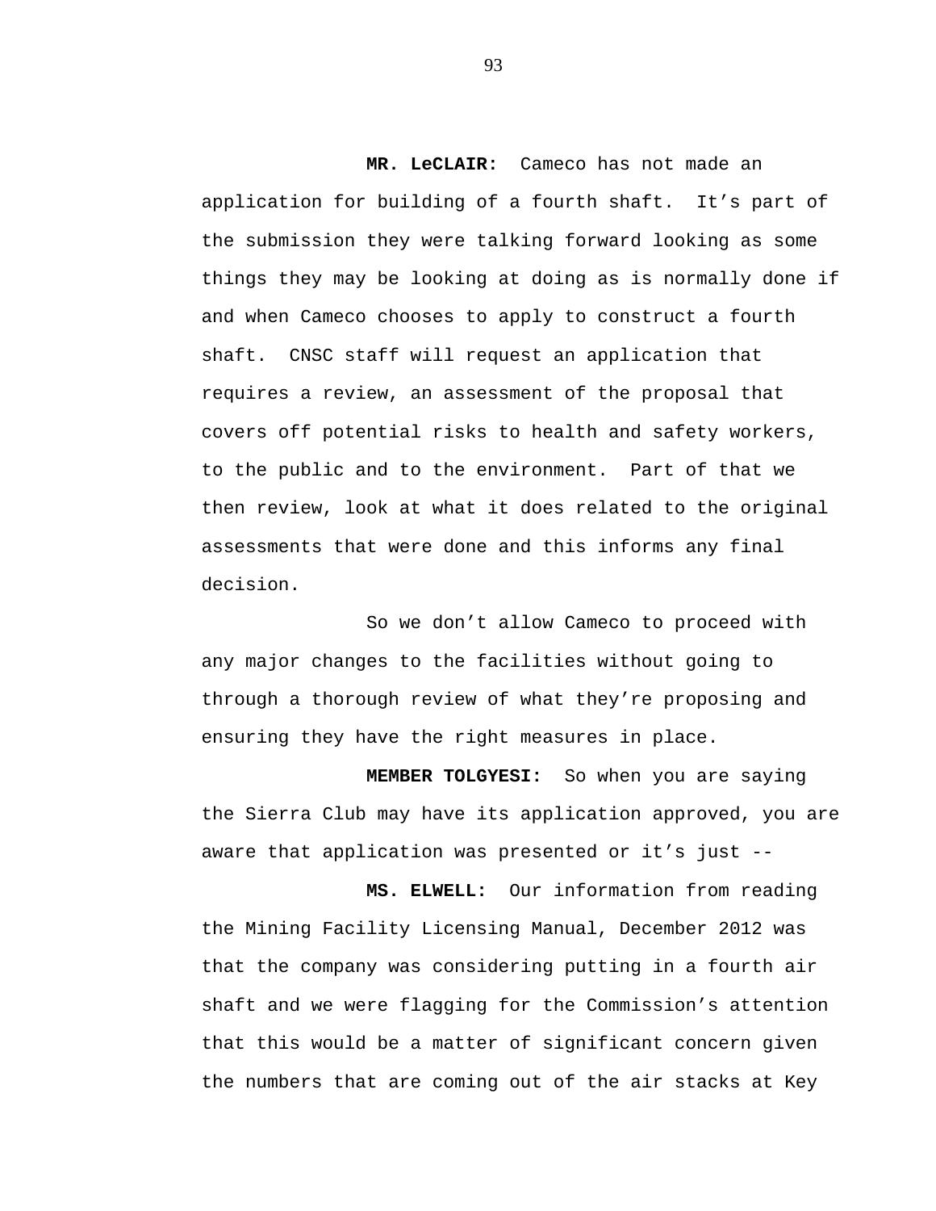**MR. LeCLAIR:** Cameco has not made an application for building of a fourth shaft. It’s part of the submission they were talking forward looking as some things they may be looking at doing as is normally done if and when Cameco chooses to apply to construct a fourth shaft. CNSC staff will request an application that requires a review, an assessment of the proposal that covers off potential risks to health and safety workers, to the public and to the environment. Part of that we then review, look at what it does related to the original assessments that were done and this informs any final decision.

So we don’t allow Cameco to proceed with any major changes to the facilities without going to through a thorough review of what they’re proposing and ensuring they have the right measures in place.

**MEMBER TOLGYESI:** So when you are saying the Sierra Club may have its application approved, you are aware that application was presented or it’s just --

**MS. ELWELL:** Our information from reading the Mining Facility Licensing Manual, December 2012 was that the company was considering putting in a fourth air shaft and we were flagging for the Commission’s attention that this would be a matter of significant concern given the numbers that are coming out of the air stacks at Key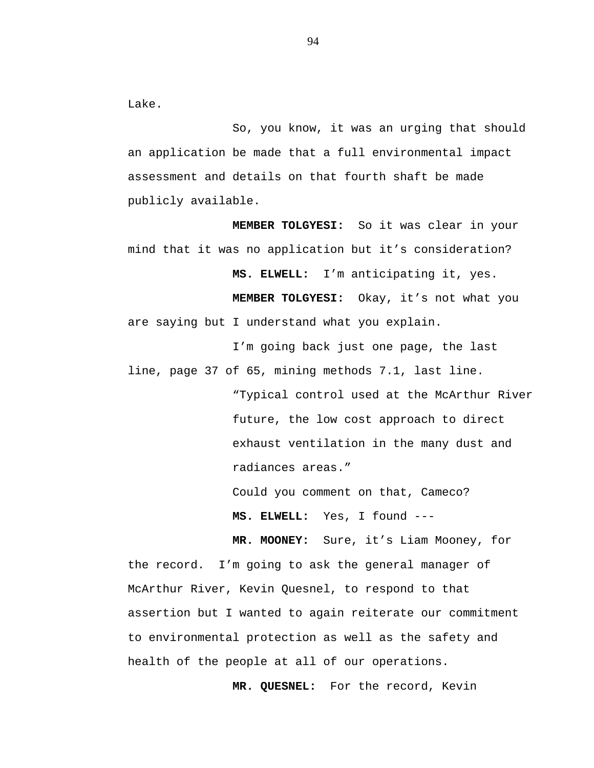Lake.

So, you know, it was an urging that should an application be made that a full environmental impact assessment and details on that fourth shaft be made publicly available.

**MEMBER TOLGYESI:** So it was clear in your mind that it was no application but it's consideration?

**MS. ELWELL:** I'm anticipating it, yes.

**MEMBER TOLGYESI:** Okay, it's not what you are saying but I understand what you explain.

I'm going back just one page, the last line, page 37 of 65, mining methods 7.1, last line.

> "Typical control used at the McArthur River future, the low cost approach to direct exhaust ventilation in the many dust and radiances areas."

Could you comment on that, Cameco?

**MS. ELWELL:** Yes, I found ---

**MR. MOONEY:** Sure, it's Liam Mooney, for the record. I'm going to ask the general manager of McArthur River, Kevin Quesnel, to respond to that assertion but I wanted to again reiterate our commitment to environmental protection as well as the safety and health of the people at all of our operations.

**MR. QUESNEL:** For the record, Kevin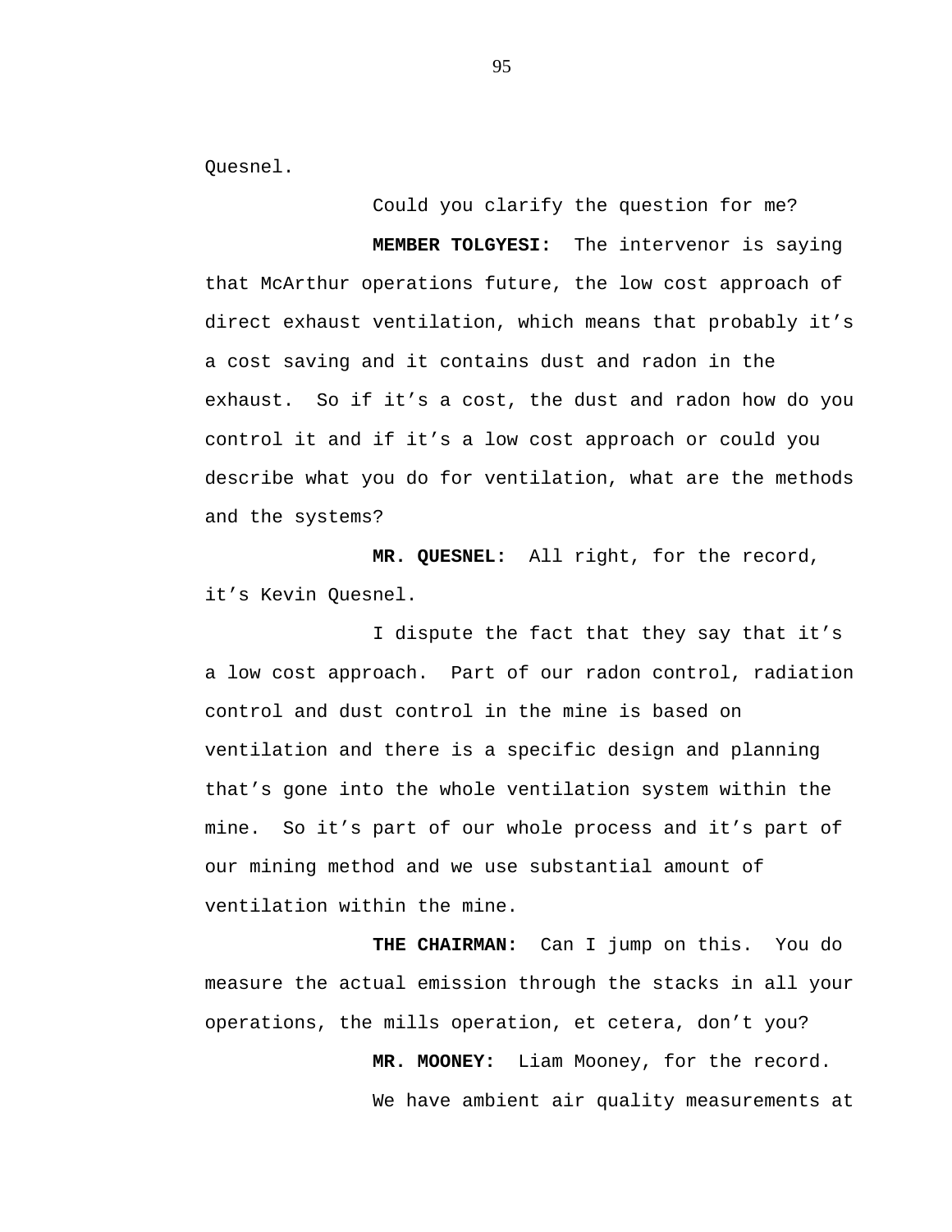Quesnel.

Could you clarify the question for me?

**MEMBER TOLGYESI:** The intervenor is saying that McArthur operations future, the low cost approach of direct exhaust ventilation, which means that probably it's a cost saving and it contains dust and radon in the exhaust. So if it's a cost, the dust and radon how do you control it and if it's a low cost approach or could you describe what you do for ventilation, what are the methods and the systems?

**MR. QUESNEL:** All right, for the record, it's Kevin Quesnel.

I dispute the fact that they say that it's a low cost approach. Part of our radon control, radiation control and dust control in the mine is based on ventilation and there is a specific design and planning that's gone into the whole ventilation system within the mine. So it's part of our whole process and it's part of our mining method and we use substantial amount of ventilation within the mine.

**THE CHAIRMAN:** Can I jump on this. You do measure the actual emission through the stacks in all your operations, the mills operation, et cetera, don't you?

**MR. MOONEY:** Liam Mooney, for the record.

We have ambient air quality measurements at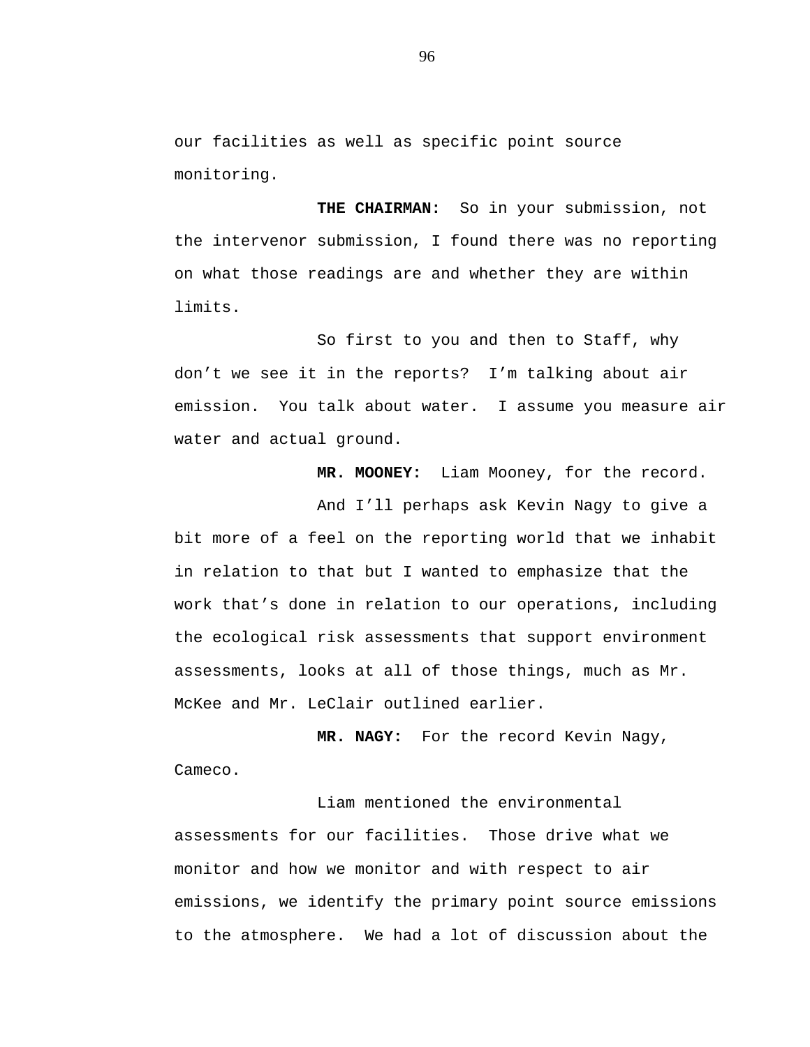our facilities as well as specific point source monitoring.

**THE CHAIRMAN:** So in your submission, not the intervenor submission, I found there was no reporting on what those readings are and whether they are within limits.

So first to you and then to Staff, why don't we see it in the reports? I'm talking about air emission. You talk about water. I assume you measure air water and actual ground.

**MR. MOONEY:** Liam Mooney, for the record.

And I'll perhaps ask Kevin Nagy to give a bit more of a feel on the reporting world that we inhabit in relation to that but I wanted to emphasize that the work that's done in relation to our operations, including the ecological risk assessments that support environment assessments, looks at all of those things, much as Mr. McKee and Mr. LeClair outlined earlier.

**MR. NAGY:** For the record Kevin Nagy, Cameco.

Liam mentioned the environmental assessments for our facilities. Those drive what we monitor and how we monitor and with respect to air emissions, we identify the primary point source emissions to the atmosphere. We had a lot of discussion about the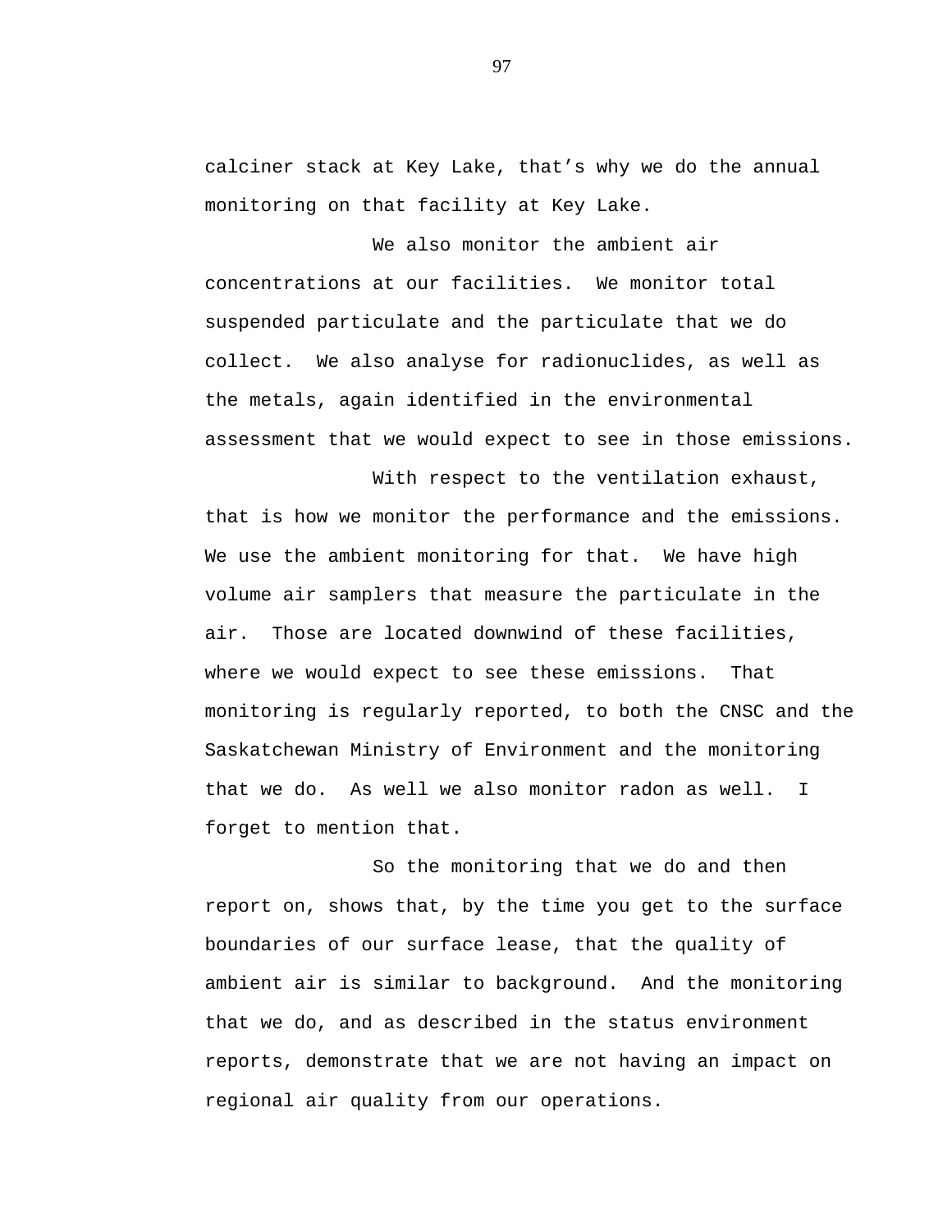calciner stack at Key Lake, that's why we do the annual monitoring on that facility at Key Lake.

We also monitor the ambient air concentrations at our facilities. We monitor total suspended particulate and the particulate that we do collect. We also analyse for radionuclides, as well as the metals, again identified in the environmental assessment that we would expect to see in those emissions.

With respect to the ventilation exhaust, that is how we monitor the performance and the emissions. We use the ambient monitoring for that. We have high volume air samplers that measure the particulate in the air. Those are located downwind of these facilities, where we would expect to see these emissions. That monitoring is regularly reported, to both the CNSC and the Saskatchewan Ministry of Environment and the monitoring that we do. As well we also monitor radon as well. I forget to mention that.

So the monitoring that we do and then report on, shows that, by the time you get to the surface boundaries of our surface lease, that the quality of ambient air is similar to background. And the monitoring that we do, and as described in the status environment reports, demonstrate that we are not having an impact on regional air quality from our operations.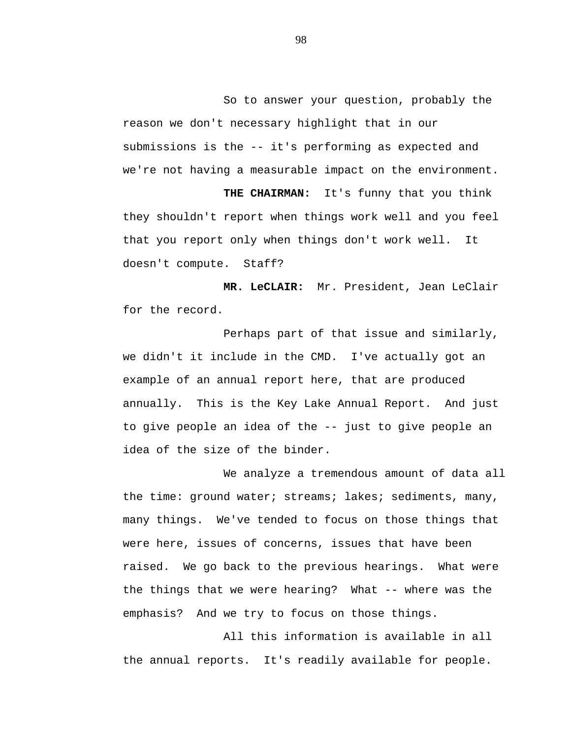So to answer your question, probably the reason we don't necessary highlight that in our submissions is the -- it's performing as expected and we're not having a measurable impact on the environment.

**THE CHAIRMAN:** It's funny that you think they shouldn't report when things work well and you feel that you report only when things don't work well. It doesn't compute. Staff?

**MR. LeCLAIR:** Mr. President, Jean LeClair for the record.

Perhaps part of that issue and similarly, we didn't it include in the CMD. I've actually got an example of an annual report here, that are produced annually. This is the Key Lake Annual Report. And just to give people an idea of the -- just to give people an idea of the size of the binder.

We analyze a tremendous amount of data all the time: ground water; streams; lakes; sediments, many, many things. We've tended to focus on those things that were here, issues of concerns, issues that have been raised. We go back to the previous hearings. What were the things that we were hearing? What -- where was the emphasis? And we try to focus on those things.

All this information is available in all the annual reports. It's readily available for people.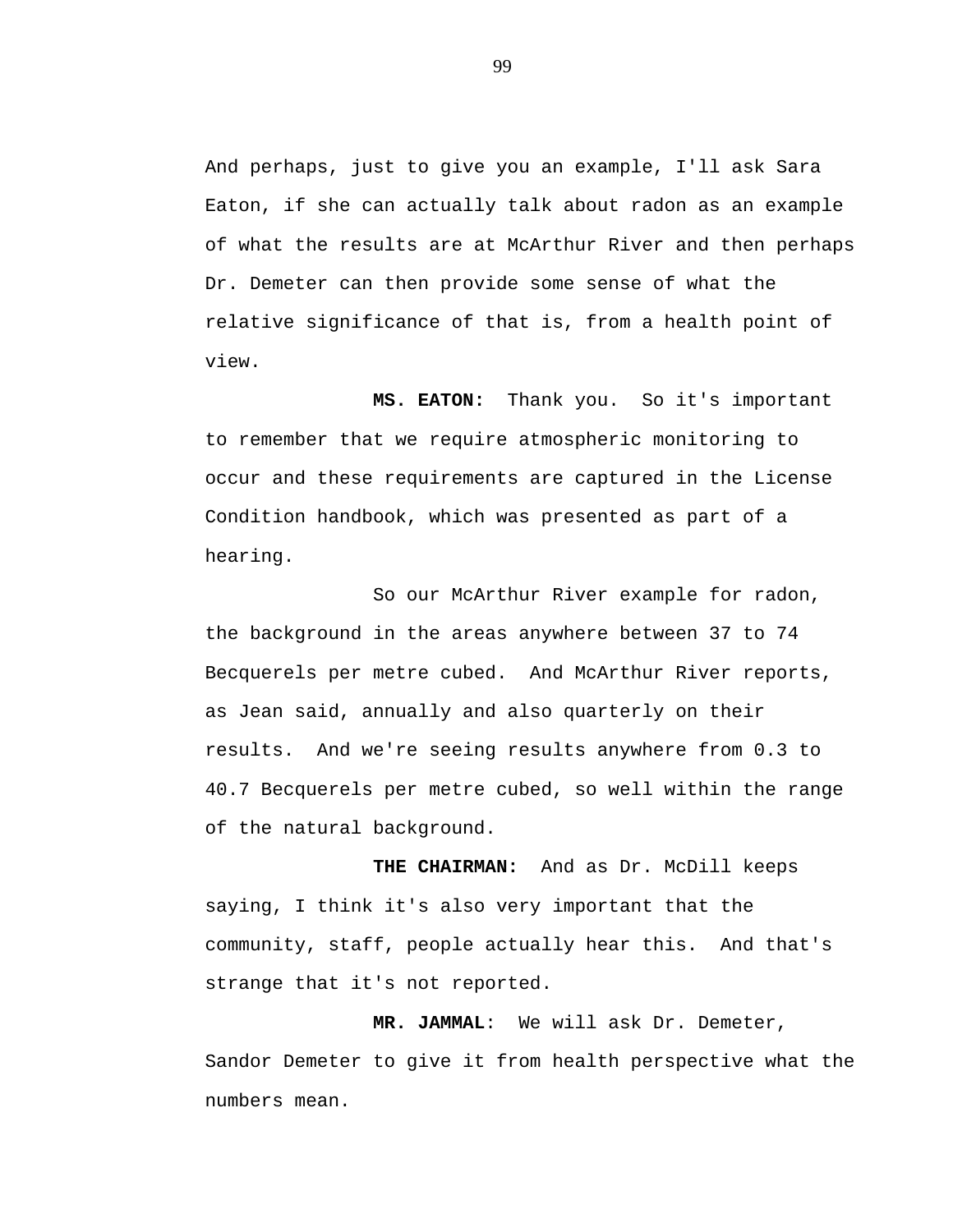And perhaps, just to give you an example, I'll ask Sara Eaton, if she can actually talk about radon as an example of what the results are at McArthur River and then perhaps Dr. Demeter can then provide some sense of what the relative significance of that is, from a health point of view.

**MS. EATON:** Thank you. So it's important to remember that we require atmospheric monitoring to occur and these requirements are captured in the License Condition handbook, which was presented as part of a hearing.

So our McArthur River example for radon, the background in the areas anywhere between 37 to 74 Becquerels per metre cubed. And McArthur River reports, as Jean said, annually and also quarterly on their results. And we're seeing results anywhere from 0.3 to 40.7 Becquerels per metre cubed, so well within the range of the natural background.

**THE CHAIRMAN:** And as Dr. McDill keeps saying, I think it's also very important that the community, staff, people actually hear this. And that's strange that it's not reported.

**MR. JAMMAL**: We will ask Dr. Demeter, Sandor Demeter to give it from health perspective what the numbers mean.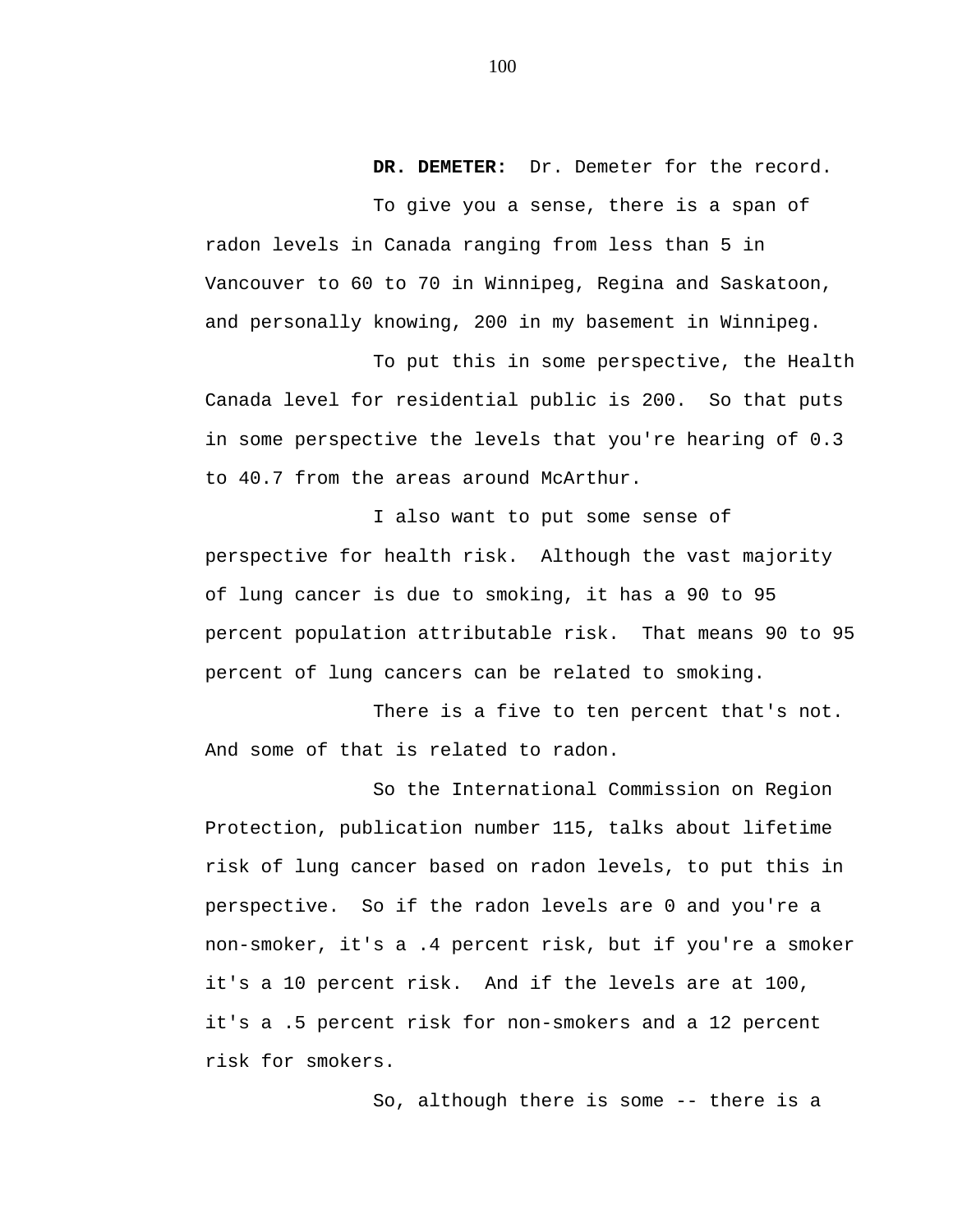**DR. DEMETER:** Dr. Demeter for the record.

To give you a sense, there is a span of radon levels in Canada ranging from less than 5 in Vancouver to 60 to 70 in Winnipeg, Regina and Saskatoon, and personally knowing, 200 in my basement in Winnipeg.

To put this in some perspective, the Health Canada level for residential public is 200. So that puts in some perspective the levels that you're hearing of 0.3 to 40.7 from the areas around McArthur.

I also want to put some sense of perspective for health risk. Although the vast majority of lung cancer is due to smoking, it has a 90 to 95 percent population attributable risk. That means 90 to 95 percent of lung cancers can be related to smoking.

There is a five to ten percent that's not. And some of that is related to radon.

So the International Commission on Region Protection, publication number 115, talks about lifetime risk of lung cancer based on radon levels, to put this in perspective. So if the radon levels are 0 and you're a non-smoker, it's a .4 percent risk, but if you're a smoker it's a 10 percent risk. And if the levels are at 100, it's a .5 percent risk for non-smokers and a 12 percent risk for smokers.

So, although there is some -- there is a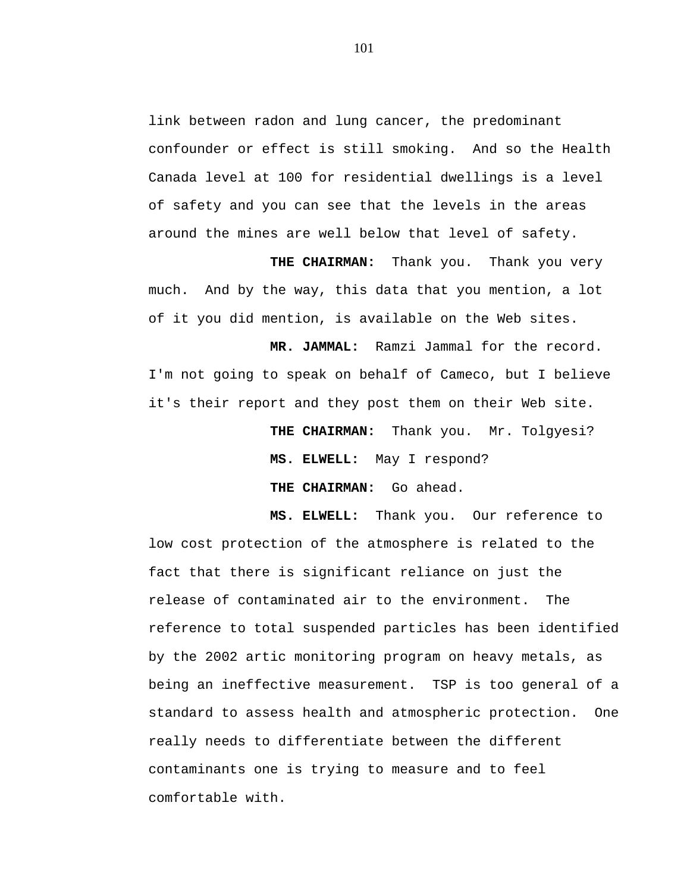link between radon and lung cancer, the predominant confounder or effect is still smoking. And so the Health Canada level at 100 for residential dwellings is a level of safety and you can see that the levels in the areas around the mines are well below that level of safety.

**THE CHAIRMAN:** Thank you. Thank you very much. And by the way, this data that you mention, a lot of it you did mention, is available on the Web sites.

**MR. JAMMAL:** Ramzi Jammal for the record. I'm not going to speak on behalf of Cameco, but I believe it's their report and they post them on their Web site.

**THE CHAIRMAN:** Thank you. Mr. Tolgyesi?

**MS. ELWELL:** May I respond?

**THE CHAIRMAN:** Go ahead.

**MS. ELWELL:** Thank you. Our reference to low cost protection of the atmosphere is related to the fact that there is significant reliance on just the release of contaminated air to the environment. The reference to total suspended particles has been identified by the 2002 artic monitoring program on heavy metals, as being an ineffective measurement. TSP is too general of a standard to assess health and atmospheric protection. One really needs to differentiate between the different contaminants one is trying to measure and to feel comfortable with.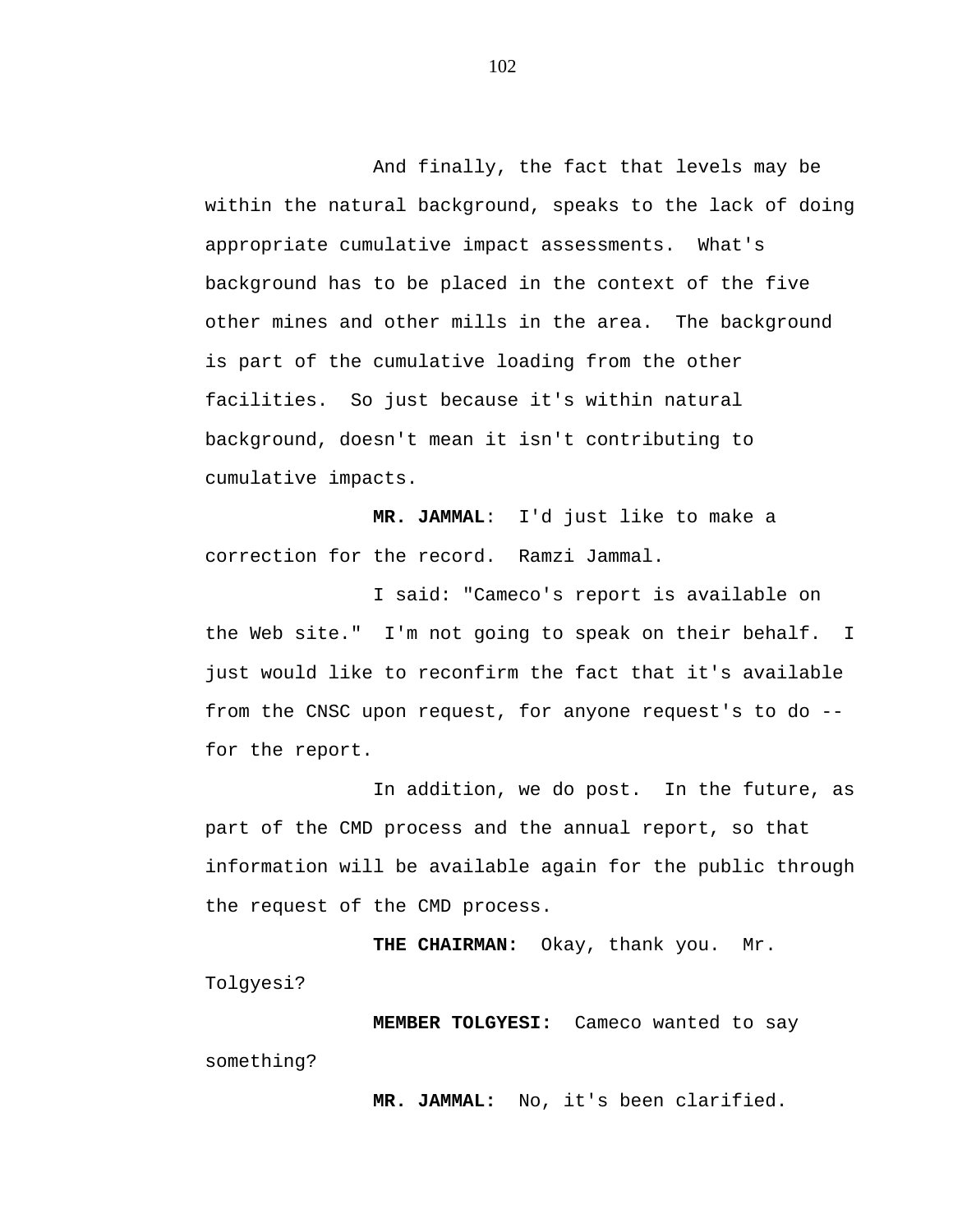And finally, the fact that levels may be within the natural background, speaks to the lack of doing appropriate cumulative impact assessments. What's background has to be placed in the context of the five other mines and other mills in the area. The background is part of the cumulative loading from the other facilities. So just because it's within natural background, doesn't mean it isn't contributing to cumulative impacts.

**MR. JAMMAL**: I'd just like to make a correction for the record. Ramzi Jammal.

I said: "Cameco's report is available on the Web site." I'm not going to speak on their behalf. I just would like to reconfirm the fact that it's available from the CNSC upon request, for anyone request's to do -- for the report.

In addition, we do post. In the future, as part of the CMD process and the annual report, so that information will be available again for the public through the request of the CMD process.

**THE CHAIRMAN:** Okay, thank you. Mr. Tolgyesi?

**MEMBER TOLGYESI:** Cameco wanted to say something?

**MR. JAMMAL:** No, it's been clarified.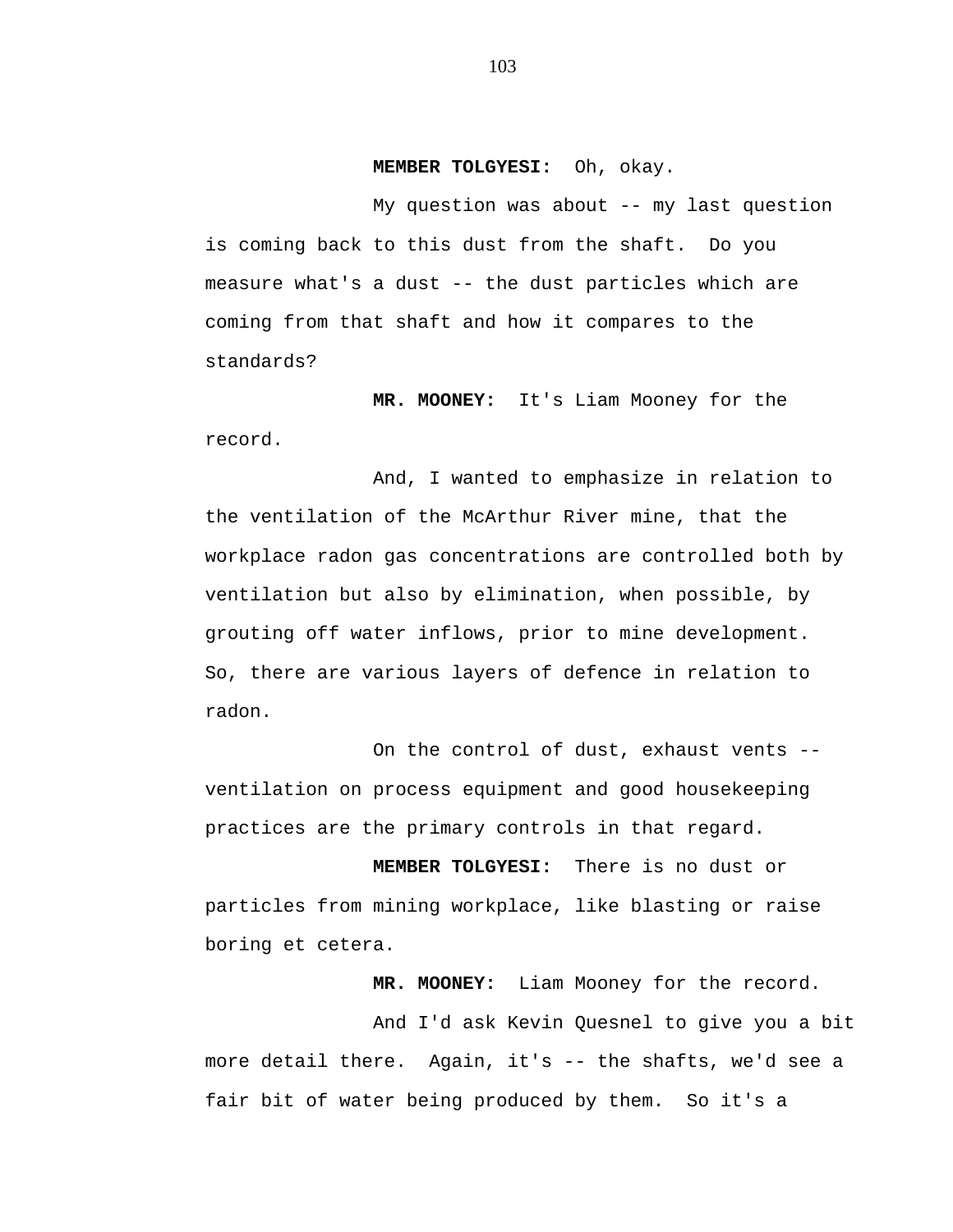**MEMBER TOLGYESI:** Oh, okay.

My question was about -- my last question is coming back to this dust from the shaft. Do you measure what's a dust -- the dust particles which are coming from that shaft and how it compares to the standards?

**MR. MOONEY:** It's Liam Mooney for the record.

And, I wanted to emphasize in relation to the ventilation of the McArthur River mine, that the workplace radon gas concentrations are controlled both by ventilation but also by elimination, when possible, by grouting off water inflows, prior to mine development. So, there are various layers of defence in relation to radon.

On the control of dust, exhaust vents -- ventilation on process equipment and good housekeeping practices are the primary controls in that regard.

**MEMBER TOLGYESI:** There is no dust or particles from mining workplace, like blasting or raise boring et cetera.

**MR. MOONEY:** Liam Mooney for the record.

And I'd ask Kevin Quesnel to give you a bit more detail there. Again, it's -- the shafts, we'd see a fair bit of water being produced by them. So it's a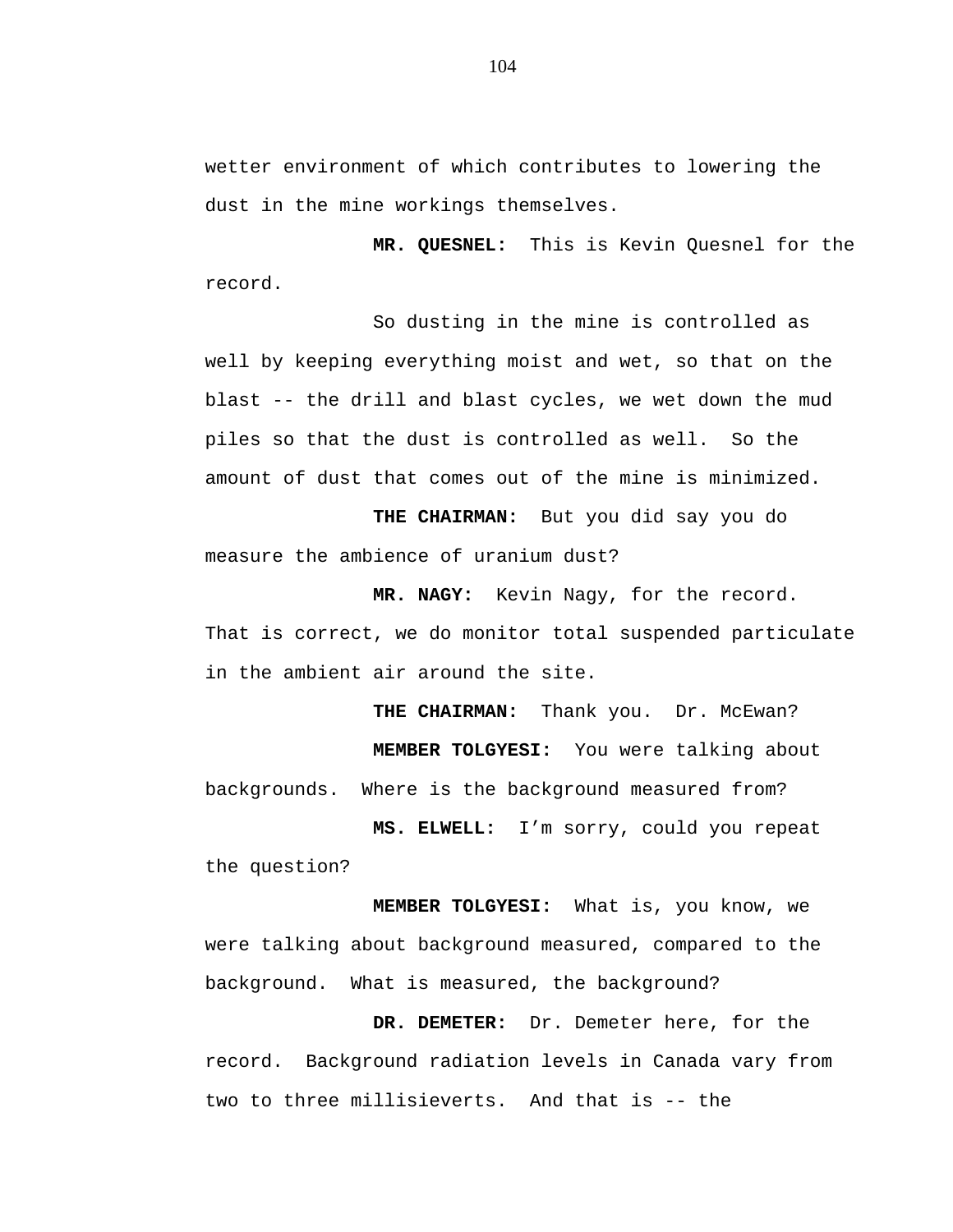wetter environment of which contributes to lowering the dust in the mine workings themselves.

**MR. QUESNEL:** This is Kevin Quesnel for the record.

So dusting in the mine is controlled as well by keeping everything moist and wet, so that on the blast -- the drill and blast cycles, we wet down the mud piles so that the dust is controlled as well. So the amount of dust that comes out of the mine is minimized.

**THE CHAIRMAN:** But you did say you do measure the ambience of uranium dust?

**MR. NAGY:** Kevin Nagy, for the record. That is correct, we do monitor total suspended particulate in the ambient air around the site.

**THE CHAIRMAN:** Thank you. Dr. McEwan?

**MEMBER TOLGYESI:** You were talking about backgrounds. Where is the background measured from?

**MS. ELWELL:** I'm sorry, could you repeat the question?

**MEMBER TOLGYESI:** What is, you know, we were talking about background measured, compared to the background. What is measured, the background?

**DR. DEMETER:** Dr. Demeter here, for the record. Background radiation levels in Canada vary from two to three millisieverts. And that is -- the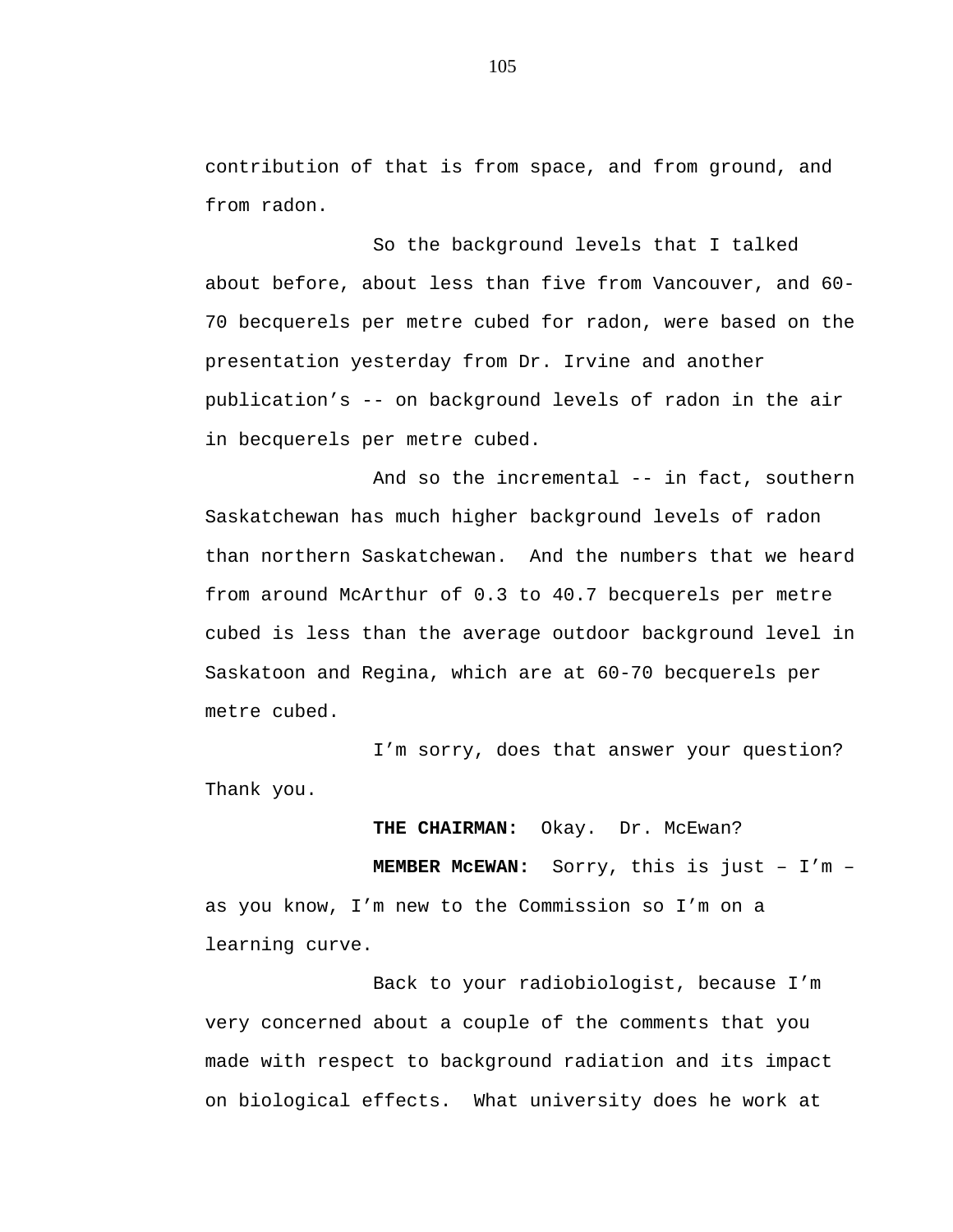contribution of that is from space, and from ground, and from radon.

So the background levels that I talked about before, about less than five from Vancouver, and 60-70 becquerels per metre cubed for radon, were based on the presentation yesterday from Dr. Irvine and another publication’s -- on background levels of radon in the air in becquerels per metre cubed.

And so the incremental -- in fact, southern Saskatchewan has much higher background levels of radon than northern Saskatchewan. And the numbers that we heard from around McArthur of 0.3 to 40.7 becquerels per metre cubed is less than the average outdoor background level in Saskatoon and Regina, which are at 60-70 becquerels per metre cubed.

I’m sorry, does that answer your question? Thank you.

**THE CHAIRMAN:** Okay. Dr. McEwan?

**MEMBER McEWAN:** Sorry, this is just – I’m – as you know, I’m new to the Commission so I’m on a learning curve.

Back to your radiobiologist, because I’m very concerned about a couple of the comments that you made with respect to background radiation and its impact on biological effects. What university does he work at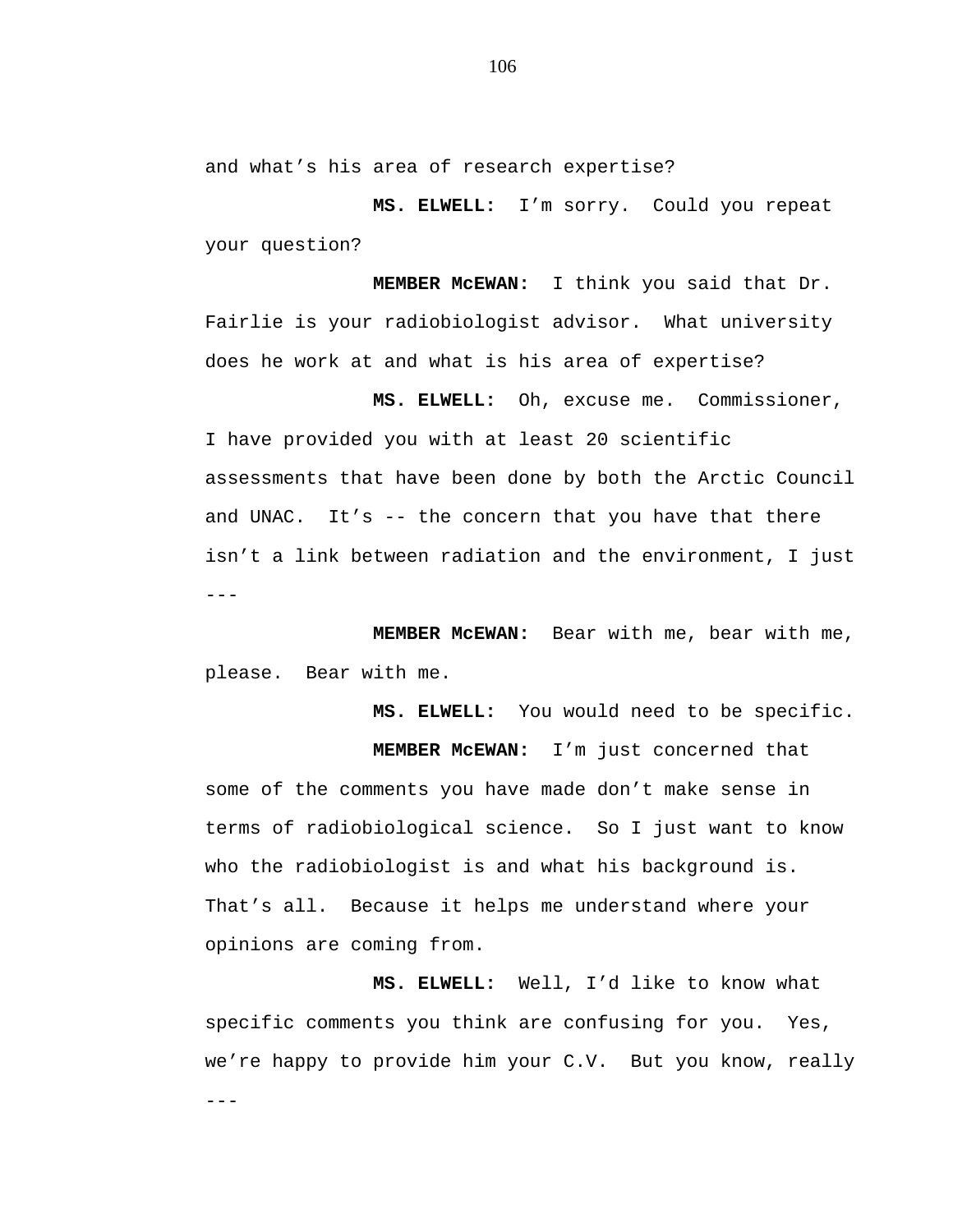and what's his area of research expertise?

**MS. ELWELL:** I'm sorry. Could you repeat your question?

**MEMBER McEWAN:** I think you said that Dr. Fairlie is your radiobiologist advisor. What university does he work at and what is his area of expertise?

**MS. ELWELL:** Oh, excuse me. Commissioner, I have provided you with at least 20 scientific assessments that have been done by both the Arctic Council and UNAC. It's -- the concern that you have that there isn't a link between radiation and the environment, I just ---

**MEMBER McEWAN:** Bear with me, bear with me, please. Bear with me.

**MS. ELWELL:** You would need to be specific.

**MEMBER McEWAN:** I'm just concerned that some of the comments you have made don't make sense in terms of radiobiological science. So I just want to know who the radiobiologist is and what his background is. That's all. Because it helps me understand where your opinions are coming from.

**MS. ELWELL:** Well, I'd like to know what specific comments you think are confusing for you. Yes, we're happy to provide him your C.V. But you know, really ---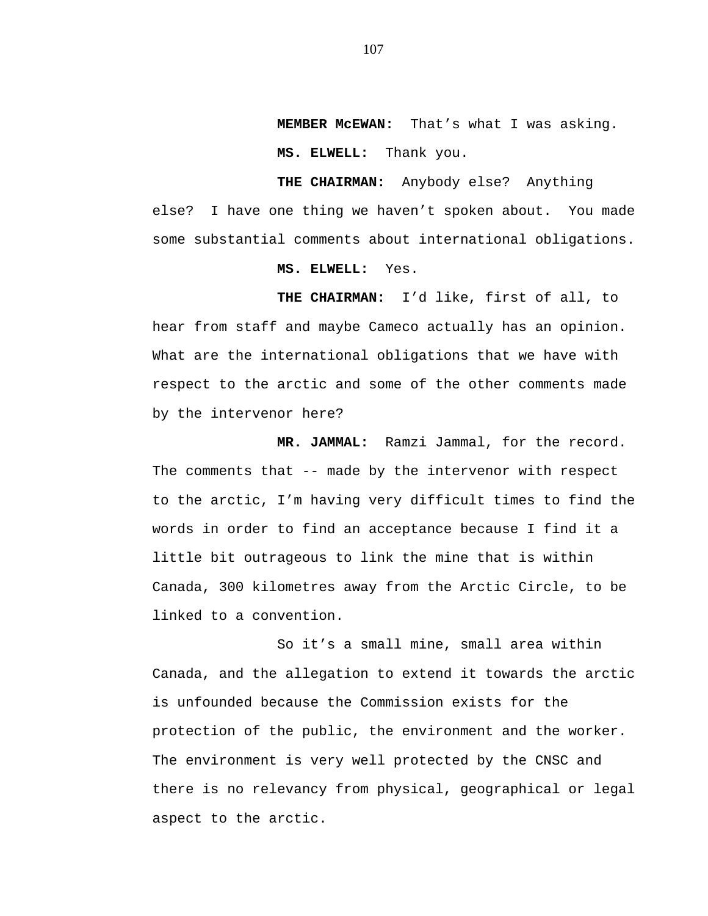**MEMBER McEWAN:** That's what I was asking.

**MS. ELWELL:** Thank you.

**THE CHAIRMAN:** Anybody else? Anything else? I have one thing we haven't spoken about. You made some substantial comments about international obligations.

**MS. ELWELL:** Yes.

**THE CHAIRMAN:** I'd like, first of all, to hear from staff and maybe Cameco actually has an opinion. What are the international obligations that we have with respect to the arctic and some of the other comments made by the intervenor here?

**MR. JAMMAL:** Ramzi Jammal, for the record. The comments that -- made by the intervenor with respect to the arctic, I'm having very difficult times to find the words in order to find an acceptance because I find it a little bit outrageous to link the mine that is within Canada, 300 kilometres away from the Arctic Circle, to be linked to a convention.

So it's a small mine, small area within Canada, and the allegation to extend it towards the arctic is unfounded because the Commission exists for the protection of the public, the environment and the worker. The environment is very well protected by the CNSC and there is no relevancy from physical, geographical or legal aspect to the arctic.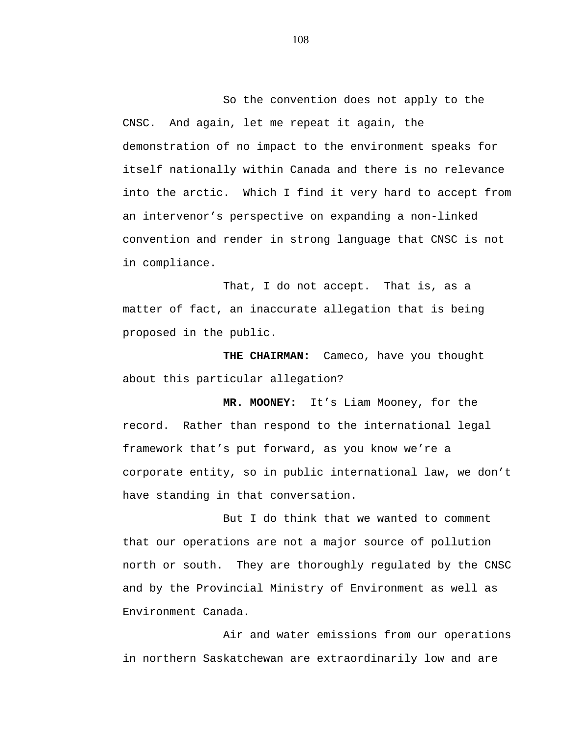So the convention does not apply to the CNSC. And again, let me repeat it again, the demonstration of no impact to the environment speaks for itself nationally within Canada and there is no relevance into the arctic. Which I find it very hard to accept from an intervenor's perspective on expanding a non-linked convention and render in strong language that CNSC is not in compliance.

That, I do not accept. That is, as a matter of fact, an inaccurate allegation that is being proposed in the public.

**THE CHAIRMAN:** Cameco, have you thought about this particular allegation?

**MR. MOONEY:** It's Liam Mooney, for the record. Rather than respond to the international legal framework that's put forward, as you know we're a corporate entity, so in public international law, we don't have standing in that conversation.

But I do think that we wanted to comment that our operations are not a major source of pollution north or south. They are thoroughly regulated by the CNSC and by the Provincial Ministry of Environment as well as Environment Canada.

Air and water emissions from our operations in northern Saskatchewan are extraordinarily low and are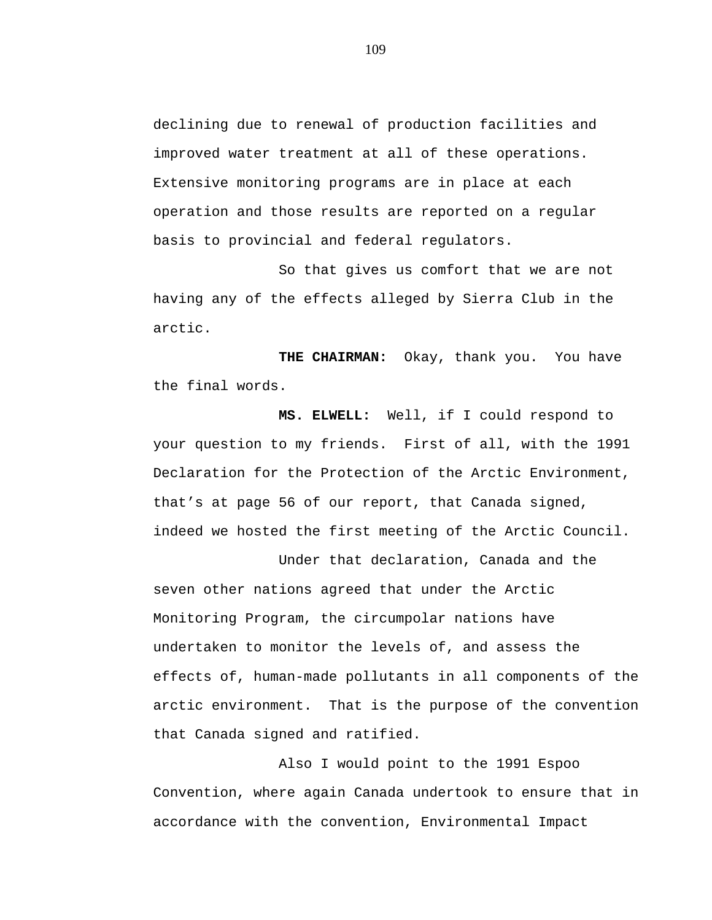declining due to renewal of production facilities and improved water treatment at all of these operations. Extensive monitoring programs are in place at each operation and those results are reported on a regular basis to provincial and federal regulators.

So that gives us comfort that we are not having any of the effects alleged by Sierra Club in the arctic.

**THE CHAIRMAN:** Okay, thank you. You have the final words.

**MS. ELWELL:** Well, if I could respond to your question to my friends. First of all, with the 1991 Declaration for the Protection of the Arctic Environment, that's at page 56 of our report, that Canada signed, indeed we hosted the first meeting of the Arctic Council.

Under that declaration, Canada and the seven other nations agreed that under the Arctic Monitoring Program, the circumpolar nations have undertaken to monitor the levels of, and assess the effects of, human-made pollutants in all components of the arctic environment. That is the purpose of the convention that Canada signed and ratified.

Also I would point to the 1991 Espoo Convention, where again Canada undertook to ensure that in accordance with the convention, Environmental Impact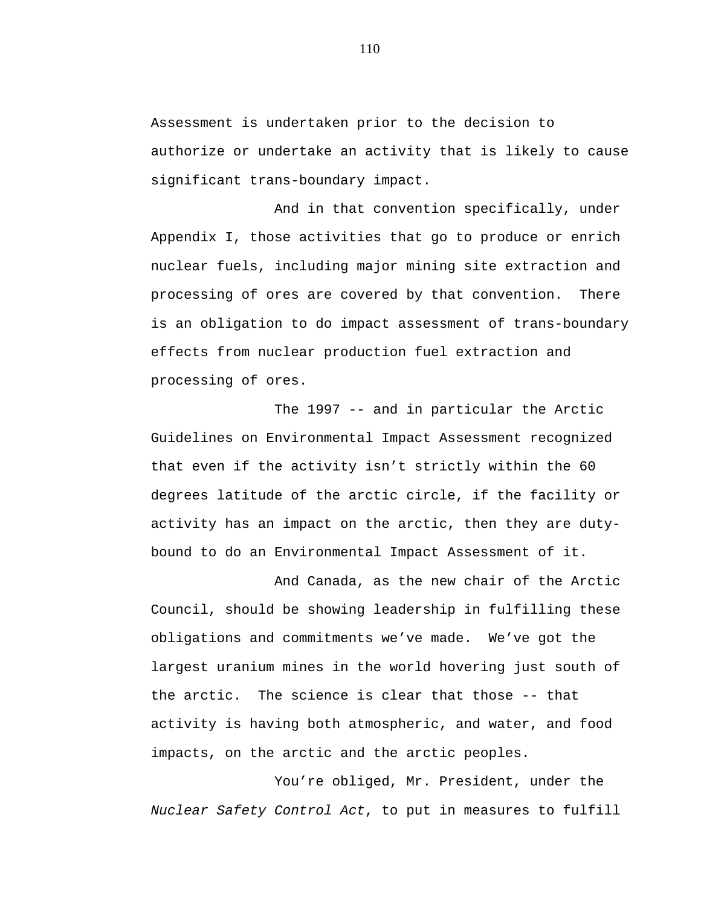Assessment is undertaken prior to the decision to authorize or undertake an activity that is likely to cause significant trans-boundary impact.

And in that convention specifically, under Appendix I, those activities that go to produce or enrich nuclear fuels, including major mining site extraction and processing of ores are covered by that convention. There is an obligation to do impact assessment of trans-boundary effects from nuclear production fuel extraction and processing of ores.

The 1997 -- and in particular the Arctic Guidelines on Environmental Impact Assessment recognized that even if the activity isn't strictly within the 60 degrees latitude of the arctic circle, if the facility or activity has an impact on the arctic, then they are duty-bound to do an Environmental Impact Assessment of it.

And Canada, as the new chair of the Arctic Council, should be showing leadership in fulfilling these obligations and commitments we've made. We've got the largest uranium mines in the world hovering just south of the arctic. The science is clear that those -- that activity is having both atmospheric, and water, and food impacts, on the arctic and the arctic peoples.

You're obliged, Mr. President, under the *Nuclear Safety Control Act*, to put in measures to fulfill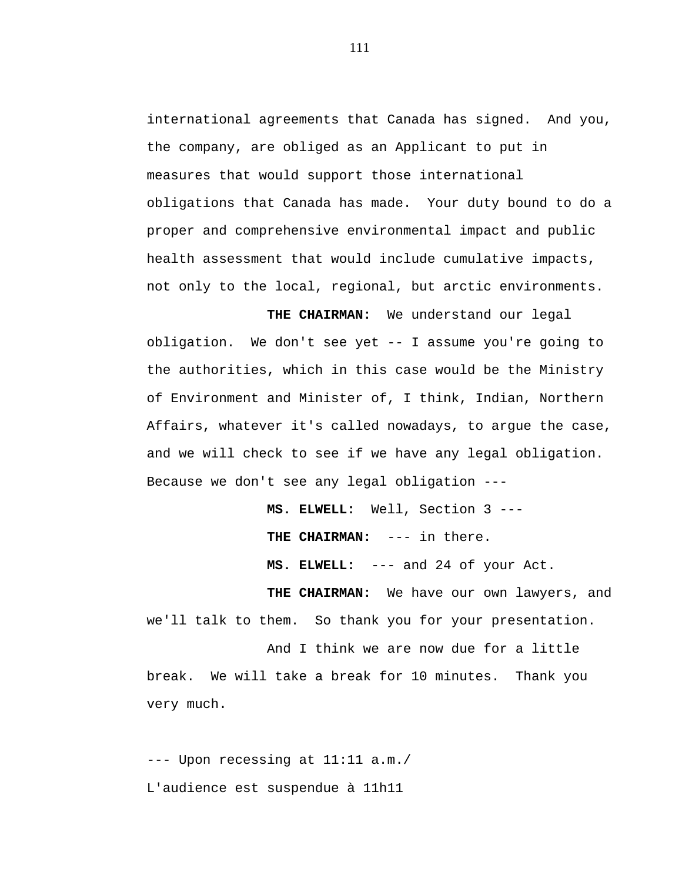international agreements that Canada has signed. And you, the company, are obliged as an Applicant to put in measures that would support those international obligations that Canada has made. Your duty bound to do a proper and comprehensive environmental impact and public health assessment that would include cumulative impacts, not only to the local, regional, but arctic environments.

**THE CHAIRMAN:** We understand our legal obligation. We don't see yet -- I assume you're going to the authorities, which in this case would be the Ministry of Environment and Minister of, I think, Indian, Northern Affairs, whatever it's called nowadays, to argue the case, and we will check to see if we have any legal obligation. Because we don't see any legal obligation ---

**MS. ELWELL:** Well, Section 3 ---

**THE CHAIRMAN:** --- in there.

**MS. ELWELL:** --- and 24 of your Act.

**THE CHAIRMAN:** We have our own lawyers, and we'll talk to them. So thank you for your presentation.

And I think we are now due for a little break. We will take a break for 10 minutes. Thank you very much.

--- Upon recessing at 11:11 a.m./
L'audience est suspendue à 11h11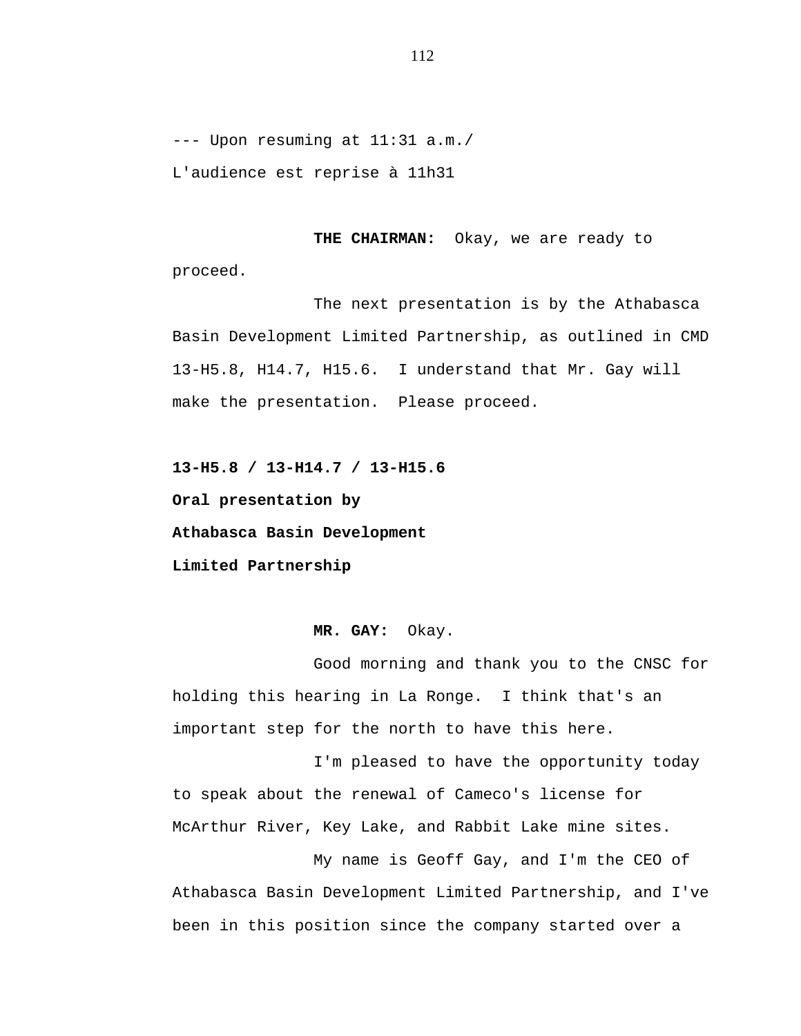--- Upon resuming at 11:31 a.m./
L'audience est reprise à 11h31

**THE CHAIRMAN:** Okay, we are ready to proceed.

The next presentation is by the Athabasca Basin Development Limited Partnership, as outlined in CMD 13-H5.8, H14.7, H15.6. I understand that Mr. Gay will make the presentation. Please proceed.

**13-H5.8 / 13-H14.7 / 13-H15.6**

**Oral presentation by**

**Athabasca Basin Development**

**Limited Partnership**

**MR. GAY:** Okay.

Good morning and thank you to the CNSC for holding this hearing in La Ronge. I think that's an important step for the north to have this here.

I'm pleased to have the opportunity today to speak about the renewal of Cameco's license for McArthur River, Key Lake, and Rabbit Lake mine sites.

My name is Geoff Gay, and I'm the CEO of Athabasca Basin Development Limited Partnership, and I've been in this position since the company started over a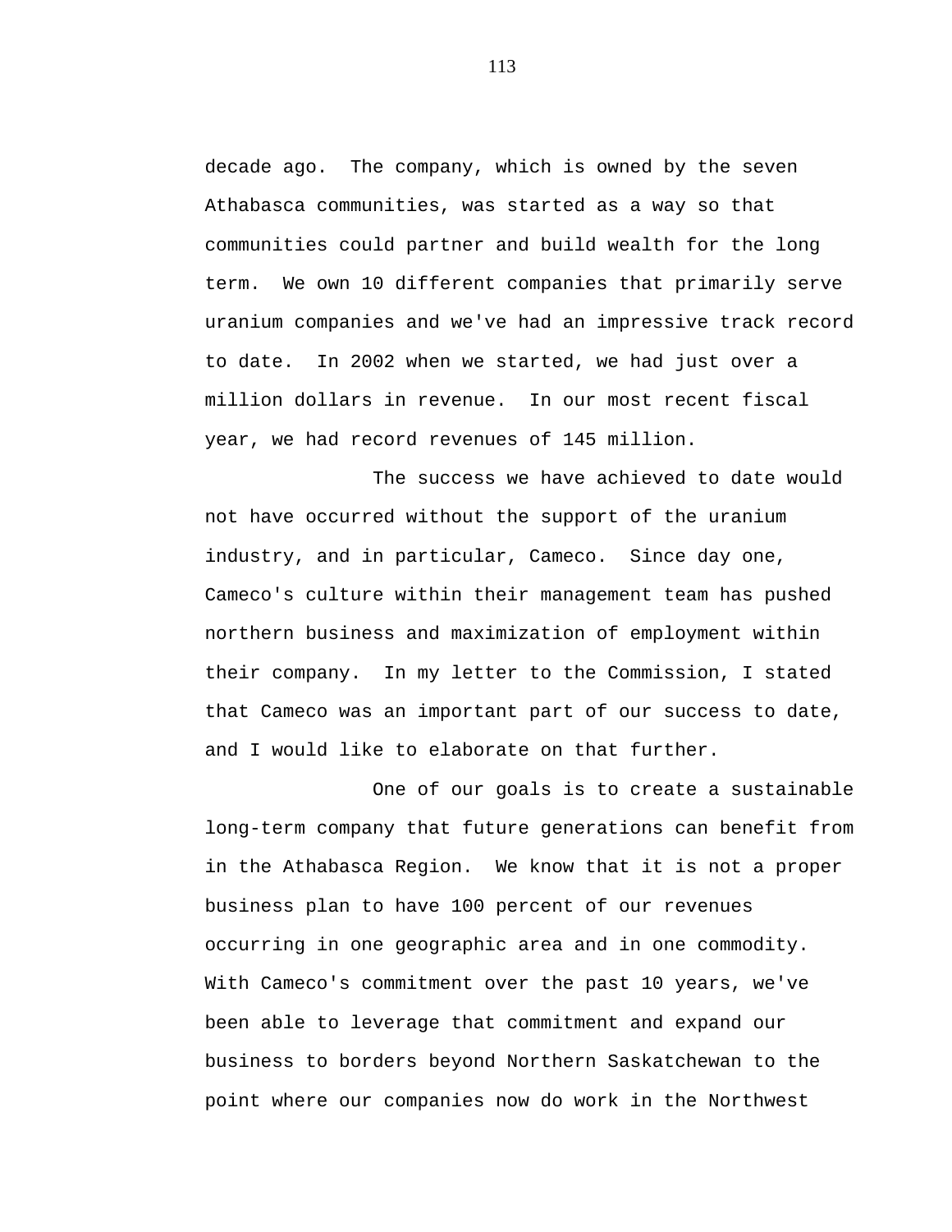decade ago. The company, which is owned by the seven Athabasca communities, was started as a way so that communities could partner and build wealth for the long term. We own 10 different companies that primarily serve uranium companies and we've had an impressive track record to date. In 2002 when we started, we had just over a million dollars in revenue. In our most recent fiscal year, we had record revenues of 145 million.

The success we have achieved to date would not have occurred without the support of the uranium industry, and in particular, Cameco. Since day one, Cameco's culture within their management team has pushed northern business and maximization of employment within their company. In my letter to the Commission, I stated that Cameco was an important part of our success to date, and I would like to elaborate on that further.

One of our goals is to create a sustainable long-term company that future generations can benefit from in the Athabasca Region. We know that it is not a proper business plan to have 100 percent of our revenues occurring in one geographic area and in one commodity. With Cameco's commitment over the past 10 years, we've been able to leverage that commitment and expand our business to borders beyond Northern Saskatchewan to the point where our companies now do work in the Northwest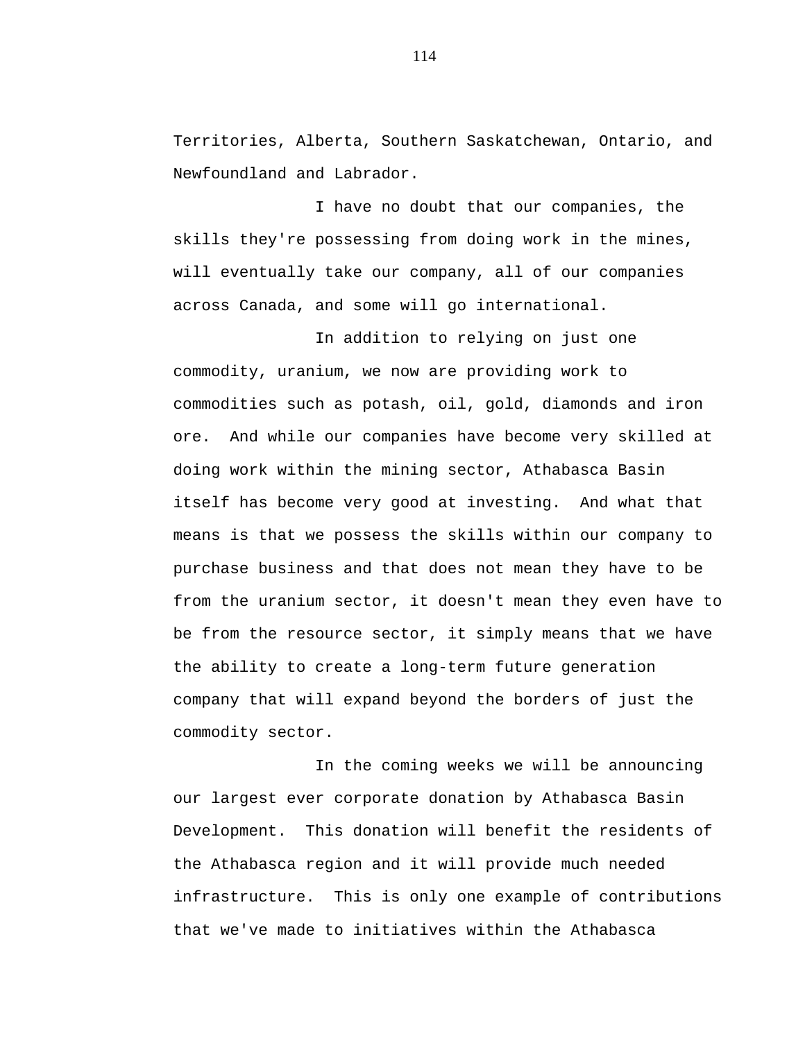Territories, Alberta, Southern Saskatchewan, Ontario, and Newfoundland and Labrador.

I have no doubt that our companies, the skills they're possessing from doing work in the mines, will eventually take our company, all of our companies across Canada, and some will go international.

In addition to relying on just one commodity, uranium, we now are providing work to commodities such as potash, oil, gold, diamonds and iron ore.  And while our companies have become very skilled at doing work within the mining sector, Athabasca Basin itself has become very good at investing.  And what that means is that we possess the skills within our company to purchase business and that does not mean they have to be from the uranium sector, it doesn't mean they even have to be from the resource sector, it simply means that we have the ability to create a long-term future generation company that will expand beyond the borders of just the commodity sector.

In the coming weeks we will be announcing our largest ever corporate donation by Athabasca Basin Development.  This donation will benefit the residents of the Athabasca region and it will provide much needed infrastructure.  This is only one example of contributions that we've made to initiatives within the Athabasca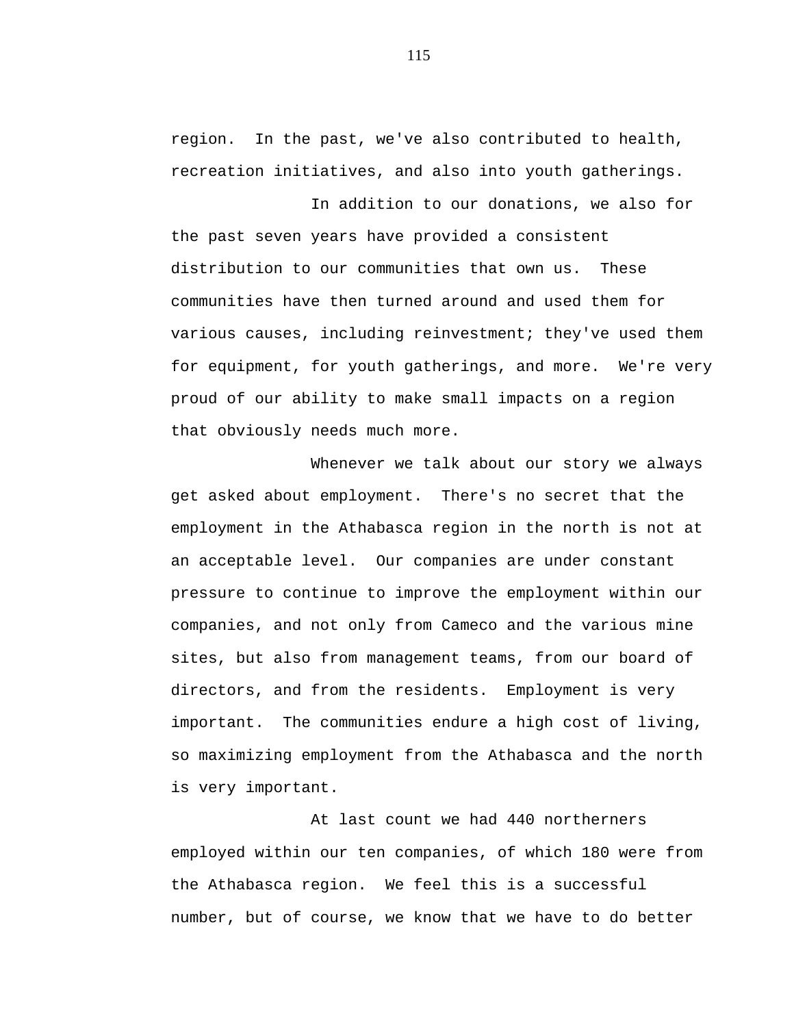region.  In the past, we've also contributed to health, recreation initiatives, and also into youth gatherings.

In addition to our donations, we also for the past seven years have provided a consistent distribution to our communities that own us.  These communities have then turned around and used them for various causes, including reinvestment; they've used them for equipment, for youth gatherings, and more.  We're very proud of our ability to make small impacts on a region that obviously needs much more.

Whenever we talk about our story we always get asked about employment.  There's no secret that the employment in the Athabasca region in the north is not at an acceptable level.  Our companies are under constant pressure to continue to improve the employment within our companies, and not only from Cameco and the various mine sites, but also from management teams, from our board of directors, and from the residents.  Employment is very important.  The communities endure a high cost of living, so maximizing employment from the Athabasca and the north is very important.

At last count we had 440 northerners employed within our ten companies, of which 180 were from the Athabasca region.  We feel this is a successful number, but of course, we know that we have to do better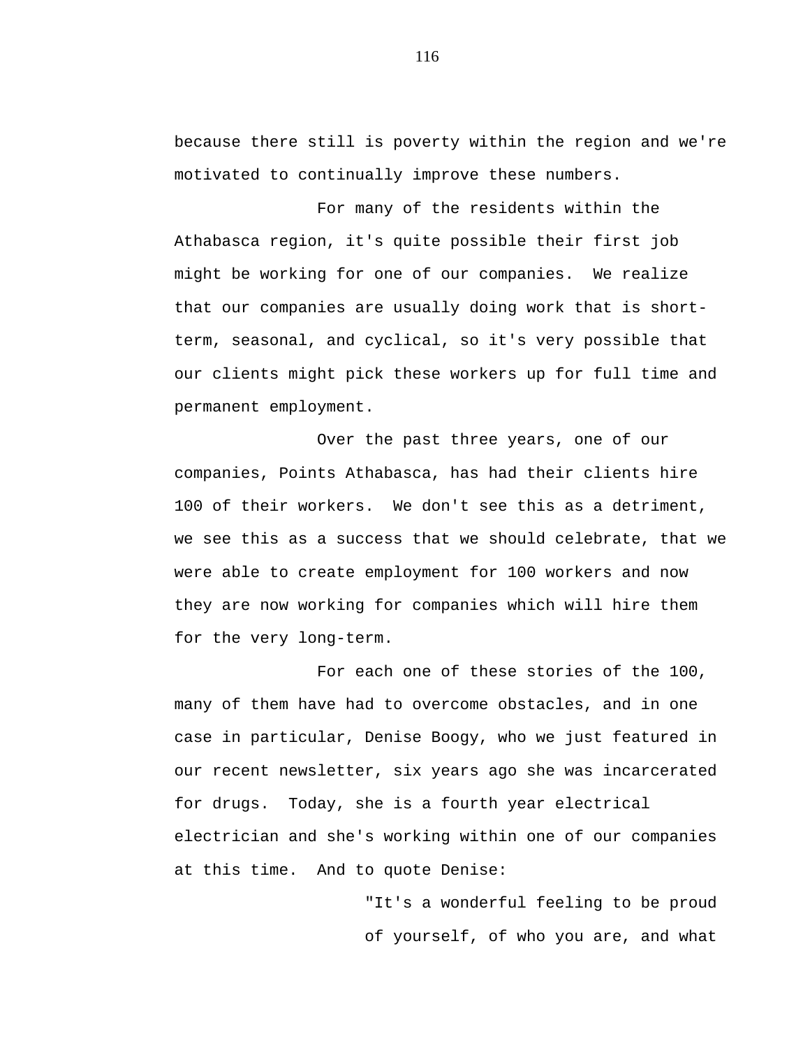because there still is poverty within the region and we're motivated to continually improve these numbers.

For many of the residents within the Athabasca region, it's quite possible their first job might be working for one of our companies. We realize that our companies are usually doing work that is short-term, seasonal, and cyclical, so it's very possible that our clients might pick these workers up for full time and permanent employment.

Over the past three years, one of our companies, Points Athabasca, has had their clients hire 100 of their workers. We don't see this as a detriment, we see this as a success that we should celebrate, that we were able to create employment for 100 workers and now they are now working for companies which will hire them for the very long-term.

For each one of these stories of the 100, many of them have had to overcome obstacles, and in one case in particular, Denise Boogy, who we just featured in our recent newsletter, six years ago she was incarcerated for drugs. Today, she is a fourth year electrical electrician and she's working within one of our companies at this time. And to quote Denise:

> "It's a wonderful feeling to be proud of yourself, of who you are, and what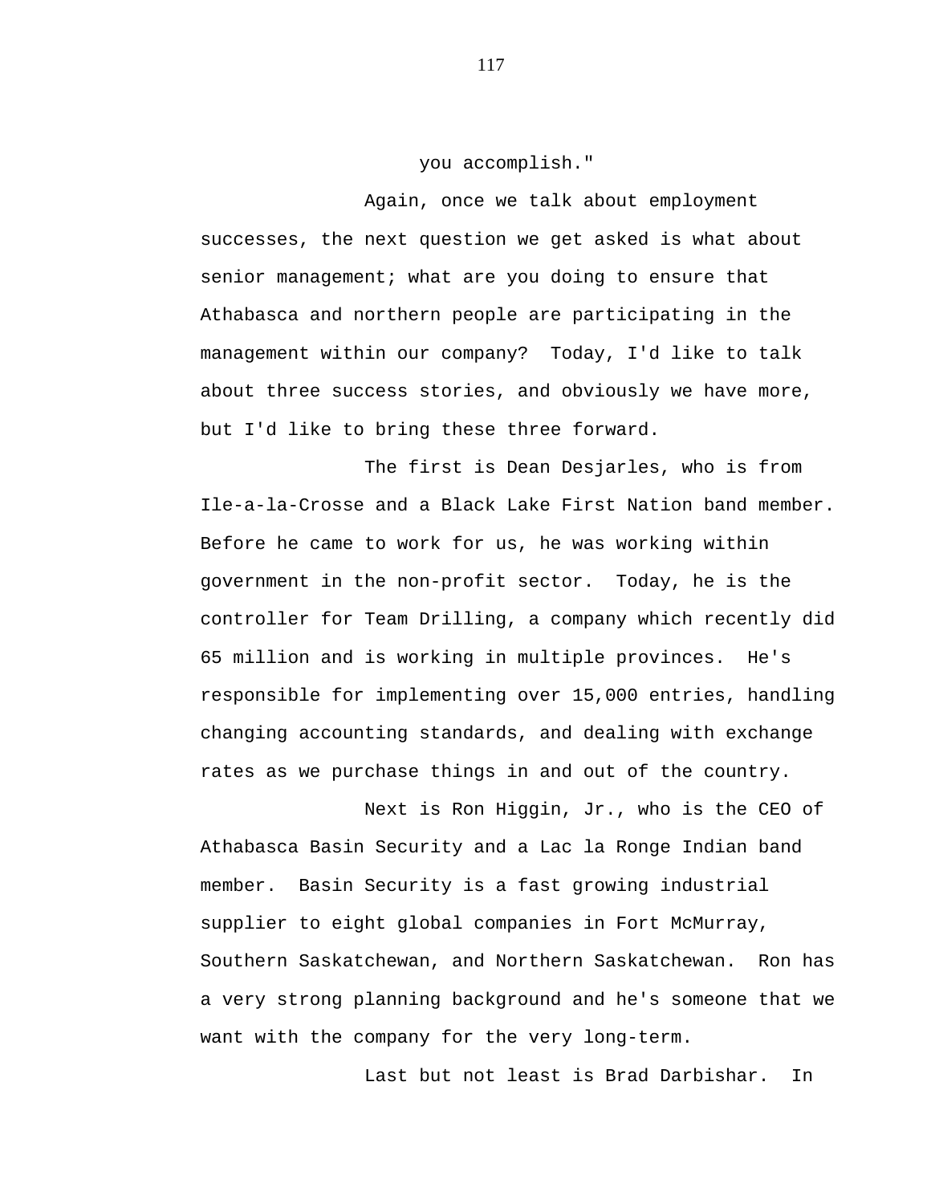you accomplish."

Again, once we talk about employment successes, the next question we get asked is what about senior management; what are you doing to ensure that Athabasca and northern people are participating in the management within our company? Today, I'd like to talk about three success stories, and obviously we have more, but I'd like to bring these three forward.

The first is Dean Desjarles, who is from Ile-a-la-Crosse and a Black Lake First Nation band member. Before he came to work for us, he was working within government in the non-profit sector. Today, he is the controller for Team Drilling, a company which recently did 65 million and is working in multiple provinces. He's responsible for implementing over 15,000 entries, handling changing accounting standards, and dealing with exchange rates as we purchase things in and out of the country.

Next is Ron Higgin, Jr., who is the CEO of Athabasca Basin Security and a Lac la Ronge Indian band member. Basin Security is a fast growing industrial supplier to eight global companies in Fort McMurray, Southern Saskatchewan, and Northern Saskatchewan. Ron has a very strong planning background and he's someone that we want with the company for the very long-term.

Last but not least is Brad Darbishar. In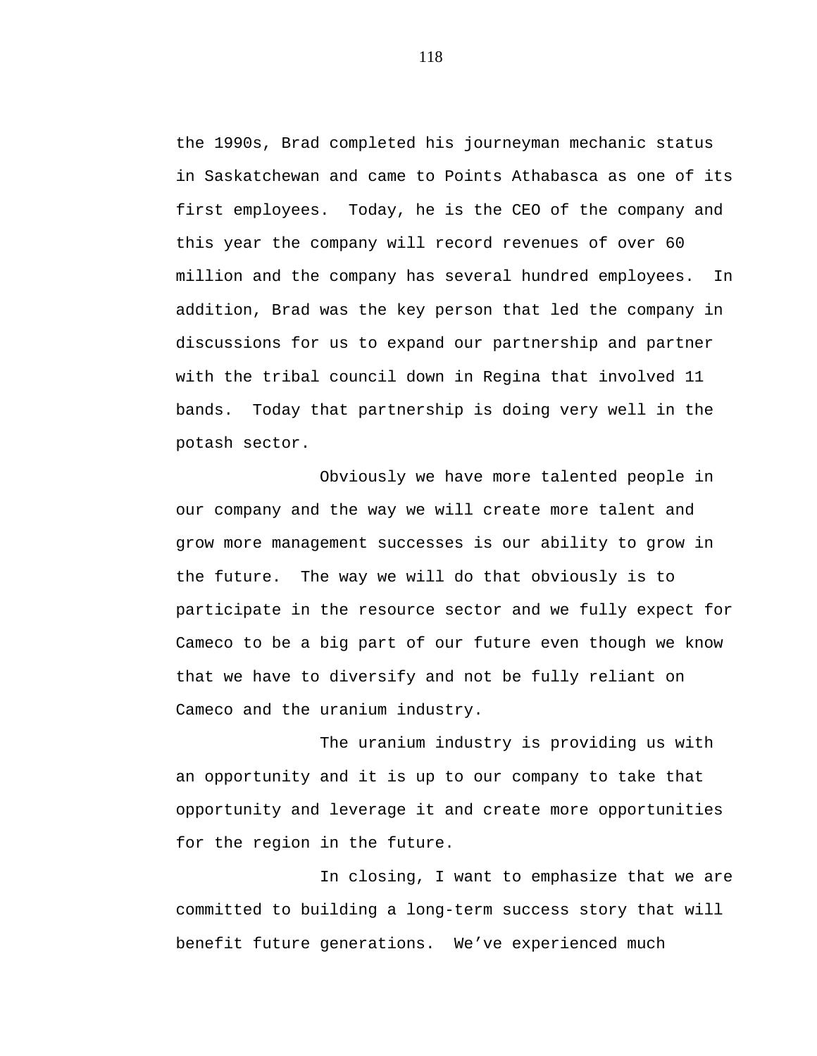the 1990s, Brad completed his journeyman mechanic status in Saskatchewan and came to Points Athabasca as one of its first employees. Today, he is the CEO of the company and this year the company will record revenues of over 60 million and the company has several hundred employees. In addition, Brad was the key person that led the company in discussions for us to expand our partnership and partner with the tribal council down in Regina that involved 11 bands. Today that partnership is doing very well in the potash sector.

Obviously we have more talented people in our company and the way we will create more talent and grow more management successes is our ability to grow in the future. The way we will do that obviously is to participate in the resource sector and we fully expect for Cameco to be a big part of our future even though we know that we have to diversify and not be fully reliant on Cameco and the uranium industry.

The uranium industry is providing us with an opportunity and it is up to our company to take that opportunity and leverage it and create more opportunities for the region in the future.

In closing, I want to emphasize that we are committed to building a long-term success story that will benefit future generations. We've experienced much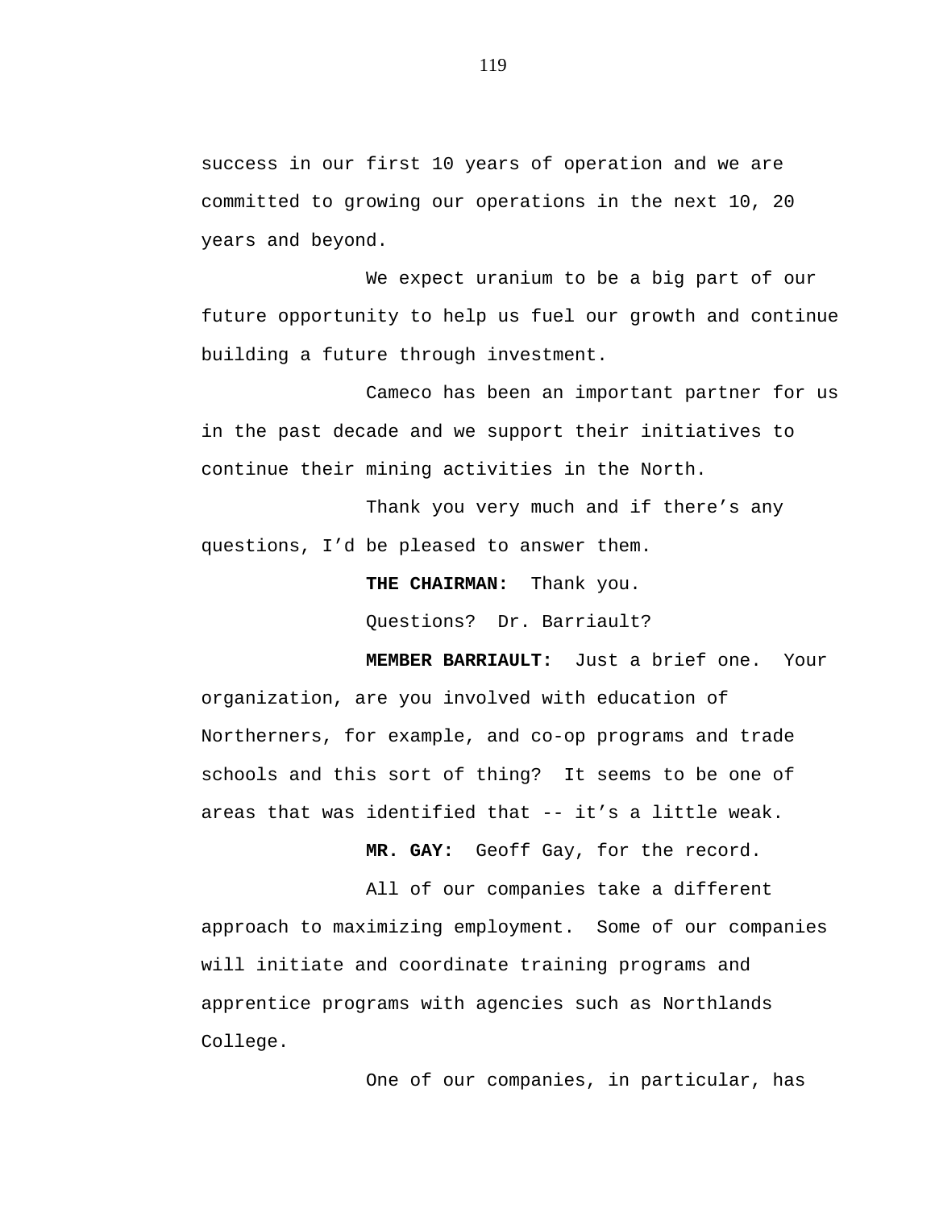success in our first 10 years of operation and we are committed to growing our operations in the next 10, 20 years and beyond.

We expect uranium to be a big part of our future opportunity to help us fuel our growth and continue building a future through investment.

Cameco has been an important partner for us in the past decade and we support their initiatives to continue their mining activities in the North.

Thank you very much and if there's any questions, I'd be pleased to answer them.

**THE CHAIRMAN:** Thank you.

Questions? Dr. Barriault?

**MEMBER BARRIAULT:** Just a brief one. Your organization, are you involved with education of Northerners, for example, and co-op programs and trade schools and this sort of thing? It seems to be one of areas that was identified that -- it's a little weak.

**MR. GAY:** Geoff Gay, for the record.

All of our companies take a different approach to maximizing employment. Some of our companies will initiate and coordinate training programs and apprentice programs with agencies such as Northlands College.

One of our companies, in particular, has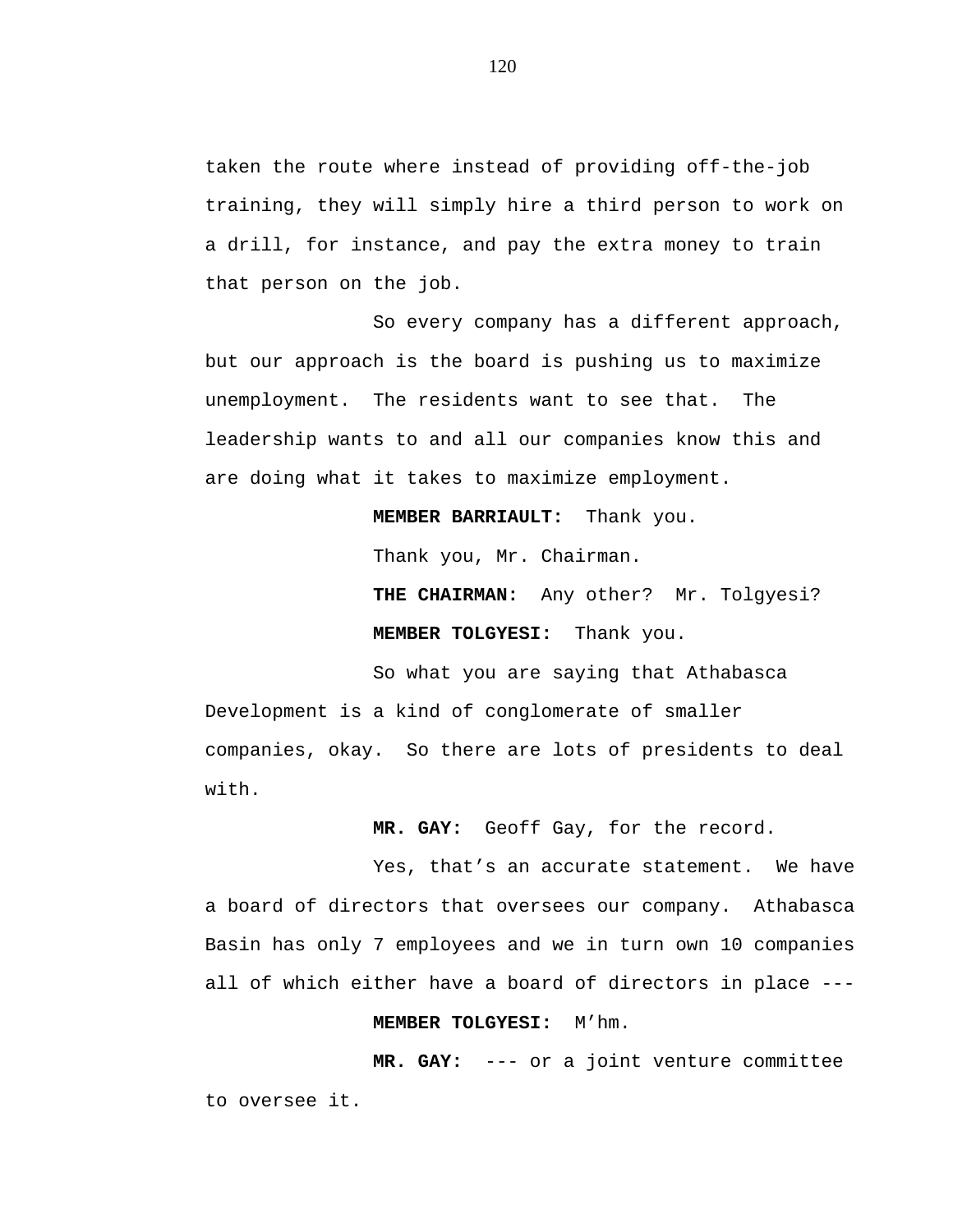taken the route where instead of providing off-the-job training, they will simply hire a third person to work on a drill, for instance, and pay the extra money to train that person on the job.

So every company has a different approach, but our approach is the board is pushing us to maximize unemployment. The residents want to see that. The leadership wants to and all our companies know this and are doing what it takes to maximize employment.

**MEMBER BARRIAULT:** Thank you.

Thank you, Mr. Chairman.

**THE CHAIRMAN:** Any other? Mr. Tolgyesi?

**MEMBER TOLGYESI:** Thank you.

So what you are saying that Athabasca Development is a kind of conglomerate of smaller companies, okay. So there are lots of presidents to deal with.

**MR. GAY:** Geoff Gay, for the record.

Yes, that's an accurate statement. We have a board of directors that oversees our company. Athabasca Basin has only 7 employees and we in turn own 10 companies all of which either have a board of directors in place ---

**MEMBER TOLGYESI:** M'hm.

**MR. GAY:** --- or a joint venture committee to oversee it.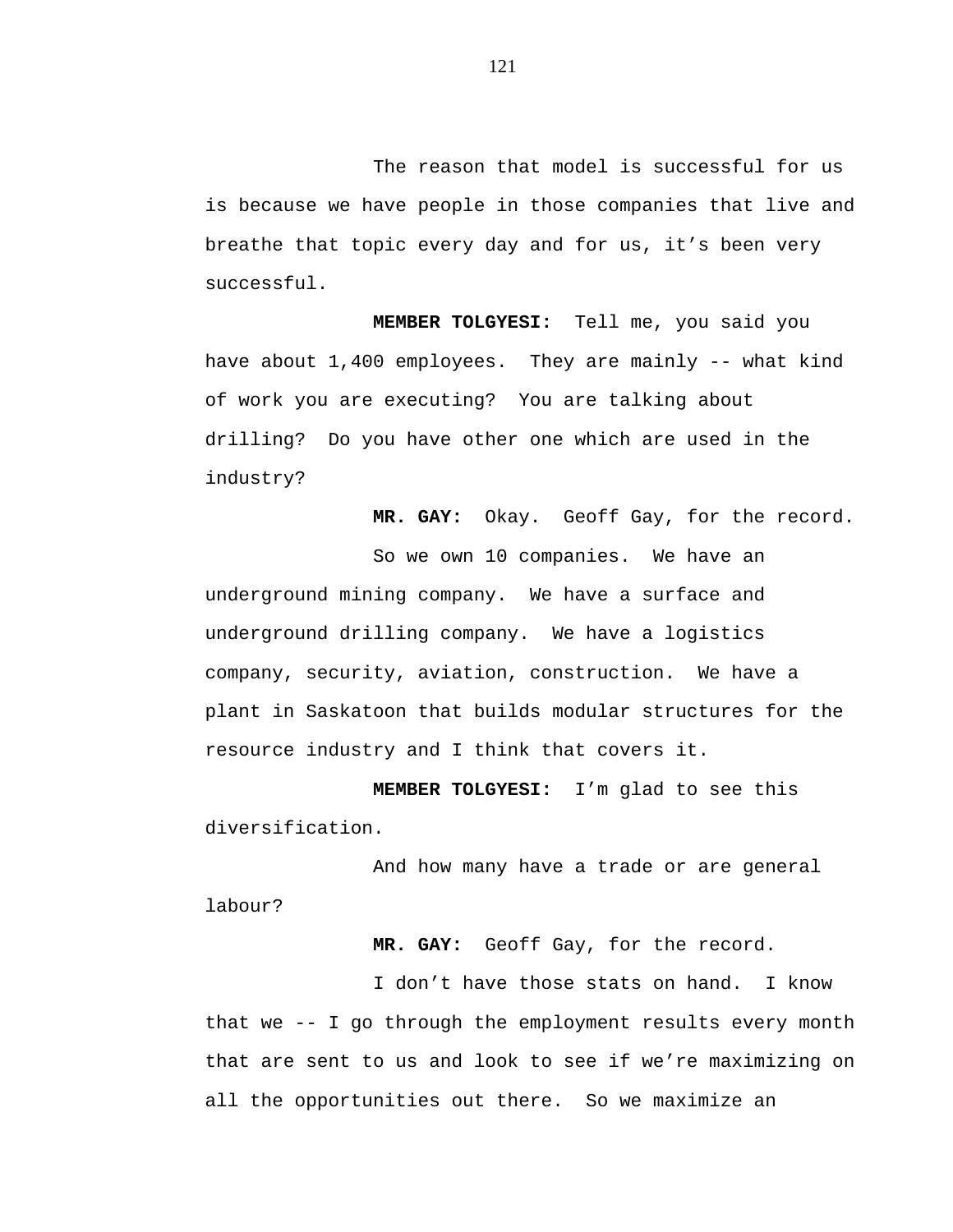The reason that model is successful for us is because we have people in those companies that live and breathe that topic every day and for us, it's been very successful.

**MEMBER TOLGYESI:** Tell me, you said you have about 1,400 employees. They are mainly -- what kind of work you are executing? You are talking about drilling? Do you have other one which are used in the industry?

**MR. GAY:** Okay. Geoff Gay, for the record.

So we own 10 companies. We have an underground mining company. We have a surface and underground drilling company. We have a logistics company, security, aviation, construction. We have a plant in Saskatoon that builds modular structures for the resource industry and I think that covers it.

**MEMBER TOLGYESI:** I'm glad to see this diversification.

And how many have a trade or are general labour?

**MR. GAY:** Geoff Gay, for the record.

I don't have those stats on hand. I know that we -- I go through the employment results every month that are sent to us and look to see if we're maximizing on all the opportunities out there. So we maximize an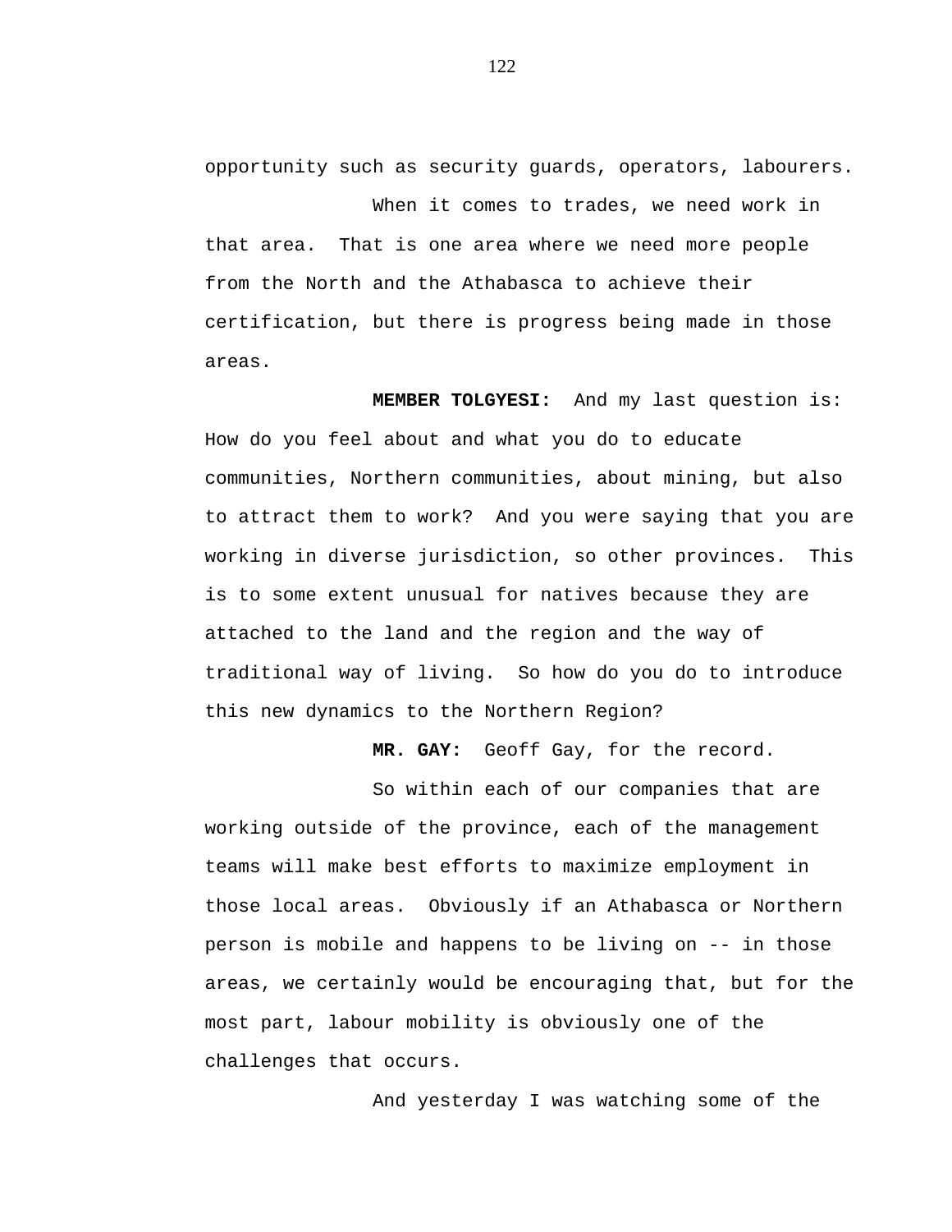opportunity such as security guards, operators, labourers.

When it comes to trades, we need work in that area. That is one area where we need more people from the North and the Athabasca to achieve their certification, but there is progress being made in those areas.

**MEMBER TOLGYESI:** And my last question is: How do you feel about and what you do to educate communities, Northern communities, about mining, but also to attract them to work? And you were saying that you are working in diverse jurisdiction, so other provinces. This is to some extent unusual for natives because they are attached to the land and the region and the way of traditional way of living. So how do you do to introduce this new dynamics to the Northern Region?

**MR. GAY:** Geoff Gay, for the record.

So within each of our companies that are working outside of the province, each of the management teams will make best efforts to maximize employment in those local areas. Obviously if an Athabasca or Northern person is mobile and happens to be living on -- in those areas, we certainly would be encouraging that, but for the most part, labour mobility is obviously one of the challenges that occurs.

And yesterday I was watching some of the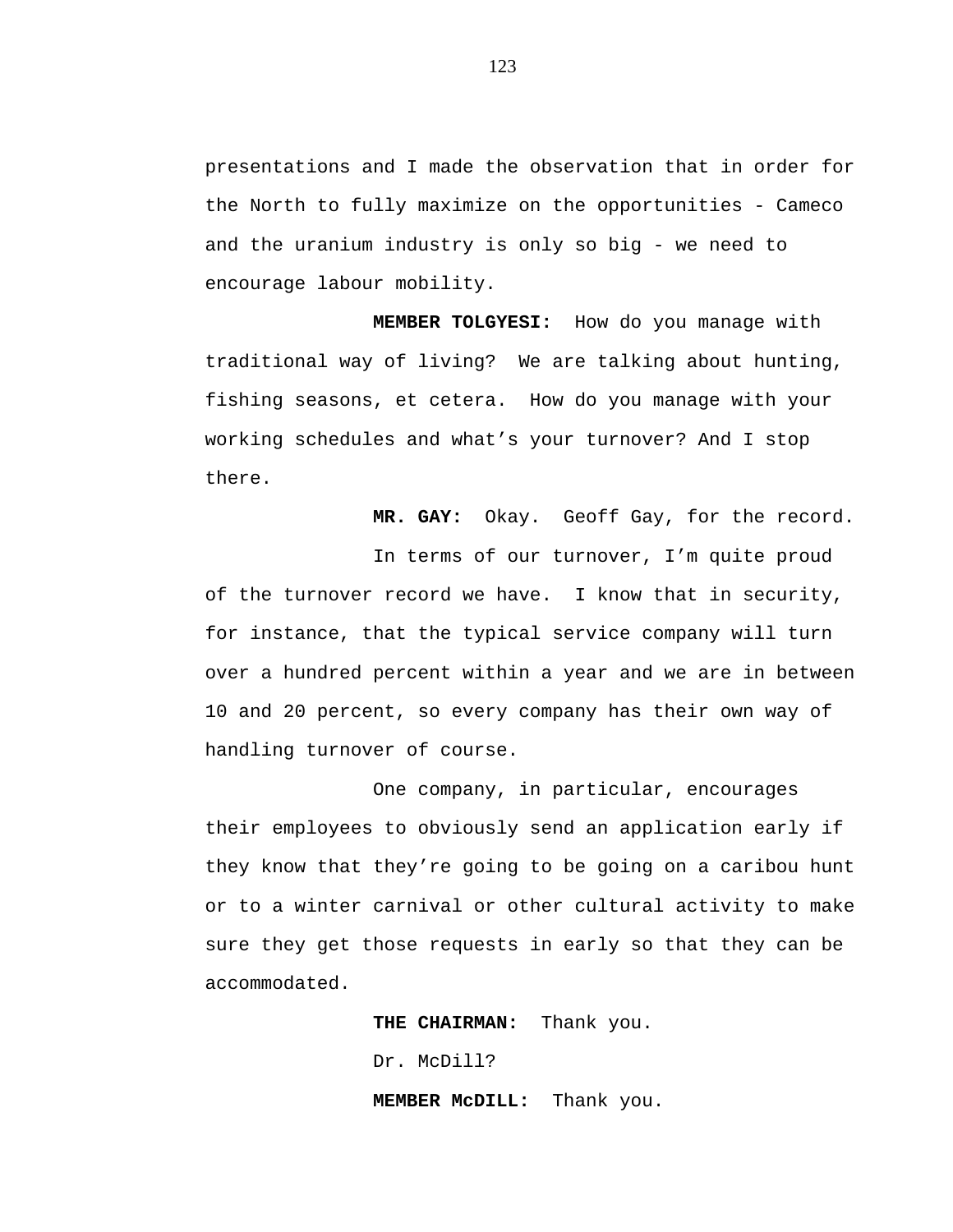presentations and I made the observation that in order for the North to fully maximize on the opportunities - Cameco and the uranium industry is only so big - we need to encourage labour mobility.

**MEMBER TOLGYESI:** How do you manage with traditional way of living? We are talking about hunting, fishing seasons, et cetera. How do you manage with your working schedules and what's your turnover? And I stop there.

**MR. GAY:** Okay. Geoff Gay, for the record.

In terms of our turnover, I'm quite proud of the turnover record we have. I know that in security, for instance, that the typical service company will turn over a hundred percent within a year and we are in between 10 and 20 percent, so every company has their own way of handling turnover of course.

One company, in particular, encourages their employees to obviously send an application early if they know that they're going to be going on a caribou hunt or to a winter carnival or other cultural activity to make sure they get those requests in early so that they can be accommodated.

**THE CHAIRMAN:** Thank you.

Dr. McDill?

**MEMBER McDILL:** Thank you.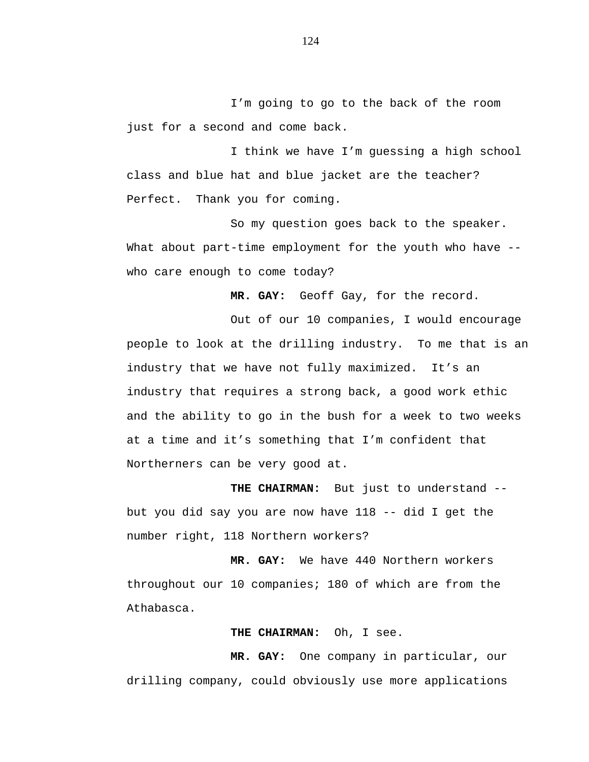I'm going to go to the back of the room just for a second and come back.

I think we have I'm guessing a high school class and blue hat and blue jacket are the teacher? Perfect. Thank you for coming.

So my question goes back to the speaker. What about part-time employment for the youth who have -- who care enough to come today?

**MR. GAY:** Geoff Gay, for the record.

Out of our 10 companies, I would encourage people to look at the drilling industry. To me that is an industry that we have not fully maximized. It's an industry that requires a strong back, a good work ethic and the ability to go in the bush for a week to two weeks at a time and it's something that I'm confident that Northerners can be very good at.

**THE CHAIRMAN:** But just to understand -- but you did say you are now have 118 -- did I get the number right, 118 Northern workers?

**MR. GAY:** We have 440 Northern workers throughout our 10 companies; 180 of which are from the Athabasca.

**THE CHAIRMAN:** Oh, I see.

**MR. GAY:** One company in particular, our drilling company, could obviously use more applications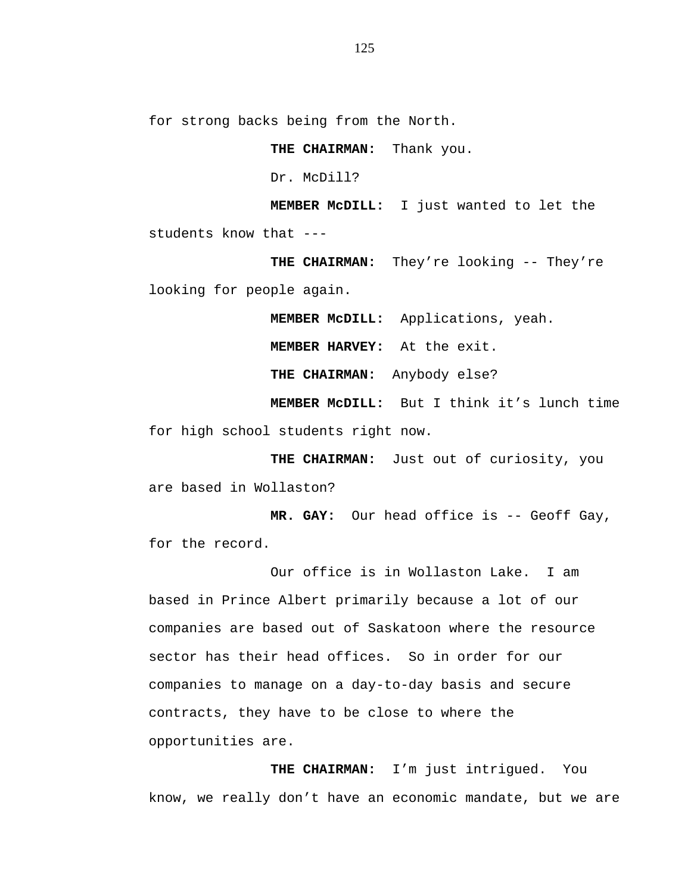for strong backs being from the North.

**THE CHAIRMAN:** Thank you.

Dr. McDill?

**MEMBER McDILL:** I just wanted to let the students know that ---

**THE CHAIRMAN:** They're looking -- They're looking for people again.

**MEMBER McDILL:** Applications, yeah.

**MEMBER HARVEY:** At the exit.

**THE CHAIRMAN:** Anybody else?

**MEMBER McDILL:** But I think it's lunch time for high school students right now.

**THE CHAIRMAN:** Just out of curiosity, you are based in Wollaston?

**MR. GAY:** Our head office is -- Geoff Gay, for the record.

Our office is in Wollaston Lake. I am based in Prince Albert primarily because a lot of our companies are based out of Saskatoon where the resource sector has their head offices. So in order for our companies to manage on a day-to-day basis and secure contracts, they have to be close to where the opportunities are.

**THE CHAIRMAN:** I'm just intrigued. You know, we really don't have an economic mandate, but we are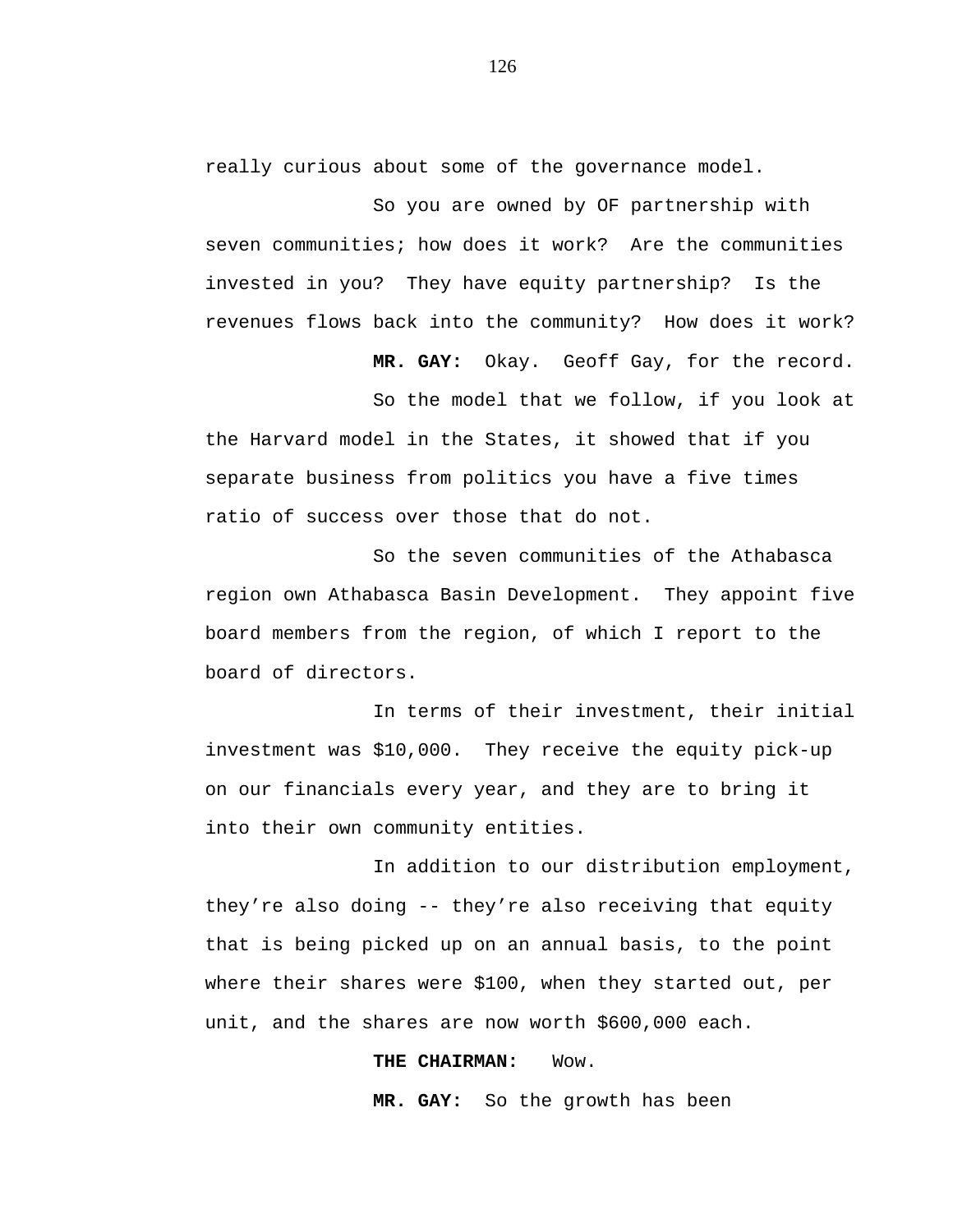really curious about some of the governance model.

So you are owned by OF partnership with seven communities; how does it work? Are the communities invested in you? They have equity partnership? Is the revenues flows back into the community? How does it work?

**MR. GAY:** Okay. Geoff Gay, for the record.

So the model that we follow, if you look at the Harvard model in the States, it showed that if you separate business from politics you have a five times ratio of success over those that do not.

So the seven communities of the Athabasca region own Athabasca Basin Development. They appoint five board members from the region, of which I report to the board of directors.

In terms of their investment, their initial investment was $10,000. They receive the equity pick-up on our financials every year, and they are to bring it into their own community entities.

In addition to our distribution employment, they’re also doing -- they’re also receiving that equity that is being picked up on an annual basis, to the point where their shares were $100, when they started out, per unit, and the shares are now worth $600,000 each.

**THE CHAIRMAN:** Wow.

**MR. GAY:** So the growth has been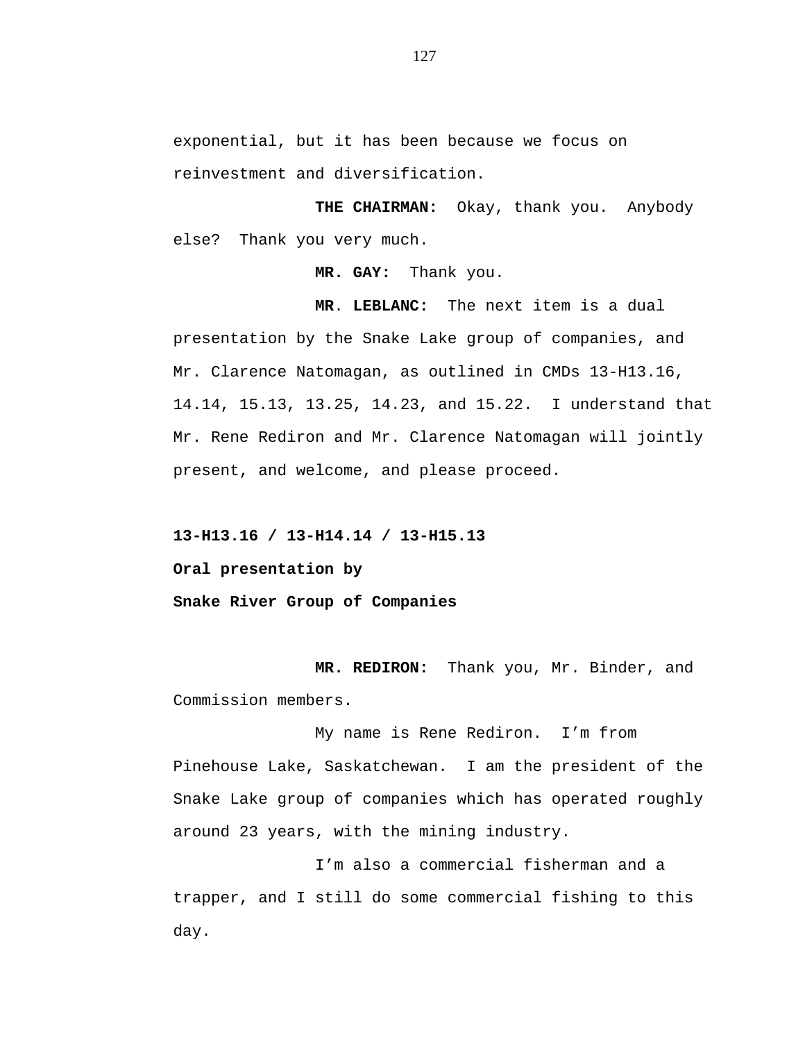exponential, but it has been because we focus on reinvestment and diversification.

**THE CHAIRMAN:** Okay, thank you. Anybody else? Thank you very much.

**MR. GAY:** Thank you.

**MR. LEBLANC:** The next item is a dual presentation by the Snake Lake group of companies, and Mr. Clarence Natomagan, as outlined in CMDs 13-H13.16, 14.14, 15.13, 13.25, 14.23, and 15.22. I understand that Mr. Rene Rediron and Mr. Clarence Natomagan will jointly present, and welcome, and please proceed.

**13-H13.16 / 13-H14.14 / 13-H15.13**

**Oral presentation by**

**Snake River Group of Companies**

**MR. REDIRON:** Thank you, Mr. Binder, and Commission members.

My name is Rene Rediron. I'm from Pinehouse Lake, Saskatchewan. I am the president of the Snake Lake group of companies which has operated roughly around 23 years, with the mining industry.

I'm also a commercial fisherman and a trapper, and I still do some commercial fishing to this day.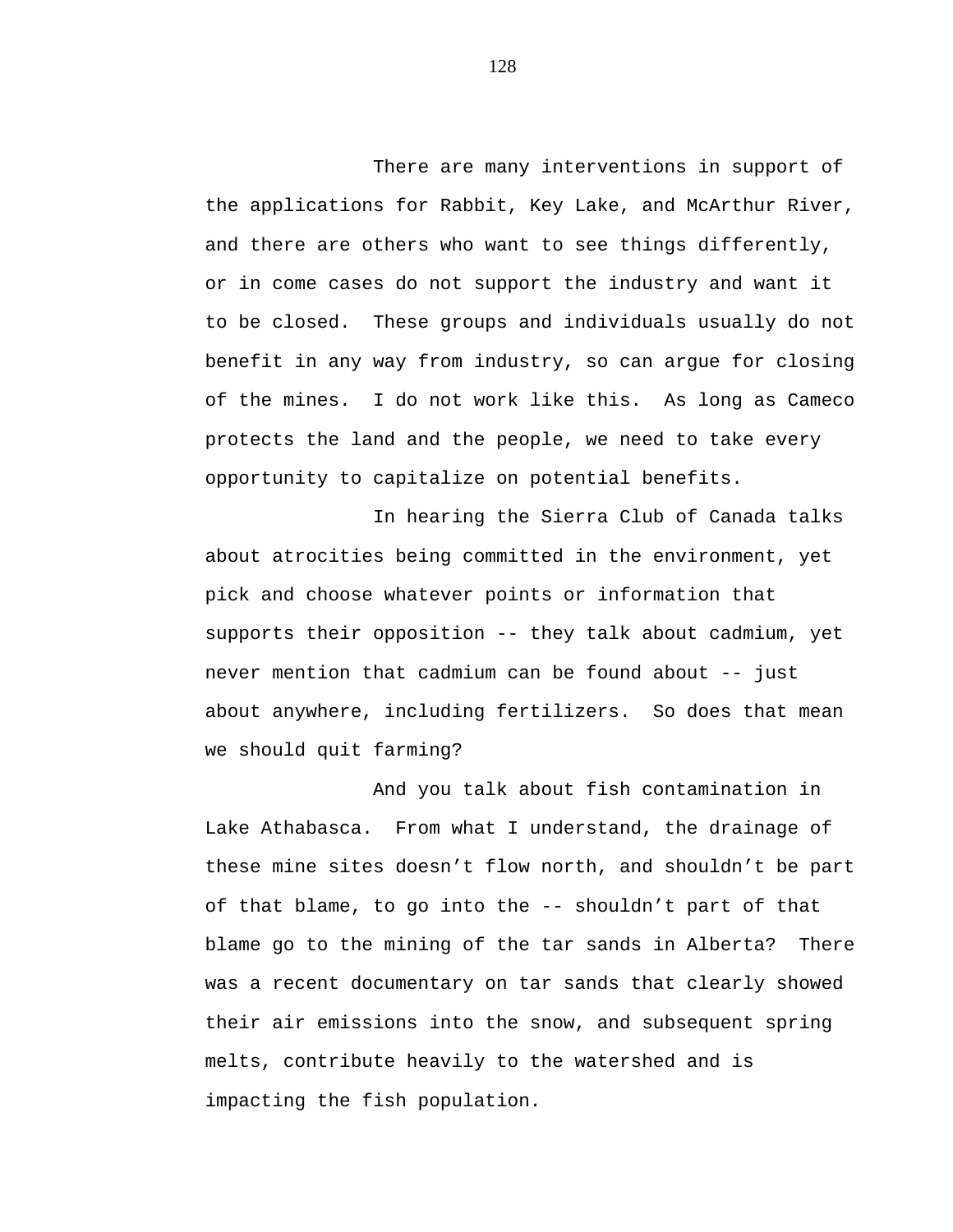There are many interventions in support of the applications for Rabbit, Key Lake, and McArthur River, and there are others who want to see things differently, or in come cases do not support the industry and want it to be closed. These groups and individuals usually do not benefit in any way from industry, so can argue for closing of the mines. I do not work like this. As long as Cameco protects the land and the people, we need to take every opportunity to capitalize on potential benefits.

In hearing the Sierra Club of Canada talks about atrocities being committed in the environment, yet pick and choose whatever points or information that supports their opposition -- they talk about cadmium, yet never mention that cadmium can be found about -- just about anywhere, including fertilizers. So does that mean we should quit farming?

And you talk about fish contamination in Lake Athabasca. From what I understand, the drainage of these mine sites doesn't flow north, and shouldn't be part of that blame, to go into the -- shouldn't part of that blame go to the mining of the tar sands in Alberta? There was a recent documentary on tar sands that clearly showed their air emissions into the snow, and subsequent spring melts, contribute heavily to the watershed and is impacting the fish population.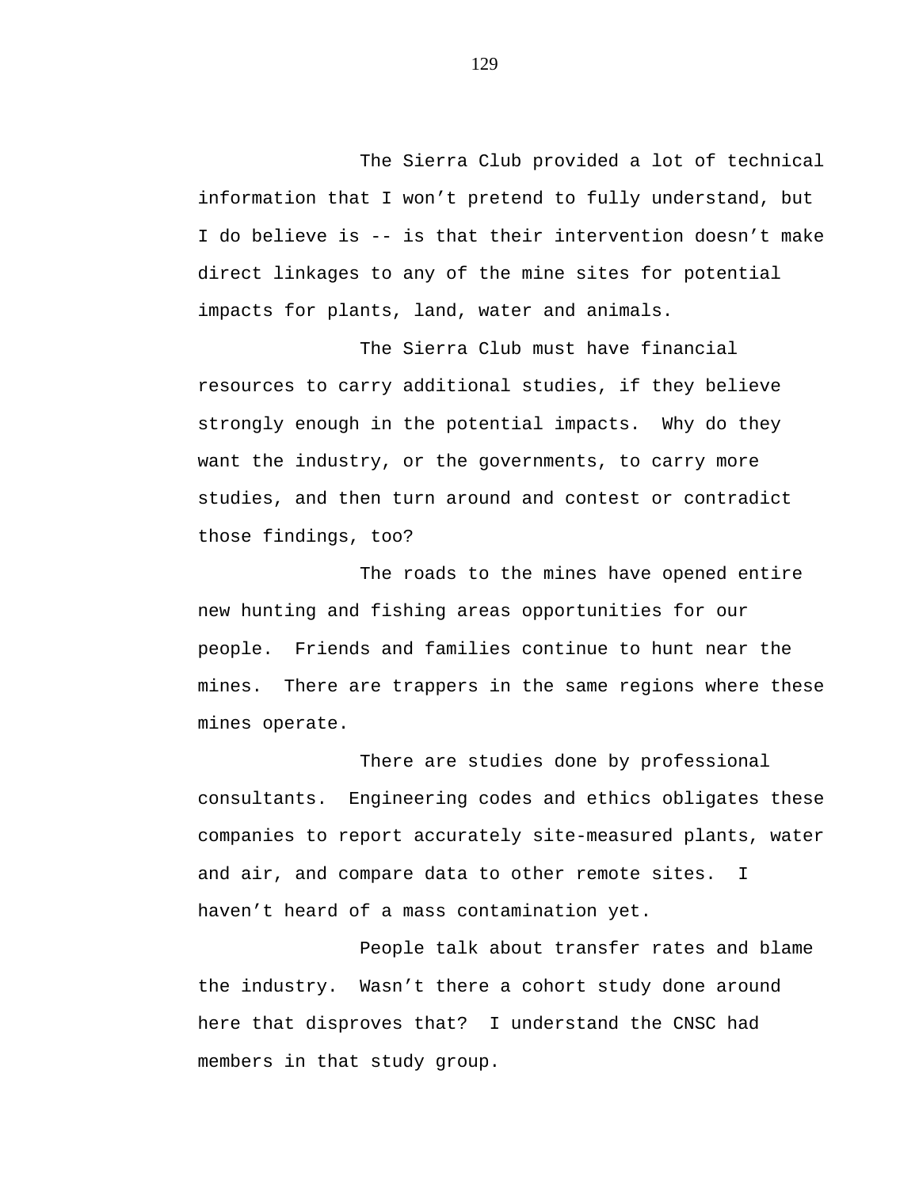The Sierra Club provided a lot of technical information that I won't pretend to fully understand, but I do believe is -- is that their intervention doesn't make direct linkages to any of the mine sites for potential impacts for plants, land, water and animals.

The Sierra Club must have financial resources to carry additional studies, if they believe strongly enough in the potential impacts. Why do they want the industry, or the governments, to carry more studies, and then turn around and contest or contradict those findings, too?

The roads to the mines have opened entire new hunting and fishing areas opportunities for our people. Friends and families continue to hunt near the mines. There are trappers in the same regions where these mines operate.

There are studies done by professional consultants. Engineering codes and ethics obligates these companies to report accurately site-measured plants, water and air, and compare data to other remote sites. I haven't heard of a mass contamination yet.

People talk about transfer rates and blame the industry. Wasn't there a cohort study done around here that disproves that? I understand the CNSC had members in that study group.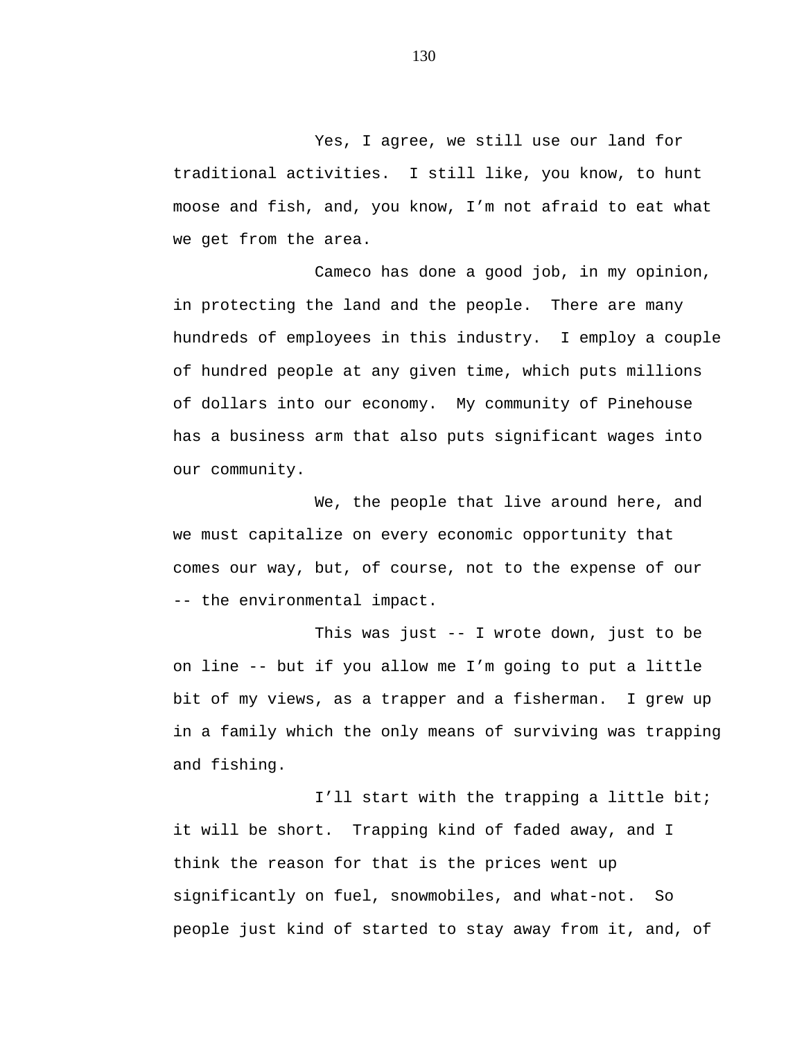Yes, I agree, we still use our land for traditional activities.  I still like, you know, to hunt moose and fish, and, you know, I'm not afraid to eat what we get from the area.

Cameco has done a good job, in my opinion, in protecting the land and the people.  There are many hundreds of employees in this industry.  I employ a couple of hundred people at any given time, which puts millions of dollars into our economy.  My community of Pinehouse has a business arm that also puts significant wages into our community.

We, the people that live around here, and we must capitalize on every economic opportunity that comes our way, but, of course, not to the expense of our -- the environmental impact.

This was just -- I wrote down, just to be on line -- but if you allow me I'm going to put a little bit of my views, as a trapper and a fisherman.  I grew up in a family which the only means of surviving was trapping and fishing.

I'll start with the trapping a little bit; it will be short.  Trapping kind of faded away, and I think the reason for that is the prices went up significantly on fuel, snowmobiles, and what-not.  So people just kind of started to stay away from it, and, of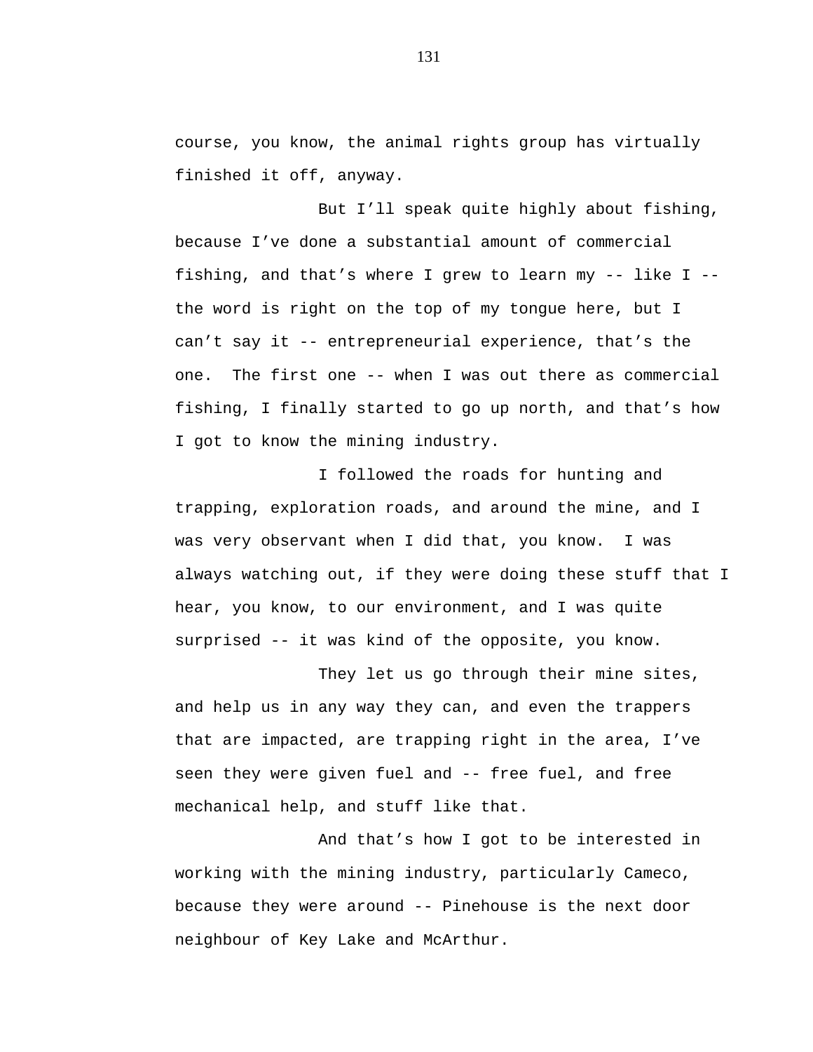course, you know, the animal rights group has virtually finished it off, anyway.

But I'll speak quite highly about fishing, because I've done a substantial amount of commercial fishing, and that's where I grew to learn my -- like I -- the word is right on the top of my tongue here, but I can't say it -- entrepreneurial experience, that's the one. The first one -- when I was out there as commercial fishing, I finally started to go up north, and that's how I got to know the mining industry.

I followed the roads for hunting and trapping, exploration roads, and around the mine, and I was very observant when I did that, you know. I was always watching out, if they were doing these stuff that I hear, you know, to our environment, and I was quite surprised -- it was kind of the opposite, you know.

They let us go through their mine sites, and help us in any way they can, and even the trappers that are impacted, are trapping right in the area, I've seen they were given fuel and -- free fuel, and free mechanical help, and stuff like that.

And that's how I got to be interested in working with the mining industry, particularly Cameco, because they were around -- Pinehouse is the next door neighbour of Key Lake and McArthur.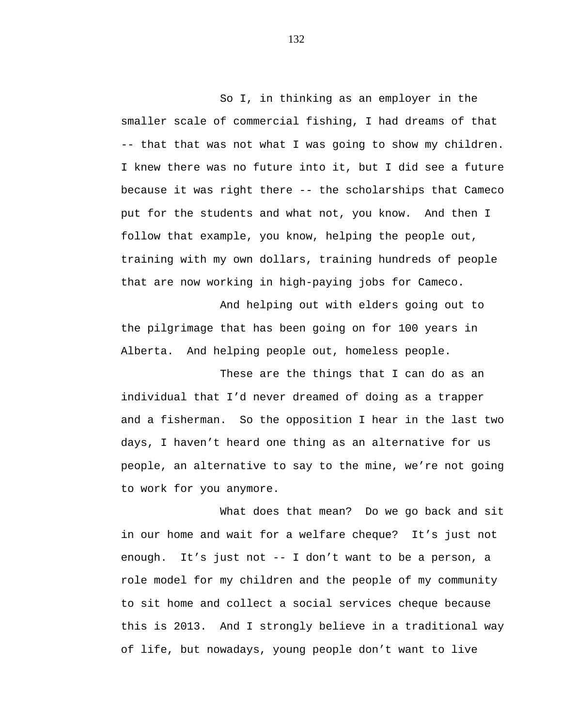So I, in thinking as an employer in the smaller scale of commercial fishing, I had dreams of that -- that that was not what I was going to show my children. I knew there was no future into it, but I did see a future because it was right there -- the scholarships that Cameco put for the students and what not, you know. And then I follow that example, you know, helping the people out, training with my own dollars, training hundreds of people that are now working in high-paying jobs for Cameco.

And helping out with elders going out to the pilgrimage that has been going on for 100 years in Alberta. And helping people out, homeless people.

These are the things that I can do as an individual that I'd never dreamed of doing as a trapper and a fisherman. So the opposition I hear in the last two days, I haven't heard one thing as an alternative for us people, an alternative to say to the mine, we're not going to work for you anymore.

What does that mean? Do we go back and sit in our home and wait for a welfare cheque? It's just not enough. It's just not -- I don't want to be a person, a role model for my children and the people of my community to sit home and collect a social services cheque because this is 2013. And I strongly believe in a traditional way of life, but nowadays, young people don't want to live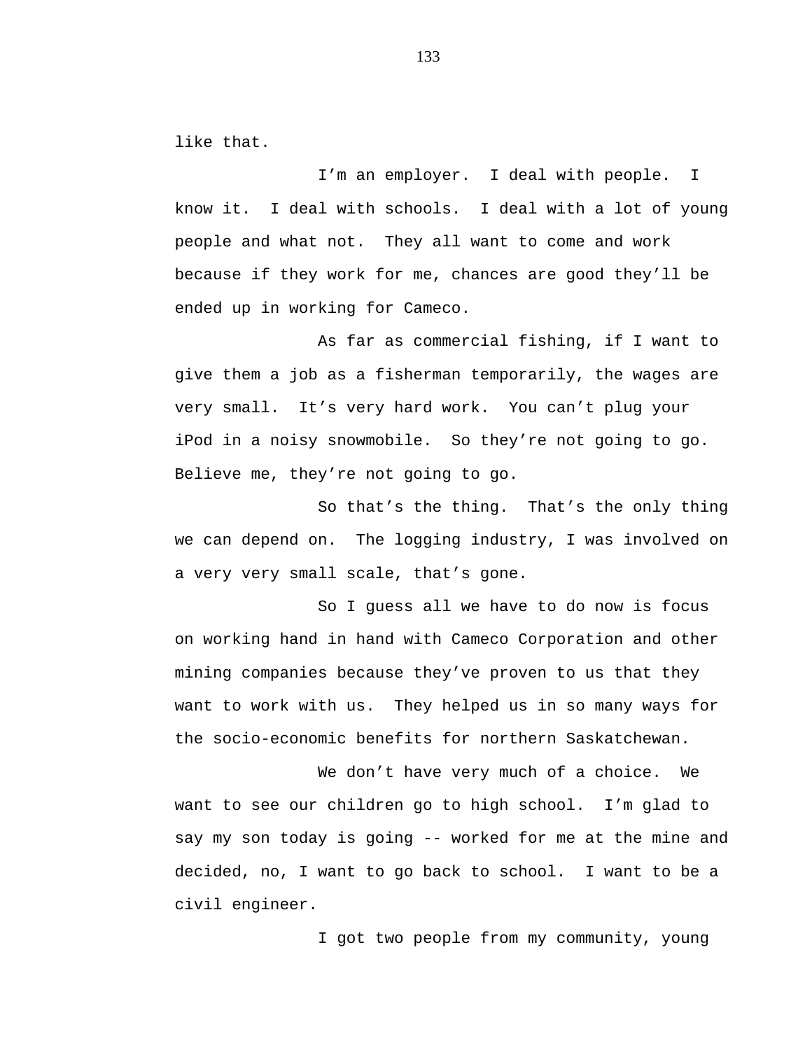like that.

I'm an employer. I deal with people. I know it. I deal with schools. I deal with a lot of young people and what not. They all want to come and work because if they work for me, chances are good they'll be ended up in working for Cameco.

As far as commercial fishing, if I want to give them a job as a fisherman temporarily, the wages are very small. It's very hard work. You can't plug your iPod in a noisy snowmobile. So they're not going to go. Believe me, they're not going to go.

So that's the thing. That's the only thing we can depend on. The logging industry, I was involved on a very very small scale, that's gone.

So I guess all we have to do now is focus on working hand in hand with Cameco Corporation and other mining companies because they've proven to us that they want to work with us. They helped us in so many ways for the socio-economic benefits for northern Saskatchewan.

We don't have very much of a choice. We want to see our children go to high school. I'm glad to say my son today is going -- worked for me at the mine and decided, no, I want to go back to school. I want to be a civil engineer.

I got two people from my community, young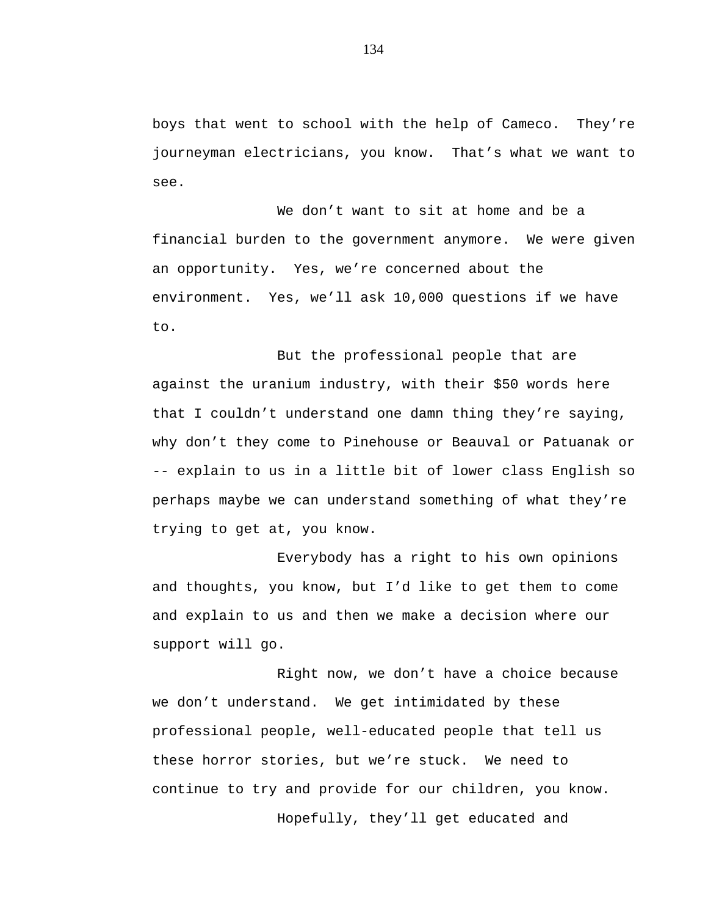boys that went to school with the help of Cameco. They're journeyman electricians, you know. That's what we want to see.

We don't want to sit at home and be a financial burden to the government anymore. We were given an opportunity. Yes, we're concerned about the environment. Yes, we'll ask 10,000 questions if we have to.

But the professional people that are against the uranium industry, with their $50 words here that I couldn't understand one damn thing they're saying, why don't they come to Pinehouse or Beauval or Patuanak or -- explain to us in a little bit of lower class English so perhaps maybe we can understand something of what they're trying to get at, you know.

Everybody has a right to his own opinions and thoughts, you know, but I'd like to get them to come and explain to us and then we make a decision where our support will go.

Right now, we don't have a choice because we don't understand. We get intimidated by these professional people, well-educated people that tell us these horror stories, but we're stuck. We need to continue to try and provide for our children, you know.

Hopefully, they'll get educated and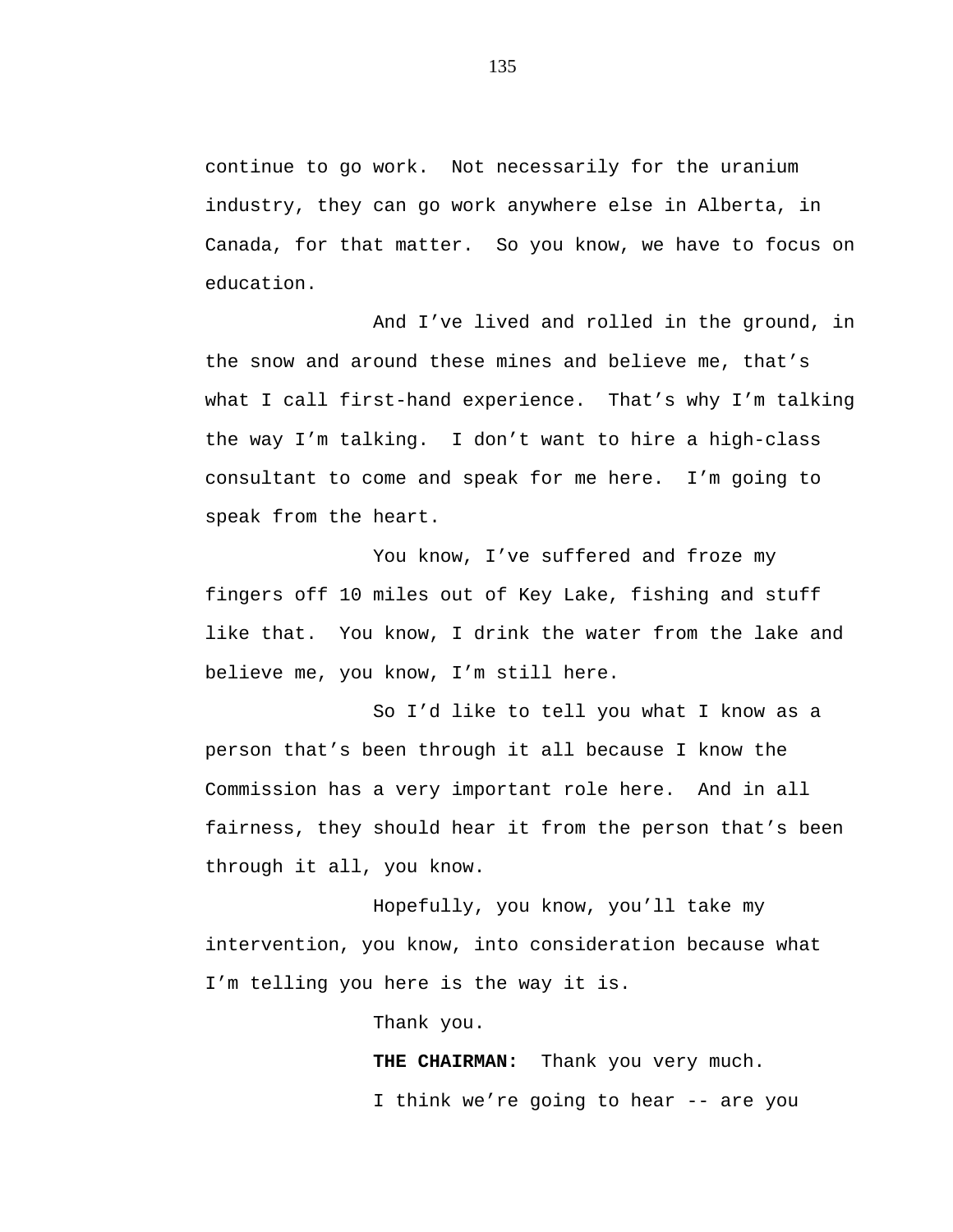continue to go work. Not necessarily for the uranium industry, they can go work anywhere else in Alberta, in Canada, for that matter. So you know, we have to focus on education.

And I’ve lived and rolled in the ground, in the snow and around these mines and believe me, that’s what I call first-hand experience. That’s why I’m talking the way I’m talking. I don’t want to hire a high-class consultant to come and speak for me here. I’m going to speak from the heart.

You know, I’ve suffered and froze my fingers off 10 miles out of Key Lake, fishing and stuff like that. You know, I drink the water from the lake and believe me, you know, I’m still here.

So I’d like to tell you what I know as a person that’s been through it all because I know the Commission has a very important role here. And in all fairness, they should hear it from the person that’s been through it all, you know.

Hopefully, you know, you’ll take my intervention, you know, into consideration because what I’m telling you here is the way it is.

Thank you.

**THE CHAIRMAN:** Thank you very much.

I think we’re going to hear -- are you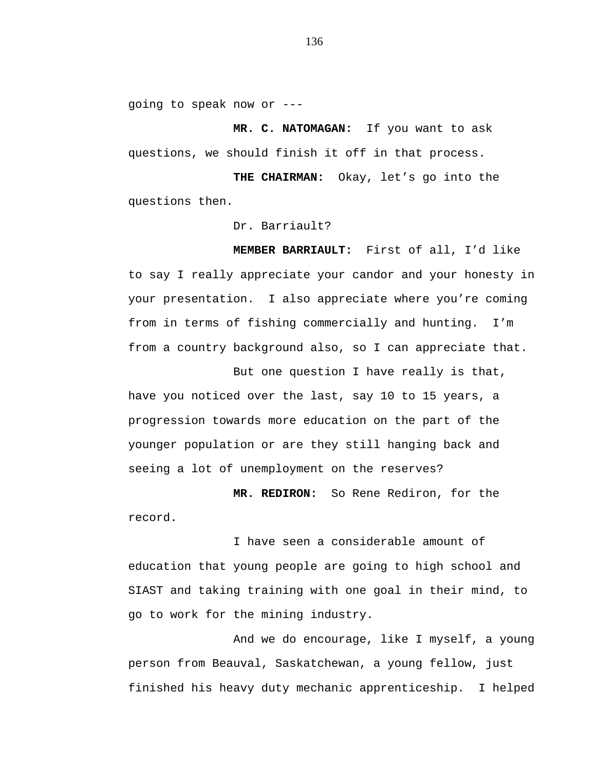going to speak now or ---

**MR. C. NATOMAGAN:** If you want to ask questions, we should finish it off in that process.

**THE CHAIRMAN:** Okay, let's go into the questions then.

Dr. Barriault?

**MEMBER BARRIAULT:** First of all, I'd like to say I really appreciate your candor and your honesty in your presentation. I also appreciate where you're coming from in terms of fishing commercially and hunting. I'm from a country background also, so I can appreciate that.

But one question I have really is that, have you noticed over the last, say 10 to 15 years, a progression towards more education on the part of the younger population or are they still hanging back and seeing a lot of unemployment on the reserves?

**MR. REDIRON:** So Rene Rediron, for the record.

I have seen a considerable amount of education that young people are going to high school and SIAST and taking training with one goal in their mind, to go to work for the mining industry.

And we do encourage, like I myself, a young person from Beauval, Saskatchewan, a young fellow, just finished his heavy duty mechanic apprenticeship. I helped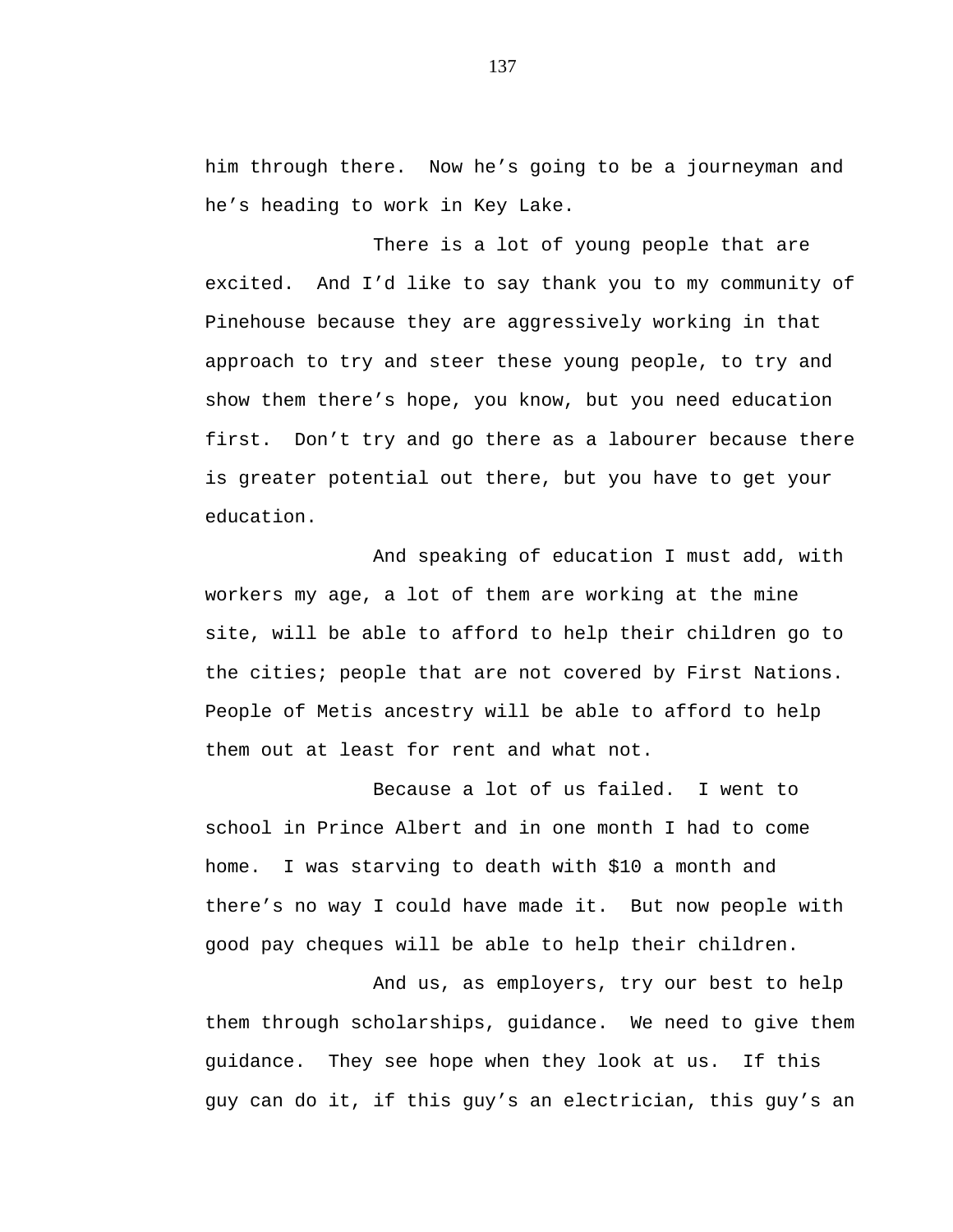him through there.  Now he’s going to be a journeyman and he’s heading to work in Key Lake.

There is a lot of young people that are excited.  And I’d like to say thank you to my community of Pinehouse because they are aggressively working in that approach to try and steer these young people, to try and show them there’s hope, you know, but you need education first.  Don’t try and go there as a labourer because there is greater potential out there, but you have to get your education.

And speaking of education I must add, with workers my age, a lot of them are working at the mine site, will be able to afford to help their children go to the cities; people that are not covered by First Nations. People of Metis ancestry will be able to afford to help them out at least for rent and what not.

Because a lot of us failed.  I went to school in Prince Albert and in one month I had to come home.  I was starving to death with $10 a month and there’s no way I could have made it.  But now people with good pay cheques will be able to help their children.

And us, as employers, try our best to help them through scholarships, guidance.  We need to give them guidance.  They see hope when they look at us.  If this guy can do it, if this guy’s an electrician, this guy’s an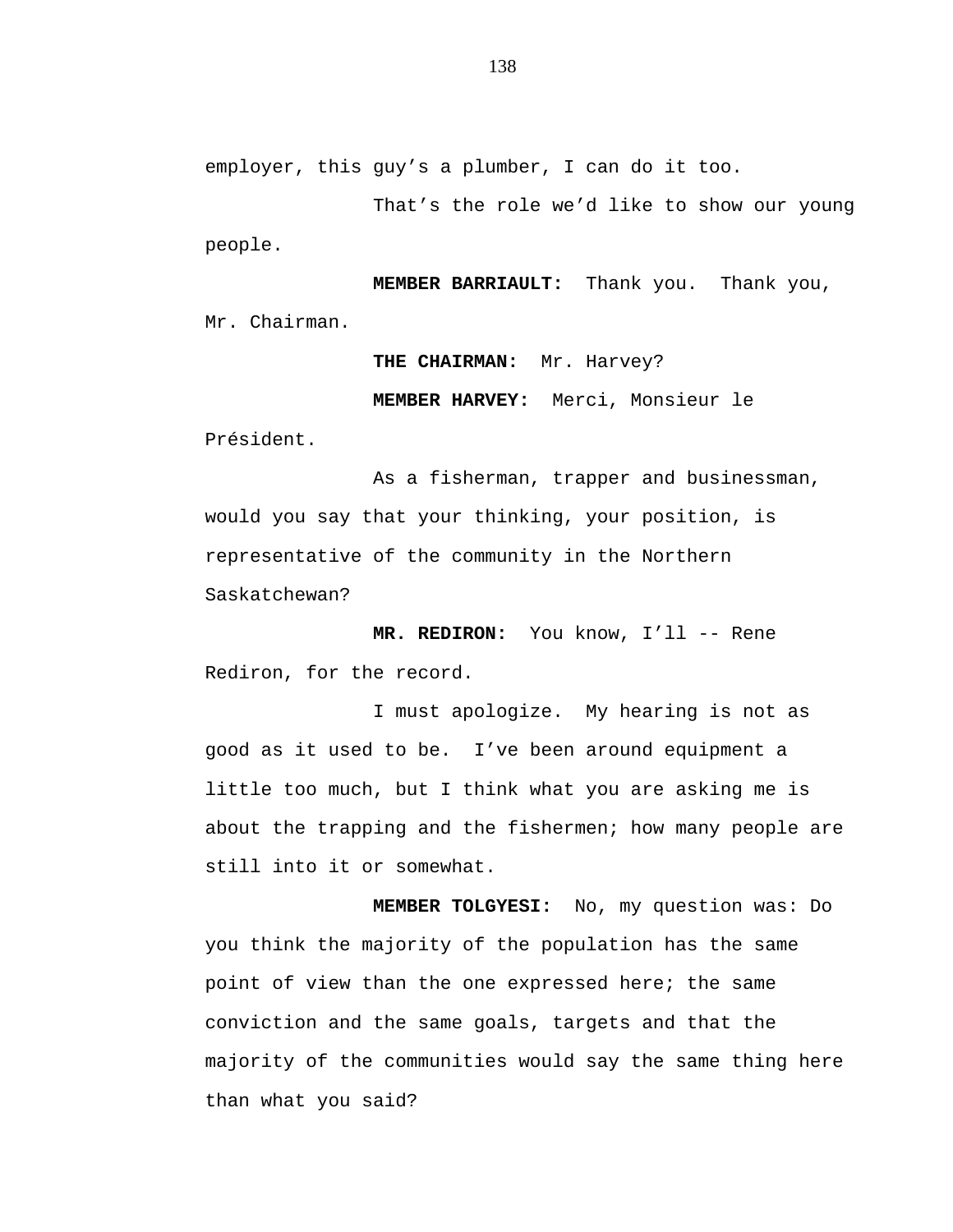employer, this guy’s a plumber, I can do it too.

That’s the role we’d like to show our young people.

**MEMBER BARRIAULT:** Thank you. Thank you, Mr. Chairman.

**THE CHAIRMAN:** Mr. Harvey?

**MEMBER HARVEY:** Merci, Monsieur le Président.

As a fisherman, trapper and businessman, would you say that your thinking, your position, is representative of the community in the Northern Saskatchewan?

**MR. REDIRON:** You know, I’ll -- Rene Rediron, for the record.

I must apologize. My hearing is not as good as it used to be. I’ve been around equipment a little too much, but I think what you are asking me is about the trapping and the fishermen; how many people are still into it or somewhat.

**MEMBER TOLGYESI:** No, my question was: Do you think the majority of the population has the same point of view than the one expressed here; the same conviction and the same goals, targets and that the majority of the communities would say the same thing here than what you said?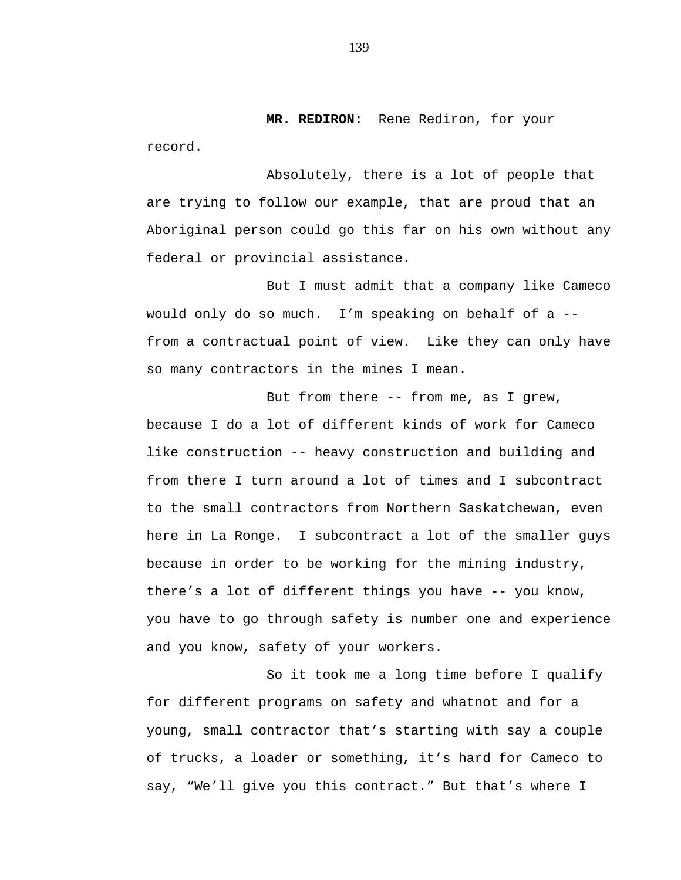**MR. REDIRON:** Rene Rediron, for your record.

Absolutely, there is a lot of people that are trying to follow our example, that are proud that an Aboriginal person could go this far on his own without any federal or provincial assistance.

But I must admit that a company like Cameco would only do so much. I'm speaking on behalf of a -- from a contractual point of view. Like they can only have so many contractors in the mines I mean.

But from there -- from me, as I grew, because I do a lot of different kinds of work for Cameco like construction -- heavy construction and building and from there I turn around a lot of times and I subcontract to the small contractors from Northern Saskatchewan, even here in La Ronge. I subcontract a lot of the smaller guys because in order to be working for the mining industry, there's a lot of different things you have -- you know, you have to go through safety is number one and experience and you know, safety of your workers.

So it took me a long time before I qualify for different programs on safety and whatnot and for a young, small contractor that's starting with say a couple of trucks, a loader or something, it's hard for Cameco to say, "We'll give you this contract." But that's where I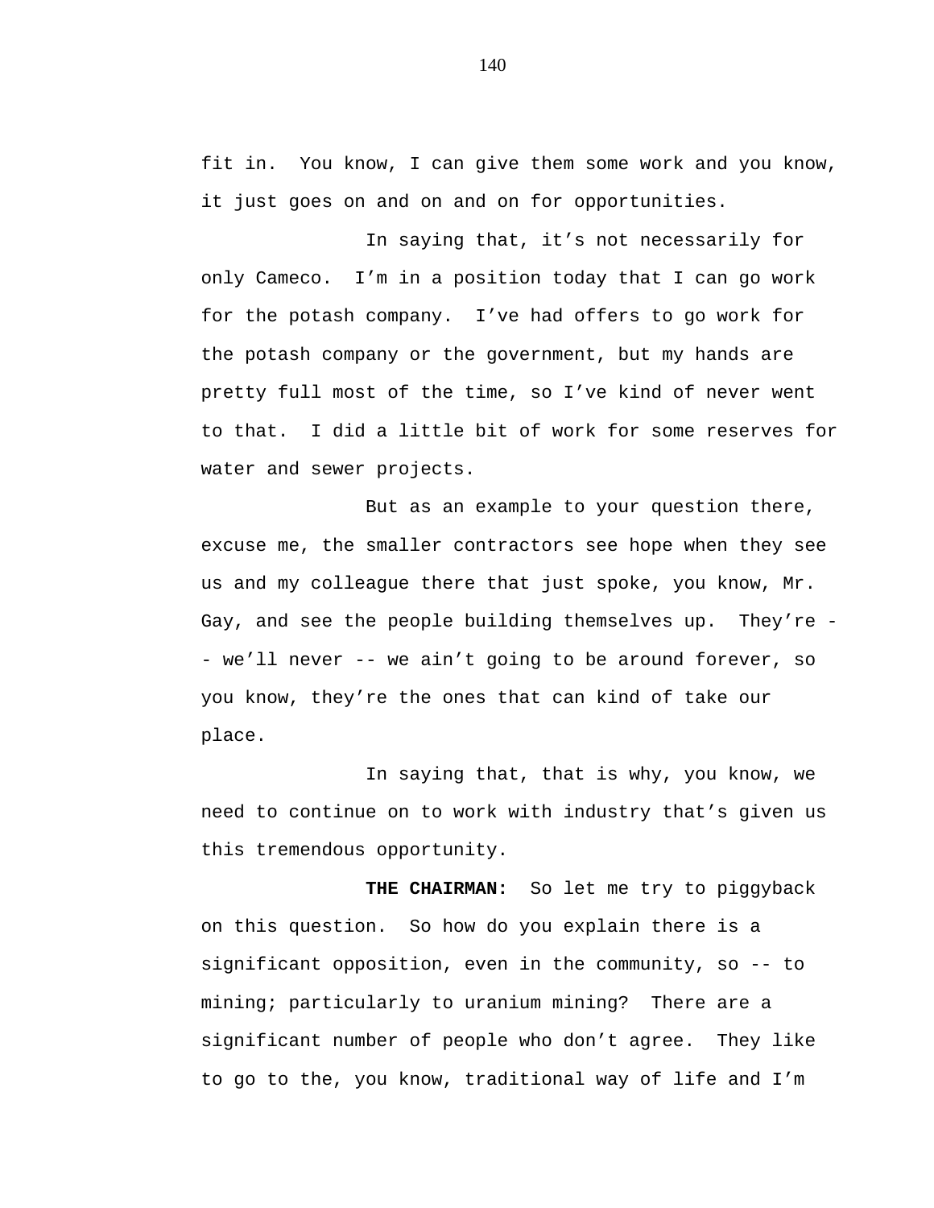fit in.  You know, I can give them some work and you know, it just goes on and on and on for opportunities.

In saying that, it's not necessarily for only Cameco.  I'm in a position today that I can go work for the potash company.  I've had offers to go work for the potash company or the government, but my hands are pretty full most of the time, so I've kind of never went to that.  I did a little bit of work for some reserves for water and sewer projects.

But as an example to your question there, excuse me, the smaller contractors see hope when they see us and my colleague there that just spoke, you know, Mr. Gay, and see the people building themselves up.  They're -- we'll never -- we ain't going to be around forever, so you know, they're the ones that can kind of take our place.

In saying that, that is why, you know, we need to continue on to work with industry that's given us this tremendous opportunity.

**THE CHAIRMAN:**  So let me try to piggyback on this question.  So how do you explain there is a significant opposition, even in the community, so -- to mining; particularly to uranium mining?  There are a significant number of people who don't agree.  They like to go to the, you know, traditional way of life and I'm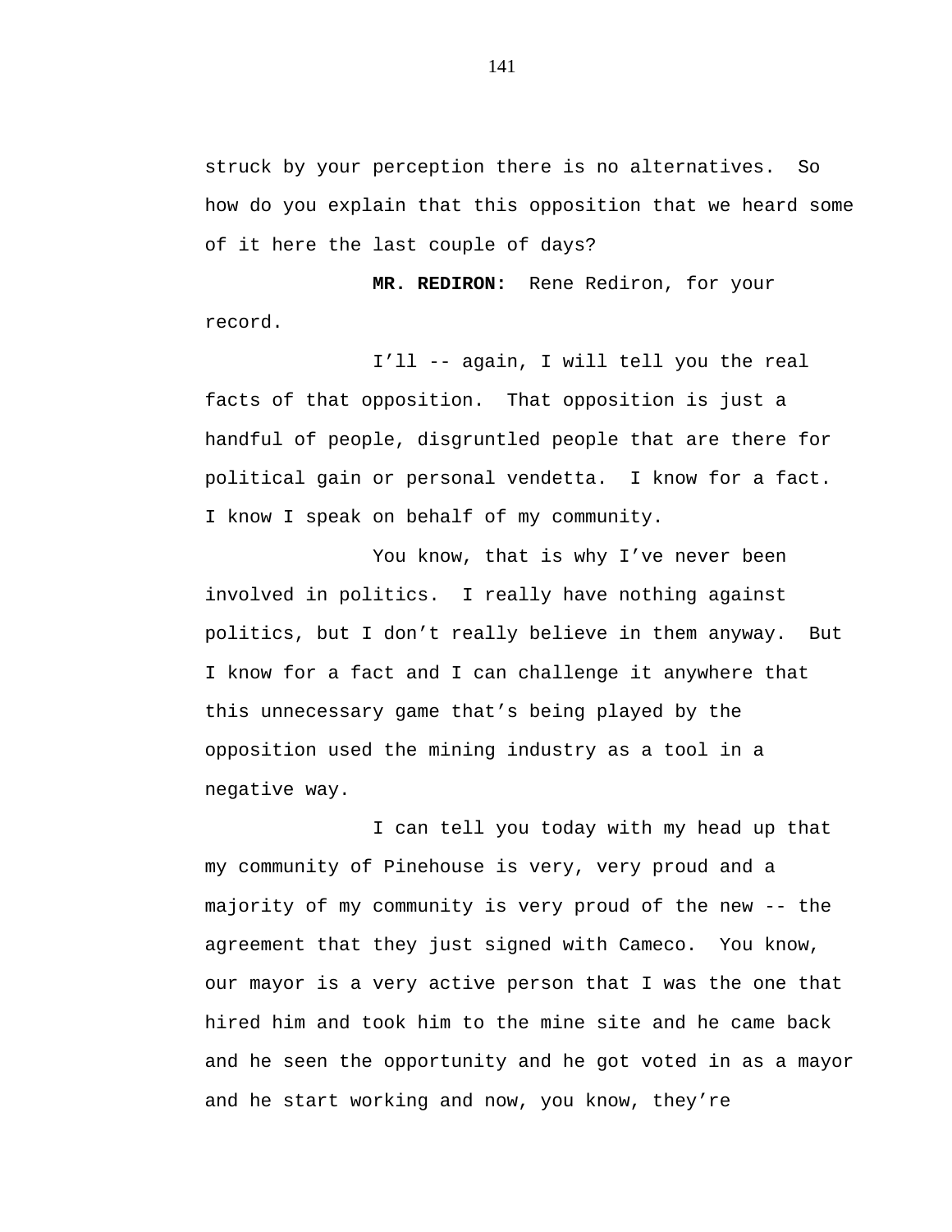struck by your perception there is no alternatives. So how do you explain that this opposition that we heard some of it here the last couple of days?

**MR. REDIRON:** Rene Rediron, for your record.

I'll -- again, I will tell you the real facts of that opposition. That opposition is just a handful of people, disgruntled people that are there for political gain or personal vendetta. I know for a fact. I know I speak on behalf of my community.

You know, that is why I've never been involved in politics. I really have nothing against politics, but I don't really believe in them anyway. But I know for a fact and I can challenge it anywhere that this unnecessary game that's being played by the opposition used the mining industry as a tool in a negative way.

I can tell you today with my head up that my community of Pinehouse is very, very proud and a majority of my community is very proud of the new -- the agreement that they just signed with Cameco. You know, our mayor is a very active person that I was the one that hired him and took him to the mine site and he came back and he seen the opportunity and he got voted in as a mayor and he start working and now, you know, they're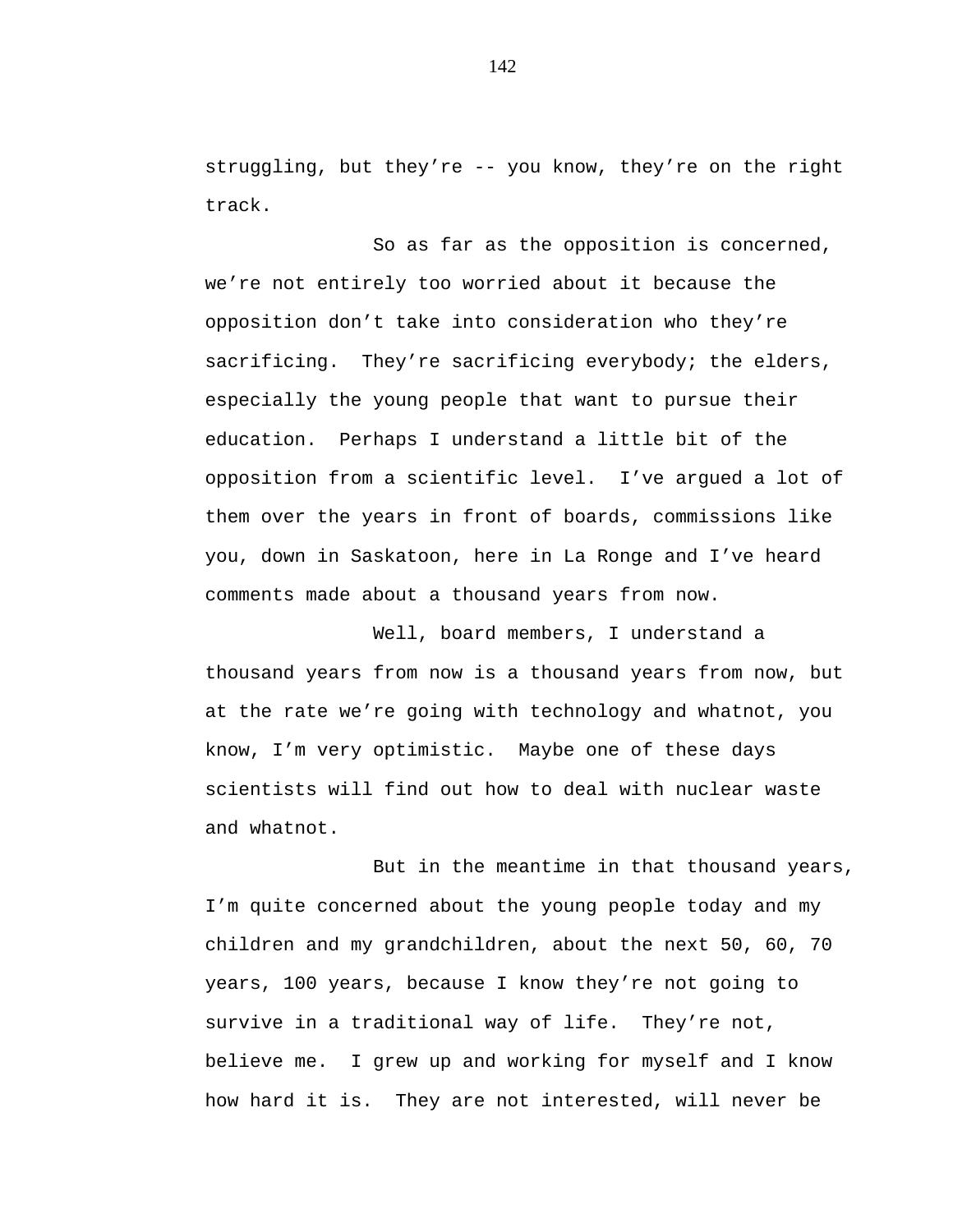struggling, but they're -- you know, they're on the right track.

So as far as the opposition is concerned, we're not entirely too worried about it because the opposition don't take into consideration who they're sacrificing. They're sacrificing everybody; the elders, especially the young people that want to pursue their education. Perhaps I understand a little bit of the opposition from a scientific level. I've argued a lot of them over the years in front of boards, commissions like you, down in Saskatoon, here in La Ronge and I've heard comments made about a thousand years from now.

Well, board members, I understand a thousand years from now is a thousand years from now, but at the rate we're going with technology and whatnot, you know, I'm very optimistic. Maybe one of these days scientists will find out how to deal with nuclear waste and whatnot.

But in the meantime in that thousand years, I'm quite concerned about the young people today and my children and my grandchildren, about the next 50, 60, 70 years, 100 years, because I know they're not going to survive in a traditional way of life. They're not, believe me. I grew up and working for myself and I know how hard it is. They are not interested, will never be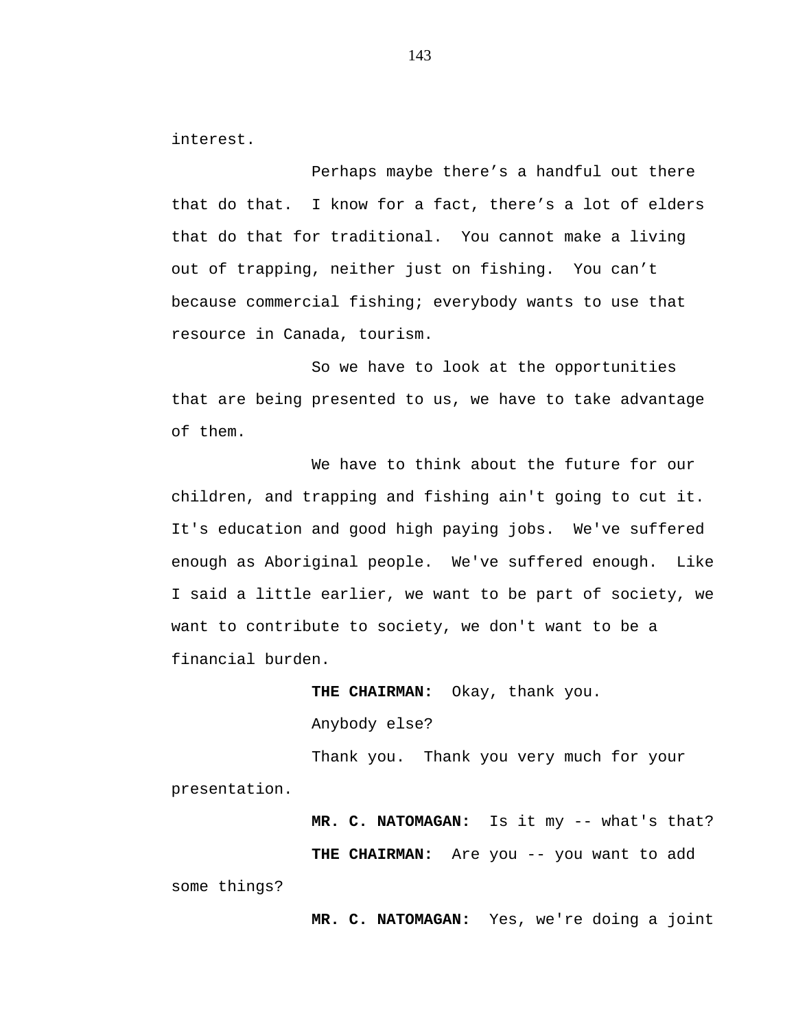interest.

Perhaps maybe there’s a handful out there that do that. I know for a fact, there’s a lot of elders that do that for traditional. You cannot make a living out of trapping, neither just on fishing. You can’t because commercial fishing; everybody wants to use that resource in Canada, tourism.

So we have to look at the opportunities that are being presented to us, we have to take advantage of them.

We have to think about the future for our children, and trapping and fishing ain't going to cut it. It's education and good high paying jobs. We've suffered enough as Aboriginal people. We've suffered enough. Like I said a little earlier, we want to be part of society, we want to contribute to society, we don't want to be a financial burden.

**THE CHAIRMAN:** Okay, thank you.

Anybody else?

Thank you. Thank you very much for your presentation.

**MR. C. NATOMAGAN:** Is it my -- what's that?

**THE CHAIRMAN:** Are you -- you want to add some things?

**MR. C. NATOMAGAN:** Yes, we're doing a joint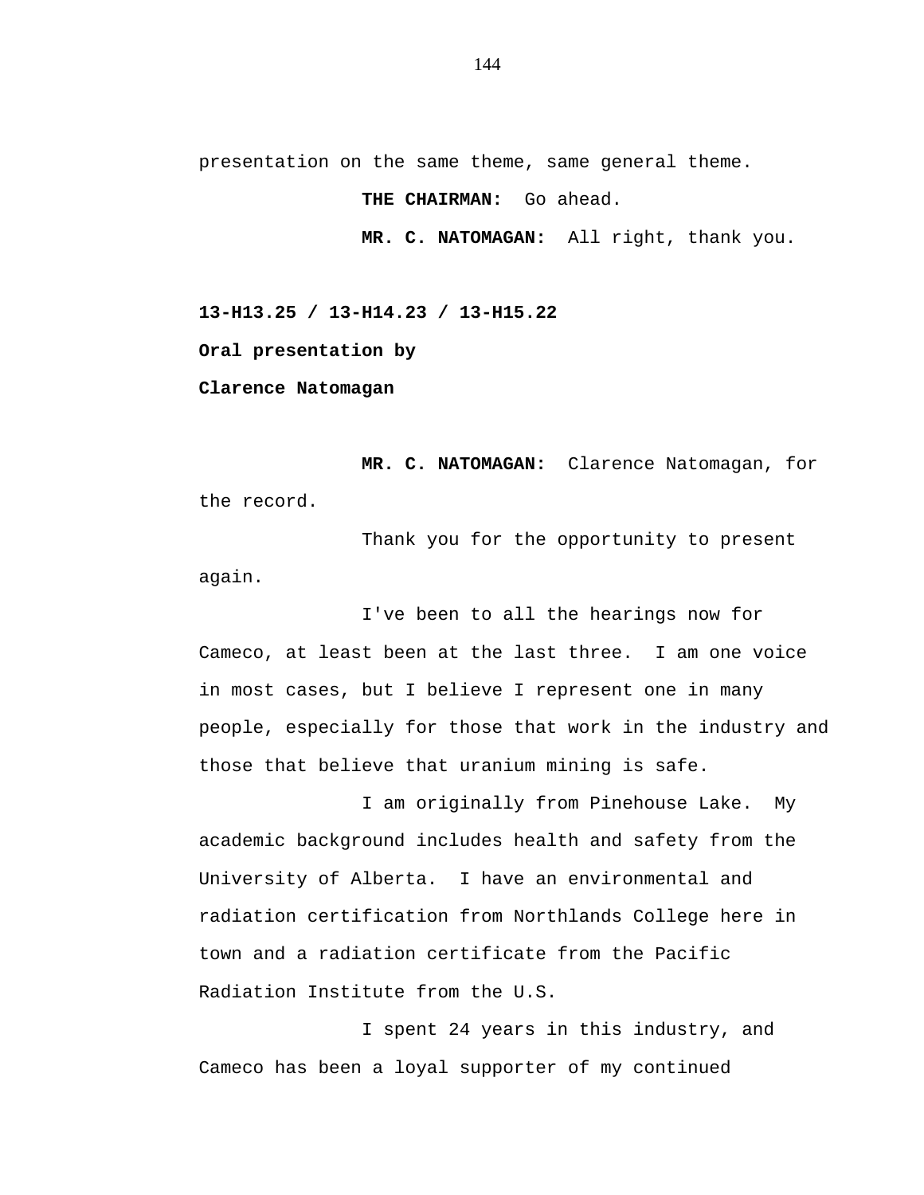presentation on the same theme, same general theme.

**THE CHAIRMAN:** Go ahead.

**MR. C. NATOMAGAN:** All right, thank you.

**13-H13.25 / 13-H14.23 / 13-H15.22**

**Oral presentation by**

**Clarence Natomagan**

**MR. C. NATOMAGAN:** Clarence Natomagan, for the record.

Thank you for the opportunity to present again.

I've been to all the hearings now for Cameco, at least been at the last three. I am one voice in most cases, but I believe I represent one in many people, especially for those that work in the industry and those that believe that uranium mining is safe.

I am originally from Pinehouse Lake. My academic background includes health and safety from the University of Alberta. I have an environmental and radiation certification from Northlands College here in town and a radiation certificate from the Pacific Radiation Institute from the U.S.

I spent 24 years in this industry, and Cameco has been a loyal supporter of my continued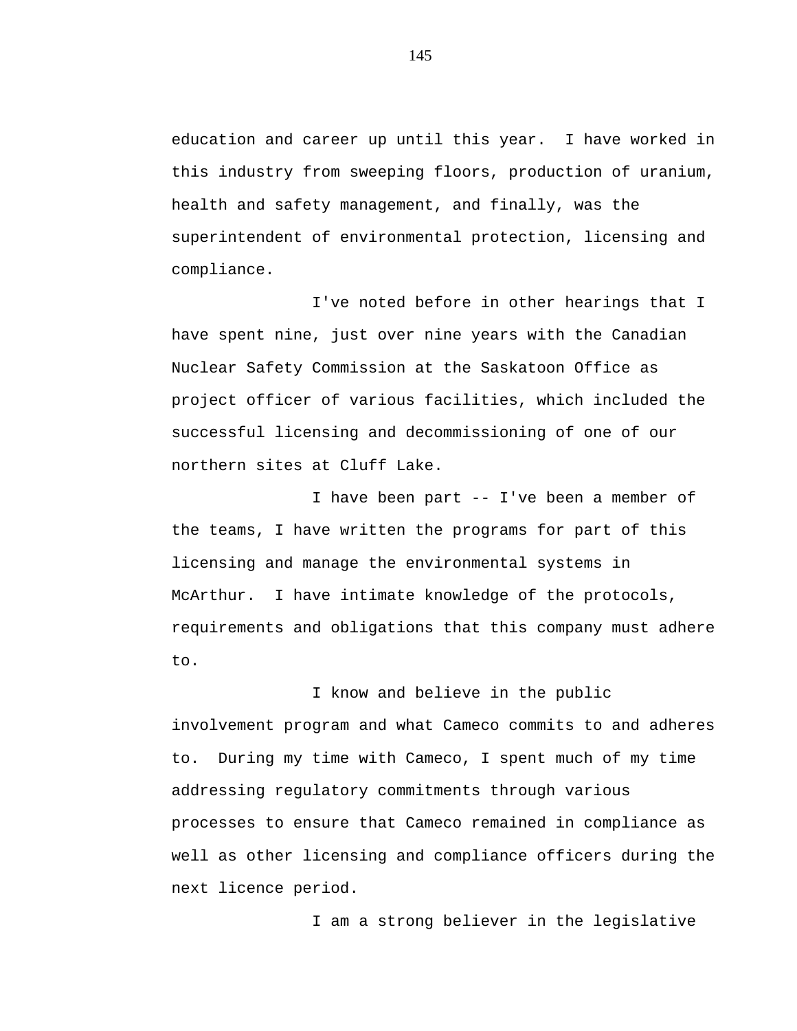education and career up until this year. I have worked in this industry from sweeping floors, production of uranium, health and safety management, and finally, was the superintendent of environmental protection, licensing and compliance.

I've noted before in other hearings that I have spent nine, just over nine years with the Canadian Nuclear Safety Commission at the Saskatoon Office as project officer of various facilities, which included the successful licensing and decommissioning of one of our northern sites at Cluff Lake.

I have been part -- I've been a member of the teams, I have written the programs for part of this licensing and manage the environmental systems in McArthur. I have intimate knowledge of the protocols, requirements and obligations that this company must adhere to.

I know and believe in the public involvement program and what Cameco commits to and adheres to. During my time with Cameco, I spent much of my time addressing regulatory commitments through various processes to ensure that Cameco remained in compliance as well as other licensing and compliance officers during the next licence period.

I am a strong believer in the legislative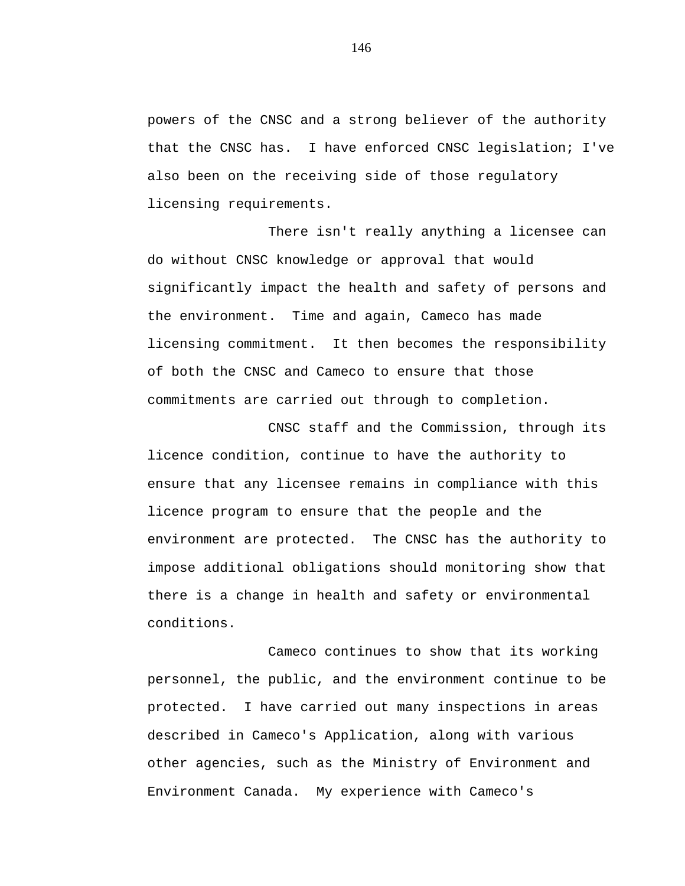powers of the CNSC and a strong believer of the authority that the CNSC has. I have enforced CNSC legislation; I've also been on the receiving side of those regulatory licensing requirements.

There isn't really anything a licensee can do without CNSC knowledge or approval that would significantly impact the health and safety of persons and the environment. Time and again, Cameco has made licensing commitment. It then becomes the responsibility of both the CNSC and Cameco to ensure that those commitments are carried out through to completion.

CNSC staff and the Commission, through its licence condition, continue to have the authority to ensure that any licensee remains in compliance with this licence program to ensure that the people and the environment are protected. The CNSC has the authority to impose additional obligations should monitoring show that there is a change in health and safety or environmental conditions.

Cameco continues to show that its working personnel, the public, and the environment continue to be protected. I have carried out many inspections in areas described in Cameco's Application, along with various other agencies, such as the Ministry of Environment and Environment Canada. My experience with Cameco's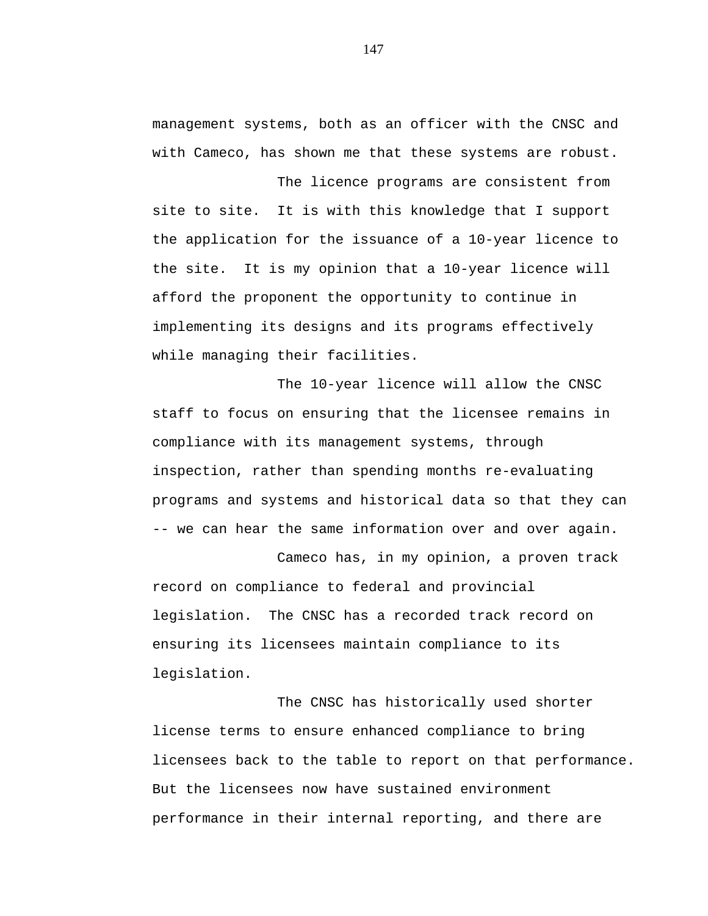management systems, both as an officer with the CNSC and with Cameco, has shown me that these systems are robust.

The licence programs are consistent from site to site.  It is with this knowledge that I support the application for the issuance of a 10-year licence to the site.  It is my opinion that a 10-year licence will afford the proponent the opportunity to continue in implementing its designs and its programs effectively while managing their facilities.

The 10-year licence will allow the CNSC staff to focus on ensuring that the licensee remains in compliance with its management systems, through inspection, rather than spending months re-evaluating programs and systems and historical data so that they can -- we can hear the same information over and over again.

Cameco has, in my opinion, a proven track record on compliance to federal and provincial legislation.  The CNSC has a recorded track record on ensuring its licensees maintain compliance to its legislation.

The CNSC has historically used shorter license terms to ensure enhanced compliance to bring licensees back to the table to report on that performance. But the licensees now have sustained environment performance in their internal reporting, and there are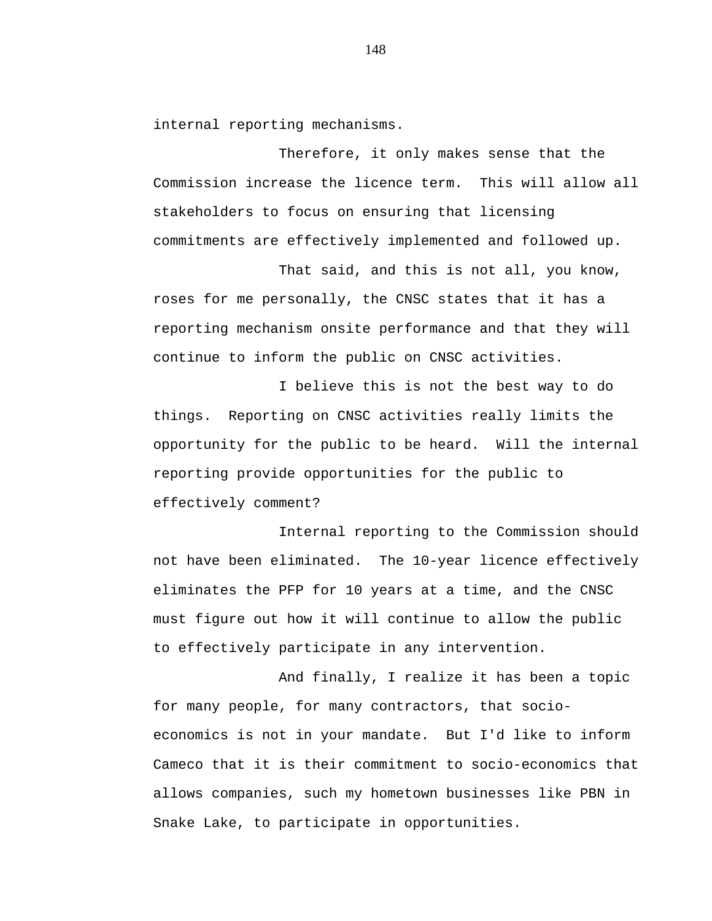internal reporting mechanisms.

Therefore, it only makes sense that the Commission increase the licence term. This will allow all stakeholders to focus on ensuring that licensing commitments are effectively implemented and followed up.

That said, and this is not all, you know, roses for me personally, the CNSC states that it has a reporting mechanism onsite performance and that they will continue to inform the public on CNSC activities.

I believe this is not the best way to do things. Reporting on CNSC activities really limits the opportunity for the public to be heard. Will the internal reporting provide opportunities for the public to effectively comment?

Internal reporting to the Commission should not have been eliminated. The 10-year licence effectively eliminates the PFP for 10 years at a time, and the CNSC must figure out how it will continue to allow the public to effectively participate in any intervention.

And finally, I realize it has been a topic for many people, for many contractors, that socio-economics is not in your mandate. But I'd like to inform Cameco that it is their commitment to socio-economics that allows companies, such my hometown businesses like PBN in Snake Lake, to participate in opportunities.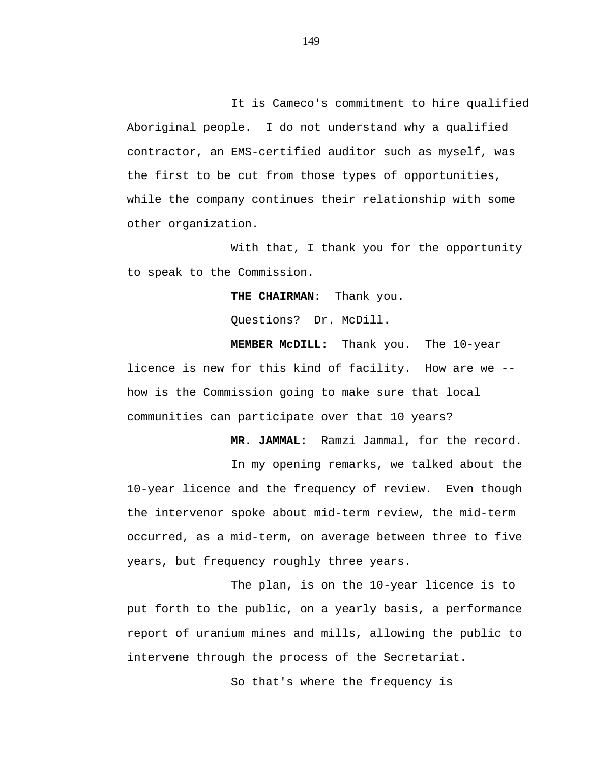It is Cameco's commitment to hire qualified Aboriginal people. I do not understand why a qualified contractor, an EMS-certified auditor such as myself, was the first to be cut from those types of opportunities, while the company continues their relationship with some other organization.

With that, I thank you for the opportunity to speak to the Commission.

**THE CHAIRMAN:** Thank you.

Questions? Dr. McDill.

**MEMBER McDILL:** Thank you. The 10-year licence is new for this kind of facility. How are we -- how is the Commission going to make sure that local communities can participate over that 10 years?

**MR. JAMMAL:** Ramzi Jammal, for the record.

In my opening remarks, we talked about the 10-year licence and the frequency of review. Even though the intervenor spoke about mid-term review, the mid-term occurred, as a mid-term, on average between three to five years, but frequency roughly three years.

The plan, is on the 10-year licence is to put forth to the public, on a yearly basis, a performance report of uranium mines and mills, allowing the public to intervene through the process of the Secretariat.

So that's where the frequency is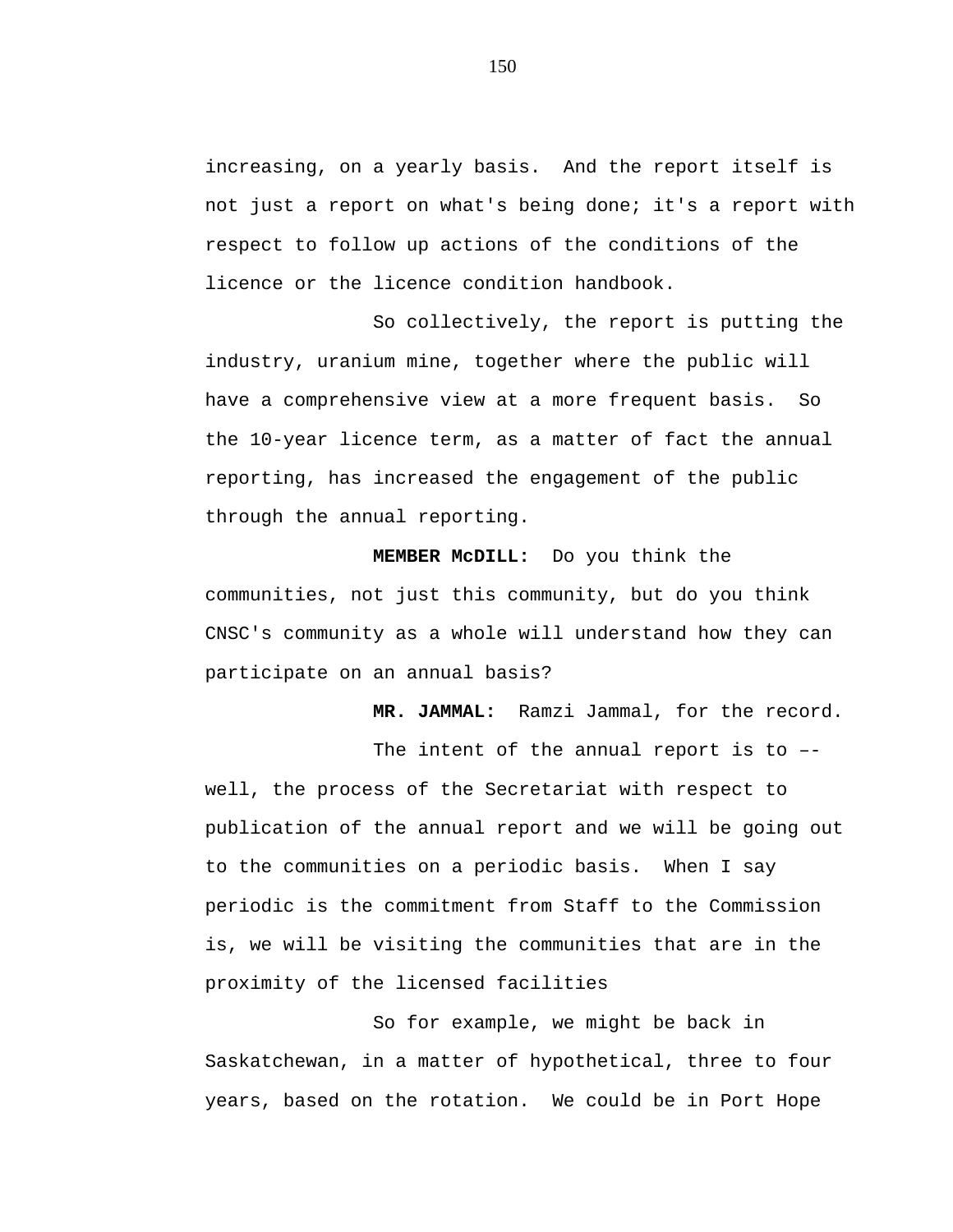increasing, on a yearly basis.  And the report itself is not just a report on what's being done; it's a report with respect to follow up actions of the conditions of the licence or the licence condition handbook.

So collectively, the report is putting the industry, uranium mine, together where the public will have a comprehensive view at a more frequent basis.  So the 10-year licence term, as a matter of fact the annual reporting, has increased the engagement of the public through the annual reporting.

**MEMBER McDILL:**  Do you think the communities, not just this community, but do you think CNSC's community as a whole will understand how they can participate on an annual basis?

**MR. JAMMAL:**  Ramzi Jammal, for the record.

The intent of the annual report is to –- well, the process of the Secretariat with respect to publication of the annual report and we will be going out to the communities on a periodic basis.  When I say periodic is the commitment from Staff to the Commission is, we will be visiting the communities that are in the proximity of the licensed facilities

So for example, we might be back in Saskatchewan, in a matter of hypothetical, three to four years, based on the rotation.  We could be in Port Hope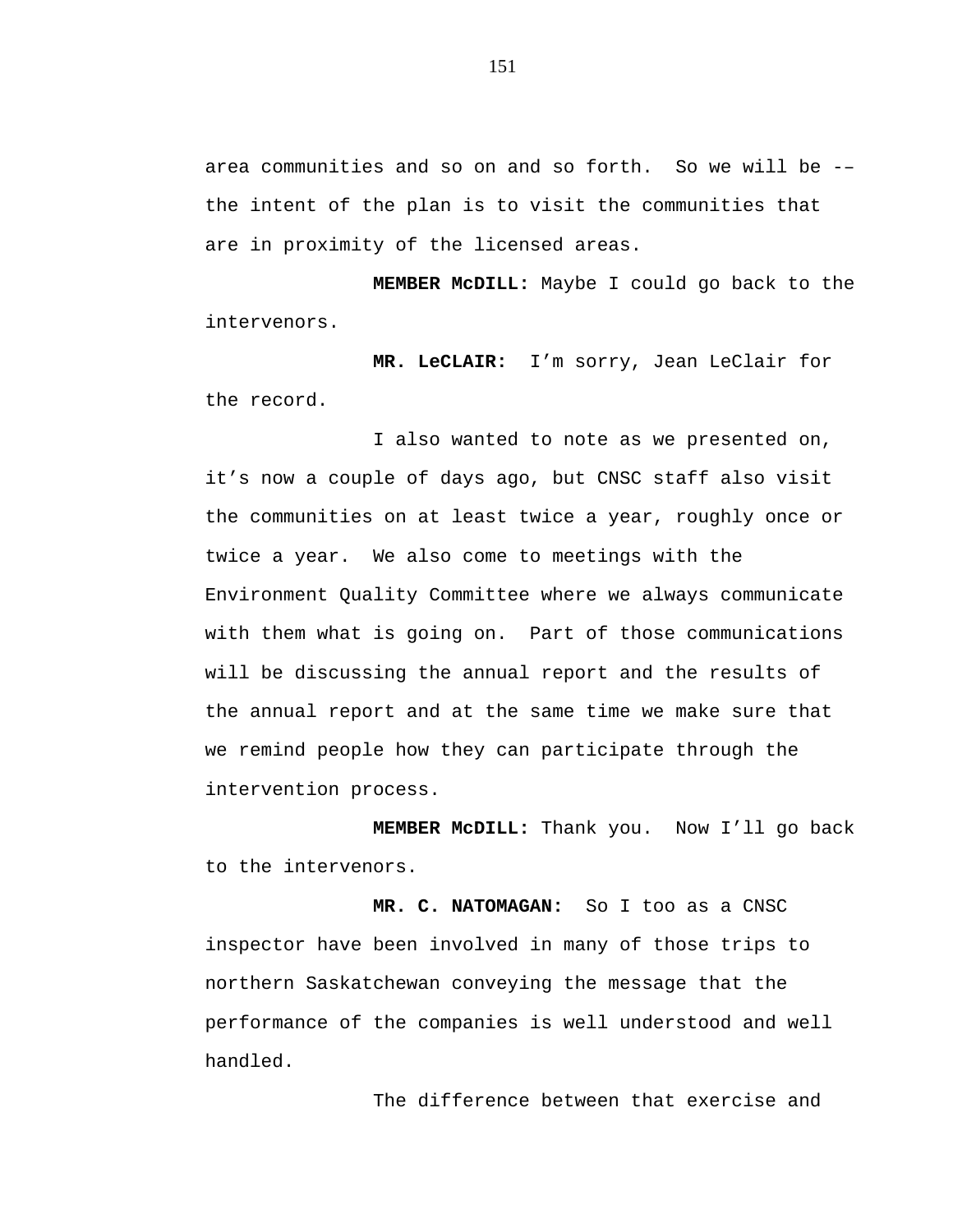area communities and so on and so forth. So we will be -– the intent of the plan is to visit the communities that are in proximity of the licensed areas.

**MEMBER McDILL:** Maybe I could go back to the intervenors.

**MR. LeCLAIR:** I’m sorry, Jean LeClair for the record.

I also wanted to note as we presented on, it’s now a couple of days ago, but CNSC staff also visit the communities on at least twice a year, roughly once or twice a year. We also come to meetings with the Environment Quality Committee where we always communicate with them what is going on. Part of those communications will be discussing the annual report and the results of the annual report and at the same time we make sure that we remind people how they can participate through the intervention process.

**MEMBER McDILL:** Thank you. Now I’ll go back to the intervenors.

**MR. C. NATOMAGAN:** So I too as a CNSC inspector have been involved in many of those trips to northern Saskatchewan conveying the message that the performance of the companies is well understood and well handled.

The difference between that exercise and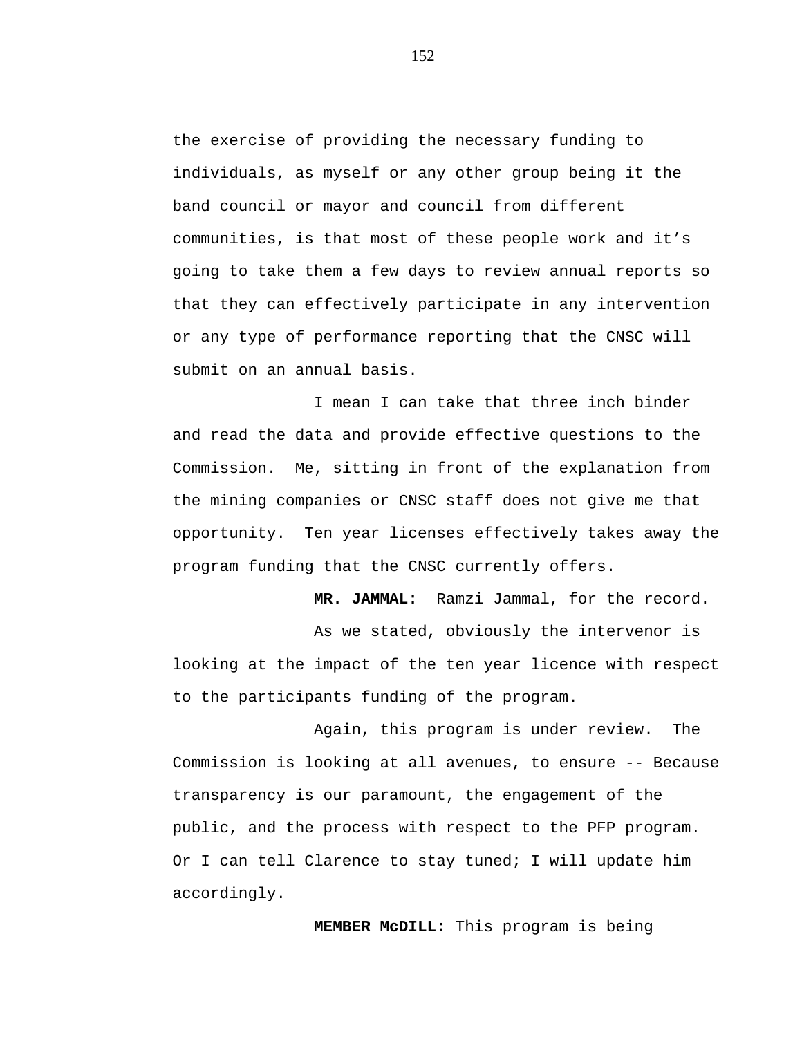the exercise of providing the necessary funding to individuals, as myself or any other group being it the band council or mayor and council from different communities, is that most of these people work and it's going to take them a few days to review annual reports so that they can effectively participate in any intervention or any type of performance reporting that the CNSC will submit on an annual basis.

I mean I can take that three inch binder and read the data and provide effective questions to the Commission. Me, sitting in front of the explanation from the mining companies or CNSC staff does not give me that opportunity. Ten year licenses effectively takes away the program funding that the CNSC currently offers.

**MR. JAMMAL:** Ramzi Jammal, for the record.

As we stated, obviously the intervenor is looking at the impact of the ten year licence with respect to the participants funding of the program.

Again, this program is under review. The Commission is looking at all avenues, to ensure -- Because transparency is our paramount, the engagement of the public, and the process with respect to the PFP program. Or I can tell Clarence to stay tuned; I will update him accordingly.

**MEMBER McDILL:** This program is being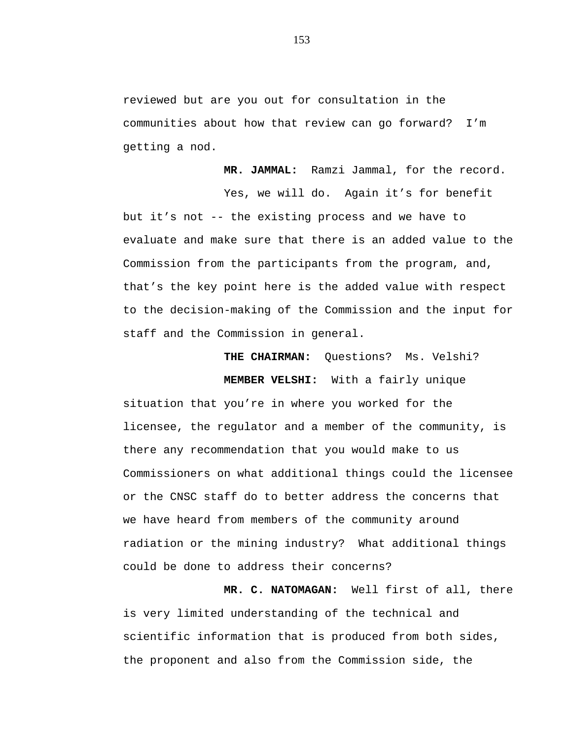reviewed but are you out for consultation in the communities about how that review can go forward? I'm getting a nod.

**MR. JAMMAL:** Ramzi Jammal, for the record.

Yes, we will do. Again it's for benefit but it's not -- the existing process and we have to evaluate and make sure that there is an added value to the Commission from the participants from the program, and, that's the key point here is the added value with respect to the decision-making of the Commission and the input for staff and the Commission in general.

**THE CHAIRMAN:** Questions? Ms. Velshi?

**MEMBER VELSHI:** With a fairly unique situation that you're in where you worked for the licensee, the regulator and a member of the community, is there any recommendation that you would make to us Commissioners on what additional things could the licensee or the CNSC staff do to better address the concerns that we have heard from members of the community around radiation or the mining industry? What additional things could be done to address their concerns?

**MR. C. NATOMAGAN:** Well first of all, there is very limited understanding of the technical and scientific information that is produced from both sides, the proponent and also from the Commission side, the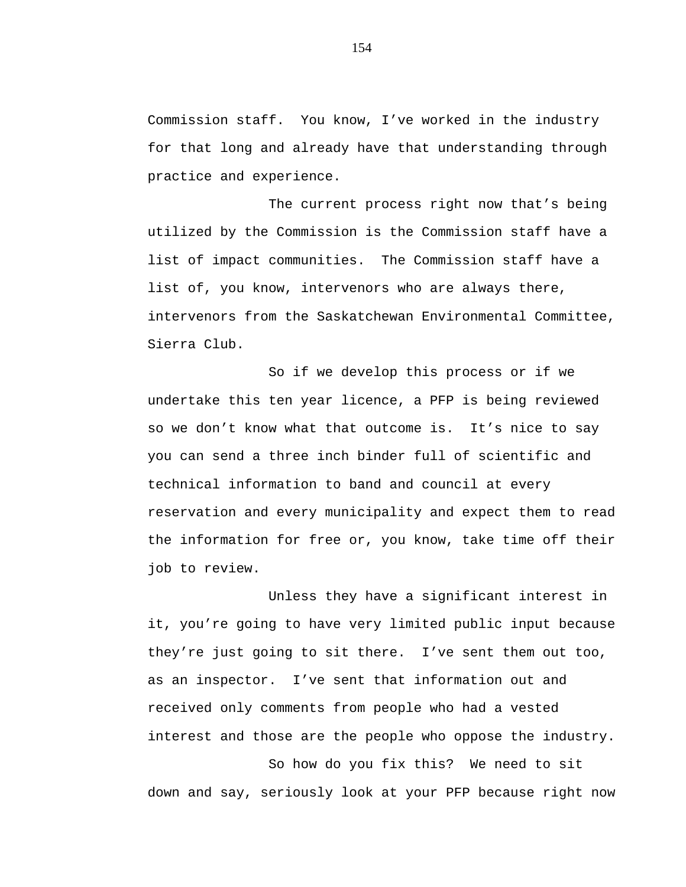Commission staff. You know, I've worked in the industry for that long and already have that understanding through practice and experience.

The current process right now that's being utilized by the Commission is the Commission staff have a list of impact communities. The Commission staff have a list of, you know, intervenors who are always there, intervenors from the Saskatchewan Environmental Committee, Sierra Club.

So if we develop this process or if we undertake this ten year licence, a PFP is being reviewed so we don't know what that outcome is. It's nice to say you can send a three inch binder full of scientific and technical information to band and council at every reservation and every municipality and expect them to read the information for free or, you know, take time off their job to review.

Unless they have a significant interest in it, you're going to have very limited public input because they're just going to sit there. I've sent them out too, as an inspector. I've sent that information out and received only comments from people who had a vested interest and those are the people who oppose the industry.

So how do you fix this? We need to sit down and say, seriously look at your PFP because right now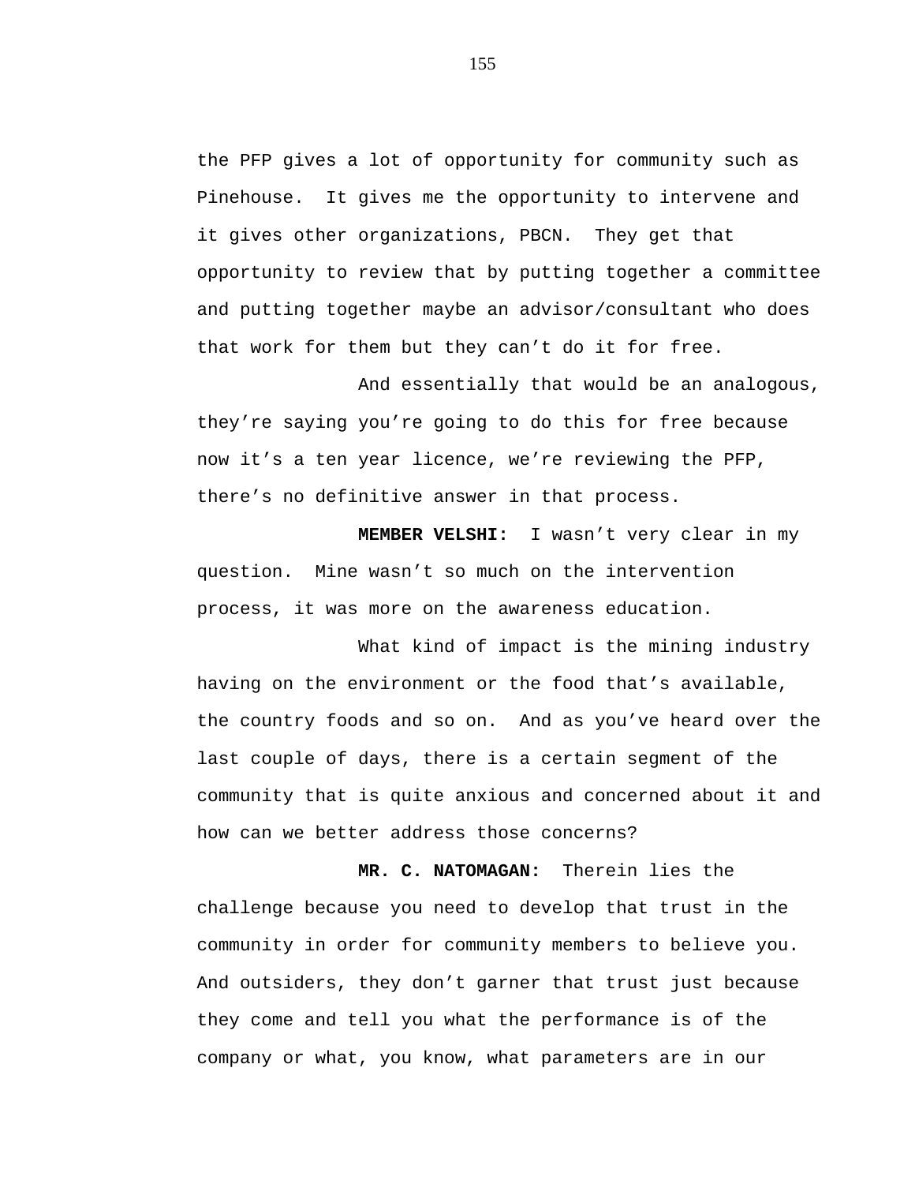the PFP gives a lot of opportunity for community such as Pinehouse. It gives me the opportunity to intervene and it gives other organizations, PBCN. They get that opportunity to review that by putting together a committee and putting together maybe an advisor/consultant who does that work for them but they can't do it for free.

And essentially that would be an analogous, they're saying you're going to do this for free because now it's a ten year licence, we're reviewing the PFP, there's no definitive answer in that process.

**MEMBER VELSHI:** I wasn't very clear in my question. Mine wasn't so much on the intervention process, it was more on the awareness education.

What kind of impact is the mining industry having on the environment or the food that's available, the country foods and so on. And as you've heard over the last couple of days, there is a certain segment of the community that is quite anxious and concerned about it and how can we better address those concerns?

**MR. C. NATOMAGAN:** Therein lies the challenge because you need to develop that trust in the community in order for community members to believe you. And outsiders, they don't garner that trust just because they come and tell you what the performance is of the company or what, you know, what parameters are in our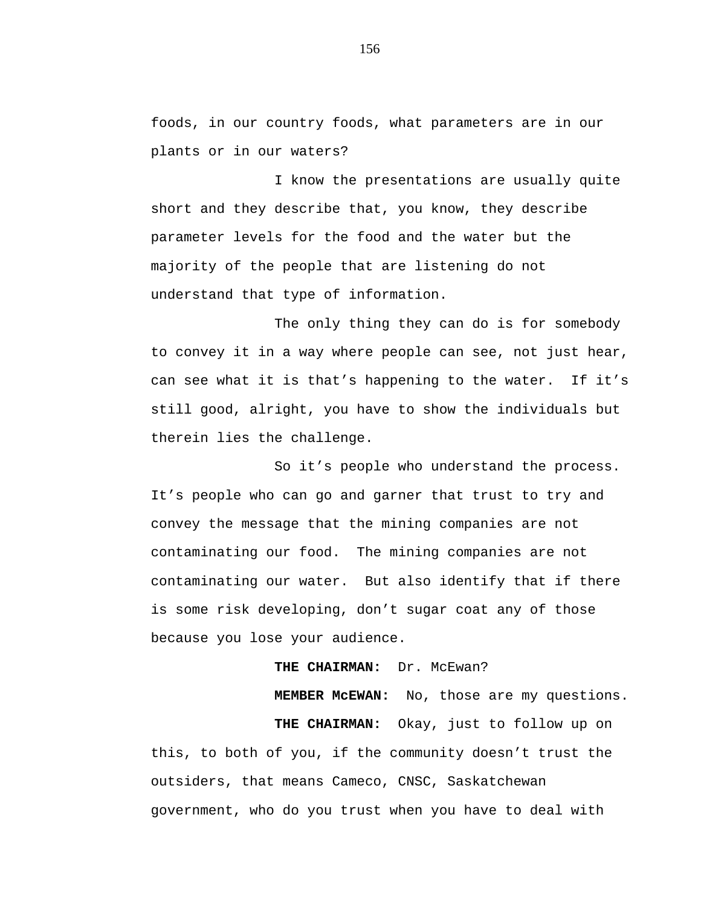foods, in our country foods, what parameters are in our plants or in our waters?

I know the presentations are usually quite short and they describe that, you know, they describe parameter levels for the food and the water but the majority of the people that are listening do not understand that type of information.

The only thing they can do is for somebody to convey it in a way where people can see, not just hear, can see what it is that's happening to the water. If it's still good, alright, you have to show the individuals but therein lies the challenge.

So it's people who understand the process. It's people who can go and garner that trust to try and convey the message that the mining companies are not contaminating our food. The mining companies are not contaminating our water. But also identify that if there is some risk developing, don't sugar coat any of those because you lose your audience.

**THE CHAIRMAN:** Dr. McEwan?

**MEMBER McEWAN:** No, those are my questions.

**THE CHAIRMAN:** Okay, just to follow up on this, to both of you, if the community doesn't trust the outsiders, that means Cameco, CNSC, Saskatchewan government, who do you trust when you have to deal with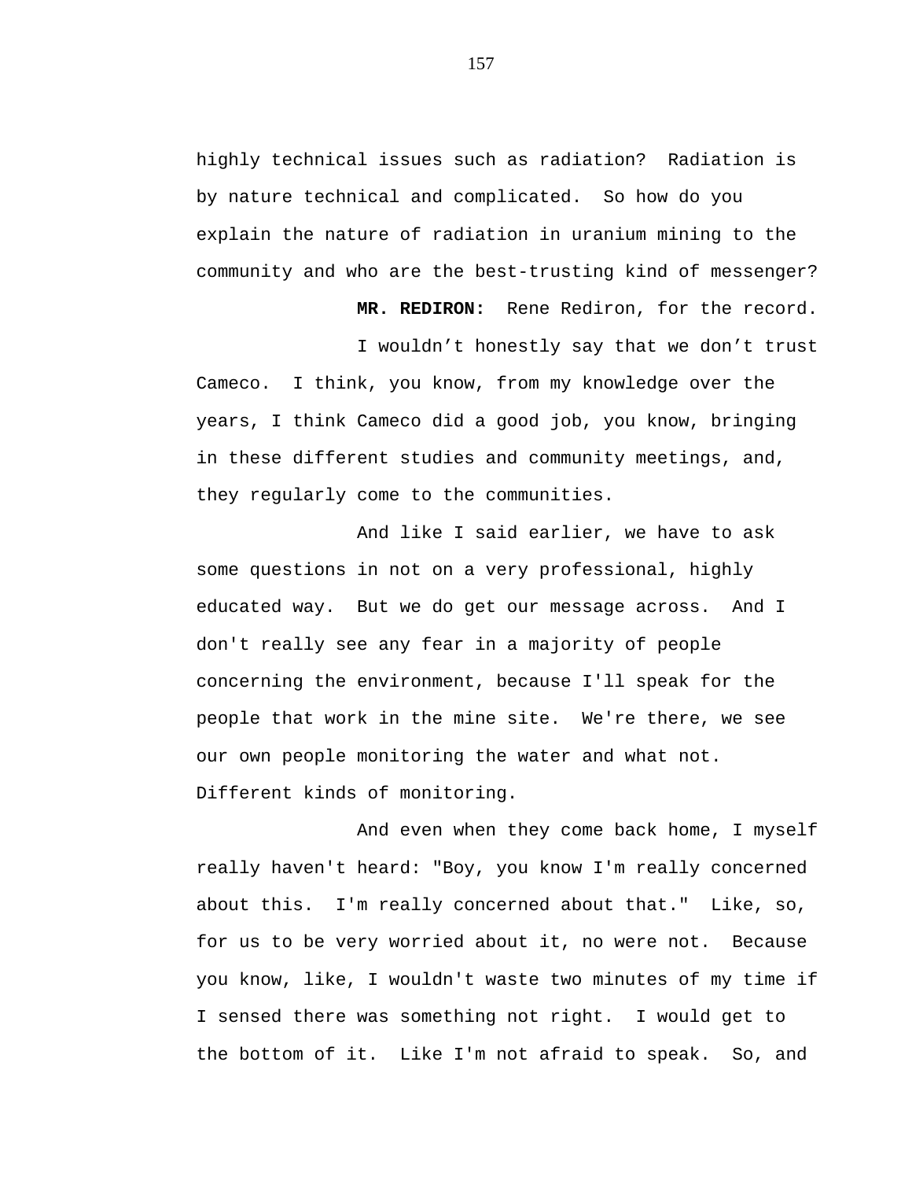highly technical issues such as radiation? Radiation is by nature technical and complicated. So how do you explain the nature of radiation in uranium mining to the community and who are the best-trusting kind of messenger?

**MR. REDIRON:** Rene Rediron, for the record.

I wouldn't honestly say that we don't trust Cameco. I think, you know, from my knowledge over the years, I think Cameco did a good job, you know, bringing in these different studies and community meetings, and, they regularly come to the communities.

And like I said earlier, we have to ask some questions in not on a very professional, highly educated way. But we do get our message across. And I don't really see any fear in a majority of people concerning the environment, because I'll speak for the people that work in the mine site. We're there, we see our own people monitoring the water and what not. Different kinds of monitoring.

And even when they come back home, I myself really haven't heard: "Boy, you know I'm really concerned about this. I'm really concerned about that." Like, so, for us to be very worried about it, no were not. Because you know, like, I wouldn't waste two minutes of my time if I sensed there was something not right. I would get to the bottom of it. Like I'm not afraid to speak. So, and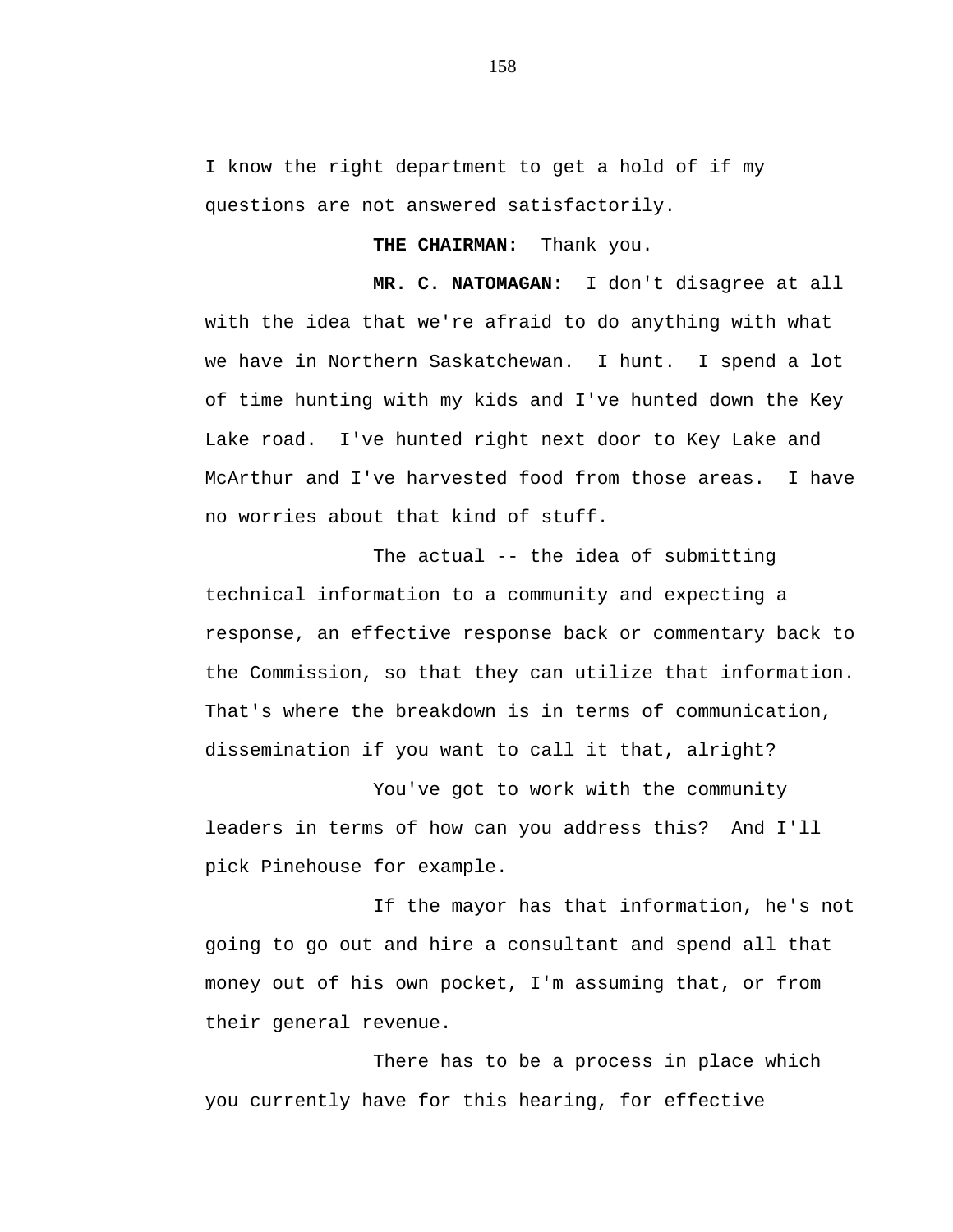I know the right department to get a hold of if my questions are not answered satisfactorily.

**THE CHAIRMAN:** Thank you.

**MR. C. NATOMAGAN:** I don't disagree at all with the idea that we're afraid to do anything with what we have in Northern Saskatchewan. I hunt. I spend a lot of time hunting with my kids and I've hunted down the Key Lake road. I've hunted right next door to Key Lake and McArthur and I've harvested food from those areas. I have no worries about that kind of stuff.

The actual -- the idea of submitting technical information to a community and expecting a response, an effective response back or commentary back to the Commission, so that they can utilize that information. That's where the breakdown is in terms of communication, dissemination if you want to call it that, alright?

You've got to work with the community leaders in terms of how can you address this? And I'll pick Pinehouse for example.

If the mayor has that information, he's not going to go out and hire a consultant and spend all that money out of his own pocket, I'm assuming that, or from their general revenue.

There has to be a process in place which you currently have for this hearing, for effective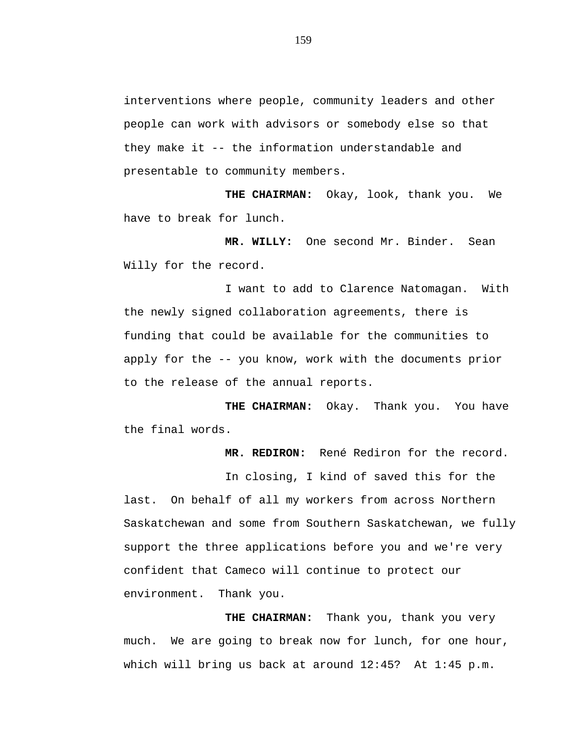interventions where people, community leaders and other people can work with advisors or somebody else so that they make it -- the information understandable and presentable to community members.

**THE CHAIRMAN:** Okay, look, thank you. We have to break for lunch.

**MR. WILLY:** One second Mr. Binder. Sean Willy for the record.

I want to add to Clarence Natomagan. With the newly signed collaboration agreements, there is funding that could be available for the communities to apply for the -- you know, work with the documents prior to the release of the annual reports.

**THE CHAIRMAN:** Okay. Thank you. You have the final words.

**MR. REDIRON:** René Rediron for the record.

In closing, I kind of saved this for the last. On behalf of all my workers from across Northern Saskatchewan and some from Southern Saskatchewan, we fully support the three applications before you and we're very confident that Cameco will continue to protect our environment. Thank you.

**THE CHAIRMAN:** Thank you, thank you very much. We are going to break now for lunch, for one hour, which will bring us back at around 12:45? At 1:45 p.m.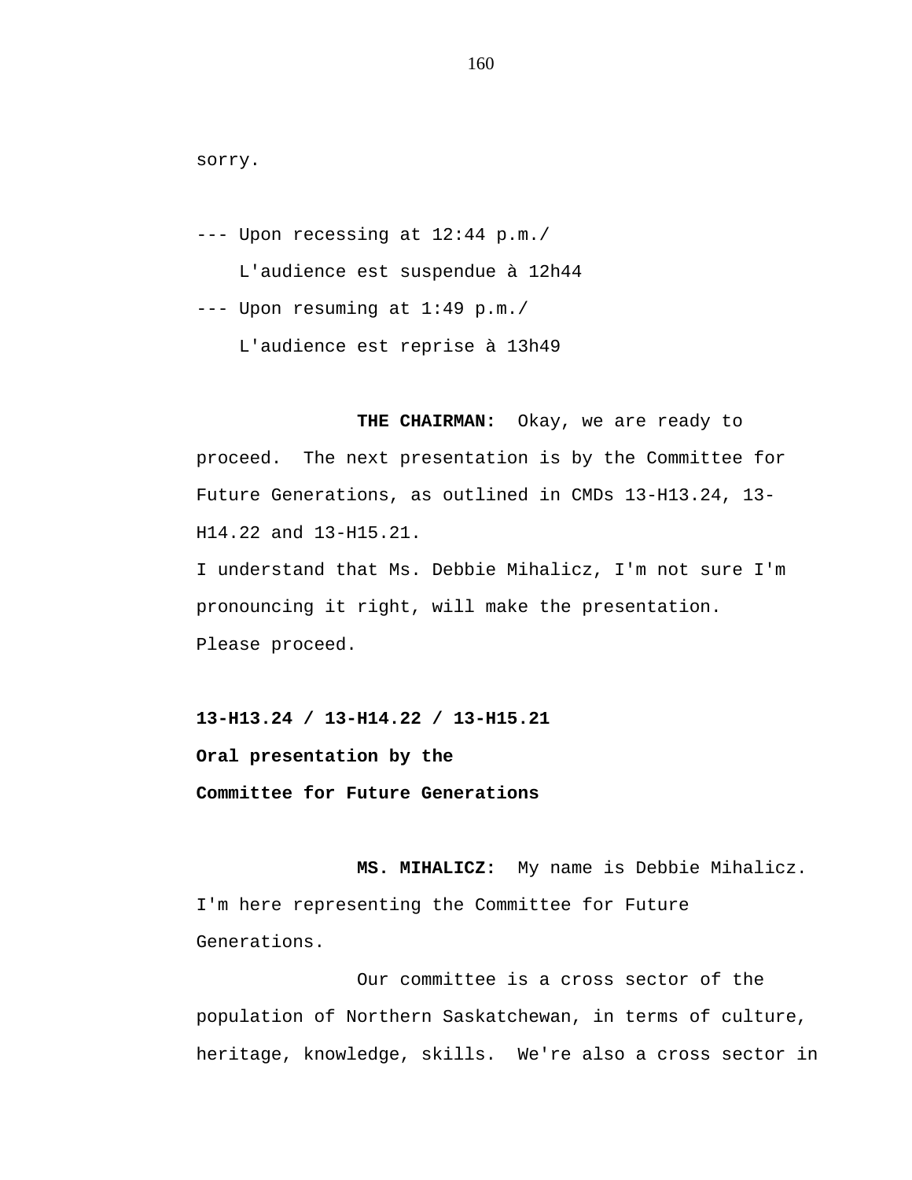sorry.

--- Upon recessing at 12:44 p.m./

L'audience est suspendue à 12h44

--- Upon resuming at 1:49 p.m./

L'audience est reprise à 13h49

**THE CHAIRMAN:** Okay, we are ready to proceed. The next presentation is by the Committee for Future Generations, as outlined in CMDs 13-H13.24, 13-H14.22 and 13-H15.21.

I understand that Ms. Debbie Mihalicz, I'm not sure I'm pronouncing it right, will make the presentation.

Please proceed.

**13-H13.24 / 13-H14.22 / 13-H15.21**

**Oral presentation by the**

**Committee for Future Generations**

**MS. MIHALICZ:** My name is Debbie Mihalicz. I'm here representing the Committee for Future Generations.

Our committee is a cross sector of the population of Northern Saskatchewan, in terms of culture, heritage, knowledge, skills. We're also a cross sector in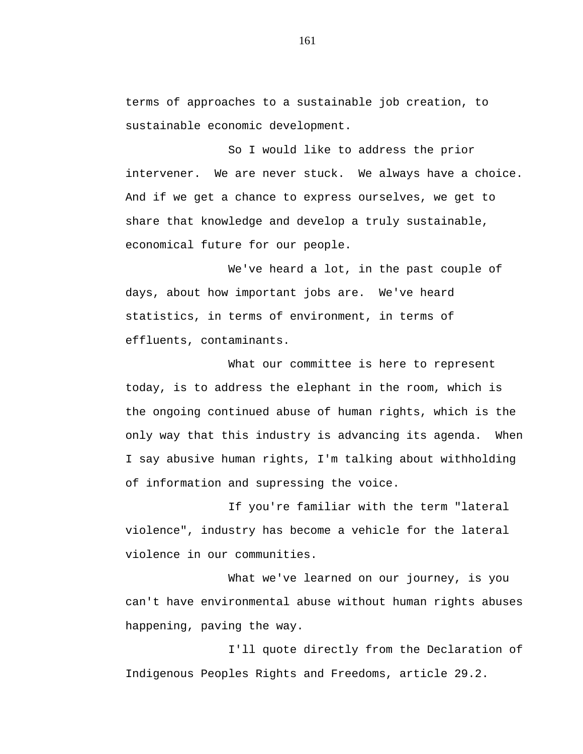terms of approaches to a sustainable job creation, to sustainable economic development.

So I would like to address the prior intervener. We are never stuck. We always have a choice. And if we get a chance to express ourselves, we get to share that knowledge and develop a truly sustainable, economical future for our people.

We've heard a lot, in the past couple of days, about how important jobs are. We've heard statistics, in terms of environment, in terms of effluents, contaminants.

What our committee is here to represent today, is to address the elephant in the room, which is the ongoing continued abuse of human rights, which is the only way that this industry is advancing its agenda. When I say abusive human rights, I'm talking about withholding of information and supressing the voice.

If you're familiar with the term "lateral violence", industry has become a vehicle for the lateral violence in our communities.

What we've learned on our journey, is you can't have environmental abuse without human rights abuses happening, paving the way.

I'll quote directly from the Declaration of Indigenous Peoples Rights and Freedoms, article 29.2.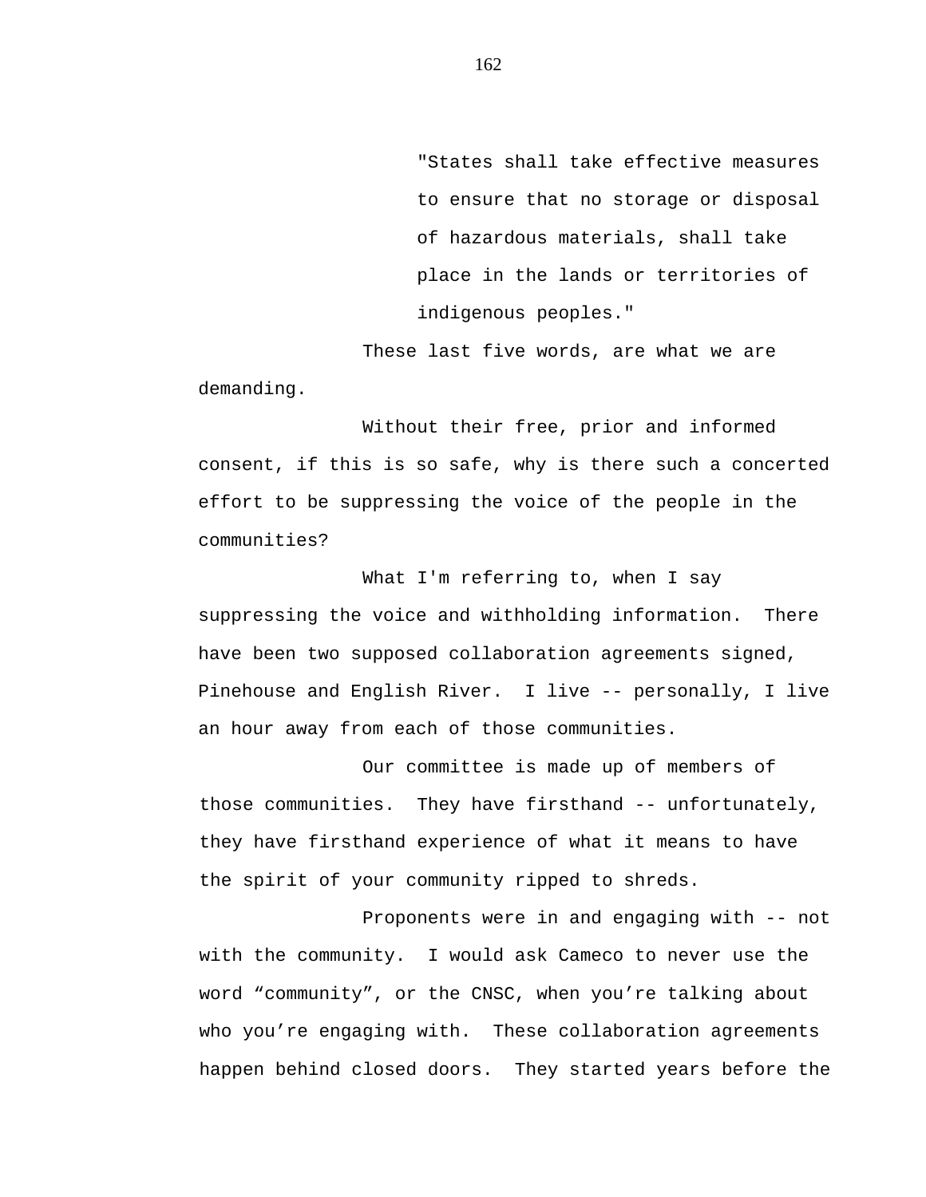> "States shall take effective measures to ensure that no storage or disposal of hazardous materials, shall take place in the lands or territories of indigenous peoples."

These last five words, are what we are demanding.

Without their free, prior and informed consent, if this is so safe, why is there such a concerted effort to be suppressing the voice of the people in the communities?

What I'm referring to, when I say suppressing the voice and withholding information. There have been two supposed collaboration agreements signed, Pinehouse and English River. I live -- personally, I live an hour away from each of those communities.

Our committee is made up of members of those communities. They have firsthand -- unfortunately, they have firsthand experience of what it means to have the spirit of your community ripped to shreds.

Proponents were in and engaging with -- not with the community. I would ask Cameco to never use the word "community", or the CNSC, when you're talking about who you're engaging with. These collaboration agreements happen behind closed doors. They started years before the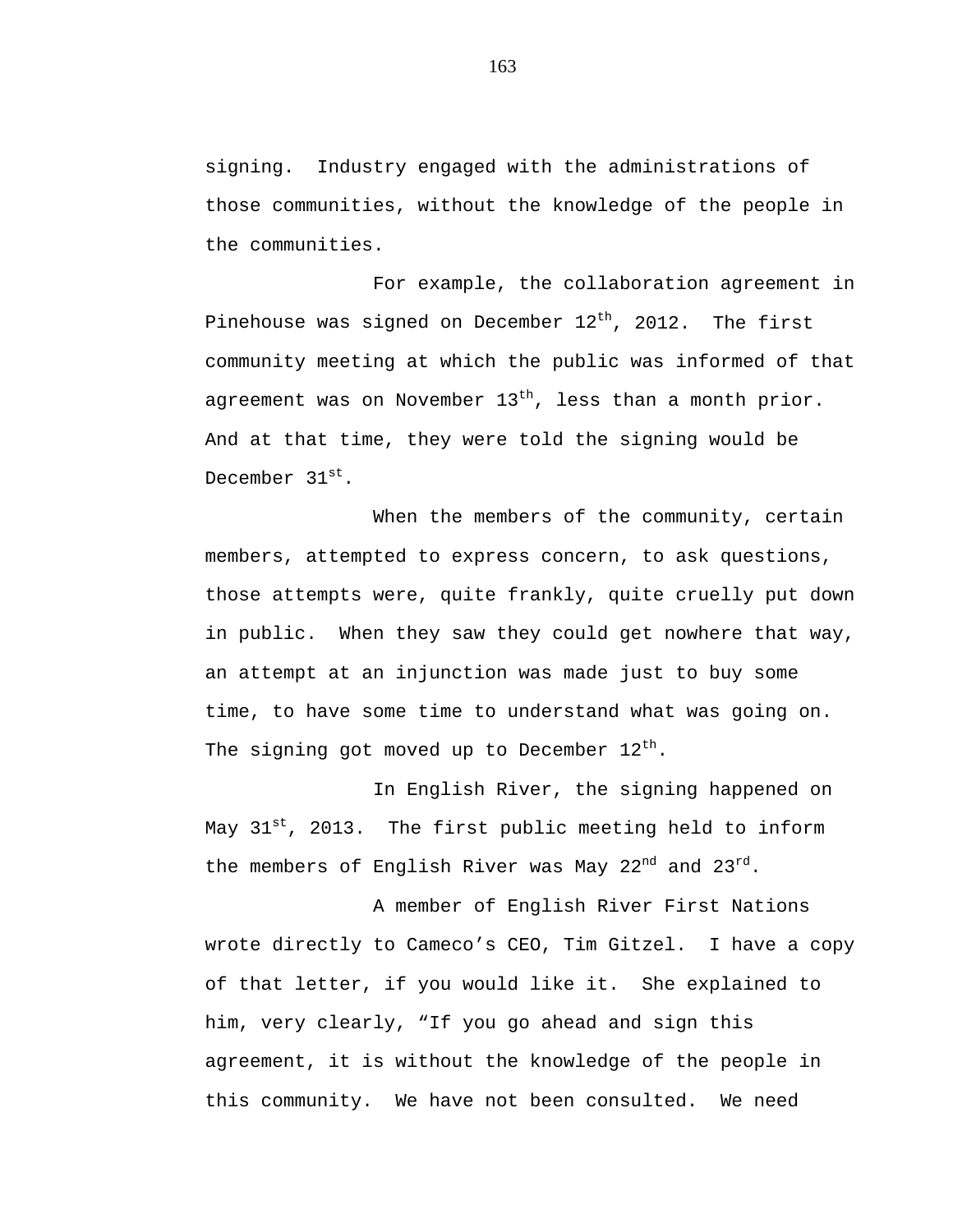signing. Industry engaged with the administrations of those communities, without the knowledge of the people in the communities.

For example, the collaboration agreement in Pinehouse was signed on December 12th, 2012. The first community meeting at which the public was informed of that agreement was on November 13th, less than a month prior. And at that time, they were told the signing would be December 31st.

When the members of the community, certain members, attempted to express concern, to ask questions, those attempts were, quite frankly, quite cruelly put down in public. When they saw they could get nowhere that way, an attempt at an injunction was made just to buy some time, to have some time to understand what was going on. The signing got moved up to December 12th.

In English River, the signing happened on May 31st, 2013. The first public meeting held to inform the members of English River was May 22nd and 23rd.

A member of English River First Nations wrote directly to Cameco's CEO, Tim Gitzel. I have a copy of that letter, if you would like it. She explained to him, very clearly, "If you go ahead and sign this agreement, it is without the knowledge of the people in this community. We have not been consulted. We need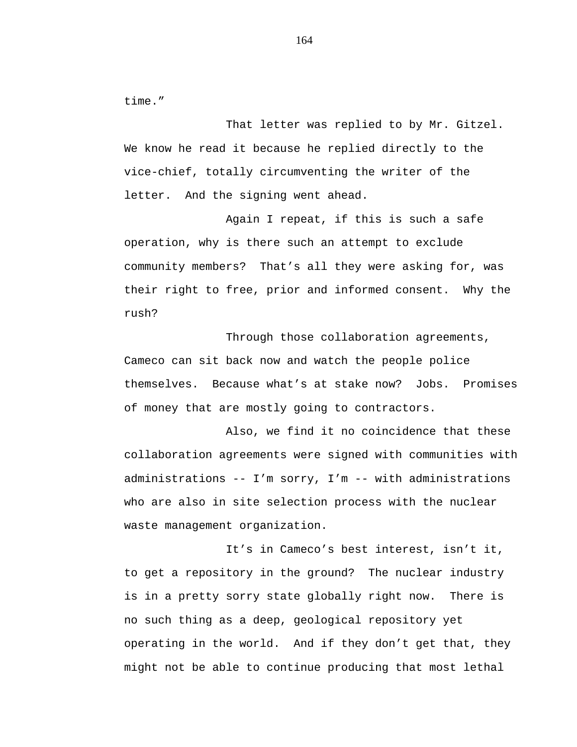time."

That letter was replied to by Mr. Gitzel. We know he read it because he replied directly to the vice-chief, totally circumventing the writer of the letter. And the signing went ahead.

Again I repeat, if this is such a safe operation, why is there such an attempt to exclude community members? That's all they were asking for, was their right to free, prior and informed consent. Why the rush?

Through those collaboration agreements, Cameco can sit back now and watch the people police themselves. Because what's at stake now? Jobs. Promises of money that are mostly going to contractors.

Also, we find it no coincidence that these collaboration agreements were signed with communities with administrations -- I'm sorry, I'm -- with administrations who are also in site selection process with the nuclear waste management organization.

It's in Cameco's best interest, isn't it, to get a repository in the ground? The nuclear industry is in a pretty sorry state globally right now. There is no such thing as a deep, geological repository yet operating in the world. And if they don't get that, they might not be able to continue producing that most lethal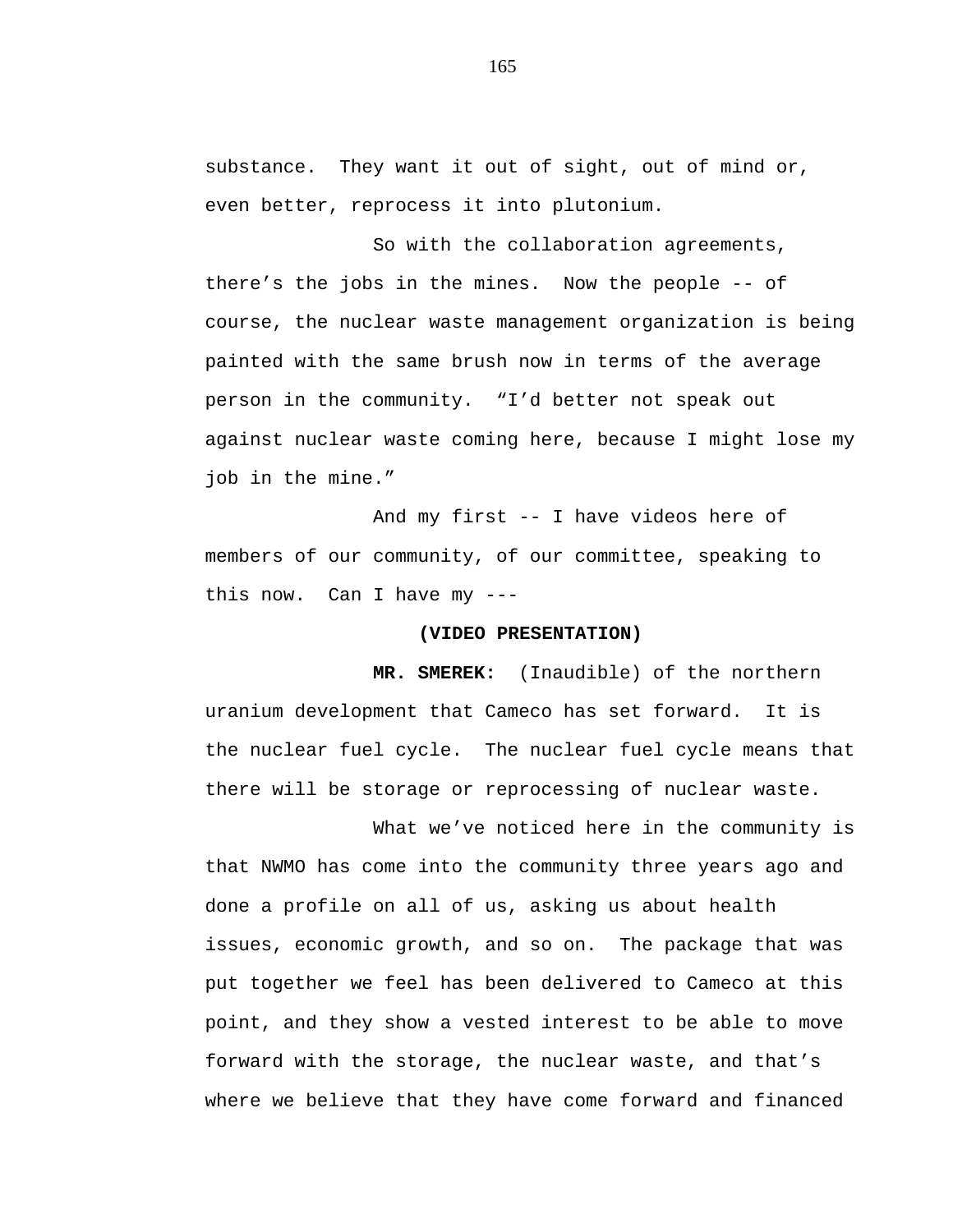substance.  They want it out of sight, out of mind or, even better, reprocess it into plutonium.

So with the collaboration agreements, there's the jobs in the mines.  Now the people -- of course, the nuclear waste management organization is being painted with the same brush now in terms of the average person in the community.  "I'd better not speak out against nuclear waste coming here, because I might lose my job in the mine."

And my first -- I have videos here of members of our community, of our committee, speaking to this now.  Can I have my ---

**(VIDEO PRESENTATION)**

**MR. SMEREK:**  (Inaudible) of the northern uranium development that Cameco has set forward.  It is the nuclear fuel cycle.  The nuclear fuel cycle means that there will be storage or reprocessing of nuclear waste.

What we've noticed here in the community is that NWMO has come into the community three years ago and done a profile on all of us, asking us about health issues, economic growth, and so on.  The package that was put together we feel has been delivered to Cameco at this point, and they show a vested interest to be able to move forward with the storage, the nuclear waste, and that's where we believe that they have come forward and financed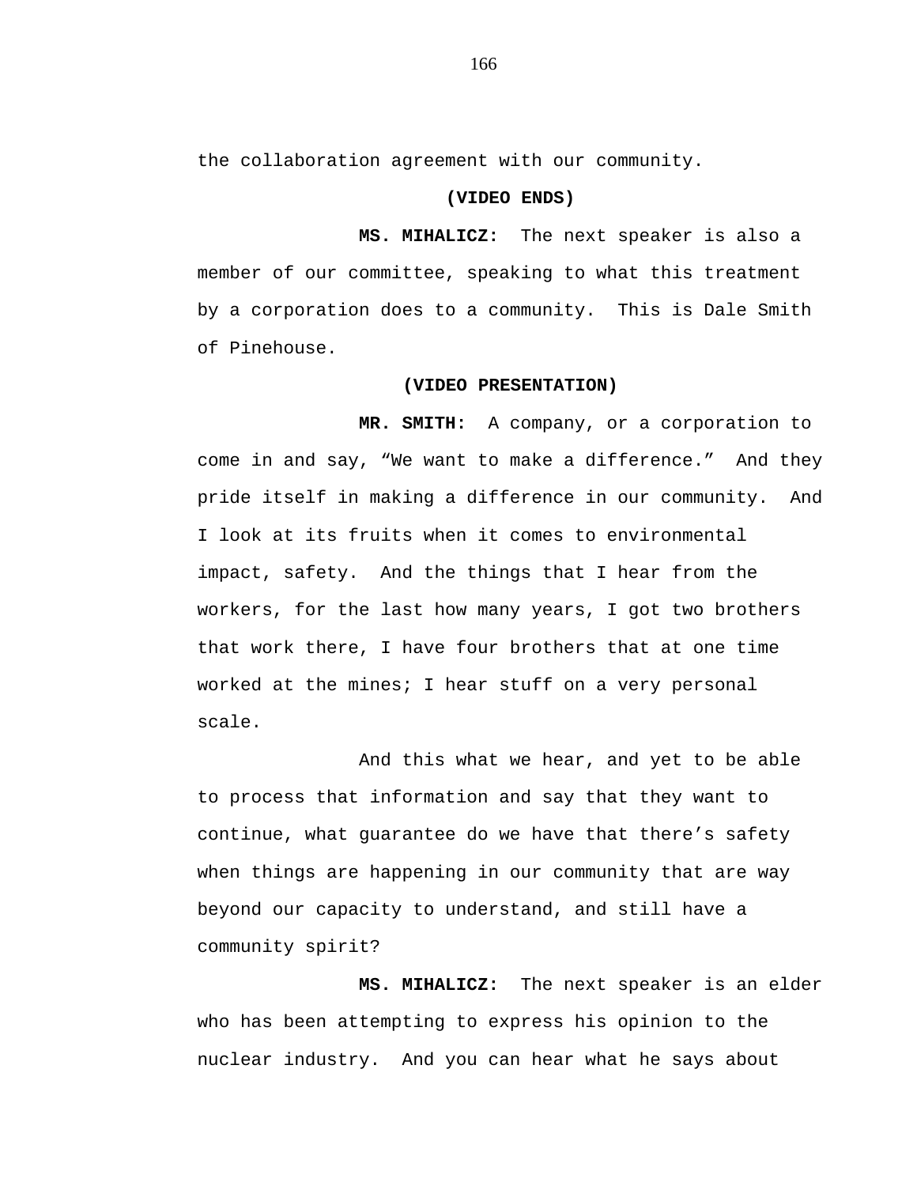the collaboration agreement with our community.

**(VIDEO ENDS)**

**MS. MIHALICZ:** The next speaker is also a member of our committee, speaking to what this treatment by a corporation does to a community. This is Dale Smith of Pinehouse.

**(VIDEO PRESENTATION)**

**MR. SMITH:** A company, or a corporation to come in and say, “We want to make a difference.” And they pride itself in making a difference in our community. And I look at its fruits when it comes to environmental impact, safety. And the things that I hear from the workers, for the last how many years, I got two brothers that work there, I have four brothers that at one time worked at the mines; I hear stuff on a very personal scale.

And this what we hear, and yet to be able to process that information and say that they want to continue, what guarantee do we have that there’s safety when things are happening in our community that are way beyond our capacity to understand, and still have a community spirit?

**MS. MIHALICZ:** The next speaker is an elder who has been attempting to express his opinion to the nuclear industry. And you can hear what he says about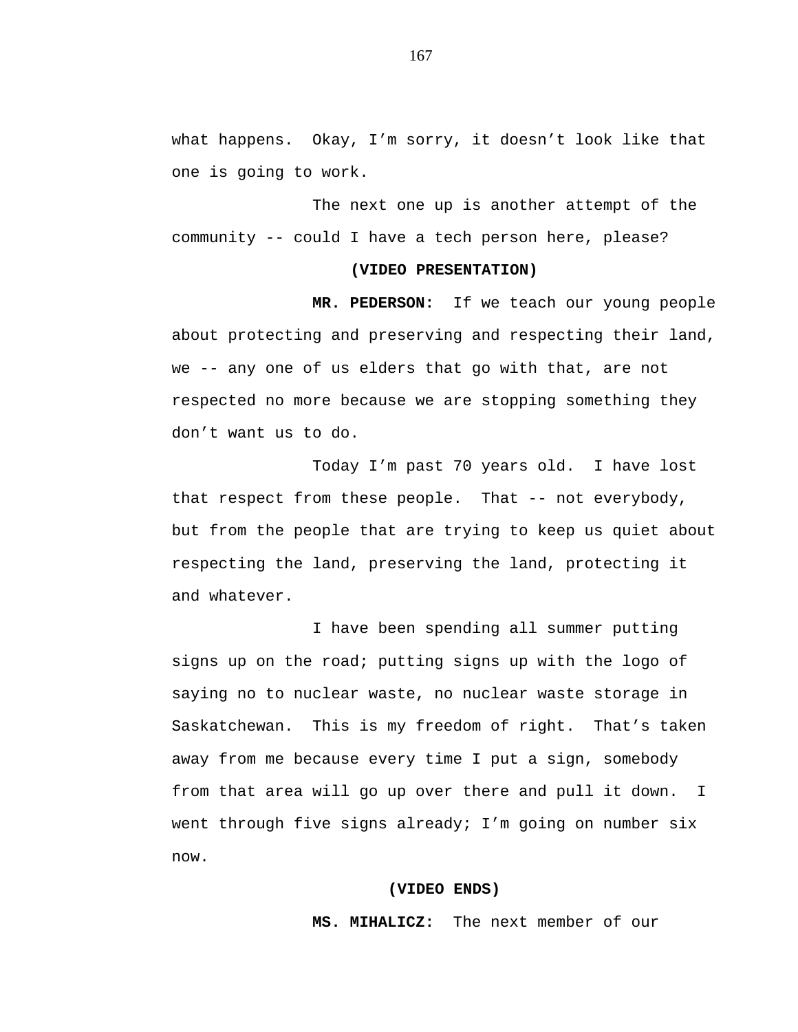what happens. Okay, I’m sorry, it doesn’t look like that one is going to work.

The next one up is another attempt of the community -- could I have a tech person here, please?

**(VIDEO PRESENTATION)**

**MR. PEDERSON:** If we teach our young people about protecting and preserving and respecting their land, we -- any one of us elders that go with that, are not respected no more because we are stopping something they don’t want us to do.

Today I’m past 70 years old. I have lost that respect from these people. That -- not everybody, but from the people that are trying to keep us quiet about respecting the land, preserving the land, protecting it and whatever.

I have been spending all summer putting signs up on the road; putting signs up with the logo of saying no to nuclear waste, no nuclear waste storage in Saskatchewan. This is my freedom of right. That’s taken away from me because every time I put a sign, somebody from that area will go up over there and pull it down. I went through five signs already; I’m going on number six now.

**(VIDEO ENDS)**

**MS. MIHALICZ:** The next member of our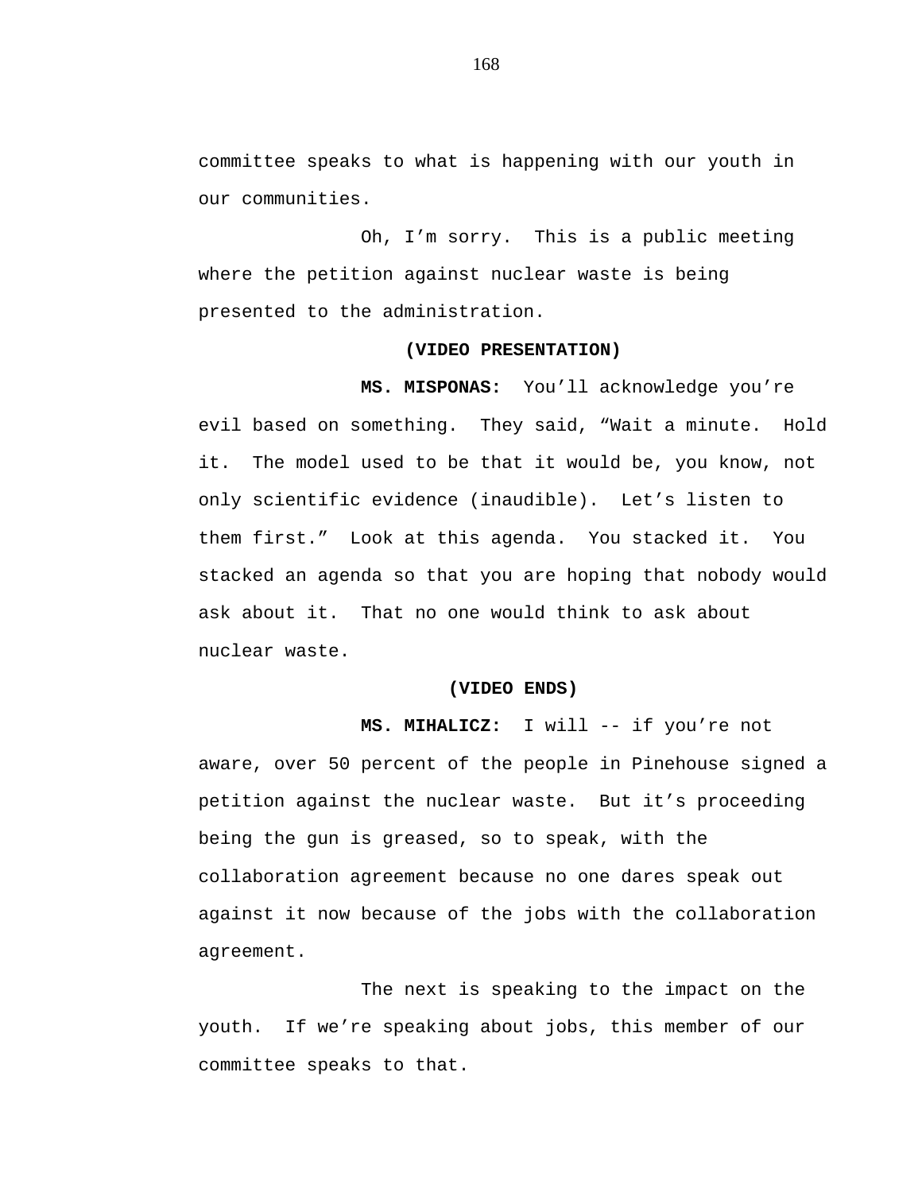committee speaks to what is happening with our youth in our communities.

Oh, I'm sorry. This is a public meeting where the petition against nuclear waste is being presented to the administration.

**(VIDEO PRESENTATION)**

**MS. MISPONAS:** You'll acknowledge you're evil based on something. They said, "Wait a minute. Hold it. The model used to be that it would be, you know, not only scientific evidence (inaudible). Let's listen to them first." Look at this agenda. You stacked it. You stacked an agenda so that you are hoping that nobody would ask about it. That no one would think to ask about nuclear waste.

**(VIDEO ENDS)**

**MS. MIHALICZ:** I will -- if you're not aware, over 50 percent of the people in Pinehouse signed a petition against the nuclear waste. But it's proceeding being the gun is greased, so to speak, with the collaboration agreement because no one dares speak out against it now because of the jobs with the collaboration agreement.

The next is speaking to the impact on the youth. If we're speaking about jobs, this member of our committee speaks to that.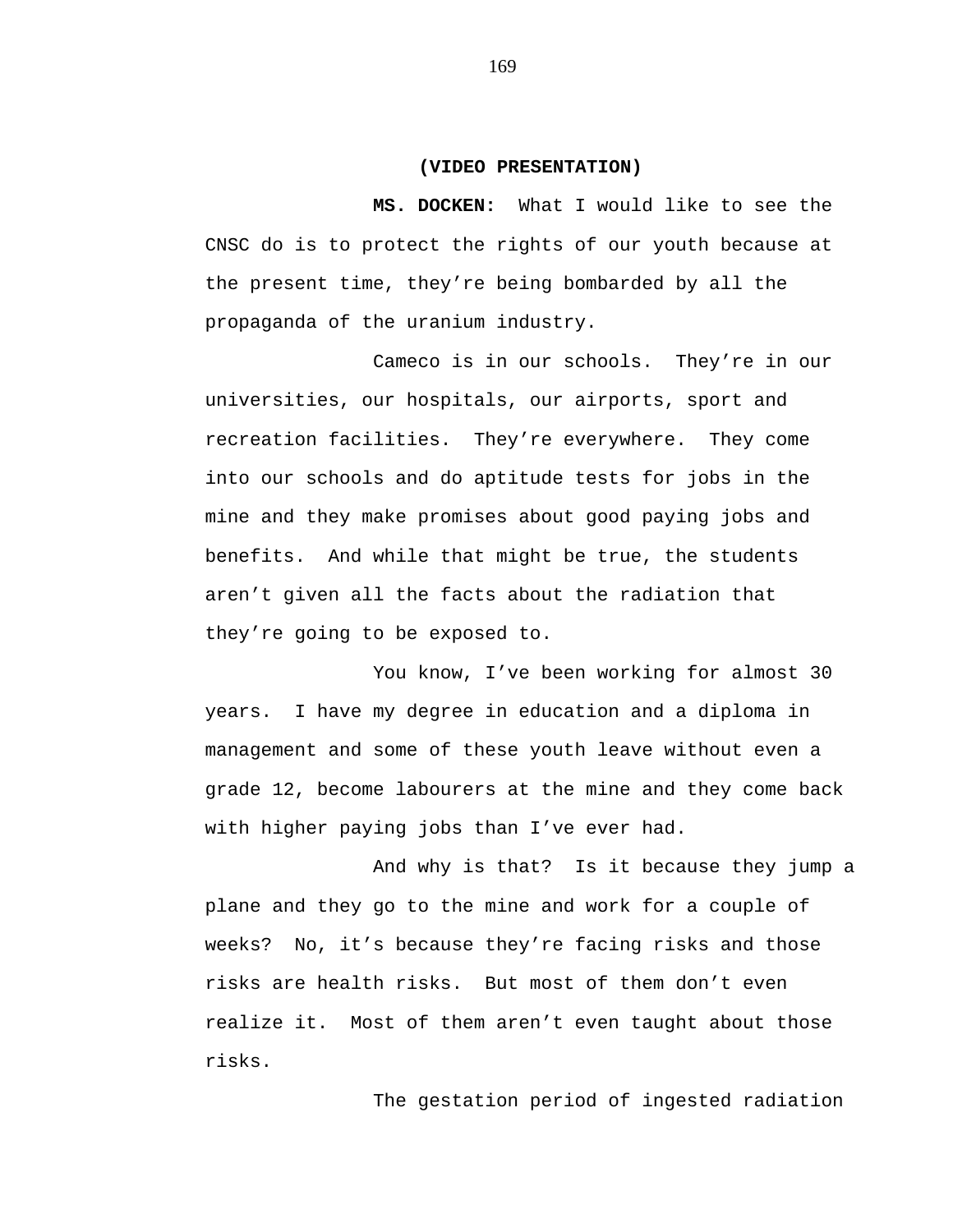**(VIDEO PRESENTATION)**

**MS. DOCKEN:** What I would like to see the CNSC do is to protect the rights of our youth because at the present time, they're being bombarded by all the propaganda of the uranium industry.

Cameco is in our schools. They're in our universities, our hospitals, our airports, sport and recreation facilities. They're everywhere. They come into our schools and do aptitude tests for jobs in the mine and they make promises about good paying jobs and benefits. And while that might be true, the students aren't given all the facts about the radiation that they're going to be exposed to.

You know, I've been working for almost 30 years. I have my degree in education and a diploma in management and some of these youth leave without even a grade 12, become labourers at the mine and they come back with higher paying jobs than I've ever had.

And why is that? Is it because they jump a plane and they go to the mine and work for a couple of weeks? No, it's because they're facing risks and those risks are health risks. But most of them don't even realize it. Most of them aren't even taught about those risks.

The gestation period of ingested radiation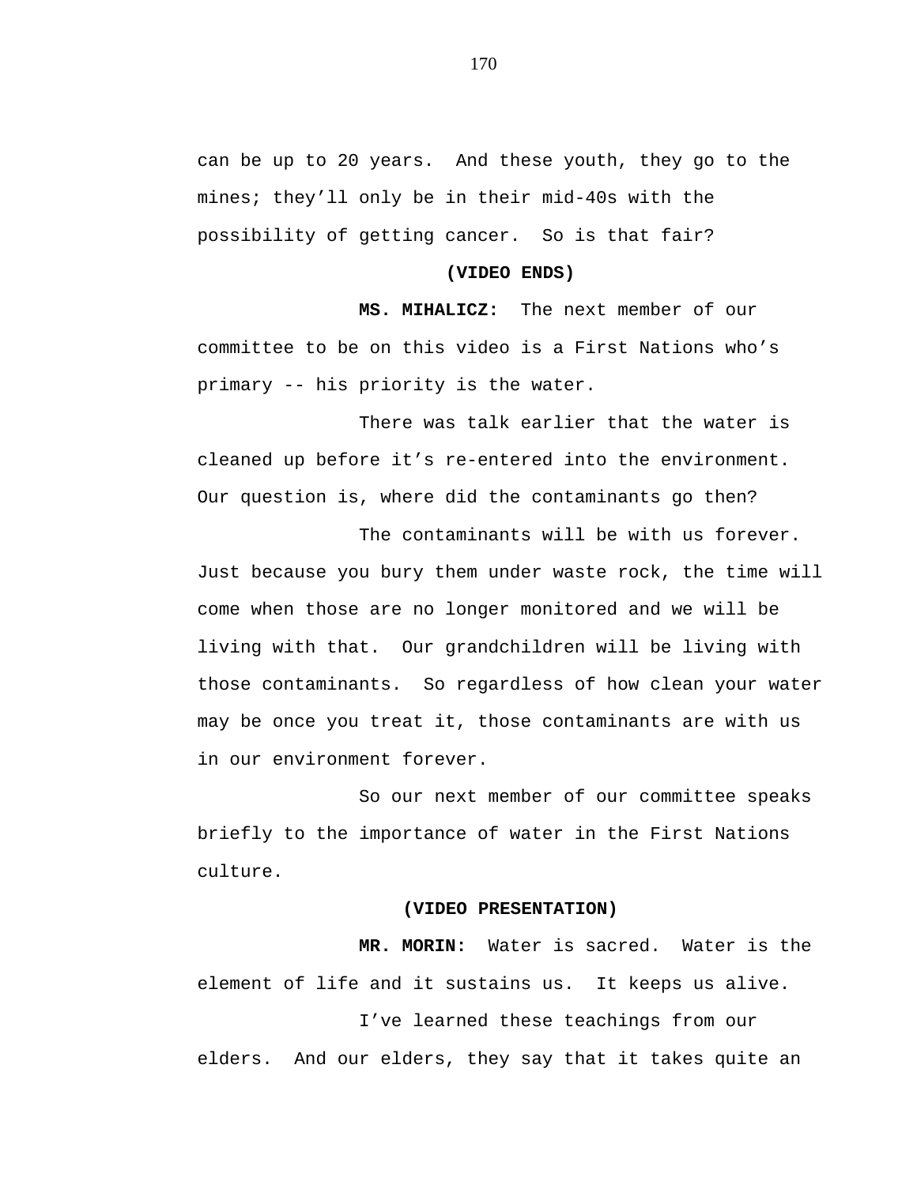can be up to 20 years. And these youth, they go to the mines; they'll only be in their mid-40s with the possibility of getting cancer. So is that fair?

**(VIDEO ENDS)**

**MS. MIHALICZ:** The next member of our committee to be on this video is a First Nations who's primary -- his priority is the water.

There was talk earlier that the water is cleaned up before it's re-entered into the environment. Our question is, where did the contaminants go then?

The contaminants will be with us forever. Just because you bury them under waste rock, the time will come when those are no longer monitored and we will be living with that. Our grandchildren will be living with those contaminants. So regardless of how clean your water may be once you treat it, those contaminants are with us in our environment forever.

So our next member of our committee speaks briefly to the importance of water in the First Nations culture.

**(VIDEO PRESENTATION)**

**MR. MORIN:** Water is sacred. Water is the element of life and it sustains us. It keeps us alive.

I've learned these teachings from our elders. And our elders, they say that it takes quite an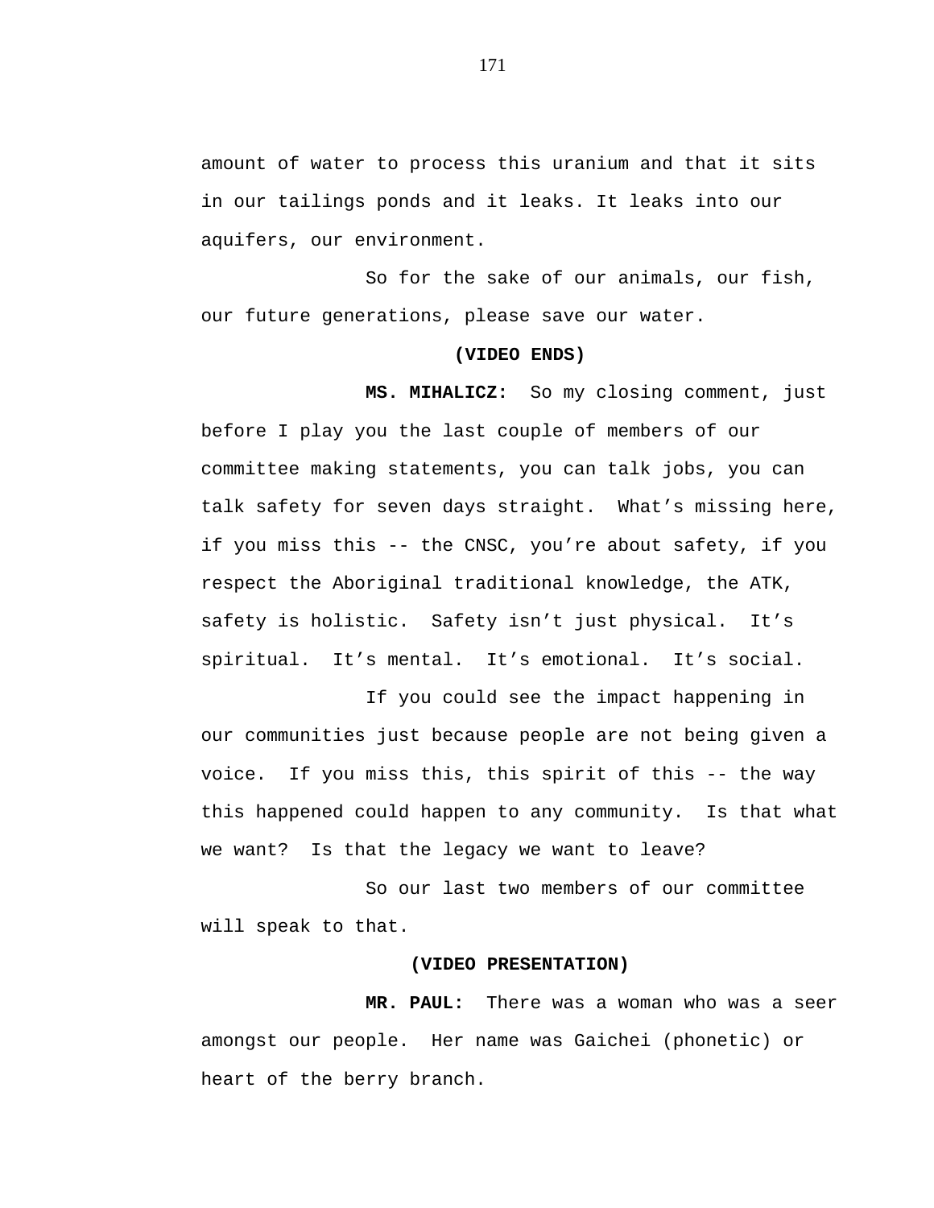amount of water to process this uranium and that it sits in our tailings ponds and it leaks. It leaks into our aquifers, our environment.

So for the sake of our animals, our fish, our future generations, please save our water.

**(VIDEO ENDS)**

**MS. MIHALICZ:** So my closing comment, just before I play you the last couple of members of our committee making statements, you can talk jobs, you can talk safety for seven days straight. What's missing here, if you miss this -- the CNSC, you're about safety, if you respect the Aboriginal traditional knowledge, the ATK, safety is holistic. Safety isn't just physical. It's spiritual. It's mental. It's emotional. It's social.

If you could see the impact happening in our communities just because people are not being given a voice. If you miss this, this spirit of this -- the way this happened could happen to any community. Is that what we want? Is that the legacy we want to leave?

So our last two members of our committee will speak to that.

**(VIDEO PRESENTATION)**

**MR. PAUL:** There was a woman who was a seer amongst our people. Her name was Gaichei (phonetic) or heart of the berry branch.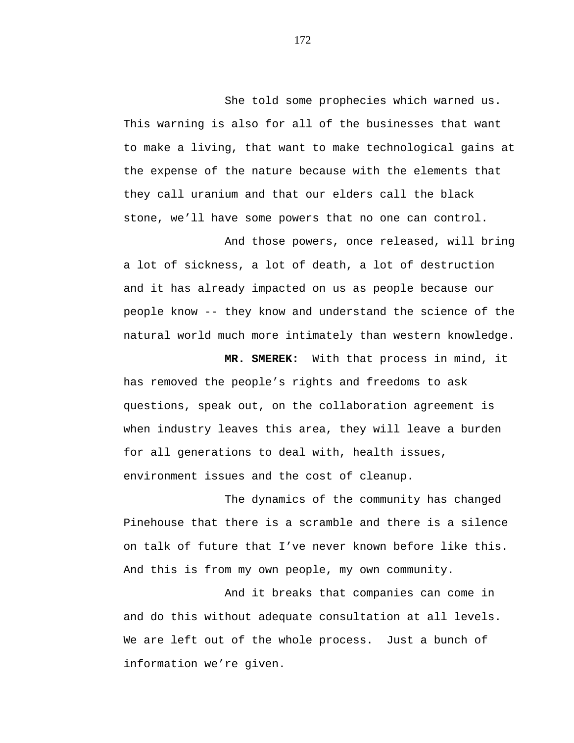She told some prophecies which warned us. This warning is also for all of the businesses that want to make a living, that want to make technological gains at the expense of the nature because with the elements that they call uranium and that our elders call the black stone, we'll have some powers that no one can control.

And those powers, once released, will bring a lot of sickness, a lot of death, a lot of destruction and it has already impacted on us as people because our people know -- they know and understand the science of the natural world much more intimately than western knowledge.

**MR. SMEREK:** With that process in mind, it has removed the people's rights and freedoms to ask questions, speak out, on the collaboration agreement is when industry leaves this area, they will leave a burden for all generations to deal with, health issues, environment issues and the cost of cleanup.

The dynamics of the community has changed Pinehouse that there is a scramble and there is a silence on talk of future that I've never known before like this. And this is from my own people, my own community.

And it breaks that companies can come in and do this without adequate consultation at all levels. We are left out of the whole process. Just a bunch of information we're given.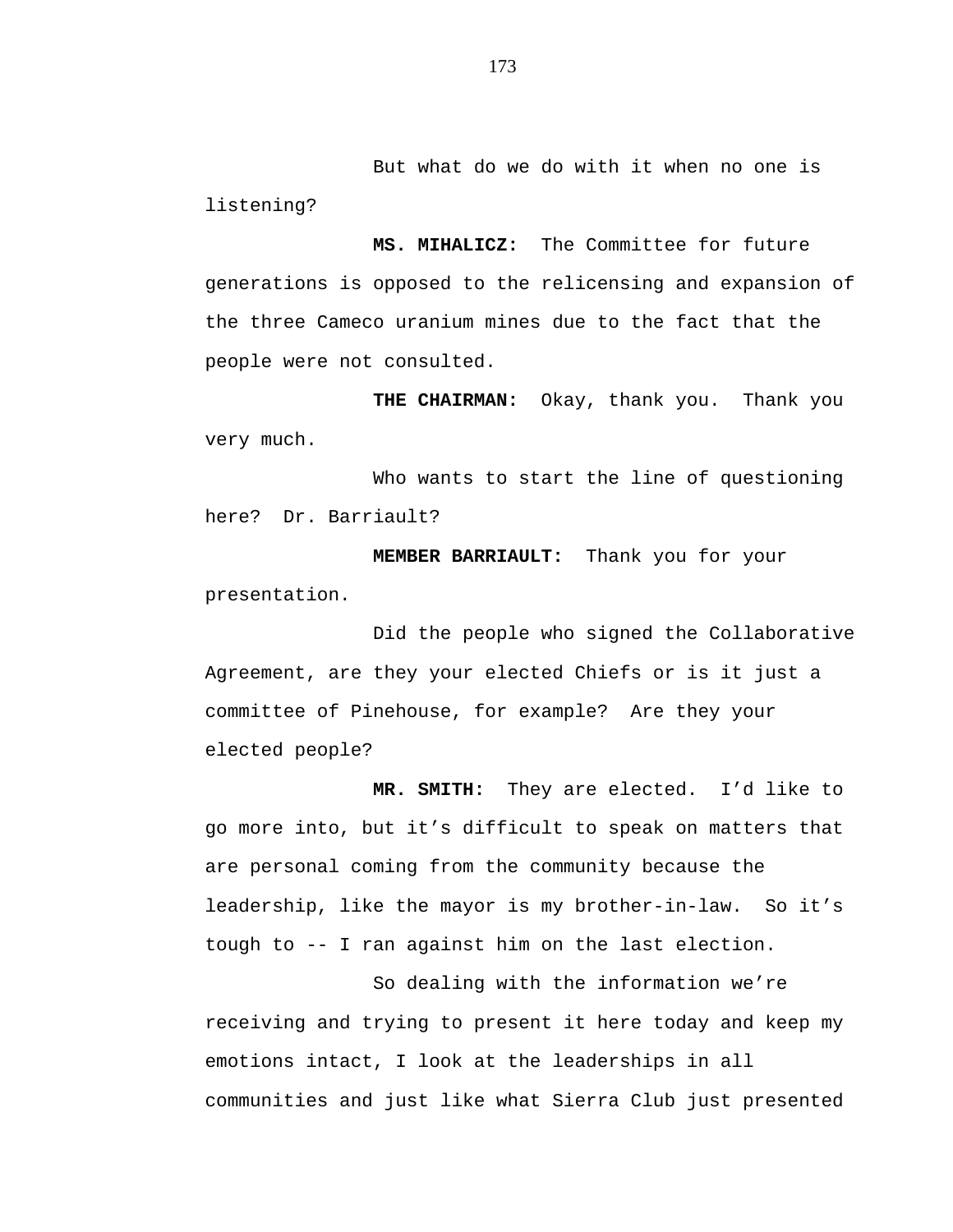But what do we do with it when no one is listening?

**MS. MIHALICZ:** The Committee for future generations is opposed to the relicensing and expansion of the three Cameco uranium mines due to the fact that the people were not consulted.

**THE CHAIRMAN:** Okay, thank you. Thank you very much.

Who wants to start the line of questioning here? Dr. Barriault?

**MEMBER BARRIAULT:** Thank you for your presentation.

Did the people who signed the Collaborative Agreement, are they your elected Chiefs or is it just a committee of Pinehouse, for example? Are they your elected people?

**MR. SMITH:** They are elected. I'd like to go more into, but it's difficult to speak on matters that are personal coming from the community because the leadership, like the mayor is my brother-in-law. So it's tough to -- I ran against him on the last election.

So dealing with the information we're receiving and trying to present it here today and keep my emotions intact, I look at the leaderships in all communities and just like what Sierra Club just presented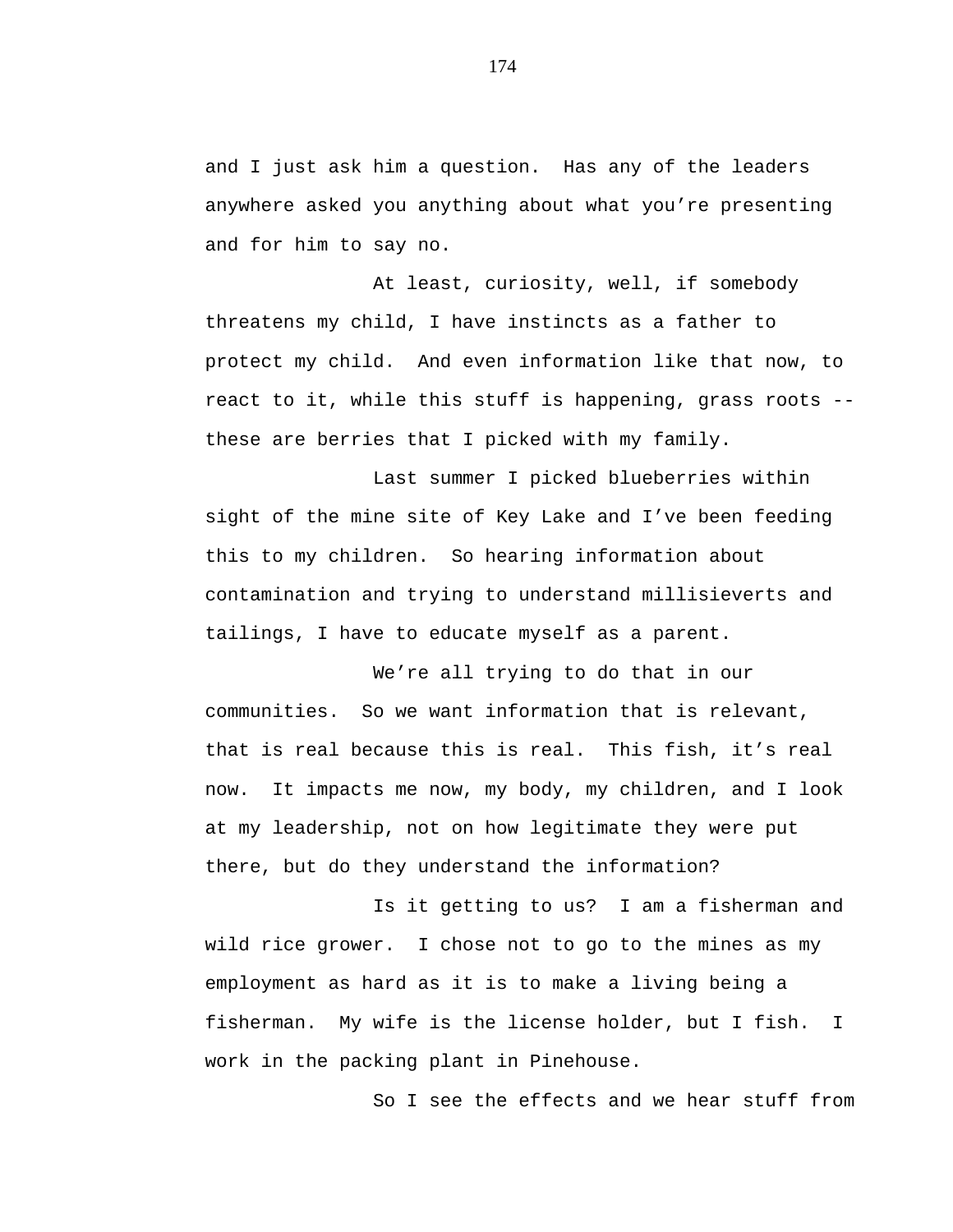and I just ask him a question. Has any of the leaders anywhere asked you anything about what you're presenting and for him to say no.

At least, curiosity, well, if somebody threatens my child, I have instincts as a father to protect my child. And even information like that now, to react to it, while this stuff is happening, grass roots -- these are berries that I picked with my family.

Last summer I picked blueberries within sight of the mine site of Key Lake and I've been feeding this to my children. So hearing information about contamination and trying to understand millisieverts and tailings, I have to educate myself as a parent.

We're all trying to do that in our communities. So we want information that is relevant, that is real because this is real. This fish, it's real now. It impacts me now, my body, my children, and I look at my leadership, not on how legitimate they were put there, but do they understand the information?

Is it getting to us? I am a fisherman and wild rice grower. I chose not to go to the mines as my employment as hard as it is to make a living being a fisherman. My wife is the license holder, but I fish. I work in the packing plant in Pinehouse.

So I see the effects and we hear stuff from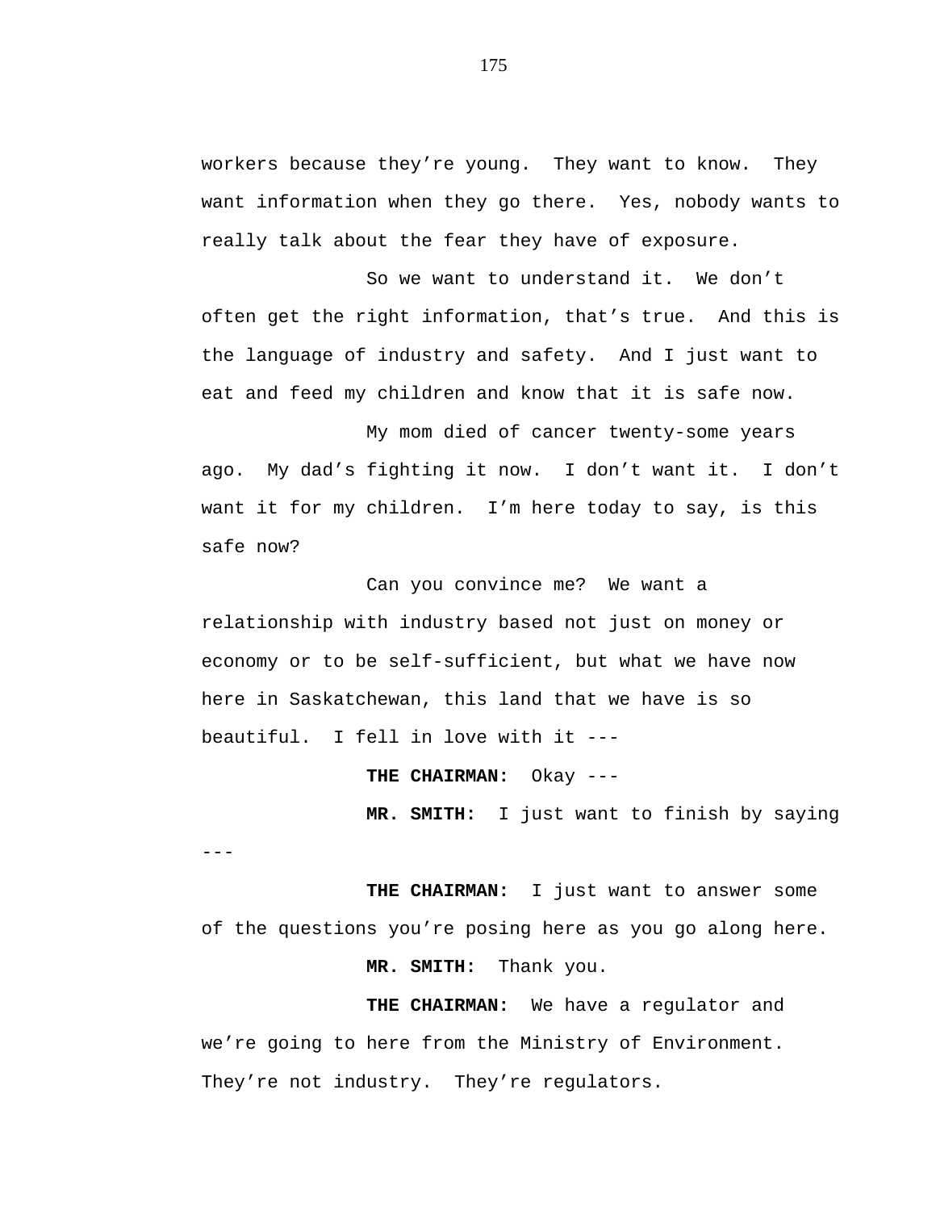workers because they're young. They want to know. They want information when they go there. Yes, nobody wants to really talk about the fear they have of exposure.

So we want to understand it. We don't often get the right information, that's true. And this is the language of industry and safety. And I just want to eat and feed my children and know that it is safe now.

My mom died of cancer twenty-some years ago. My dad's fighting it now. I don't want it. I don't want it for my children. I'm here today to say, is this safe now?

Can you convince me? We want a relationship with industry based not just on money or economy or to be self-sufficient, but what we have now here in Saskatchewan, this land that we have is so beautiful. I fell in love with it ---

**THE CHAIRMAN:** Okay ---

**MR. SMITH:** I just want to finish by saying ---

**THE CHAIRMAN:** I just want to answer some of the questions you're posing here as you go along here.

**MR. SMITH:** Thank you.

**THE CHAIRMAN:** We have a regulator and we're going to here from the Ministry of Environment. They're not industry. They're regulators.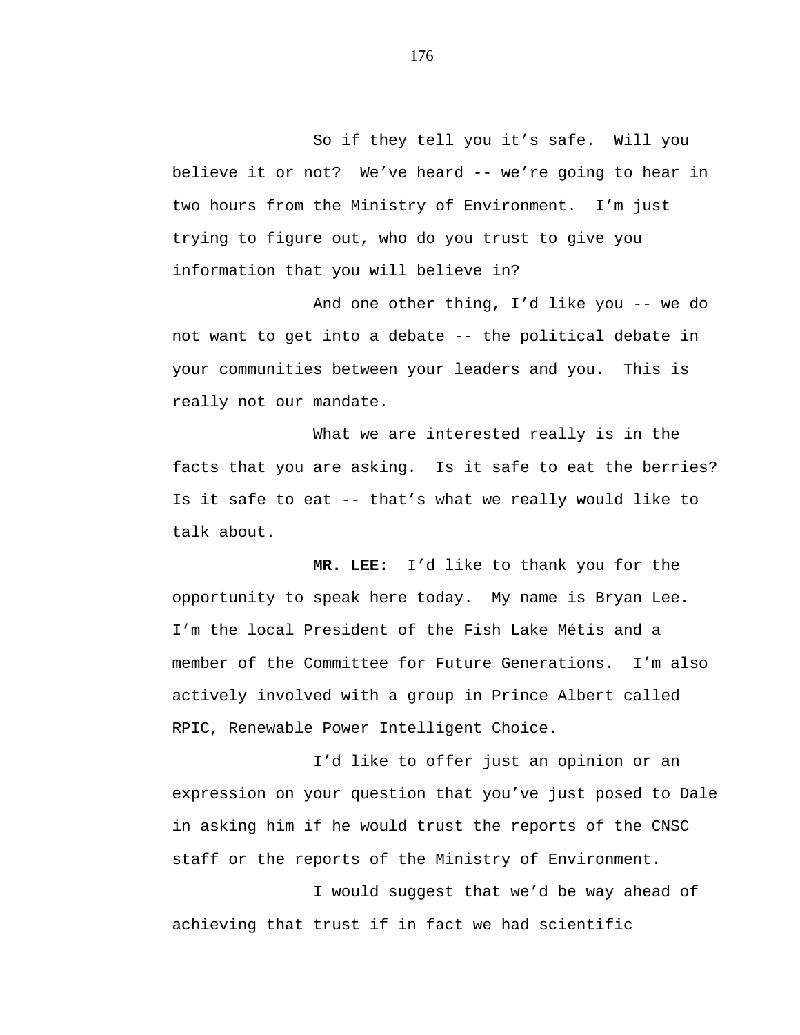So if they tell you it's safe. Will you believe it or not? We've heard -- we're going to hear in two hours from the Ministry of Environment. I'm just trying to figure out, who do you trust to give you information that you will believe in?

And one other thing, I'd like you -- we do not want to get into a debate -- the political debate in your communities between your leaders and you. This is really not our mandate.

What we are interested really is in the facts that you are asking. Is it safe to eat the berries? Is it safe to eat -- that's what we really would like to talk about.

**MR. LEE:** I'd like to thank you for the opportunity to speak here today. My name is Bryan Lee. I'm the local President of the Fish Lake Métis and a member of the Committee for Future Generations. I'm also actively involved with a group in Prince Albert called RPIC, Renewable Power Intelligent Choice.

I'd like to offer just an opinion or an expression on your question that you've just posed to Dale in asking him if he would trust the reports of the CNSC staff or the reports of the Ministry of Environment.

I would suggest that we'd be way ahead of achieving that trust if in fact we had scientific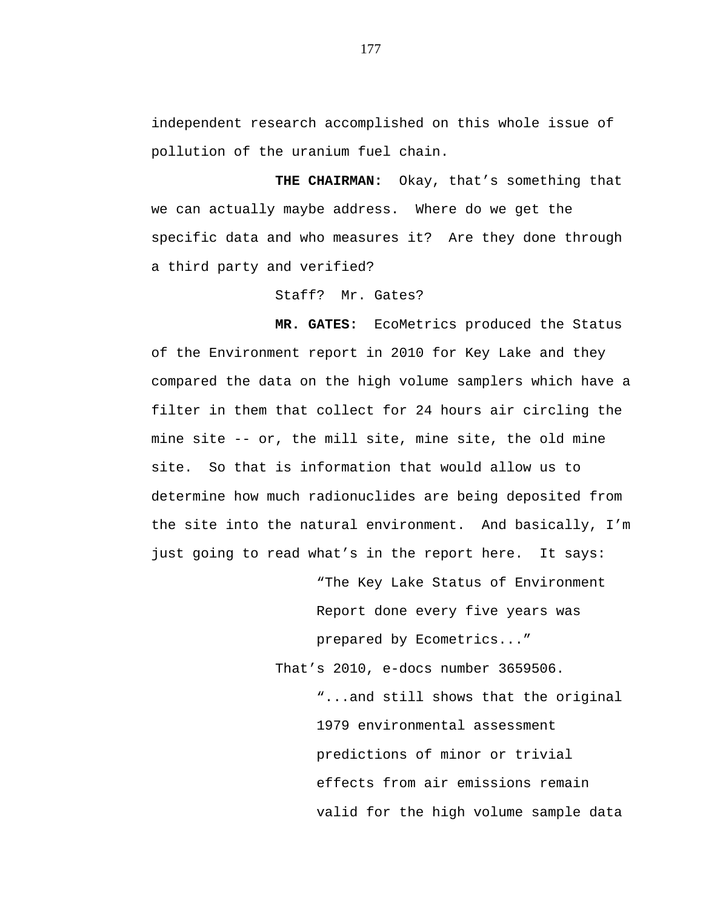independent research accomplished on this whole issue of pollution of the uranium fuel chain.

**THE CHAIRMAN:** Okay, that's something that we can actually maybe address. Where do we get the specific data and who measures it? Are they done through a third party and verified?

Staff? Mr. Gates?

**MR. GATES:** EcoMetrics produced the Status of the Environment report in 2010 for Key Lake and they compared the data on the high volume samplers which have a filter in them that collect for 24 hours air circling the mine site -- or, the mill site, mine site, the old mine site. So that is information that would allow us to determine how much radionuclides are being deposited from the site into the natural environment. And basically, I'm just going to read what's in the report here. It says:

> "The Key Lake Status of Environment Report done every five years was prepared by Ecometrics..."

That's 2010, e-docs number 3659506.

> "...and still shows that the original 1979 environmental assessment predictions of minor or trivial effects from air emissions remain valid for the high volume sample data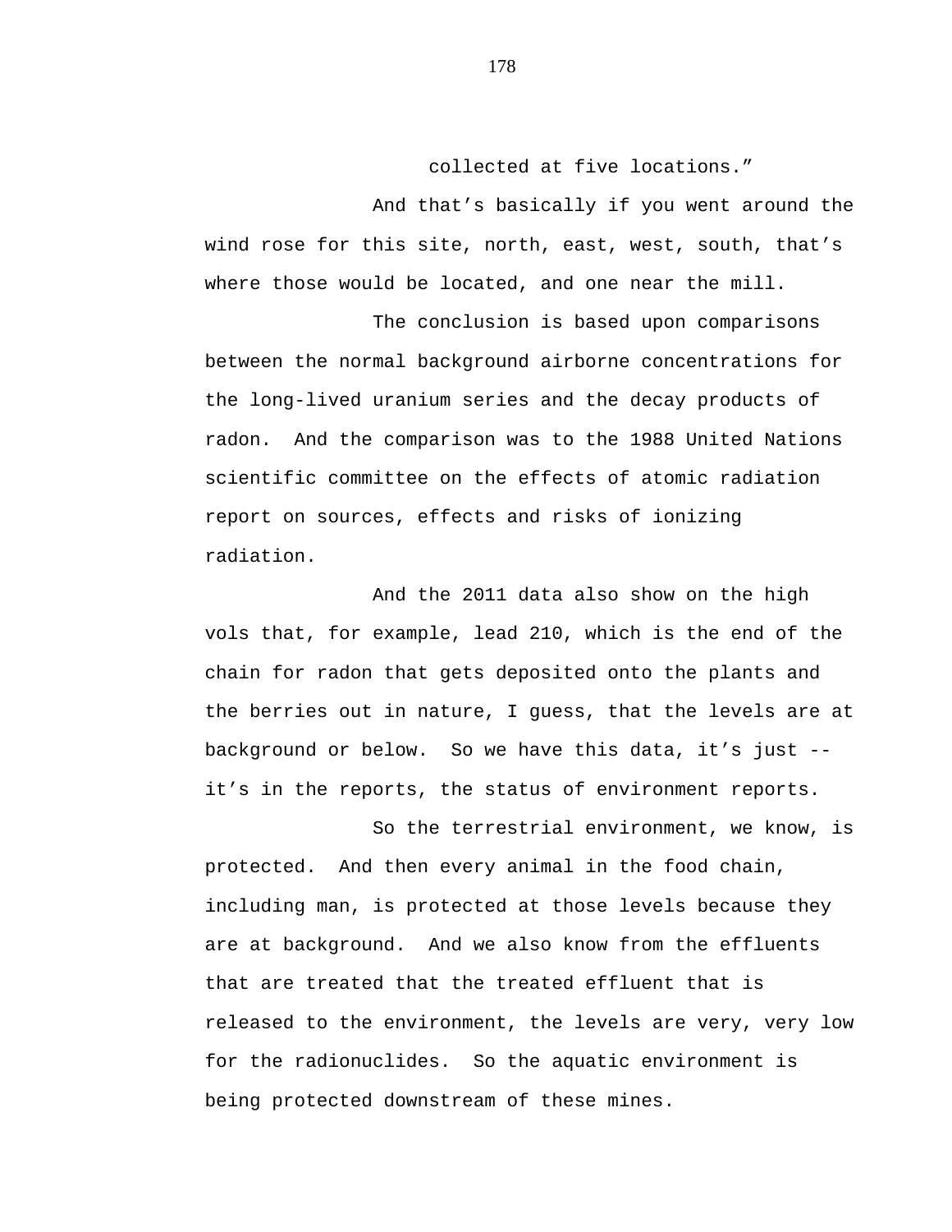collected at five locations.”

And that’s basically if you went around the wind rose for this site, north, east, west, south, that’s where those would be located, and one near the mill.

The conclusion is based upon comparisons between the normal background airborne concentrations for the long-lived uranium series and the decay products of radon. And the comparison was to the 1988 United Nations scientific committee on the effects of atomic radiation report on sources, effects and risks of ionizing radiation.

And the 2011 data also show on the high vols that, for example, lead 210, which is the end of the chain for radon that gets deposited onto the plants and the berries out in nature, I guess, that the levels are at background or below. So we have this data, it’s just -- it’s in the reports, the status of environment reports.

So the terrestrial environment, we know, is protected. And then every animal in the food chain, including man, is protected at those levels because they are at background. And we also know from the effluents that are treated that the treated effluent that is released to the environment, the levels are very, very low for the radionuclides. So the aquatic environment is being protected downstream of these mines.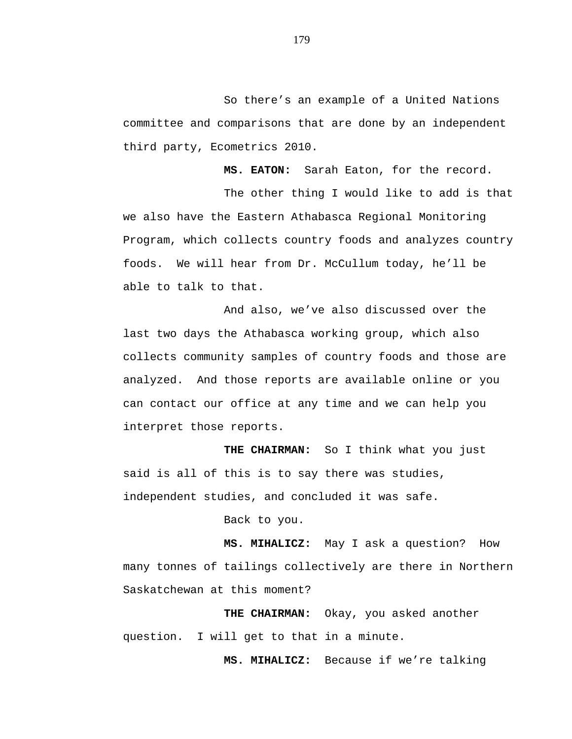So there's an example of a United Nations committee and comparisons that are done by an independent third party, Ecometrics 2010.

**MS. EATON:** Sarah Eaton, for the record.

The other thing I would like to add is that we also have the Eastern Athabasca Regional Monitoring Program, which collects country foods and analyzes country foods. We will hear from Dr. McCullum today, he'll be able to talk to that.

And also, we've also discussed over the last two days the Athabasca working group, which also collects community samples of country foods and those are analyzed. And those reports are available online or you can contact our office at any time and we can help you interpret those reports.

**THE CHAIRMAN:** So I think what you just said is all of this is to say there was studies, independent studies, and concluded it was safe.

Back to you.

**MS. MIHALICZ:** May I ask a question? How many tonnes of tailings collectively are there in Northern Saskatchewan at this moment?

**THE CHAIRMAN:** Okay, you asked another question. I will get to that in a minute.

**MS. MIHALICZ:** Because if we're talking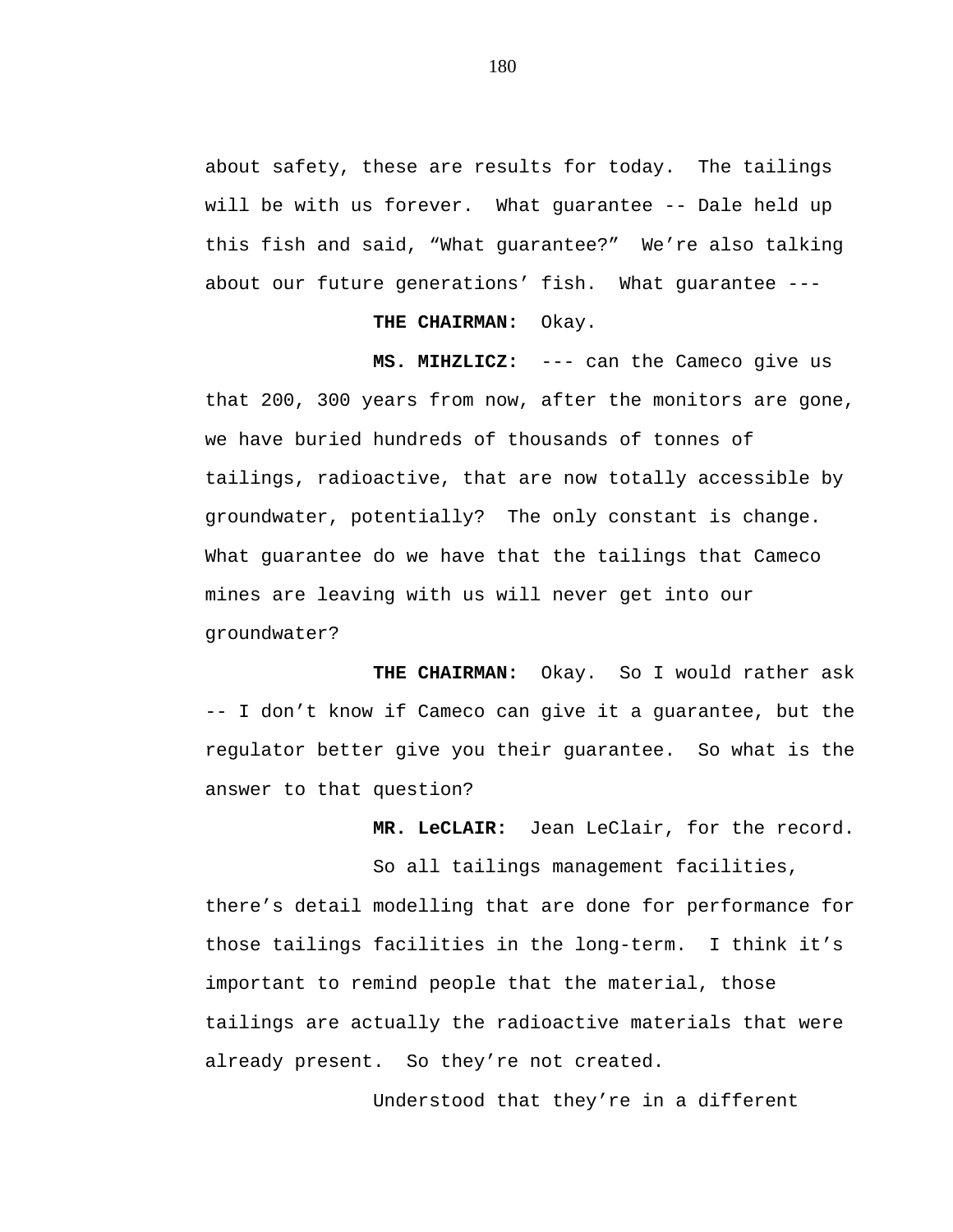about safety, these are results for today. The tailings will be with us forever. What guarantee -- Dale held up this fish and said, "What guarantee?" We're also talking about our future generations' fish. What guarantee ---

**THE CHAIRMAN:** Okay.

**MS. MIHZLICZ:** --- can the Cameco give us that 200, 300 years from now, after the monitors are gone, we have buried hundreds of thousands of tonnes of tailings, radioactive, that are now totally accessible by groundwater, potentially? The only constant is change. What guarantee do we have that the tailings that Cameco mines are leaving with us will never get into our groundwater?

**THE CHAIRMAN:** Okay. So I would rather ask -- I don't know if Cameco can give it a guarantee, but the regulator better give you their guarantee. So what is the answer to that question?

**MR. LeCLAIR:** Jean LeClair, for the record.

So all tailings management facilities, there's detail modelling that are done for performance for those tailings facilities in the long-term. I think it's important to remind people that the material, those tailings are actually the radioactive materials that were already present. So they're not created.

Understood that they're in a different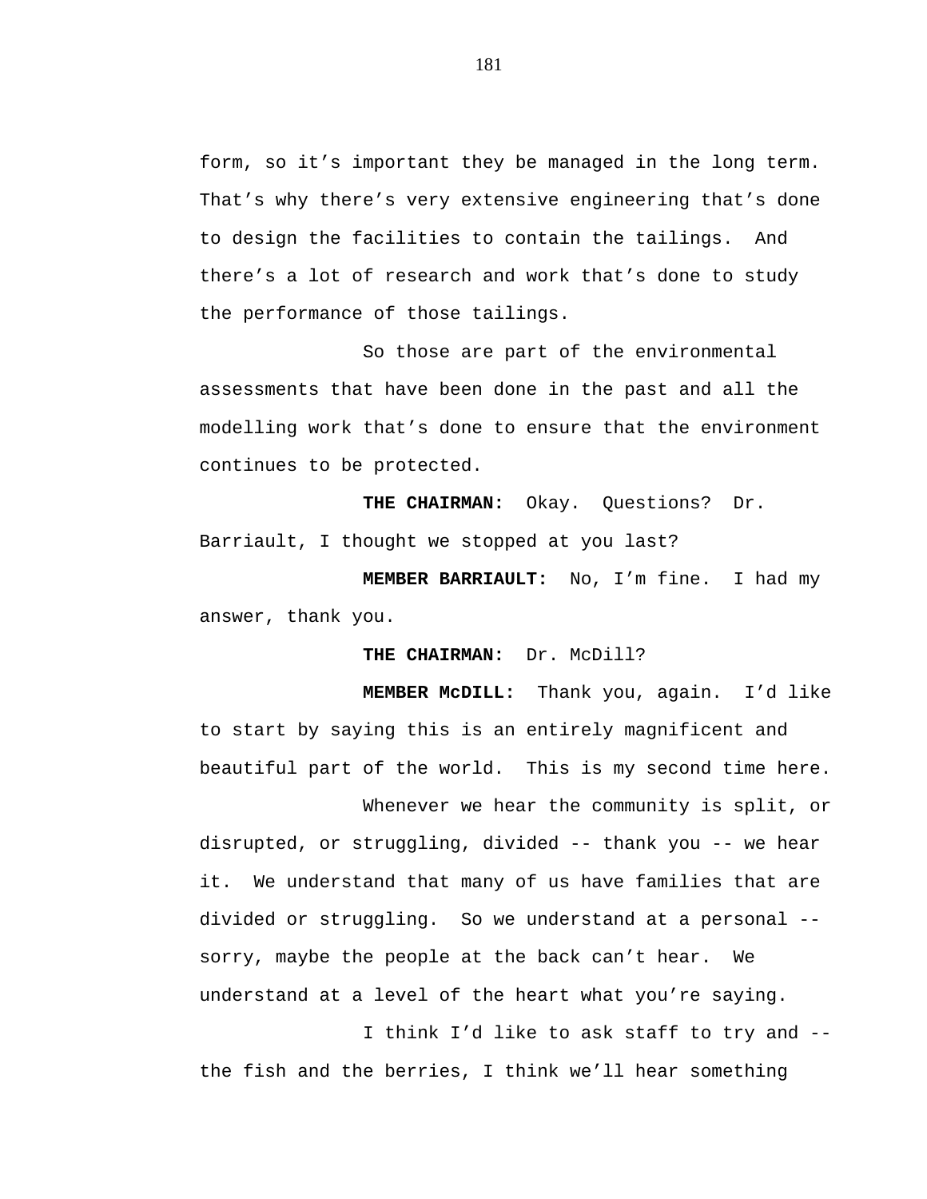form, so it's important they be managed in the long term. That's why there's very extensive engineering that's done to design the facilities to contain the tailings. And there's a lot of research and work that's done to study the performance of those tailings.

So those are part of the environmental assessments that have been done in the past and all the modelling work that's done to ensure that the environment continues to be protected.

**THE CHAIRMAN:** Okay. Questions? Dr. Barriault, I thought we stopped at you last?

**MEMBER BARRIAULT:** No, I'm fine. I had my answer, thank you.

**THE CHAIRMAN:** Dr. McDill?

**MEMBER McDILL:** Thank you, again. I'd like to start by saying this is an entirely magnificent and beautiful part of the world. This is my second time here.

Whenever we hear the community is split, or disrupted, or struggling, divided -- thank you -- we hear it. We understand that many of us have families that are divided or struggling. So we understand at a personal -- sorry, maybe the people at the back can't hear. We understand at a level of the heart what you're saying.

I think I'd like to ask staff to try and -- the fish and the berries, I think we'll hear something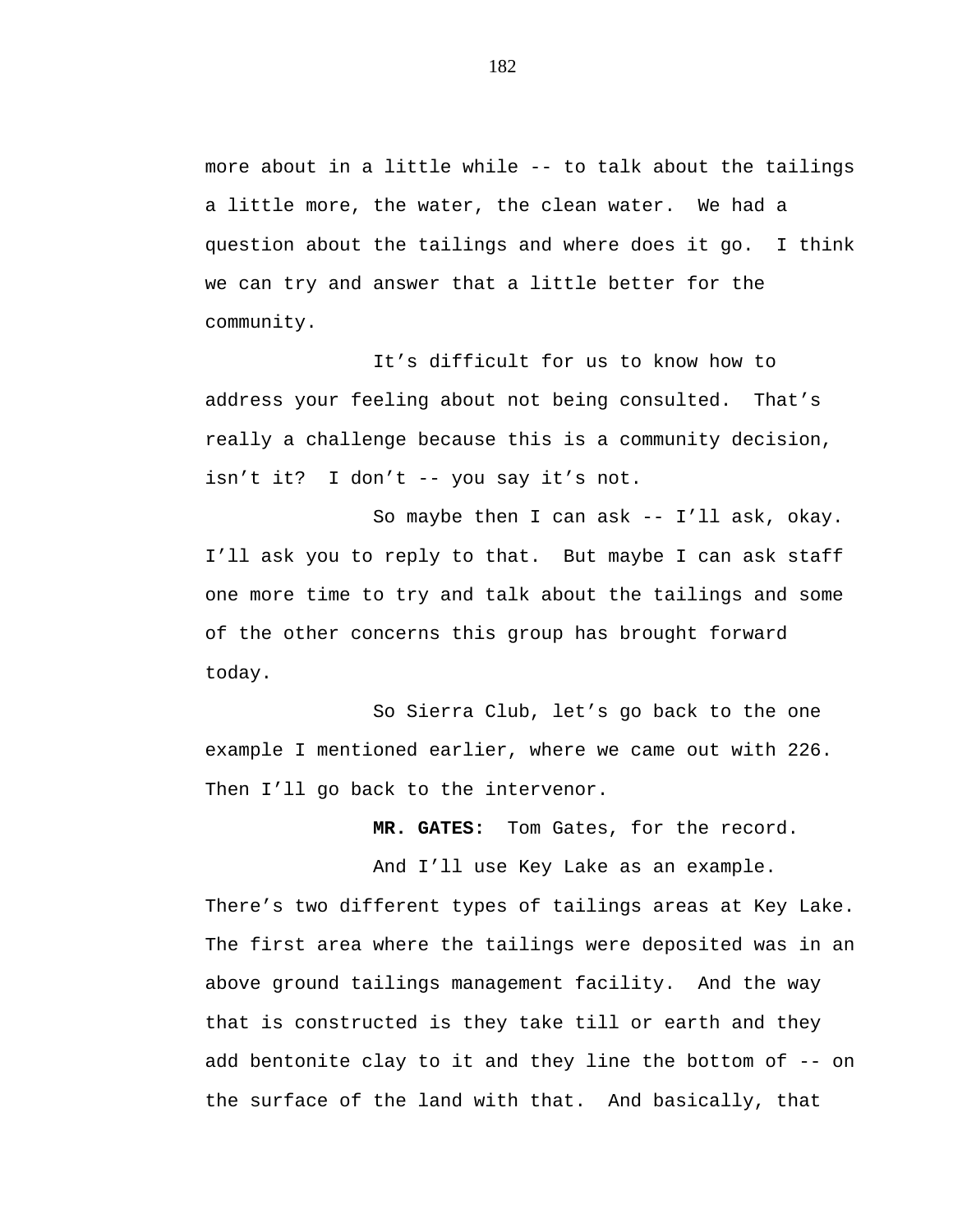more about in a little while -- to talk about the tailings a little more, the water, the clean water. We had a question about the tailings and where does it go. I think we can try and answer that a little better for the community.

It’s difficult for us to know how to address your feeling about not being consulted. That’s really a challenge because this is a community decision, isn’t it? I don’t -- you say it’s not.

So maybe then I can ask -- I’ll ask, okay. I’ll ask you to reply to that. But maybe I can ask staff one more time to try and talk about the tailings and some of the other concerns this group has brought forward today.

So Sierra Club, let’s go back to the one example I mentioned earlier, where we came out with 226. Then I’ll go back to the intervenor.

**MR. GATES:** Tom Gates, for the record.

And I’ll use Key Lake as an example. There’s two different types of tailings areas at Key Lake. The first area where the tailings were deposited was in an above ground tailings management facility. And the way that is constructed is they take till or earth and they add bentonite clay to it and they line the bottom of -- on the surface of the land with that. And basically, that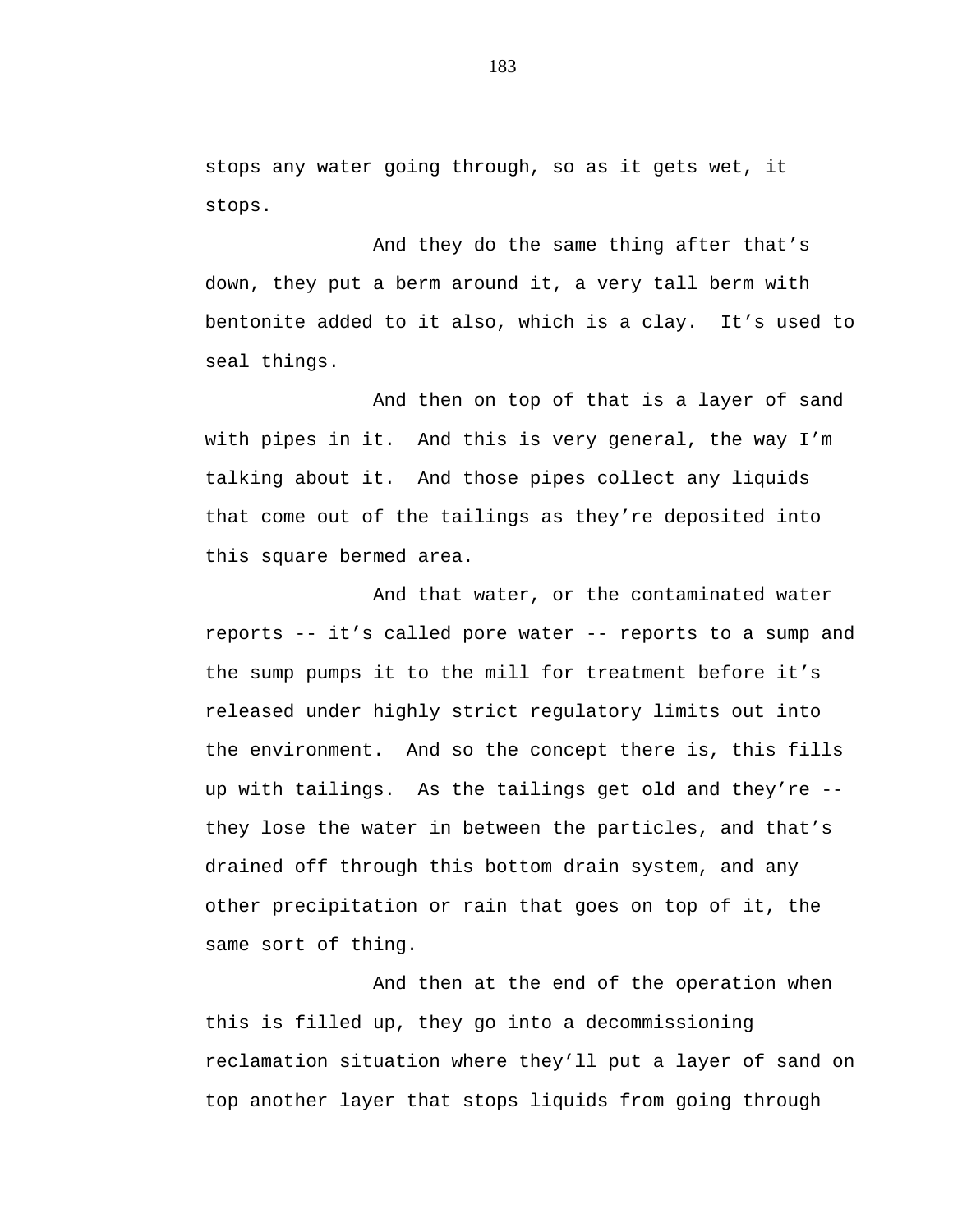stops any water going through, so as it gets wet, it stops.

And they do the same thing after that's down, they put a berm around it, a very tall berm with bentonite added to it also, which is a clay. It's used to seal things.

And then on top of that is a layer of sand with pipes in it. And this is very general, the way I'm talking about it. And those pipes collect any liquids that come out of the tailings as they're deposited into this square bermed area.

And that water, or the contaminated water reports -- it's called pore water -- reports to a sump and the sump pumps it to the mill for treatment before it's released under highly strict regulatory limits out into the environment. And so the concept there is, this fills up with tailings. As the tailings get old and they're -- they lose the water in between the particles, and that's drained off through this bottom drain system, and any other precipitation or rain that goes on top of it, the same sort of thing.

And then at the end of the operation when this is filled up, they go into a decommissioning reclamation situation where they'll put a layer of sand on top another layer that stops liquids from going through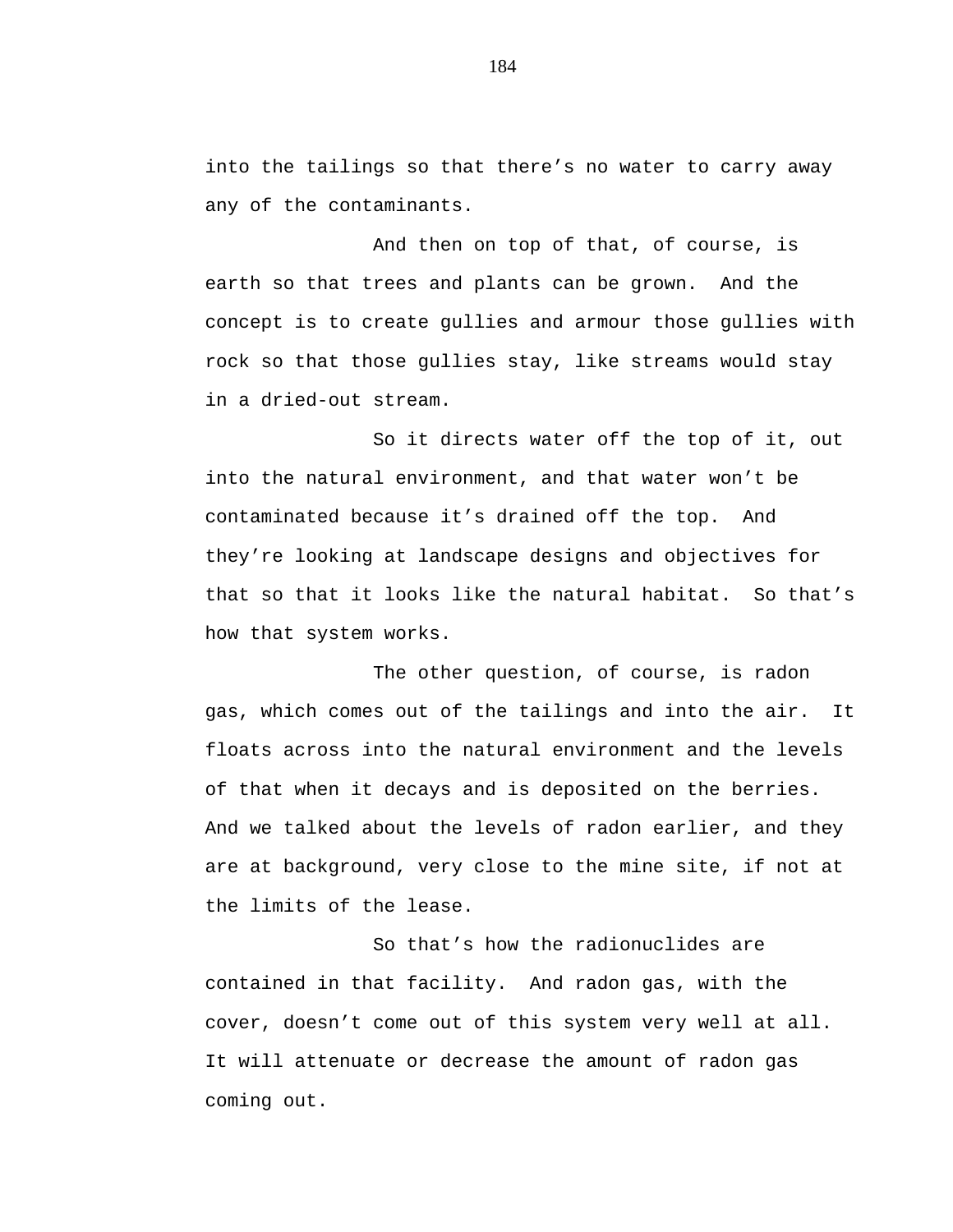into the tailings so that there’s no water to carry away any of the contaminants.

And then on top of that, of course, is earth so that trees and plants can be grown. And the concept is to create gullies and armour those gullies with rock so that those gullies stay, like streams would stay in a dried-out stream.

So it directs water off the top of it, out into the natural environment, and that water won’t be contaminated because it’s drained off the top. And they’re looking at landscape designs and objectives for that so that it looks like the natural habitat. So that’s how that system works.

The other question, of course, is radon gas, which comes out of the tailings and into the air. It floats across into the natural environment and the levels of that when it decays and is deposited on the berries. And we talked about the levels of radon earlier, and they are at background, very close to the mine site, if not at the limits of the lease.

So that’s how the radionuclides are contained in that facility. And radon gas, with the cover, doesn’t come out of this system very well at all. It will attenuate or decrease the amount of radon gas coming out.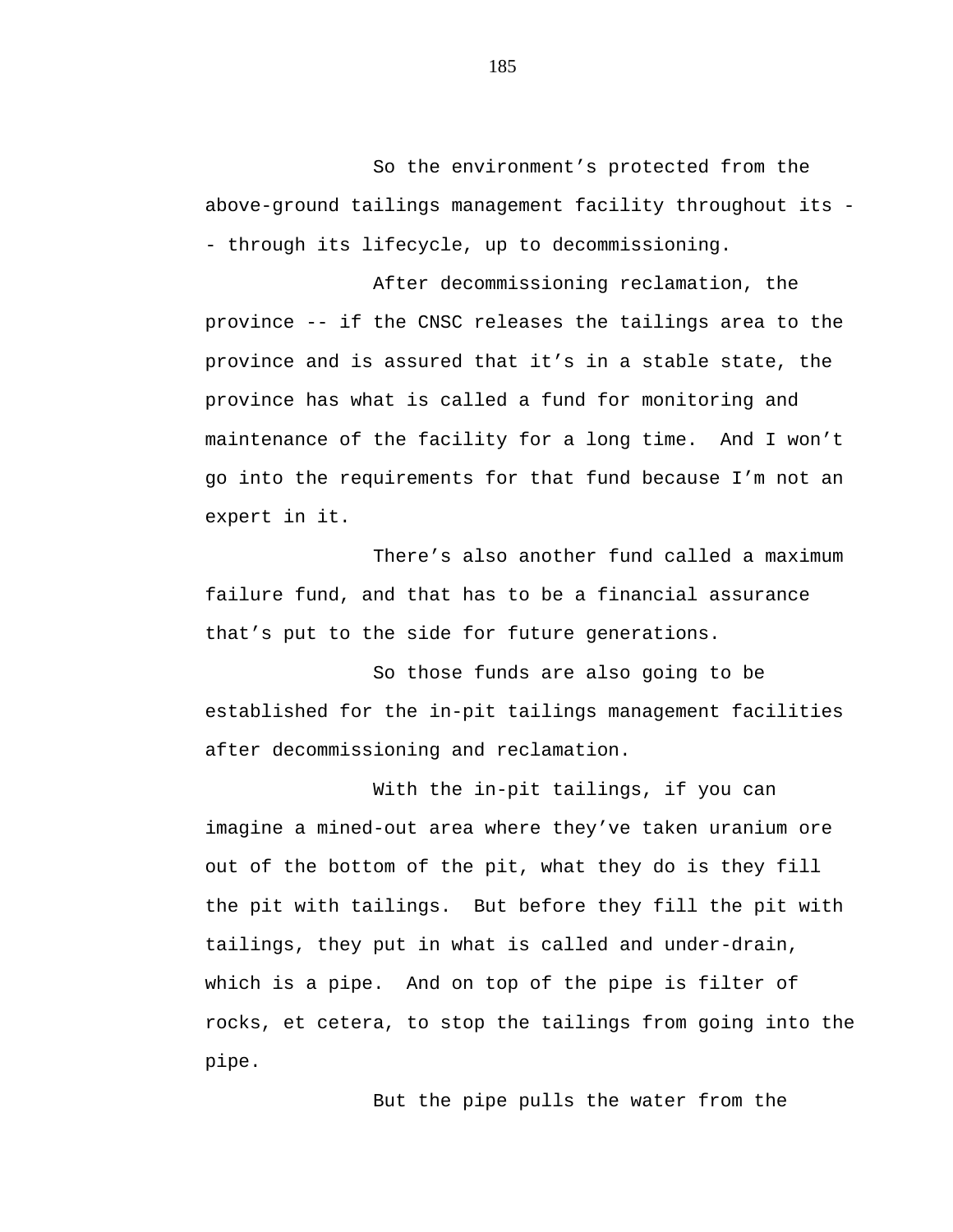So the environment's protected from the above-ground tailings management facility throughout its -- through its lifecycle, up to decommissioning.

After decommissioning reclamation, the province -- if the CNSC releases the tailings area to the province and is assured that it's in a stable state, the province has what is called a fund for monitoring and maintenance of the facility for a long time. And I won't go into the requirements for that fund because I'm not an expert in it.

There's also another fund called a maximum failure fund, and that has to be a financial assurance that's put to the side for future generations.

So those funds are also going to be established for the in-pit tailings management facilities after decommissioning and reclamation.

With the in-pit tailings, if you can imagine a mined-out area where they've taken uranium ore out of the bottom of the pit, what they do is they fill the pit with tailings. But before they fill the pit with tailings, they put in what is called and under-drain, which is a pipe. And on top of the pipe is filter of rocks, et cetera, to stop the tailings from going into the pipe.

But the pipe pulls the water from the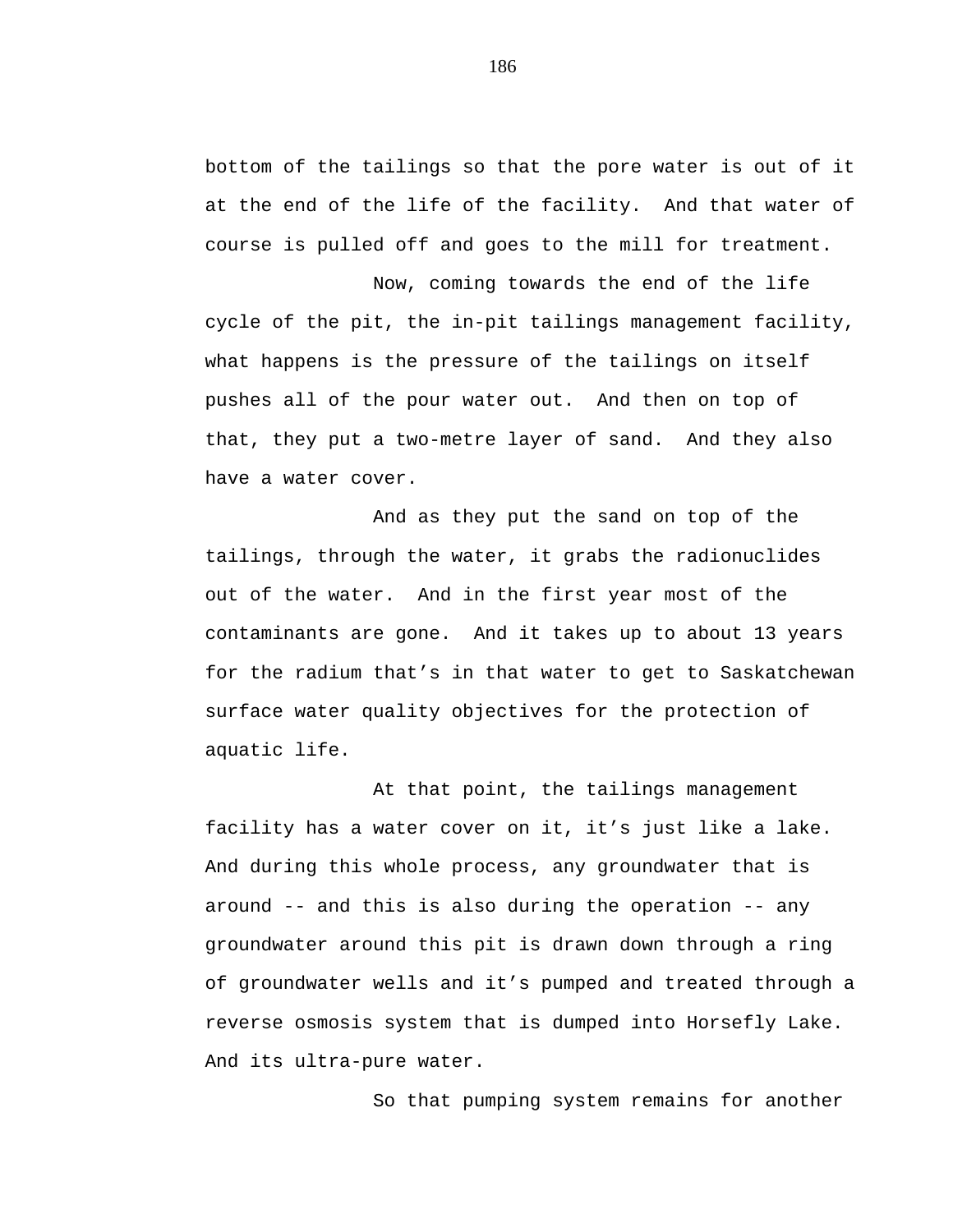bottom of the tailings so that the pore water is out of it at the end of the life of the facility. And that water of course is pulled off and goes to the mill for treatment.

Now, coming towards the end of the life cycle of the pit, the in-pit tailings management facility, what happens is the pressure of the tailings on itself pushes all of the pour water out. And then on top of that, they put a two-metre layer of sand. And they also have a water cover.

And as they put the sand on top of the tailings, through the water, it grabs the radionuclides out of the water. And in the first year most of the contaminants are gone. And it takes up to about 13 years for the radium that's in that water to get to Saskatchewan surface water quality objectives for the protection of aquatic life.

At that point, the tailings management facility has a water cover on it, it's just like a lake. And during this whole process, any groundwater that is around -- and this is also during the operation -- any groundwater around this pit is drawn down through a ring of groundwater wells and it's pumped and treated through a reverse osmosis system that is dumped into Horsefly Lake. And its ultra-pure water.

So that pumping system remains for another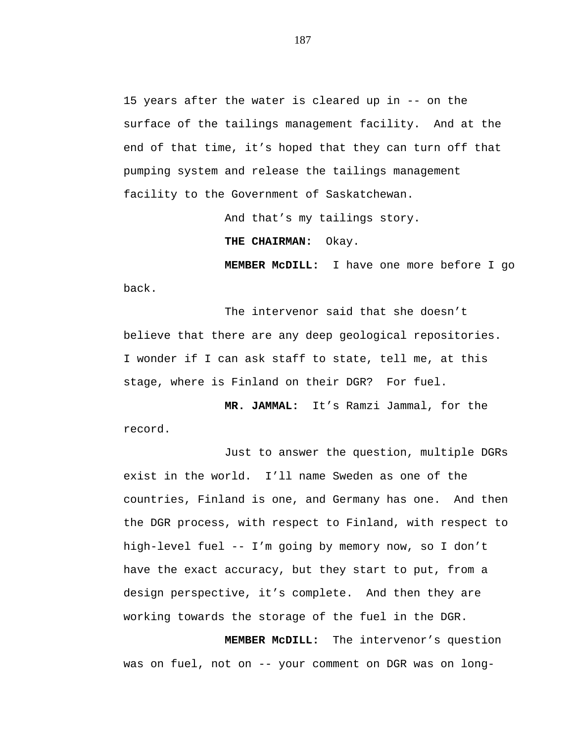15 years after the water is cleared up in -- on the surface of the tailings management facility. And at the end of that time, it’s hoped that they can turn off that pumping system and release the tailings management facility to the Government of Saskatchewan.

And that’s my tailings story.

**THE CHAIRMAN:** Okay.

**MEMBER McDILL:** I have one more before I go back.

The intervenor said that she doesn’t believe that there are any deep geological repositories. I wonder if I can ask staff to state, tell me, at this stage, where is Finland on their DGR? For fuel.

**MR. JAMMAL:** It’s Ramzi Jammal, for the record.

Just to answer the question, multiple DGRs exist in the world. I’ll name Sweden as one of the countries, Finland is one, and Germany has one. And then the DGR process, with respect to Finland, with respect to high-level fuel -- I’m going by memory now, so I don’t have the exact accuracy, but they start to put, from a design perspective, it’s complete. And then they are working towards the storage of the fuel in the DGR.

**MEMBER McDILL:** The intervenor’s question was on fuel, not on -- your comment on DGR was on long-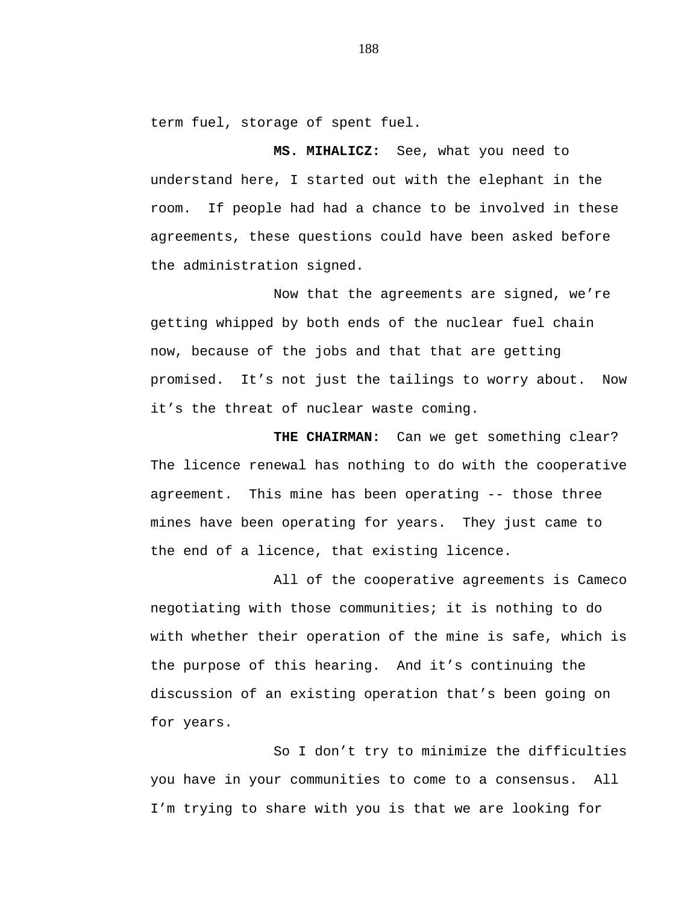term fuel, storage of spent fuel.

**MS. MIHALICZ:** See, what you need to understand here, I started out with the elephant in the room. If people had had a chance to be involved in these agreements, these questions could have been asked before the administration signed.

Now that the agreements are signed, we're getting whipped by both ends of the nuclear fuel chain now, because of the jobs and that that are getting promised. It's not just the tailings to worry about. Now it's the threat of nuclear waste coming.

**THE CHAIRMAN:** Can we get something clear? The licence renewal has nothing to do with the cooperative agreement. This mine has been operating -- those three mines have been operating for years. They just came to the end of a licence, that existing licence.

All of the cooperative agreements is Cameco negotiating with those communities; it is nothing to do with whether their operation of the mine is safe, which is the purpose of this hearing. And it's continuing the discussion of an existing operation that's been going on for years.

So I don't try to minimize the difficulties you have in your communities to come to a consensus. All I'm trying to share with you is that we are looking for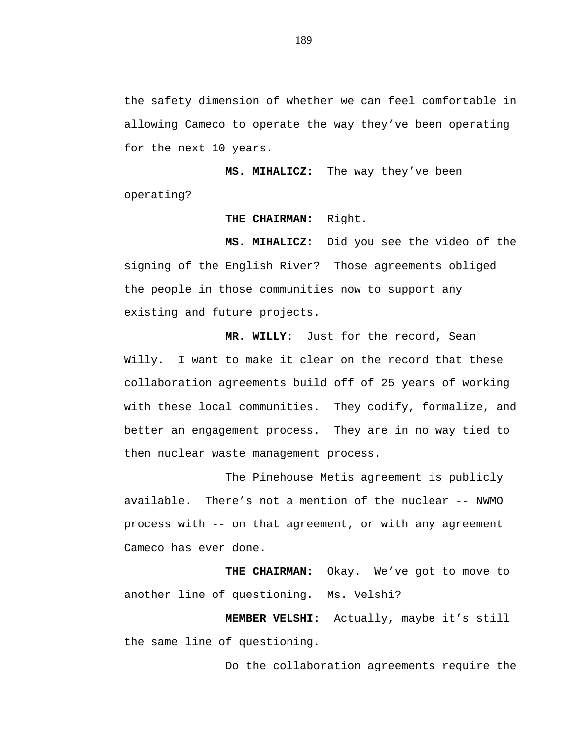the safety dimension of whether we can feel comfortable in allowing Cameco to operate the way they've been operating for the next 10 years.

**MS. MIHALICZ:** The way they've been operating?

**THE CHAIRMAN:** Right.

**MS. MIHALICZ**: Did you see the video of the signing of the English River? Those agreements obliged the people in those communities now to support any existing and future projects.

**MR. WILLY:** Just for the record, Sean Willy. I want to make it clear on the record that these collaboration agreements build off of 25 years of working with these local communities. They codify, formalize, and better an engagement process. They are in no way tied to then nuclear waste management process.

The Pinehouse Metis agreement is publicly available. There's not a mention of the nuclear -- NWMO process with -- on that agreement, or with any agreement Cameco has ever done.

**THE CHAIRMAN:** Okay. We've got to move to another line of questioning. Ms. Velshi?

**MEMBER VELSHI:** Actually, maybe it's still the same line of questioning.

Do the collaboration agreements require the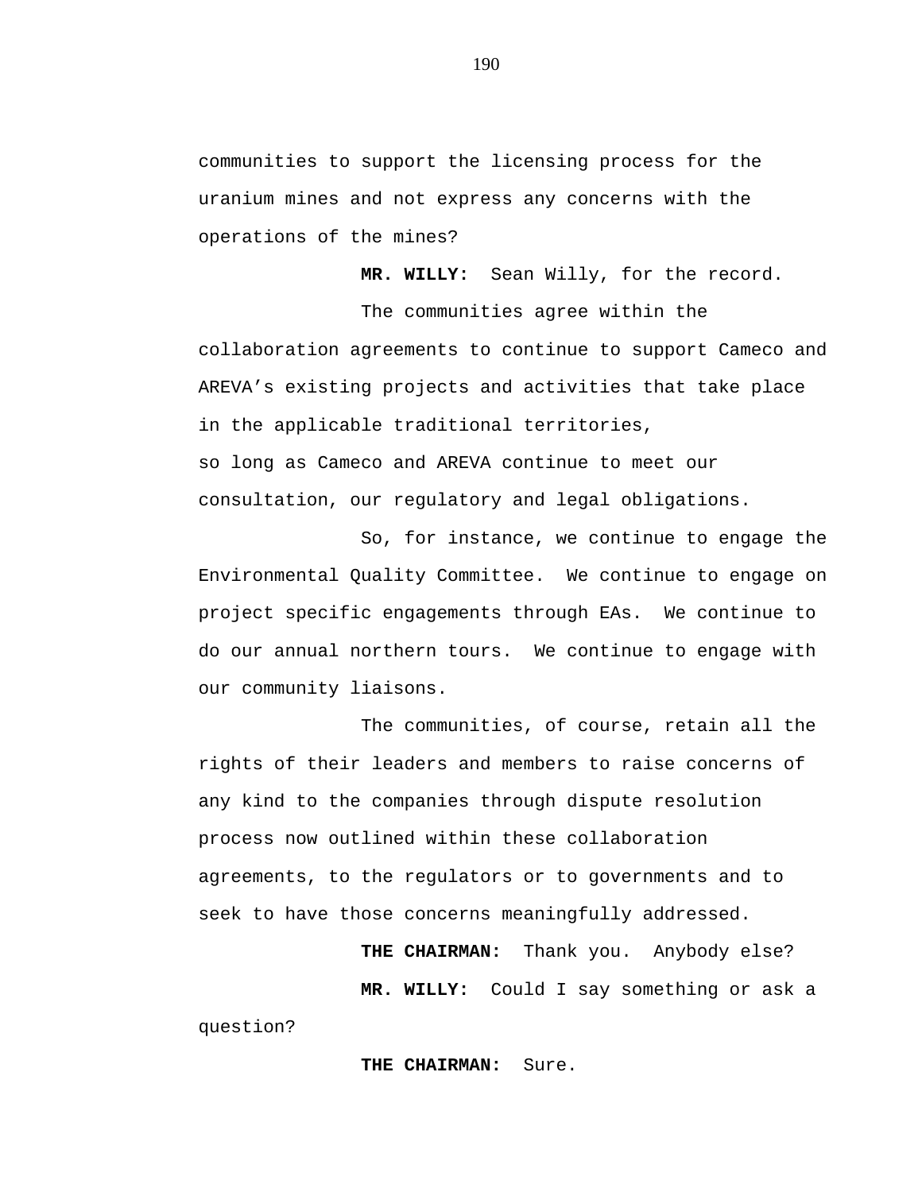communities to support the licensing process for the uranium mines and not express any concerns with the operations of the mines?

**MR. WILLY:** Sean Willy, for the record.

The communities agree within the collaboration agreements to continue to support Cameco and AREVA's existing projects and activities that take place in the applicable traditional territories, so long as Cameco and AREVA continue to meet our consultation, our regulatory and legal obligations.

So, for instance, we continue to engage the Environmental Quality Committee. We continue to engage on project specific engagements through EAs. We continue to do our annual northern tours. We continue to engage with our community liaisons.

The communities, of course, retain all the rights of their leaders and members to raise concerns of any kind to the companies through dispute resolution process now outlined within these collaboration agreements, to the regulators or to governments and to seek to have those concerns meaningfully addressed.

**THE CHAIRMAN:** Thank you. Anybody else?

**MR. WILLY:** Could I say something or ask a question?

**THE CHAIRMAN:** Sure.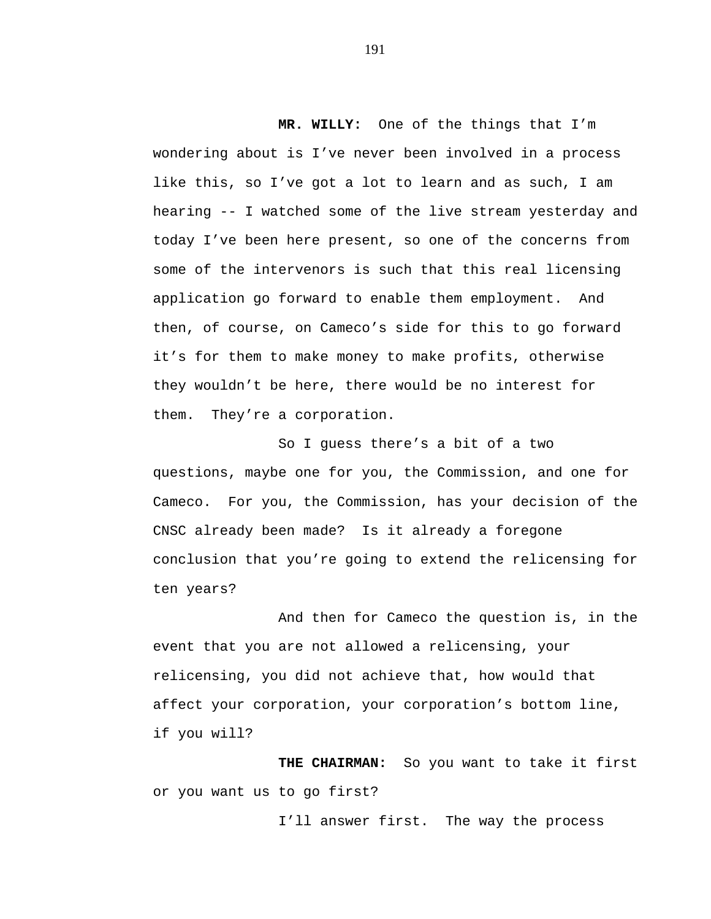**MR. WILLY:** One of the things that I'm wondering about is I've never been involved in a process like this, so I've got a lot to learn and as such, I am hearing -- I watched some of the live stream yesterday and today I've been here present, so one of the concerns from some of the intervenors is such that this real licensing application go forward to enable them employment. And then, of course, on Cameco's side for this to go forward it's for them to make money to make profits, otherwise they wouldn't be here, there would be no interest for them. They're a corporation.

So I guess there's a bit of a two questions, maybe one for you, the Commission, and one for Cameco. For you, the Commission, has your decision of the CNSC already been made? Is it already a foregone conclusion that you're going to extend the relicensing for ten years?

And then for Cameco the question is, in the event that you are not allowed a relicensing, your relicensing, you did not achieve that, how would that affect your corporation, your corporation's bottom line, if you will?

**THE CHAIRMAN:** So you want to take it first or you want us to go first?

I'll answer first. The way the process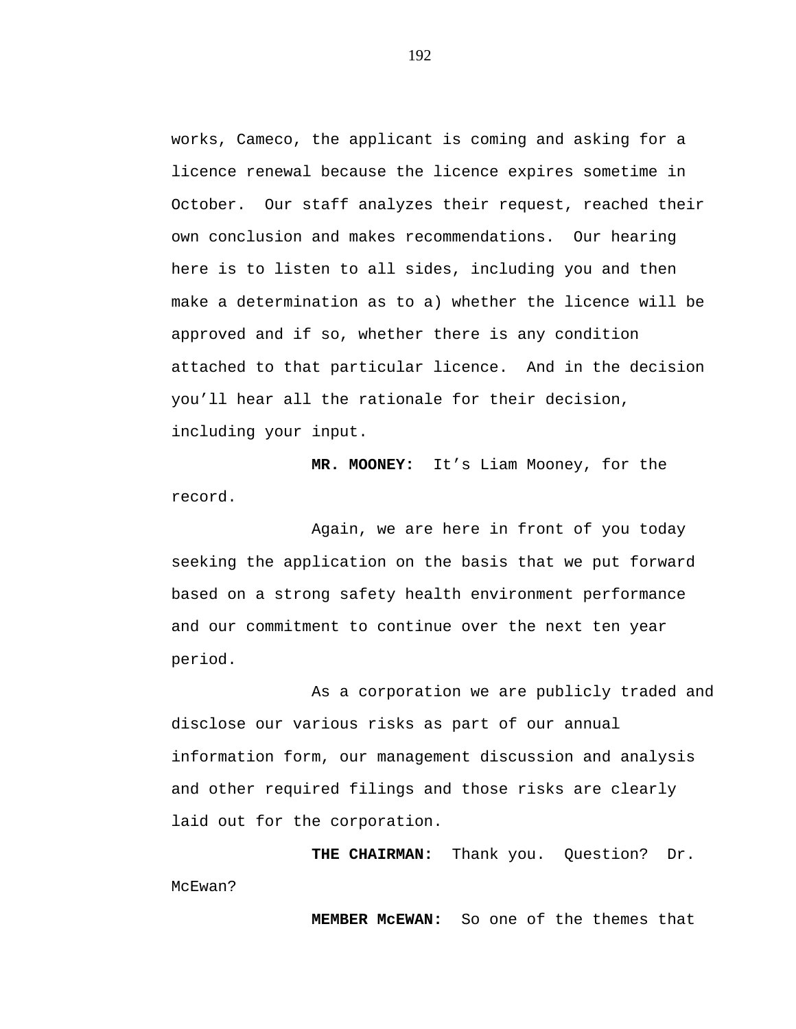works, Cameco, the applicant is coming and asking for a licence renewal because the licence expires sometime in October. Our staff analyzes their request, reached their own conclusion and makes recommendations. Our hearing here is to listen to all sides, including you and then make a determination as to a) whether the licence will be approved and if so, whether there is any condition attached to that particular licence. And in the decision you'll hear all the rationale for their decision, including your input.

**MR. MOONEY:** It's Liam Mooney, for the record.

Again, we are here in front of you today seeking the application on the basis that we put forward based on a strong safety health environment performance and our commitment to continue over the next ten year period.

As a corporation we are publicly traded and disclose our various risks as part of our annual information form, our management discussion and analysis and other required filings and those risks are clearly laid out for the corporation.

**THE CHAIRMAN:** Thank you. Question? Dr. McEwan?

**MEMBER McEWAN:** So one of the themes that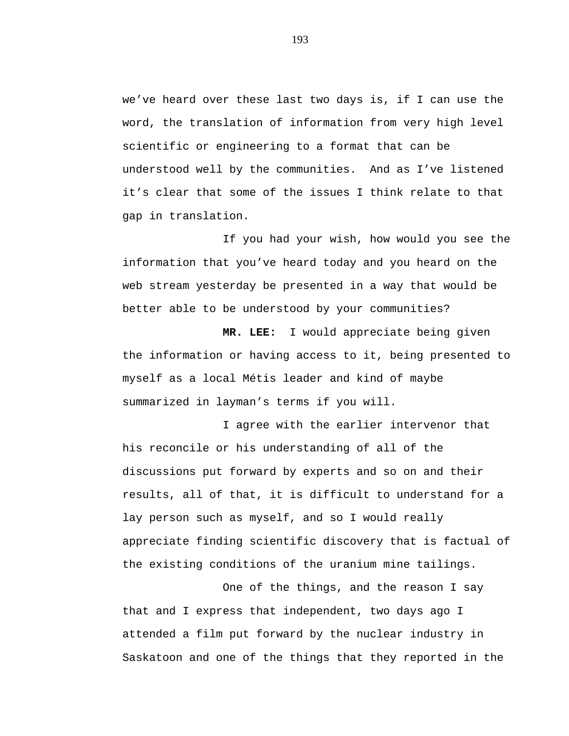we've heard over these last two days is, if I can use the word, the translation of information from very high level scientific or engineering to a format that can be understood well by the communities. And as I've listened it's clear that some of the issues I think relate to that gap in translation.

If you had your wish, how would you see the information that you've heard today and you heard on the web stream yesterday be presented in a way that would be better able to be understood by your communities?

**MR. LEE:** I would appreciate being given the information or having access to it, being presented to myself as a local Métis leader and kind of maybe summarized in layman's terms if you will.

I agree with the earlier intervenor that his reconcile or his understanding of all of the discussions put forward by experts and so on and their results, all of that, it is difficult to understand for a lay person such as myself, and so I would really appreciate finding scientific discovery that is factual of the existing conditions of the uranium mine tailings.

One of the things, and the reason I say that and I express that independent, two days ago I attended a film put forward by the nuclear industry in Saskatoon and one of the things that they reported in the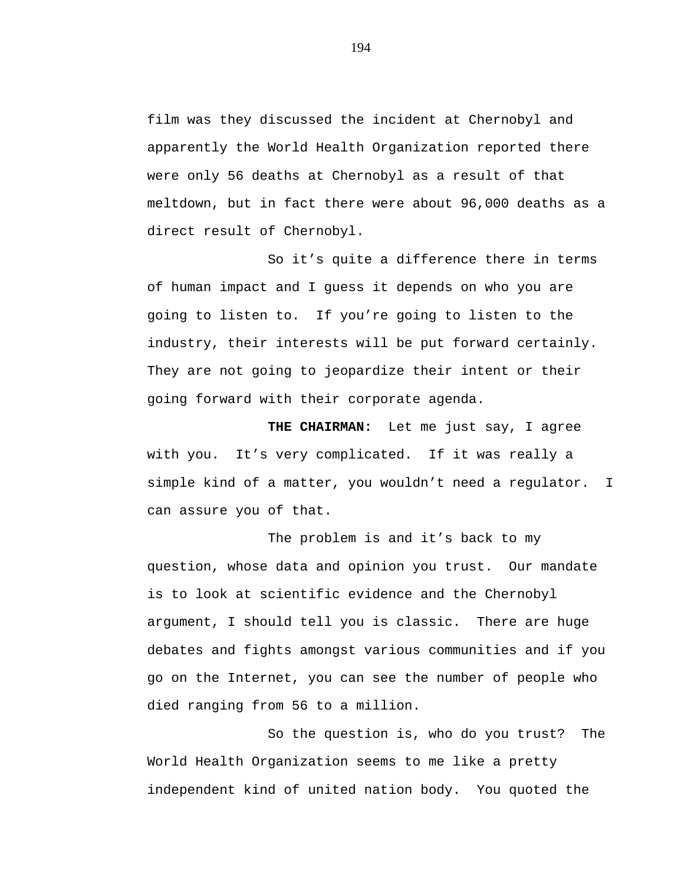film was they discussed the incident at Chernobyl and apparently the World Health Organization reported there were only 56 deaths at Chernobyl as a result of that meltdown, but in fact there were about 96,000 deaths as a direct result of Chernobyl.

So it's quite a difference there in terms of human impact and I guess it depends on who you are going to listen to. If you're going to listen to the industry, their interests will be put forward certainly. They are not going to jeopardize their intent or their going forward with their corporate agenda.

**THE CHAIRMAN:** Let me just say, I agree with you. It's very complicated. If it was really a simple kind of a matter, you wouldn't need a regulator. I can assure you of that.

The problem is and it's back to my question, whose data and opinion you trust. Our mandate is to look at scientific evidence and the Chernobyl argument, I should tell you is classic. There are huge debates and fights amongst various communities and if you go on the Internet, you can see the number of people who died ranging from 56 to a million.

So the question is, who do you trust? The World Health Organization seems to me like a pretty independent kind of united nation body. You quoted the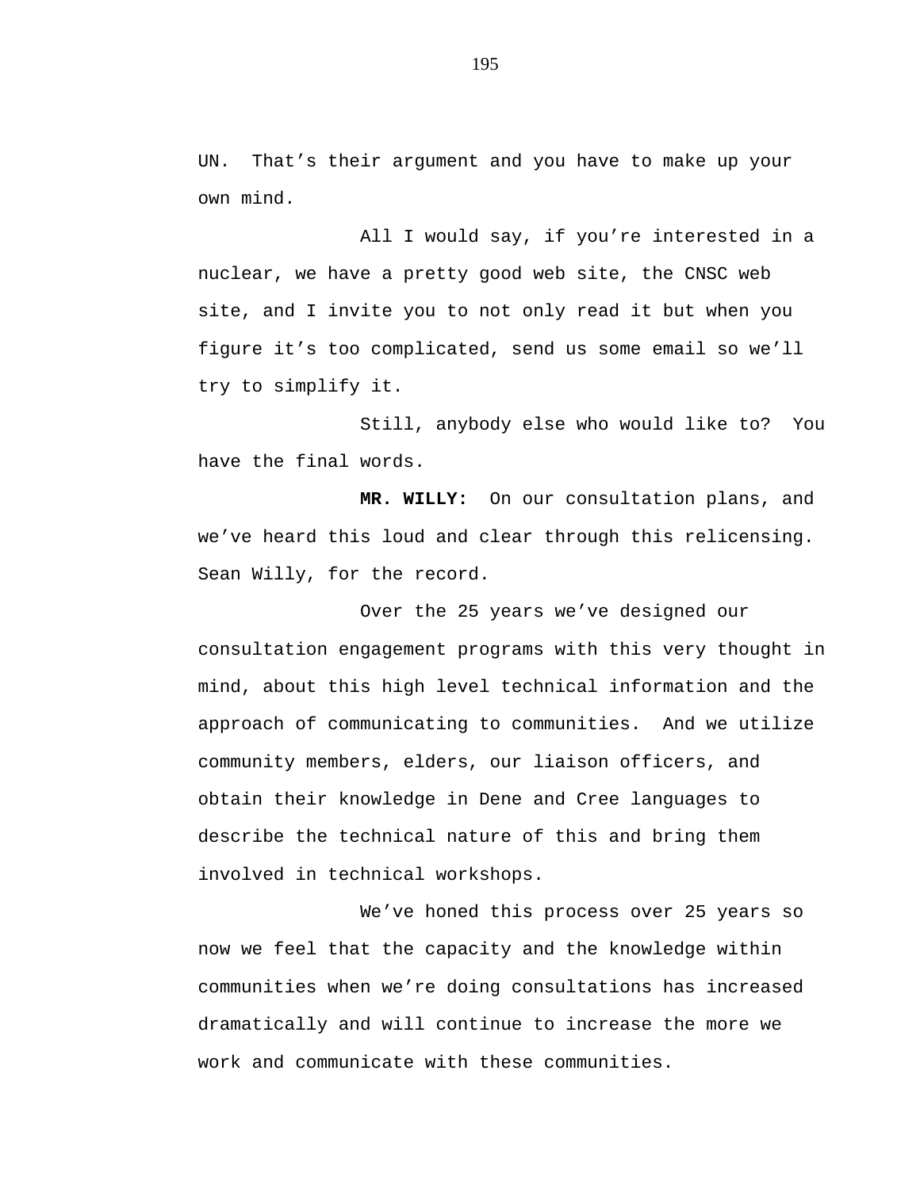UN. That's their argument and you have to make up your own mind.

All I would say, if you're interested in a nuclear, we have a pretty good web site, the CNSC web site, and I invite you to not only read it but when you figure it's too complicated, send us some email so we'll try to simplify it.

Still, anybody else who would like to? You have the final words.

**MR. WILLY:** On our consultation plans, and we've heard this loud and clear through this relicensing. Sean Willy, for the record.

Over the 25 years we've designed our consultation engagement programs with this very thought in mind, about this high level technical information and the approach of communicating to communities. And we utilize community members, elders, our liaison officers, and obtain their knowledge in Dene and Cree languages to describe the technical nature of this and bring them involved in technical workshops.

We've honed this process over 25 years so now we feel that the capacity and the knowledge within communities when we're doing consultations has increased dramatically and will continue to increase the more we work and communicate with these communities.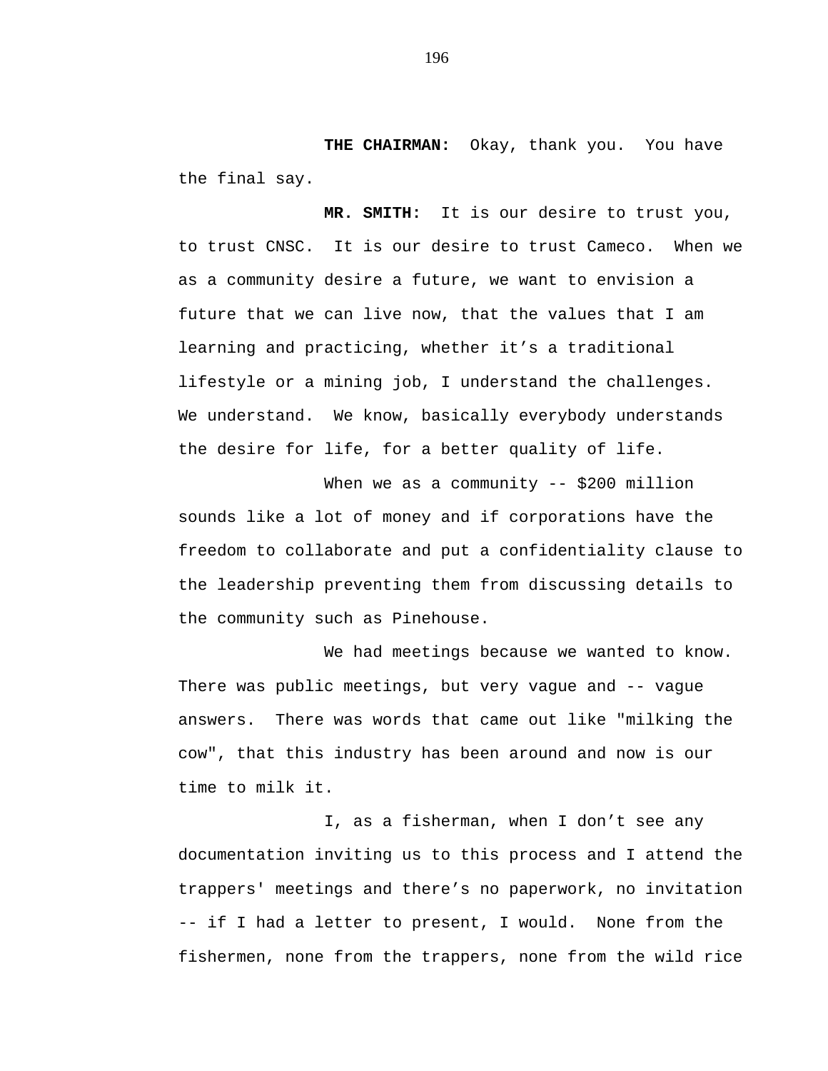**THE CHAIRMAN:** Okay, thank you. You have the final say.

**MR. SMITH:** It is our desire to trust you, to trust CNSC. It is our desire to trust Cameco. When we as a community desire a future, we want to envision a future that we can live now, that the values that I am learning and practicing, whether it's a traditional lifestyle or a mining job, I understand the challenges. We understand. We know, basically everybody understands the desire for life, for a better quality of life.

When we as a community -- $200 million sounds like a lot of money and if corporations have the freedom to collaborate and put a confidentiality clause to the leadership preventing them from discussing details to the community such as Pinehouse.

We had meetings because we wanted to know. There was public meetings, but very vague and -- vague answers. There was words that came out like "milking the cow", that this industry has been around and now is our time to milk it.

I, as a fisherman, when I don't see any documentation inviting us to this process and I attend the trappers' meetings and there's no paperwork, no invitation -- if I had a letter to present, I would. None from the fishermen, none from the trappers, none from the wild rice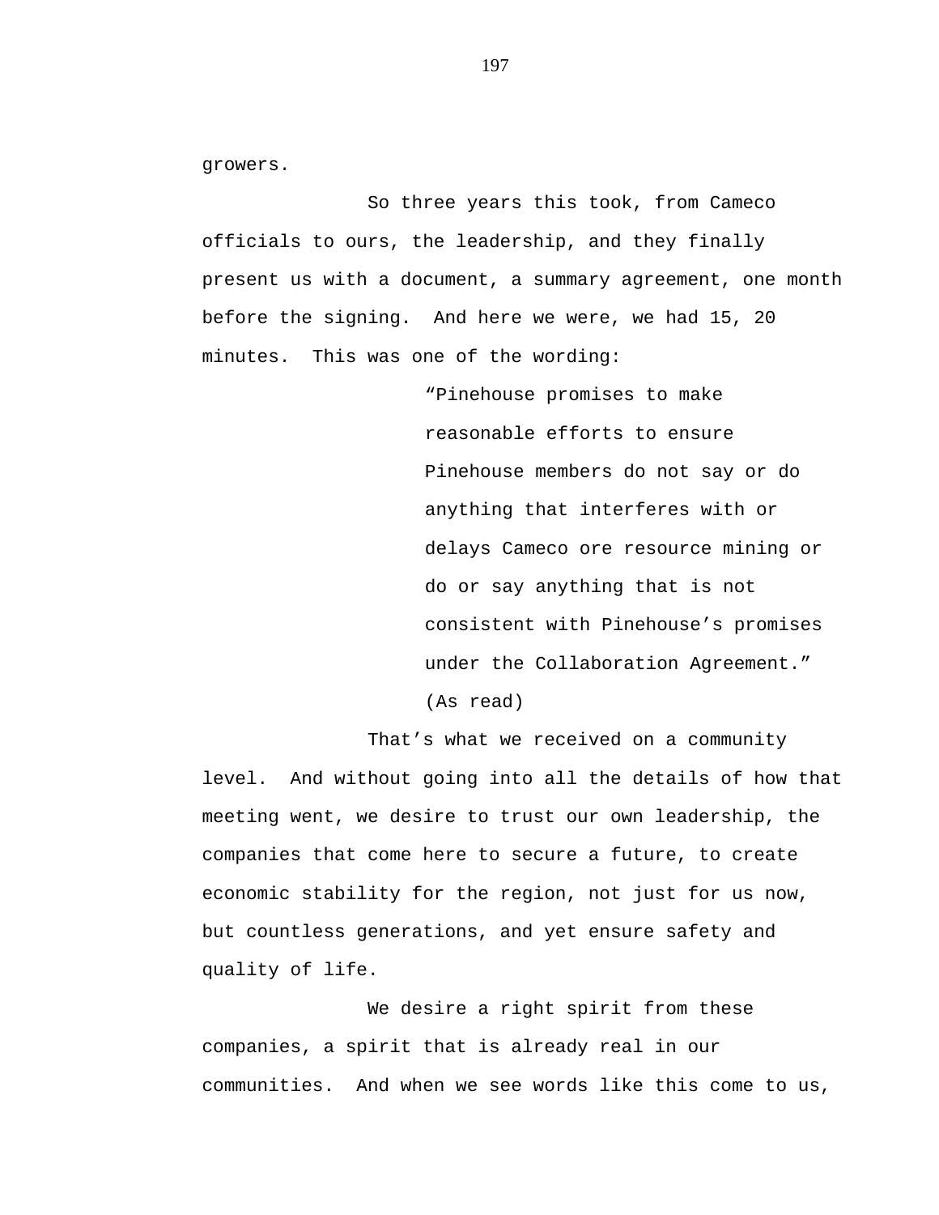growers.

So three years this took, from Cameco officials to ours, the leadership, and they finally present us with a document, a summary agreement, one month before the signing. And here we were, we had 15, 20 minutes. This was one of the wording:

> "Pinehouse promises to make reasonable efforts to ensure Pinehouse members do not say or do anything that interferes with or delays Cameco ore resource mining or do or say anything that is not consistent with Pinehouse's promises under the Collaboration Agreement." (As read)

That's what we received on a community level. And without going into all the details of how that meeting went, we desire to trust our own leadership, the companies that come here to secure a future, to create economic stability for the region, not just for us now, but countless generations, and yet ensure safety and quality of life.

We desire a right spirit from these companies, a spirit that is already real in our communities. And when we see words like this come to us,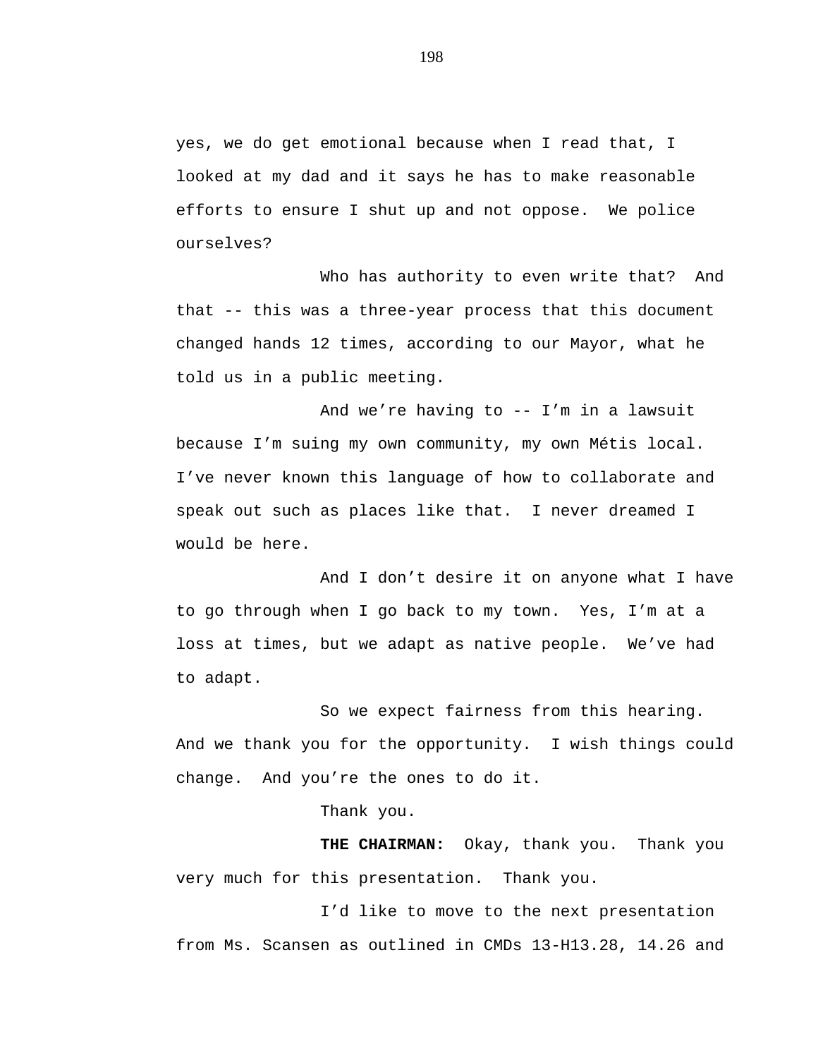yes, we do get emotional because when I read that, I looked at my dad and it says he has to make reasonable efforts to ensure I shut up and not oppose. We police ourselves?

Who has authority to even write that? And that -- this was a three-year process that this document changed hands 12 times, according to our Mayor, what he told us in a public meeting.

And we're having to -- I'm in a lawsuit because I'm suing my own community, my own Métis local. I've never known this language of how to collaborate and speak out such as places like that. I never dreamed I would be here.

And I don't desire it on anyone what I have to go through when I go back to my town. Yes, I'm at a loss at times, but we adapt as native people. We've had to adapt.

So we expect fairness from this hearing. And we thank you for the opportunity. I wish things could change. And you're the ones to do it.

Thank you.

**THE CHAIRMAN:** Okay, thank you. Thank you very much for this presentation. Thank you.

I'd like to move to the next presentation from Ms. Scansen as outlined in CMDs 13-H13.28, 14.26 and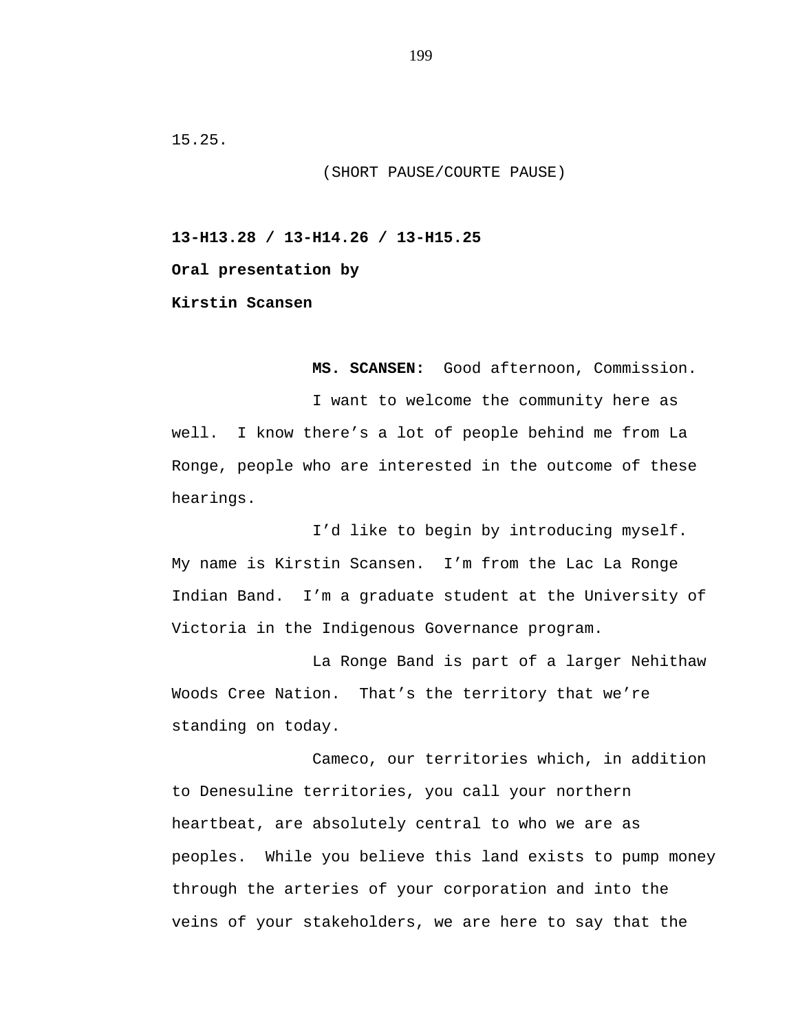15.25.

(SHORT PAUSE/COURTE PAUSE)

**13-H13.28 / 13-H14.26 / 13-H15.25**

**Oral presentation by**

**Kirstin Scansen**

**MS. SCANSEN:** Good afternoon, Commission.

I want to welcome the community here as well. I know there's a lot of people behind me from La Ronge, people who are interested in the outcome of these hearings.

I'd like to begin by introducing myself. My name is Kirstin Scansen. I'm from the Lac La Ronge Indian Band. I'm a graduate student at the University of Victoria in the Indigenous Governance program.

La Ronge Band is part of a larger Nehithaw Woods Cree Nation. That's the territory that we're standing on today.

Cameco, our territories which, in addition to Denesuline territories, you call your northern heartbeat, are absolutely central to who we are as peoples. While you believe this land exists to pump money through the arteries of your corporation and into the veins of your stakeholders, we are here to say that the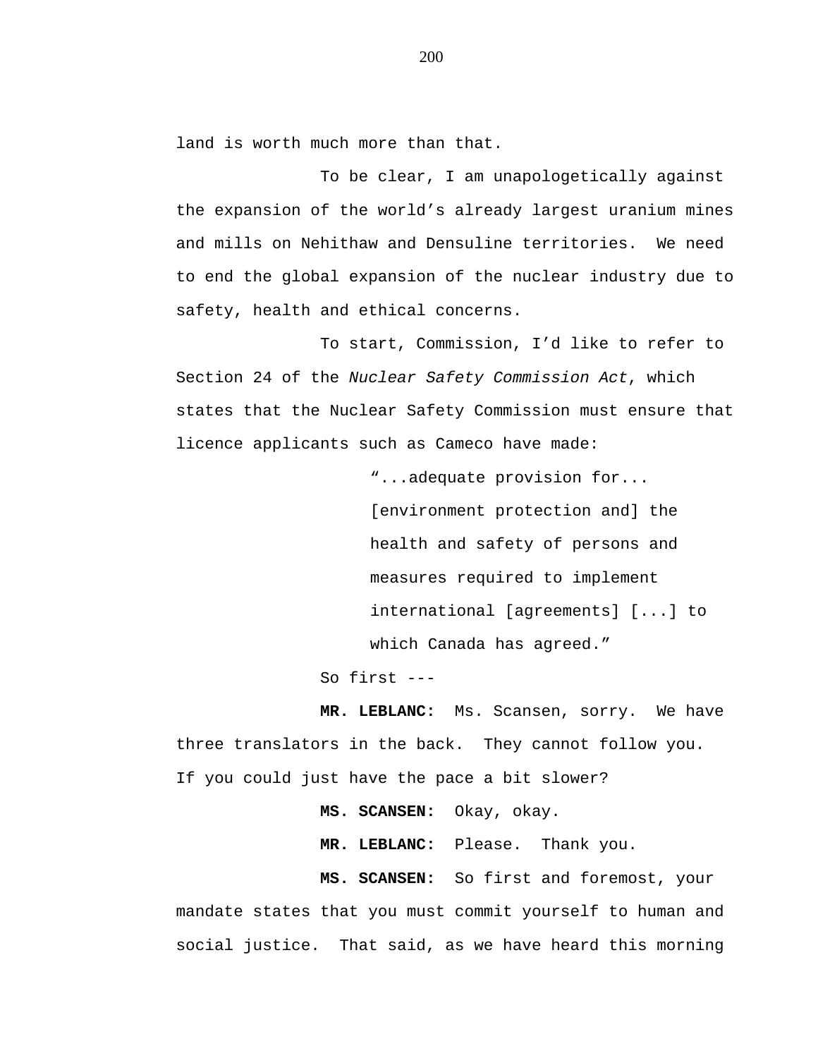land is worth much more than that.

To be clear, I am unapologetically against the expansion of the world's already largest uranium mines and mills on Nehithaw and Densuline territories. We need to end the global expansion of the nuclear industry due to safety, health and ethical concerns.

To start, Commission, I'd like to refer to Section 24 of the *Nuclear Safety Commission Act*, which states that the Nuclear Safety Commission must ensure that licence applicants such as Cameco have made:

> "...adequate provision for... [environment protection and] the health and safety of persons and measures required to implement international [agreements] [...] to which Canada has agreed."

So first ---

**MR. LEBLANC:** Ms. Scansen, sorry. We have three translators in the back. They cannot follow you. If you could just have the pace a bit slower?

**MS. SCANSEN:** Okay, okay.

**MR. LEBLANC:** Please. Thank you.

**MS. SCANSEN:** So first and foremost, your mandate states that you must commit yourself to human and social justice. That said, as we have heard this morning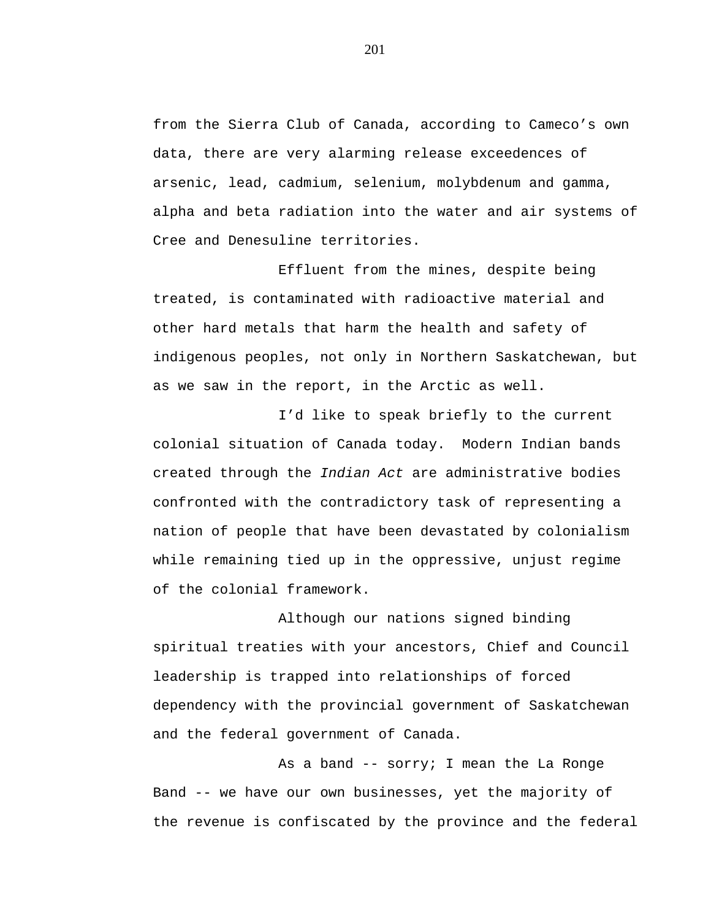from the Sierra Club of Canada, according to Cameco's own data, there are very alarming release exceedences of arsenic, lead, cadmium, selenium, molybdenum and gamma, alpha and beta radiation into the water and air systems of Cree and Denesuline territories.

Effluent from the mines, despite being treated, is contaminated with radioactive material and other hard metals that harm the health and safety of indigenous peoples, not only in Northern Saskatchewan, but as we saw in the report, in the Arctic as well.

I'd like to speak briefly to the current colonial situation of Canada today. Modern Indian bands created through the *Indian Act* are administrative bodies confronted with the contradictory task of representing a nation of people that have been devastated by colonialism while remaining tied up in the oppressive, unjust regime of the colonial framework.

Although our nations signed binding spiritual treaties with your ancestors, Chief and Council leadership is trapped into relationships of forced dependency with the provincial government of Saskatchewan and the federal government of Canada.

As a band -- sorry; I mean the La Ronge Band -- we have our own businesses, yet the majority of the revenue is confiscated by the province and the federal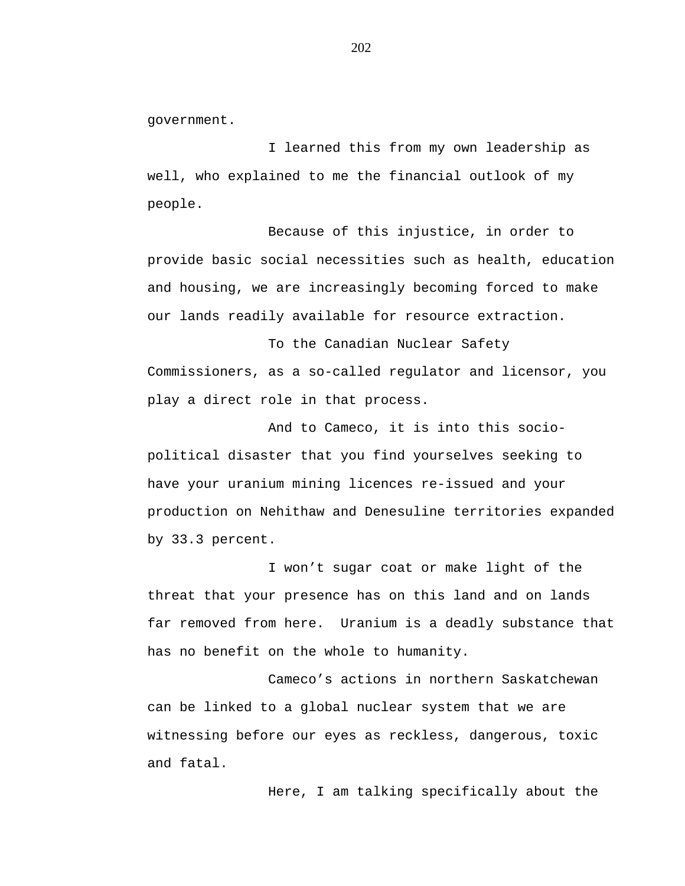government.

I learned this from my own leadership as well, who explained to me the financial outlook of my people.

Because of this injustice, in order to provide basic social necessities such as health, education and housing, we are increasingly becoming forced to make our lands readily available for resource extraction.

To the Canadian Nuclear Safety Commissioners, as a so-called regulator and licensor, you play a direct role in that process.

And to Cameco, it is into this socio-political disaster that you find yourselves seeking to have your uranium mining licences re-issued and your production on Nehithaw and Denesuline territories expanded by 33.3 percent.

I won’t sugar coat or make light of the threat that your presence has on this land and on lands far removed from here. Uranium is a deadly substance that has no benefit on the whole to humanity.

Cameco’s actions in northern Saskatchewan can be linked to a global nuclear system that we are witnessing before our eyes as reckless, dangerous, toxic and fatal.

Here, I am talking specifically about the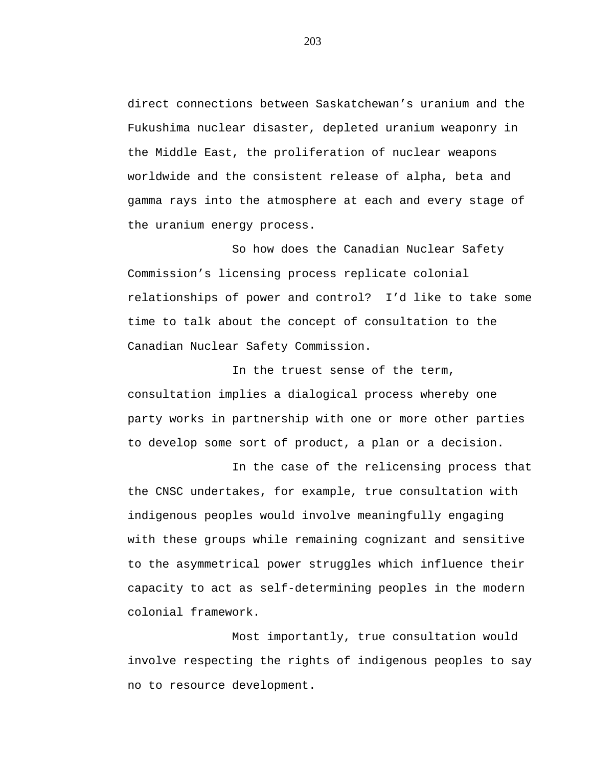direct connections between Saskatchewan’s uranium and the Fukushima nuclear disaster, depleted uranium weaponry in the Middle East, the proliferation of nuclear weapons worldwide and the consistent release of alpha, beta and gamma rays into the atmosphere at each and every stage of the uranium energy process.

So how does the Canadian Nuclear Safety Commission’s licensing process replicate colonial relationships of power and control? I’d like to take some time to talk about the concept of consultation to the Canadian Nuclear Safety Commission.

In the truest sense of the term, consultation implies a dialogical process whereby one party works in partnership with one or more other parties to develop some sort of product, a plan or a decision.

In the case of the relicensing process that the CNSC undertakes, for example, true consultation with indigenous peoples would involve meaningfully engaging with these groups while remaining cognizant and sensitive to the asymmetrical power struggles which influence their capacity to act as self-determining peoples in the modern colonial framework.

Most importantly, true consultation would involve respecting the rights of indigenous peoples to say no to resource development.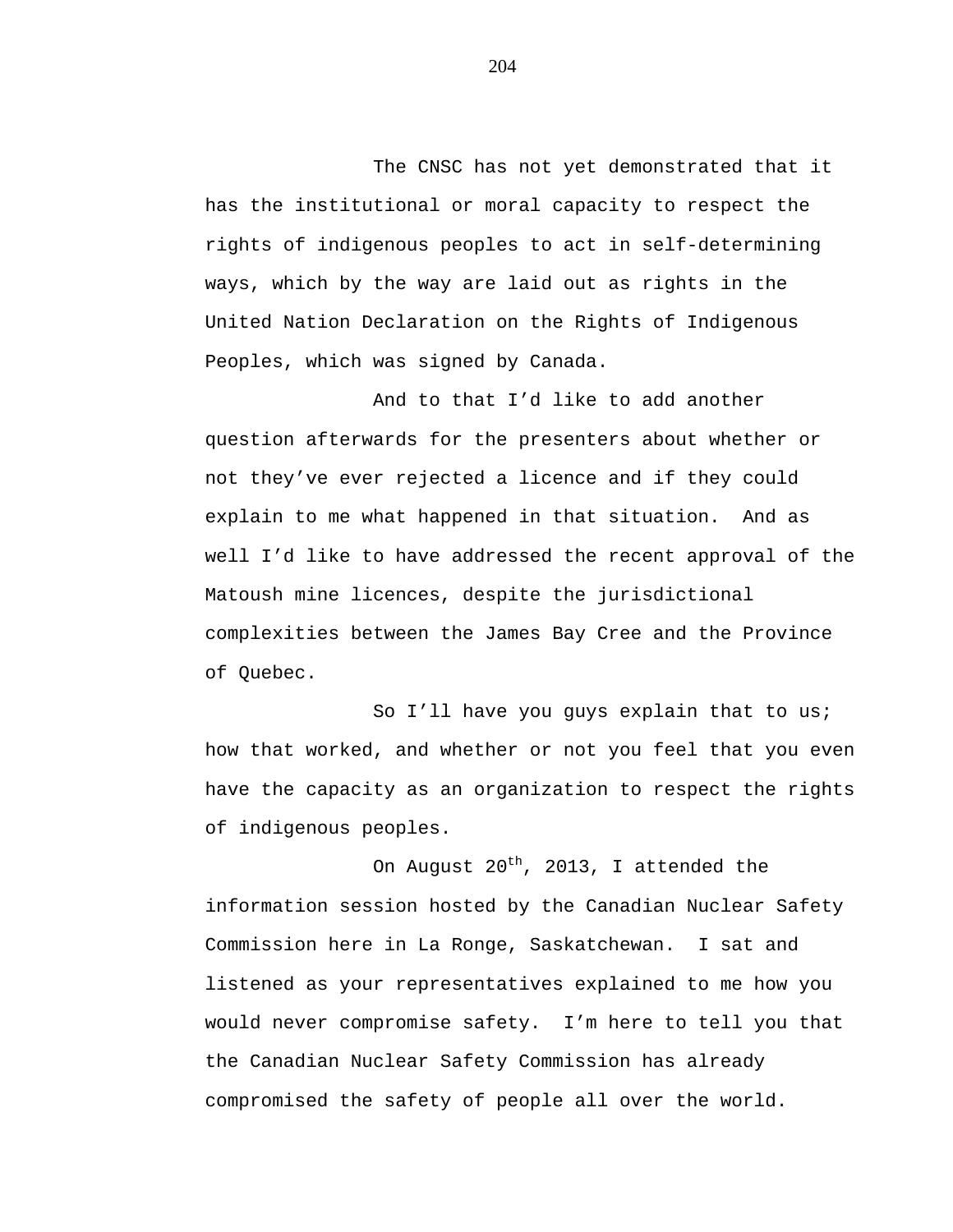The CNSC has not yet demonstrated that it has the institutional or moral capacity to respect the rights of indigenous peoples to act in self-determining ways, which by the way are laid out as rights in the United Nation Declaration on the Rights of Indigenous Peoples, which was signed by Canada.

And to that I'd like to add another question afterwards for the presenters about whether or not they've ever rejected a licence and if they could explain to me what happened in that situation. And as well I'd like to have addressed the recent approval of the Matoush mine licences, despite the jurisdictional complexities between the James Bay Cree and the Province of Quebec.

So I'll have you guys explain that to us; how that worked, and whether or not you feel that you even have the capacity as an organization to respect the rights of indigenous peoples.

On August 20th, 2013, I attended the information session hosted by the Canadian Nuclear Safety Commission here in La Ronge, Saskatchewan. I sat and listened as your representatives explained to me how you would never compromise safety. I'm here to tell you that the Canadian Nuclear Safety Commission has already compromised the safety of people all over the world.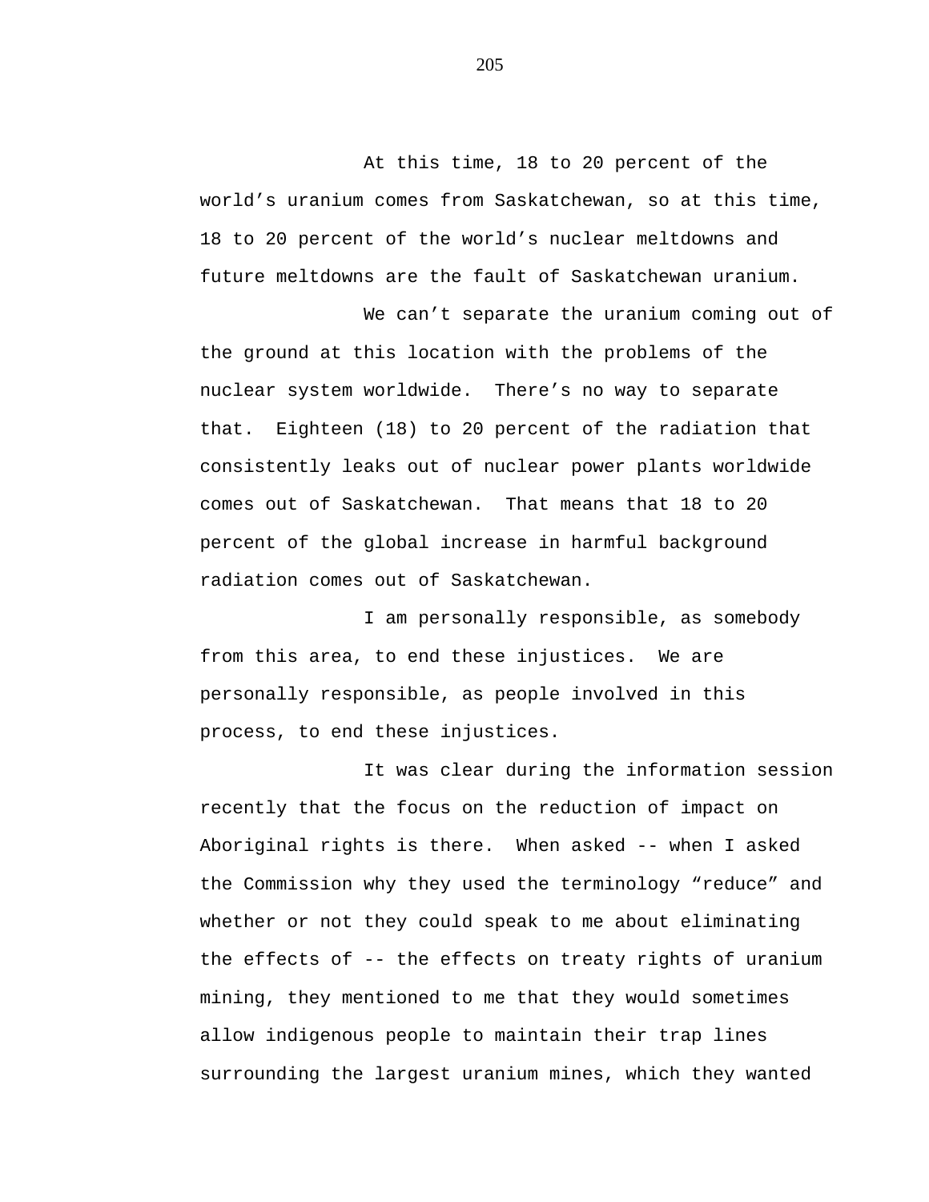At this time, 18 to 20 percent of the world's uranium comes from Saskatchewan, so at this time, 18 to 20 percent of the world's nuclear meltdowns and future meltdowns are the fault of Saskatchewan uranium.

We can't separate the uranium coming out of the ground at this location with the problems of the nuclear system worldwide. There's no way to separate that. Eighteen (18) to 20 percent of the radiation that consistently leaks out of nuclear power plants worldwide comes out of Saskatchewan. That means that 18 to 20 percent of the global increase in harmful background radiation comes out of Saskatchewan.

I am personally responsible, as somebody from this area, to end these injustices. We are personally responsible, as people involved in this process, to end these injustices.

It was clear during the information session recently that the focus on the reduction of impact on Aboriginal rights is there. When asked -- when I asked the Commission why they used the terminology "reduce" and whether or not they could speak to me about eliminating the effects of -- the effects on treaty rights of uranium mining, they mentioned to me that they would sometimes allow indigenous people to maintain their trap lines surrounding the largest uranium mines, which they wanted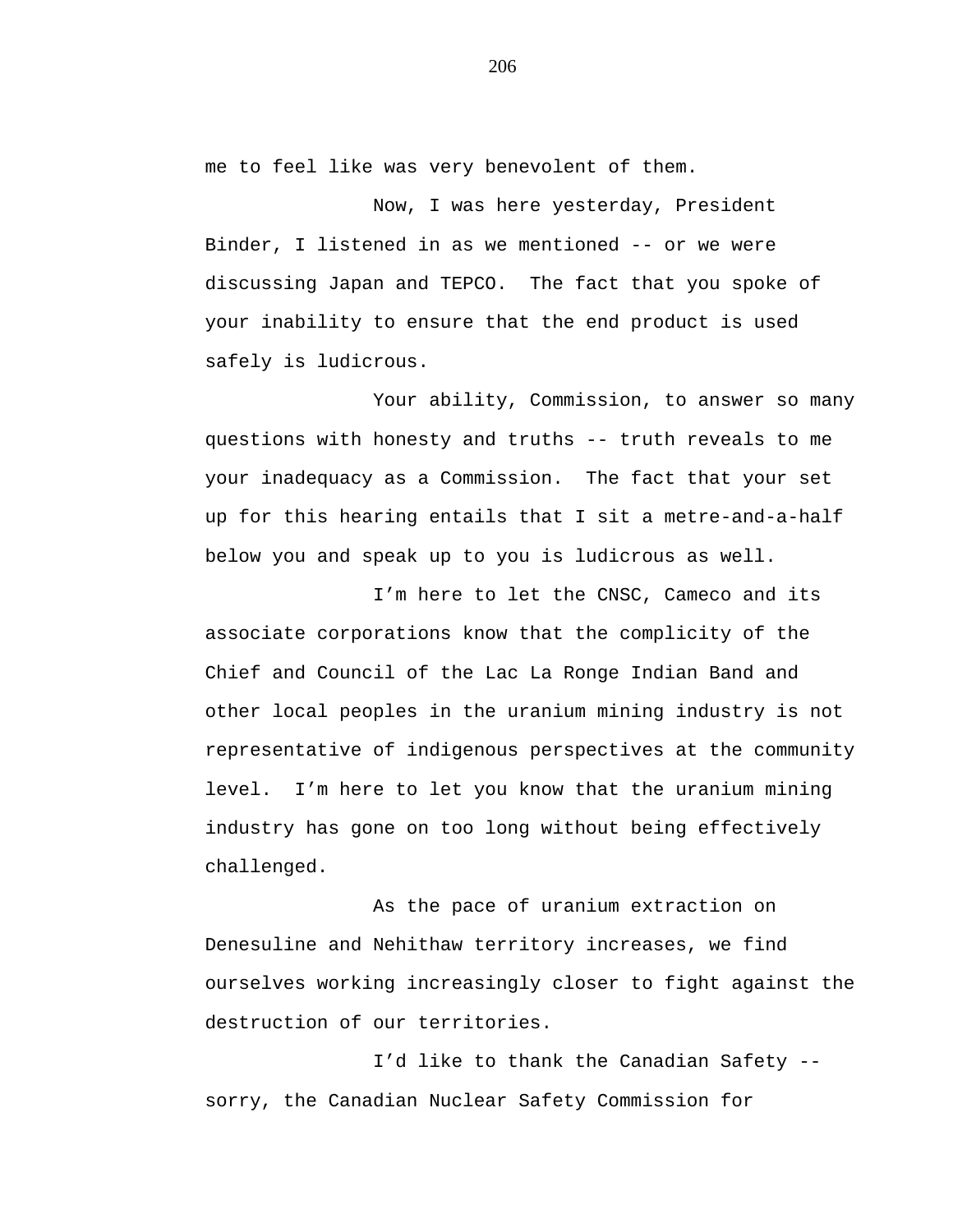me to feel like was very benevolent of them.

Now, I was here yesterday, President Binder, I listened in as we mentioned -- or we were discussing Japan and TEPCO. The fact that you spoke of your inability to ensure that the end product is used safely is ludicrous.

Your ability, Commission, to answer so many questions with honesty and truths -- truth reveals to me your inadequacy as a Commission. The fact that your set up for this hearing entails that I sit a metre-and-a-half below you and speak up to you is ludicrous as well.

I'm here to let the CNSC, Cameco and its associate corporations know that the complicity of the Chief and Council of the Lac La Ronge Indian Band and other local peoples in the uranium mining industry is not representative of indigenous perspectives at the community level. I'm here to let you know that the uranium mining industry has gone on too long without being effectively challenged.

As the pace of uranium extraction on Denesuline and Nehithaw territory increases, we find ourselves working increasingly closer to fight against the destruction of our territories.

I'd like to thank the Canadian Safety -- sorry, the Canadian Nuclear Safety Commission for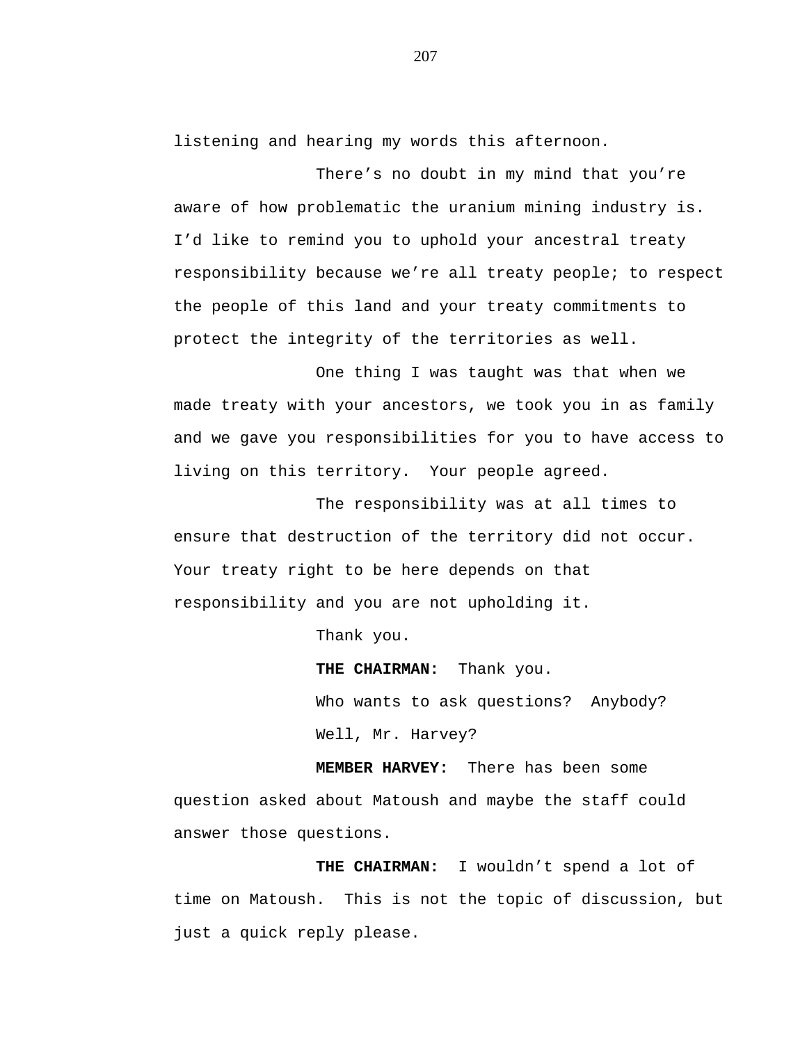listening and hearing my words this afternoon.

There's no doubt in my mind that you're aware of how problematic the uranium mining industry is. I'd like to remind you to uphold your ancestral treaty responsibility because we're all treaty people; to respect the people of this land and your treaty commitments to protect the integrity of the territories as well.

One thing I was taught was that when we made treaty with your ancestors, we took you in as family and we gave you responsibilities for you to have access to living on this territory. Your people agreed.

The responsibility was at all times to ensure that destruction of the territory did not occur. Your treaty right to be here depends on that responsibility and you are not upholding it.

Thank you.

**THE CHAIRMAN:** Thank you.

Who wants to ask questions? Anybody?

Well, Mr. Harvey?

**MEMBER HARVEY:** There has been some question asked about Matoush and maybe the staff could answer those questions.

**THE CHAIRMAN:** I wouldn't spend a lot of time on Matoush. This is not the topic of discussion, but just a quick reply please.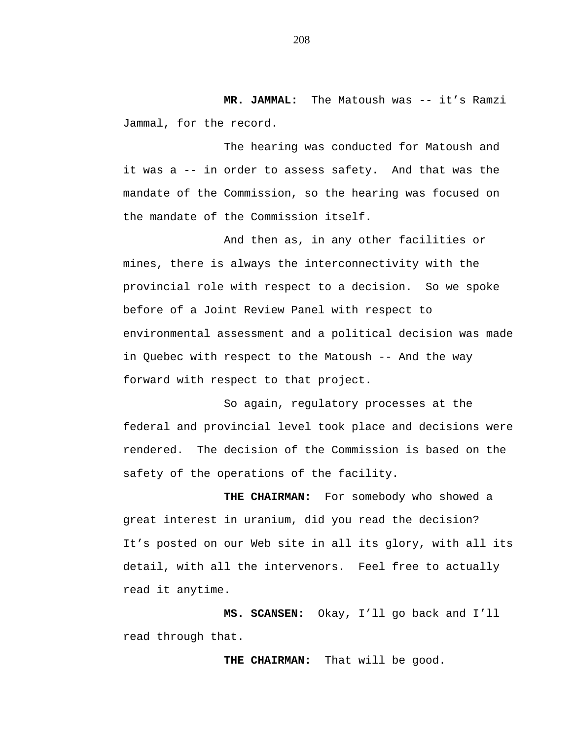**MR. JAMMAL:** The Matoush was -- it's Ramzi Jammal, for the record.

The hearing was conducted for Matoush and it was a -- in order to assess safety. And that was the mandate of the Commission, so the hearing was focused on the mandate of the Commission itself.

And then as, in any other facilities or mines, there is always the interconnectivity with the provincial role with respect to a decision. So we spoke before of a Joint Review Panel with respect to environmental assessment and a political decision was made in Quebec with respect to the Matoush -- And the way forward with respect to that project.

So again, regulatory processes at the federal and provincial level took place and decisions were rendered. The decision of the Commission is based on the safety of the operations of the facility.

**THE CHAIRMAN:** For somebody who showed a great interest in uranium, did you read the decision? It's posted on our Web site in all its glory, with all its detail, with all the intervenors. Feel free to actually read it anytime.

**MS. SCANSEN:** Okay, I'll go back and I'll read through that.

**THE CHAIRMAN:** That will be good.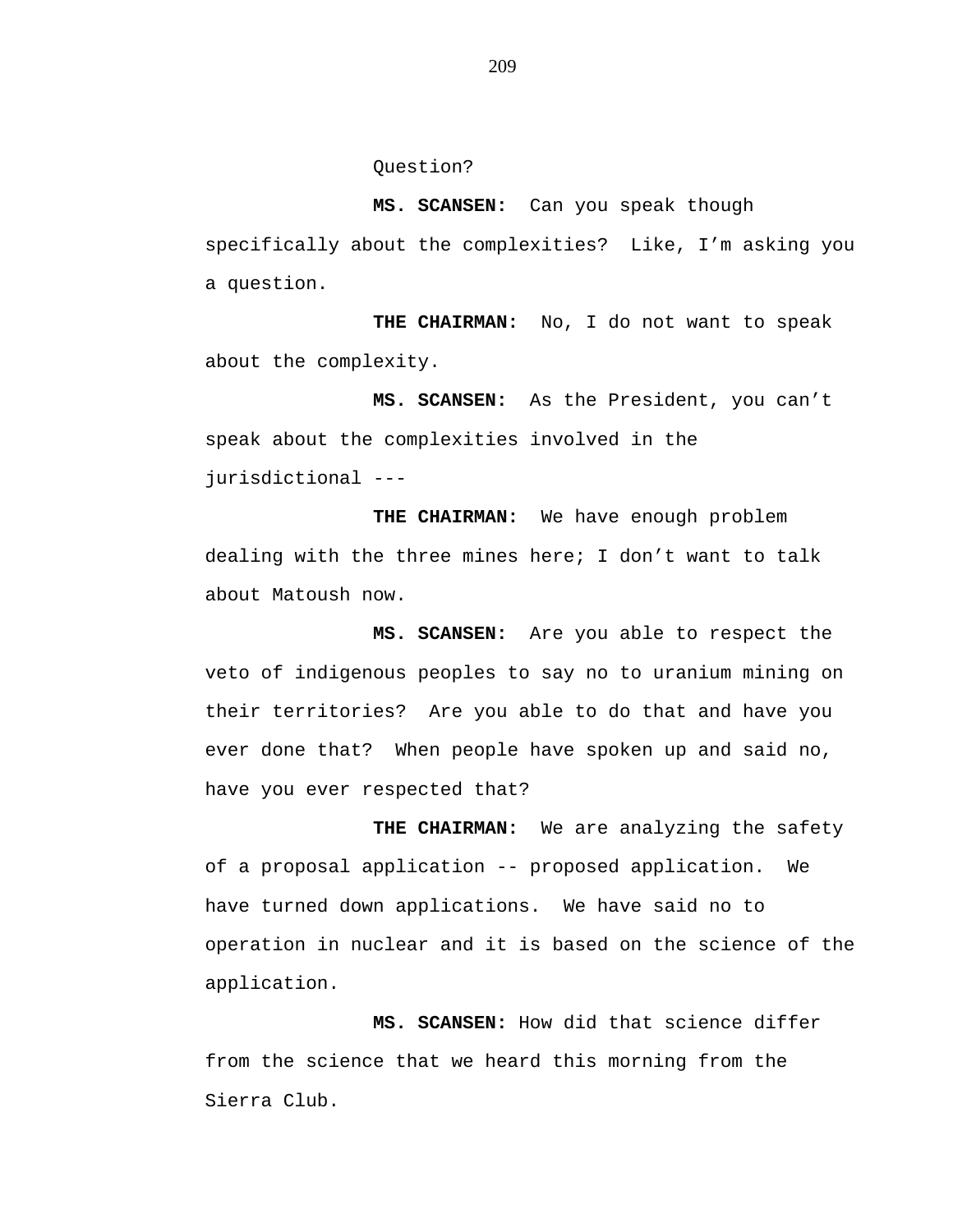Question?

**MS. SCANSEN:** Can you speak though specifically about the complexities? Like, I'm asking you a question.

**THE CHAIRMAN:** No, I do not want to speak about the complexity.

**MS. SCANSEN:** As the President, you can't speak about the complexities involved in the jurisdictional ---

**THE CHAIRMAN:** We have enough problem dealing with the three mines here; I don't want to talk about Matoush now.

**MS. SCANSEN:** Are you able to respect the veto of indigenous peoples to say no to uranium mining on their territories? Are you able to do that and have you ever done that? When people have spoken up and said no, have you ever respected that?

**THE CHAIRMAN:** We are analyzing the safety of a proposal application -- proposed application. We have turned down applications. We have said no to operation in nuclear and it is based on the science of the application.

**MS. SCANSEN:** How did that science differ from the science that we heard this morning from the Sierra Club.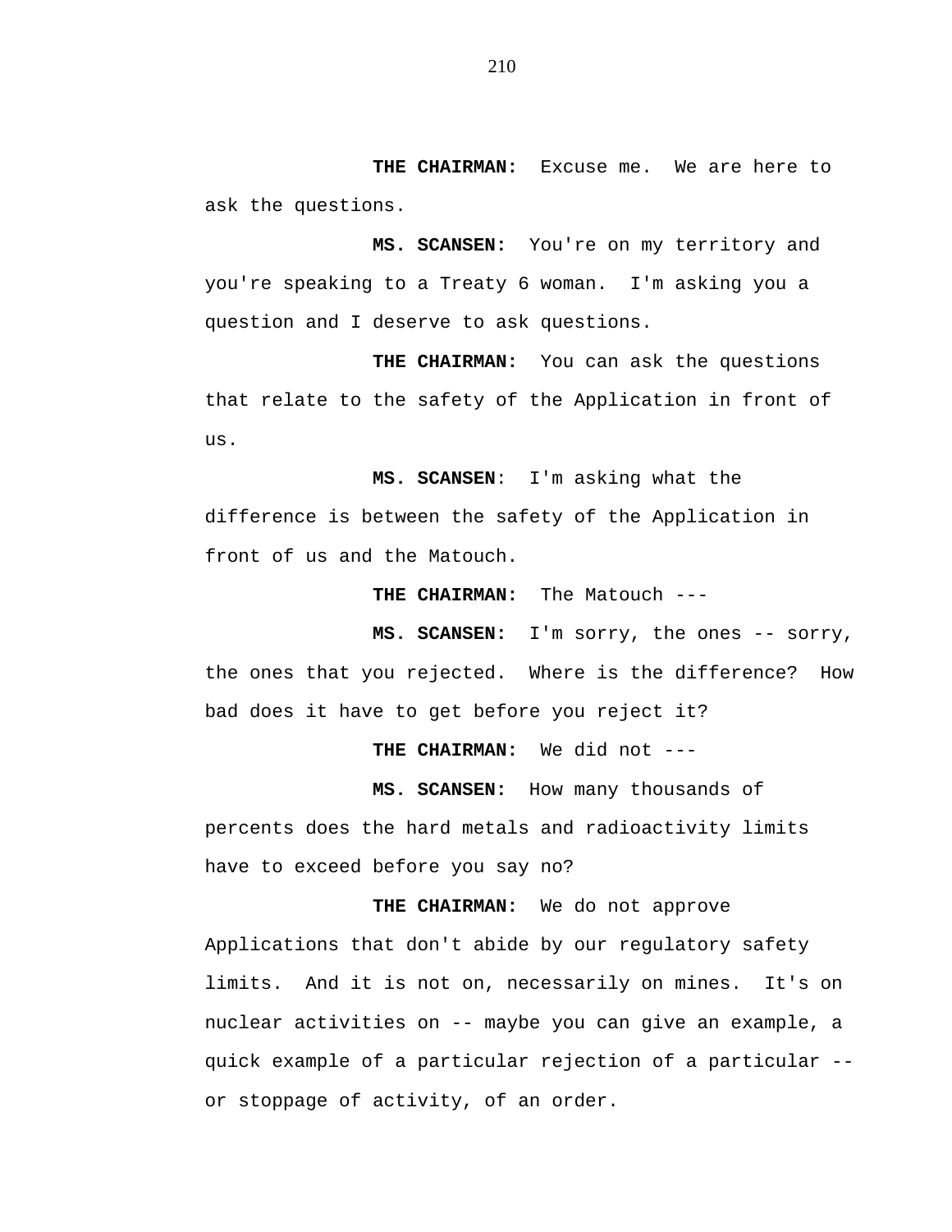**THE CHAIRMAN:** Excuse me. We are here to ask the questions.

**MS. SCANSEN:** You're on my territory and you're speaking to a Treaty 6 woman. I'm asking you a question and I deserve to ask questions.

**THE CHAIRMAN:** You can ask the questions that relate to the safety of the Application in front of us.

**MS. SCANSEN**: I'm asking what the difference is between the safety of the Application in front of us and the Matouch.

**THE CHAIRMAN:** The Matouch ---

**MS. SCANSEN:** I'm sorry, the ones -- sorry, the ones that you rejected. Where is the difference? How bad does it have to get before you reject it?

**THE CHAIRMAN:** We did not ---

**MS. SCANSEN:** How many thousands of percents does the hard metals and radioactivity limits have to exceed before you say no?

**THE CHAIRMAN:** We do not approve Applications that don't abide by our regulatory safety limits. And it is not on, necessarily on mines. It's on nuclear activities on -- maybe you can give an example, a quick example of a particular rejection of a particular -- or stoppage of activity, of an order.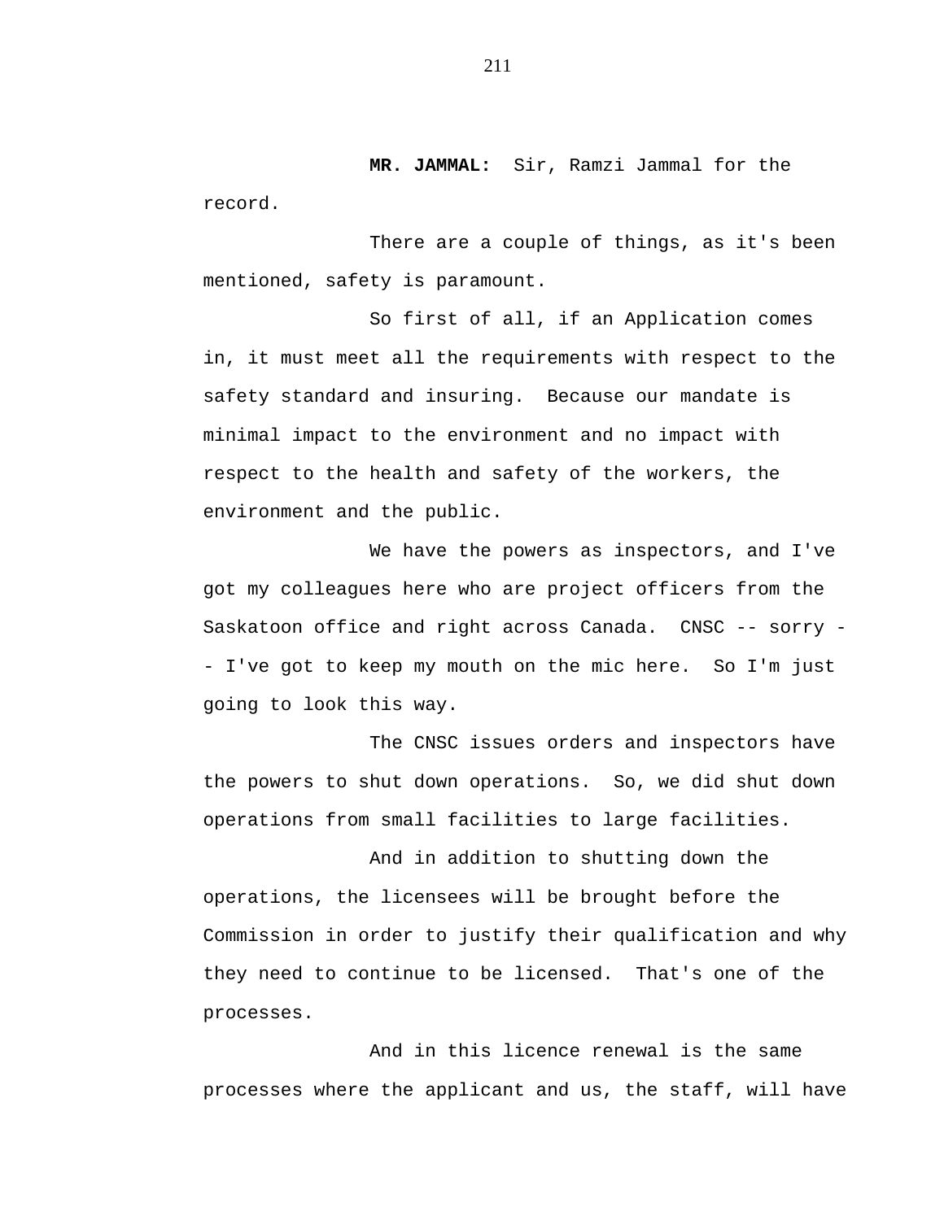**MR. JAMMAL:** Sir, Ramzi Jammal for the record.

There are a couple of things, as it's been mentioned, safety is paramount.

So first of all, if an Application comes in, it must meet all the requirements with respect to the safety standard and insuring. Because our mandate is minimal impact to the environment and no impact with respect to the health and safety of the workers, the environment and the public.

We have the powers as inspectors, and I've got my colleagues here who are project officers from the Saskatoon office and right across Canada. CNSC -- sorry -- I've got to keep my mouth on the mic here. So I'm just going to look this way.

The CNSC issues orders and inspectors have the powers to shut down operations. So, we did shut down operations from small facilities to large facilities.

And in addition to shutting down the operations, the licensees will be brought before the Commission in order to justify their qualification and why they need to continue to be licensed. That's one of the processes.

And in this licence renewal is the same processes where the applicant and us, the staff, will have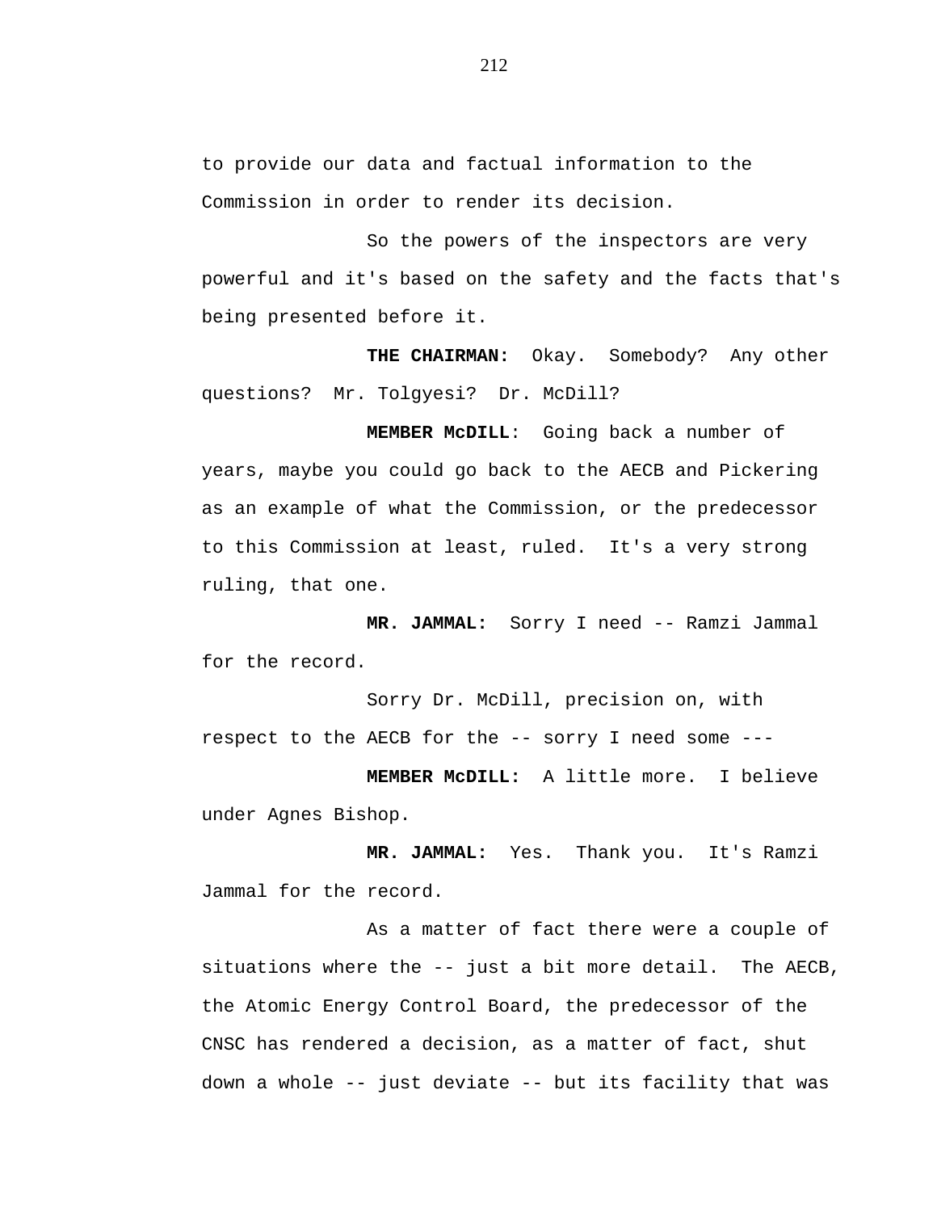to provide our data and factual information to the Commission in order to render its decision.

So the powers of the inspectors are very powerful and it's based on the safety and the facts that's being presented before it.

**THE CHAIRMAN:** Okay. Somebody? Any other questions? Mr. Tolgyesi? Dr. McDill?

**MEMBER McDILL**: Going back a number of years, maybe you could go back to the AECB and Pickering as an example of what the Commission, or the predecessor to this Commission at least, ruled. It's a very strong ruling, that one.

**MR. JAMMAL:** Sorry I need -- Ramzi Jammal for the record.

Sorry Dr. McDill, precision on, with respect to the AECB for the -- sorry I need some ---

**MEMBER McDILL:** A little more. I believe under Agnes Bishop.

**MR. JAMMAL:** Yes. Thank you. It's Ramzi Jammal for the record.

As a matter of fact there were a couple of situations where the -- just a bit more detail. The AECB, the Atomic Energy Control Board, the predecessor of the CNSC has rendered a decision, as a matter of fact, shut down a whole -- just deviate -- but its facility that was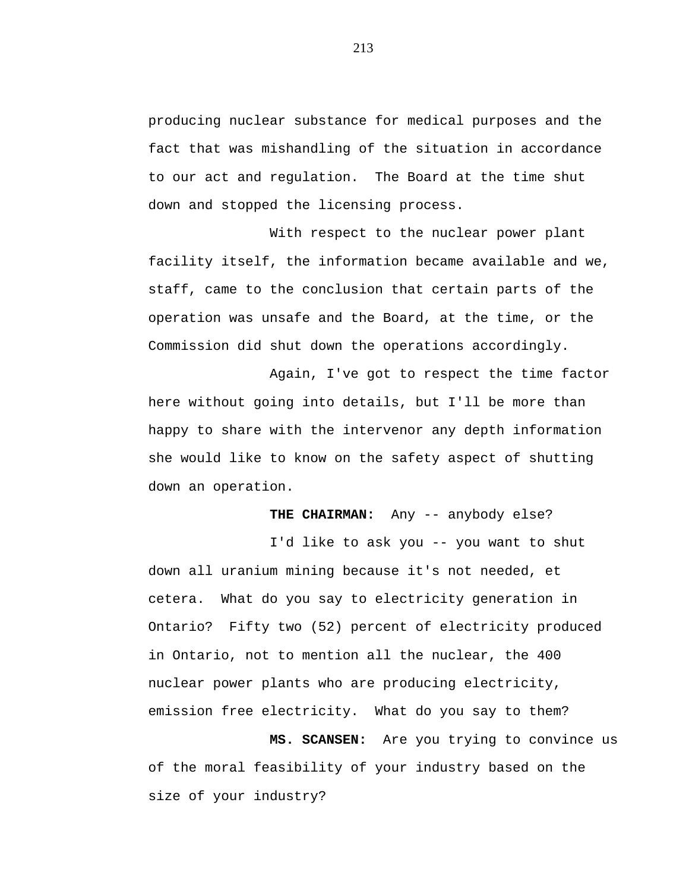producing nuclear substance for medical purposes and the fact that was mishandling of the situation in accordance to our act and regulation. The Board at the time shut down and stopped the licensing process.

With respect to the nuclear power plant facility itself, the information became available and we, staff, came to the conclusion that certain parts of the operation was unsafe and the Board, at the time, or the Commission did shut down the operations accordingly.

Again, I've got to respect the time factor here without going into details, but I'll be more than happy to share with the intervenor any depth information she would like to know on the safety aspect of shutting down an operation.

**THE CHAIRMAN:** Any -- anybody else?

I'd like to ask you -- you want to shut down all uranium mining because it's not needed, et cetera. What do you say to electricity generation in Ontario? Fifty two (52) percent of electricity produced in Ontario, not to mention all the nuclear, the 400 nuclear power plants who are producing electricity, emission free electricity. What do you say to them?

**MS. SCANSEN:** Are you trying to convince us of the moral feasibility of your industry based on the size of your industry?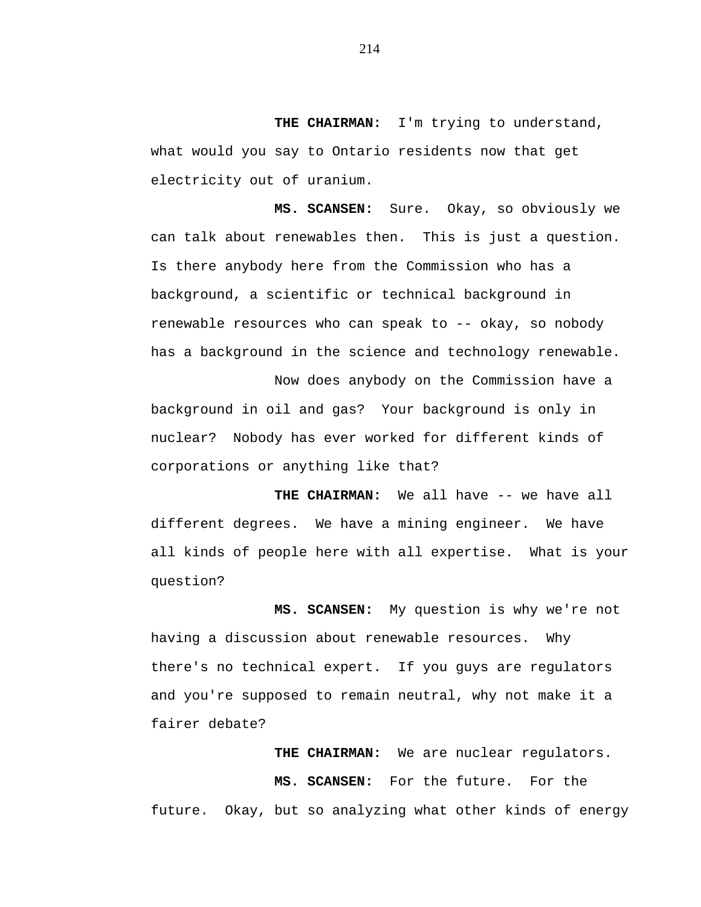**THE CHAIRMAN:** I'm trying to understand, what would you say to Ontario residents now that get electricity out of uranium.

**MS. SCANSEN:** Sure. Okay, so obviously we can talk about renewables then. This is just a question. Is there anybody here from the Commission who has a background, a scientific or technical background in renewable resources who can speak to -- okay, so nobody has a background in the science and technology renewable.

Now does anybody on the Commission have a background in oil and gas? Your background is only in nuclear? Nobody has ever worked for different kinds of corporations or anything like that?

**THE CHAIRMAN:** We all have -- we have all different degrees. We have a mining engineer. We have all kinds of people here with all expertise. What is your question?

**MS. SCANSEN:** My question is why we're not having a discussion about renewable resources. Why there's no technical expert. If you guys are regulators and you're supposed to remain neutral, why not make it a fairer debate?

**THE CHAIRMAN:** We are nuclear regulators.

**MS. SCANSEN:** For the future. For the future. Okay, but so analyzing what other kinds of energy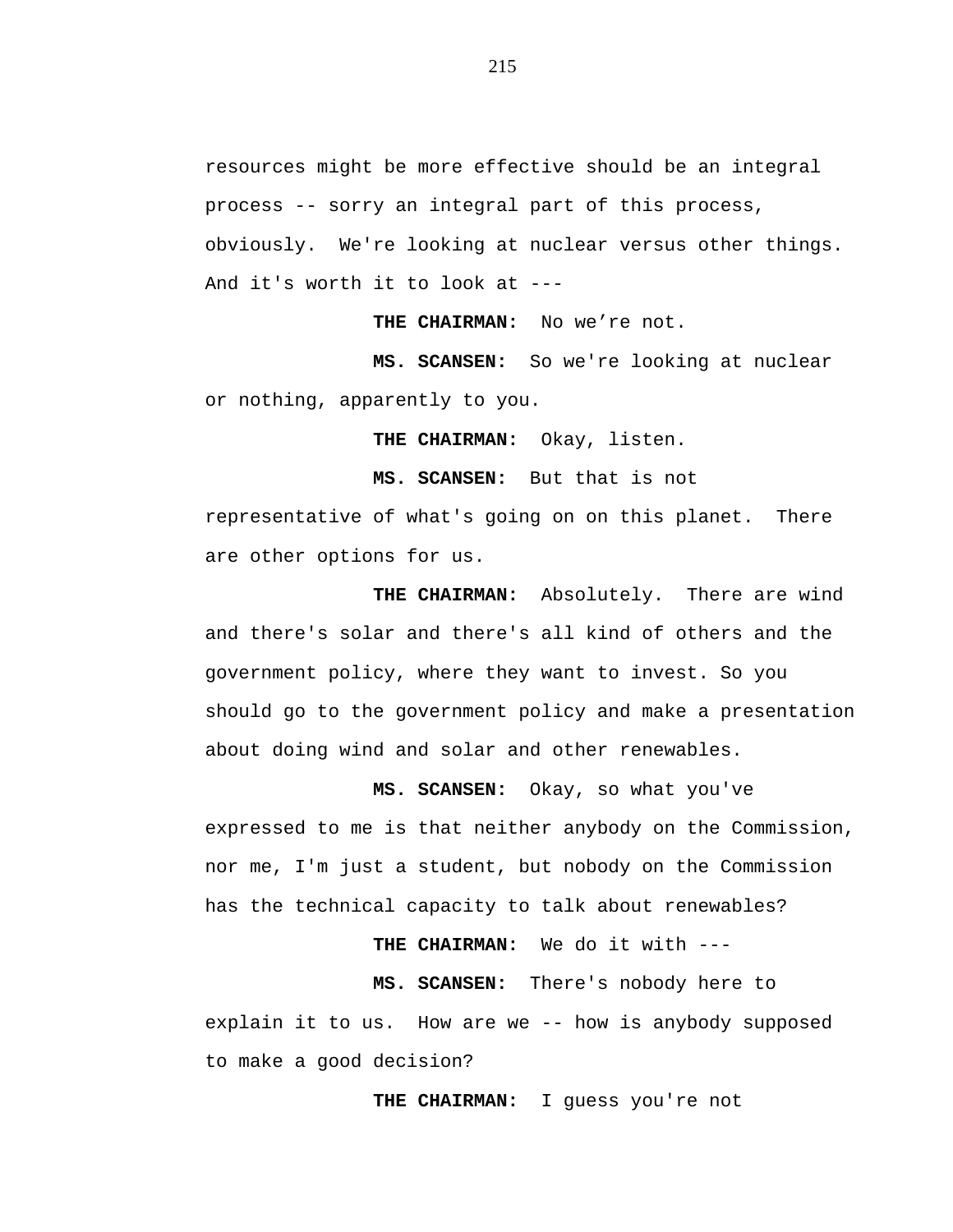resources might be more effective should be an integral process -- sorry an integral part of this process, obviously. We're looking at nuclear versus other things. And it's worth it to look at ---

**THE CHAIRMAN:** No we’re not.

**MS. SCANSEN:** So we're looking at nuclear or nothing, apparently to you.

**THE CHAIRMAN:** Okay, listen.

**MS. SCANSEN:** But that is not representative of what's going on on this planet. There are other options for us.

**THE CHAIRMAN:** Absolutely. There are wind and there's solar and there's all kind of others and the government policy, where they want to invest. So you should go to the government policy and make a presentation about doing wind and solar and other renewables.

**MS. SCANSEN:** Okay, so what you've expressed to me is that neither anybody on the Commission, nor me, I'm just a student, but nobody on the Commission has the technical capacity to talk about renewables?

**THE CHAIRMAN:** We do it with ---

**MS. SCANSEN:** There's nobody here to explain it to us. How are we -- how is anybody supposed to make a good decision?

**THE CHAIRMAN:** I guess you're not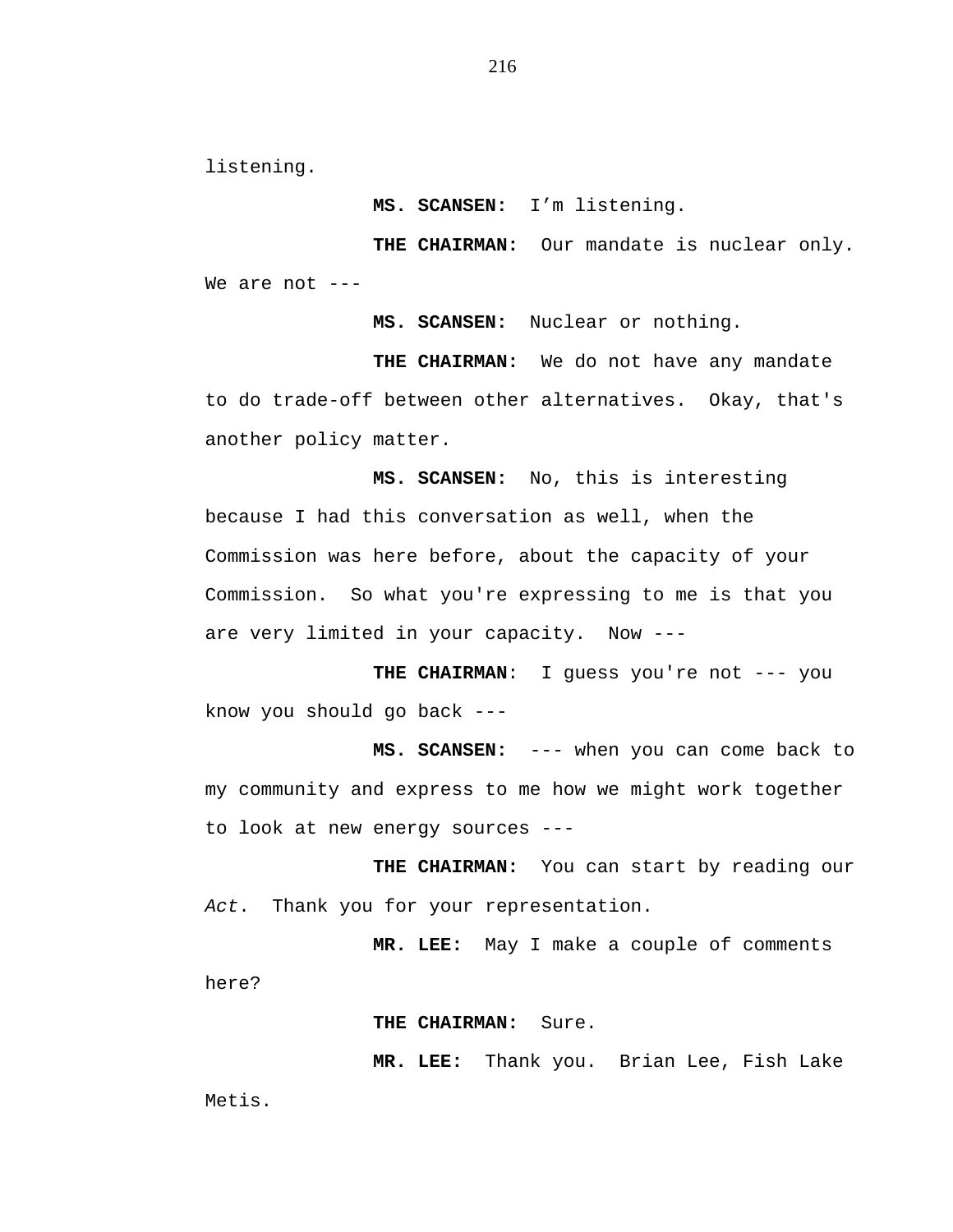listening.

**MS. SCANSEN:** I'm listening.

**THE CHAIRMAN:** Our mandate is nuclear only. We are not ---

**MS. SCANSEN:** Nuclear or nothing.

**THE CHAIRMAN:** We do not have any mandate to do trade-off between other alternatives. Okay, that's another policy matter.

**MS. SCANSEN:** No, this is interesting because I had this conversation as well, when the Commission was here before, about the capacity of your Commission. So what you're expressing to me is that you are very limited in your capacity. Now ---

**THE CHAIRMAN**: I guess you're not --- you know you should go back ---

**MS. SCANSEN:** --- when you can come back to my community and express to me how we might work together to look at new energy sources ---

**THE CHAIRMAN:** You can start by reading our *Act*. Thank you for your representation.

**MR. LEE:** May I make a couple of comments here?

**THE CHAIRMAN:** Sure.

**MR. LEE:** Thank you. Brian Lee, Fish Lake Metis.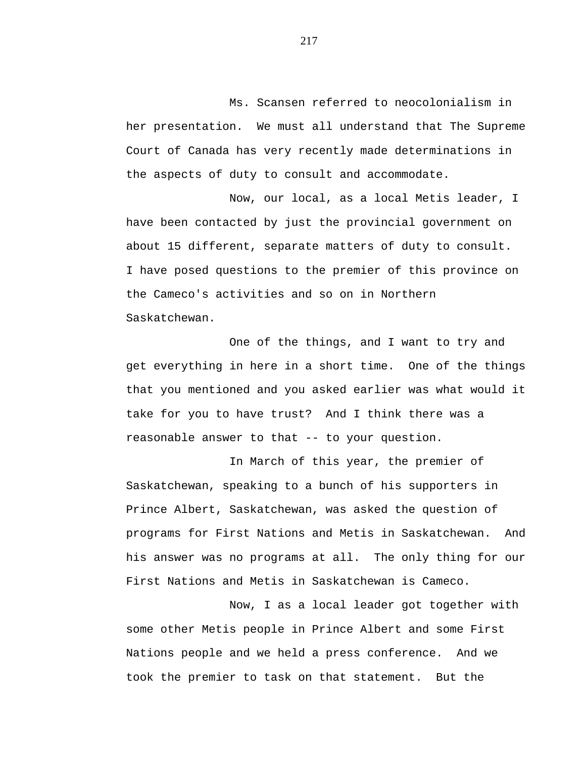Ms. Scansen referred to neocolonialism in her presentation. We must all understand that The Supreme Court of Canada has very recently made determinations in the aspects of duty to consult and accommodate.

Now, our local, as a local Metis leader, I have been contacted by just the provincial government on about 15 different, separate matters of duty to consult. I have posed questions to the premier of this province on the Cameco's activities and so on in Northern Saskatchewan.

One of the things, and I want to try and get everything in here in a short time. One of the things that you mentioned and you asked earlier was what would it take for you to have trust? And I think there was a reasonable answer to that -- to your question.

In March of this year, the premier of Saskatchewan, speaking to a bunch of his supporters in Prince Albert, Saskatchewan, was asked the question of programs for First Nations and Metis in Saskatchewan. And his answer was no programs at all. The only thing for our First Nations and Metis in Saskatchewan is Cameco.

Now, I as a local leader got together with some other Metis people in Prince Albert and some First Nations people and we held a press conference. And we took the premier to task on that statement. But the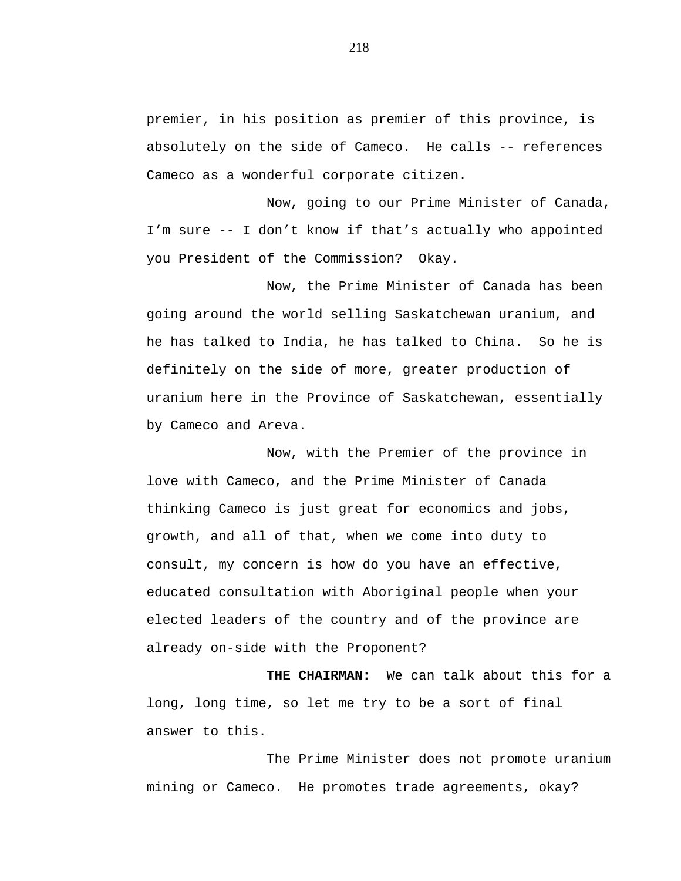premier, in his position as premier of this province, is absolutely on the side of Cameco. He calls -- references Cameco as a wonderful corporate citizen.

Now, going to our Prime Minister of Canada, I'm sure -- I don't know if that's actually who appointed you President of the Commission? Okay.

Now, the Prime Minister of Canada has been going around the world selling Saskatchewan uranium, and he has talked to India, he has talked to China. So he is definitely on the side of more, greater production of uranium here in the Province of Saskatchewan, essentially by Cameco and Areva.

Now, with the Premier of the province in love with Cameco, and the Prime Minister of Canada thinking Cameco is just great for economics and jobs, growth, and all of that, when we come into duty to consult, my concern is how do you have an effective, educated consultation with Aboriginal people when your elected leaders of the country and of the province are already on-side with the Proponent?

**THE CHAIRMAN:** We can talk about this for a long, long time, so let me try to be a sort of final answer to this.

The Prime Minister does not promote uranium mining or Cameco. He promotes trade agreements, okay?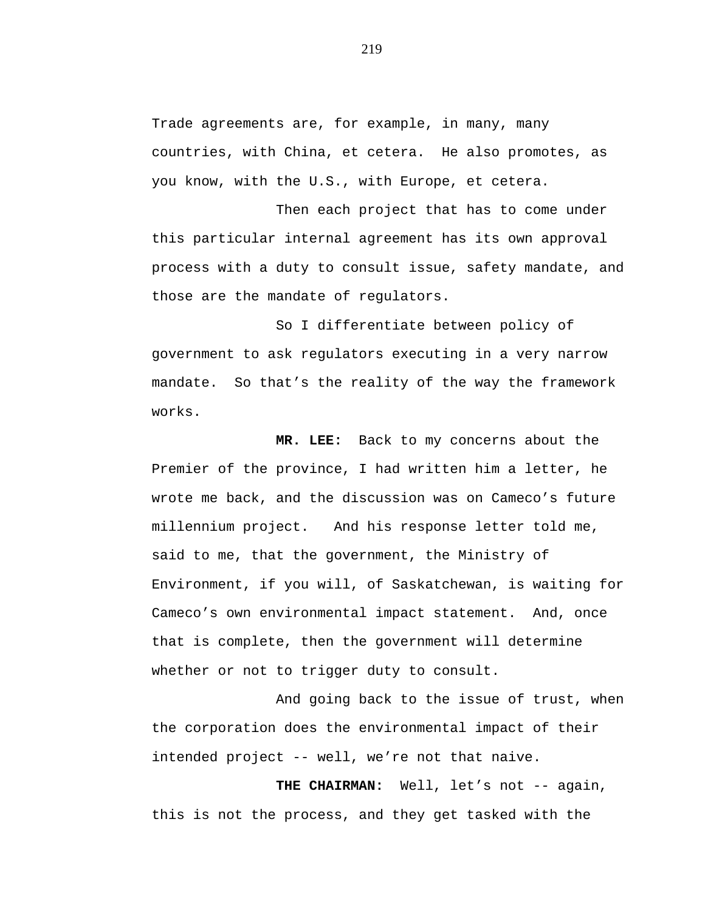Trade agreements are, for example, in many, many countries, with China, et cetera. He also promotes, as you know, with the U.S., with Europe, et cetera.

Then each project that has to come under this particular internal agreement has its own approval process with a duty to consult issue, safety mandate, and those are the mandate of regulators.

So I differentiate between policy of government to ask regulators executing in a very narrow mandate. So that's the reality of the way the framework works.

**MR. LEE:** Back to my concerns about the Premier of the province, I had written him a letter, he wrote me back, and the discussion was on Cameco's future millennium project. And his response letter told me, said to me, that the government, the Ministry of Environment, if you will, of Saskatchewan, is waiting for Cameco's own environmental impact statement. And, once that is complete, then the government will determine whether or not to trigger duty to consult.

And going back to the issue of trust, when the corporation does the environmental impact of their intended project -- well, we're not that naive.

**THE CHAIRMAN:** Well, let's not -- again, this is not the process, and they get tasked with the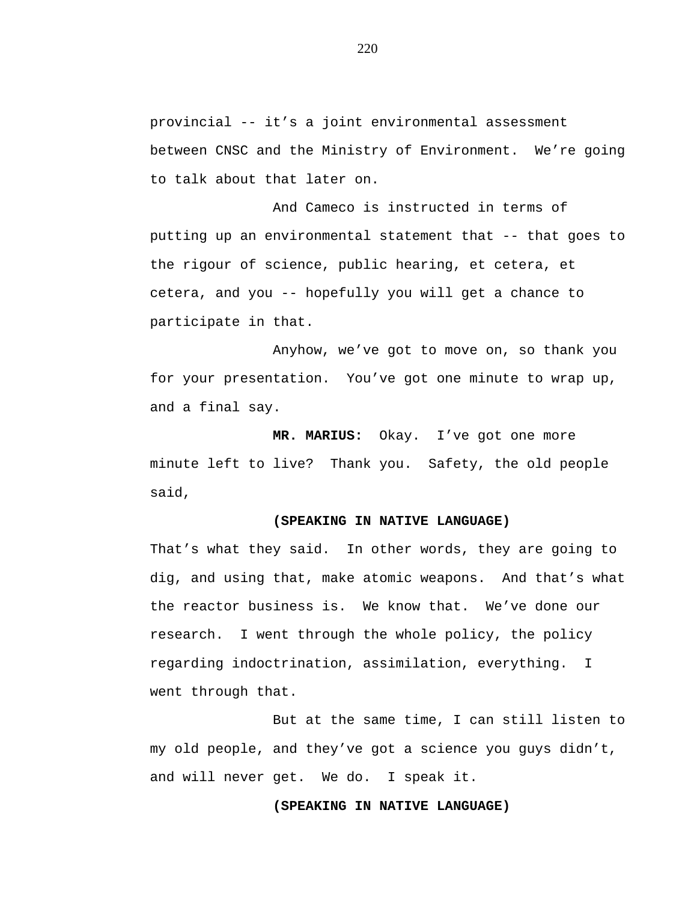provincial -- it’s a joint environmental assessment between CNSC and the Ministry of Environment.  We’re going to talk about that later on.

And Cameco is instructed in terms of putting up an environmental statement that -- that goes to the rigour of science, public hearing, et cetera, et cetera, and you -- hopefully you will get a chance to participate in that.

Anyhow, we’ve got to move on, so thank you for your presentation.  You’ve got one minute to wrap up, and a final say.

**MR. MARIUS:**  Okay.  I’ve got one more minute left to live?  Thank you.  Safety, the old people said,

**(SPEAKING IN NATIVE LANGUAGE)**

That’s what they said.  In other words, they are going to dig, and using that, make atomic weapons.  And that’s what the reactor business is.  We know that.  We’ve done our research.  I went through the whole policy, the policy regarding indoctrination, assimilation, everything.  I went through that.

But at the same time, I can still listen to my old people, and they’ve got a science you guys didn’t, and will never get.  We do.  I speak it.

**(SPEAKING IN NATIVE LANGUAGE)**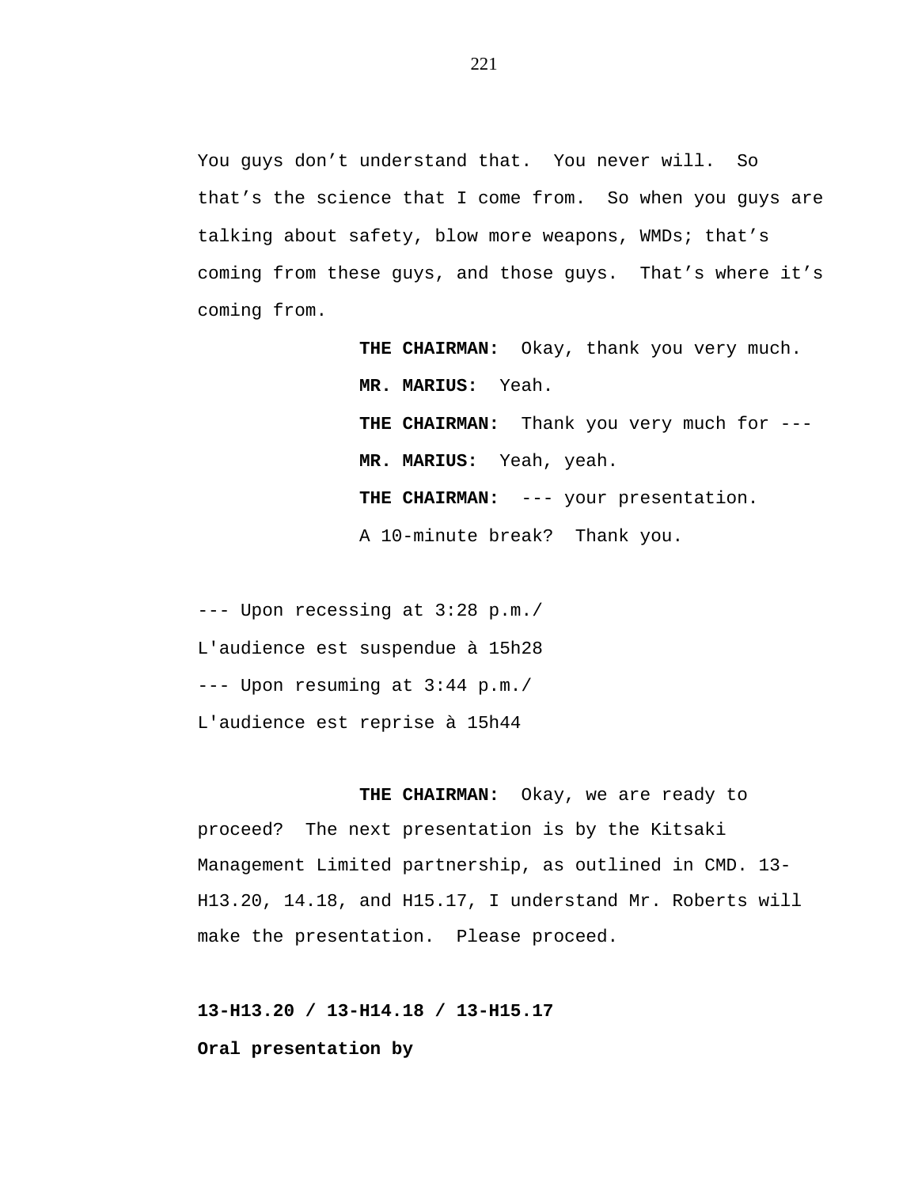You guys don't understand that. You never will. So that's the science that I come from. So when you guys are talking about safety, blow more weapons, WMDs; that's coming from these guys, and those guys. That's where it's coming from.

**THE CHAIRMAN:** Okay, thank you very much.

**MR. MARIUS:** Yeah.

**THE CHAIRMAN:** Thank you very much for ---

**MR. MARIUS:** Yeah, yeah.

**THE CHAIRMAN:** --- your presentation.

A 10-minute break? Thank you.

--- Upon recessing at 3:28 p.m./
L'audience est suspendue à 15h28
--- Upon resuming at 3:44 p.m./
L'audience est reprise à 15h44

**THE CHAIRMAN:** Okay, we are ready to proceed? The next presentation is by the Kitsaki Management Limited partnership, as outlined in CMD. 13-H13.20, 14.18, and H15.17, I understand Mr. Roberts will make the presentation. Please proceed.

**13-H13.20 / 13-H14.18 / 13-H15.17**

**Oral presentation by**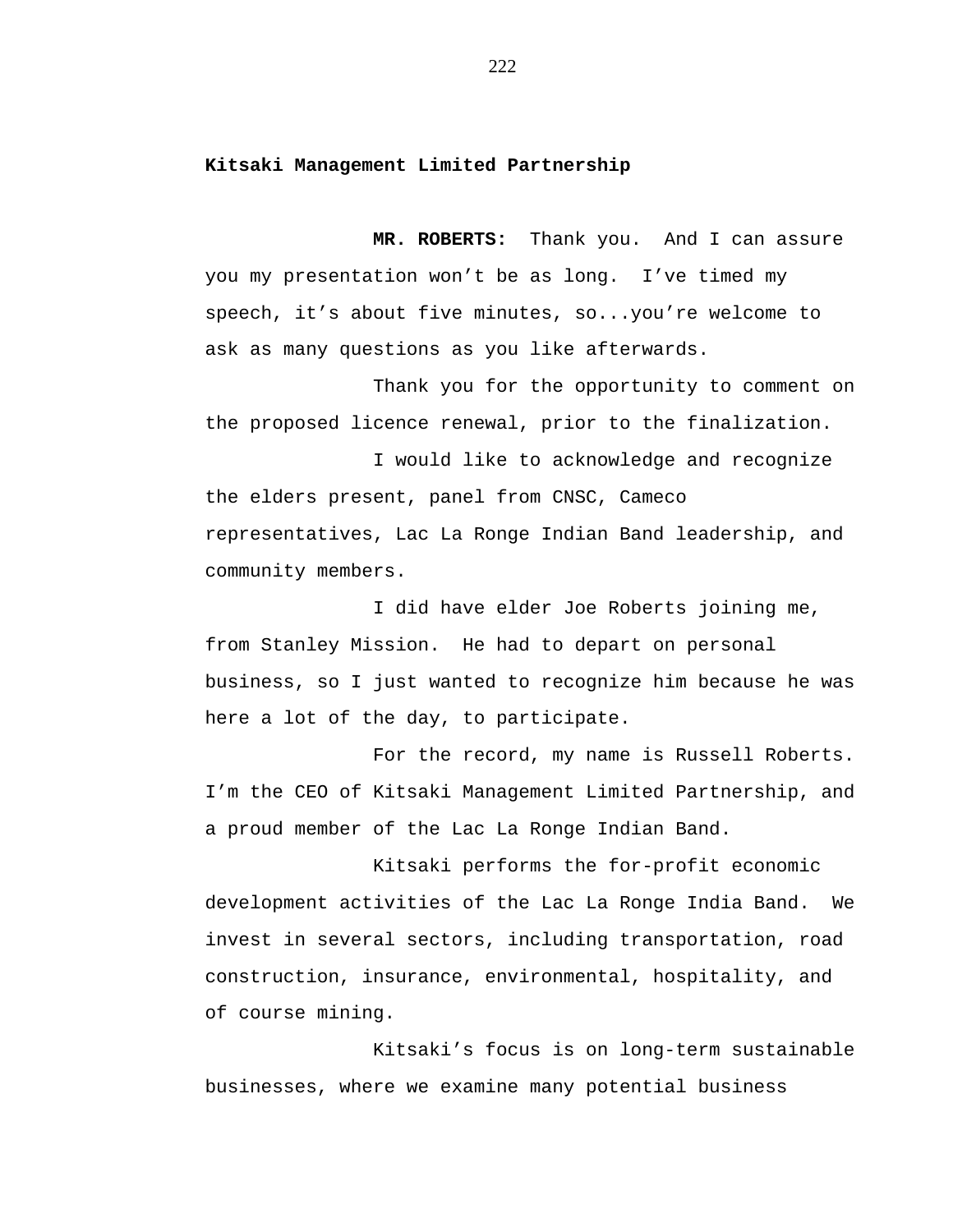**Kitsaki Management Limited Partnership**

**MR. ROBERTS:** Thank you. And I can assure you my presentation won't be as long. I've timed my speech, it's about five minutes, so...you're welcome to ask as many questions as you like afterwards.

Thank you for the opportunity to comment on the proposed licence renewal, prior to the finalization.

I would like to acknowledge and recognize the elders present, panel from CNSC, Cameco representatives, Lac La Ronge Indian Band leadership, and community members.

I did have elder Joe Roberts joining me, from Stanley Mission. He had to depart on personal business, so I just wanted to recognize him because he was here a lot of the day, to participate.

For the record, my name is Russell Roberts. I'm the CEO of Kitsaki Management Limited Partnership, and a proud member of the Lac La Ronge Indian Band.

Kitsaki performs the for-profit economic development activities of the Lac La Ronge India Band. We invest in several sectors, including transportation, road construction, insurance, environmental, hospitality, and of course mining.

Kitsaki's focus is on long-term sustainable businesses, where we examine many potential business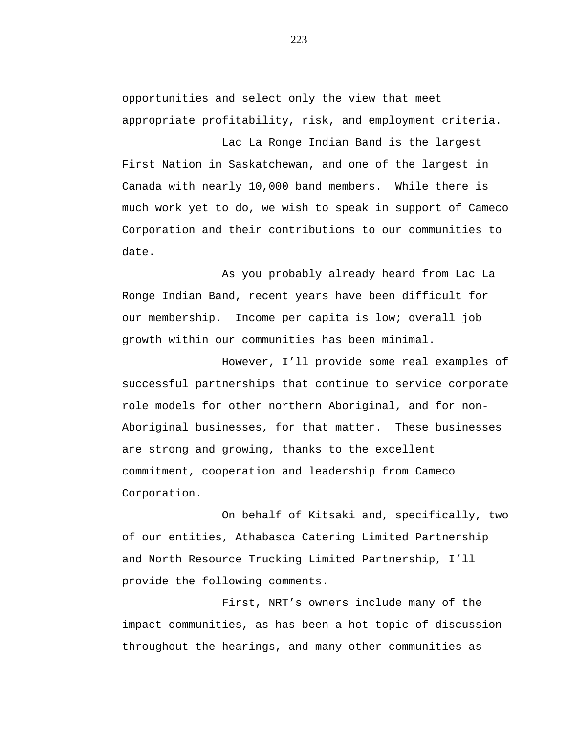opportunities and select only the view that meet appropriate profitability, risk, and employment criteria.

Lac La Ronge Indian Band is the largest First Nation in Saskatchewan, and one of the largest in Canada with nearly 10,000 band members. While there is much work yet to do, we wish to speak in support of Cameco Corporation and their contributions to our communities to date.

As you probably already heard from Lac La Ronge Indian Band, recent years have been difficult for our membership. Income per capita is low; overall job growth within our communities has been minimal.

However, I'll provide some real examples of successful partnerships that continue to service corporate role models for other northern Aboriginal, and for non-Aboriginal businesses, for that matter. These businesses are strong and growing, thanks to the excellent commitment, cooperation and leadership from Cameco Corporation.

On behalf of Kitsaki and, specifically, two of our entities, Athabasca Catering Limited Partnership and North Resource Trucking Limited Partnership, I'll provide the following comments.

First, NRT's owners include many of the impact communities, as has been a hot topic of discussion throughout the hearings, and many other communities as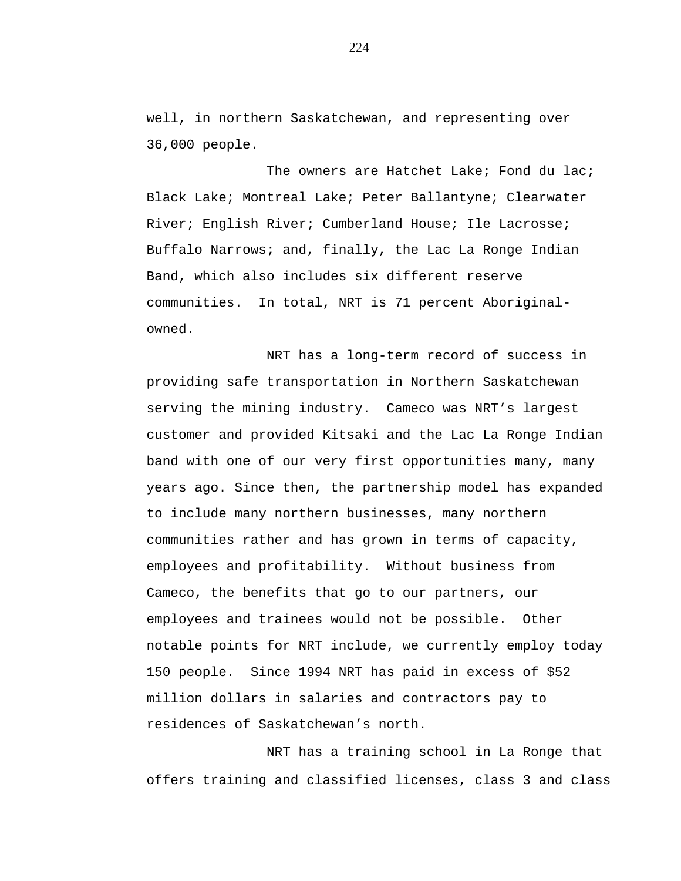well, in northern Saskatchewan, and representing over 36,000 people.

The owners are Hatchet Lake; Fond du lac; Black Lake; Montreal Lake; Peter Ballantyne; Clearwater River; English River; Cumberland House; Ile Lacrosse; Buffalo Narrows; and, finally, the Lac La Ronge Indian Band, which also includes six different reserve communities.  In total, NRT is 71 percent Aboriginal-owned.

NRT has a long-term record of success in providing safe transportation in Northern Saskatchewan serving the mining industry.  Cameco was NRT's largest customer and provided Kitsaki and the Lac La Ronge Indian band with one of our very first opportunities many, many years ago. Since then, the partnership model has expanded to include many northern businesses, many northern communities rather and has grown in terms of capacity, employees and profitability.  Without business from Cameco, the benefits that go to our partners, our employees and trainees would not be possible.  Other notable points for NRT include, we currently employ today 150 people.  Since 1994 NRT has paid in excess of $52 million dollars in salaries and contractors pay to residences of Saskatchewan's north.

NRT has a training school in La Ronge that offers training and classified licenses, class 3 and class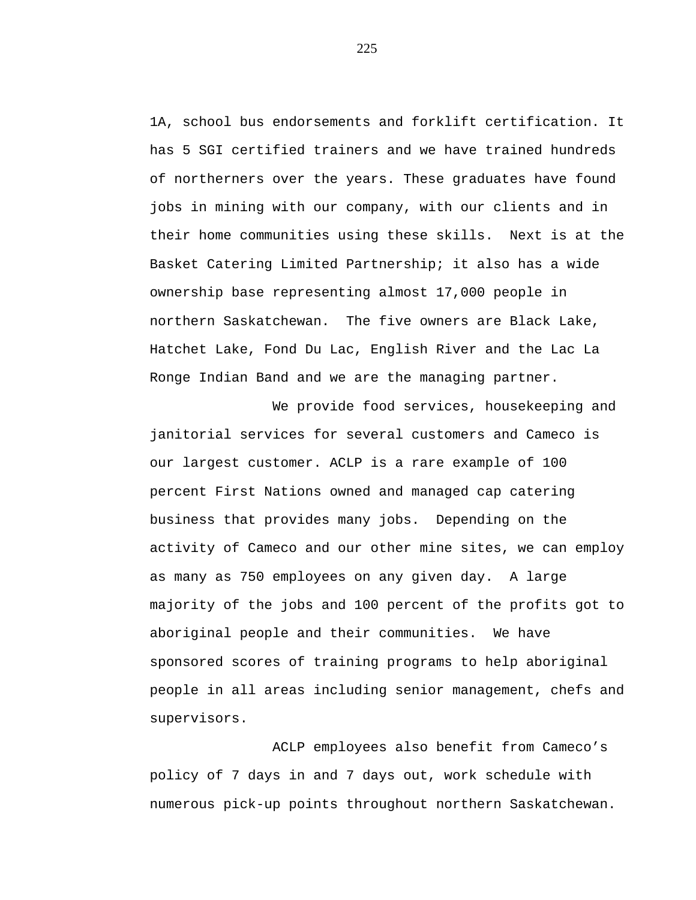1A, school bus endorsements and forklift certification. It has 5 SGI certified trainers and we have trained hundreds of northerners over the years. These graduates have found jobs in mining with our company, with our clients and in their home communities using these skills.  Next is at the Basket Catering Limited Partnership; it also has a wide ownership base representing almost 17,000 people in northern Saskatchewan.  The five owners are Black Lake, Hatchet Lake, Fond Du Lac, English River and the Lac La Ronge Indian Band and we are the managing partner.

We provide food services, housekeeping and janitorial services for several customers and Cameco is our largest customer. ACLP is a rare example of 100 percent First Nations owned and managed cap catering business that provides many jobs.  Depending on the activity of Cameco and our other mine sites, we can employ as many as 750 employees on any given day.  A large majority of the jobs and 100 percent of the profits got to aboriginal people and their communities.  We have sponsored scores of training programs to help aboriginal people in all areas including senior management, chefs and supervisors.

ACLP employees also benefit from Cameco’s policy of 7 days in and 7 days out, work schedule with numerous pick-up points throughout northern Saskatchewan.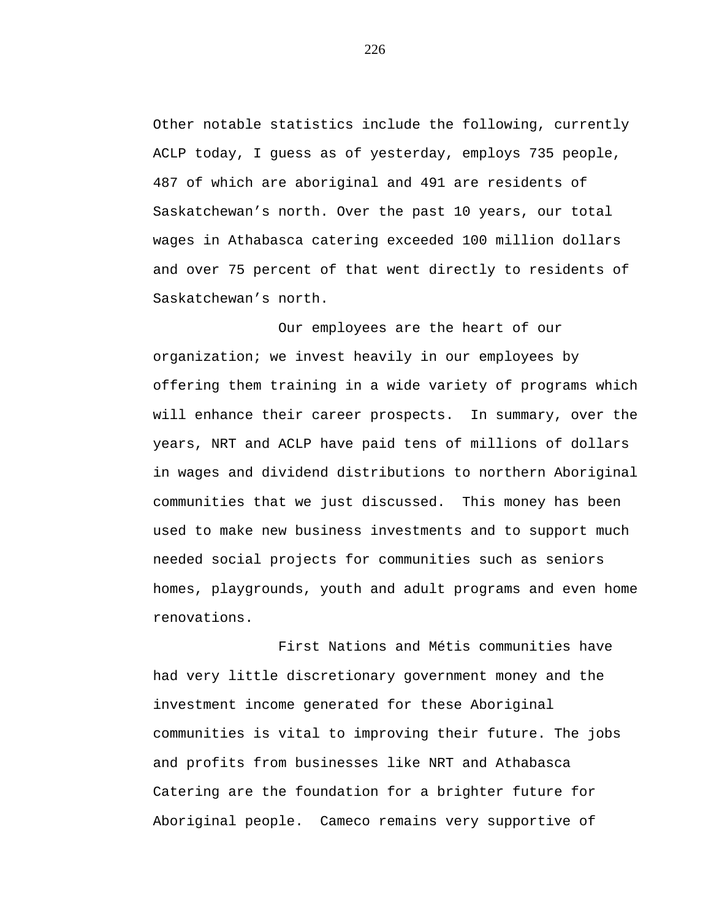Other notable statistics include the following, currently ACLP today, I guess as of yesterday, employs 735 people, 487 of which are aboriginal and 491 are residents of Saskatchewan's north. Over the past 10 years, our total wages in Athabasca catering exceeded 100 million dollars and over 75 percent of that went directly to residents of Saskatchewan's north.

Our employees are the heart of our organization; we invest heavily in our employees by offering them training in a wide variety of programs which will enhance their career prospects. In summary, over the years, NRT and ACLP have paid tens of millions of dollars in wages and dividend distributions to northern Aboriginal communities that we just discussed. This money has been used to make new business investments and to support much needed social projects for communities such as seniors homes, playgrounds, youth and adult programs and even home renovations.

First Nations and Métis communities have had very little discretionary government money and the investment income generated for these Aboriginal communities is vital to improving their future. The jobs and profits from businesses like NRT and Athabasca Catering are the foundation for a brighter future for Aboriginal people. Cameco remains very supportive of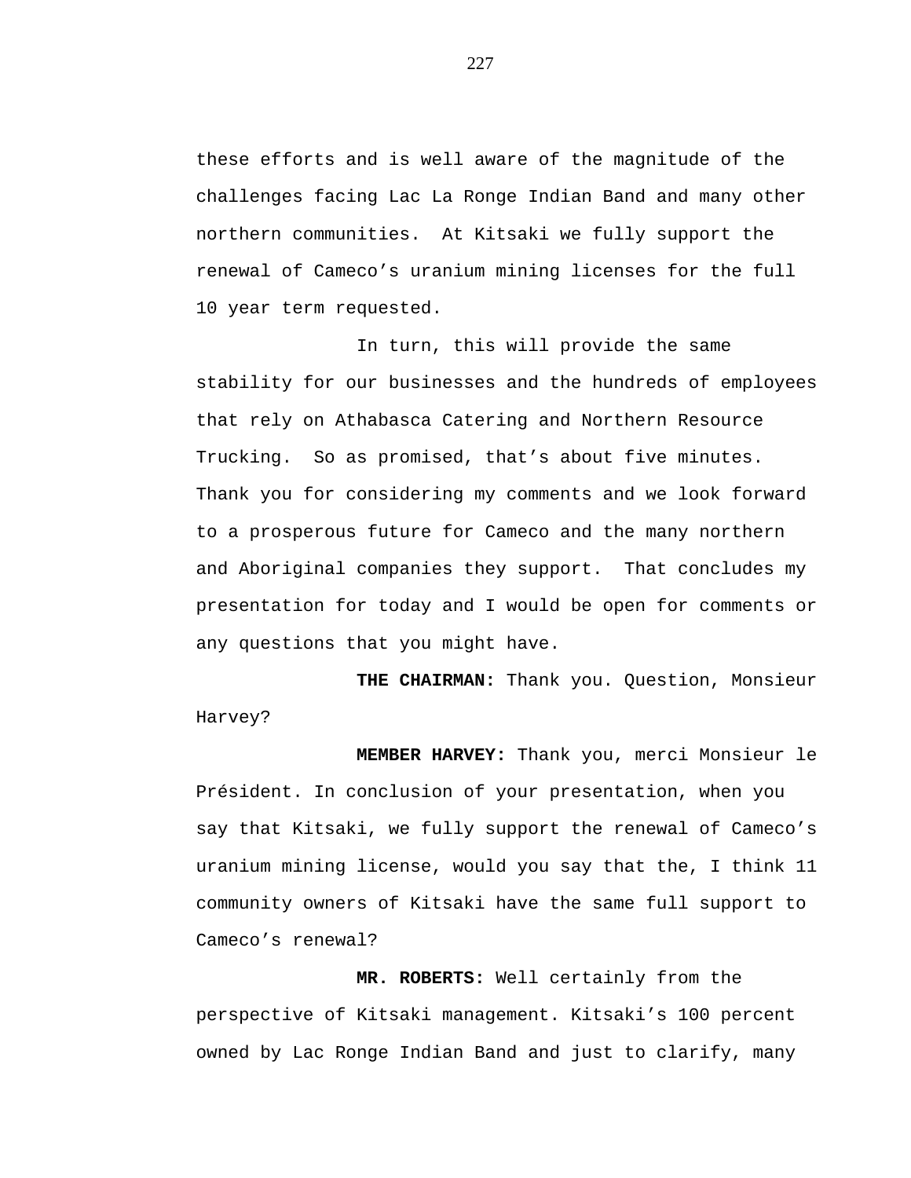these efforts and is well aware of the magnitude of the challenges facing Lac La Ronge Indian Band and many other northern communities. At Kitsaki we fully support the renewal of Cameco’s uranium mining licenses for the full 10 year term requested.

In turn, this will provide the same stability for our businesses and the hundreds of employees that rely on Athabasca Catering and Northern Resource Trucking. So as promised, that’s about five minutes. Thank you for considering my comments and we look forward to a prosperous future for Cameco and the many northern and Aboriginal companies they support. That concludes my presentation for today and I would be open for comments or any questions that you might have.

**THE CHAIRMAN:** Thank you. Question, Monsieur Harvey?

**MEMBER HARVEY:** Thank you, merci Monsieur le Président. In conclusion of your presentation, when you say that Kitsaki, we fully support the renewal of Cameco’s uranium mining license, would you say that the, I think 11 community owners of Kitsaki have the same full support to Cameco’s renewal?

**MR. ROBERTS:** Well certainly from the perspective of Kitsaki management. Kitsaki’s 100 percent owned by Lac Ronge Indian Band and just to clarify, many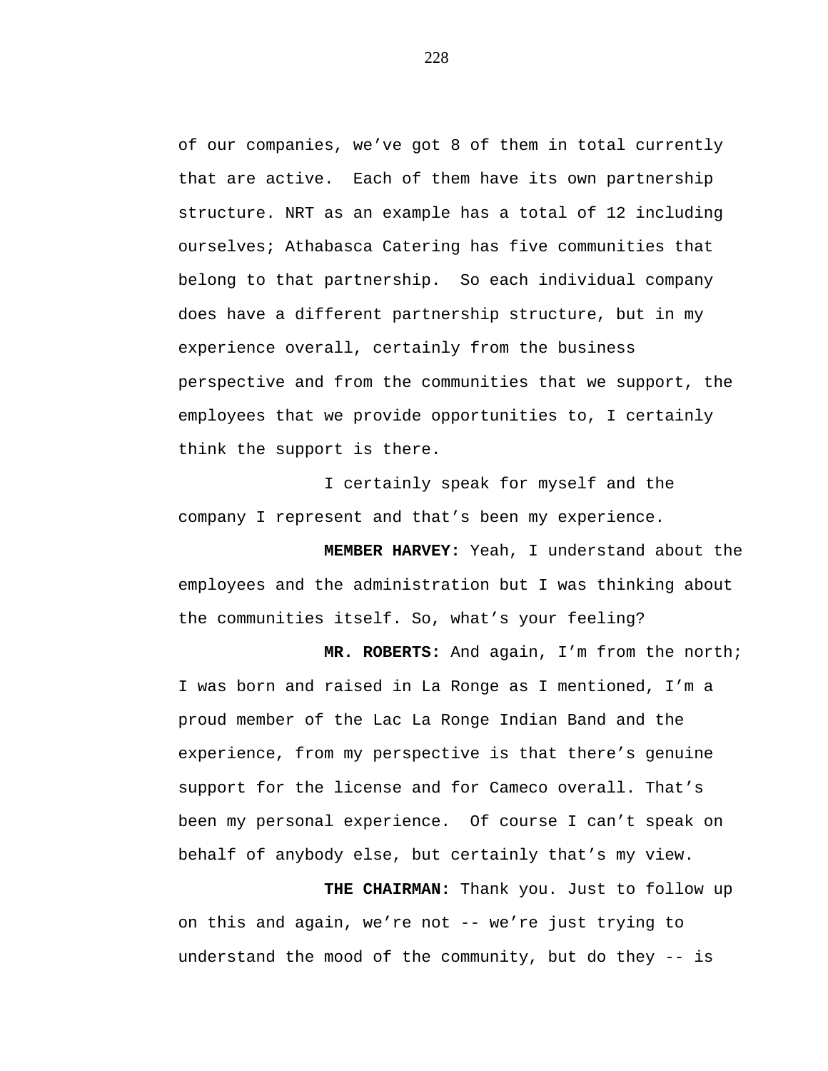of our companies, we've got 8 of them in total currently that are active. Each of them have its own partnership structure. NRT as an example has a total of 12 including ourselves; Athabasca Catering has five communities that belong to that partnership. So each individual company does have a different partnership structure, but in my experience overall, certainly from the business perspective and from the communities that we support, the employees that we provide opportunities to, I certainly think the support is there.

I certainly speak for myself and the company I represent and that's been my experience.

**MEMBER HARVEY:** Yeah, I understand about the employees and the administration but I was thinking about the communities itself. So, what's your feeling?

**MR. ROBERTS:** And again, I'm from the north; I was born and raised in La Ronge as I mentioned, I'm a proud member of the Lac La Ronge Indian Band and the experience, from my perspective is that there's genuine support for the license and for Cameco overall. That's been my personal experience. Of course I can't speak on behalf of anybody else, but certainly that's my view.

**THE CHAIRMAN:** Thank you. Just to follow up on this and again, we're not -- we're just trying to understand the mood of the community, but do they -- is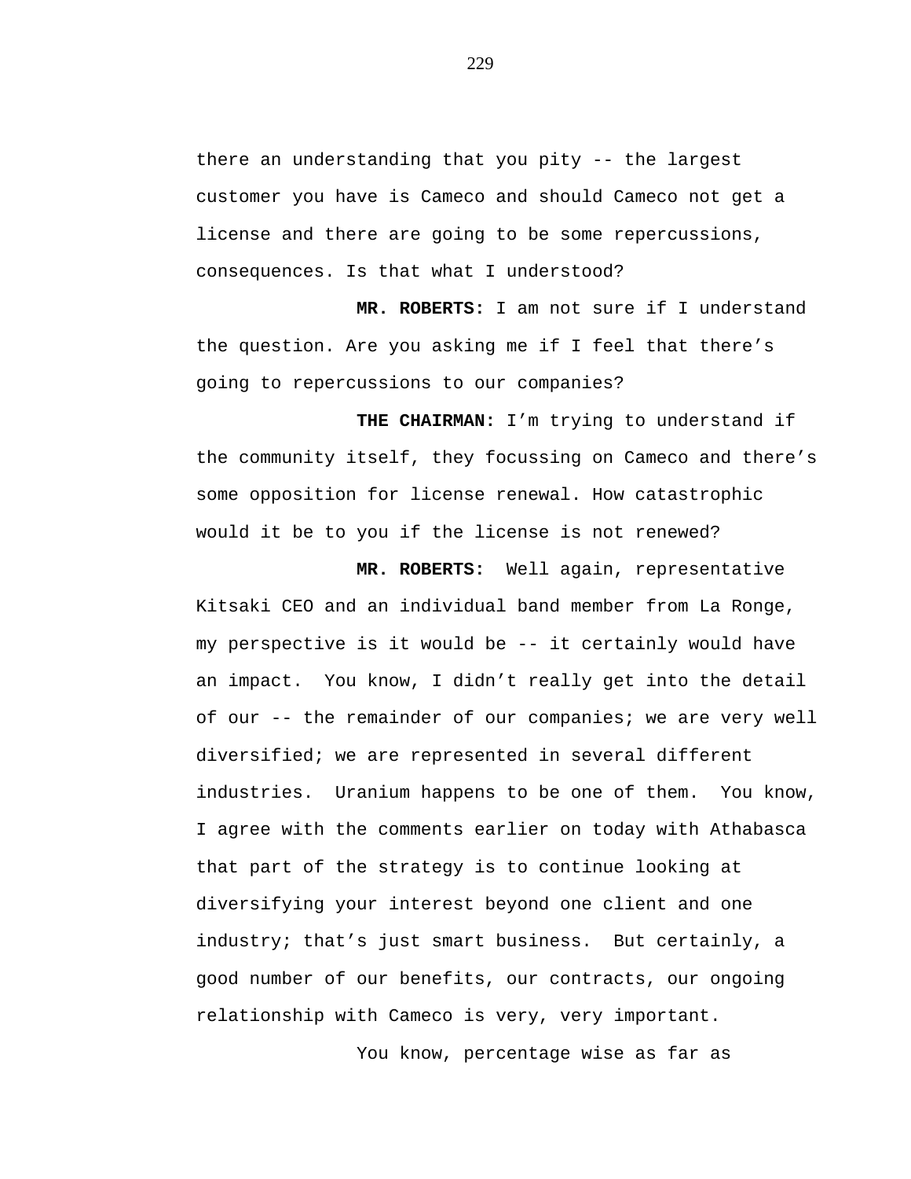there an understanding that you pity -- the largest customer you have is Cameco and should Cameco not get a license and there are going to be some repercussions, consequences. Is that what I understood?

**MR. ROBERTS:** I am not sure if I understand the question. Are you asking me if I feel that there's going to repercussions to our companies?

**THE CHAIRMAN:** I'm trying to understand if the community itself, they focussing on Cameco and there's some opposition for license renewal. How catastrophic would it be to you if the license is not renewed?

**MR. ROBERTS:** Well again, representative Kitsaki CEO and an individual band member from La Ronge, my perspective is it would be -- it certainly would have an impact. You know, I didn't really get into the detail of our -- the remainder of our companies; we are very well diversified; we are represented in several different industries. Uranium happens to be one of them. You know, I agree with the comments earlier on today with Athabasca that part of the strategy is to continue looking at diversifying your interest beyond one client and one industry; that's just smart business. But certainly, a good number of our benefits, our contracts, our ongoing relationship with Cameco is very, very important.

You know, percentage wise as far as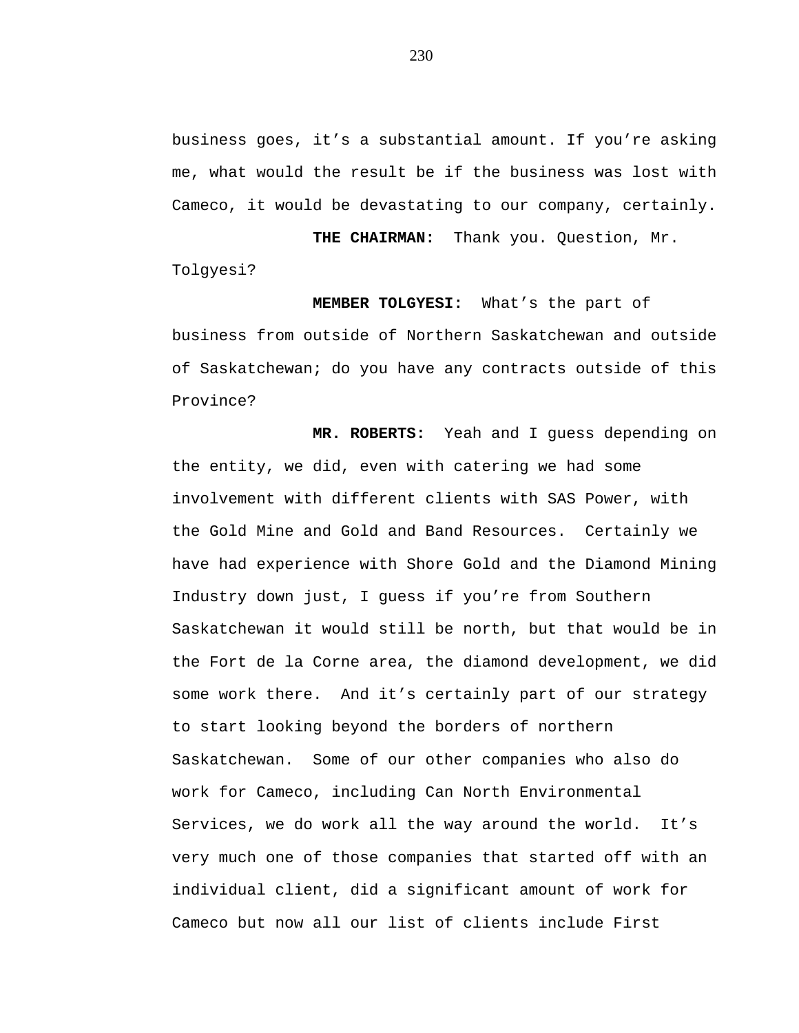business goes, it's a substantial amount. If you're asking me, what would the result be if the business was lost with Cameco, it would be devastating to our company, certainly.

**THE CHAIRMAN:** Thank you. Question, Mr. Tolgyesi?

**MEMBER TOLGYESI:** What's the part of business from outside of Northern Saskatchewan and outside of Saskatchewan; do you have any contracts outside of this Province?

**MR. ROBERTS:** Yeah and I guess depending on the entity, we did, even with catering we had some involvement with different clients with SAS Power, with the Gold Mine and Gold and Band Resources. Certainly we have had experience with Shore Gold and the Diamond Mining Industry down just, I guess if you're from Southern Saskatchewan it would still be north, but that would be in the Fort de la Corne area, the diamond development, we did some work there. And it's certainly part of our strategy to start looking beyond the borders of northern Saskatchewan. Some of our other companies who also do work for Cameco, including Can North Environmental Services, we do work all the way around the world. It's very much one of those companies that started off with an individual client, did a significant amount of work for Cameco but now all our list of clients include First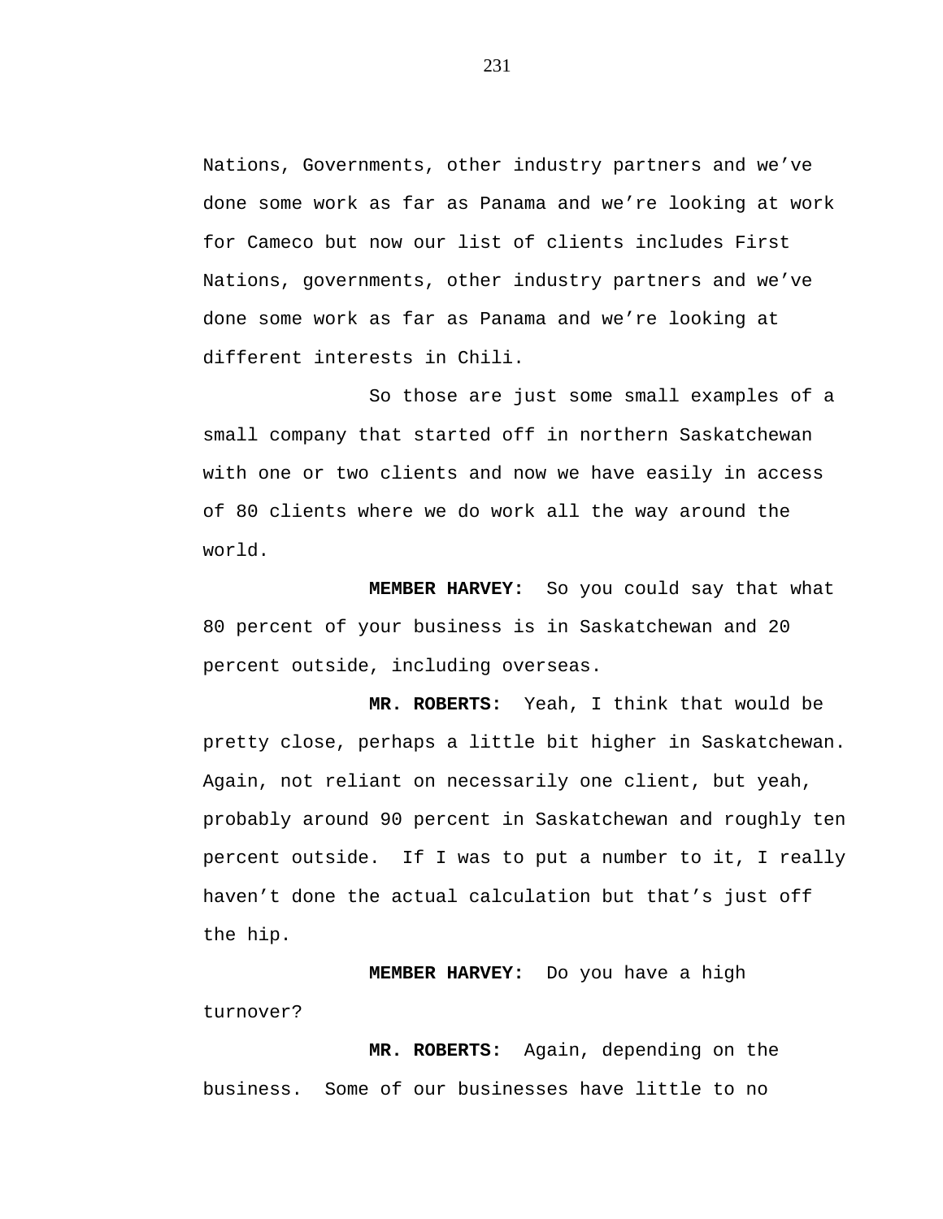Nations, Governments, other industry partners and we've done some work as far as Panama and we're looking at work for Cameco but now our list of clients includes First Nations, governments, other industry partners and we've done some work as far as Panama and we're looking at different interests in Chili.

So those are just some small examples of a small company that started off in northern Saskatchewan with one or two clients and now we have easily in access of 80 clients where we do work all the way around the world.

**MEMBER HARVEY:** So you could say that what 80 percent of your business is in Saskatchewan and 20 percent outside, including overseas.

**MR. ROBERTS:** Yeah, I think that would be pretty close, perhaps a little bit higher in Saskatchewan. Again, not reliant on necessarily one client, but yeah, probably around 90 percent in Saskatchewan and roughly ten percent outside. If I was to put a number to it, I really haven't done the actual calculation but that's just off the hip.

**MEMBER HARVEY:** Do you have a high turnover?

**MR. ROBERTS:** Again, depending on the business. Some of our businesses have little to no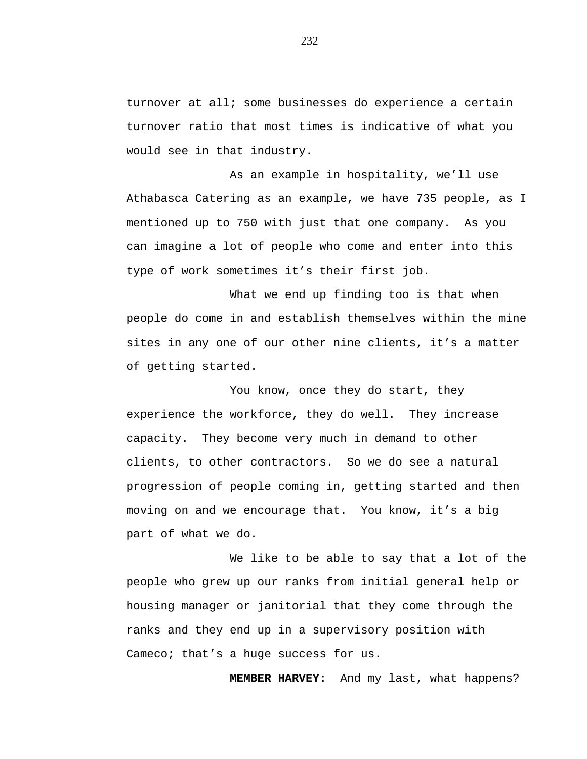turnover at all; some businesses do experience a certain turnover ratio that most times is indicative of what you would see in that industry.

As an example in hospitality, we’ll use Athabasca Catering as an example, we have 735 people, as I mentioned up to 750 with just that one company. As you can imagine a lot of people who come and enter into this type of work sometimes it’s their first job.

What we end up finding too is that when people do come in and establish themselves within the mine sites in any one of our other nine clients, it’s a matter of getting started.

You know, once they do start, they experience the workforce, they do well. They increase capacity. They become very much in demand to other clients, to other contractors. So we do see a natural progression of people coming in, getting started and then moving on and we encourage that. You know, it’s a big part of what we do.

We like to be able to say that a lot of the people who grew up our ranks from initial general help or housing manager or janitorial that they come through the ranks and they end up in a supervisory position with Cameco; that’s a huge success for us.

**MEMBER HARVEY:** And my last, what happens?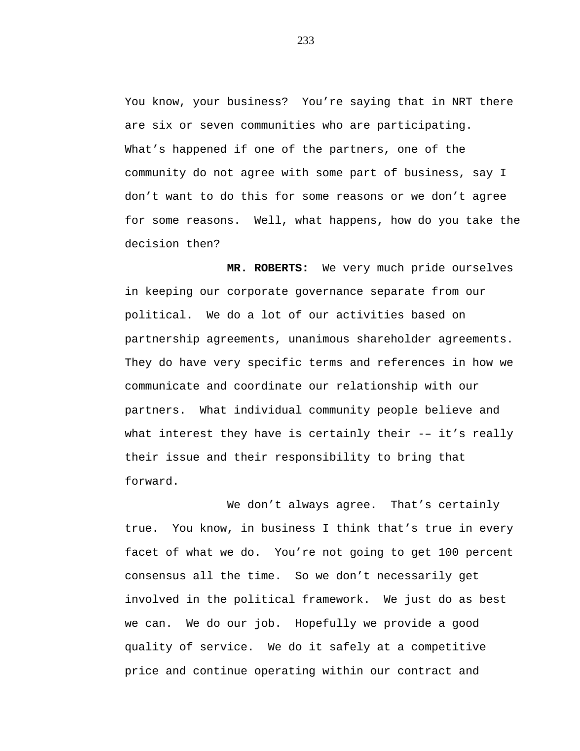You know, your business? You’re saying that in NRT there are six or seven communities who are participating. What’s happened if one of the partners, one of the community do not agree with some part of business, say I don’t want to do this for some reasons or we don’t agree for some reasons. Well, what happens, how do you take the decision then?

**MR. ROBERTS:** We very much pride ourselves in keeping our corporate governance separate from our political. We do a lot of our activities based on partnership agreements, unanimous shareholder agreements. They do have very specific terms and references in how we communicate and coordinate our relationship with our partners. What individual community people believe and what interest they have is certainly their -– it’s really their issue and their responsibility to bring that forward.

We don’t always agree. That’s certainly true. You know, in business I think that’s true in every facet of what we do. You’re not going to get 100 percent consensus all the time. So we don’t necessarily get involved in the political framework. We just do as best we can. We do our job. Hopefully we provide a good quality of service. We do it safely at a competitive price and continue operating within our contract and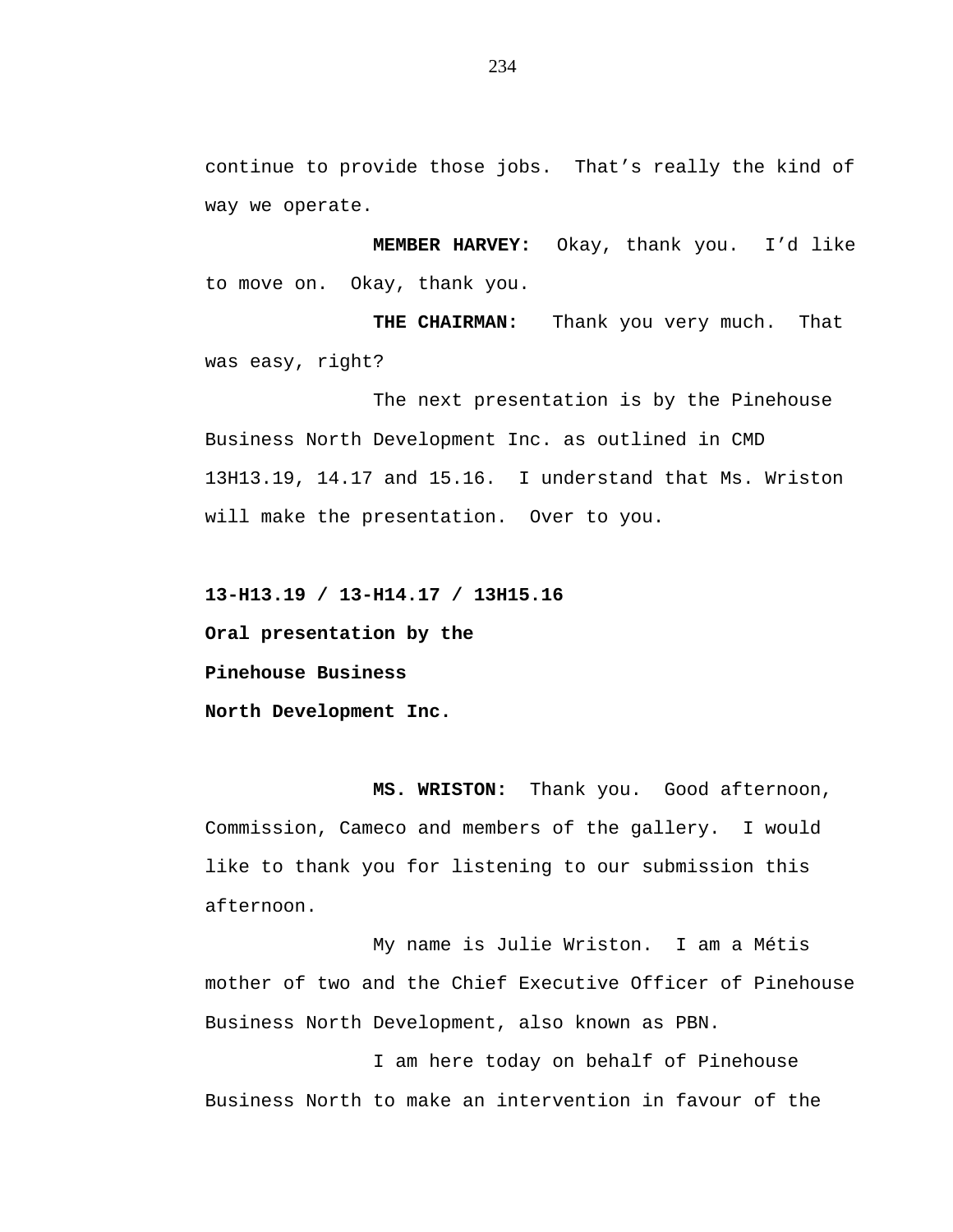continue to provide those jobs.  That's really the kind of way we operate.

**MEMBER HARVEY:**  Okay, thank you.  I'd like to move on.  Okay, thank you.

**THE CHAIRMAN:**  Thank you very much.  That was easy, right?

The next presentation is by the Pinehouse Business North Development Inc. as outlined in CMD 13H13.19, 14.17 and 15.16.  I understand that Ms. Wriston will make the presentation.  Over to you.

**13-H13.19 / 13-H14.17 / 13H15.16**

**Oral presentation by the**

**Pinehouse Business**

**North Development Inc.**

**MS. WRISTON:**  Thank you.  Good afternoon, Commission, Cameco and members of the gallery.  I would like to thank you for listening to our submission this afternoon.

My name is Julie Wriston.  I am a Métis mother of two and the Chief Executive Officer of Pinehouse Business North Development, also known as PBN.

I am here today on behalf of Pinehouse Business North to make an intervention in favour of the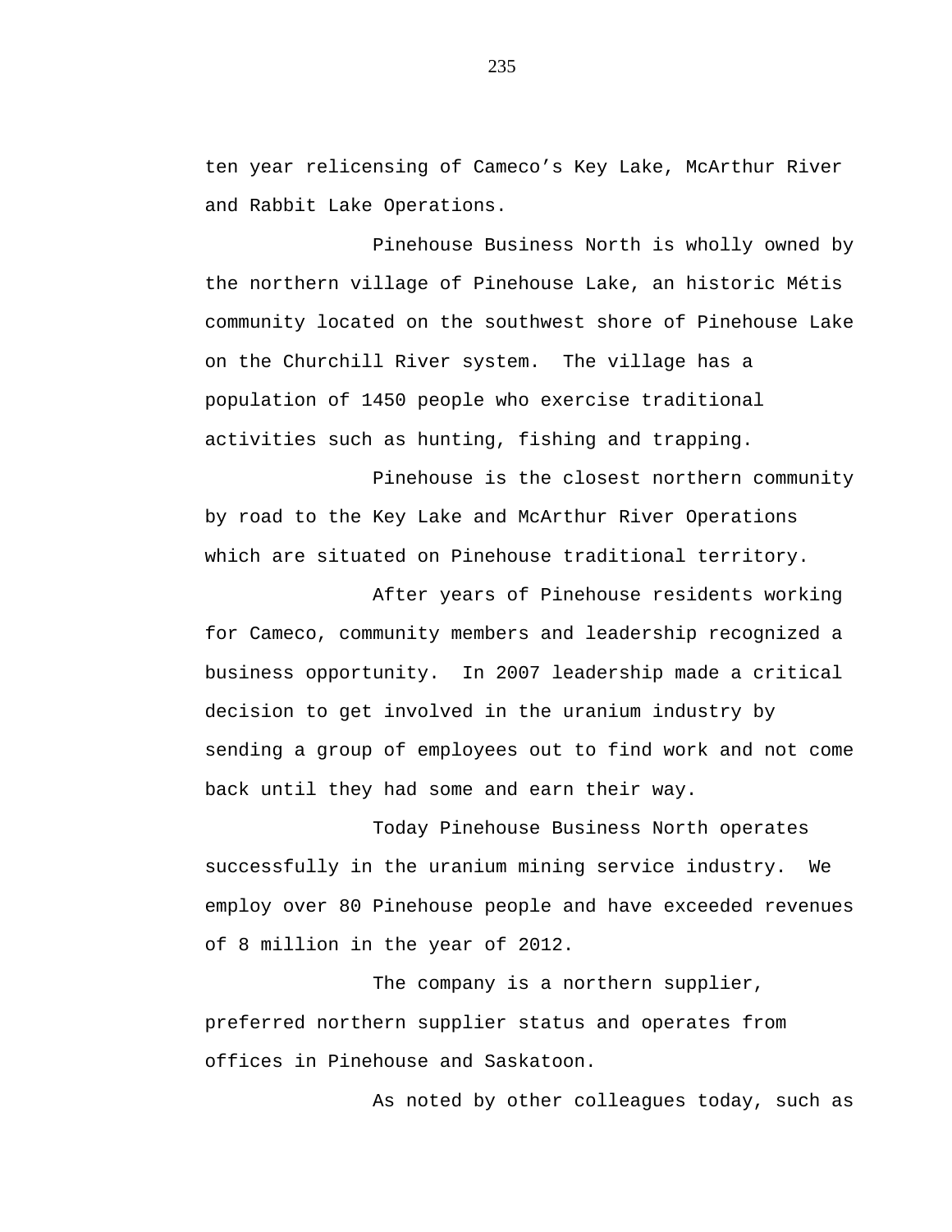ten year relicensing of Cameco's Key Lake, McArthur River and Rabbit Lake Operations.

Pinehouse Business North is wholly owned by the northern village of Pinehouse Lake, an historic Métis community located on the southwest shore of Pinehouse Lake on the Churchill River system. The village has a population of 1450 people who exercise traditional activities such as hunting, fishing and trapping.

Pinehouse is the closest northern community by road to the Key Lake and McArthur River Operations which are situated on Pinehouse traditional territory.

After years of Pinehouse residents working for Cameco, community members and leadership recognized a business opportunity. In 2007 leadership made a critical decision to get involved in the uranium industry by sending a group of employees out to find work and not come back until they had some and earn their way.

Today Pinehouse Business North operates successfully in the uranium mining service industry. We employ over 80 Pinehouse people and have exceeded revenues of 8 million in the year of 2012.

The company is a northern supplier, preferred northern supplier status and operates from offices in Pinehouse and Saskatoon.

As noted by other colleagues today, such as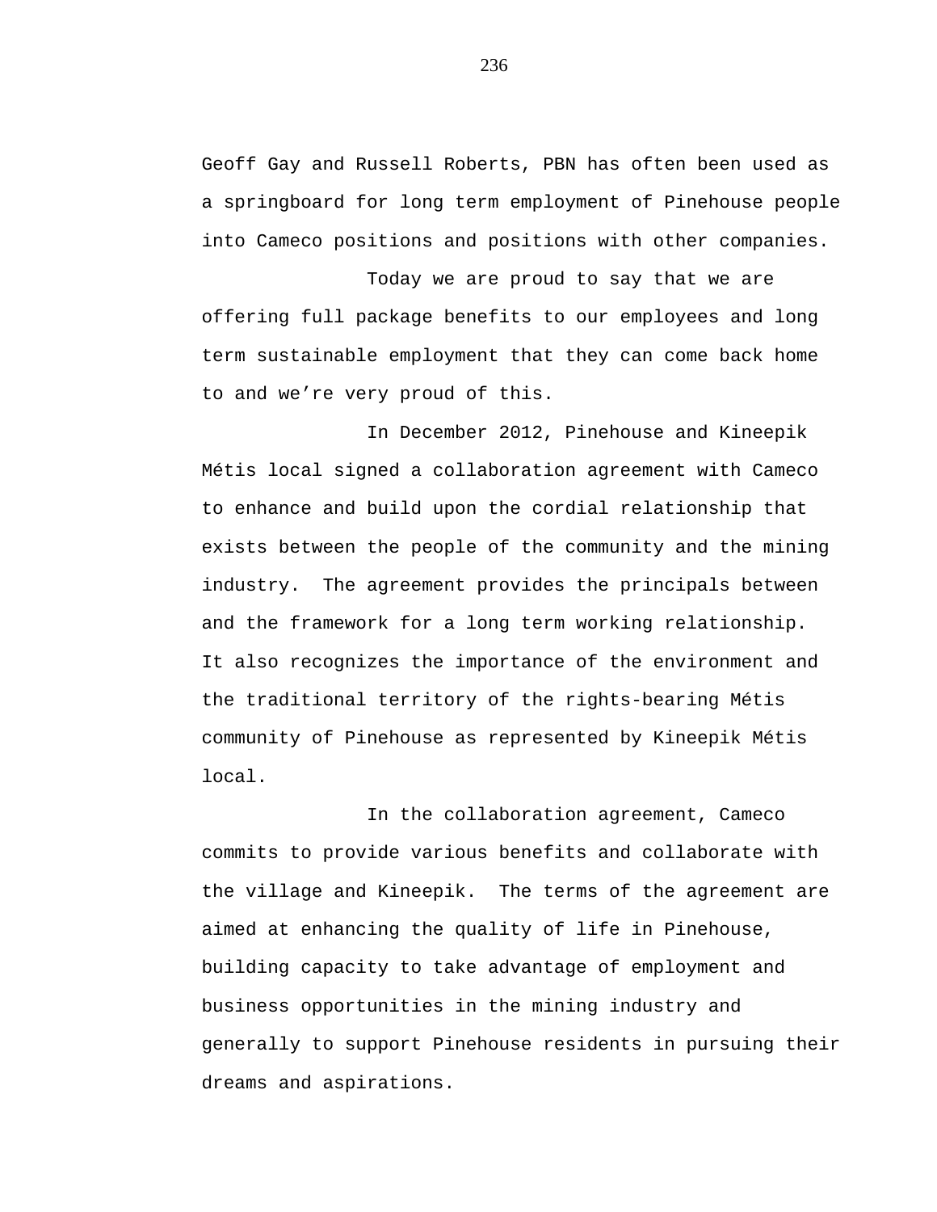Geoff Gay and Russell Roberts, PBN has often been used as a springboard for long term employment of Pinehouse people into Cameco positions and positions with other companies.

Today we are proud to say that we are offering full package benefits to our employees and long term sustainable employment that they can come back home to and we're very proud of this.

In December 2012, Pinehouse and Kineepik Métis local signed a collaboration agreement with Cameco to enhance and build upon the cordial relationship that exists between the people of the community and the mining industry. The agreement provides the principals between and the framework for a long term working relationship. It also recognizes the importance of the environment and the traditional territory of the rights-bearing Métis community of Pinehouse as represented by Kineepik Métis local.

In the collaboration agreement, Cameco commits to provide various benefits and collaborate with the village and Kineepik. The terms of the agreement are aimed at enhancing the quality of life in Pinehouse, building capacity to take advantage of employment and business opportunities in the mining industry and generally to support Pinehouse residents in pursuing their dreams and aspirations.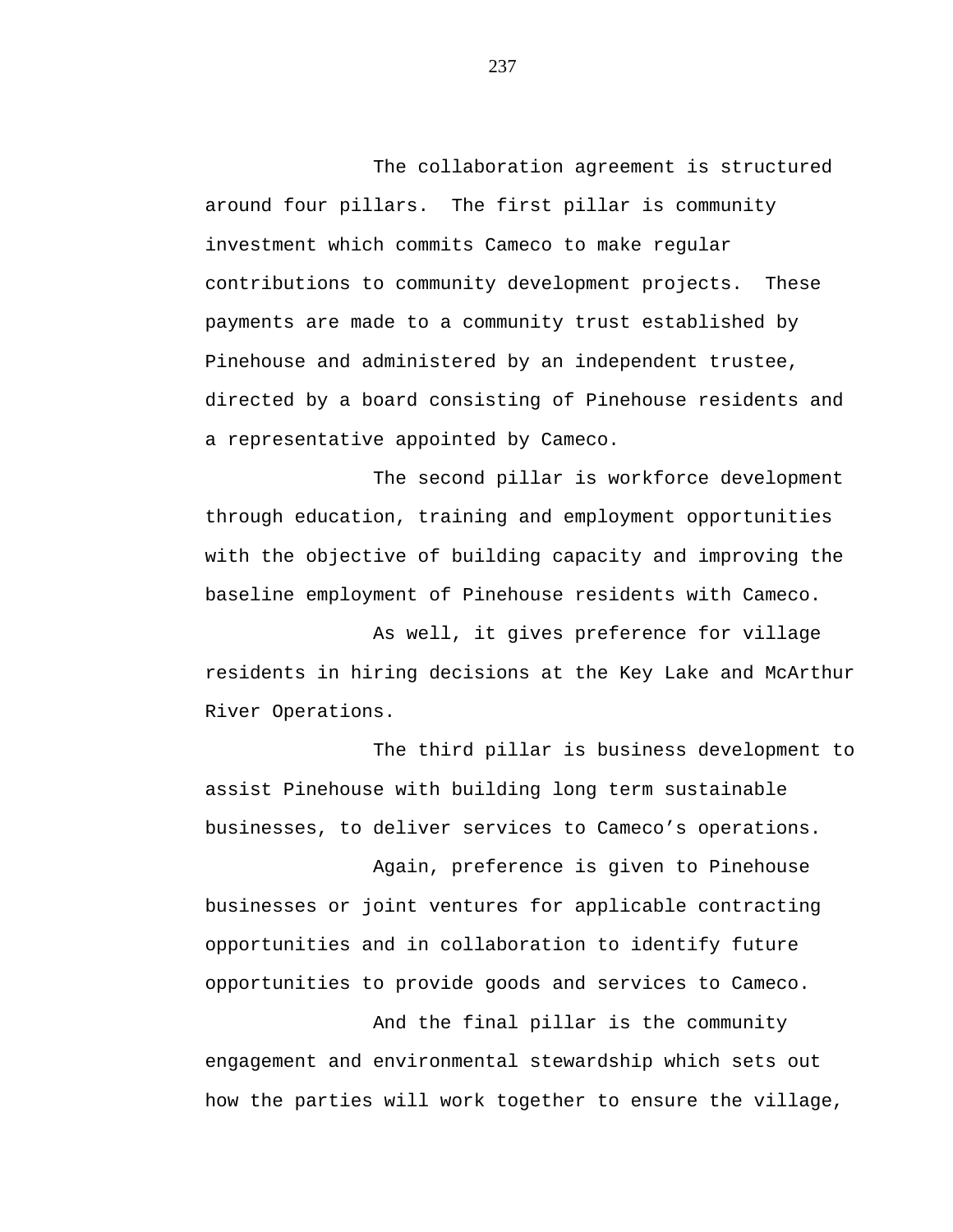The collaboration agreement is structured around four pillars. The first pillar is community investment which commits Cameco to make regular contributions to community development projects. These payments are made to a community trust established by Pinehouse and administered by an independent trustee, directed by a board consisting of Pinehouse residents and a representative appointed by Cameco.

The second pillar is workforce development through education, training and employment opportunities with the objective of building capacity and improving the baseline employment of Pinehouse residents with Cameco.

As well, it gives preference for village residents in hiring decisions at the Key Lake and McArthur River Operations.

The third pillar is business development to assist Pinehouse with building long term sustainable businesses, to deliver services to Cameco's operations.

Again, preference is given to Pinehouse businesses or joint ventures for applicable contracting opportunities and in collaboration to identify future opportunities to provide goods and services to Cameco.

And the final pillar is the community engagement and environmental stewardship which sets out how the parties will work together to ensure the village,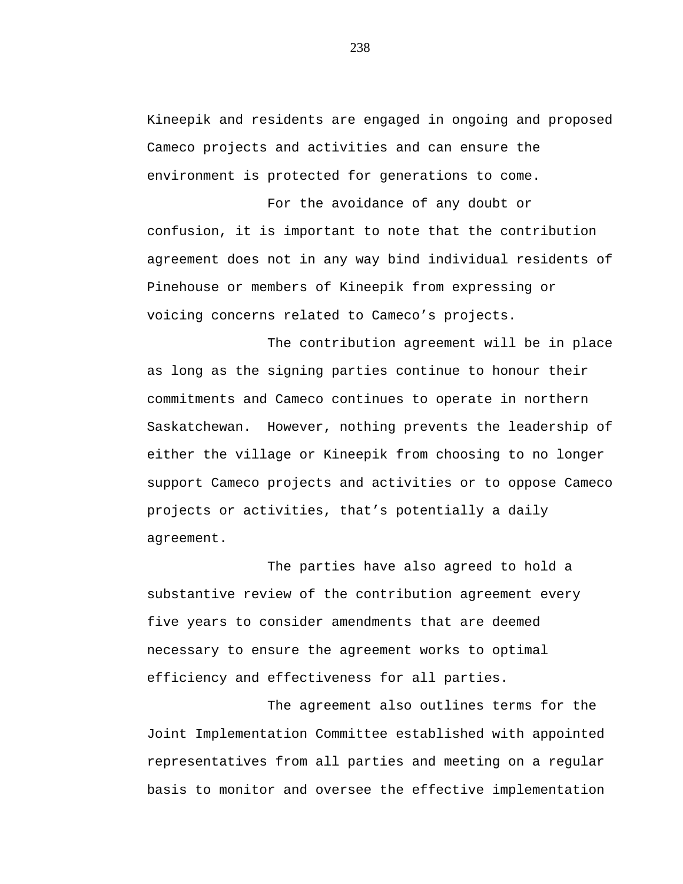Kineepik and residents are engaged in ongoing and proposed Cameco projects and activities and can ensure the environment is protected for generations to come.

For the avoidance of any doubt or confusion, it is important to note that the contribution agreement does not in any way bind individual residents of Pinehouse or members of Kineepik from expressing or voicing concerns related to Cameco's projects.

The contribution agreement will be in place as long as the signing parties continue to honour their commitments and Cameco continues to operate in northern Saskatchewan. However, nothing prevents the leadership of either the village or Kineepik from choosing to no longer support Cameco projects and activities or to oppose Cameco projects or activities, that's potentially a daily agreement.

The parties have also agreed to hold a substantive review of the contribution agreement every five years to consider amendments that are deemed necessary to ensure the agreement works to optimal efficiency and effectiveness for all parties.

The agreement also outlines terms for the Joint Implementation Committee established with appointed representatives from all parties and meeting on a regular basis to monitor and oversee the effective implementation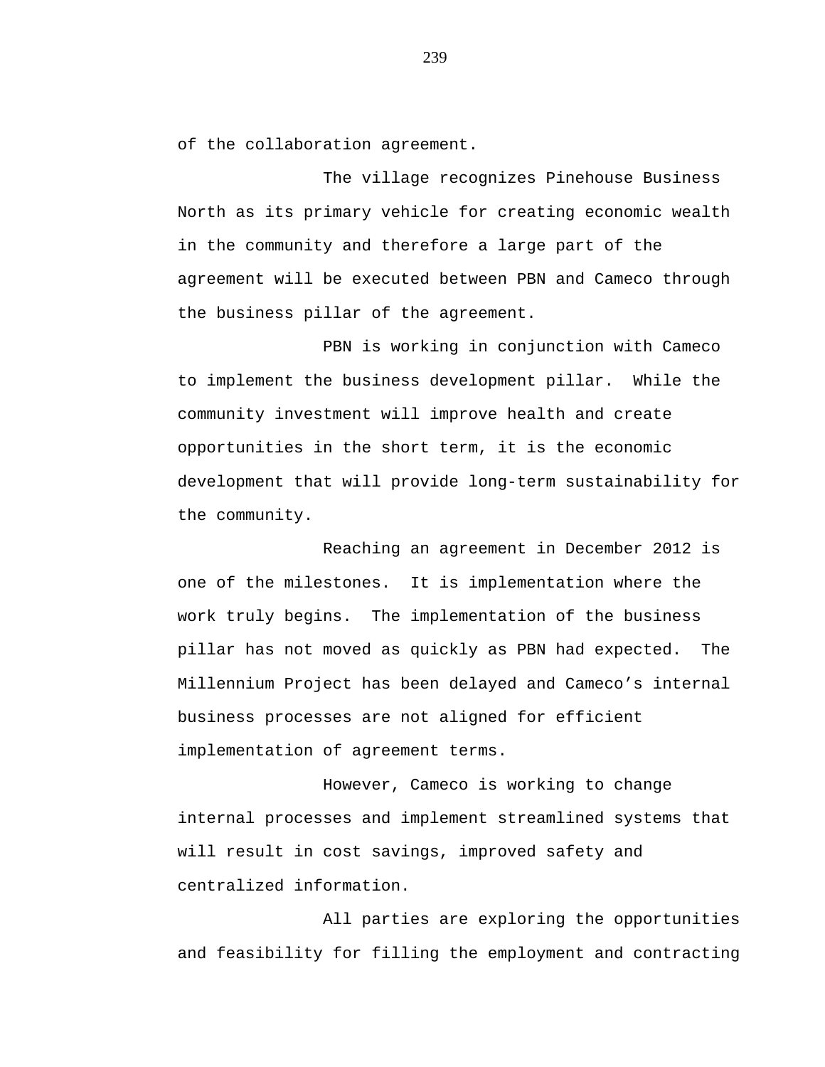of the collaboration agreement.

The village recognizes Pinehouse Business North as its primary vehicle for creating economic wealth in the community and therefore a large part of the agreement will be executed between PBN and Cameco through the business pillar of the agreement.

PBN is working in conjunction with Cameco to implement the business development pillar. While the community investment will improve health and create opportunities in the short term, it is the economic development that will provide long-term sustainability for the community.

Reaching an agreement in December 2012 is one of the milestones. It is implementation where the work truly begins. The implementation of the business pillar has not moved as quickly as PBN had expected. The Millennium Project has been delayed and Cameco's internal business processes are not aligned for efficient implementation of agreement terms.

However, Cameco is working to change internal processes and implement streamlined systems that will result in cost savings, improved safety and centralized information.

All parties are exploring the opportunities and feasibility for filling the employment and contracting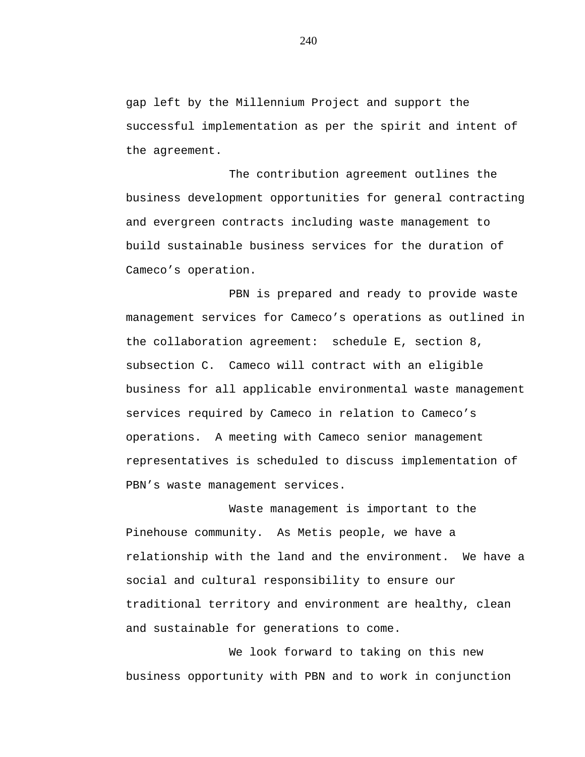gap left by the Millennium Project and support the successful implementation as per the spirit and intent of the agreement.

The contribution agreement outlines the business development opportunities for general contracting and evergreen contracts including waste management to build sustainable business services for the duration of Cameco’s operation.

PBN is prepared and ready to provide waste management services for Cameco’s operations as outlined in the collaboration agreement:  schedule E, section 8, subsection C.  Cameco will contract with an eligible business for all applicable environmental waste management services required by Cameco in relation to Cameco’s operations.  A meeting with Cameco senior management representatives is scheduled to discuss implementation of PBN’s waste management services.

Waste management is important to the Pinehouse community.  As Metis people, we have a relationship with the land and the environment.  We have a social and cultural responsibility to ensure our traditional territory and environment are healthy, clean and sustainable for generations to come.

We look forward to taking on this new business opportunity with PBN and to work in conjunction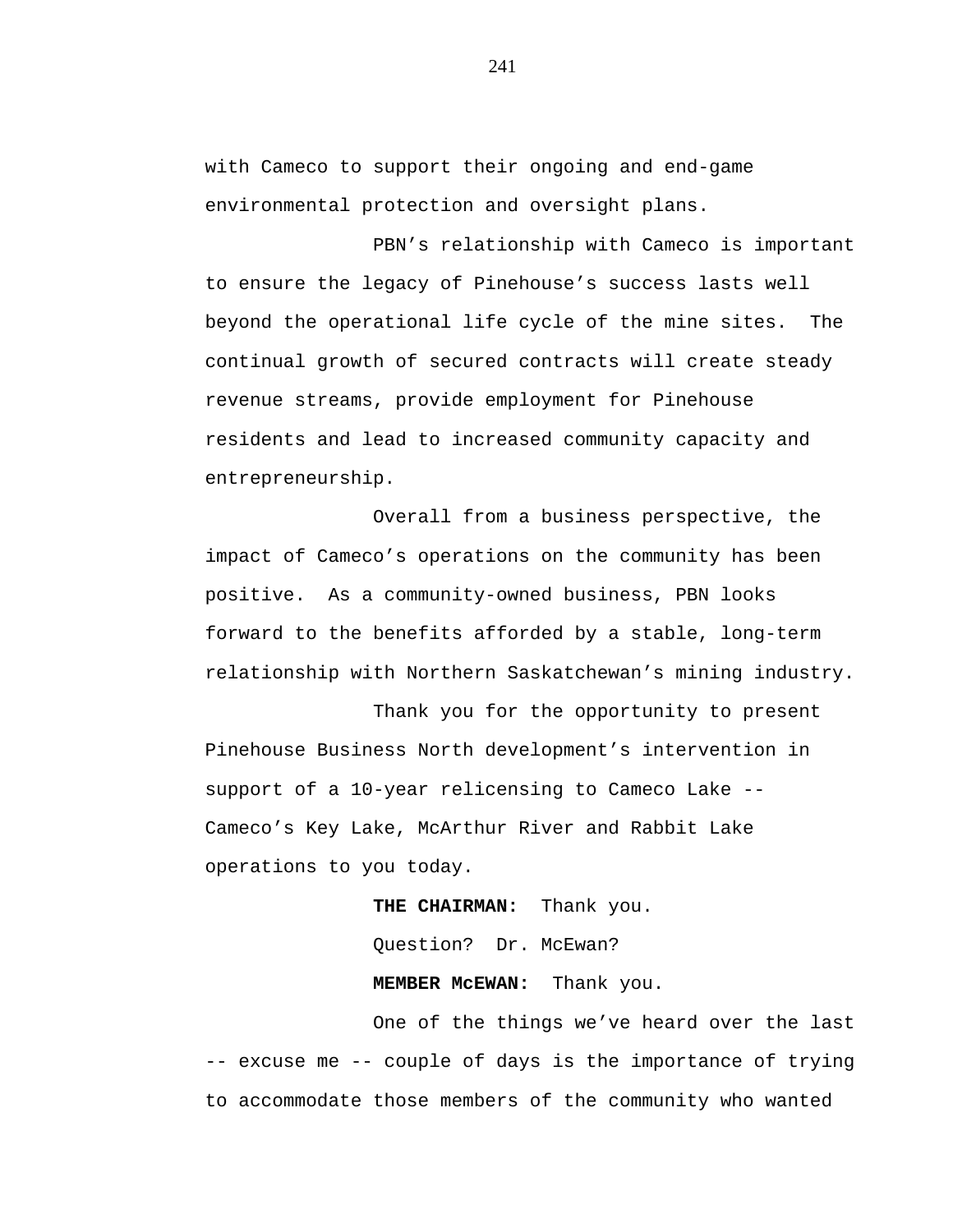with Cameco to support their ongoing and end-game environmental protection and oversight plans.

PBN's relationship with Cameco is important to ensure the legacy of Pinehouse's success lasts well beyond the operational life cycle of the mine sites. The continual growth of secured contracts will create steady revenue streams, provide employment for Pinehouse residents and lead to increased community capacity and entrepreneurship.

Overall from a business perspective, the impact of Cameco's operations on the community has been positive. As a community-owned business, PBN looks forward to the benefits afforded by a stable, long-term relationship with Northern Saskatchewan's mining industry.

Thank you for the opportunity to present Pinehouse Business North development's intervention in support of a 10-year relicensing to Cameco Lake -- Cameco's Key Lake, McArthur River and Rabbit Lake operations to you today.

**THE CHAIRMAN:** Thank you.

Question? Dr. McEwan?

**MEMBER McEWAN:** Thank you.

One of the things we've heard over the last -- excuse me -- couple of days is the importance of trying to accommodate those members of the community who wanted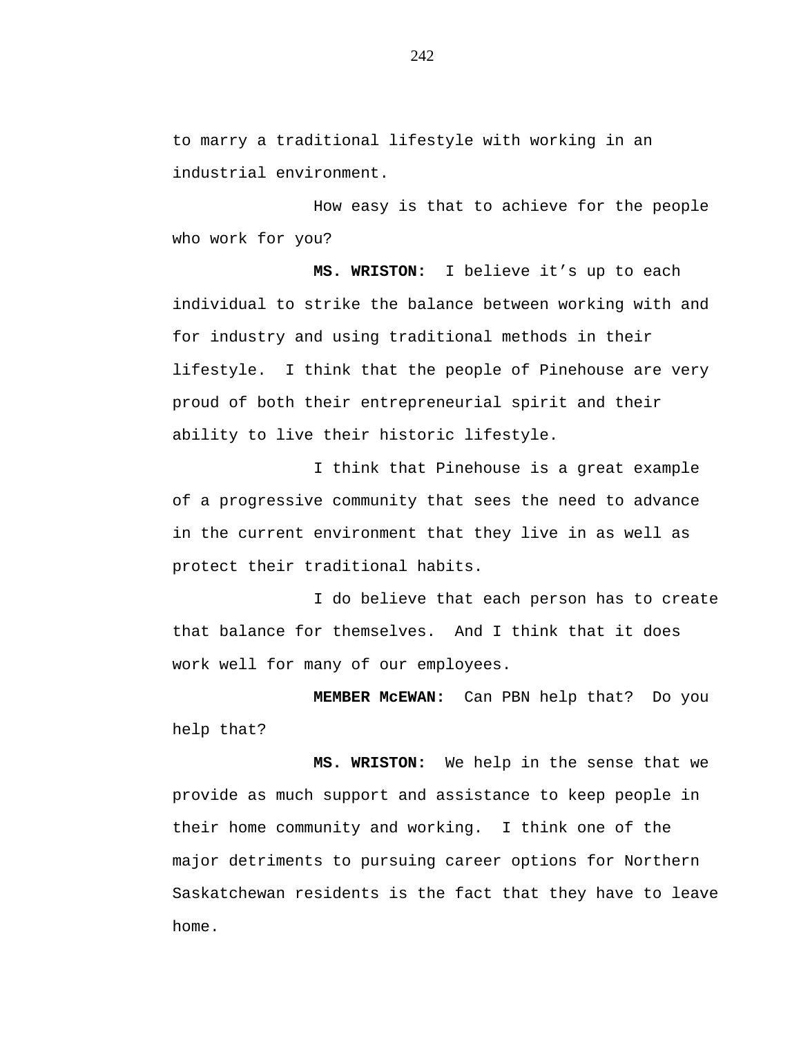to marry a traditional lifestyle with working in an industrial environment.

How easy is that to achieve for the people who work for you?

**MS. WRISTON:** I believe it's up to each individual to strike the balance between working with and for industry and using traditional methods in their lifestyle. I think that the people of Pinehouse are very proud of both their entrepreneurial spirit and their ability to live their historic lifestyle.

I think that Pinehouse is a great example of a progressive community that sees the need to advance in the current environment that they live in as well as protect their traditional habits.

I do believe that each person has to create that balance for themselves. And I think that it does work well for many of our employees.

**MEMBER McEWAN:** Can PBN help that? Do you help that?

**MS. WRISTON:** We help in the sense that we provide as much support and assistance to keep people in their home community and working. I think one of the major detriments to pursuing career options for Northern Saskatchewan residents is the fact that they have to leave home.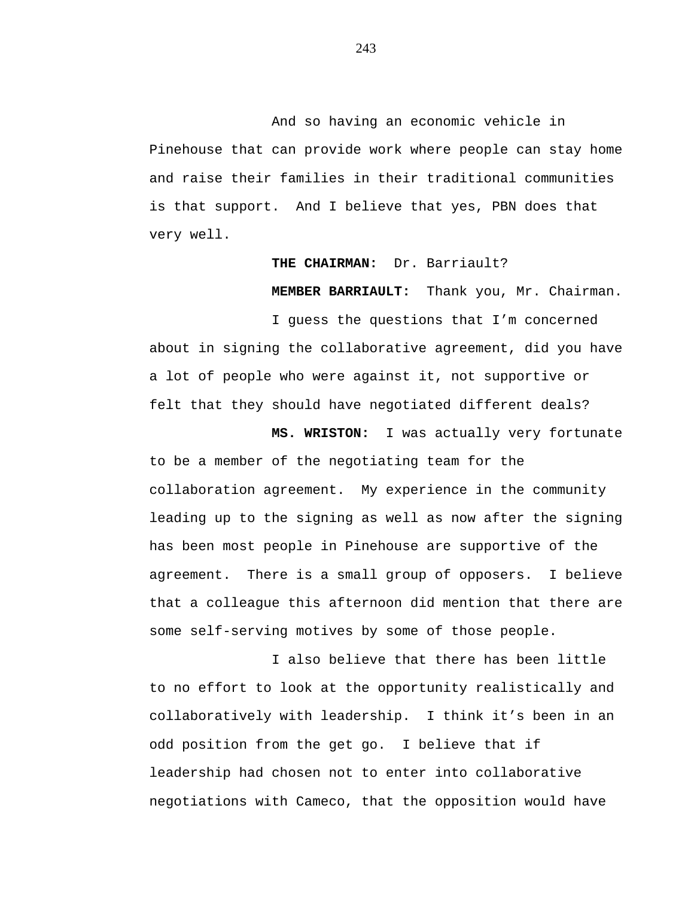And so having an economic vehicle in Pinehouse that can provide work where people can stay home and raise their families in their traditional communities is that support. And I believe that yes, PBN does that very well.

**THE CHAIRMAN:** Dr. Barriault?

**MEMBER BARRIAULT:** Thank you, Mr. Chairman.

I guess the questions that I'm concerned about in signing the collaborative agreement, did you have a lot of people who were against it, not supportive or felt that they should have negotiated different deals?

**MS. WRISTON:** I was actually very fortunate to be a member of the negotiating team for the collaboration agreement. My experience in the community leading up to the signing as well as now after the signing has been most people in Pinehouse are supportive of the agreement. There is a small group of opposers. I believe that a colleague this afternoon did mention that there are some self-serving motives by some of those people.

I also believe that there has been little to no effort to look at the opportunity realistically and collaboratively with leadership. I think it's been in an odd position from the get go. I believe that if leadership had chosen not to enter into collaborative negotiations with Cameco, that the opposition would have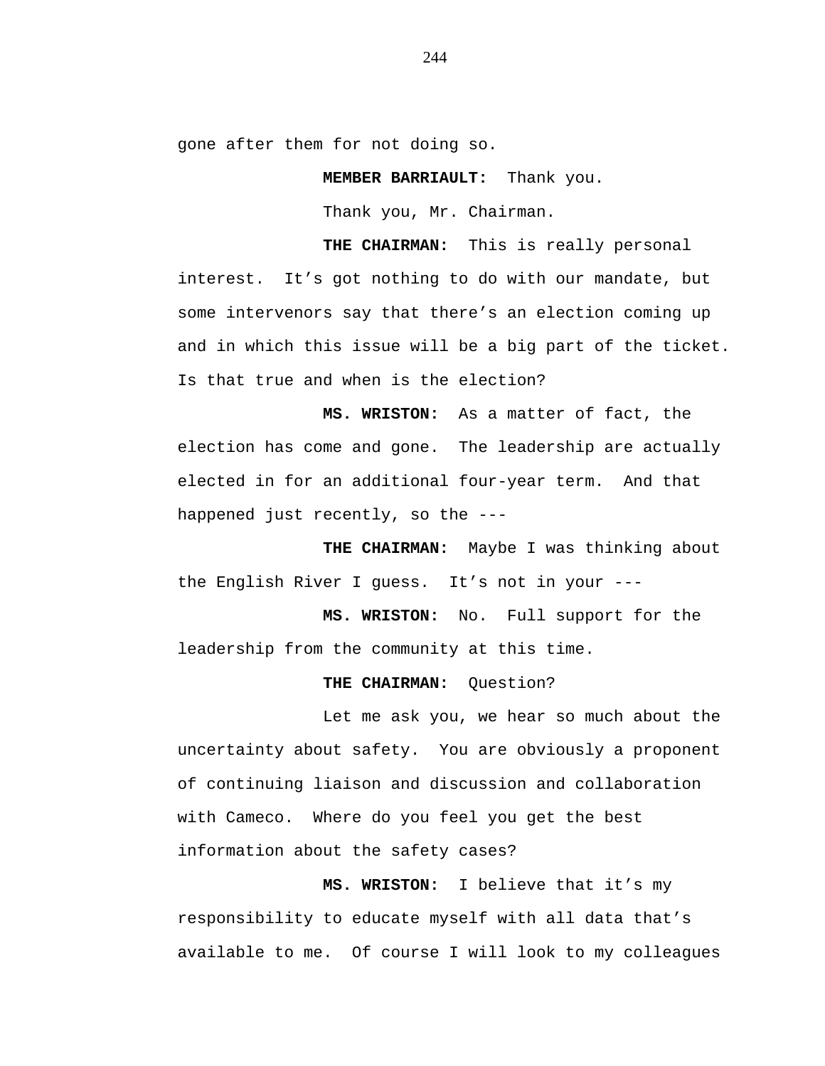gone after them for not doing so.

**MEMBER BARRIAULT:** Thank you.

Thank you, Mr. Chairman.

**THE CHAIRMAN:** This is really personal interest. It's got nothing to do with our mandate, but some intervenors say that there's an election coming up and in which this issue will be a big part of the ticket. Is that true and when is the election?

**MS. WRISTON:** As a matter of fact, the election has come and gone. The leadership are actually elected in for an additional four-year term. And that happened just recently, so the ---

**THE CHAIRMAN:** Maybe I was thinking about the English River I guess. It's not in your ---

**MS. WRISTON:** No. Full support for the leadership from the community at this time.

**THE CHAIRMAN:** Question?

Let me ask you, we hear so much about the uncertainty about safety. You are obviously a proponent of continuing liaison and discussion and collaboration with Cameco. Where do you feel you get the best information about the safety cases?

**MS. WRISTON:** I believe that it's my responsibility to educate myself with all data that's available to me. Of course I will look to my colleagues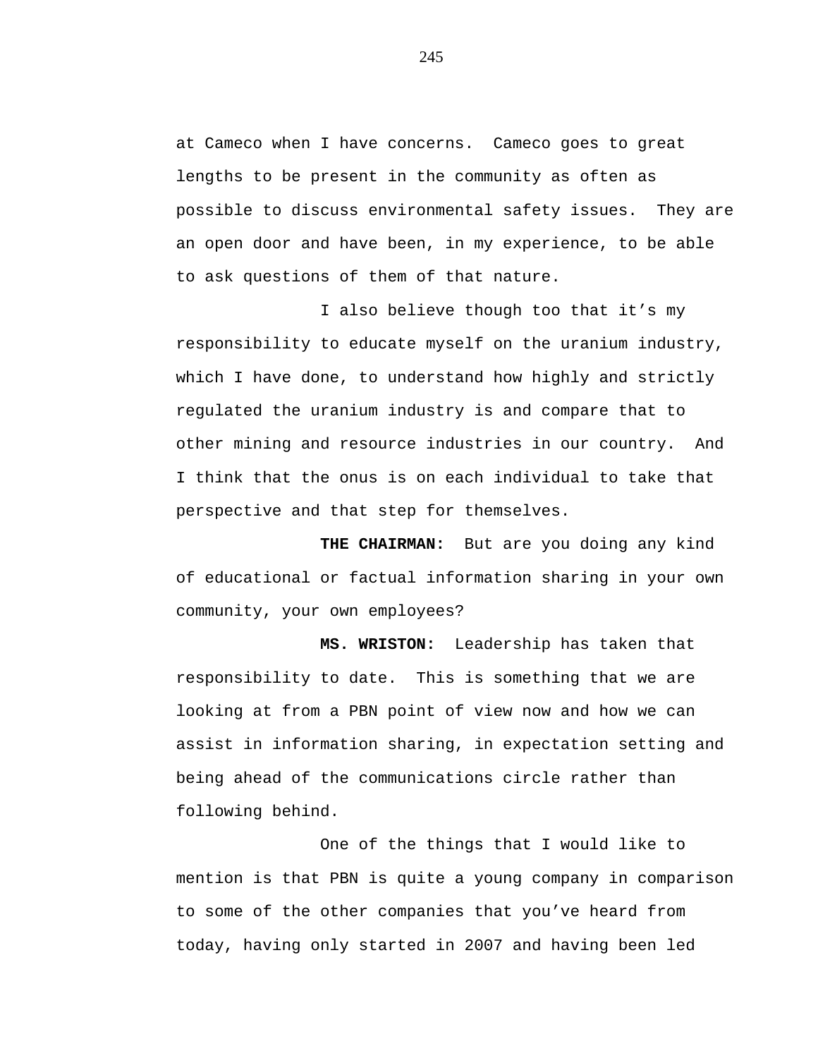at Cameco when I have concerns. Cameco goes to great lengths to be present in the community as often as possible to discuss environmental safety issues. They are an open door and have been, in my experience, to be able to ask questions of them of that nature.

I also believe though too that it's my responsibility to educate myself on the uranium industry, which I have done, to understand how highly and strictly regulated the uranium industry is and compare that to other mining and resource industries in our country. And I think that the onus is on each individual to take that perspective and that step for themselves.

**THE CHAIRMAN:** But are you doing any kind of educational or factual information sharing in your own community, your own employees?

**MS. WRISTON:** Leadership has taken that responsibility to date. This is something that we are looking at from a PBN point of view now and how we can assist in information sharing, in expectation setting and being ahead of the communications circle rather than following behind.

One of the things that I would like to mention is that PBN is quite a young company in comparison to some of the other companies that you've heard from today, having only started in 2007 and having been led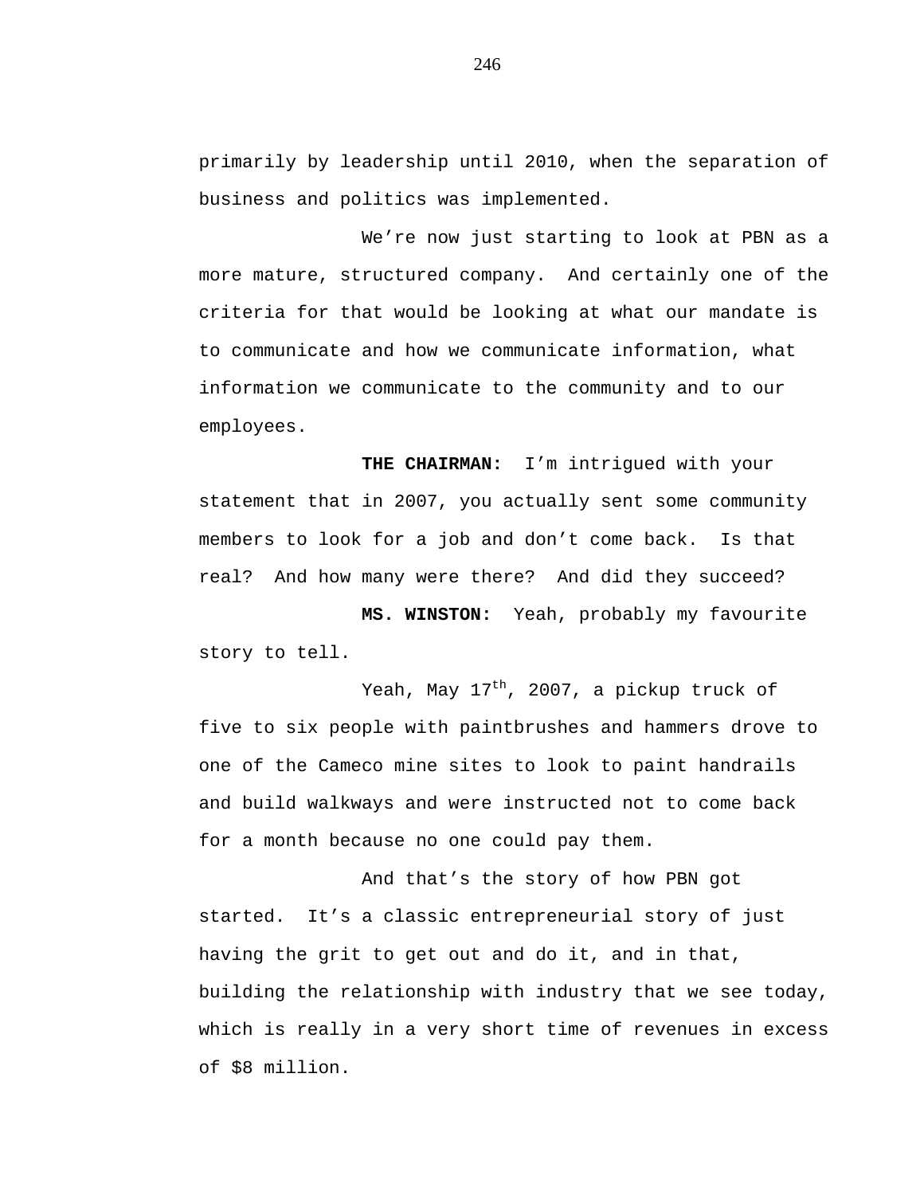primarily by leadership until 2010, when the separation of business and politics was implemented.

We’re now just starting to look at PBN as a more mature, structured company.  And certainly one of the criteria for that would be looking at what our mandate is to communicate and how we communicate information, what information we communicate to the community and to our employees.

**THE CHAIRMAN:**  I’m intrigued with your statement that in 2007, you actually sent some community members to look for a job and don’t come back.  Is that real?  And how many were there?  And did they succeed?

**MS. WINSTON:**  Yeah, probably my favourite story to tell.

Yeah, May 17th, 2007, a pickup truck of five to six people with paintbrushes and hammers drove to one of the Cameco mine sites to look to paint handrails and build walkways and were instructed not to come back for a month because no one could pay them.

And that’s the story of how PBN got started.  It’s a classic entrepreneurial story of just having the grit to get out and do it, and in that, building the relationship with industry that we see today, which is really in a very short time of revenues in excess of $8 million.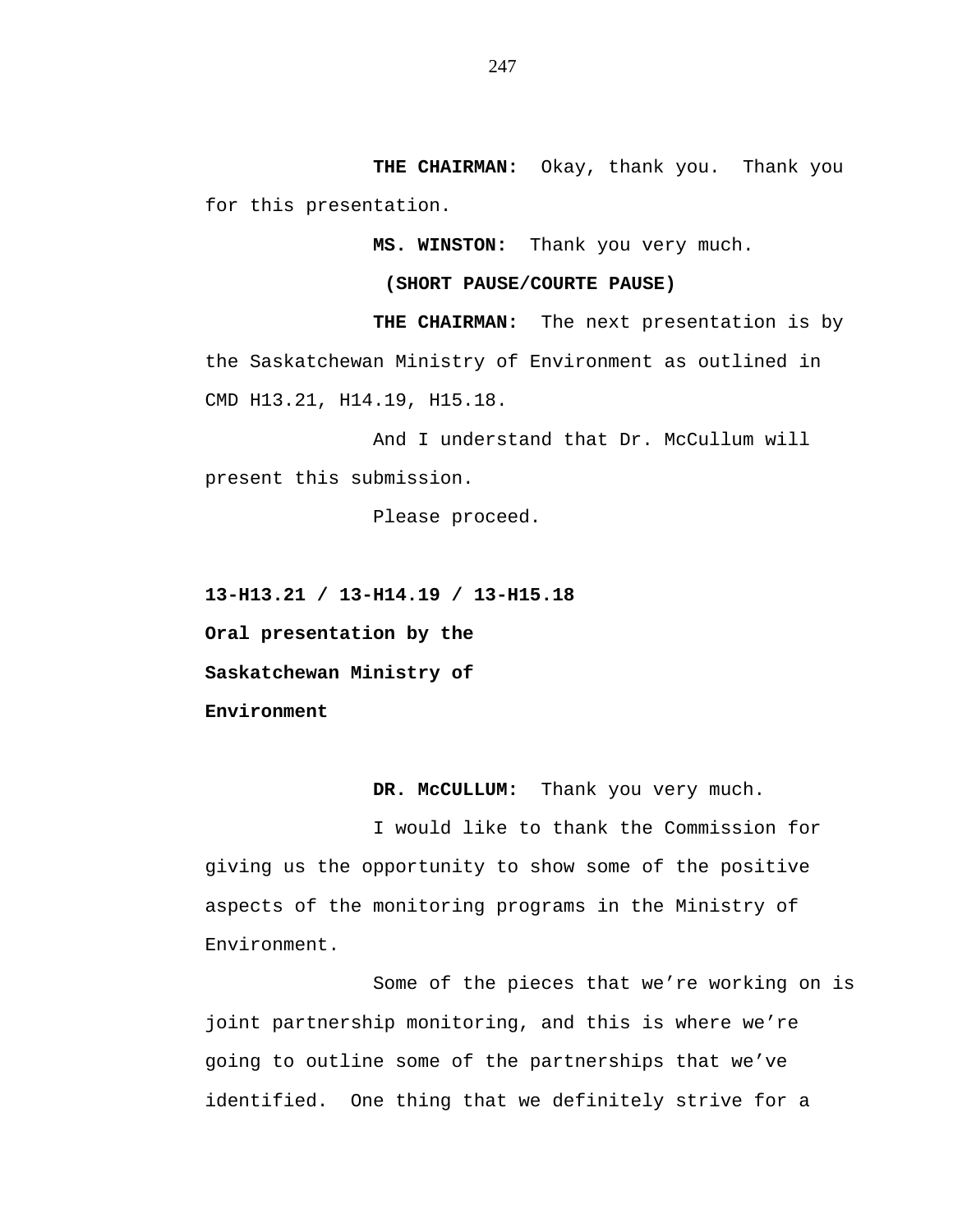**THE CHAIRMAN:** Okay, thank you. Thank you for this presentation.

**MS. WINSTON:** Thank you very much.

**(SHORT PAUSE/COURTE PAUSE)**

**THE CHAIRMAN:** The next presentation is by the Saskatchewan Ministry of Environment as outlined in CMD H13.21, H14.19, H15.18.

And I understand that Dr. McCullum will present this submission.

Please proceed.

**13-H13.21 / 13-H14.19 / 13-H15.18**

**Oral presentation by the Saskatchewan Ministry of Environment**

**DR. McCULLUM:** Thank you very much.

I would like to thank the Commission for giving us the opportunity to show some of the positive aspects of the monitoring programs in the Ministry of Environment.

Some of the pieces that we're working on is joint partnership monitoring, and this is where we're going to outline some of the partnerships that we've identified. One thing that we definitely strive for a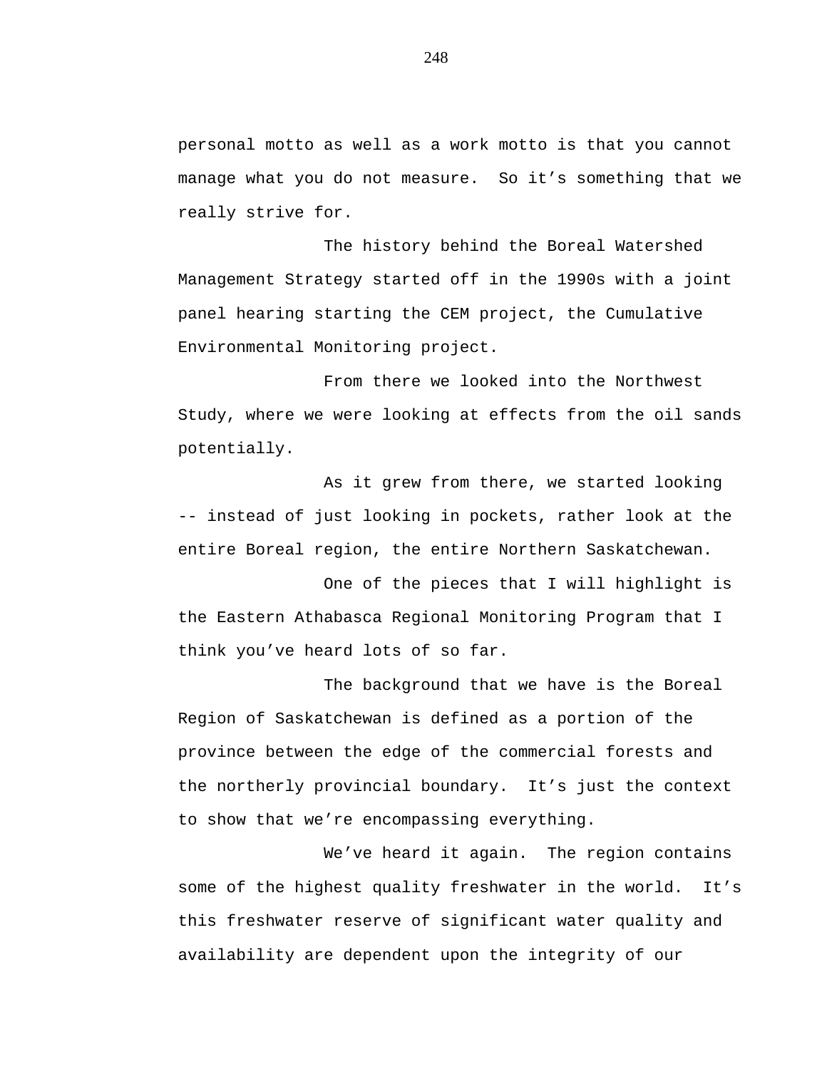personal motto as well as a work motto is that you cannot manage what you do not measure.  So it’s something that we really strive for.

The history behind the Boreal Watershed Management Strategy started off in the 1990s with a joint panel hearing starting the CEM project, the Cumulative Environmental Monitoring project.

From there we looked into the Northwest Study, where we were looking at effects from the oil sands potentially.

As it grew from there, we started looking -- instead of just looking in pockets, rather look at the entire Boreal region, the entire Northern Saskatchewan.

One of the pieces that I will highlight is the Eastern Athabasca Regional Monitoring Program that I think you’ve heard lots of so far.

The background that we have is the Boreal Region of Saskatchewan is defined as a portion of the province between the edge of the commercial forests and the northerly provincial boundary.  It’s just the context to show that we’re encompassing everything.

We’ve heard it again.  The region contains some of the highest quality freshwater in the world.  It’s this freshwater reserve of significant water quality and availability are dependent upon the integrity of our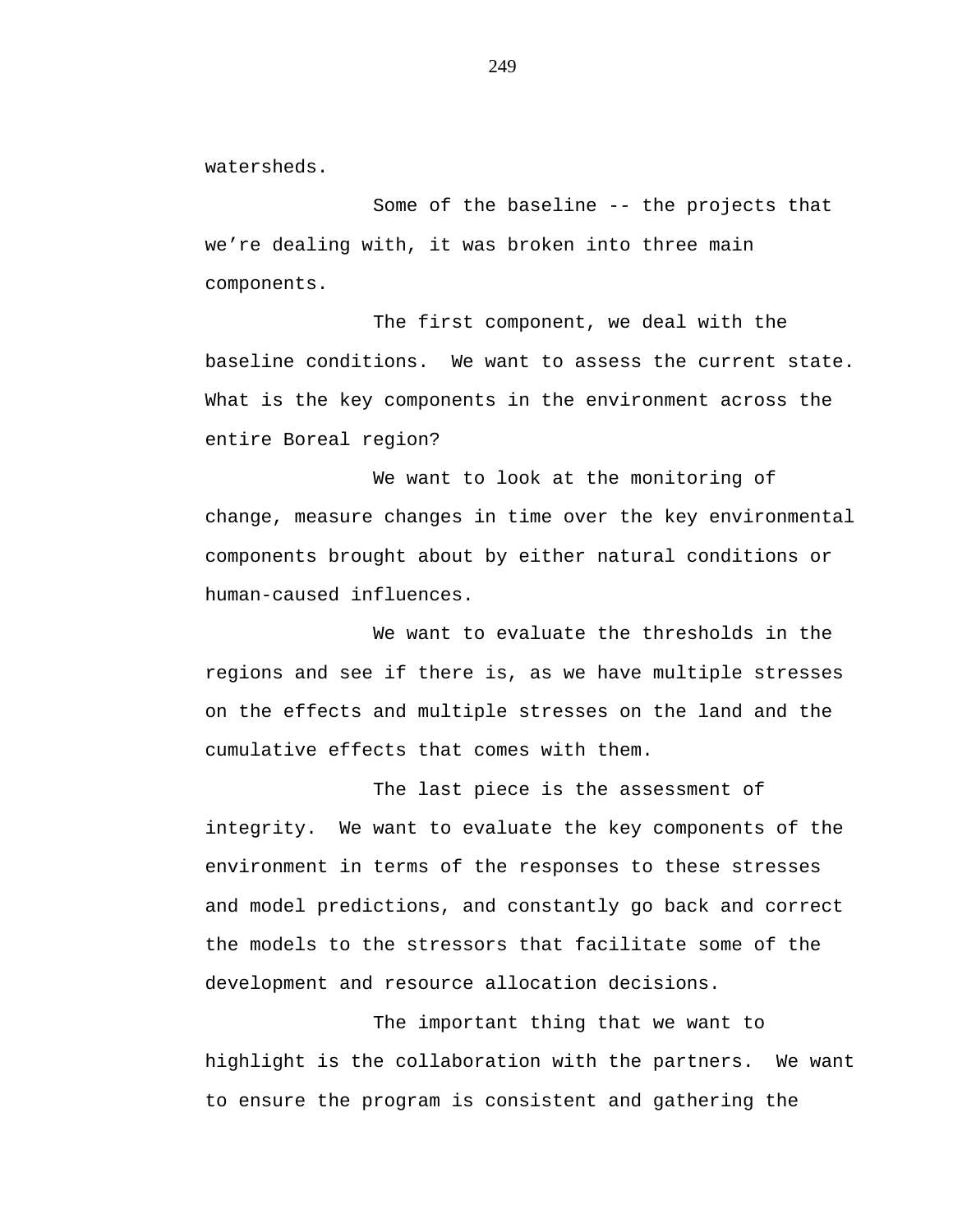watersheds.

Some of the baseline -- the projects that we’re dealing with, it was broken into three main components.

The first component, we deal with the baseline conditions. We want to assess the current state. What is the key components in the environment across the entire Boreal region?

We want to look at the monitoring of change, measure changes in time over the key environmental components brought about by either natural conditions or human-caused influences.

We want to evaluate the thresholds in the regions and see if there is, as we have multiple stresses on the effects and multiple stresses on the land and the cumulative effects that comes with them.

The last piece is the assessment of integrity. We want to evaluate the key components of the environment in terms of the responses to these stresses and model predictions, and constantly go back and correct the models to the stressors that facilitate some of the development and resource allocation decisions.

The important thing that we want to highlight is the collaboration with the partners. We want to ensure the program is consistent and gathering the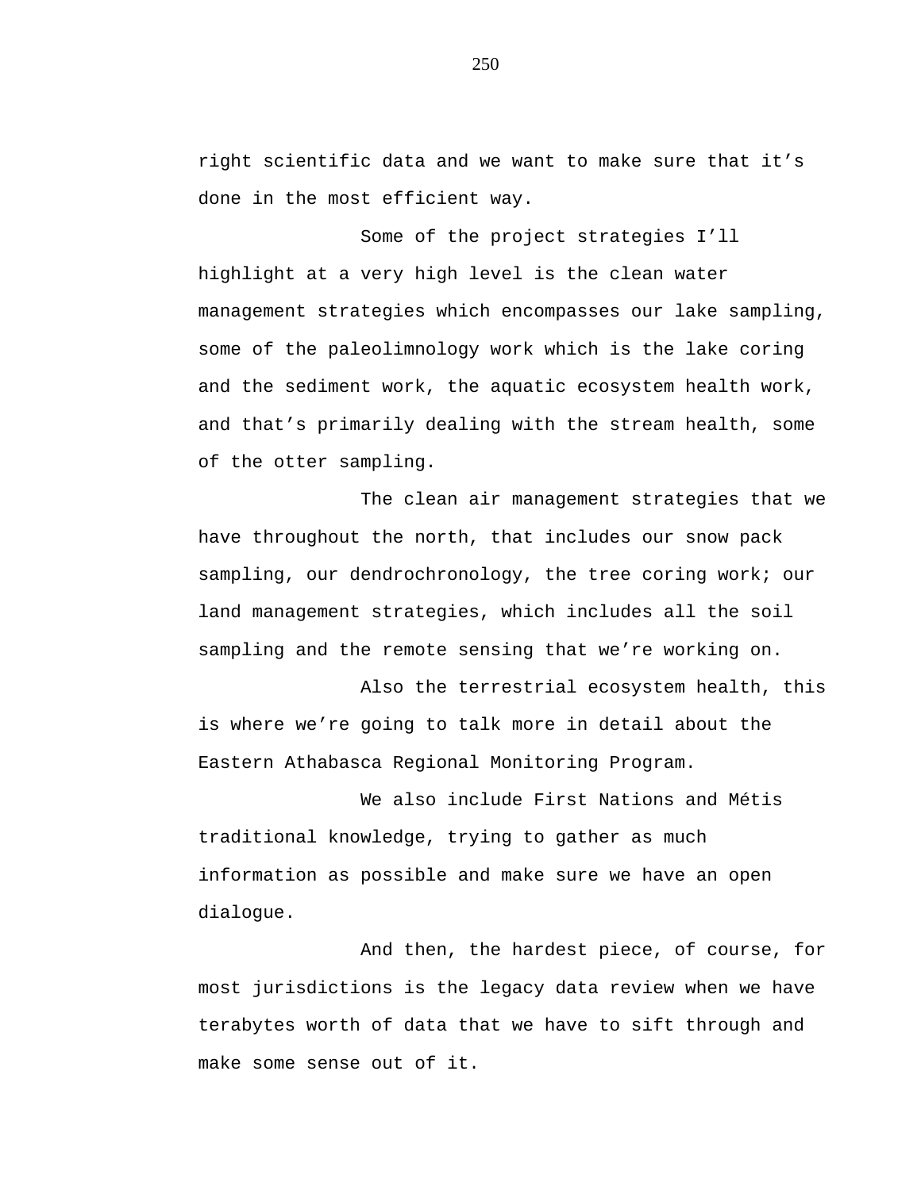right scientific data and we want to make sure that it's done in the most efficient way.

Some of the project strategies I'll highlight at a very high level is the clean water management strategies which encompasses our lake sampling, some of the paleolimnology work which is the lake coring and the sediment work, the aquatic ecosystem health work, and that's primarily dealing with the stream health, some of the otter sampling.

The clean air management strategies that we have throughout the north, that includes our snow pack sampling, our dendrochronology, the tree coring work; our land management strategies, which includes all the soil sampling and the remote sensing that we're working on.

Also the terrestrial ecosystem health, this is where we're going to talk more in detail about the Eastern Athabasca Regional Monitoring Program.

We also include First Nations and Métis traditional knowledge, trying to gather as much information as possible and make sure we have an open dialogue.

And then, the hardest piece, of course, for most jurisdictions is the legacy data review when we have terabytes worth of data that we have to sift through and make some sense out of it.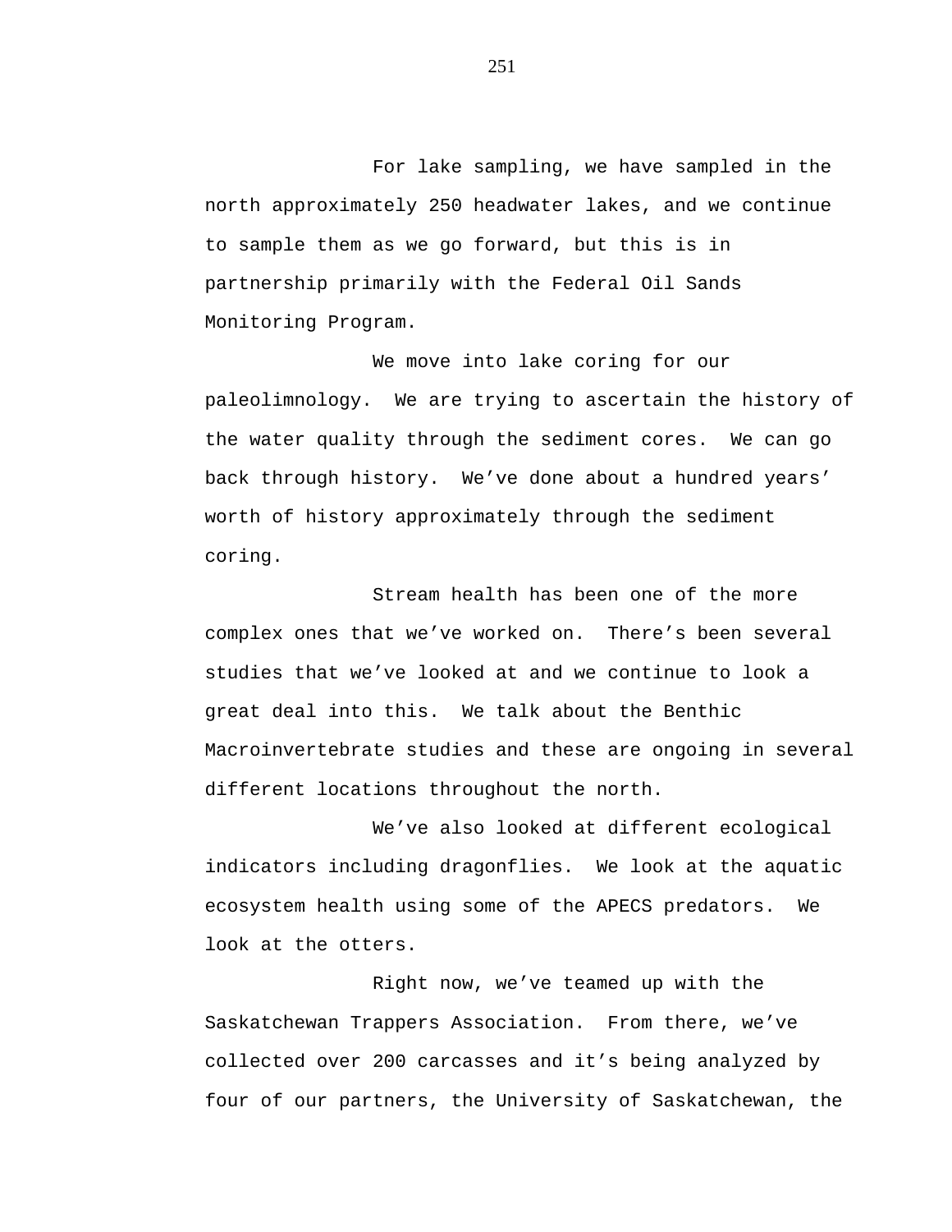For lake sampling, we have sampled in the north approximately 250 headwater lakes, and we continue to sample them as we go forward, but this is in partnership primarily with the Federal Oil Sands Monitoring Program.

We move into lake coring for our paleolimnology. We are trying to ascertain the history of the water quality through the sediment cores. We can go back through history. We've done about a hundred years' worth of history approximately through the sediment coring.

Stream health has been one of the more complex ones that we've worked on. There's been several studies that we've looked at and we continue to look a great deal into this. We talk about the Benthic Macroinvertebrate studies and these are ongoing in several different locations throughout the north.

We've also looked at different ecological indicators including dragonflies. We look at the aquatic ecosystem health using some of the APECS predators. We look at the otters.

Right now, we've teamed up with the Saskatchewan Trappers Association. From there, we've collected over 200 carcasses and it's being analyzed by four of our partners, the University of Saskatchewan, the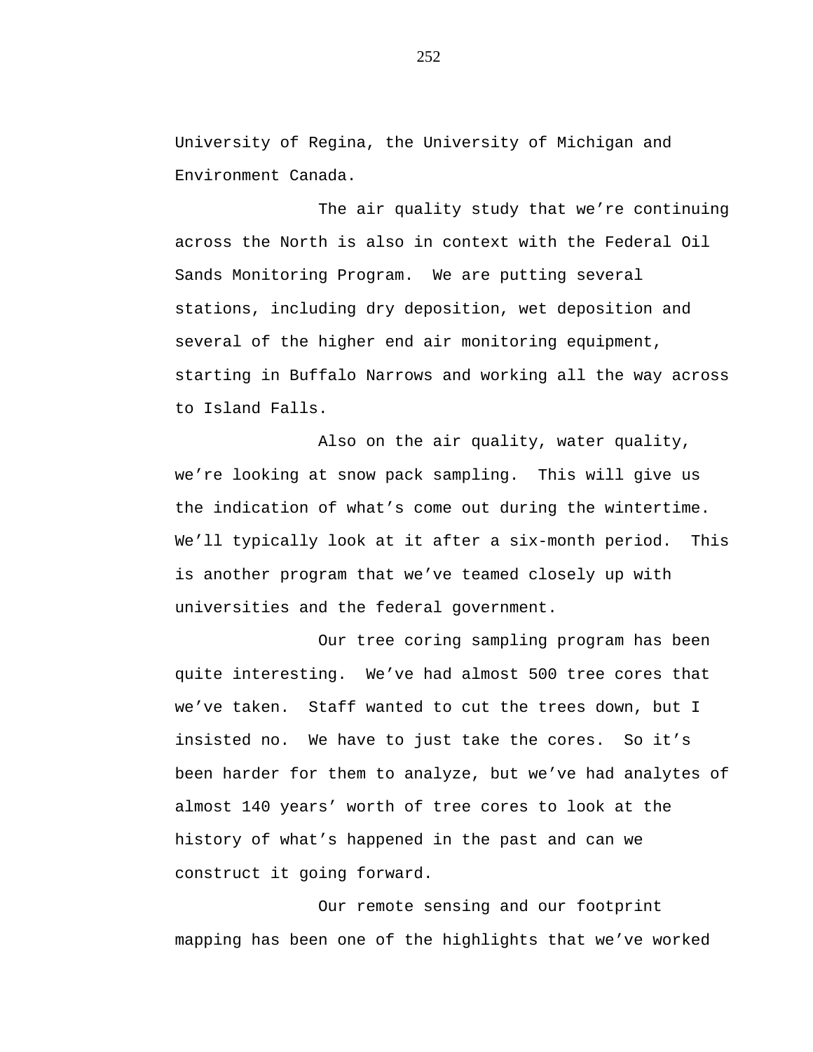University of Regina, the University of Michigan and Environment Canada.

The air quality study that we're continuing across the North is also in context with the Federal Oil Sands Monitoring Program. We are putting several stations, including dry deposition, wet deposition and several of the higher end air monitoring equipment, starting in Buffalo Narrows and working all the way across to Island Falls.

Also on the air quality, water quality, we're looking at snow pack sampling. This will give us the indication of what's come out during the wintertime. We'll typically look at it after a six-month period. This is another program that we've teamed closely up with universities and the federal government.

Our tree coring sampling program has been quite interesting. We've had almost 500 tree cores that we've taken. Staff wanted to cut the trees down, but I insisted no. We have to just take the cores. So it's been harder for them to analyze, but we've had analytes of almost 140 years' worth of tree cores to look at the history of what's happened in the past and can we construct it going forward.

Our remote sensing and our footprint mapping has been one of the highlights that we've worked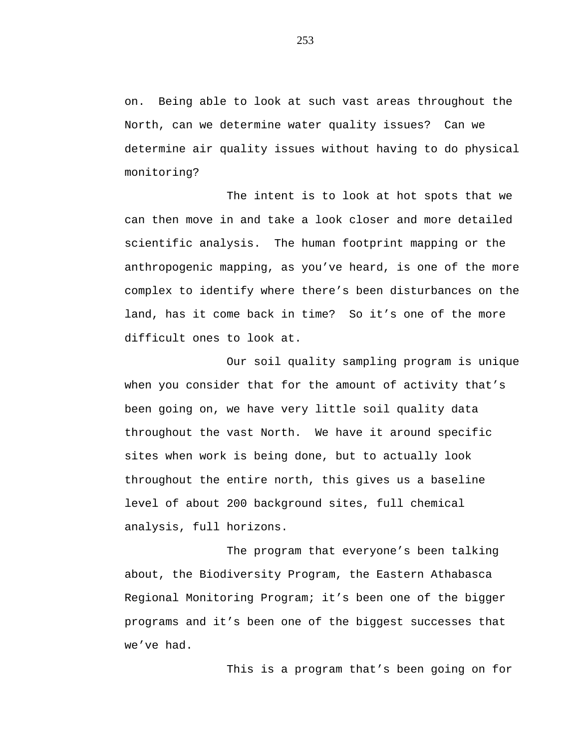on. Being able to look at such vast areas throughout the North, can we determine water quality issues? Can we determine air quality issues without having to do physical monitoring?

The intent is to look at hot spots that we can then move in and take a look closer and more detailed scientific analysis. The human footprint mapping or the anthropogenic mapping, as you've heard, is one of the more complex to identify where there's been disturbances on the land, has it come back in time? So it's one of the more difficult ones to look at.

Our soil quality sampling program is unique when you consider that for the amount of activity that's been going on, we have very little soil quality data throughout the vast North. We have it around specific sites when work is being done, but to actually look throughout the entire north, this gives us a baseline level of about 200 background sites, full chemical analysis, full horizons.

The program that everyone's been talking about, the Biodiversity Program, the Eastern Athabasca Regional Monitoring Program; it's been one of the bigger programs and it's been one of the biggest successes that we've had.

This is a program that's been going on for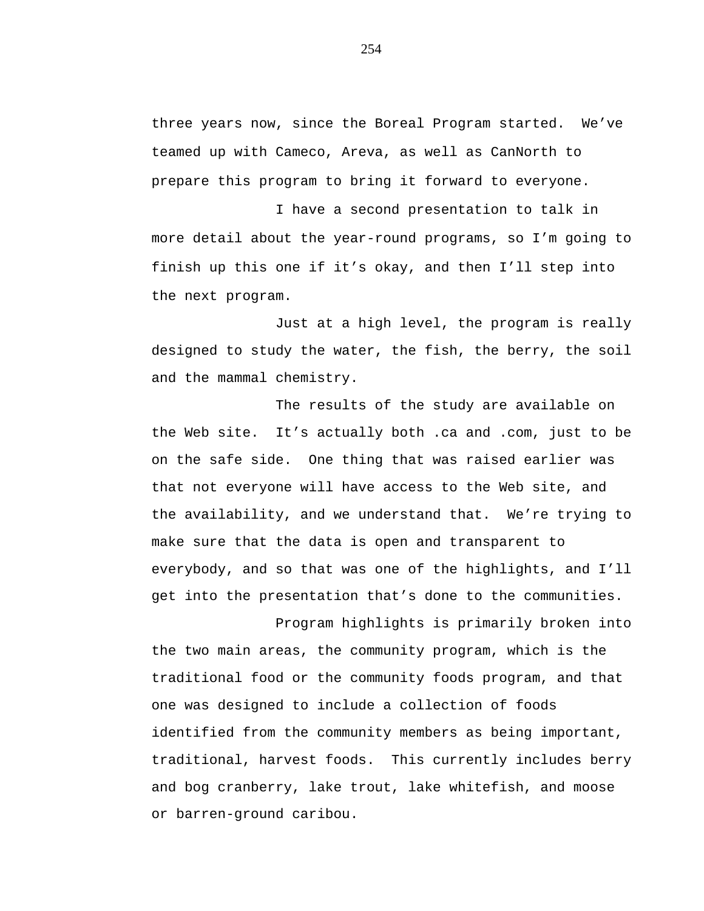three years now, since the Boreal Program started. We've teamed up with Cameco, Areva, as well as CanNorth to prepare this program to bring it forward to everyone.

I have a second presentation to talk in more detail about the year-round programs, so I'm going to finish up this one if it's okay, and then I'll step into the next program.

Just at a high level, the program is really designed to study the water, the fish, the berry, the soil and the mammal chemistry.

The results of the study are available on the Web site. It's actually both .ca and .com, just to be on the safe side. One thing that was raised earlier was that not everyone will have access to the Web site, and the availability, and we understand that. We're trying to make sure that the data is open and transparent to everybody, and so that was one of the highlights, and I'll get into the presentation that's done to the communities.

Program highlights is primarily broken into the two main areas, the community program, which is the traditional food or the community foods program, and that one was designed to include a collection of foods identified from the community members as being important, traditional, harvest foods. This currently includes berry and bog cranberry, lake trout, lake whitefish, and moose or barren-ground caribou.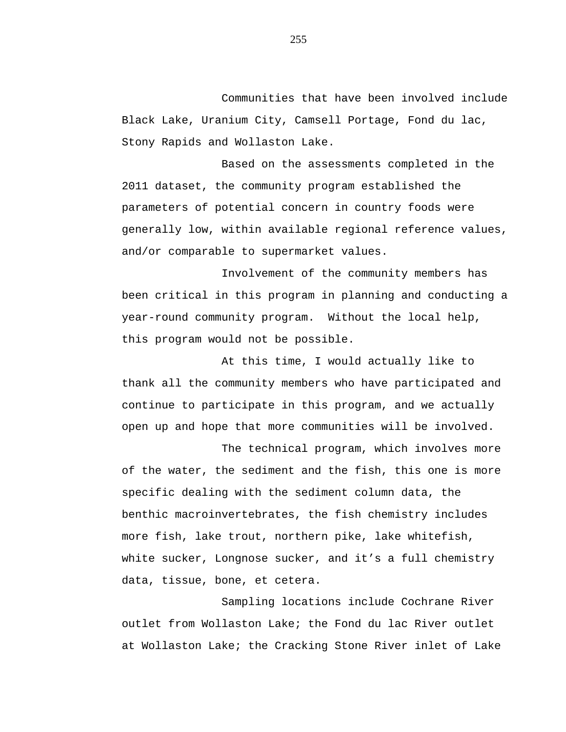Communities that have been involved include Black Lake, Uranium City, Camsell Portage, Fond du lac, Stony Rapids and Wollaston Lake.

Based on the assessments completed in the 2011 dataset, the community program established the parameters of potential concern in country foods were generally low, within available regional reference values, and/or comparable to supermarket values.

Involvement of the community members has been critical in this program in planning and conducting a year-round community program.  Without the local help, this program would not be possible.

At this time, I would actually like to thank all the community members who have participated and continue to participate in this program, and we actually open up and hope that more communities will be involved.

The technical program, which involves more of the water, the sediment and the fish, this one is more specific dealing with the sediment column data, the benthic macroinvertebrates, the fish chemistry includes more fish, lake trout, northern pike, lake whitefish, white sucker, Longnose sucker, and it’s a full chemistry data, tissue, bone, et cetera.

Sampling locations include Cochrane River outlet from Wollaston Lake; the Fond du lac River outlet at Wollaston Lake; the Cracking Stone River inlet of Lake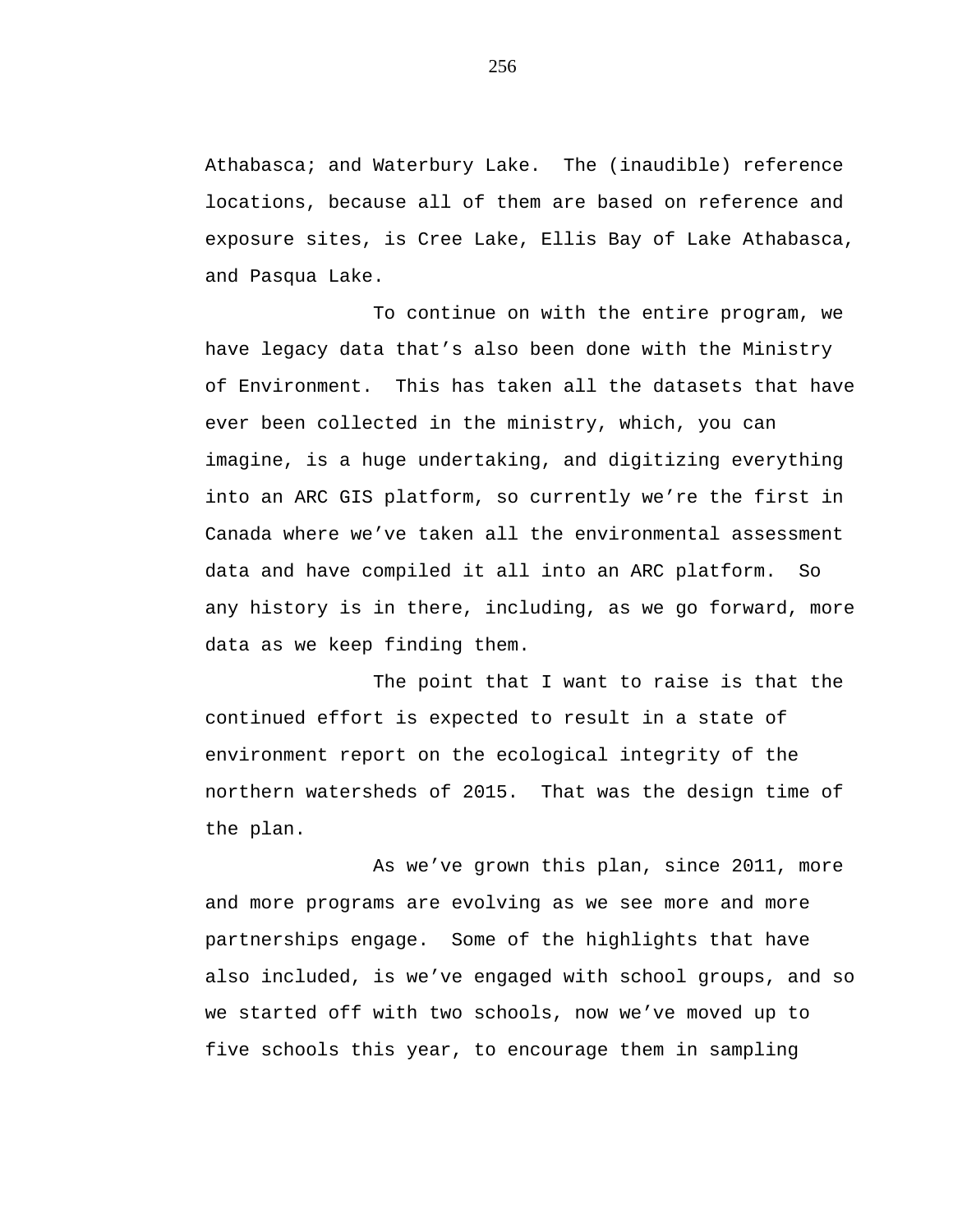Athabasca; and Waterbury Lake. The (inaudible) reference locations, because all of them are based on reference and exposure sites, is Cree Lake, Ellis Bay of Lake Athabasca, and Pasqua Lake.

To continue on with the entire program, we have legacy data that's also been done with the Ministry of Environment. This has taken all the datasets that have ever been collected in the ministry, which, you can imagine, is a huge undertaking, and digitizing everything into an ARC GIS platform, so currently we're the first in Canada where we've taken all the environmental assessment data and have compiled it all into an ARC platform. So any history is in there, including, as we go forward, more data as we keep finding them.

The point that I want to raise is that the continued effort is expected to result in a state of environment report on the ecological integrity of the northern watersheds of 2015. That was the design time of the plan.

As we've grown this plan, since 2011, more and more programs are evolving as we see more and more partnerships engage. Some of the highlights that have also included, is we've engaged with school groups, and so we started off with two schools, now we've moved up to five schools this year, to encourage them in sampling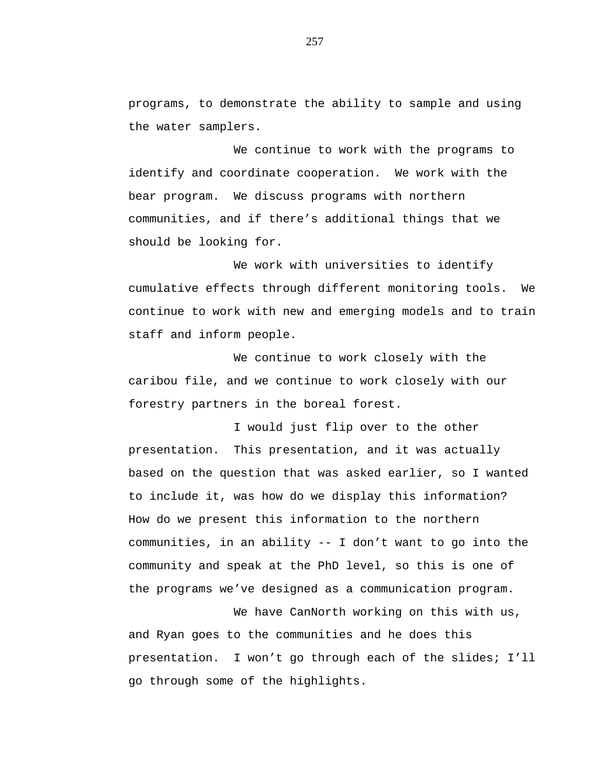programs, to demonstrate the ability to sample and using the water samplers.

We continue to work with the programs to identify and coordinate cooperation. We work with the bear program. We discuss programs with northern communities, and if there's additional things that we should be looking for.

We work with universities to identify cumulative effects through different monitoring tools. We continue to work with new and emerging models and to train staff and inform people.

We continue to work closely with the caribou file, and we continue to work closely with our forestry partners in the boreal forest.

I would just flip over to the other presentation. This presentation, and it was actually based on the question that was asked earlier, so I wanted to include it, was how do we display this information? How do we present this information to the northern communities, in an ability -- I don't want to go into the community and speak at the PhD level, so this is one of the programs we've designed as a communication program.

We have CanNorth working on this with us, and Ryan goes to the communities and he does this presentation. I won't go through each of the slides; I'll go through some of the highlights.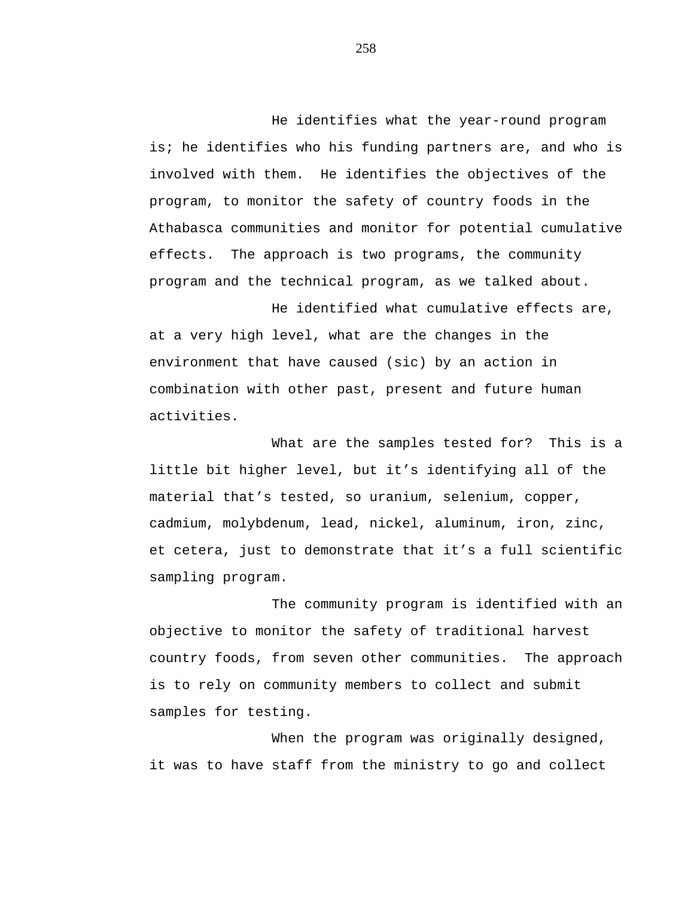He identifies what the year-round program is; he identifies who his funding partners are, and who is involved with them. He identifies the objectives of the program, to monitor the safety of country foods in the Athabasca communities and monitor for potential cumulative effects. The approach is two programs, the community program and the technical program, as we talked about.

He identified what cumulative effects are, at a very high level, what are the changes in the environment that have caused (sic) by an action in combination with other past, present and future human activities.

What are the samples tested for? This is a little bit higher level, but it’s identifying all of the material that’s tested, so uranium, selenium, copper, cadmium, molybdenum, lead, nickel, aluminum, iron, zinc, et cetera, just to demonstrate that it’s a full scientific sampling program.

The community program is identified with an objective to monitor the safety of traditional harvest country foods, from seven other communities. The approach is to rely on community members to collect and submit samples for testing.

When the program was originally designed, it was to have staff from the ministry to go and collect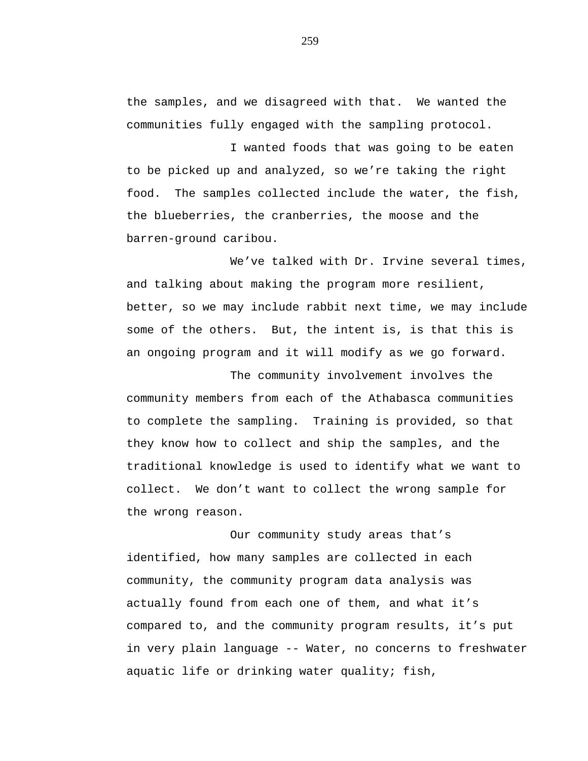the samples, and we disagreed with that. We wanted the communities fully engaged with the sampling protocol.

I wanted foods that was going to be eaten to be picked up and analyzed, so we're taking the right food. The samples collected include the water, the fish, the blueberries, the cranberries, the moose and the barren-ground caribou.

We've talked with Dr. Irvine several times, and talking about making the program more resilient, better, so we may include rabbit next time, we may include some of the others. But, the intent is, is that this is an ongoing program and it will modify as we go forward.

The community involvement involves the community members from each of the Athabasca communities to complete the sampling. Training is provided, so that they know how to collect and ship the samples, and the traditional knowledge is used to identify what we want to collect. We don't want to collect the wrong sample for the wrong reason.

Our community study areas that's identified, how many samples are collected in each community, the community program data analysis was actually found from each one of them, and what it's compared to, and the community program results, it's put in very plain language -- Water, no concerns to freshwater aquatic life or drinking water quality; fish,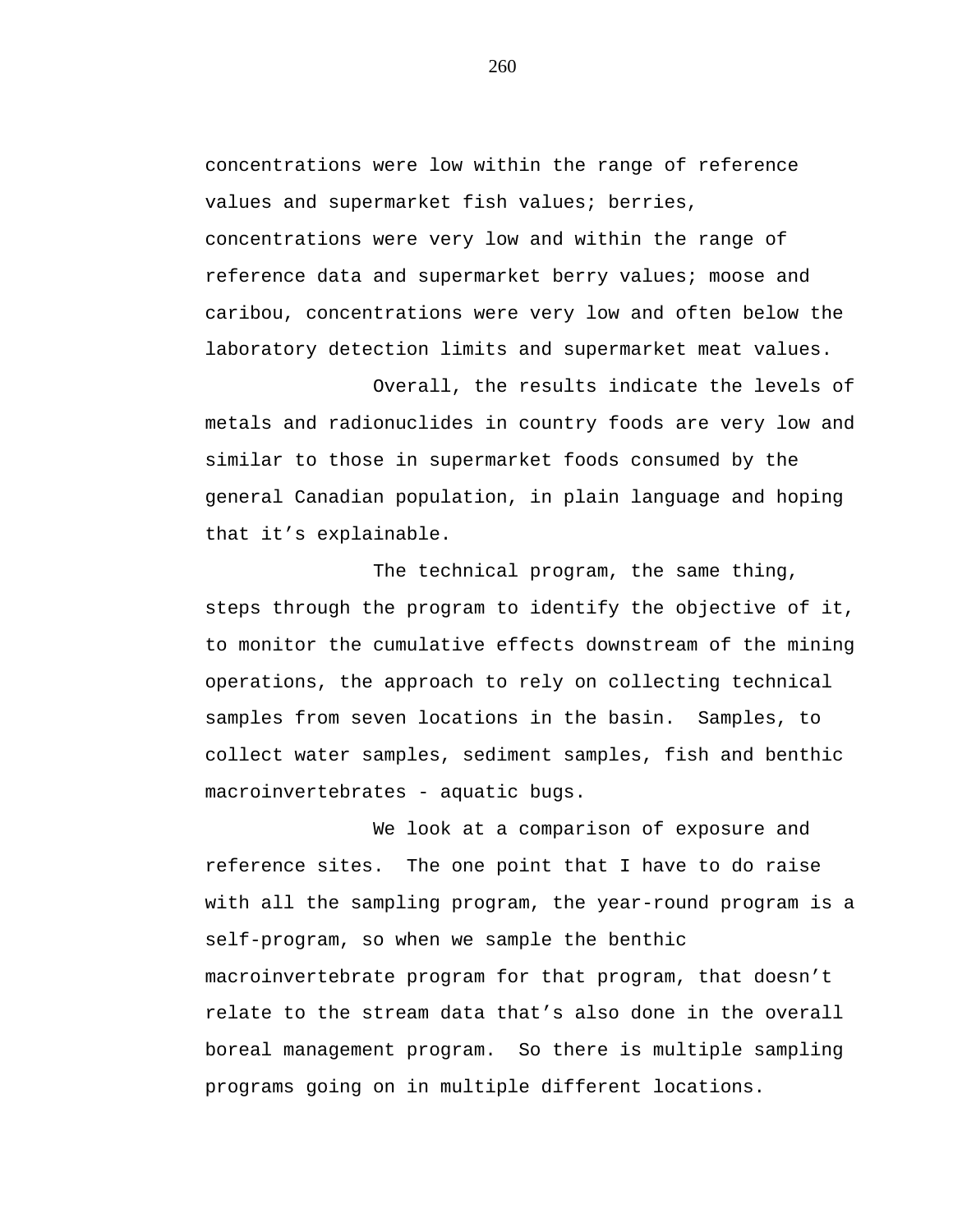concentrations were low within the range of reference values and supermarket fish values; berries, concentrations were very low and within the range of reference data and supermarket berry values; moose and caribou, concentrations were very low and often below the laboratory detection limits and supermarket meat values.

Overall, the results indicate the levels of metals and radionuclides in country foods are very low and similar to those in supermarket foods consumed by the general Canadian population, in plain language and hoping that it's explainable.

The technical program, the same thing, steps through the program to identify the objective of it, to monitor the cumulative effects downstream of the mining operations, the approach to rely on collecting technical samples from seven locations in the basin. Samples, to collect water samples, sediment samples, fish and benthic macroinvertebrates - aquatic bugs.

We look at a comparison of exposure and reference sites. The one point that I have to do raise with all the sampling program, the year-round program is a self-program, so when we sample the benthic macroinvertebrate program for that program, that doesn't relate to the stream data that's also done in the overall boreal management program. So there is multiple sampling programs going on in multiple different locations.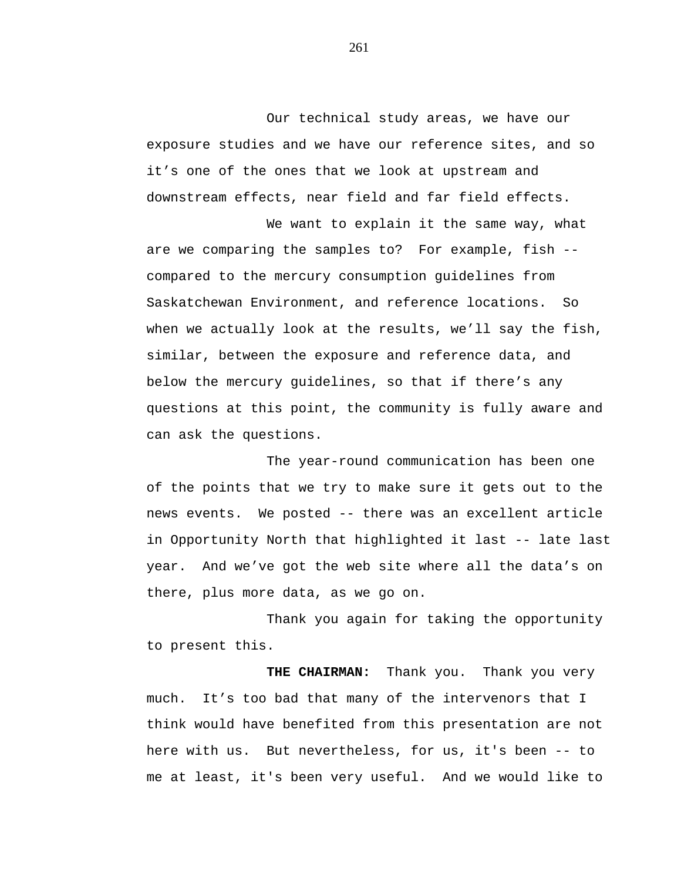Our technical study areas, we have our exposure studies and we have our reference sites, and so it's one of the ones that we look at upstream and downstream effects, near field and far field effects.

We want to explain it the same way, what are we comparing the samples to? For example, fish -- compared to the mercury consumption guidelines from Saskatchewan Environment, and reference locations. So when we actually look at the results, we'll say the fish, similar, between the exposure and reference data, and below the mercury guidelines, so that if there's any questions at this point, the community is fully aware and can ask the questions.

The year-round communication has been one of the points that we try to make sure it gets out to the news events. We posted -- there was an excellent article in Opportunity North that highlighted it last -- late last year. And we've got the web site where all the data's on there, plus more data, as we go on.

Thank you again for taking the opportunity to present this.

**THE CHAIRMAN:** Thank you. Thank you very much. It's too bad that many of the intervenors that I think would have benefited from this presentation are not here with us. But nevertheless, for us, it's been -- to me at least, it's been very useful. And we would like to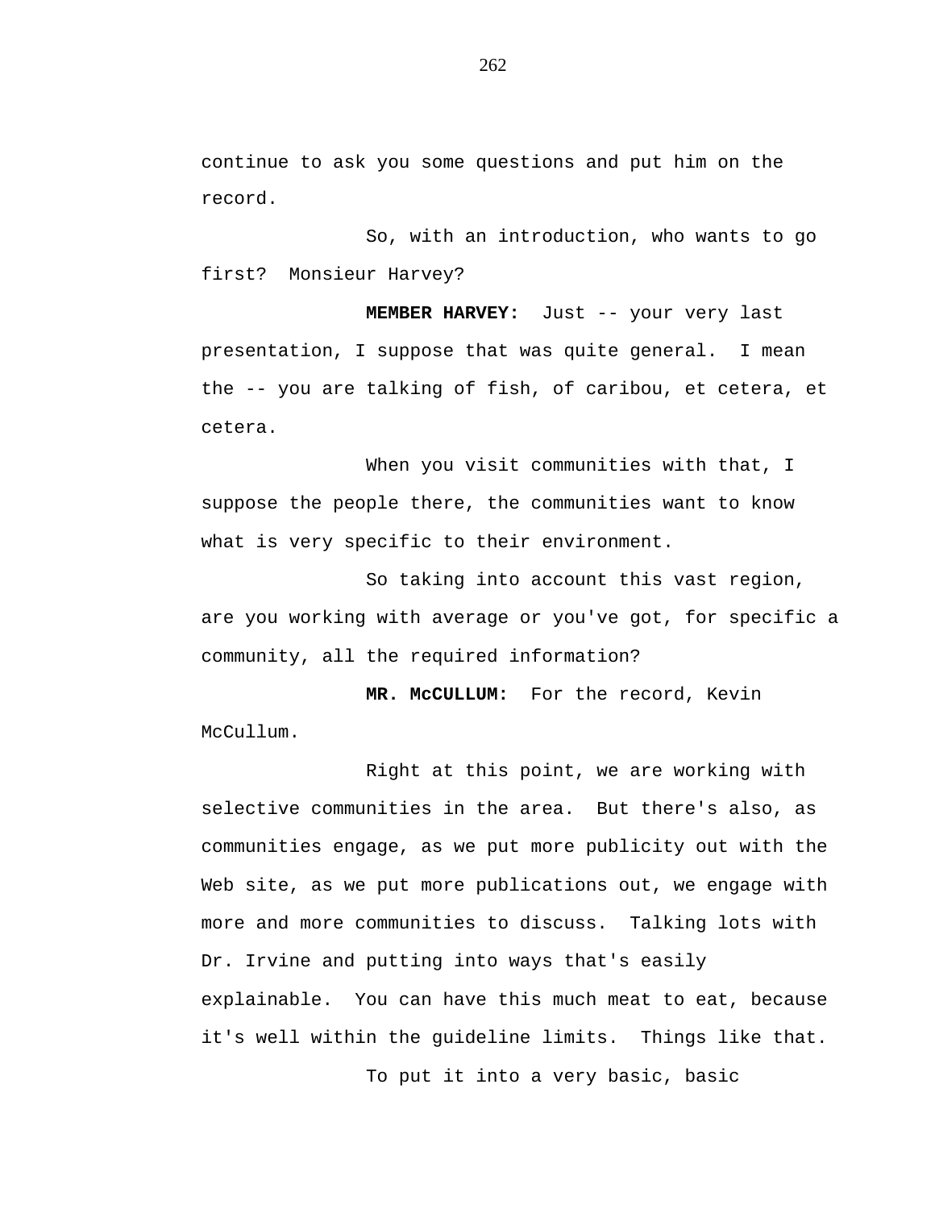continue to ask you some questions and put him on the record.

So, with an introduction, who wants to go first? Monsieur Harvey?

**MEMBER HARVEY:** Just -- your very last presentation, I suppose that was quite general. I mean the -- you are talking of fish, of caribou, et cetera, et cetera.

When you visit communities with that, I suppose the people there, the communities want to know what is very specific to their environment.

So taking into account this vast region, are you working with average or you've got, for specific a community, all the required information?

**MR. McCULLUM:** For the record, Kevin McCullum.

Right at this point, we are working with selective communities in the area. But there's also, as communities engage, as we put more publicity out with the Web site, as we put more publications out, we engage with more and more communities to discuss. Talking lots with Dr. Irvine and putting into ways that's easily explainable. You can have this much meat to eat, because it's well within the guideline limits. Things like that.

To put it into a very basic, basic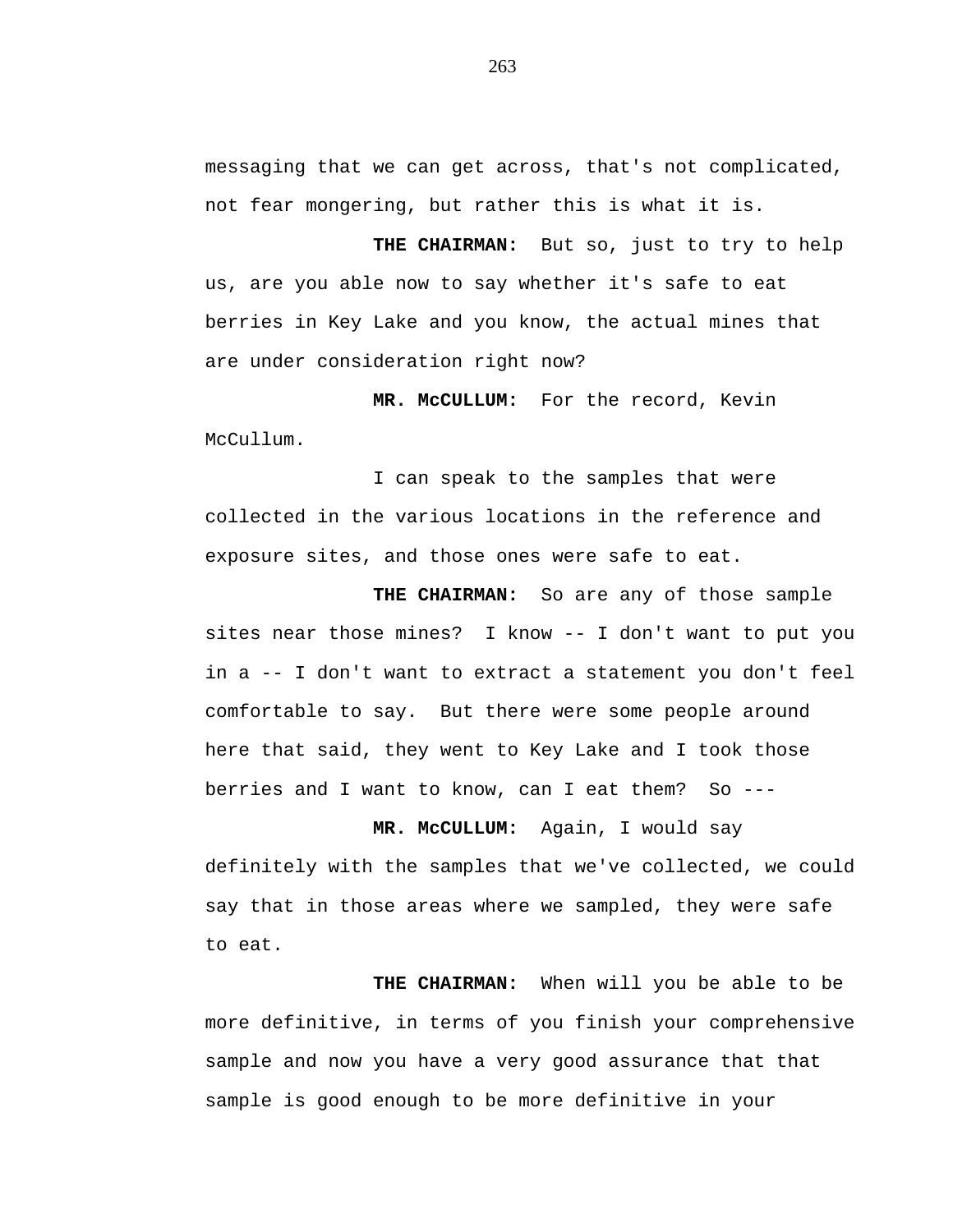messaging that we can get across, that's not complicated, not fear mongering, but rather this is what it is.

**THE CHAIRMAN:** But so, just to try to help us, are you able now to say whether it's safe to eat berries in Key Lake and you know, the actual mines that are under consideration right now?

**MR. McCULLUM:** For the record, Kevin McCullum.

I can speak to the samples that were collected in the various locations in the reference and exposure sites, and those ones were safe to eat.

**THE CHAIRMAN:** So are any of those sample sites near those mines? I know -- I don't want to put you in a -- I don't want to extract a statement you don't feel comfortable to say. But there were some people around here that said, they went to Key Lake and I took those berries and I want to know, can I eat them? So ---

**MR. McCULLUM:** Again, I would say definitely with the samples that we've collected, we could say that in those areas where we sampled, they were safe to eat.

**THE CHAIRMAN:** When will you be able to be more definitive, in terms of you finish your comprehensive sample and now you have a very good assurance that that sample is good enough to be more definitive in your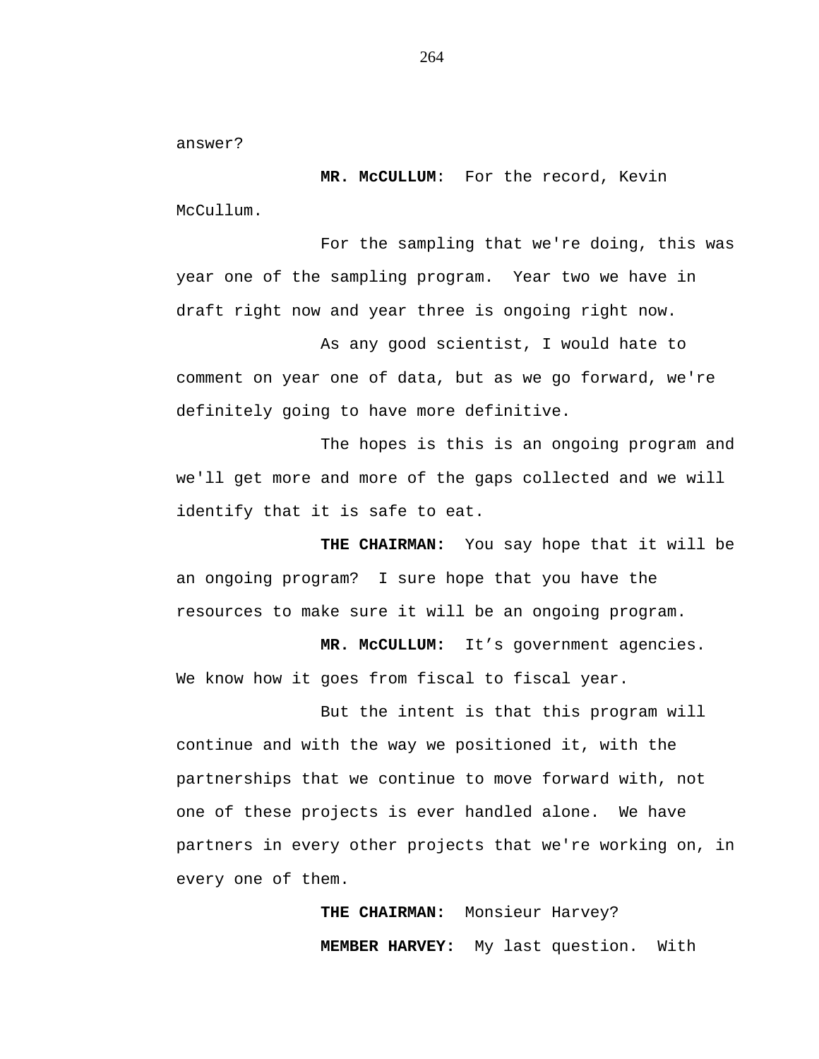answer?

**MR. McCULLUM**: For the record, Kevin McCullum.

For the sampling that we're doing, this was year one of the sampling program. Year two we have in draft right now and year three is ongoing right now.

As any good scientist, I would hate to comment on year one of data, but as we go forward, we're definitely going to have more definitive.

The hopes is this is an ongoing program and we'll get more and more of the gaps collected and we will identify that it is safe to eat.

**THE CHAIRMAN:** You say hope that it will be an ongoing program? I sure hope that you have the resources to make sure it will be an ongoing program.

**MR. McCULLUM:** It’s government agencies. We know how it goes from fiscal to fiscal year.

But the intent is that this program will continue and with the way we positioned it, with the partnerships that we continue to move forward with, not one of these projects is ever handled alone. We have partners in every other projects that we're working on, in every one of them.

**THE CHAIRMAN:** Monsieur Harvey?

**MEMBER HARVEY:** My last question. With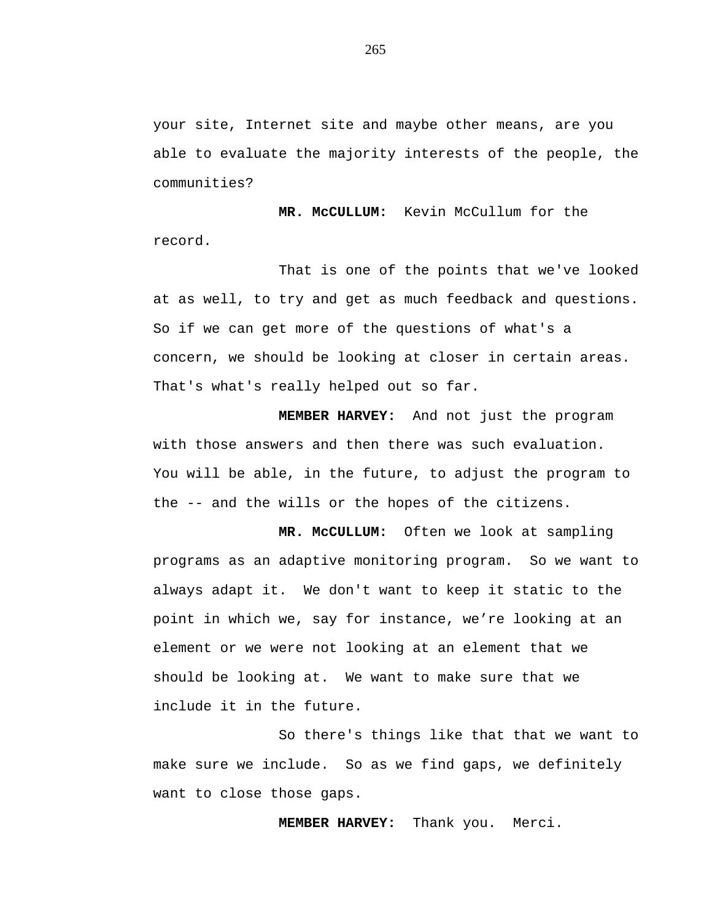your site, Internet site and maybe other means, are you able to evaluate the majority interests of the people, the communities?

**MR. McCULLUM:** Kevin McCullum for the record.

That is one of the points that we've looked at as well, to try and get as much feedback and questions. So if we can get more of the questions of what's a concern, we should be looking at closer in certain areas. That's what's really helped out so far.

**MEMBER HARVEY:** And not just the program with those answers and then there was such evaluation. You will be able, in the future, to adjust the program to the -- and the wills or the hopes of the citizens.

**MR. McCULLUM:** Often we look at sampling programs as an adaptive monitoring program. So we want to always adapt it. We don't want to keep it static to the point in which we, say for instance, we’re looking at an element or we were not looking at an element that we should be looking at. We want to make sure that we include it in the future.

So there's things like that that we want to make sure we include. So as we find gaps, we definitely want to close those gaps.

**MEMBER HARVEY:** Thank you. Merci.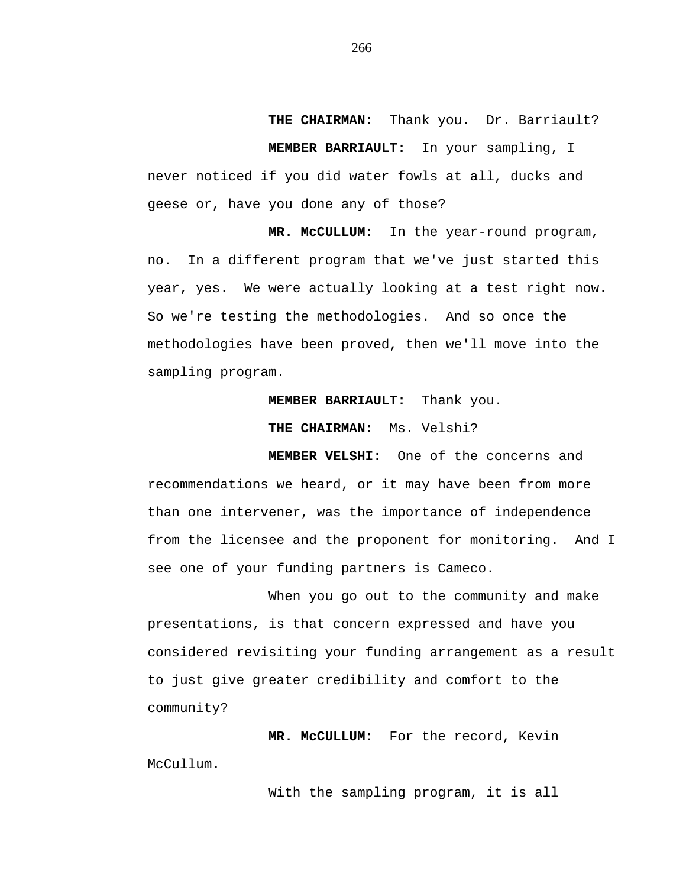**THE CHAIRMAN:** Thank you. Dr. Barriault?

**MEMBER BARRIAULT:** In your sampling, I never noticed if you did water fowls at all, ducks and geese or, have you done any of those?

**MR. McCULLUM:** In the year-round program, no. In a different program that we've just started this year, yes. We were actually looking at a test right now. So we're testing the methodologies. And so once the methodologies have been proved, then we'll move into the sampling program.

**MEMBER BARRIAULT:** Thank you.

**THE CHAIRMAN:** Ms. Velshi?

**MEMBER VELSHI:** One of the concerns and recommendations we heard, or it may have been from more than one intervener, was the importance of independence from the licensee and the proponent for monitoring. And I see one of your funding partners is Cameco.

When you go out to the community and make presentations, is that concern expressed and have you considered revisiting your funding arrangement as a result to just give greater credibility and comfort to the community?

**MR. McCULLUM:** For the record, Kevin McCullum.

With the sampling program, it is all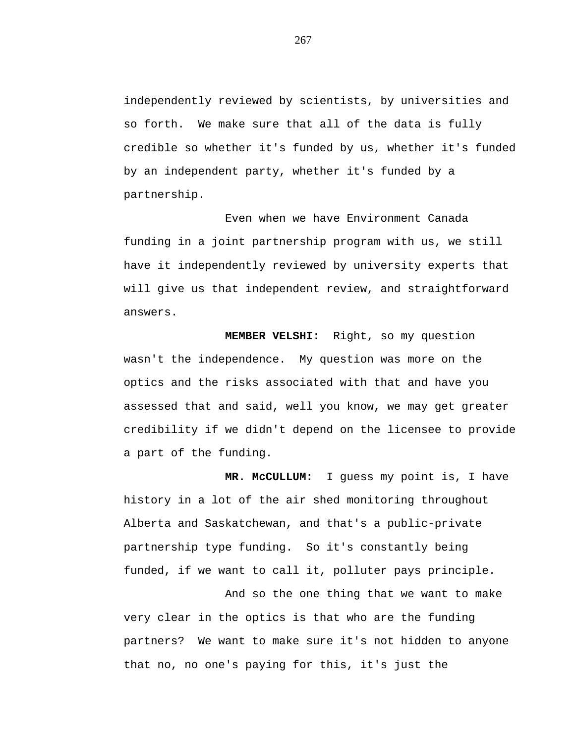independently reviewed by scientists, by universities and so forth. We make sure that all of the data is fully credible so whether it's funded by us, whether it's funded by an independent party, whether it's funded by a partnership.

Even when we have Environment Canada funding in a joint partnership program with us, we still have it independently reviewed by university experts that will give us that independent review, and straightforward answers.

**MEMBER VELSHI:** Right, so my question wasn't the independence. My question was more on the optics and the risks associated with that and have you assessed that and said, well you know, we may get greater credibility if we didn't depend on the licensee to provide a part of the funding.

**MR. McCULLUM:** I guess my point is, I have history in a lot of the air shed monitoring throughout Alberta and Saskatchewan, and that's a public-private partnership type funding. So it's constantly being funded, if we want to call it, polluter pays principle.

And so the one thing that we want to make very clear in the optics is that who are the funding partners? We want to make sure it's not hidden to anyone that no, no one's paying for this, it's just the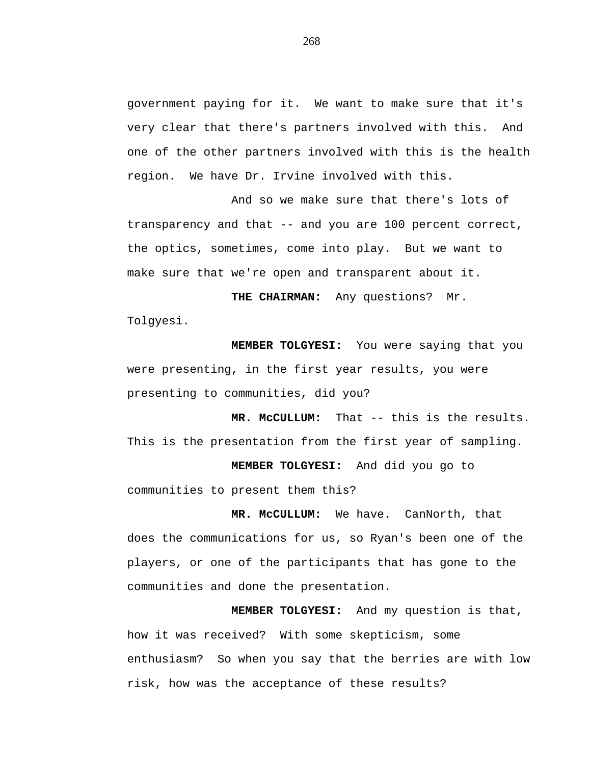government paying for it.  We want to make sure that it's very clear that there's partners involved with this.  And one of the other partners involved with this is the health region.  We have Dr. Irvine involved with this.

And so we make sure that there's lots of transparency and that -- and you are 100 percent correct, the optics, sometimes, come into play.  But we want to make sure that we're open and transparent about it.

**THE CHAIRMAN:**  Any questions?  Mr. Tolgyesi.

**MEMBER TOLGYESI:**  You were saying that you were presenting, in the first year results, you were presenting to communities, did you?

**MR. McCULLUM:**  That -- this is the results. This is the presentation from the first year of sampling.

**MEMBER TOLGYESI:**  And did you go to communities to present them this?

**MR. McCULLUM:**  We have.  CanNorth, that does the communications for us, so Ryan's been one of the players, or one of the participants that has gone to the communities and done the presentation.

**MEMBER TOLGYESI:**  And my question is that, how it was received?  With some skepticism, some enthusiasm?  So when you say that the berries are with low risk, how was the acceptance of these results?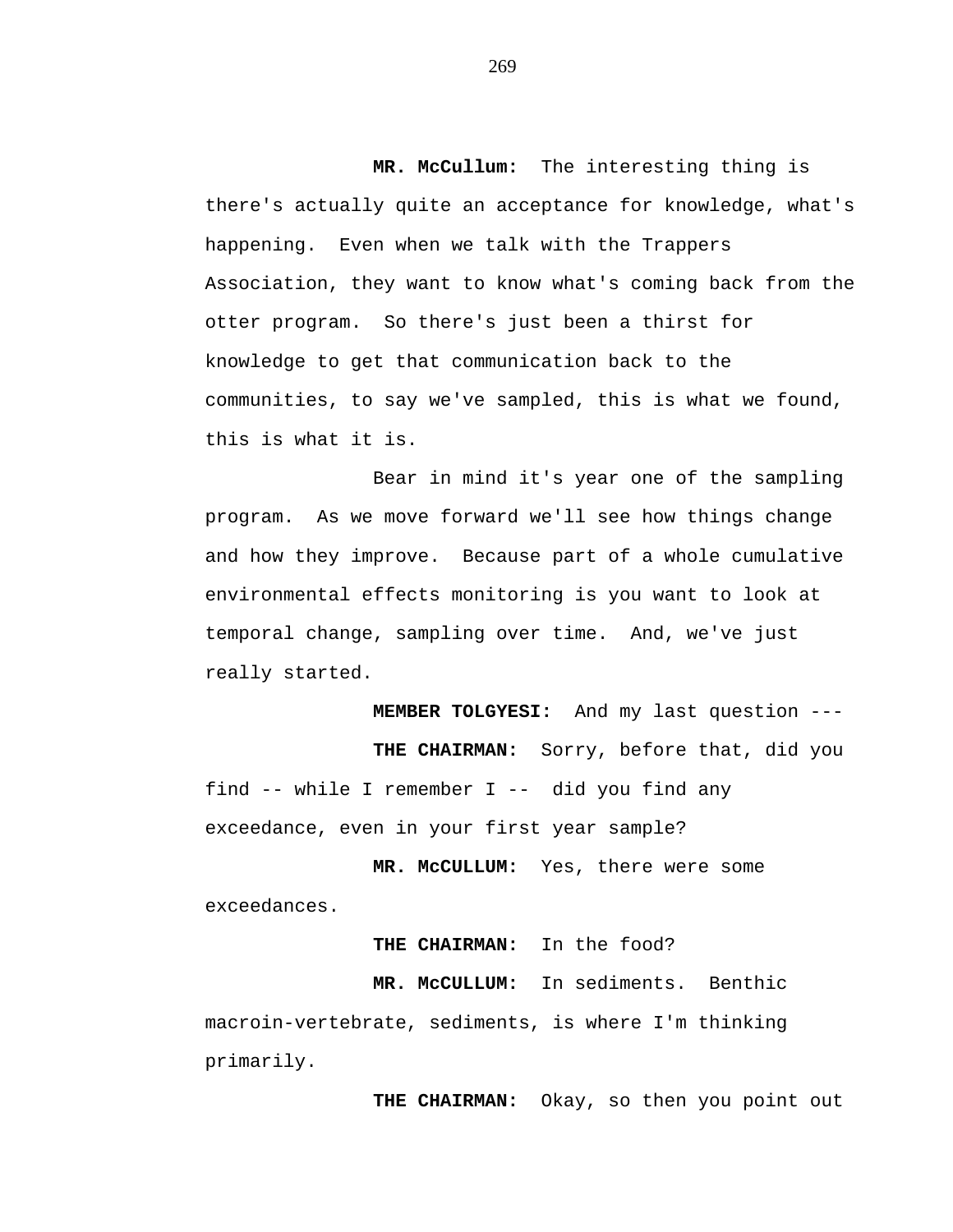**MR. McCullum:** The interesting thing is there's actually quite an acceptance for knowledge, what's happening. Even when we talk with the Trappers Association, they want to know what's coming back from the otter program. So there's just been a thirst for knowledge to get that communication back to the communities, to say we've sampled, this is what we found, this is what it is.

Bear in mind it's year one of the sampling program. As we move forward we'll see how things change and how they improve. Because part of a whole cumulative environmental effects monitoring is you want to look at temporal change, sampling over time. And, we've just really started.

**MEMBER TOLGYESI:** And my last question ---

**THE CHAIRMAN:** Sorry, before that, did you find -- while I remember I -- did you find any exceedance, even in your first year sample?

**MR. McCULLUM:** Yes, there were some exceedances.

**THE CHAIRMAN:** In the food?

**MR. McCULLUM:** In sediments. Benthic macroin-vertebrate, sediments, is where I'm thinking primarily.

**THE CHAIRMAN:** Okay, so then you point out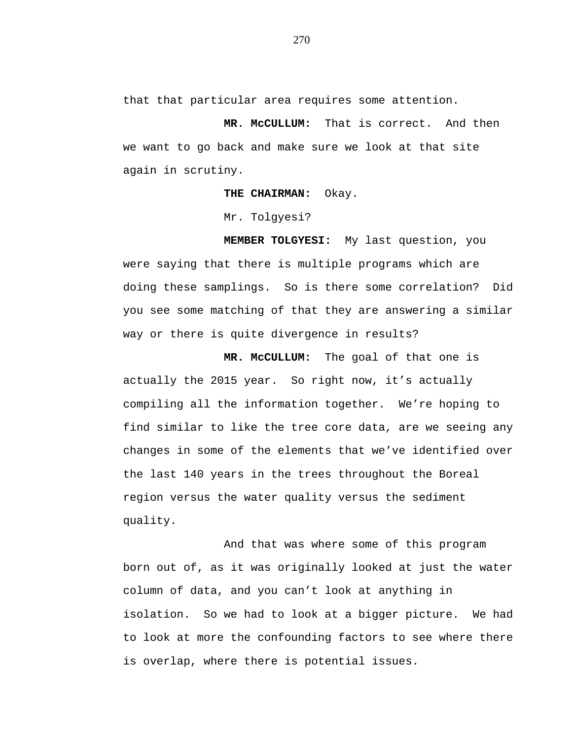that that particular area requires some attention.

**MR. McCULLUM:** That is correct. And then we want to go back and make sure we look at that site again in scrutiny.

**THE CHAIRMAN:** Okay.

Mr. Tolgyesi?

**MEMBER TOLGYESI:** My last question, you were saying that there is multiple programs which are doing these samplings. So is there some correlation? Did you see some matching of that they are answering a similar way or there is quite divergence in results?

**MR. McCULLUM:** The goal of that one is actually the 2015 year. So right now, it's actually compiling all the information together. We're hoping to find similar to like the tree core data, are we seeing any changes in some of the elements that we've identified over the last 140 years in the trees throughout the Boreal region versus the water quality versus the sediment quality.

And that was where some of this program born out of, as it was originally looked at just the water column of data, and you can't look at anything in isolation. So we had to look at a bigger picture. We had to look at more the confounding factors to see where there is overlap, where there is potential issues.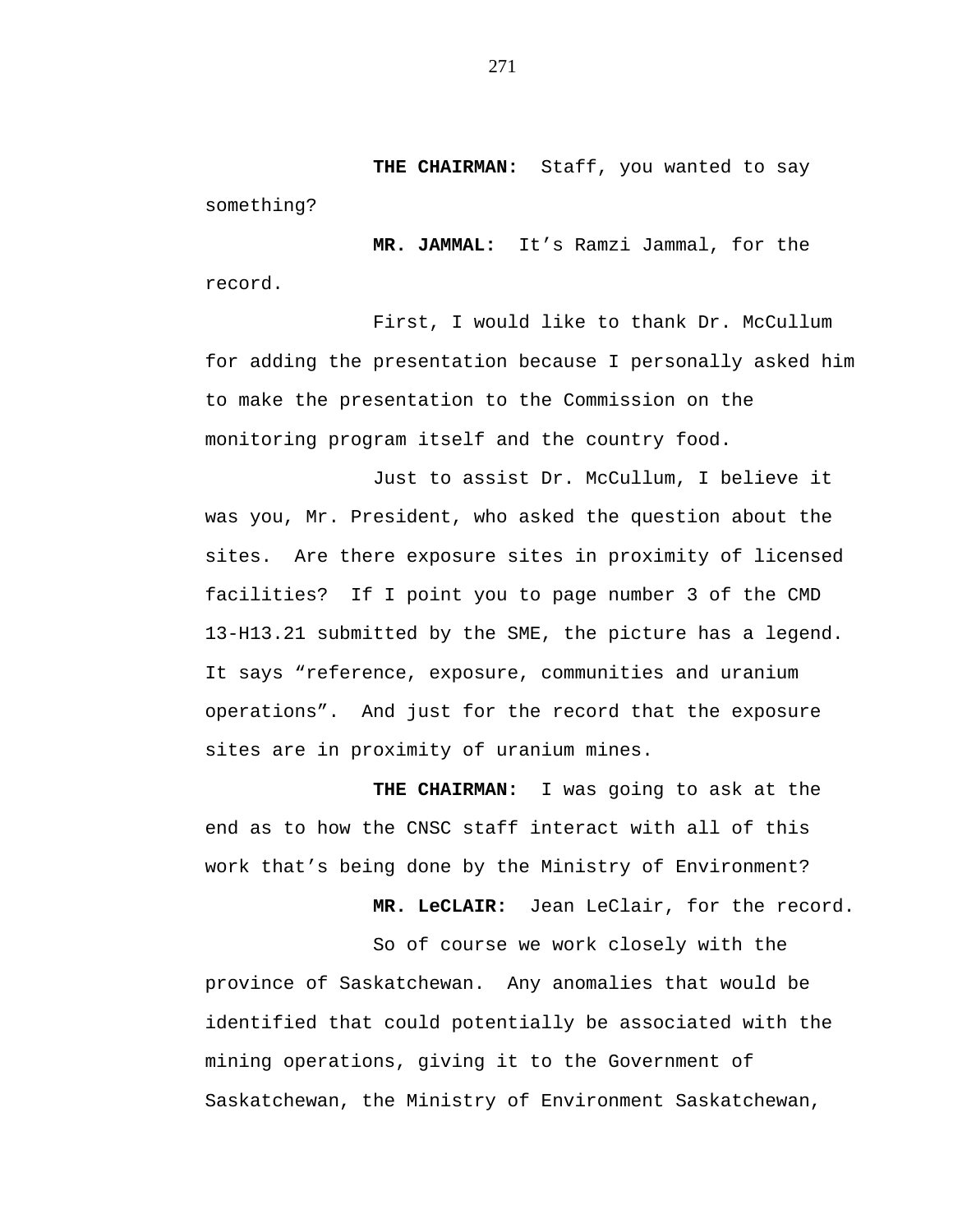**THE CHAIRMAN:** Staff, you wanted to say something?

**MR. JAMMAL:** It's Ramzi Jammal, for the record.

First, I would like to thank Dr. McCullum for adding the presentation because I personally asked him to make the presentation to the Commission on the monitoring program itself and the country food.

Just to assist Dr. McCullum, I believe it was you, Mr. President, who asked the question about the sites. Are there exposure sites in proximity of licensed facilities? If I point you to page number 3 of the CMD 13-H13.21 submitted by the SME, the picture has a legend. It says "reference, exposure, communities and uranium operations". And just for the record that the exposure sites are in proximity of uranium mines.

**THE CHAIRMAN:** I was going to ask at the end as to how the CNSC staff interact with all of this work that's being done by the Ministry of Environment?

**MR. LeCLAIR:** Jean LeClair, for the record.

So of course we work closely with the province of Saskatchewan. Any anomalies that would be identified that could potentially be associated with the mining operations, giving it to the Government of Saskatchewan, the Ministry of Environment Saskatchewan,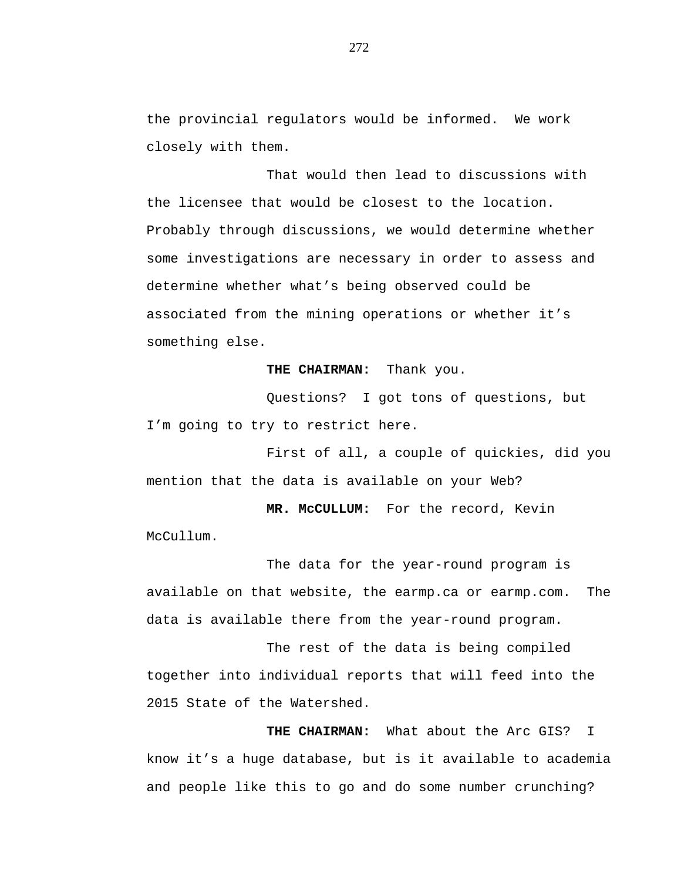the provincial regulators would be informed.  We work closely with them.

That would then lead to discussions with the licensee that would be closest to the location. Probably through discussions, we would determine whether some investigations are necessary in order to assess and determine whether what's being observed could be associated from the mining operations or whether it's something else.

**THE CHAIRMAN:**  Thank you.

Questions?  I got tons of questions, but I'm going to try to restrict here.

First of all, a couple of quickies, did you mention that the data is available on your Web?

**MR. McCULLUM:**  For the record, Kevin McCullum.

The data for the year-round program is available on that website, the earmp.ca or earmp.com.  The data is available there from the year-round program.

The rest of the data is being compiled together into individual reports that will feed into the 2015 State of the Watershed.

**THE CHAIRMAN:**  What about the Arc GIS?  I know it's a huge database, but is it available to academia and people like this to go and do some number crunching?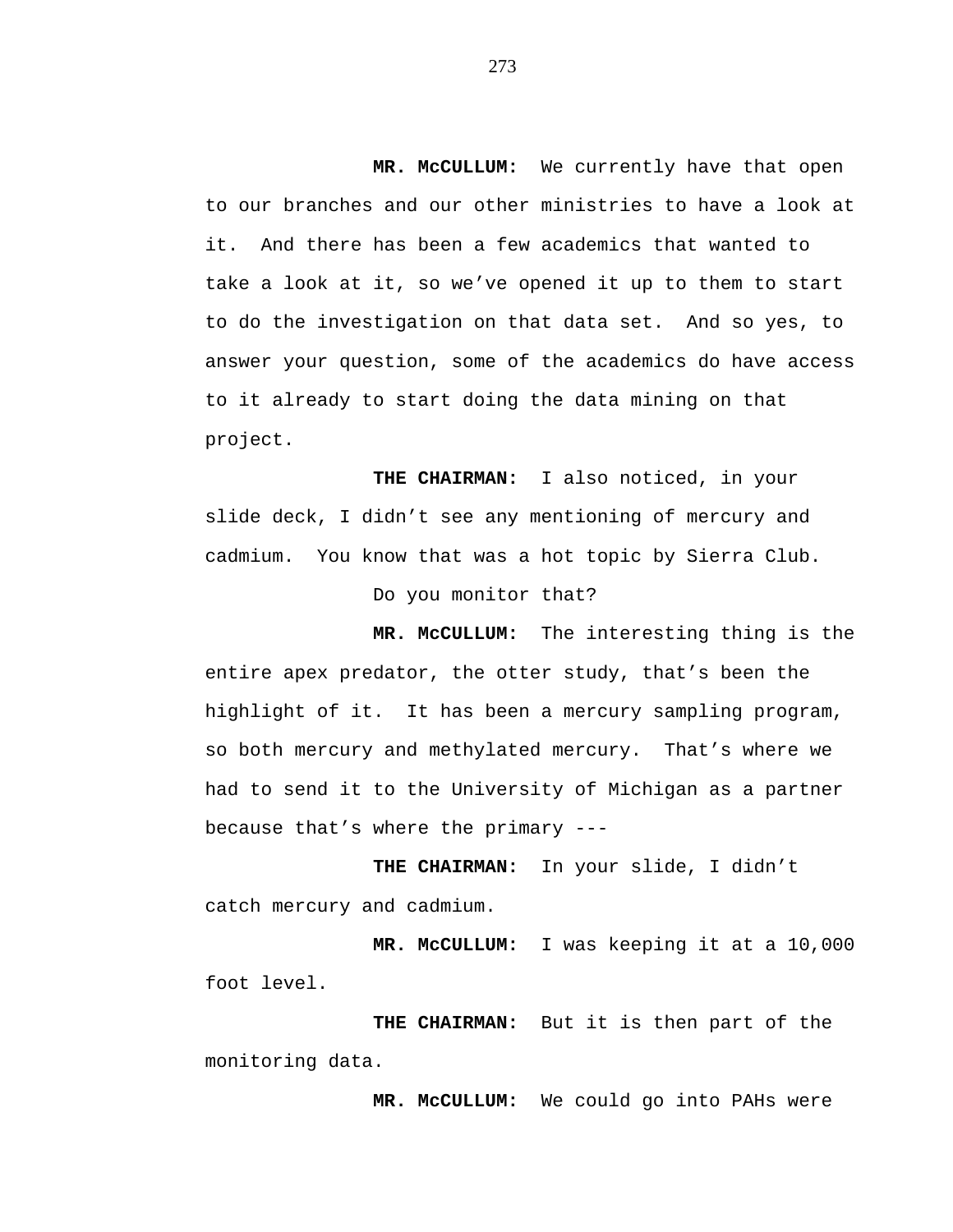**MR. McCULLUM:** We currently have that open to our branches and our other ministries to have a look at it. And there has been a few academics that wanted to take a look at it, so we've opened it up to them to start to do the investigation on that data set. And so yes, to answer your question, some of the academics do have access to it already to start doing the data mining on that project.

**THE CHAIRMAN:** I also noticed, in your slide deck, I didn't see any mentioning of mercury and cadmium. You know that was a hot topic by Sierra Club.

Do you monitor that?

**MR. McCULLUM:** The interesting thing is the entire apex predator, the otter study, that's been the highlight of it. It has been a mercury sampling program, so both mercury and methylated mercury. That's where we had to send it to the University of Michigan as a partner because that's where the primary ---

**THE CHAIRMAN:** In your slide, I didn't catch mercury and cadmium.

**MR. McCULLUM:** I was keeping it at a 10,000 foot level.

**THE CHAIRMAN:** But it is then part of the monitoring data.

**MR. McCULLUM:** We could go into PAHs were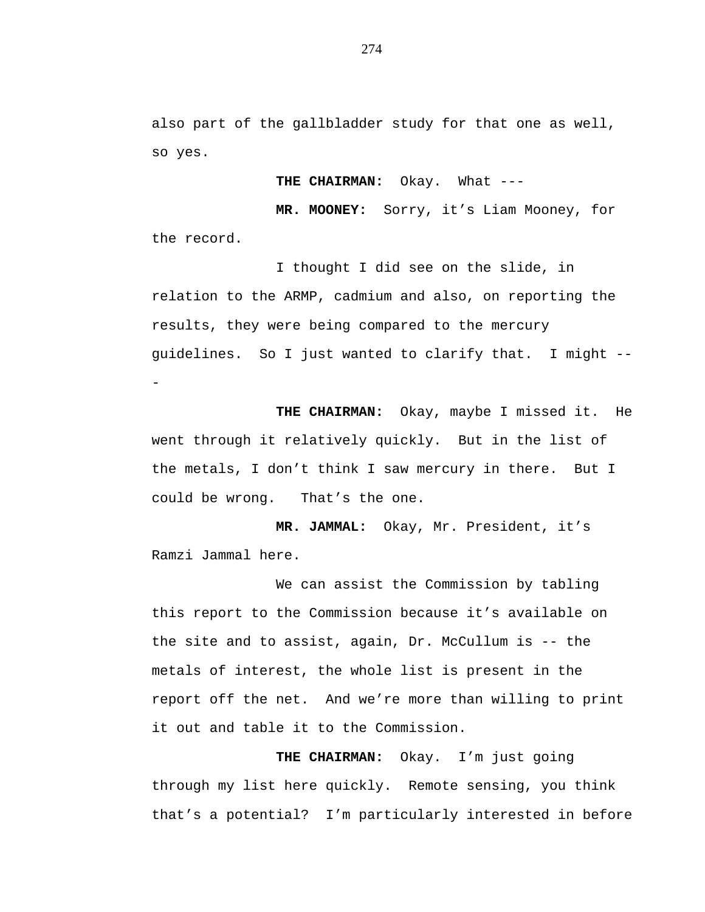also part of the gallbladder study for that one as well, so yes.

**THE CHAIRMAN:** Okay. What ---

**MR. MOONEY:** Sorry, it's Liam Mooney, for the record.

I thought I did see on the slide, in relation to the ARMP, cadmium and also, on reporting the results, they were being compared to the mercury guidelines. So I just wanted to clarify that. I might ---

**THE CHAIRMAN:** Okay, maybe I missed it. He went through it relatively quickly. But in the list of the metals, I don't think I saw mercury in there. But I could be wrong. That's the one.

**MR. JAMMAL:** Okay, Mr. President, it's Ramzi Jammal here.

We can assist the Commission by tabling this report to the Commission because it's available on the site and to assist, again, Dr. McCullum is -- the metals of interest, the whole list is present in the report off the net. And we're more than willing to print it out and table it to the Commission.

**THE CHAIRMAN:** Okay. I'm just going through my list here quickly. Remote sensing, you think that's a potential? I'm particularly interested in before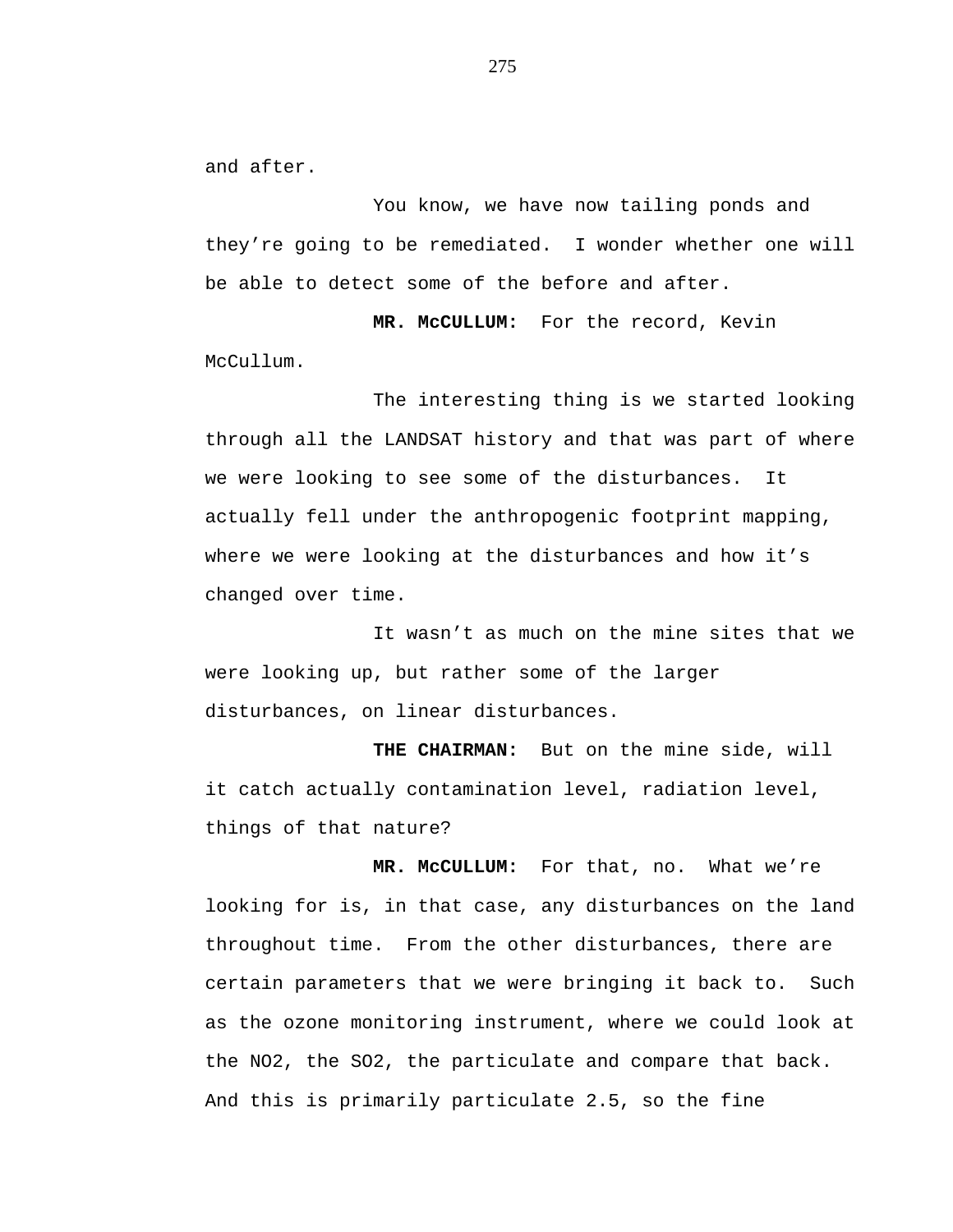and after.

You know, we have now tailing ponds and they're going to be remediated. I wonder whether one will be able to detect some of the before and after.

**MR. McCULLUM:** For the record, Kevin McCullum.

The interesting thing is we started looking through all the LANDSAT history and that was part of where we were looking to see some of the disturbances. It actually fell under the anthropogenic footprint mapping, where we were looking at the disturbances and how it's changed over time.

It wasn't as much on the mine sites that we were looking up, but rather some of the larger disturbances, on linear disturbances.

**THE CHAIRMAN:** But on the mine side, will it catch actually contamination level, radiation level, things of that nature?

**MR. McCULLUM:** For that, no. What we're looking for is, in that case, any disturbances on the land throughout time. From the other disturbances, there are certain parameters that we were bringing it back to. Such as the ozone monitoring instrument, where we could look at the NO2, the SO2, the particulate and compare that back. And this is primarily particulate 2.5, so the fine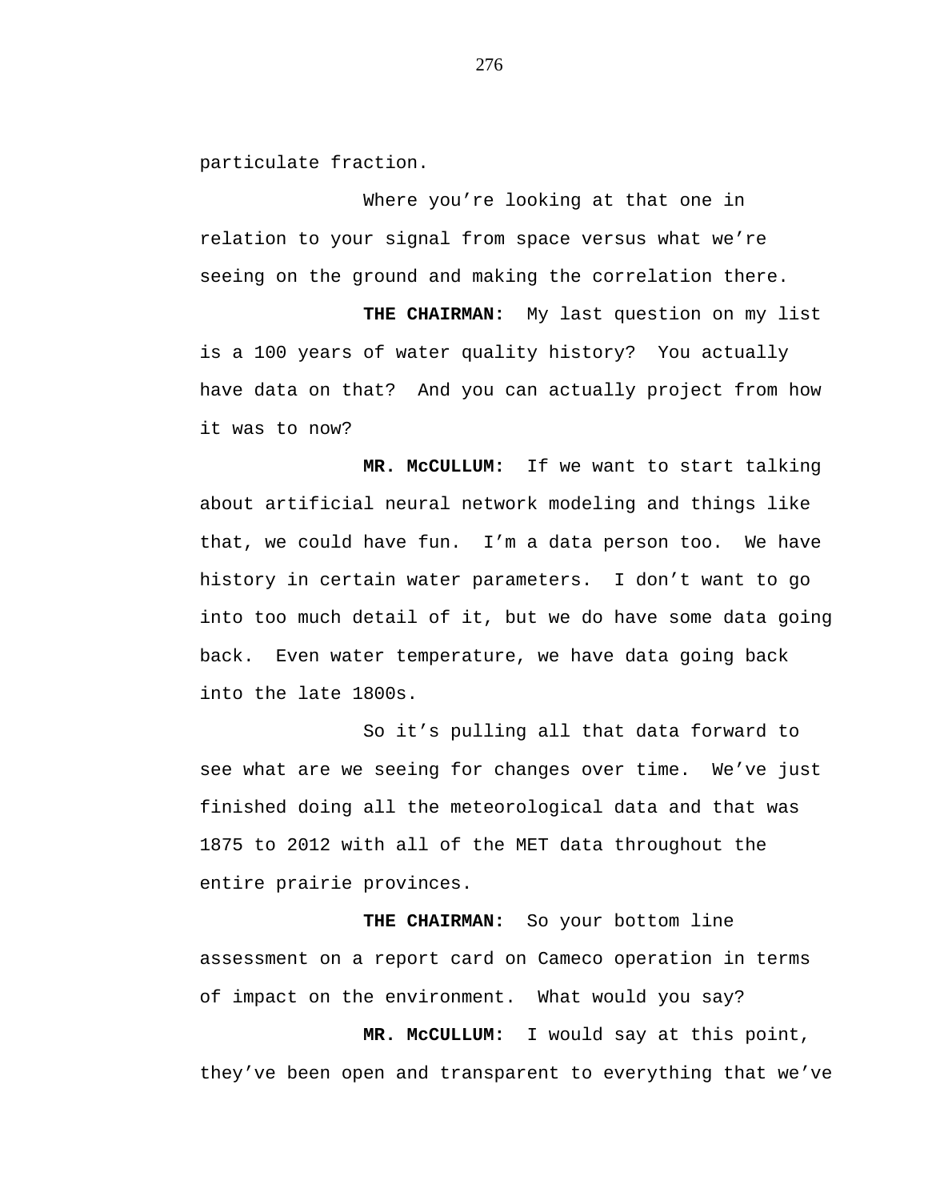particulate fraction.

Where you're looking at that one in relation to your signal from space versus what we're seeing on the ground and making the correlation there.

**THE CHAIRMAN:** My last question on my list is a 100 years of water quality history? You actually have data on that? And you can actually project from how it was to now?

**MR. McCULLUM:** If we want to start talking about artificial neural network modeling and things like that, we could have fun. I'm a data person too. We have history in certain water parameters. I don't want to go into too much detail of it, but we do have some data going back. Even water temperature, we have data going back into the late 1800s.

So it's pulling all that data forward to see what are we seeing for changes over time. We've just finished doing all the meteorological data and that was 1875 to 2012 with all of the MET data throughout the entire prairie provinces.

**THE CHAIRMAN:** So your bottom line assessment on a report card on Cameco operation in terms of impact on the environment. What would you say?

**MR. McCULLUM:** I would say at this point, they've been open and transparent to everything that we've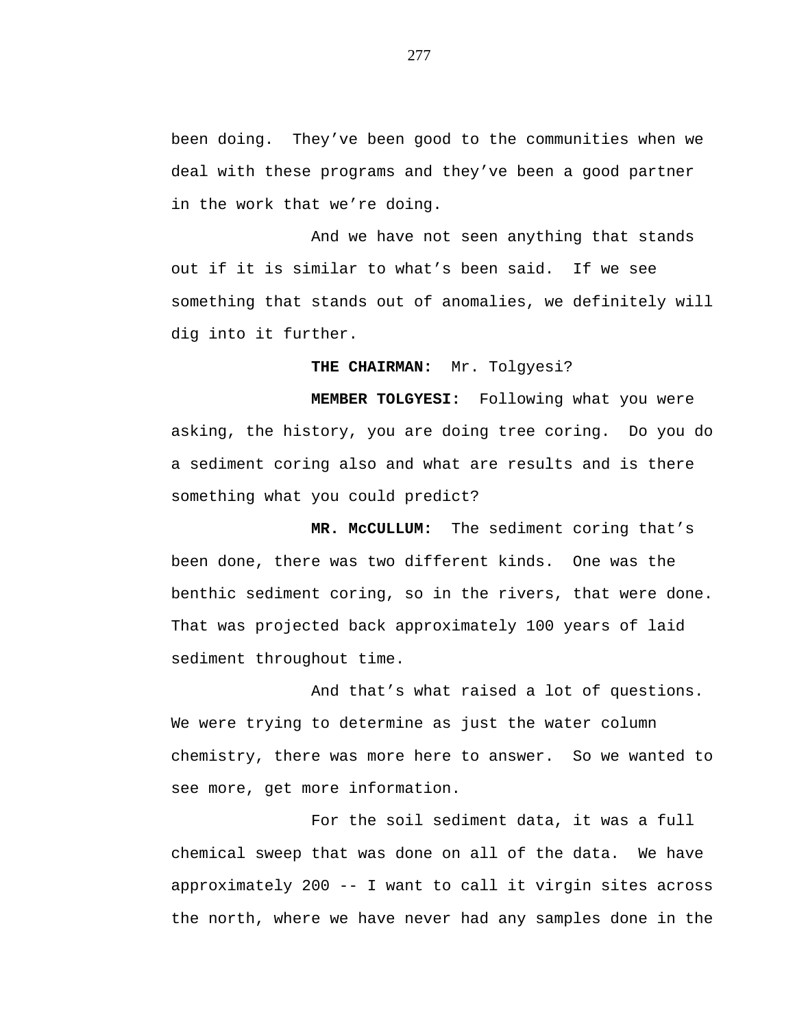been doing. They've been good to the communities when we deal with these programs and they've been a good partner in the work that we're doing.

And we have not seen anything that stands out if it is similar to what's been said. If we see something that stands out of anomalies, we definitely will dig into it further.

**THE CHAIRMAN:** Mr. Tolgyesi?

**MEMBER TOLGYESI:** Following what you were asking, the history, you are doing tree coring. Do you do a sediment coring also and what are results and is there something what you could predict?

**MR. McCULLUM:** The sediment coring that's been done, there was two different kinds. One was the benthic sediment coring, so in the rivers, that were done. That was projected back approximately 100 years of laid sediment throughout time.

And that's what raised a lot of questions. We were trying to determine as just the water column chemistry, there was more here to answer. So we wanted to see more, get more information.

For the soil sediment data, it was a full chemical sweep that was done on all of the data. We have approximately 200 -- I want to call it virgin sites across the north, where we have never had any samples done in the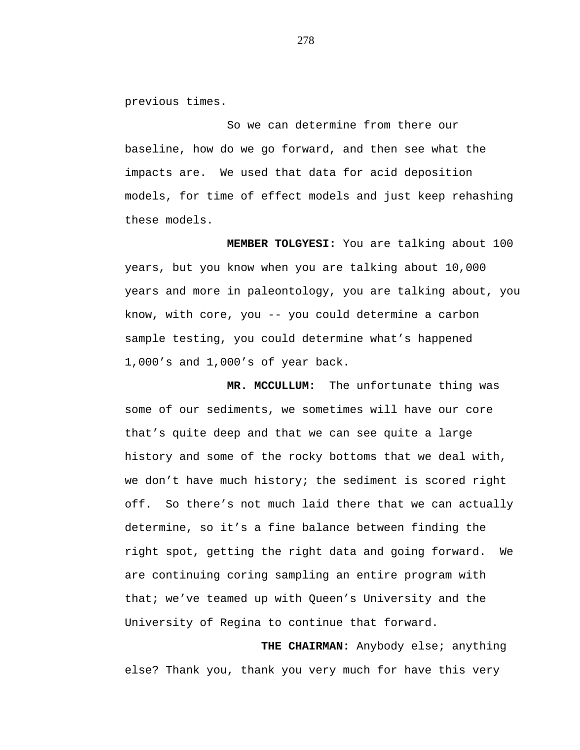previous times.

So we can determine from there our baseline, how do we go forward, and then see what the impacts are. We used that data for acid deposition models, for time of effect models and just keep rehashing these models.

**MEMBER TOLGYESI:** You are talking about 100 years, but you know when you are talking about 10,000 years and more in paleontology, you are talking about, you know, with core, you -- you could determine a carbon sample testing, you could determine what's happened 1,000's and 1,000's of year back.

**MR. MCCULLUM:** The unfortunate thing was some of our sediments, we sometimes will have our core that's quite deep and that we can see quite a large history and some of the rocky bottoms that we deal with, we don't have much history; the sediment is scored right off. So there's not much laid there that we can actually determine, so it's a fine balance between finding the right spot, getting the right data and going forward. We are continuing coring sampling an entire program with that; we've teamed up with Queen's University and the University of Regina to continue that forward.

**THE CHAIRMAN:** Anybody else; anything else? Thank you, thank you very much for have this very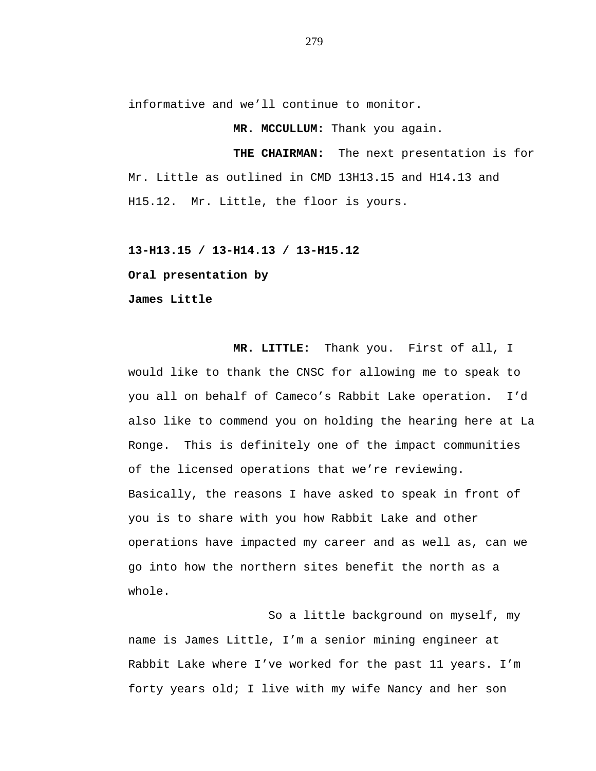informative and we'll continue to monitor.

**MR. MCCULLUM:** Thank you again.

**THE CHAIRMAN:** The next presentation is for Mr. Little as outlined in CMD 13H13.15 and H14.13 and H15.12. Mr. Little, the floor is yours.

**13-H13.15 / 13-H14.13 / 13-H15.12**

**Oral presentation by**

**James Little**

**MR. LITTLE:** Thank you. First of all, I would like to thank the CNSC for allowing me to speak to you all on behalf of Cameco's Rabbit Lake operation. I'd also like to commend you on holding the hearing here at La Ronge. This is definitely one of the impact communities of the licensed operations that we're reviewing. Basically, the reasons I have asked to speak in front of you is to share with you how Rabbit Lake and other operations have impacted my career and as well as, can we go into how the northern sites benefit the north as a whole.

So a little background on myself, my name is James Little, I'm a senior mining engineer at Rabbit Lake where I've worked for the past 11 years. I'm forty years old; I live with my wife Nancy and her son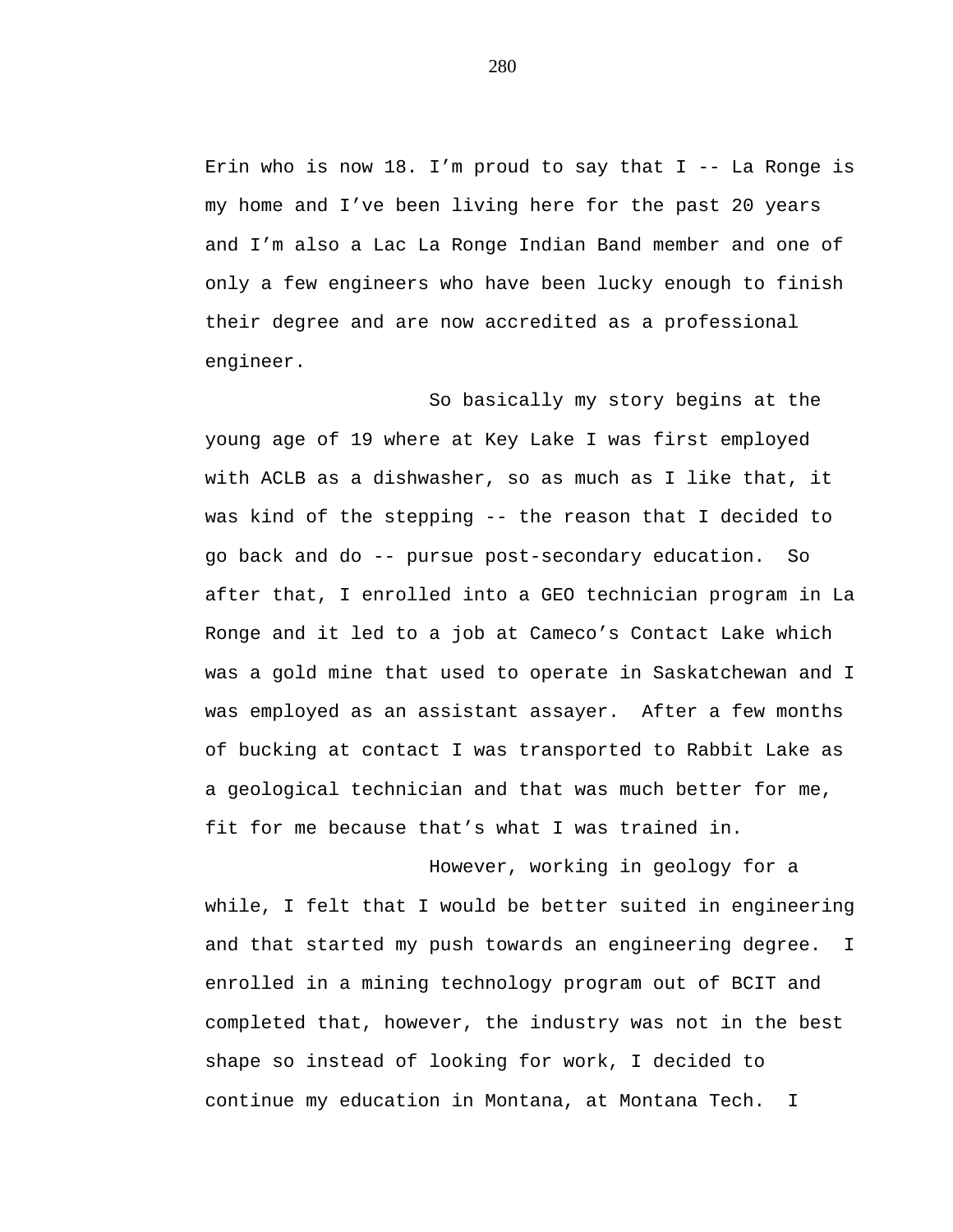Erin who is now 18. I’m proud to say that I -- La Ronge is my home and I’ve been living here for the past 20 years and I’m also a Lac La Ronge Indian Band member and one of only a few engineers who have been lucky enough to finish their degree and are now accredited as a professional engineer.

So basically my story begins at the young age of 19 where at Key Lake I was first employed with ACLB as a dishwasher, so as much as I like that, it was kind of the stepping -- the reason that I decided to go back and do -- pursue post-secondary education. So after that, I enrolled into a GEO technician program in La Ronge and it led to a job at Cameco’s Contact Lake which was a gold mine that used to operate in Saskatchewan and I was employed as an assistant assayer. After a few months of bucking at contact I was transported to Rabbit Lake as a geological technician and that was much better for me, fit for me because that’s what I was trained in.

However, working in geology for a while, I felt that I would be better suited in engineering and that started my push towards an engineering degree. I enrolled in a mining technology program out of BCIT and completed that, however, the industry was not in the best shape so instead of looking for work, I decided to continue my education in Montana, at Montana Tech. I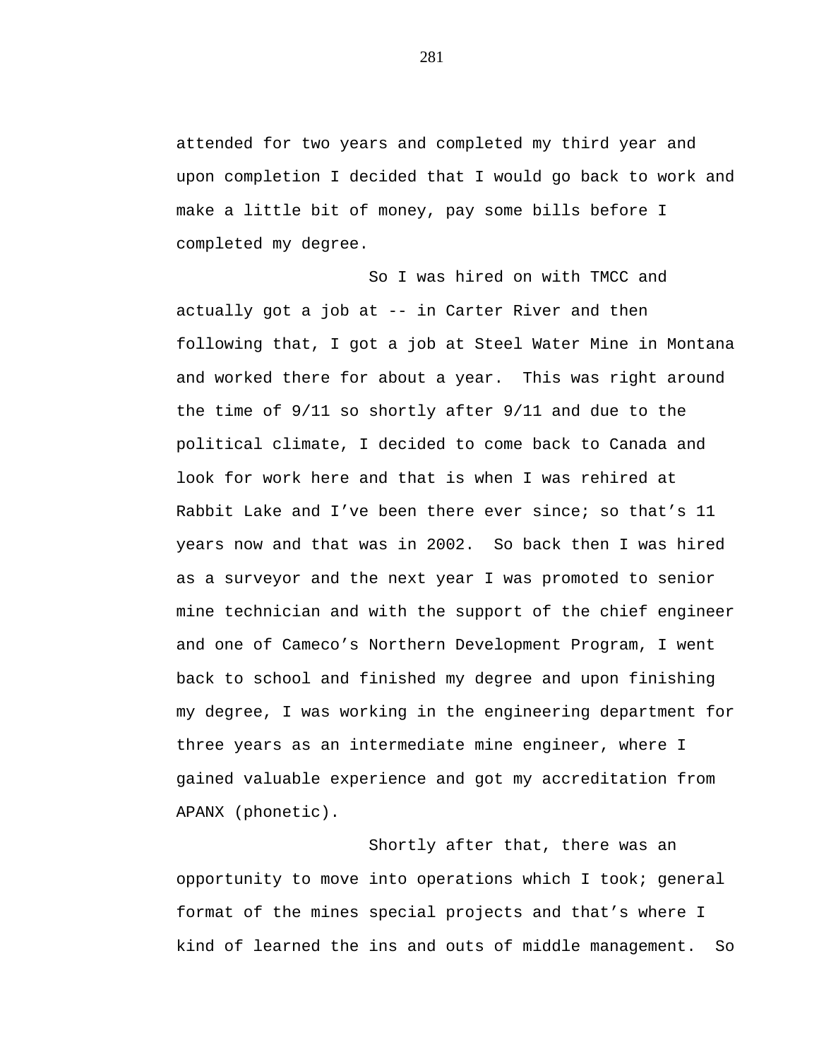attended for two years and completed my third year and upon completion I decided that I would go back to work and make a little bit of money, pay some bills before I completed my degree.

So I was hired on with TMCC and actually got a job at -- in Carter River and then following that, I got a job at Steel Water Mine in Montana and worked there for about a year. This was right around the time of 9/11 so shortly after 9/11 and due to the political climate, I decided to come back to Canada and look for work here and that is when I was rehired at Rabbit Lake and I've been there ever since; so that's 11 years now and that was in 2002. So back then I was hired as a surveyor and the next year I was promoted to senior mine technician and with the support of the chief engineer and one of Cameco's Northern Development Program, I went back to school and finished my degree and upon finishing my degree, I was working in the engineering department for three years as an intermediate mine engineer, where I gained valuable experience and got my accreditation from APANX (phonetic).

Shortly after that, there was an opportunity to move into operations which I took; general format of the mines special projects and that's where I kind of learned the ins and outs of middle management. So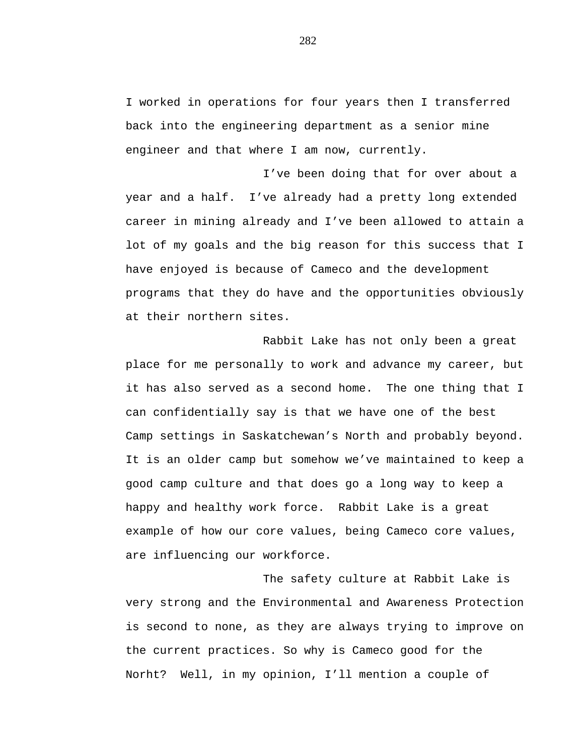I worked in operations for four years then I transferred back into the engineering department as a senior mine engineer and that where I am now, currently.

I've been doing that for over about a year and a half. I've already had a pretty long extended career in mining already and I've been allowed to attain a lot of my goals and the big reason for this success that I have enjoyed is because of Cameco and the development programs that they do have and the opportunities obviously at their northern sites.

Rabbit Lake has not only been a great place for me personally to work and advance my career, but it has also served as a second home. The one thing that I can confidentially say is that we have one of the best Camp settings in Saskatchewan's North and probably beyond. It is an older camp but somehow we've maintained to keep a good camp culture and that does go a long way to keep a happy and healthy work force. Rabbit Lake is a great example of how our core values, being Cameco core values, are influencing our workforce.

The safety culture at Rabbit Lake is very strong and the Environmental and Awareness Protection is second to none, as they are always trying to improve on the current practices. So why is Cameco good for the Norht? Well, in my opinion, I'll mention a couple of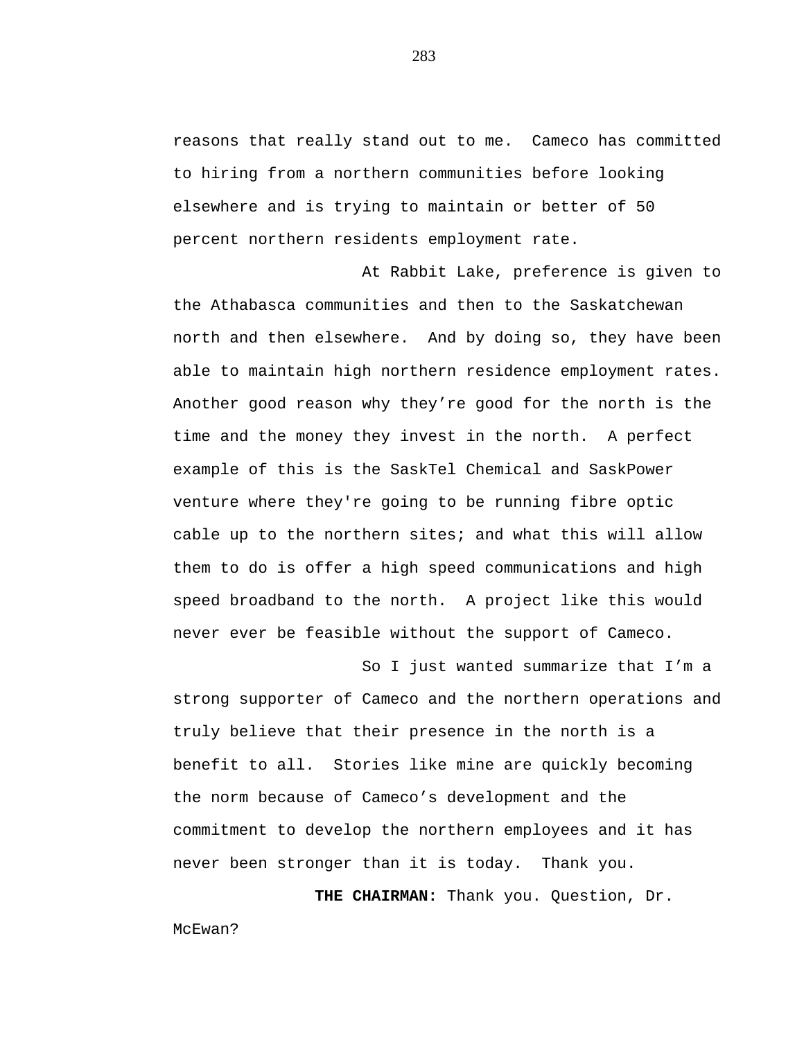reasons that really stand out to me. Cameco has committed to hiring from a northern communities before looking elsewhere and is trying to maintain or better of 50 percent northern residents employment rate.

At Rabbit Lake, preference is given to the Athabasca communities and then to the Saskatchewan north and then elsewhere. And by doing so, they have been able to maintain high northern residence employment rates. Another good reason why they're good for the north is the time and the money they invest in the north. A perfect example of this is the SaskTel Chemical and SaskPower venture where they're going to be running fibre optic cable up to the northern sites; and what this will allow them to do is offer a high speed communications and high speed broadband to the north. A project like this would never ever be feasible without the support of Cameco.

So I just wanted summarize that I'm a strong supporter of Cameco and the northern operations and truly believe that their presence in the north is a benefit to all. Stories like mine are quickly becoming the norm because of Cameco's development and the commitment to develop the northern employees and it has never been stronger than it is today. Thank you.

**THE CHAIRMAN:** Thank you. Question, Dr. McEwan?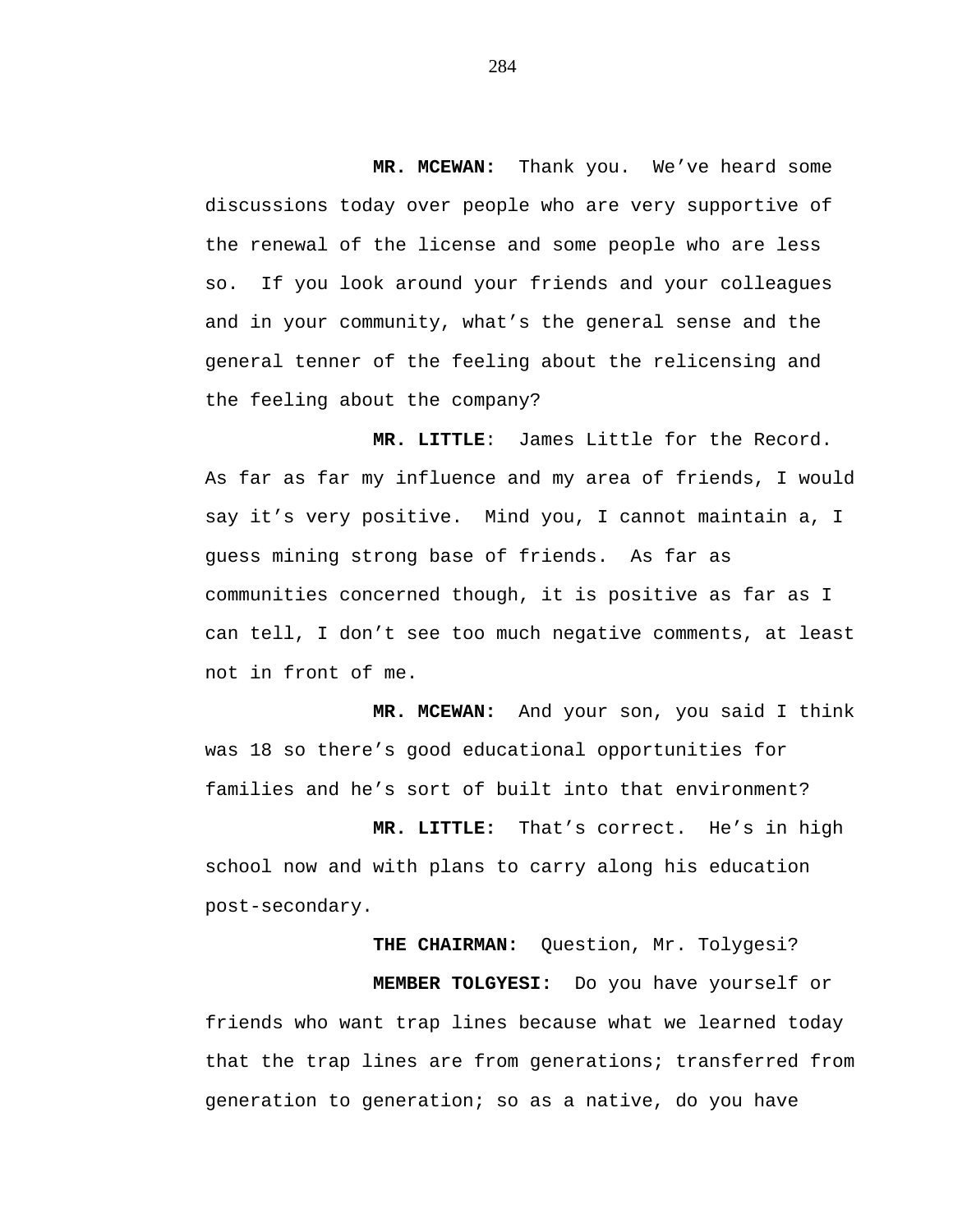**MR. MCEWAN:** Thank you. We've heard some discussions today over people who are very supportive of the renewal of the license and some people who are less so. If you look around your friends and your colleagues and in your community, what's the general sense and the general tenner of the feeling about the relicensing and the feeling about the company?

**MR. LITTLE**: James Little for the Record. As far as far my influence and my area of friends, I would say it's very positive. Mind you, I cannot maintain a, I guess mining strong base of friends. As far as communities concerned though, it is positive as far as I can tell, I don't see too much negative comments, at least not in front of me.

**MR. MCEWAN:** And your son, you said I think was 18 so there's good educational opportunities for families and he's sort of built into that environment?

**MR. LITTLE:** That's correct. He's in high school now and with plans to carry along his education post-secondary.

**THE CHAIRMAN:** Question, Mr. Tolygesi?

**MEMBER TOLGYESI:** Do you have yourself or friends who want trap lines because what we learned today that the trap lines are from generations; transferred from generation to generation; so as a native, do you have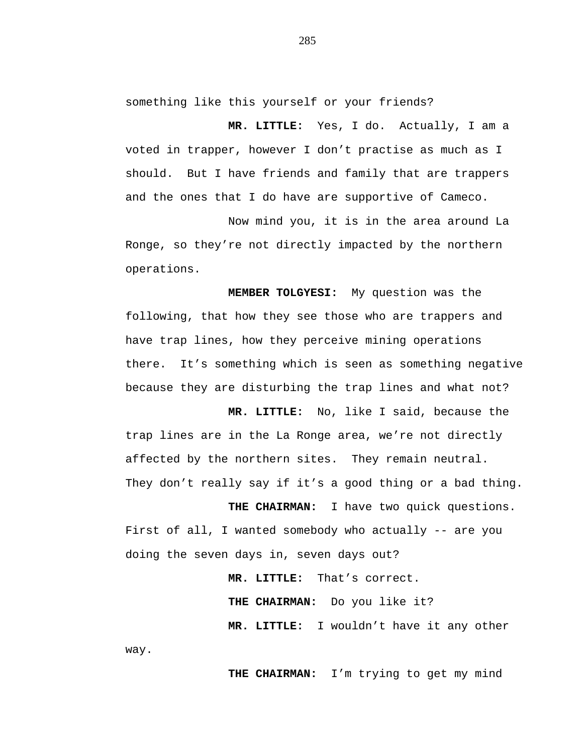something like this yourself or your friends?

**MR. LITTLE:** Yes, I do. Actually, I am a voted in trapper, however I don't practise as much as I should. But I have friends and family that are trappers and the ones that I do have are supportive of Cameco.

Now mind you, it is in the area around La Ronge, so they're not directly impacted by the northern operations.

**MEMBER TOLGYESI:** My question was the following, that how they see those who are trappers and have trap lines, how they perceive mining operations there. It's something which is seen as something negative because they are disturbing the trap lines and what not?

**MR. LITTLE:** No, like I said, because the trap lines are in the La Ronge area, we're not directly affected by the northern sites. They remain neutral. They don't really say if it's a good thing or a bad thing.

**THE CHAIRMAN:** I have two quick questions. First of all, I wanted somebody who actually -- are you doing the seven days in, seven days out?

**MR. LITTLE:** That's correct.

**THE CHAIRMAN:** Do you like it?

**MR. LITTLE:** I wouldn't have it any other way.

**THE CHAIRMAN:** I'm trying to get my mind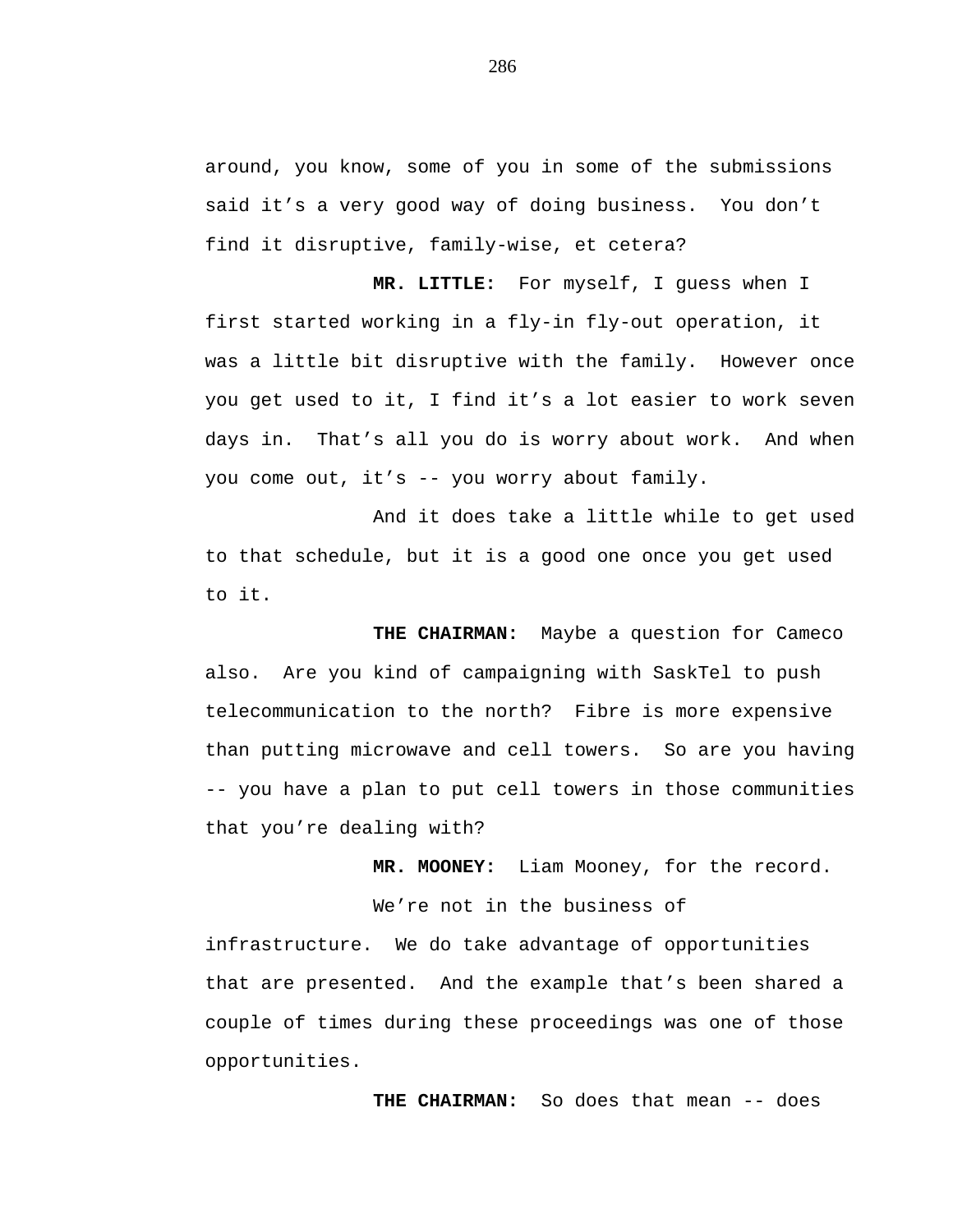around, you know, some of you in some of the submissions said it’s a very good way of doing business. You don’t find it disruptive, family-wise, et cetera?

**MR. LITTLE:** For myself, I guess when I first started working in a fly-in fly-out operation, it was a little bit disruptive with the family. However once you get used to it, I find it’s a lot easier to work seven days in. That’s all you do is worry about work. And when you come out, it’s -- you worry about family.

And it does take a little while to get used to that schedule, but it is a good one once you get used to it.

**THE CHAIRMAN:** Maybe a question for Cameco also. Are you kind of campaigning with SaskTel to push telecommunication to the north? Fibre is more expensive than putting microwave and cell towers. So are you having -- you have a plan to put cell towers in those communities that you’re dealing with?

**MR. MOONEY:** Liam Mooney, for the record.

We’re not in the business of infrastructure. We do take advantage of opportunities that are presented. And the example that’s been shared a couple of times during these proceedings was one of those opportunities.

**THE CHAIRMAN:** So does that mean -- does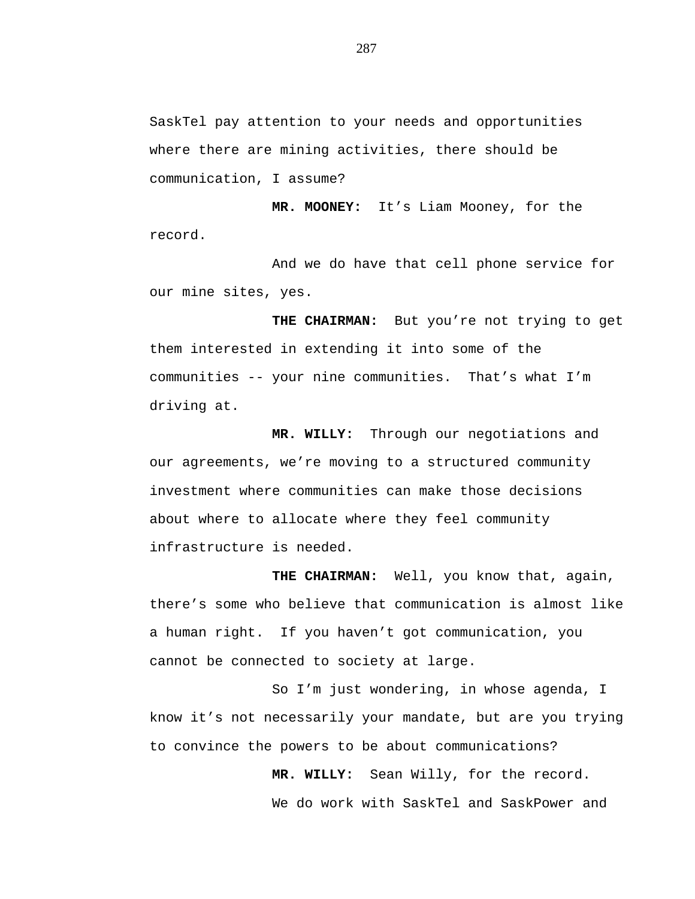SaskTel pay attention to your needs and opportunities where there are mining activities, there should be communication, I assume?

**MR. MOONEY:** It's Liam Mooney, for the record.

And we do have that cell phone service for our mine sites, yes.

**THE CHAIRMAN:** But you're not trying to get them interested in extending it into some of the communities -- your nine communities. That's what I'm driving at.

**MR. WILLY:** Through our negotiations and our agreements, we're moving to a structured community investment where communities can make those decisions about where to allocate where they feel community infrastructure is needed.

**THE CHAIRMAN:** Well, you know that, again, there's some who believe that communication is almost like a human right. If you haven't got communication, you cannot be connected to society at large.

So I'm just wondering, in whose agenda, I know it's not necessarily your mandate, but are you trying to convince the powers to be about communications?

**MR. WILLY:** Sean Willy, for the record.

We do work with SaskTel and SaskPower and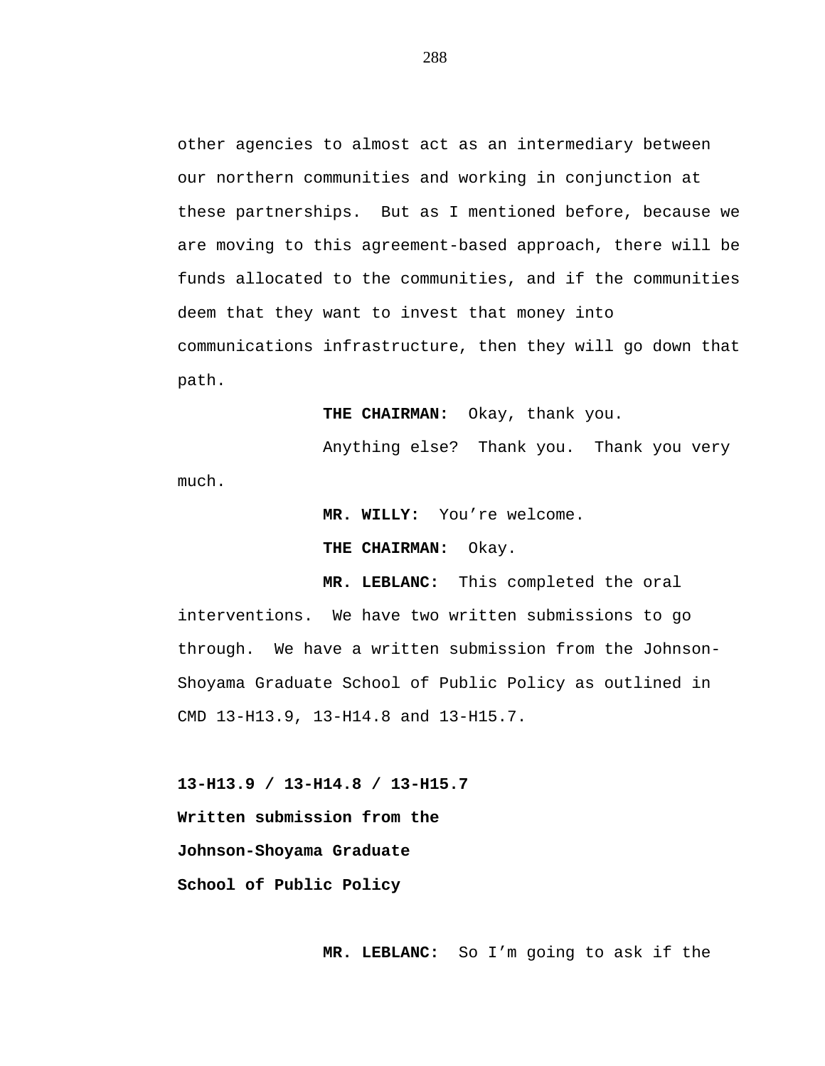other agencies to almost act as an intermediary between our northern communities and working in conjunction at these partnerships. But as I mentioned before, because we are moving to this agreement-based approach, there will be funds allocated to the communities, and if the communities deem that they want to invest that money into communications infrastructure, then they will go down that path.

**THE CHAIRMAN:** Okay, thank you.

Anything else? Thank you. Thank you very much.

**MR. WILLY:** You're welcome.

**THE CHAIRMAN:** Okay.

**MR. LEBLANC:** This completed the oral interventions. We have two written submissions to go through. We have a written submission from the Johnson-Shoyama Graduate School of Public Policy as outlined in CMD 13-H13.9, 13-H14.8 and 13-H15.7.

**13-H13.9 / 13-H14.8 / 13-H15.7**
**Written submission from the**
**Johnson-Shoyama Graduate**
**School of Public Policy**

**MR. LEBLANC:** So I'm going to ask if the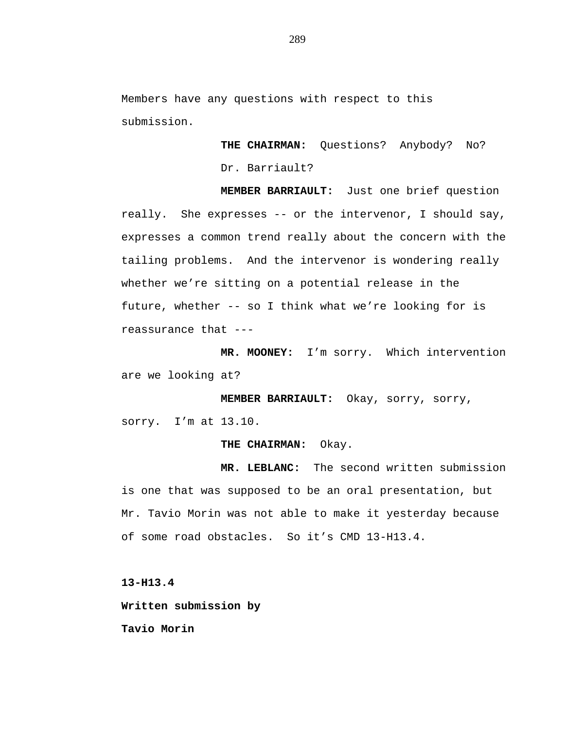Members have any questions with respect to this submission.

**THE CHAIRMAN:** Questions? Anybody? No? Dr. Barriault?

**MEMBER BARRIAULT:** Just one brief question really. She expresses -- or the intervenor, I should say, expresses a common trend really about the concern with the tailing problems. And the intervenor is wondering really whether we're sitting on a potential release in the future, whether -- so I think what we're looking for is reassurance that ---

**MR. MOONEY:** I'm sorry. Which intervention are we looking at?

**MEMBER BARRIAULT:** Okay, sorry, sorry, sorry. I'm at 13.10.

**THE CHAIRMAN:** Okay.

**MR. LEBLANC:** The second written submission is one that was supposed to be an oral presentation, but Mr. Tavio Morin was not able to make it yesterday because of some road obstacles. So it's CMD 13-H13.4.

**13-H13.4**

**Written submission by**

**Tavio Morin**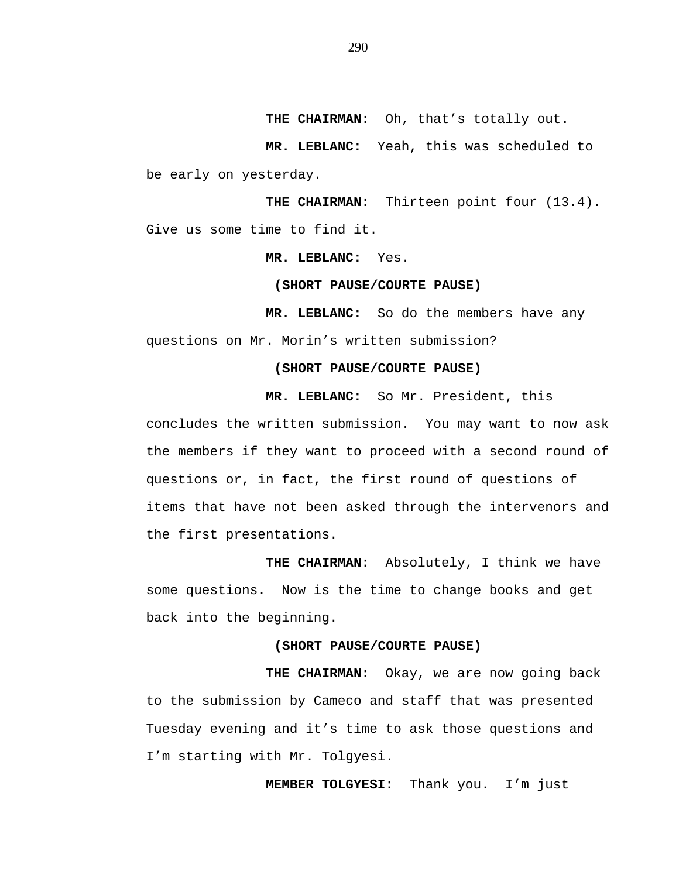**THE CHAIRMAN:** Oh, that's totally out.

**MR. LEBLANC:** Yeah, this was scheduled to be early on yesterday.

**THE CHAIRMAN:** Thirteen point four (13.4). Give us some time to find it.

**MR. LEBLANC:** Yes.

**(SHORT PAUSE/COURTE PAUSE)**

**MR. LEBLANC:** So do the members have any questions on Mr. Morin's written submission?

**(SHORT PAUSE/COURTE PAUSE)**

**MR. LEBLANC:** So Mr. President, this concludes the written submission. You may want to now ask the members if they want to proceed with a second round of questions or, in fact, the first round of questions of items that have not been asked through the intervenors and the first presentations.

**THE CHAIRMAN:** Absolutely, I think we have some questions. Now is the time to change books and get back into the beginning.

**(SHORT PAUSE/COURTE PAUSE)**

**THE CHAIRMAN:** Okay, we are now going back to the submission by Cameco and staff that was presented Tuesday evening and it's time to ask those questions and I'm starting with Mr. Tolgyesi.

**MEMBER TOLGYESI:** Thank you. I'm just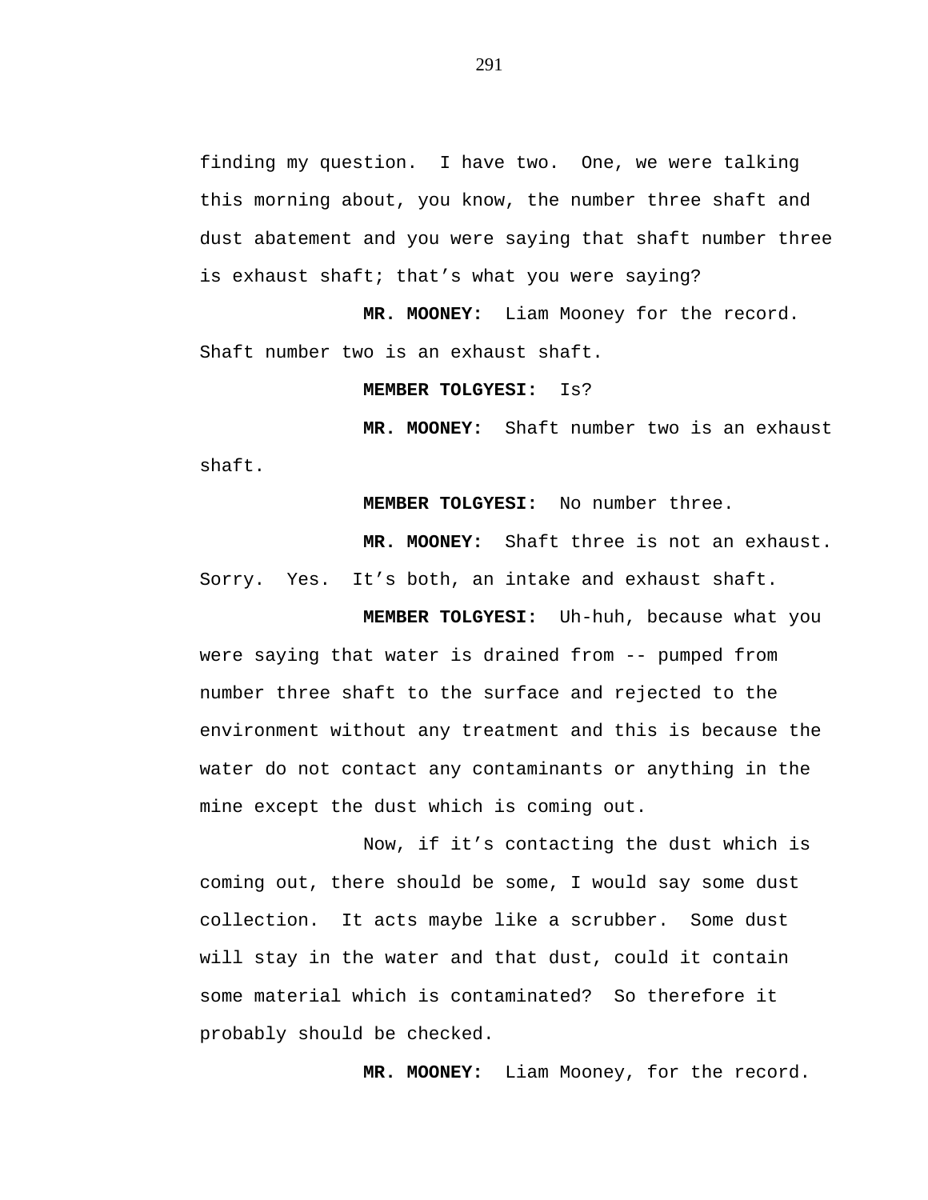finding my question. I have two. One, we were talking this morning about, you know, the number three shaft and dust abatement and you were saying that shaft number three is exhaust shaft; that's what you were saying?

**MR. MOONEY:** Liam Mooney for the record. Shaft number two is an exhaust shaft.

**MEMBER TOLGYESI:** Is?

**MR. MOONEY:** Shaft number two is an exhaust shaft.

**MEMBER TOLGYESI:** No number three.

**MR. MOONEY:** Shaft three is not an exhaust. Sorry. Yes. It's both, an intake and exhaust shaft.

**MEMBER TOLGYESI:** Uh-huh, because what you were saying that water is drained from -- pumped from number three shaft to the surface and rejected to the environment without any treatment and this is because the water do not contact any contaminants or anything in the mine except the dust which is coming out.

Now, if it's contacting the dust which is coming out, there should be some, I would say some dust collection. It acts maybe like a scrubber. Some dust will stay in the water and that dust, could it contain some material which is contaminated? So therefore it probably should be checked.

**MR. MOONEY:** Liam Mooney, for the record.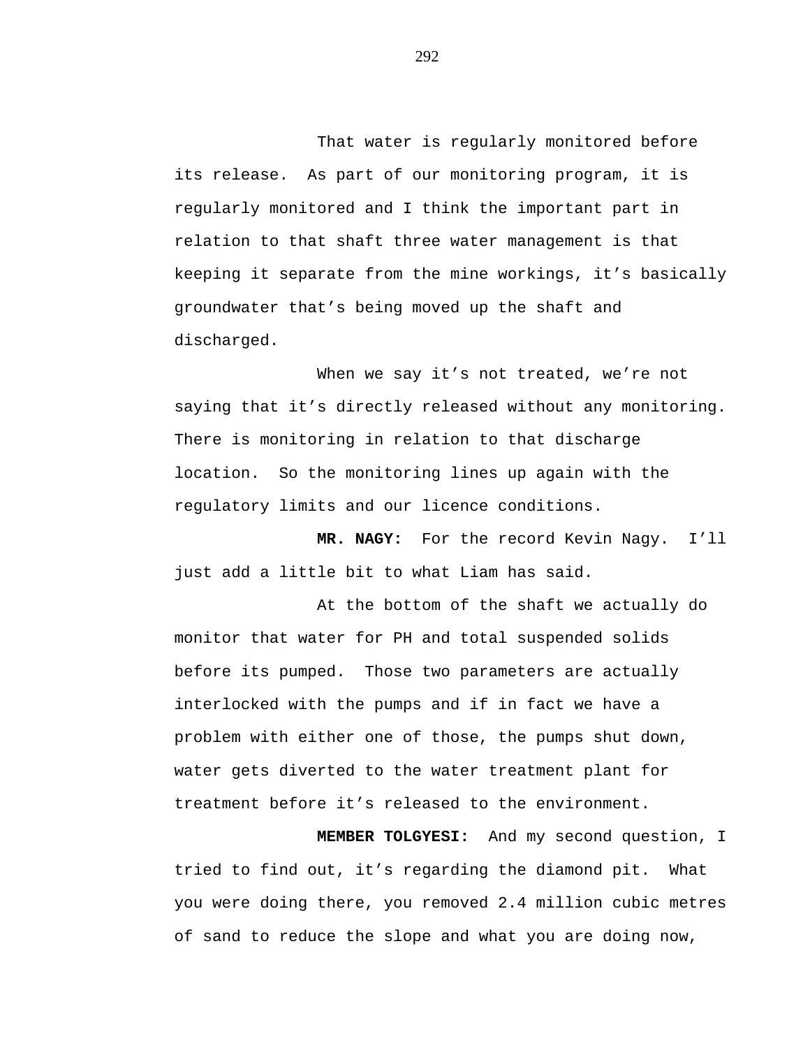That water is regularly monitored before its release. As part of our monitoring program, it is regularly monitored and I think the important part in relation to that shaft three water management is that keeping it separate from the mine workings, it's basically groundwater that's being moved up the shaft and discharged.

When we say it's not treated, we're not saying that it's directly released without any monitoring. There is monitoring in relation to that discharge location. So the monitoring lines up again with the regulatory limits and our licence conditions.

**MR. NAGY:** For the record Kevin Nagy. I'll just add a little bit to what Liam has said.

At the bottom of the shaft we actually do monitor that water for PH and total suspended solids before its pumped. Those two parameters are actually interlocked with the pumps and if in fact we have a problem with either one of those, the pumps shut down, water gets diverted to the water treatment plant for treatment before it's released to the environment.

**MEMBER TOLGYESI:** And my second question, I tried to find out, it's regarding the diamond pit. What you were doing there, you removed 2.4 million cubic metres of sand to reduce the slope and what you are doing now,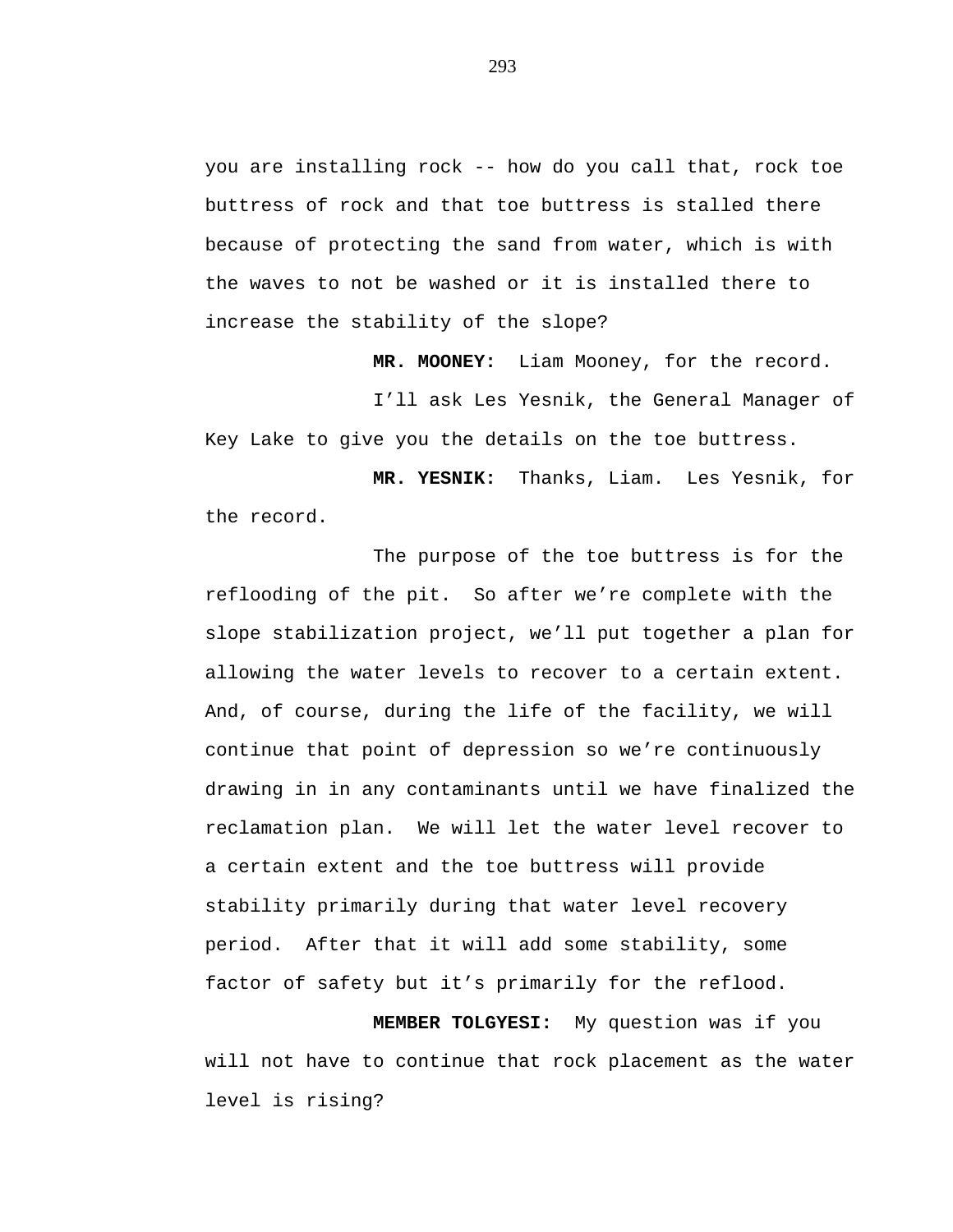you are installing rock -- how do you call that, rock toe buttress of rock and that toe buttress is stalled there because of protecting the sand from water, which is with the waves to not be washed or it is installed there to increase the stability of the slope?

**MR. MOONEY:** Liam Mooney, for the record.

I’ll ask Les Yesnik, the General Manager of Key Lake to give you the details on the toe buttress.

**MR. YESNIK:** Thanks, Liam. Les Yesnik, for the record.

The purpose of the toe buttress is for the reflooding of the pit. So after we’re complete with the slope stabilization project, we’ll put together a plan for allowing the water levels to recover to a certain extent. And, of course, during the life of the facility, we will continue that point of depression so we’re continuously drawing in in any contaminants until we have finalized the reclamation plan. We will let the water level recover to a certain extent and the toe buttress will provide stability primarily during that water level recovery period. After that it will add some stability, some factor of safety but it’s primarily for the reflood.

**MEMBER TOLGYESI:** My question was if you will not have to continue that rock placement as the water level is rising?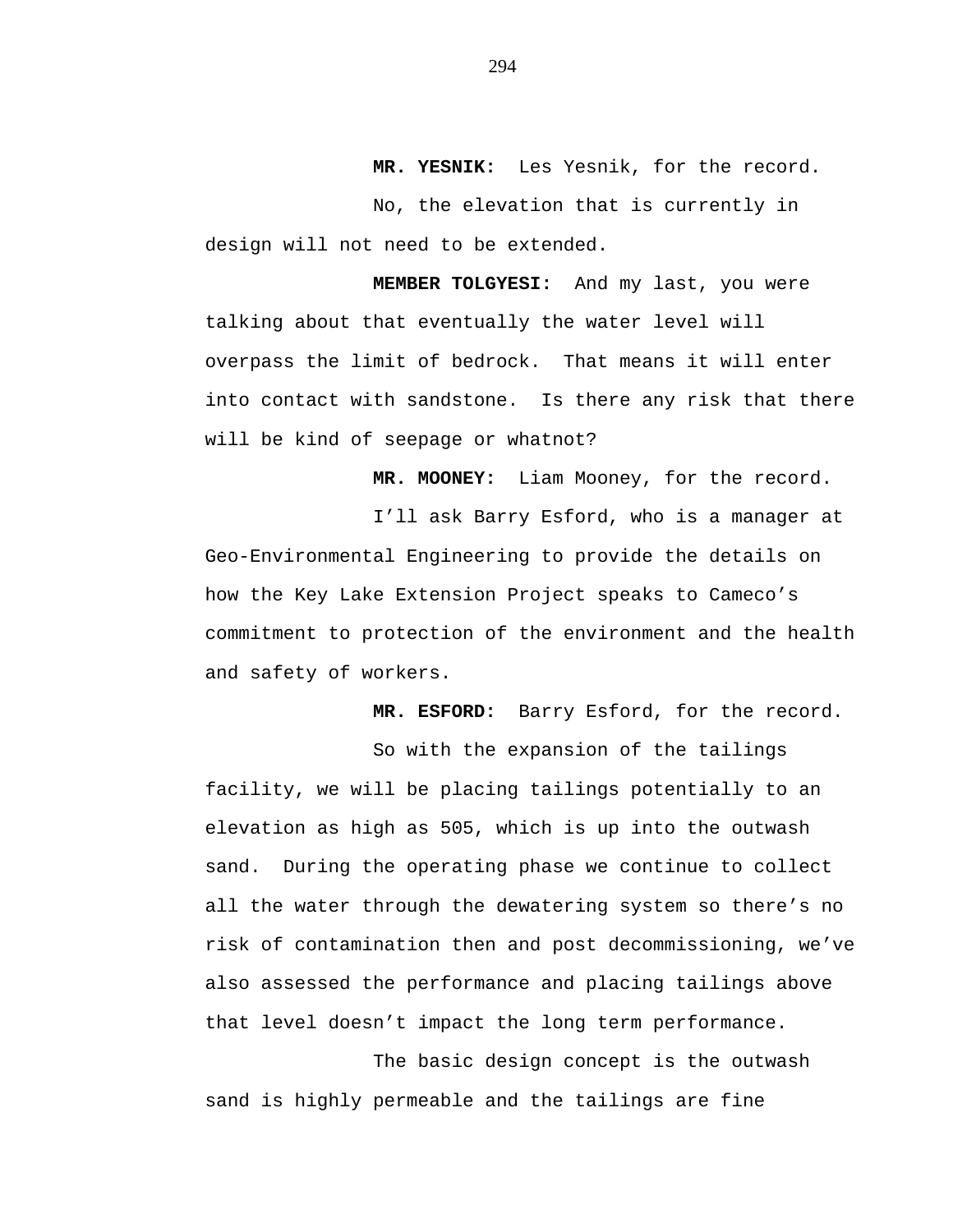**MR. YESNIK:** Les Yesnik, for the record.

No, the elevation that is currently in design will not need to be extended.

**MEMBER TOLGYESI:** And my last, you were talking about that eventually the water level will overpass the limit of bedrock. That means it will enter into contact with sandstone. Is there any risk that there will be kind of seepage or whatnot?

**MR. MOONEY:** Liam Mooney, for the record.

I'll ask Barry Esford, who is a manager at Geo-Environmental Engineering to provide the details on how the Key Lake Extension Project speaks to Cameco's commitment to protection of the environment and the health and safety of workers.

**MR. ESFORD:** Barry Esford, for the record.

So with the expansion of the tailings facility, we will be placing tailings potentially to an elevation as high as 505, which is up into the outwash sand. During the operating phase we continue to collect all the water through the dewatering system so there's no risk of contamination then and post decommissioning, we've also assessed the performance and placing tailings above that level doesn't impact the long term performance.

The basic design concept is the outwash sand is highly permeable and the tailings are fine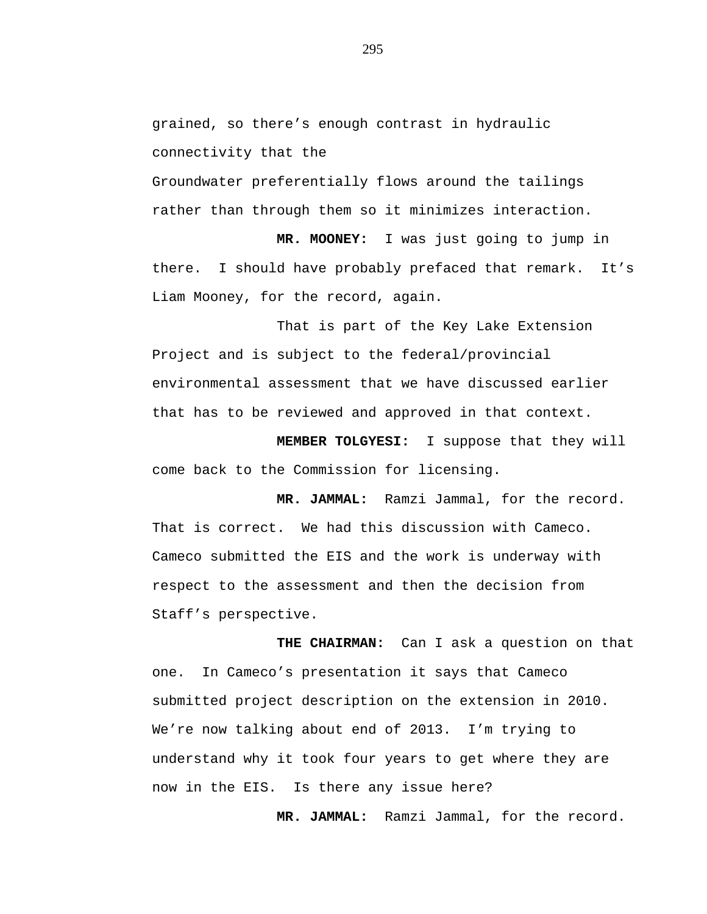grained, so there’s enough contrast in hydraulic connectivity that the

Groundwater preferentially flows around the tailings rather than through them so it minimizes interaction.

**MR. MOONEY:** I was just going to jump in there. I should have probably prefaced that remark. It’s Liam Mooney, for the record, again.

That is part of the Key Lake Extension Project and is subject to the federal/provincial environmental assessment that we have discussed earlier that has to be reviewed and approved in that context.

**MEMBER TOLGYESI:** I suppose that they will come back to the Commission for licensing.

**MR. JAMMAL:** Ramzi Jammal, for the record. That is correct. We had this discussion with Cameco. Cameco submitted the EIS and the work is underway with respect to the assessment and then the decision from Staff’s perspective.

**THE CHAIRMAN:** Can I ask a question on that one. In Cameco’s presentation it says that Cameco submitted project description on the extension in 2010. We’re now talking about end of 2013. I’m trying to understand why it took four years to get where they are now in the EIS. Is there any issue here?

**MR. JAMMAL:** Ramzi Jammal, for the record.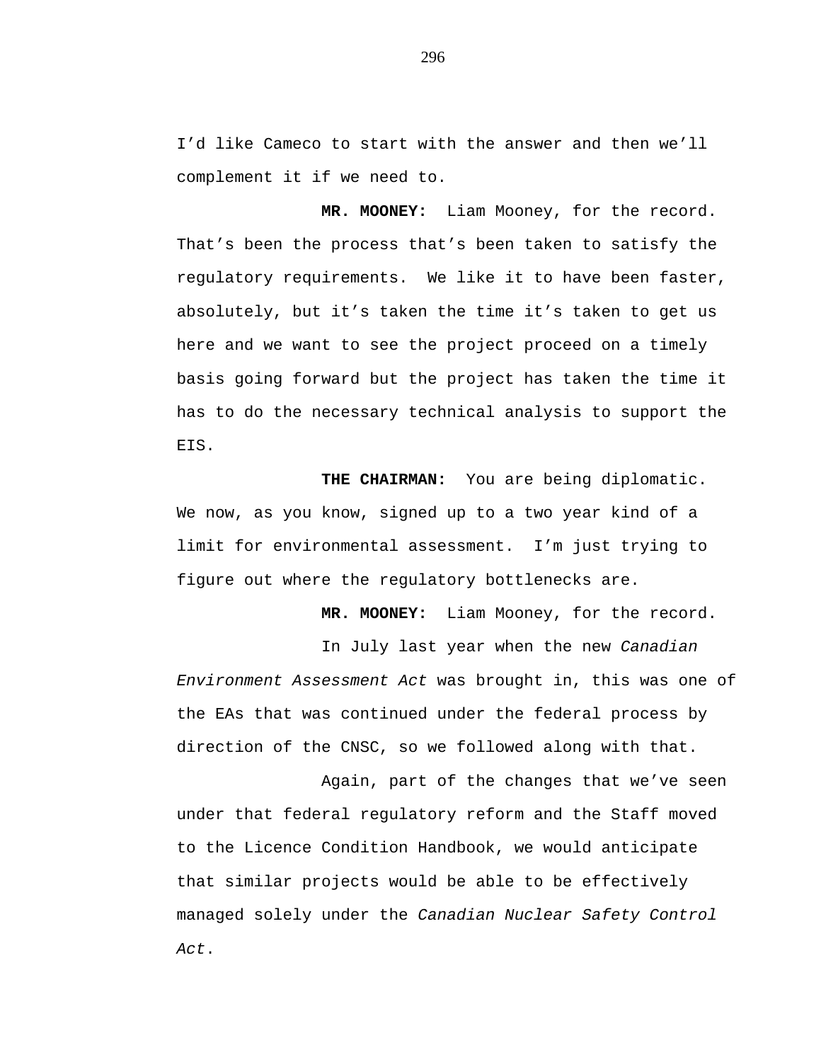I'd like Cameco to start with the answer and then we'll complement it if we need to.

**MR. MOONEY:** Liam Mooney, for the record. That's been the process that's been taken to satisfy the regulatory requirements. We like it to have been faster, absolutely, but it's taken the time it's taken to get us here and we want to see the project proceed on a timely basis going forward but the project has taken the time it has to do the necessary technical analysis to support the EIS.

**THE CHAIRMAN:** You are being diplomatic. We now, as you know, signed up to a two year kind of a limit for environmental assessment. I'm just trying to figure out where the regulatory bottlenecks are.

**MR. MOONEY:** Liam Mooney, for the record.

In July last year when the new *Canadian Environment Assessment Act* was brought in, this was one of the EAs that was continued under the federal process by direction of the CNSC, so we followed along with that.

Again, part of the changes that we've seen under that federal regulatory reform and the Staff moved to the Licence Condition Handbook, we would anticipate that similar projects would be able to be effectively managed solely under the *Canadian Nuclear Safety Control Act*.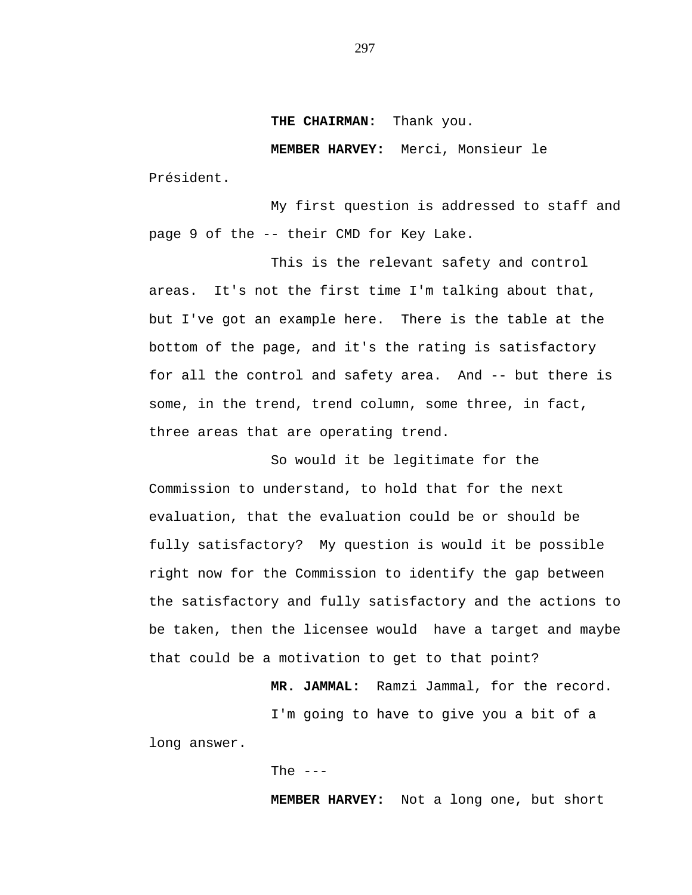**THE CHAIRMAN:** Thank you.

**MEMBER HARVEY:** Merci, Monsieur le Président.

My first question is addressed to staff and page 9 of the -- their CMD for Key Lake.

This is the relevant safety and control areas. It's not the first time I'm talking about that, but I've got an example here. There is the table at the bottom of the page, and it's the rating is satisfactory for all the control and safety area. And -- but there is some, in the trend, trend column, some three, in fact, three areas that are operating trend.

So would it be legitimate for the Commission to understand, to hold that for the next evaluation, that the evaluation could be or should be fully satisfactory? My question is would it be possible right now for the Commission to identify the gap between the satisfactory and fully satisfactory and the actions to be taken, then the licensee would have a target and maybe that could be a motivation to get to that point?

**MR. JAMMAL:** Ramzi Jammal, for the record.

I'm going to have to give you a bit of a long answer.

The ---

**MEMBER HARVEY:** Not a long one, but short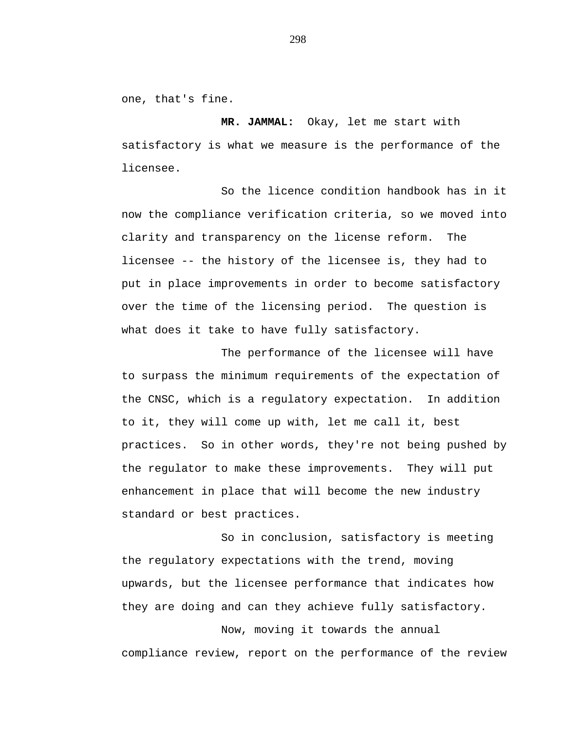one, that's fine.

**MR. JAMMAL:** Okay, let me start with satisfactory is what we measure is the performance of the licensee.

So the licence condition handbook has in it now the compliance verification criteria, so we moved into clarity and transparency on the license reform. The licensee -- the history of the licensee is, they had to put in place improvements in order to become satisfactory over the time of the licensing period. The question is what does it take to have fully satisfactory.

The performance of the licensee will have to surpass the minimum requirements of the expectation of the CNSC, which is a regulatory expectation. In addition to it, they will come up with, let me call it, best practices. So in other words, they're not being pushed by the regulator to make these improvements. They will put enhancement in place that will become the new industry standard or best practices.

So in conclusion, satisfactory is meeting the regulatory expectations with the trend, moving upwards, but the licensee performance that indicates how they are doing and can they achieve fully satisfactory.

Now, moving it towards the annual compliance review, report on the performance of the review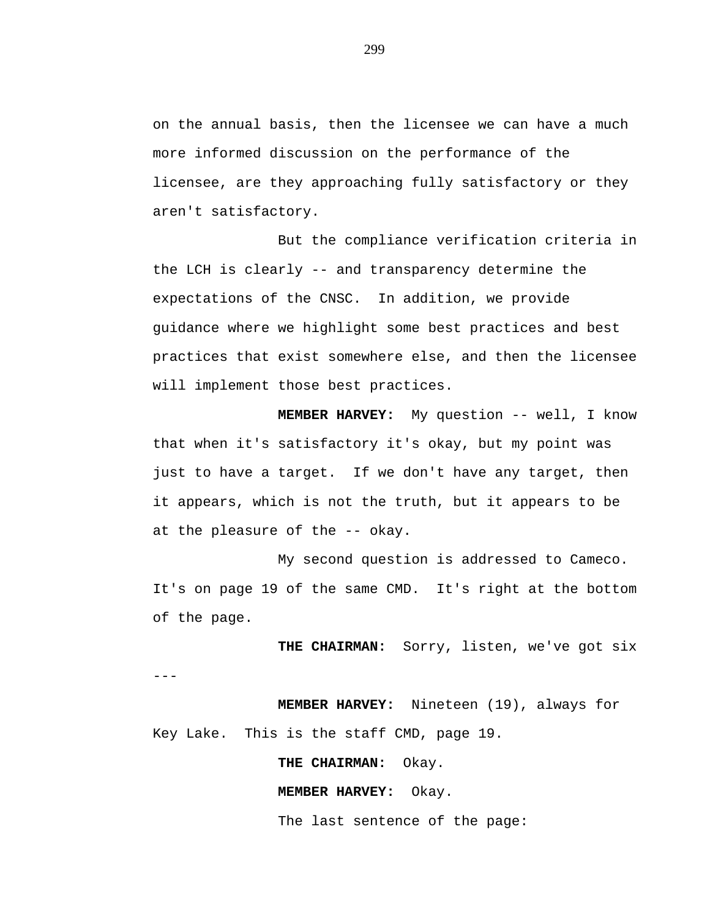on the annual basis, then the licensee we can have a much more informed discussion on the performance of the licensee, are they approaching fully satisfactory or they aren't satisfactory.

But the compliance verification criteria in the LCH is clearly -- and transparency determine the expectations of the CNSC. In addition, we provide guidance where we highlight some best practices and best practices that exist somewhere else, and then the licensee will implement those best practices.

**MEMBER HARVEY:** My question -- well, I know that when it's satisfactory it's okay, but my point was just to have a target. If we don't have any target, then it appears, which is not the truth, but it appears to be at the pleasure of the -- okay.

My second question is addressed to Cameco. It's on page 19 of the same CMD. It's right at the bottom of the page.

**THE CHAIRMAN:** Sorry, listen, we've got six ---

**MEMBER HARVEY:** Nineteen (19), always for Key Lake. This is the staff CMD, page 19.

**THE CHAIRMAN:** Okay.

**MEMBER HARVEY:** Okay.

The last sentence of the page: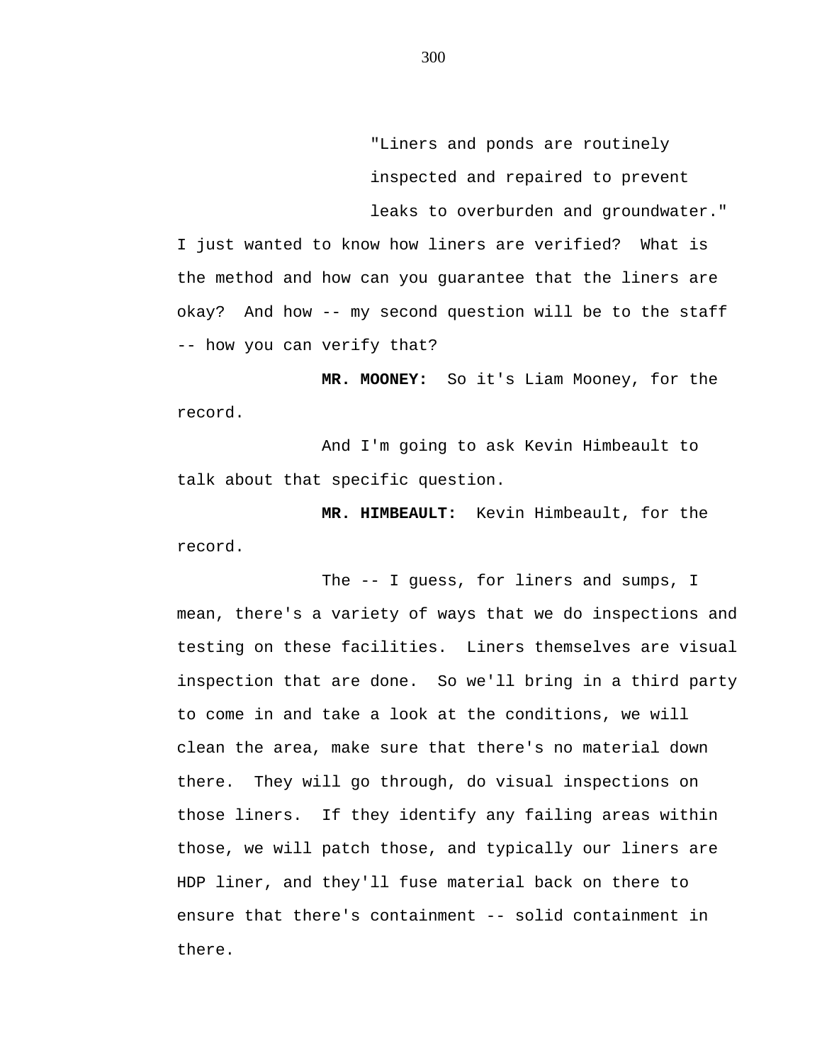> "Liners and ponds are routinely inspected and repaired to prevent leaks to overburden and groundwater."

I just wanted to know how liners are verified? What is the method and how can you guarantee that the liners are okay? And how -- my second question will be to the staff -- how you can verify that?

**MR. MOONEY:** So it's Liam Mooney, for the record.

And I'm going to ask Kevin Himbeault to talk about that specific question.

**MR. HIMBEAULT:** Kevin Himbeault, for the record.

The -- I guess, for liners and sumps, I mean, there's a variety of ways that we do inspections and testing on these facilities. Liners themselves are visual inspection that are done. So we'll bring in a third party to come in and take a look at the conditions, we will clean the area, make sure that there's no material down there. They will go through, do visual inspections on those liners. If they identify any failing areas within those, we will patch those, and typically our liners are HDP liner, and they'll fuse material back on there to ensure that there's containment -- solid containment in there.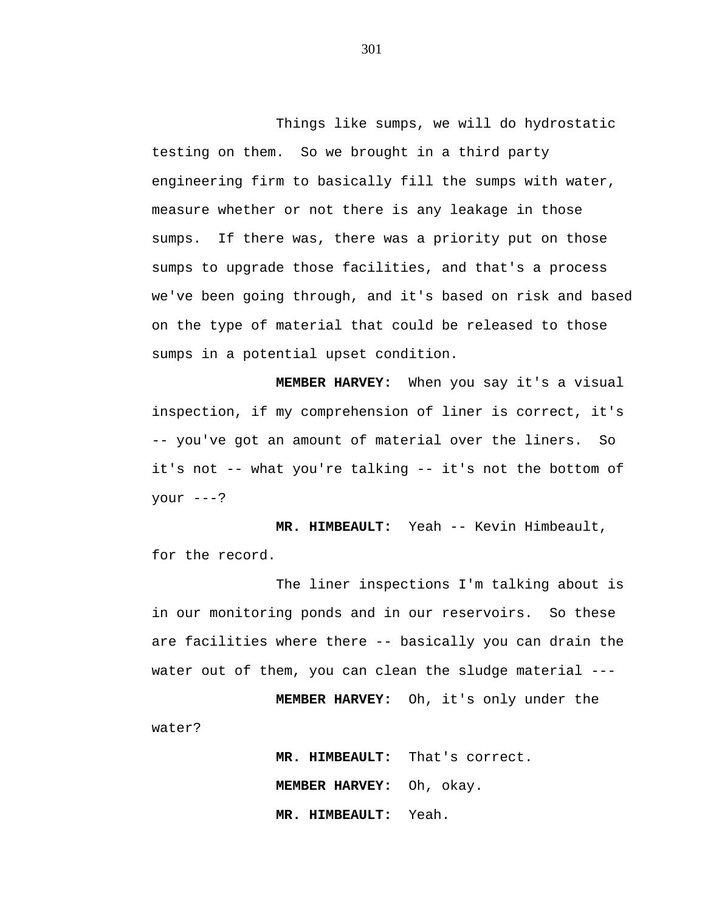Things like sumps, we will do hydrostatic testing on them. So we brought in a third party engineering firm to basically fill the sumps with water, measure whether or not there is any leakage in those sumps. If there was, there was a priority put on those sumps to upgrade those facilities, and that's a process we've been going through, and it's based on risk and based on the type of material that could be released to those sumps in a potential upset condition.

**MEMBER HARVEY:** When you say it's a visual inspection, if my comprehension of liner is correct, it's -- you've got an amount of material over the liners. So it's not -- what you're talking -- it's not the bottom of your ---?

**MR. HIMBEAULT:** Yeah -- Kevin Himbeault, for the record.

The liner inspections I'm talking about is in our monitoring ponds and in our reservoirs. So these are facilities where there -- basically you can drain the water out of them, you can clean the sludge material ---

**MEMBER HARVEY:** Oh, it's only under the water?

**MR. HIMBEAULT:** That's correct.

**MEMBER HARVEY:** Oh, okay.

**MR. HIMBEAULT:** Yeah.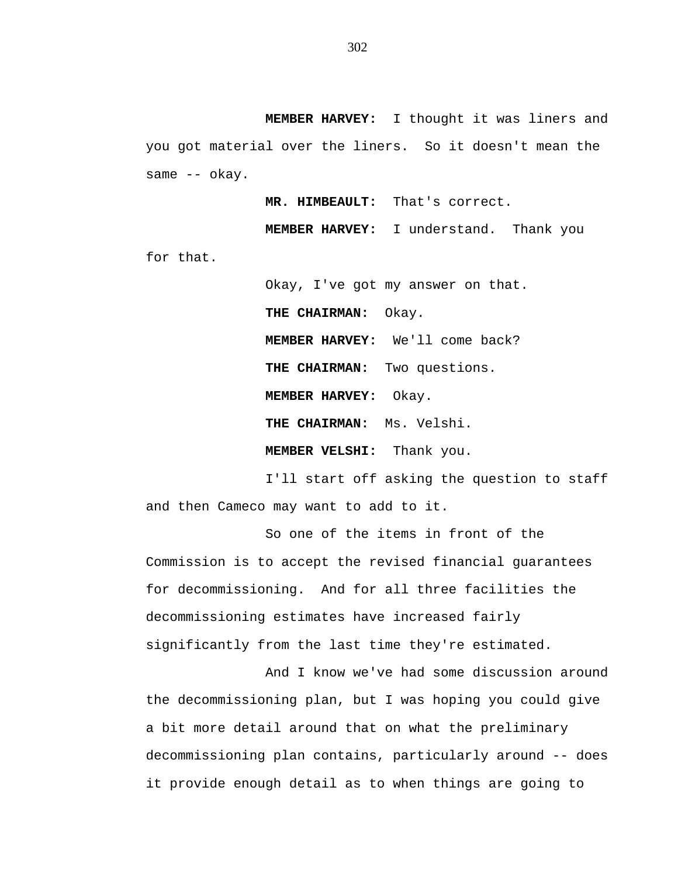**MEMBER HARVEY:** I thought it was liners and you got material over the liners. So it doesn't mean the same -- okay.

**MR. HIMBEAULT:** That's correct.

**MEMBER HARVEY:** I understand. Thank you for that.

Okay, I've got my answer on that.

**THE CHAIRMAN:** Okay.

**MEMBER HARVEY:** We'll come back?

**THE CHAIRMAN:** Two questions.

**MEMBER HARVEY:** Okay.

**THE CHAIRMAN:** Ms. Velshi.

**MEMBER VELSHI:** Thank you.

I'll start off asking the question to staff and then Cameco may want to add to it.

So one of the items in front of the Commission is to accept the revised financial guarantees for decommissioning. And for all three facilities the decommissioning estimates have increased fairly significantly from the last time they're estimated.

And I know we've had some discussion around the decommissioning plan, but I was hoping you could give a bit more detail around that on what the preliminary decommissioning plan contains, particularly around -- does it provide enough detail as to when things are going to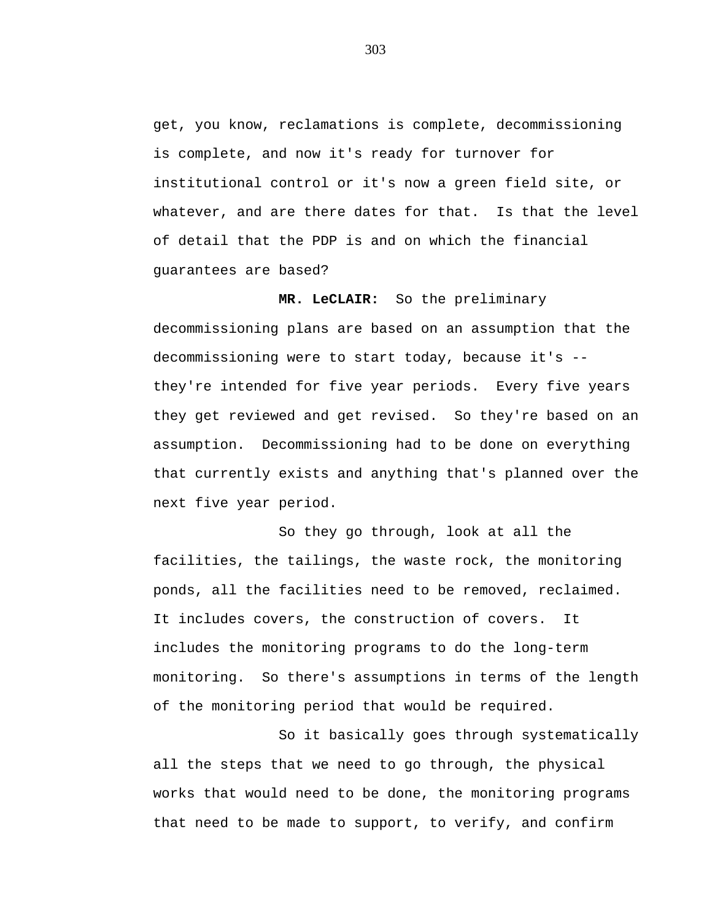get, you know, reclamations is complete, decommissioning is complete, and now it's ready for turnover for institutional control or it's now a green field site, or whatever, and are there dates for that. Is that the level of detail that the PDP is and on which the financial guarantees are based?

**MR. LeCLAIR:** So the preliminary decommissioning plans are based on an assumption that the decommissioning were to start today, because it's -- they're intended for five year periods. Every five years they get reviewed and get revised. So they're based on an assumption. Decommissioning had to be done on everything that currently exists and anything that's planned over the next five year period.

So they go through, look at all the facilities, the tailings, the waste rock, the monitoring ponds, all the facilities need to be removed, reclaimed. It includes covers, the construction of covers. It includes the monitoring programs to do the long-term monitoring. So there's assumptions in terms of the length of the monitoring period that would be required.

So it basically goes through systematically all the steps that we need to go through, the physical works that would need to be done, the monitoring programs that need to be made to support, to verify, and confirm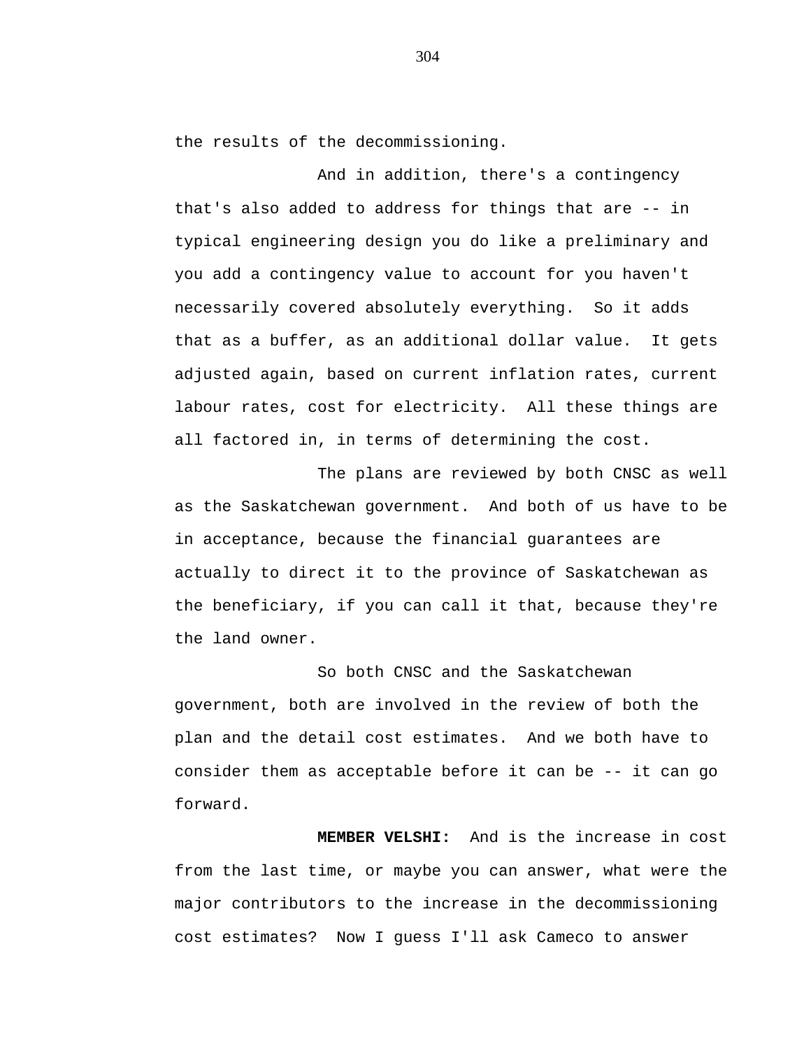the results of the decommissioning.

And in addition, there's a contingency that's also added to address for things that are -- in typical engineering design you do like a preliminary and you add a contingency value to account for you haven't necessarily covered absolutely everything. So it adds that as a buffer, as an additional dollar value. It gets adjusted again, based on current inflation rates, current labour rates, cost for electricity. All these things are all factored in, in terms of determining the cost.

The plans are reviewed by both CNSC as well as the Saskatchewan government. And both of us have to be in acceptance, because the financial guarantees are actually to direct it to the province of Saskatchewan as the beneficiary, if you can call it that, because they're the land owner.

So both CNSC and the Saskatchewan government, both are involved in the review of both the plan and the detail cost estimates. And we both have to consider them as acceptable before it can be -- it can go forward.

**MEMBER VELSHI:** And is the increase in cost from the last time, or maybe you can answer, what were the major contributors to the increase in the decommissioning cost estimates? Now I guess I'll ask Cameco to answer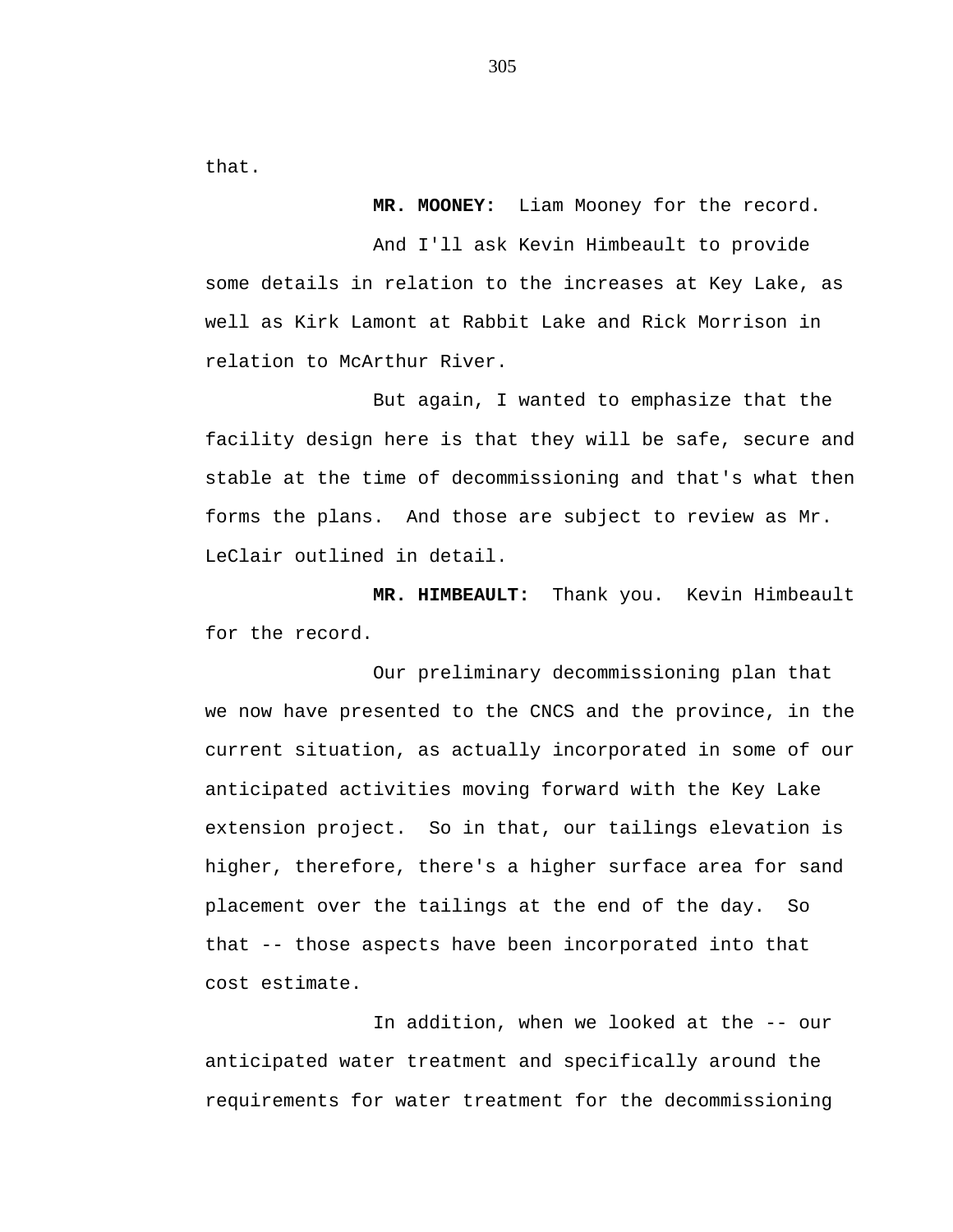that.

**MR. MOONEY:** Liam Mooney for the record.

And I'll ask Kevin Himbeault to provide some details in relation to the increases at Key Lake, as well as Kirk Lamont at Rabbit Lake and Rick Morrison in relation to McArthur River.

But again, I wanted to emphasize that the facility design here is that they will be safe, secure and stable at the time of decommissioning and that's what then forms the plans. And those are subject to review as Mr. LeClair outlined in detail.

**MR. HIMBEAULT:** Thank you. Kevin Himbeault for the record.

Our preliminary decommissioning plan that we now have presented to the CNCS and the province, in the current situation, as actually incorporated in some of our anticipated activities moving forward with the Key Lake extension project. So in that, our tailings elevation is higher, therefore, there's a higher surface area for sand placement over the tailings at the end of the day. So that -- those aspects have been incorporated into that cost estimate.

In addition, when we looked at the -- our anticipated water treatment and specifically around the requirements for water treatment for the decommissioning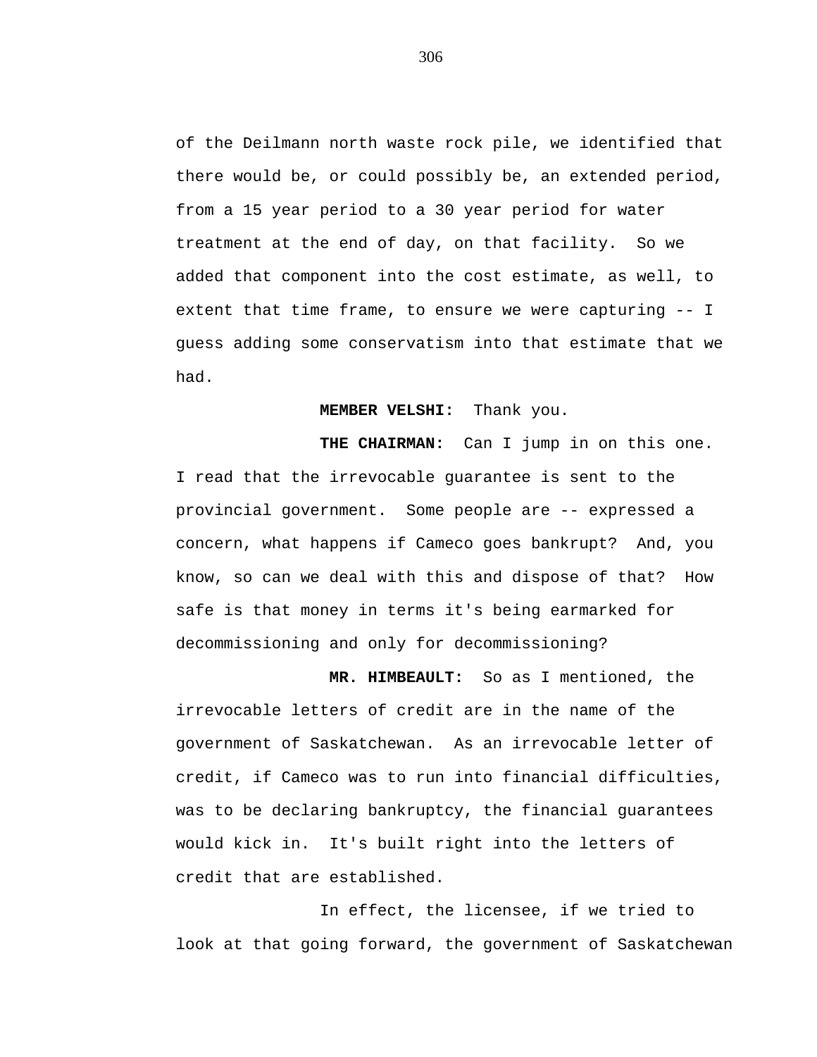of the Deilmann north waste rock pile, we identified that there would be, or could possibly be, an extended period, from a 15 year period to a 30 year period for water treatment at the end of day, on that facility. So we added that component into the cost estimate, as well, to extent that time frame, to ensure we were capturing -- I guess adding some conservatism into that estimate that we had.

**MEMBER VELSHI:** Thank you.

**THE CHAIRMAN:** Can I jump in on this one. I read that the irrevocable guarantee is sent to the provincial government. Some people are -- expressed a concern, what happens if Cameco goes bankrupt? And, you know, so can we deal with this and dispose of that? How safe is that money in terms it's being earmarked for decommissioning and only for decommissioning?

**MR. HIMBEAULT:** So as I mentioned, the irrevocable letters of credit are in the name of the government of Saskatchewan. As an irrevocable letter of credit, if Cameco was to run into financial difficulties, was to be declaring bankruptcy, the financial guarantees would kick in. It's built right into the letters of credit that are established.

In effect, the licensee, if we tried to look at that going forward, the government of Saskatchewan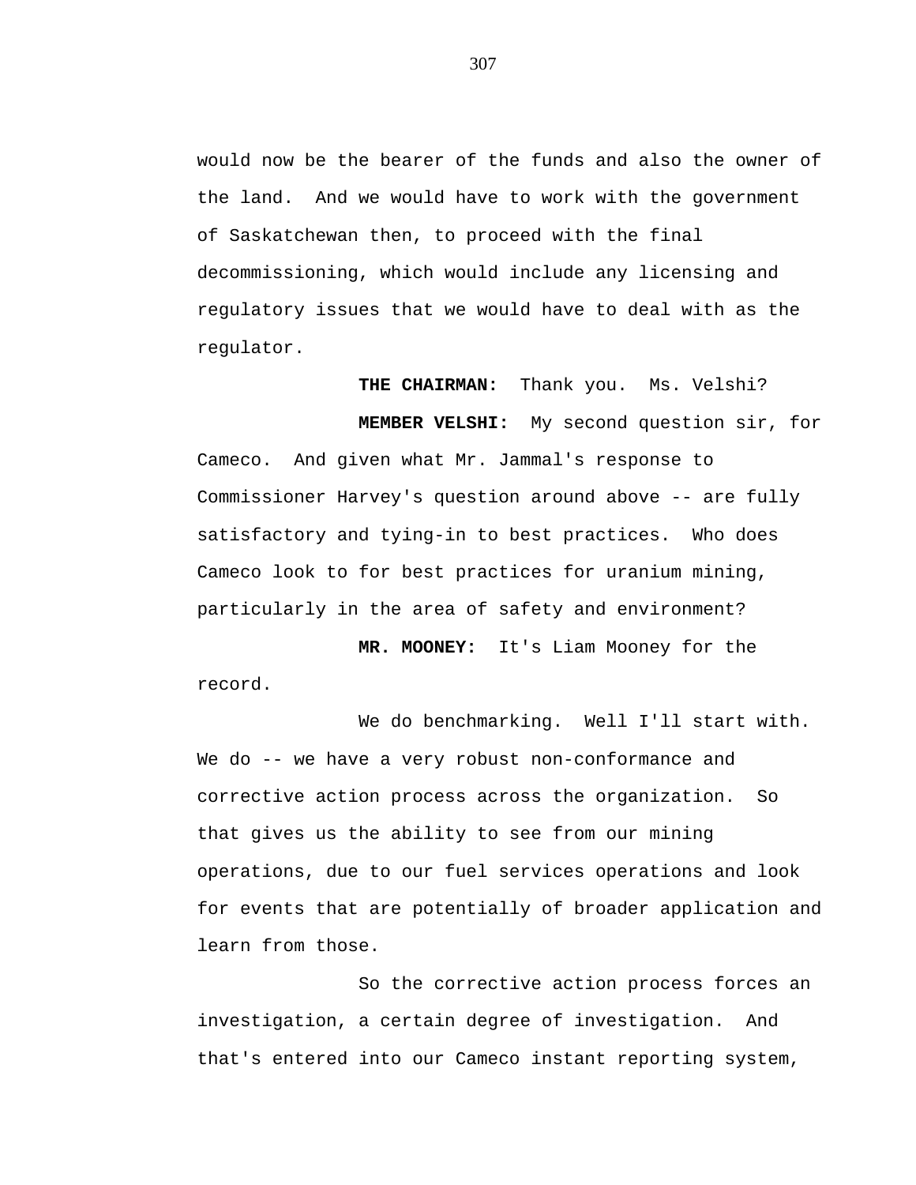would now be the bearer of the funds and also the owner of the land. And we would have to work with the government of Saskatchewan then, to proceed with the final decommissioning, which would include any licensing and regulatory issues that we would have to deal with as the regulator.

**THE CHAIRMAN:** Thank you. Ms. Velshi?

**MEMBER VELSHI:** My second question sir, for Cameco. And given what Mr. Jammal's response to Commissioner Harvey's question around above -- are fully satisfactory and tying-in to best practices. Who does Cameco look to for best practices for uranium mining, particularly in the area of safety and environment?

**MR. MOONEY:** It's Liam Mooney for the record.

We do benchmarking. Well I'll start with. We do -- we have a very robust non-conformance and corrective action process across the organization. So that gives us the ability to see from our mining operations, due to our fuel services operations and look for events that are potentially of broader application and learn from those.

So the corrective action process forces an investigation, a certain degree of investigation. And that's entered into our Cameco instant reporting system,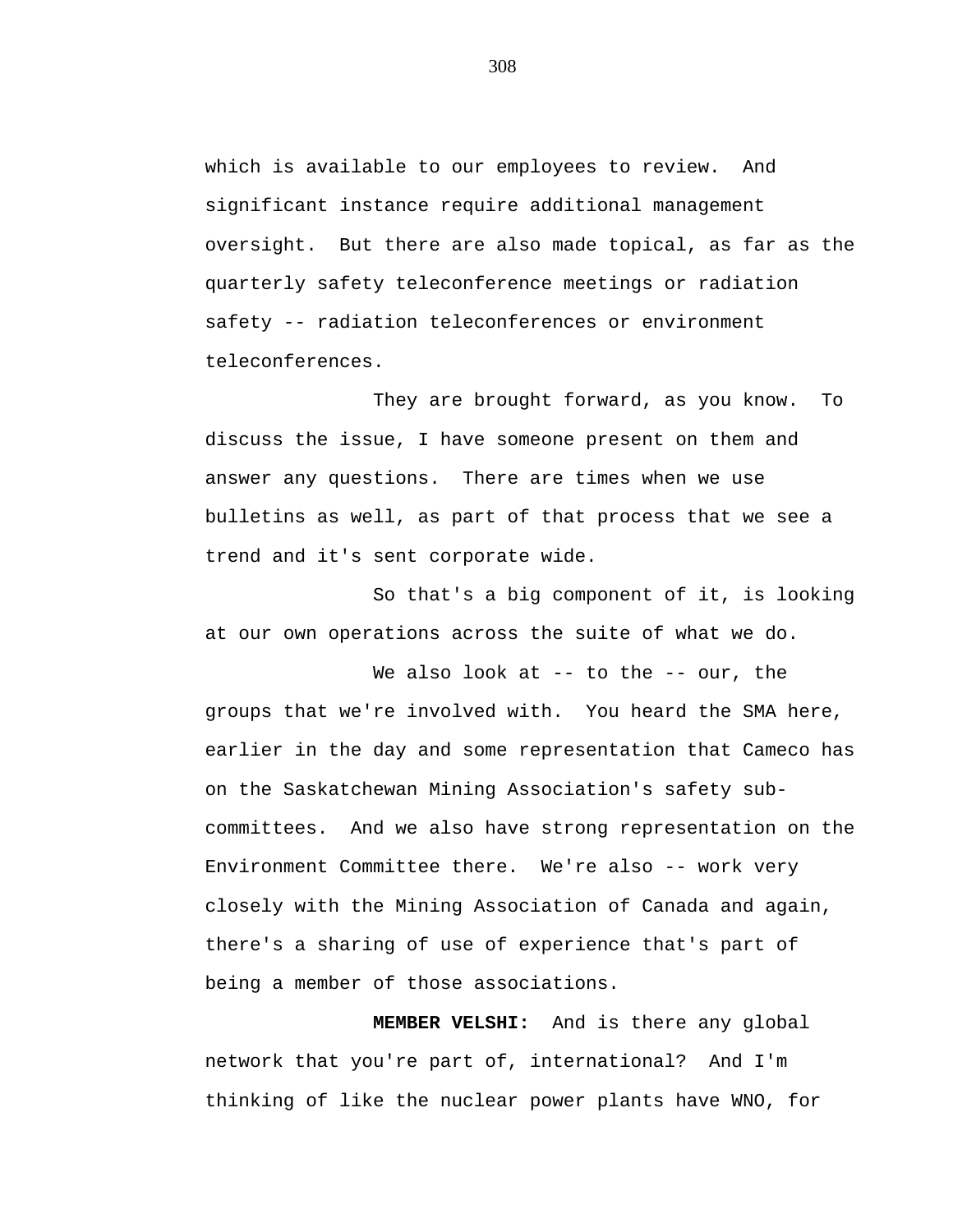which is available to our employees to review. And significant instance require additional management oversight. But there are also made topical, as far as the quarterly safety teleconference meetings or radiation safety -- radiation teleconferences or environment teleconferences.

They are brought forward, as you know. To discuss the issue, I have someone present on them and answer any questions. There are times when we use bulletins as well, as part of that process that we see a trend and it's sent corporate wide.

So that's a big component of it, is looking at our own operations across the suite of what we do.

We also look at -- to the -- our, the groups that we're involved with. You heard the SMA here, earlier in the day and some representation that Cameco has on the Saskatchewan Mining Association's safety sub-committees. And we also have strong representation on the Environment Committee there. We're also -- work very closely with the Mining Association of Canada and again, there's a sharing of use of experience that's part of being a member of those associations.

**MEMBER VELSHI:** And is there any global network that you're part of, international? And I'm thinking of like the nuclear power plants have WNO, for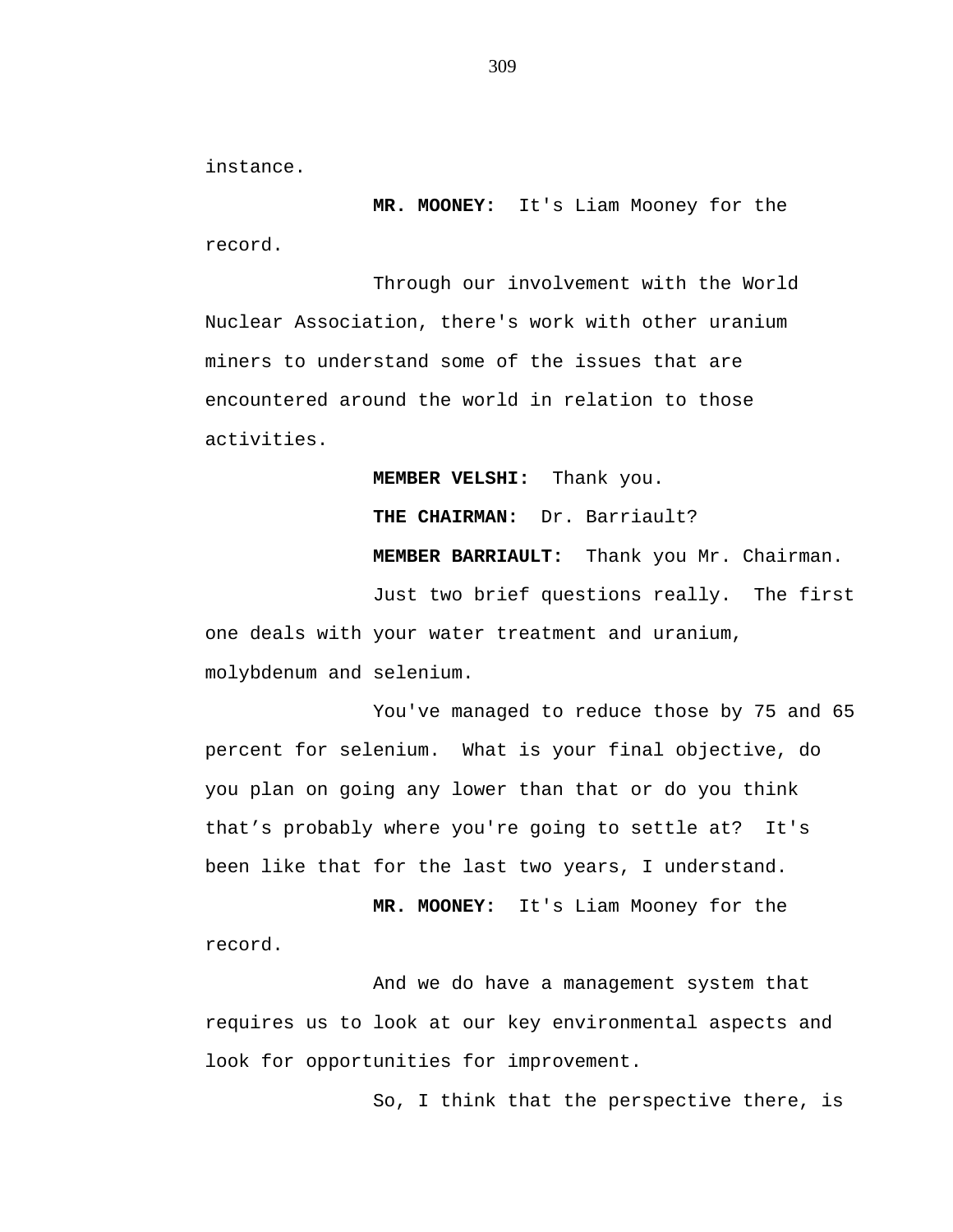instance.

**MR. MOONEY:** It's Liam Mooney for the record.

Through our involvement with the World Nuclear Association, there's work with other uranium miners to understand some of the issues that are encountered around the world in relation to those activities.

**MEMBER VELSHI:** Thank you.

**THE CHAIRMAN:** Dr. Barriault?

**MEMBER BARRIAULT:** Thank you Mr. Chairman.

Just two brief questions really. The first one deals with your water treatment and uranium, molybdenum and selenium.

You've managed to reduce those by 75 and 65 percent for selenium. What is your final objective, do you plan on going any lower than that or do you think that's probably where you're going to settle at? It's been like that for the last two years, I understand.

**MR. MOONEY:** It's Liam Mooney for the record.

And we do have a management system that requires us to look at our key environmental aspects and look for opportunities for improvement.

So, I think that the perspective there, is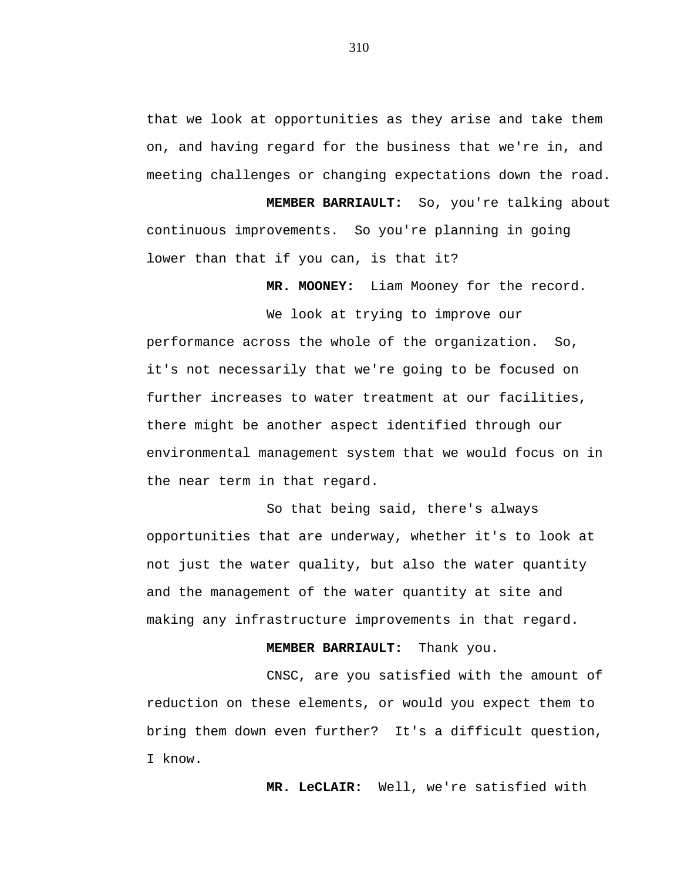that we look at opportunities as they arise and take them on, and having regard for the business that we're in, and meeting challenges or changing expectations down the road.

**MEMBER BARRIAULT:** So, you're talking about continuous improvements. So you're planning in going lower than that if you can, is that it?

**MR. MOONEY:** Liam Mooney for the record.

We look at trying to improve our performance across the whole of the organization. So, it's not necessarily that we're going to be focused on further increases to water treatment at our facilities, there might be another aspect identified through our environmental management system that we would focus on in the near term in that regard.

So that being said, there's always opportunities that are underway, whether it's to look at not just the water quality, but also the water quantity and the management of the water quantity at site and making any infrastructure improvements in that regard.

**MEMBER BARRIAULT:** Thank you.

CNSC, are you satisfied with the amount of reduction on these elements, or would you expect them to bring them down even further? It's a difficult question, I know.

**MR. LeCLAIR:** Well, we're satisfied with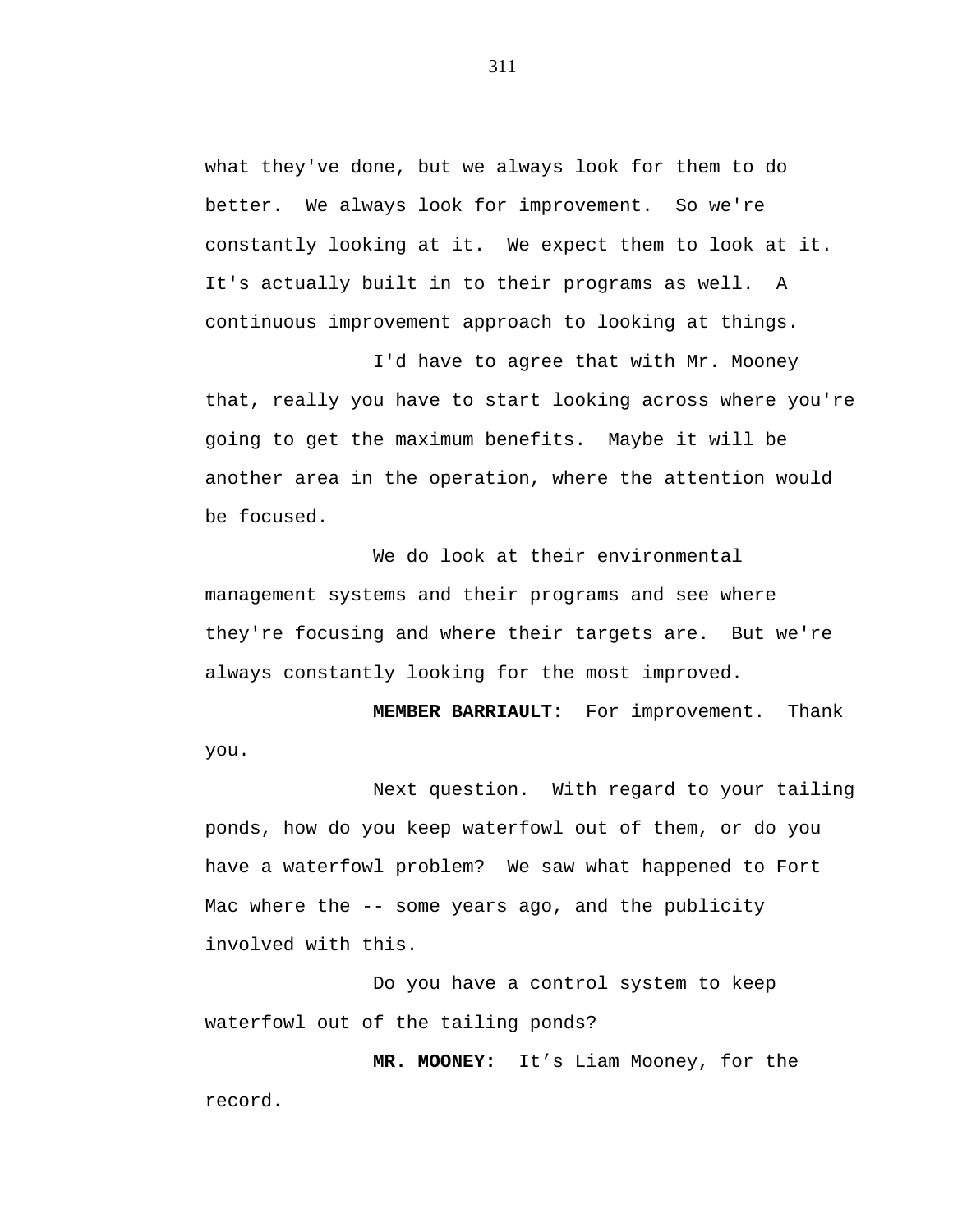what they've done, but we always look for them to do better. We always look for improvement. So we're constantly looking at it. We expect them to look at it. It's actually built in to their programs as well. A continuous improvement approach to looking at things.

I'd have to agree that with Mr. Mooney that, really you have to start looking across where you're going to get the maximum benefits. Maybe it will be another area in the operation, where the attention would be focused.

We do look at their environmental management systems and their programs and see where they're focusing and where their targets are. But we're always constantly looking for the most improved.

**MEMBER BARRIAULT:** For improvement. Thank you.

Next question. With regard to your tailing ponds, how do you keep waterfowl out of them, or do you have a waterfowl problem? We saw what happened to Fort Mac where the -- some years ago, and the publicity involved with this.

Do you have a control system to keep waterfowl out of the tailing ponds?

**MR. MOONEY:** It's Liam Mooney, for the record.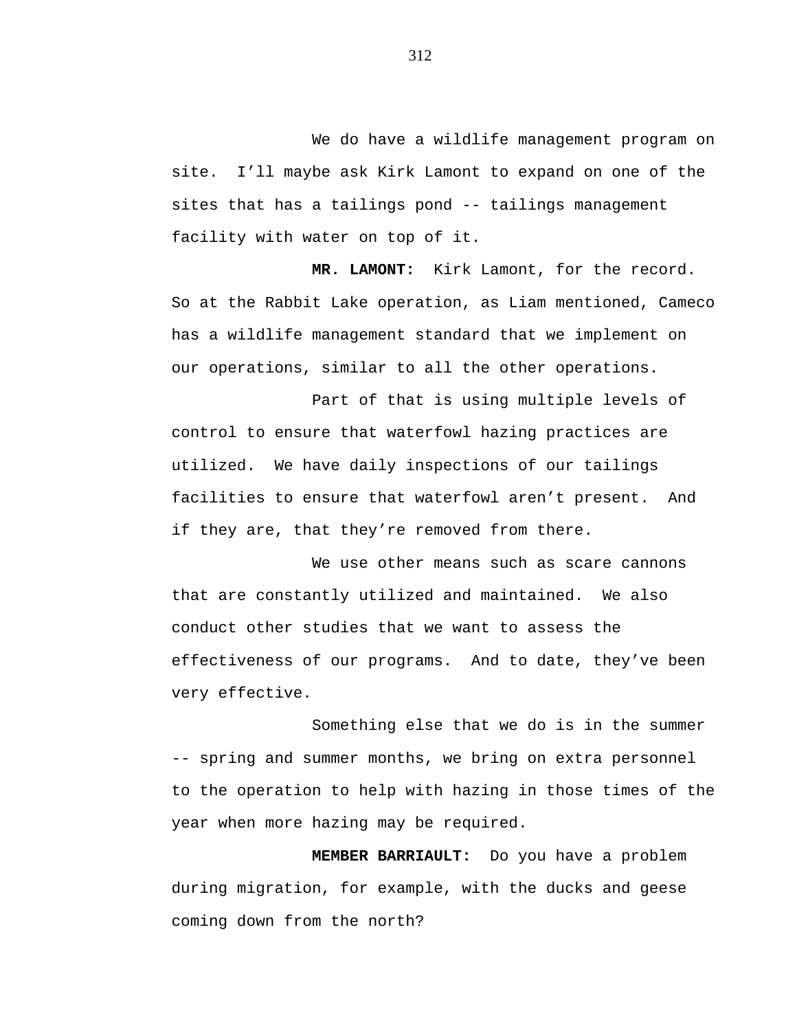We do have a wildlife management program on site.  I'll maybe ask Kirk Lamont to expand on one of the sites that has a tailings pond -- tailings management facility with water on top of it.

**MR. LAMONT:**  Kirk Lamont, for the record. So at the Rabbit Lake operation, as Liam mentioned, Cameco has a wildlife management standard that we implement on our operations, similar to all the other operations.

Part of that is using multiple levels of control to ensure that waterfowl hazing practices are utilized.  We have daily inspections of our tailings facilities to ensure that waterfowl aren't present.  And if they are, that they're removed from there.

We use other means such as scare cannons that are constantly utilized and maintained.  We also conduct other studies that we want to assess the effectiveness of our programs.  And to date, they've been very effective.

Something else that we do is in the summer -- spring and summer months, we bring on extra personnel to the operation to help with hazing in those times of the year when more hazing may be required.

**MEMBER BARRIAULT:**  Do you have a problem during migration, for example, with the ducks and geese coming down from the north?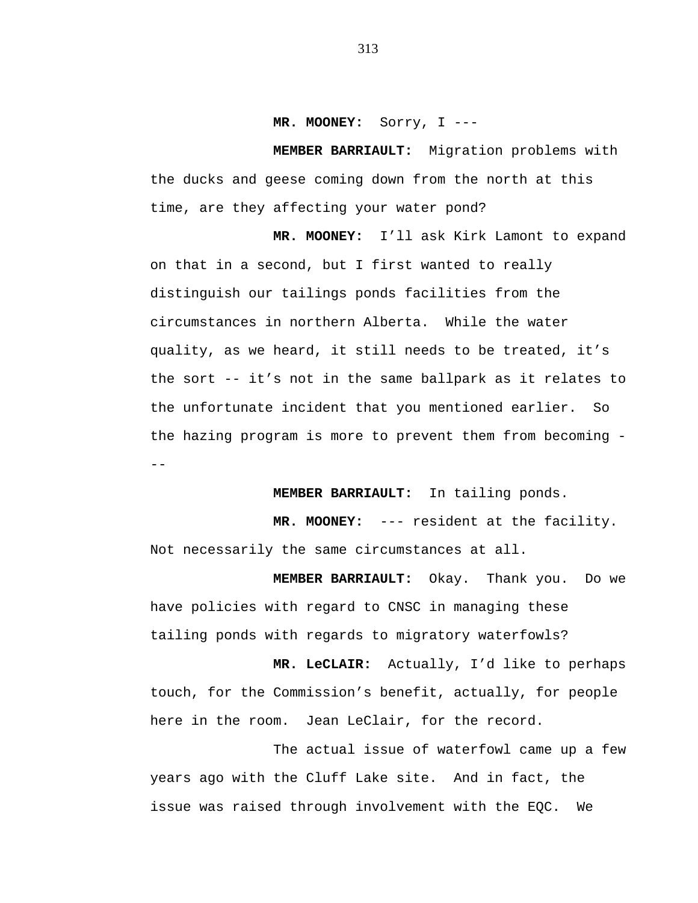**MR. MOONEY:** Sorry, I ---

**MEMBER BARRIAULT:** Migration problems with the ducks and geese coming down from the north at this time, are they affecting your water pond?

**MR. MOONEY:** I'll ask Kirk Lamont to expand on that in a second, but I first wanted to really distinguish our tailings ponds facilities from the circumstances in northern Alberta. While the water quality, as we heard, it still needs to be treated, it's the sort -- it's not in the same ballpark as it relates to the unfortunate incident that you mentioned earlier. So the hazing program is more to prevent them from becoming ---

**MEMBER BARRIAULT:** In tailing ponds.

**MR. MOONEY:** --- resident at the facility. Not necessarily the same circumstances at all.

**MEMBER BARRIAULT:** Okay. Thank you. Do we have policies with regard to CNSC in managing these tailing ponds with regards to migratory waterfowls?

**MR. LeCLAIR:** Actually, I'd like to perhaps touch, for the Commission's benefit, actually, for people here in the room. Jean LeClair, for the record.

The actual issue of waterfowl came up a few years ago with the Cluff Lake site. And in fact, the issue was raised through involvement with the EQC. We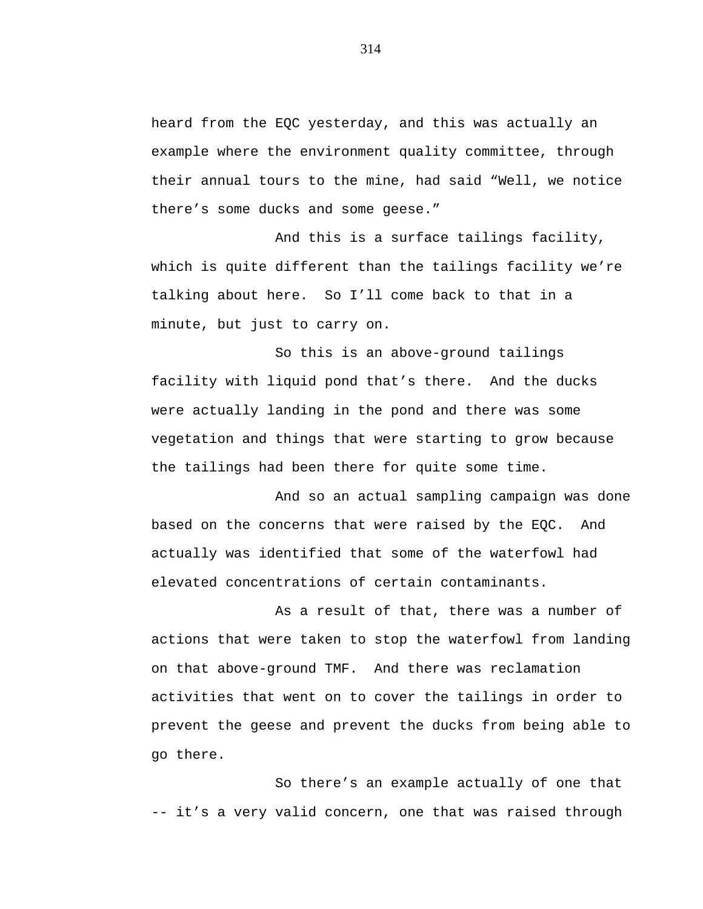heard from the EQC yesterday, and this was actually an example where the environment quality committee, through their annual tours to the mine, had said “Well, we notice there’s some ducks and some geese.”

And this is a surface tailings facility, which is quite different than the tailings facility we’re talking about here. So I’ll come back to that in a minute, but just to carry on.

So this is an above-ground tailings facility with liquid pond that’s there. And the ducks were actually landing in the pond and there was some vegetation and things that were starting to grow because the tailings had been there for quite some time.

And so an actual sampling campaign was done based on the concerns that were raised by the EQC. And actually was identified that some of the waterfowl had elevated concentrations of certain contaminants.

As a result of that, there was a number of actions that were taken to stop the waterfowl from landing on that above-ground TMF. And there was reclamation activities that went on to cover the tailings in order to prevent the geese and prevent the ducks from being able to go there.

So there’s an example actually of one that -- it’s a very valid concern, one that was raised through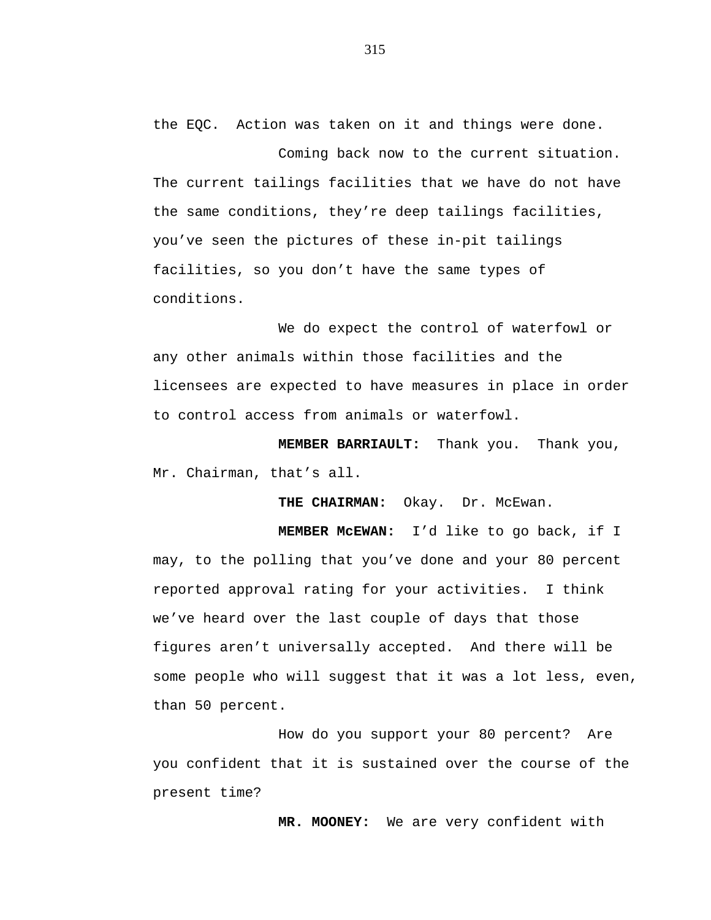the EQC. Action was taken on it and things were done.

Coming back now to the current situation. The current tailings facilities that we have do not have the same conditions, they're deep tailings facilities, you've seen the pictures of these in-pit tailings facilities, so you don't have the same types of conditions.

We do expect the control of waterfowl or any other animals within those facilities and the licensees are expected to have measures in place in order to control access from animals or waterfowl.

**MEMBER BARRIAULT:** Thank you. Thank you, Mr. Chairman, that's all.

**THE CHAIRMAN:** Okay. Dr. McEwan.

**MEMBER McEWAN:** I'd like to go back, if I may, to the polling that you've done and your 80 percent reported approval rating for your activities. I think we've heard over the last couple of days that those figures aren't universally accepted. And there will be some people who will suggest that it was a lot less, even, than 50 percent.

How do you support your 80 percent? Are you confident that it is sustained over the course of the present time?

**MR. MOONEY:** We are very confident with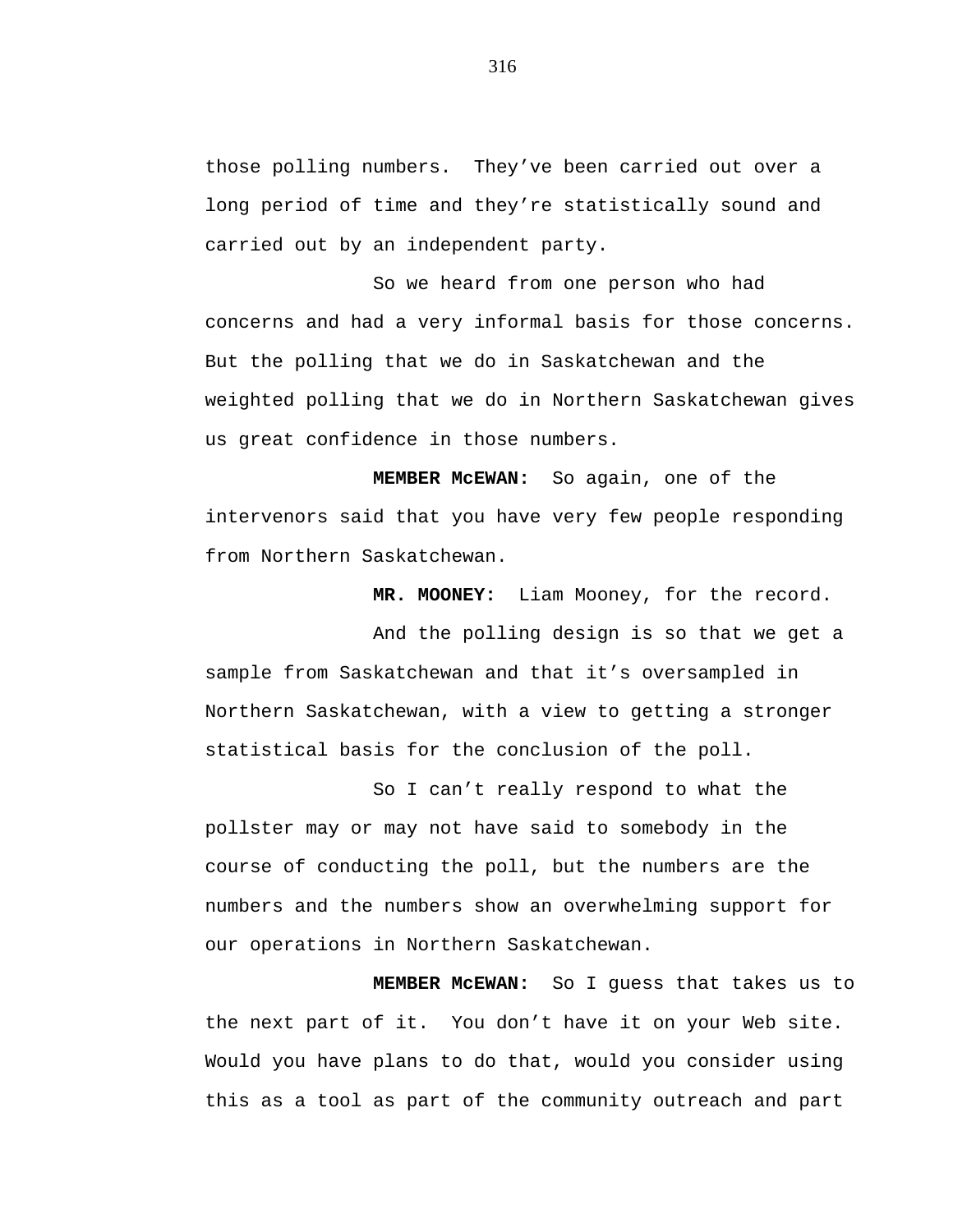those polling numbers. They've been carried out over a long period of time and they're statistically sound and carried out by an independent party.

So we heard from one person who had concerns and had a very informal basis for those concerns. But the polling that we do in Saskatchewan and the weighted polling that we do in Northern Saskatchewan gives us great confidence in those numbers.

**MEMBER McEWAN:** So again, one of the intervenors said that you have very few people responding from Northern Saskatchewan.

**MR. MOONEY:** Liam Mooney, for the record.

And the polling design is so that we get a sample from Saskatchewan and that it's oversampled in Northern Saskatchewan, with a view to getting a stronger statistical basis for the conclusion of the poll.

So I can't really respond to what the pollster may or may not have said to somebody in the course of conducting the poll, but the numbers are the numbers and the numbers show an overwhelming support for our operations in Northern Saskatchewan.

**MEMBER McEWAN:** So I guess that takes us to the next part of it. You don't have it on your Web site. Would you have plans to do that, would you consider using this as a tool as part of the community outreach and part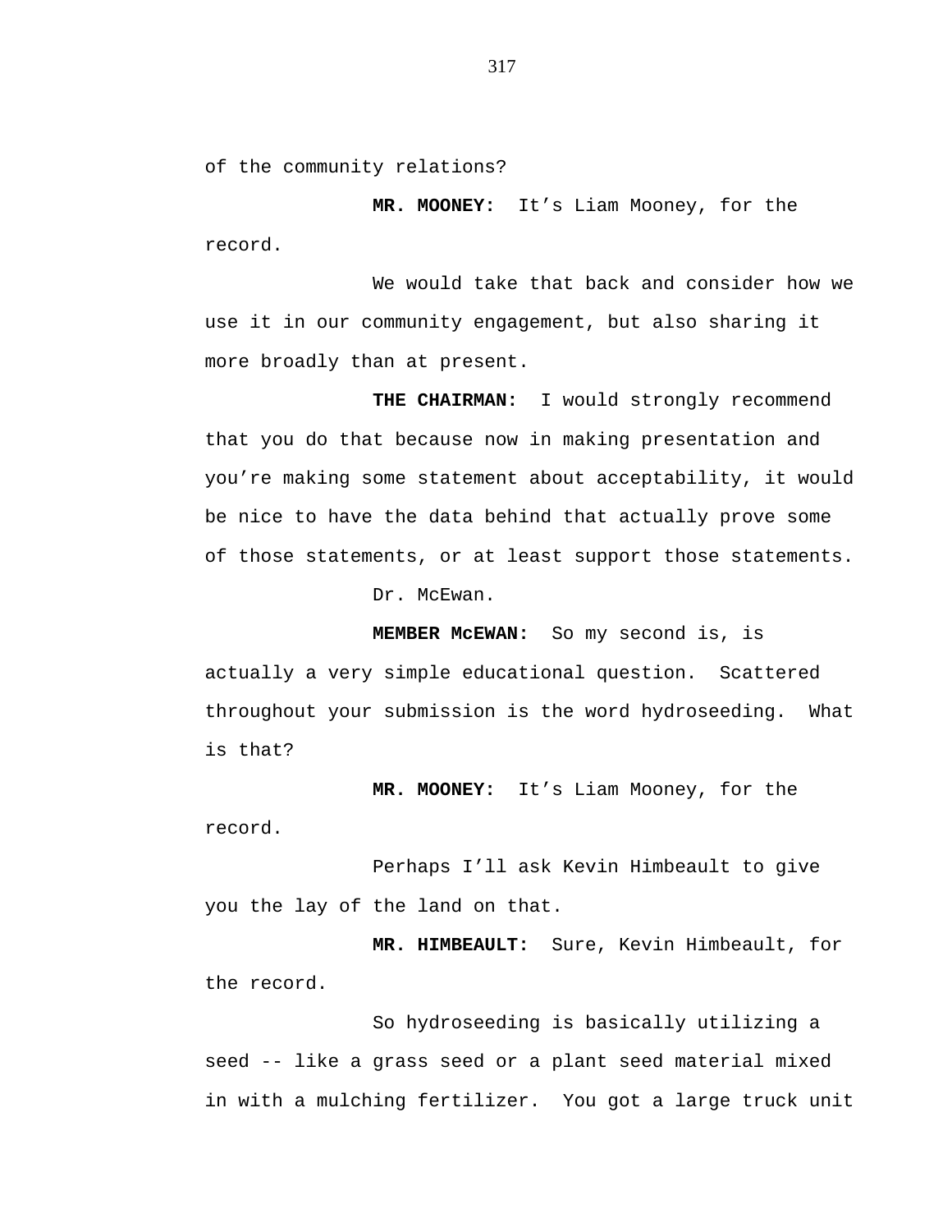of the community relations?

**MR. MOONEY:** It's Liam Mooney, for the record.

We would take that back and consider how we use it in our community engagement, but also sharing it more broadly than at present.

**THE CHAIRMAN:** I would strongly recommend that you do that because now in making presentation and you're making some statement about acceptability, it would be nice to have the data behind that actually prove some of those statements, or at least support those statements.

Dr. McEwan.

**MEMBER McEWAN:** So my second is, is actually a very simple educational question. Scattered throughout your submission is the word hydroseeding. What is that?

**MR. MOONEY:** It's Liam Mooney, for the record.

Perhaps I'll ask Kevin Himbeault to give you the lay of the land on that.

**MR. HIMBEAULT:** Sure, Kevin Himbeault, for the record.

So hydroseeding is basically utilizing a seed -- like a grass seed or a plant seed material mixed in with a mulching fertilizer. You got a large truck unit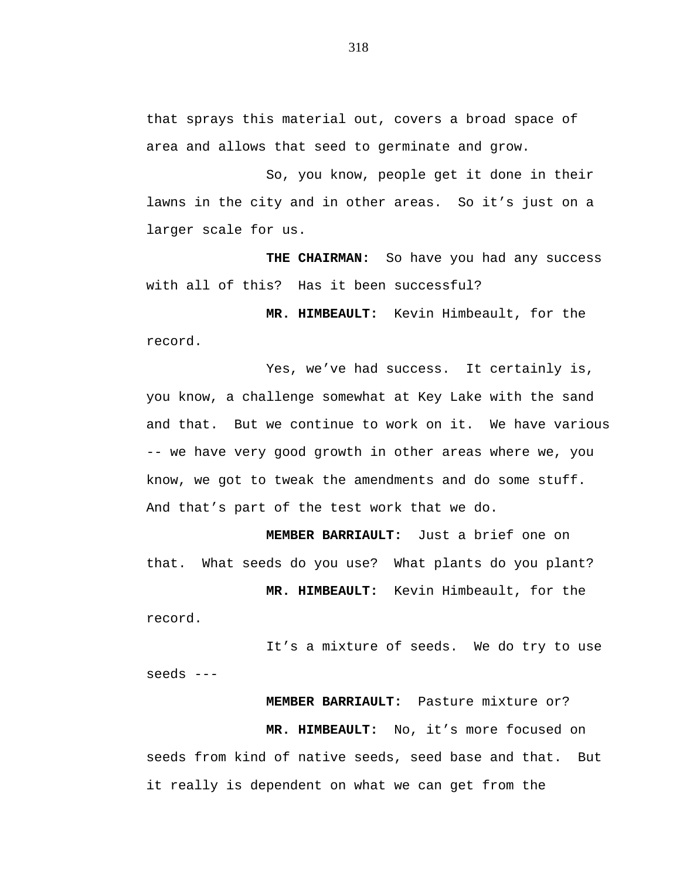that sprays this material out, covers a broad space of area and allows that seed to germinate and grow.

So, you know, people get it done in their lawns in the city and in other areas. So it's just on a larger scale for us.

**THE CHAIRMAN:** So have you had any success with all of this? Has it been successful?

**MR. HIMBEAULT:** Kevin Himbeault, for the record.

Yes, we've had success. It certainly is, you know, a challenge somewhat at Key Lake with the sand and that. But we continue to work on it. We have various -- we have very good growth in other areas where we, you know, we got to tweak the amendments and do some stuff. And that's part of the test work that we do.

**MEMBER BARRIAULT:** Just a brief one on that. What seeds do you use? What plants do you plant?

**MR. HIMBEAULT:** Kevin Himbeault, for the record.

It's a mixture of seeds. We do try to use seeds ---

**MEMBER BARRIAULT:** Pasture mixture or?

**MR. HIMBEAULT:** No, it's more focused on seeds from kind of native seeds, seed base and that. But it really is dependent on what we can get from the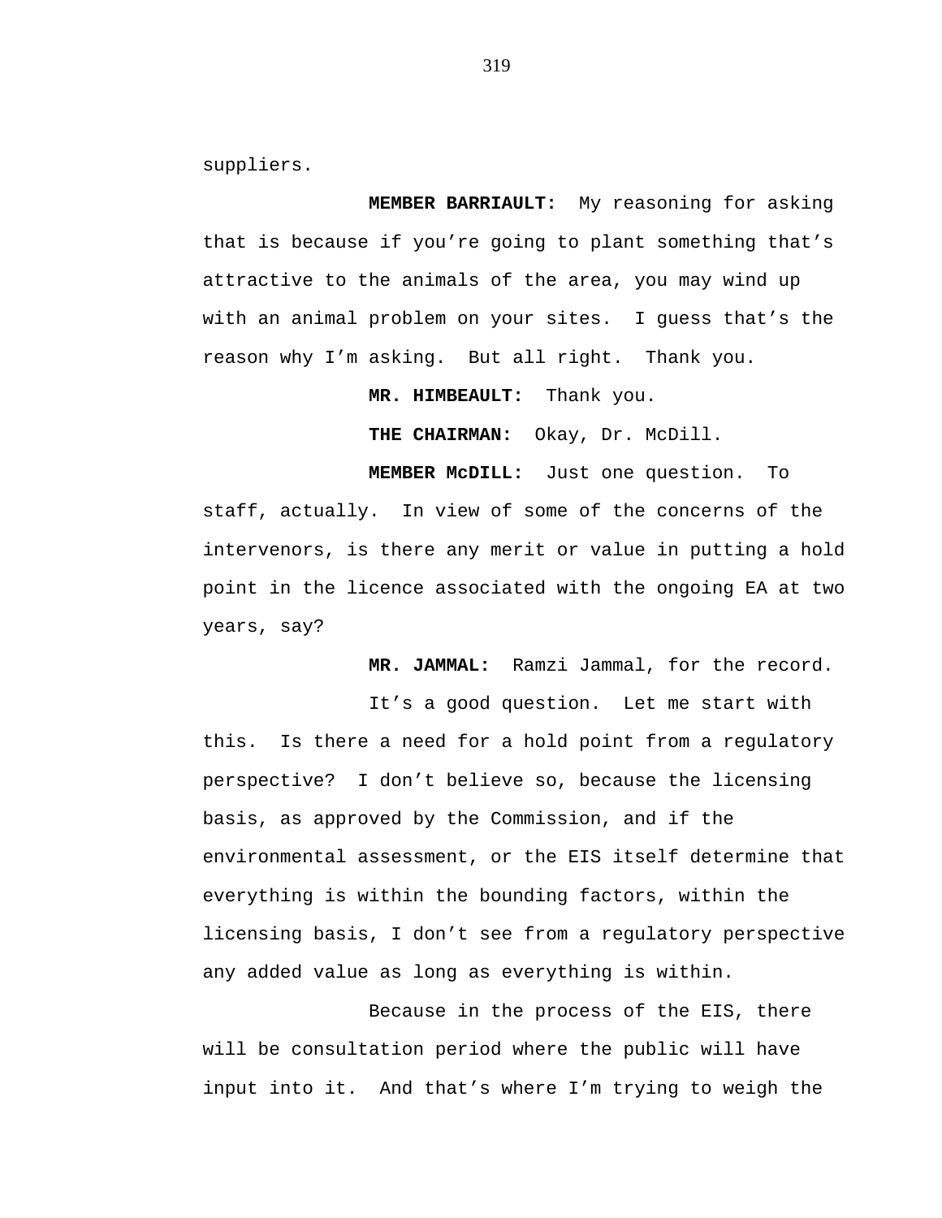suppliers.

**MEMBER BARRIAULT:** My reasoning for asking that is because if you're going to plant something that's attractive to the animals of the area, you may wind up with an animal problem on your sites. I guess that's the reason why I'm asking. But all right. Thank you.

**MR. HIMBEAULT:** Thank you.

**THE CHAIRMAN:** Okay, Dr. McDill.

**MEMBER McDILL:** Just one question. To staff, actually. In view of some of the concerns of the intervenors, is there any merit or value in putting a hold point in the licence associated with the ongoing EA at two years, say?

**MR. JAMMAL:** Ramzi Jammal, for the record.

It's a good question. Let me start with this. Is there a need for a hold point from a regulatory perspective? I don't believe so, because the licensing basis, as approved by the Commission, and if the environmental assessment, or the EIS itself determine that everything is within the bounding factors, within the licensing basis, I don't see from a regulatory perspective any added value as long as everything is within.

Because in the process of the EIS, there will be consultation period where the public will have input into it. And that's where I'm trying to weigh the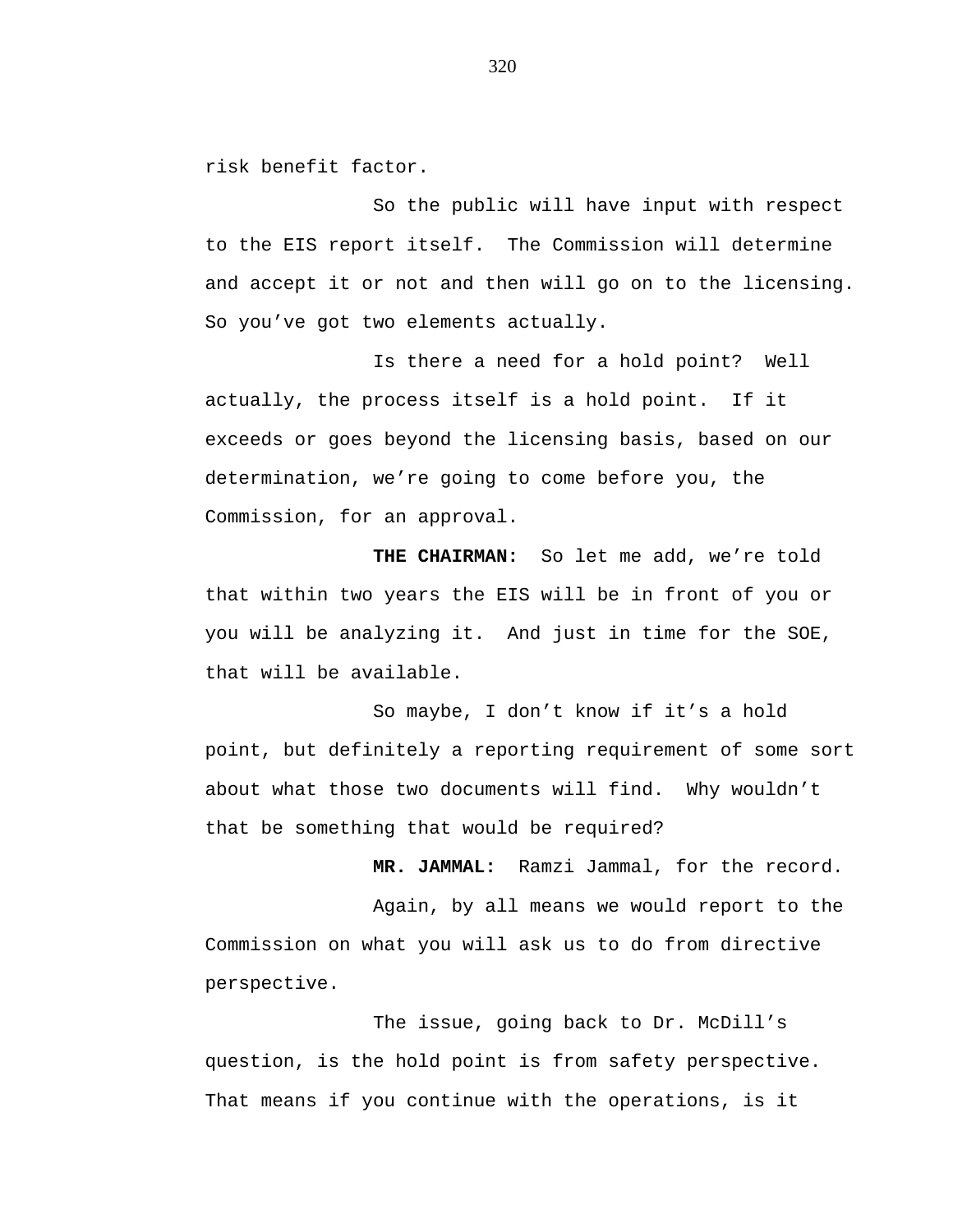risk benefit factor.

So the public will have input with respect to the EIS report itself. The Commission will determine and accept it or not and then will go on to the licensing. So you've got two elements actually.

Is there a need for a hold point? Well actually, the process itself is a hold point. If it exceeds or goes beyond the licensing basis, based on our determination, we're going to come before you, the Commission, for an approval.

**THE CHAIRMAN:** So let me add, we're told that within two years the EIS will be in front of you or you will be analyzing it. And just in time for the SOE, that will be available.

So maybe, I don't know if it's a hold point, but definitely a reporting requirement of some sort about what those two documents will find. Why wouldn't that be something that would be required?

**MR. JAMMAL:** Ramzi Jammal, for the record.

Again, by all means we would report to the Commission on what you will ask us to do from directive perspective.

The issue, going back to Dr. McDill's question, is the hold point is from safety perspective. That means if you continue with the operations, is it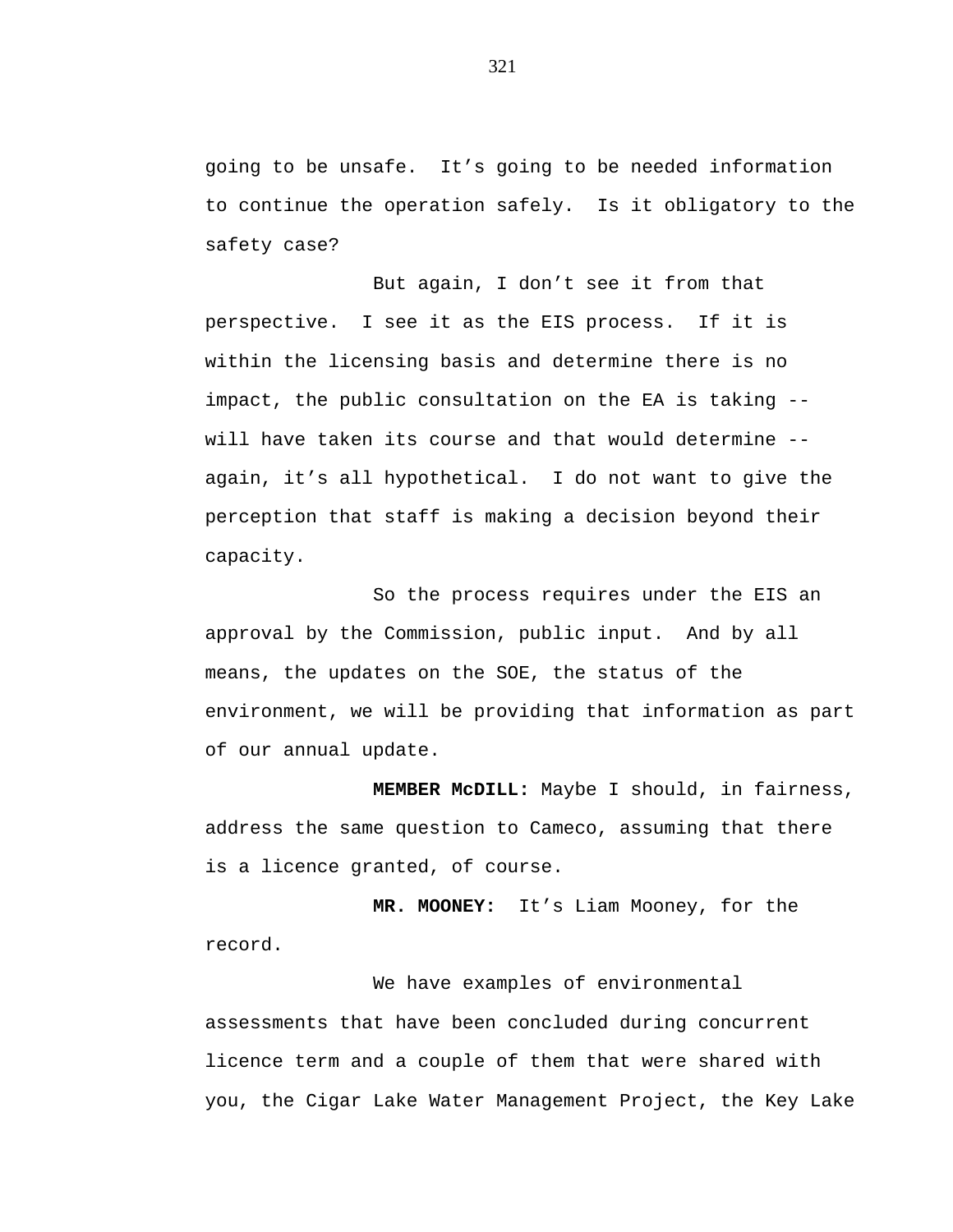going to be unsafe. It’s going to be needed information to continue the operation safely. Is it obligatory to the safety case?

But again, I don’t see it from that perspective. I see it as the EIS process. If it is within the licensing basis and determine there is no impact, the public consultation on the EA is taking -- will have taken its course and that would determine -- again, it’s all hypothetical. I do not want to give the perception that staff is making a decision beyond their capacity.

So the process requires under the EIS an approval by the Commission, public input. And by all means, the updates on the SOE, the status of the environment, we will be providing that information as part of our annual update.

**MEMBER McDILL:** Maybe I should, in fairness, address the same question to Cameco, assuming that there is a licence granted, of course.

**MR. MOONEY:** It’s Liam Mooney, for the record.

We have examples of environmental assessments that have been concluded during concurrent licence term and a couple of them that were shared with you, the Cigar Lake Water Management Project, the Key Lake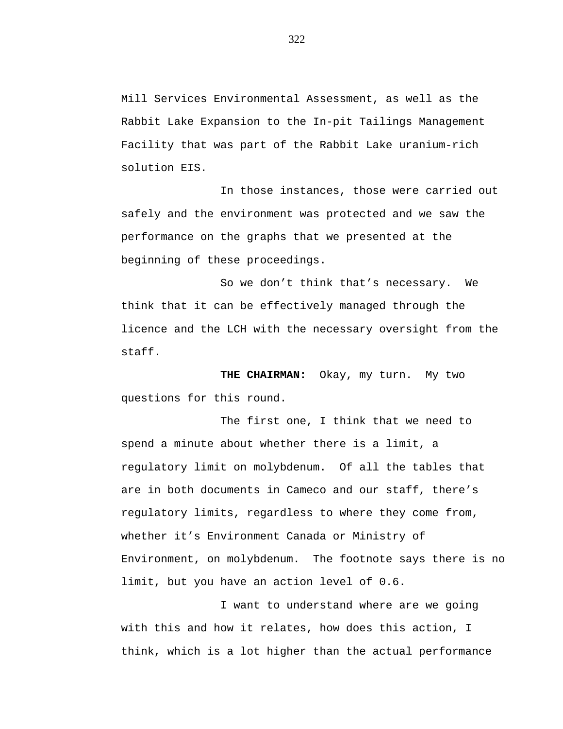Mill Services Environmental Assessment, as well as the Rabbit Lake Expansion to the In-pit Tailings Management Facility that was part of the Rabbit Lake uranium-rich solution EIS.

In those instances, those were carried out safely and the environment was protected and we saw the performance on the graphs that we presented at the beginning of these proceedings.

So we don't think that's necessary. We think that it can be effectively managed through the licence and the LCH with the necessary oversight from the staff.

**THE CHAIRMAN:** Okay, my turn. My two questions for this round.

The first one, I think that we need to spend a minute about whether there is a limit, a regulatory limit on molybdenum. Of all the tables that are in both documents in Cameco and our staff, there's regulatory limits, regardless to where they come from, whether it's Environment Canada or Ministry of Environment, on molybdenum. The footnote says there is no limit, but you have an action level of 0.6.

I want to understand where are we going with this and how it relates, how does this action, I think, which is a lot higher than the actual performance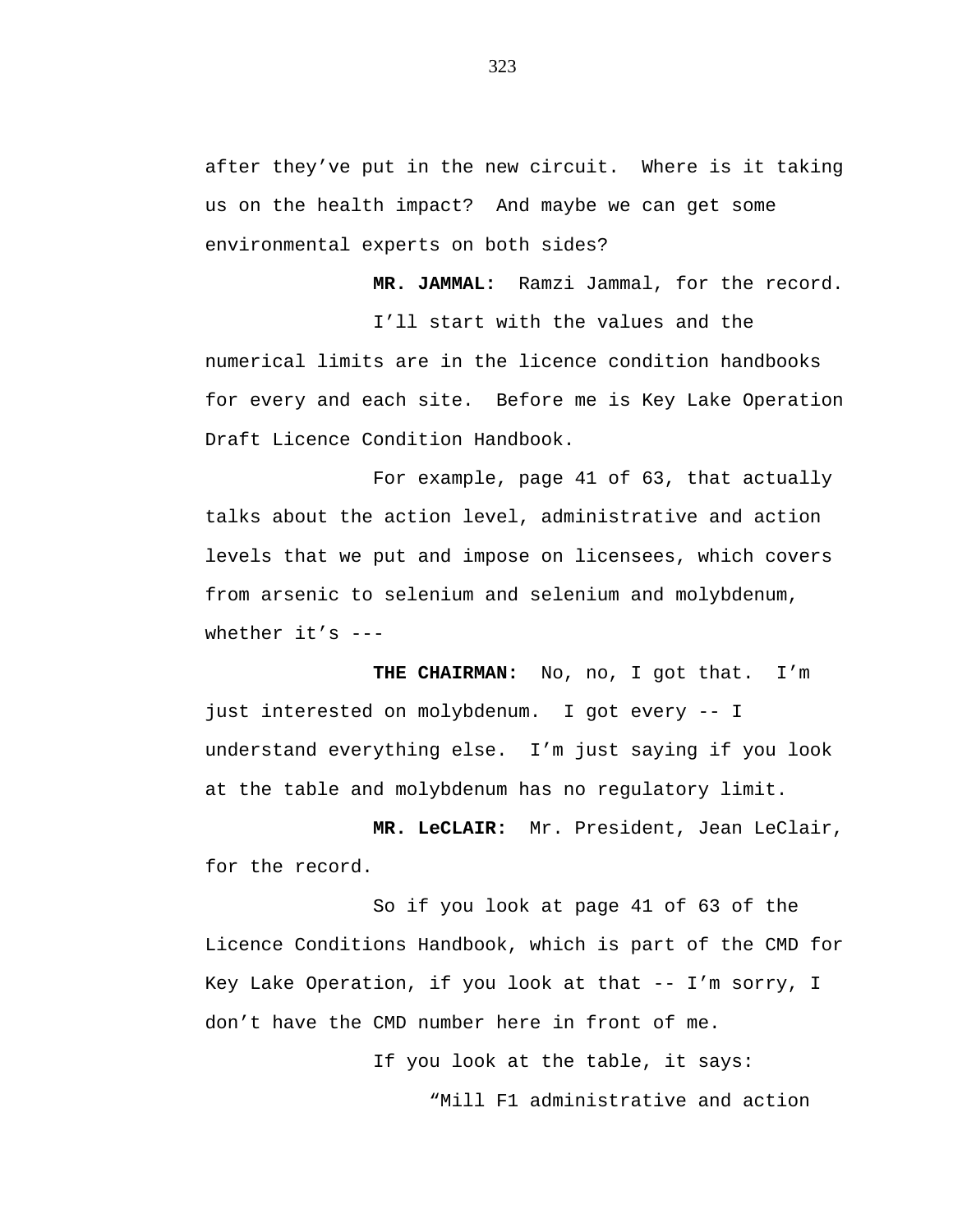after they've put in the new circuit. Where is it taking us on the health impact? And maybe we can get some environmental experts on both sides?

**MR. JAMMAL:** Ramzi Jammal, for the record.

I'll start with the values and the numerical limits are in the licence condition handbooks for every and each site. Before me is Key Lake Operation Draft Licence Condition Handbook.

For example, page 41 of 63, that actually talks about the action level, administrative and action levels that we put and impose on licensees, which covers from arsenic to selenium and selenium and molybdenum, whether it's ---

**THE CHAIRMAN:** No, no, I got that. I'm just interested on molybdenum. I got every -- I understand everything else. I'm just saying if you look at the table and molybdenum has no regulatory limit.

**MR. LeCLAIR:** Mr. President, Jean LeClair, for the record.

So if you look at page 41 of 63 of the Licence Conditions Handbook, which is part of the CMD for Key Lake Operation, if you look at that -- I'm sorry, I don't have the CMD number here in front of me.

If you look at the table, it says:

"Mill F1 administrative and action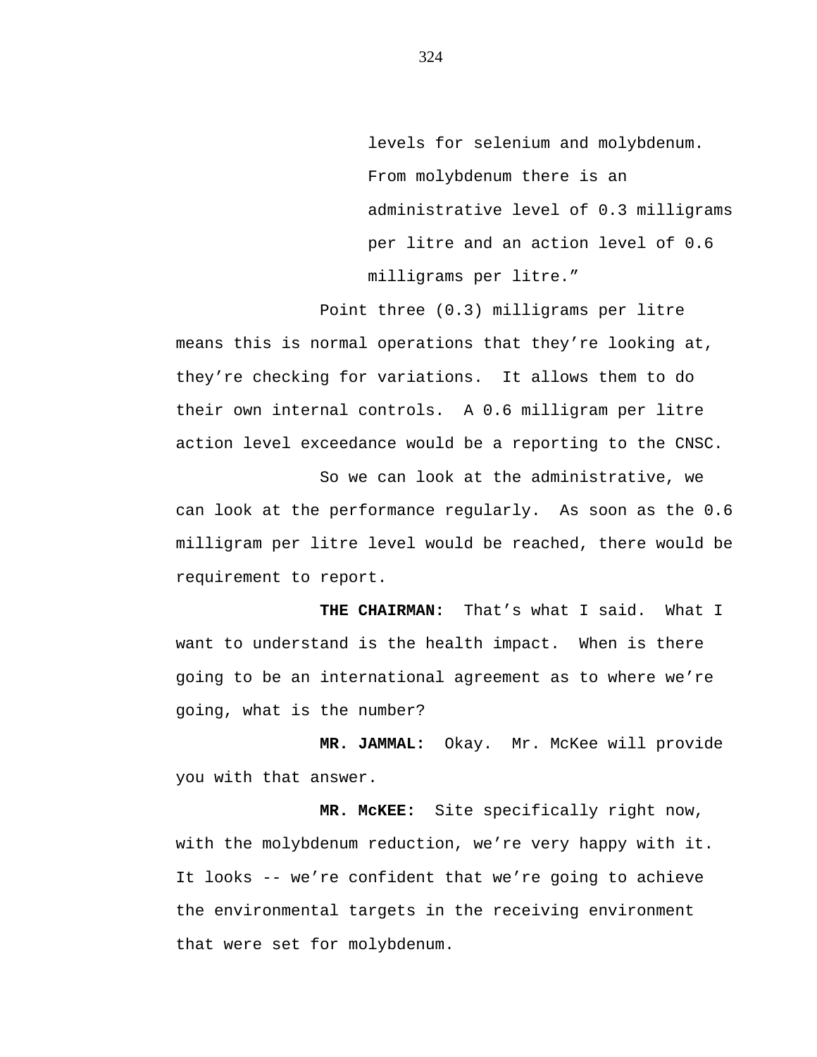levels for selenium and molybdenum. From molybdenum there is an administrative level of 0.3 milligrams per litre and an action level of 0.6 milligrams per litre."

Point three (0.3) milligrams per litre means this is normal operations that they're looking at, they're checking for variations. It allows them to do their own internal controls. A 0.6 milligram per litre action level exceedance would be a reporting to the CNSC.

So we can look at the administrative, we can look at the performance regularly. As soon as the 0.6 milligram per litre level would be reached, there would be requirement to report.

**THE CHAIRMAN:** That's what I said. What I want to understand is the health impact. When is there going to be an international agreement as to where we're going, what is the number?

**MR. JAMMAL:** Okay. Mr. McKee will provide you with that answer.

**MR. McKEE:** Site specifically right now, with the molybdenum reduction, we're very happy with it. It looks -- we're confident that we're going to achieve the environmental targets in the receiving environment that were set for molybdenum.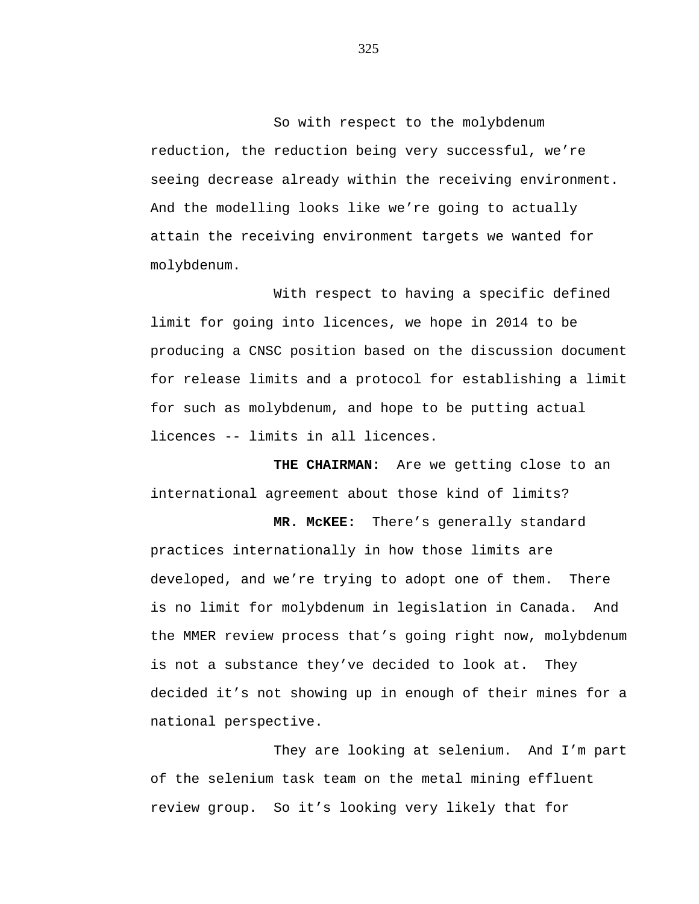So with respect to the molybdenum reduction, the reduction being very successful, we’re seeing decrease already within the receiving environment. And the modelling looks like we’re going to actually attain the receiving environment targets we wanted for molybdenum.

With respect to having a specific defined limit for going into licences, we hope in 2014 to be producing a CNSC position based on the discussion document for release limits and a protocol for establishing a limit for such as molybdenum, and hope to be putting actual licences -- limits in all licences.

**THE CHAIRMAN:** Are we getting close to an international agreement about those kind of limits?

**MR. McKEE:** There’s generally standard practices internationally in how those limits are developed, and we’re trying to adopt one of them. There is no limit for molybdenum in legislation in Canada. And the MMER review process that’s going right now, molybdenum is not a substance they’ve decided to look at. They decided it’s not showing up in enough of their mines for a national perspective.

They are looking at selenium. And I’m part of the selenium task team on the metal mining effluent review group. So it’s looking very likely that for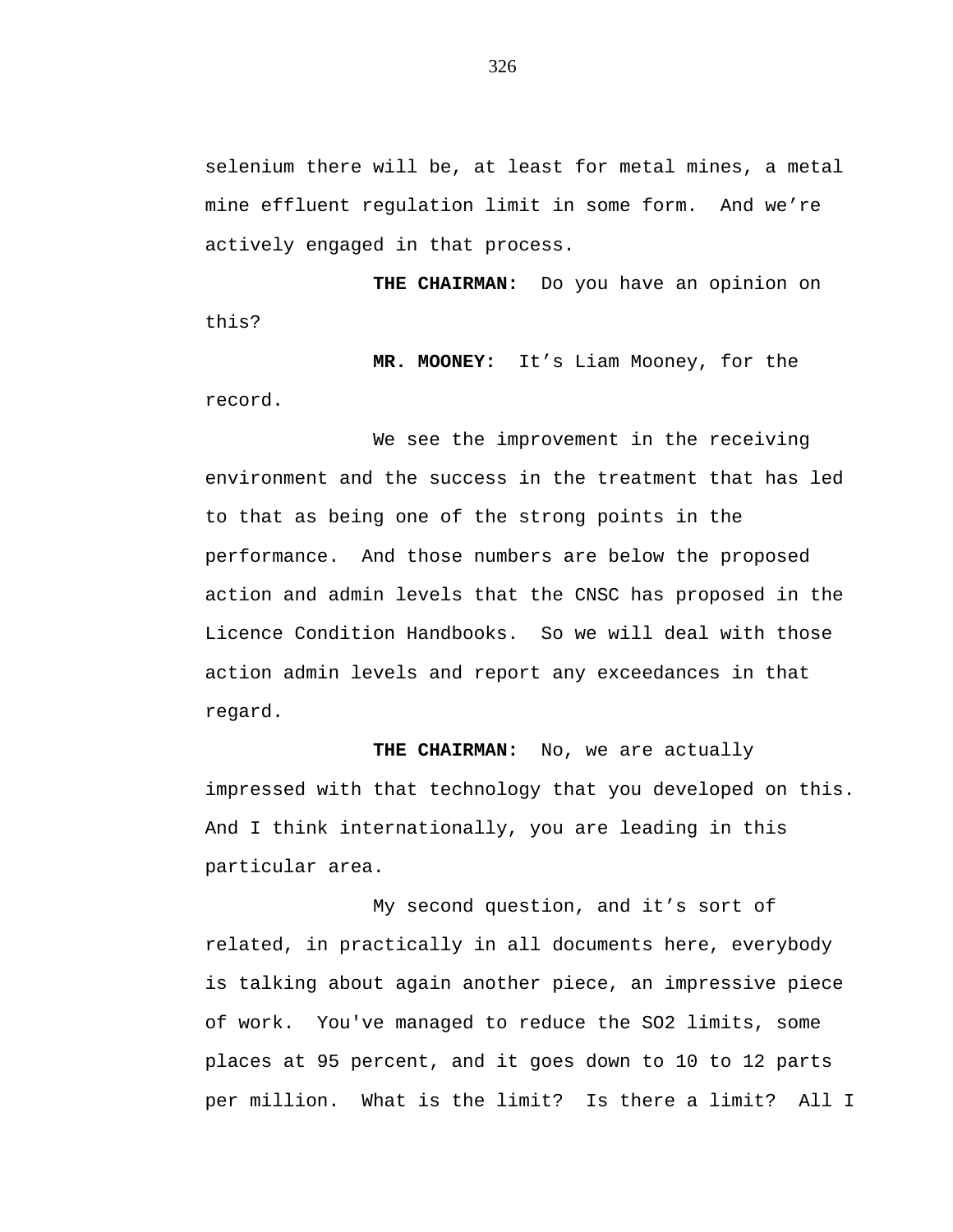selenium there will be, at least for metal mines, a metal mine effluent regulation limit in some form. And we're actively engaged in that process.

**THE CHAIRMAN:** Do you have an opinion on this?

**MR. MOONEY:** It's Liam Mooney, for the record.

We see the improvement in the receiving environment and the success in the treatment that has led to that as being one of the strong points in the performance. And those numbers are below the proposed action and admin levels that the CNSC has proposed in the Licence Condition Handbooks. So we will deal with those action admin levels and report any exceedances in that regard.

**THE CHAIRMAN:** No, we are actually impressed with that technology that you developed on this. And I think internationally, you are leading in this particular area.

My second question, and it's sort of related, in practically in all documents here, everybody is talking about again another piece, an impressive piece of work. You've managed to reduce the $SO_2$ limits, some places at 95 percent, and it goes down to 10 to 12 parts per million. What is the limit? Is there a limit? All I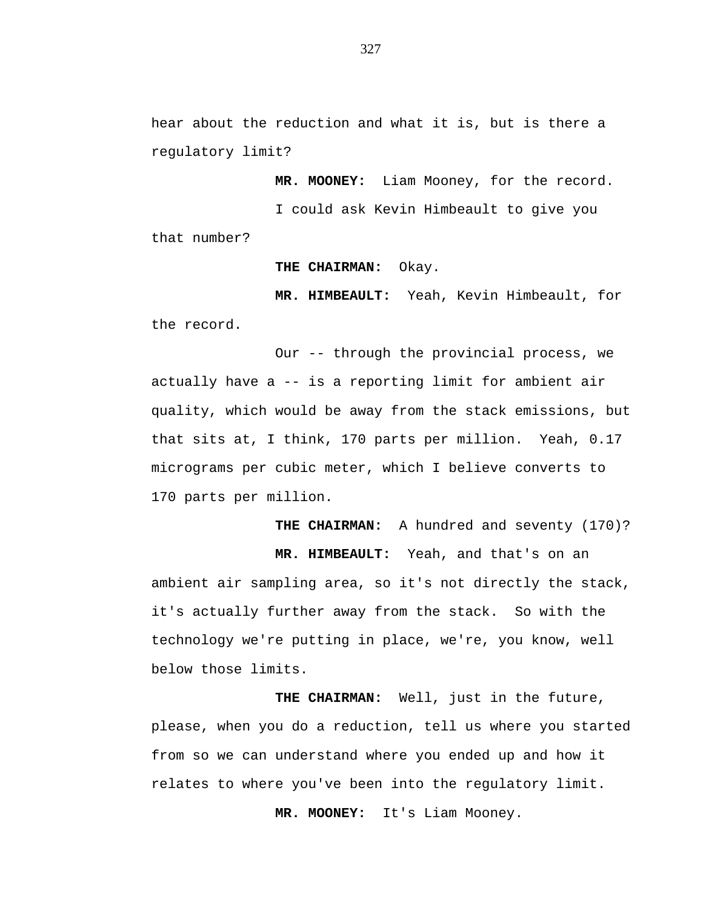hear about the reduction and what it is, but is there a regulatory limit?

**MR. MOONEY:** Liam Mooney, for the record.

I could ask Kevin Himbeault to give you that number?

**THE CHAIRMAN:** Okay.

**MR. HIMBEAULT:** Yeah, Kevin Himbeault, for the record.

Our -- through the provincial process, we actually have a -- is a reporting limit for ambient air quality, which would be away from the stack emissions, but that sits at, I think, 170 parts per million. Yeah, 0.17 micrograms per cubic meter, which I believe converts to 170 parts per million.

**THE CHAIRMAN:** A hundred and seventy (170)?

**MR. HIMBEAULT:** Yeah, and that's on an ambient air sampling area, so it's not directly the stack, it's actually further away from the stack. So with the technology we're putting in place, we're, you know, well below those limits.

**THE CHAIRMAN:** Well, just in the future, please, when you do a reduction, tell us where you started from so we can understand where you ended up and how it relates to where you've been into the regulatory limit.

**MR. MOONEY:** It's Liam Mooney.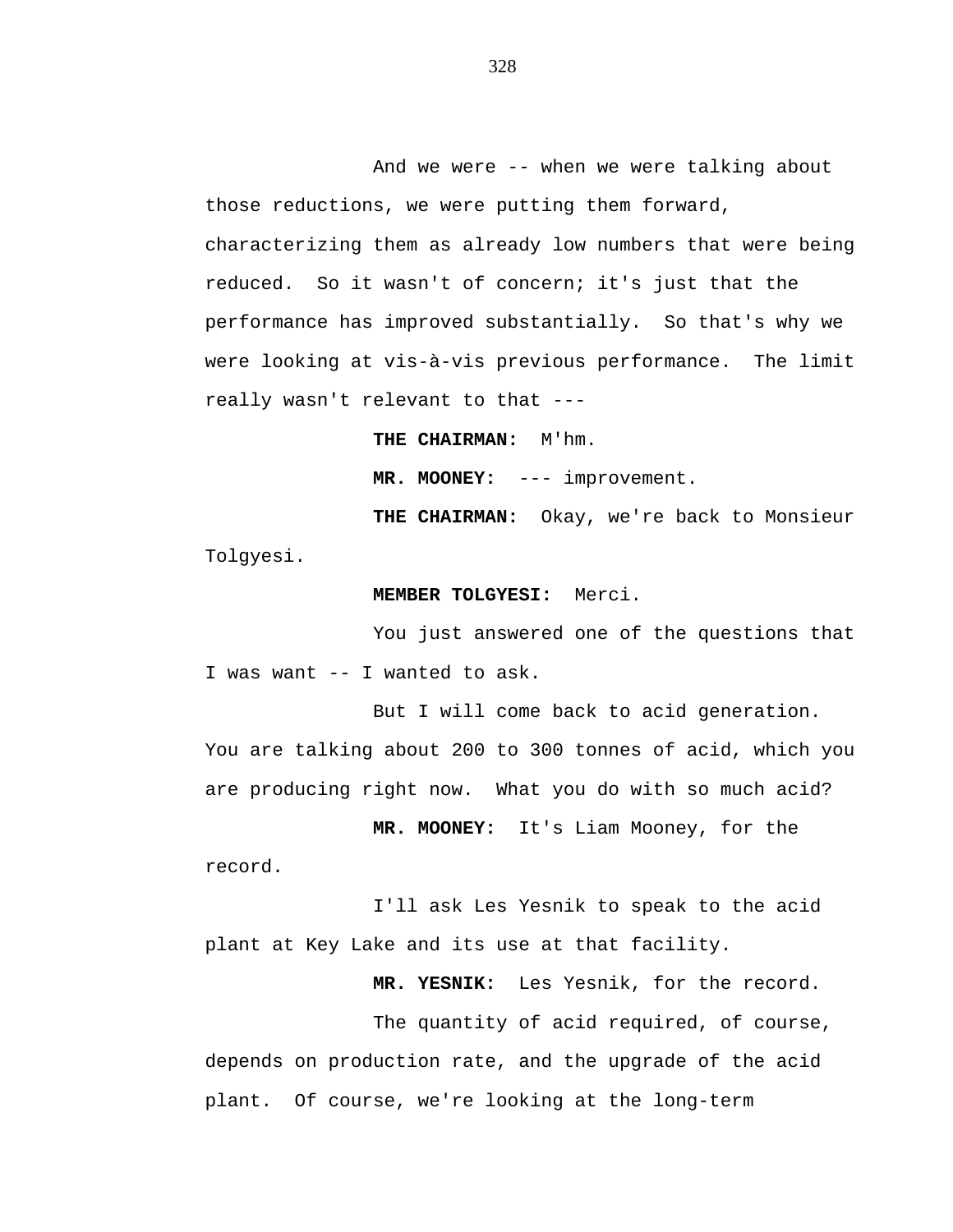And we were -- when we were talking about those reductions, we were putting them forward, characterizing them as already low numbers that were being reduced. So it wasn't of concern; it's just that the performance has improved substantially. So that's why we were looking at vis-à-vis previous performance. The limit really wasn't relevant to that ---

**THE CHAIRMAN:** M'hm.

**MR. MOONEY:** --- improvement.

**THE CHAIRMAN:** Okay, we're back to Monsieur Tolgyesi.

**MEMBER TOLGYESI:** Merci.

You just answered one of the questions that I was want -- I wanted to ask.

But I will come back to acid generation. You are talking about 200 to 300 tonnes of acid, which you are producing right now. What you do with so much acid?

**MR. MOONEY:** It's Liam Mooney, for the record.

I'll ask Les Yesnik to speak to the acid plant at Key Lake and its use at that facility.

**MR. YESNIK:** Les Yesnik, for the record.

The quantity of acid required, of course, depends on production rate, and the upgrade of the acid plant. Of course, we're looking at the long-term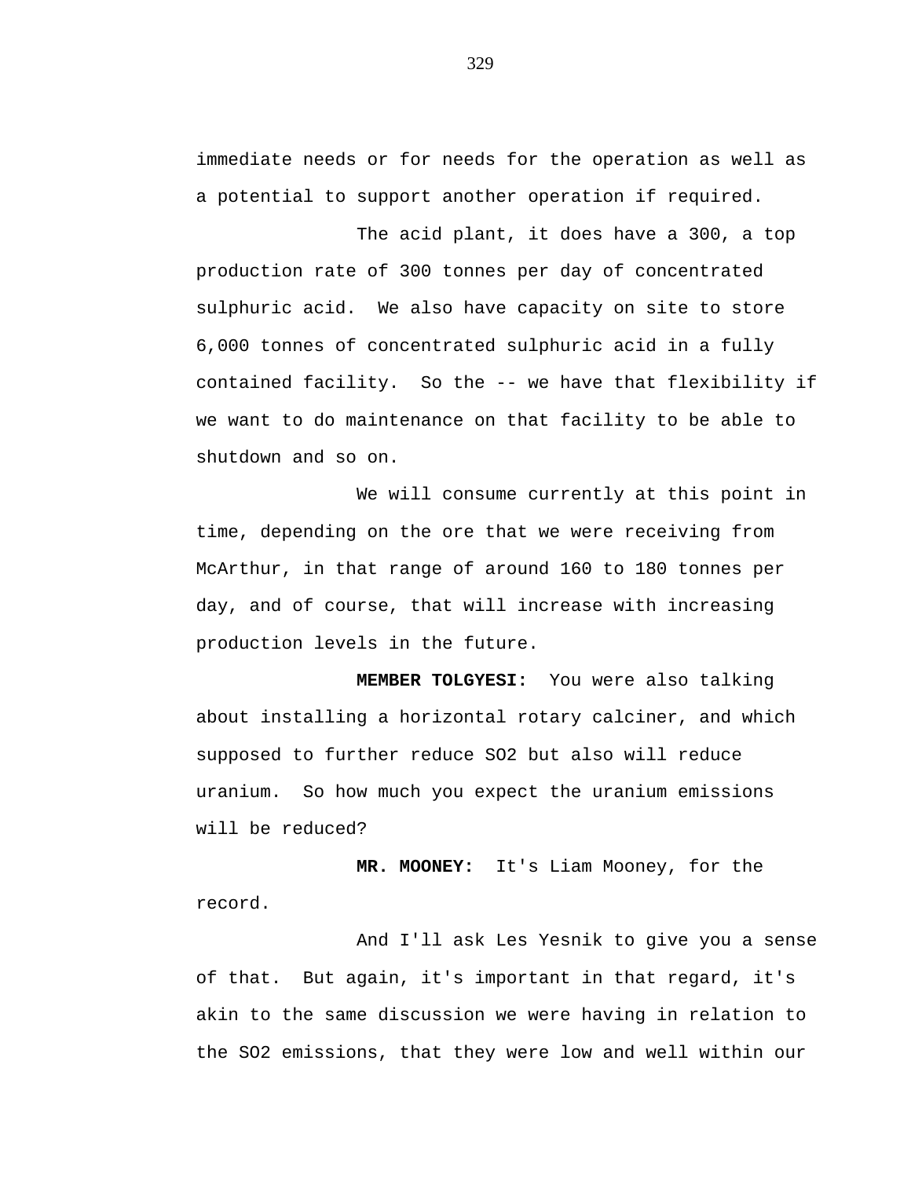immediate needs or for needs for the operation as well as a potential to support another operation if required.

The acid plant, it does have a 300, a top production rate of 300 tonnes per day of concentrated sulphuric acid. We also have capacity on site to store 6,000 tonnes of concentrated sulphuric acid in a fully contained facility. So the -- we have that flexibility if we want to do maintenance on that facility to be able to shutdown and so on.

We will consume currently at this point in time, depending on the ore that we were receiving from McArthur, in that range of around 160 to 180 tonnes per day, and of course, that will increase with increasing production levels in the future.

**MEMBER TOLGYESI:** You were also talking about installing a horizontal rotary calciner, and which supposed to further reduce SO2 but also will reduce uranium. So how much you expect the uranium emissions will be reduced?

**MR. MOONEY:** It's Liam Mooney, for the record.

And I'll ask Les Yesnik to give you a sense of that. But again, it's important in that regard, it's akin to the same discussion we were having in relation to the SO2 emissions, that they were low and well within our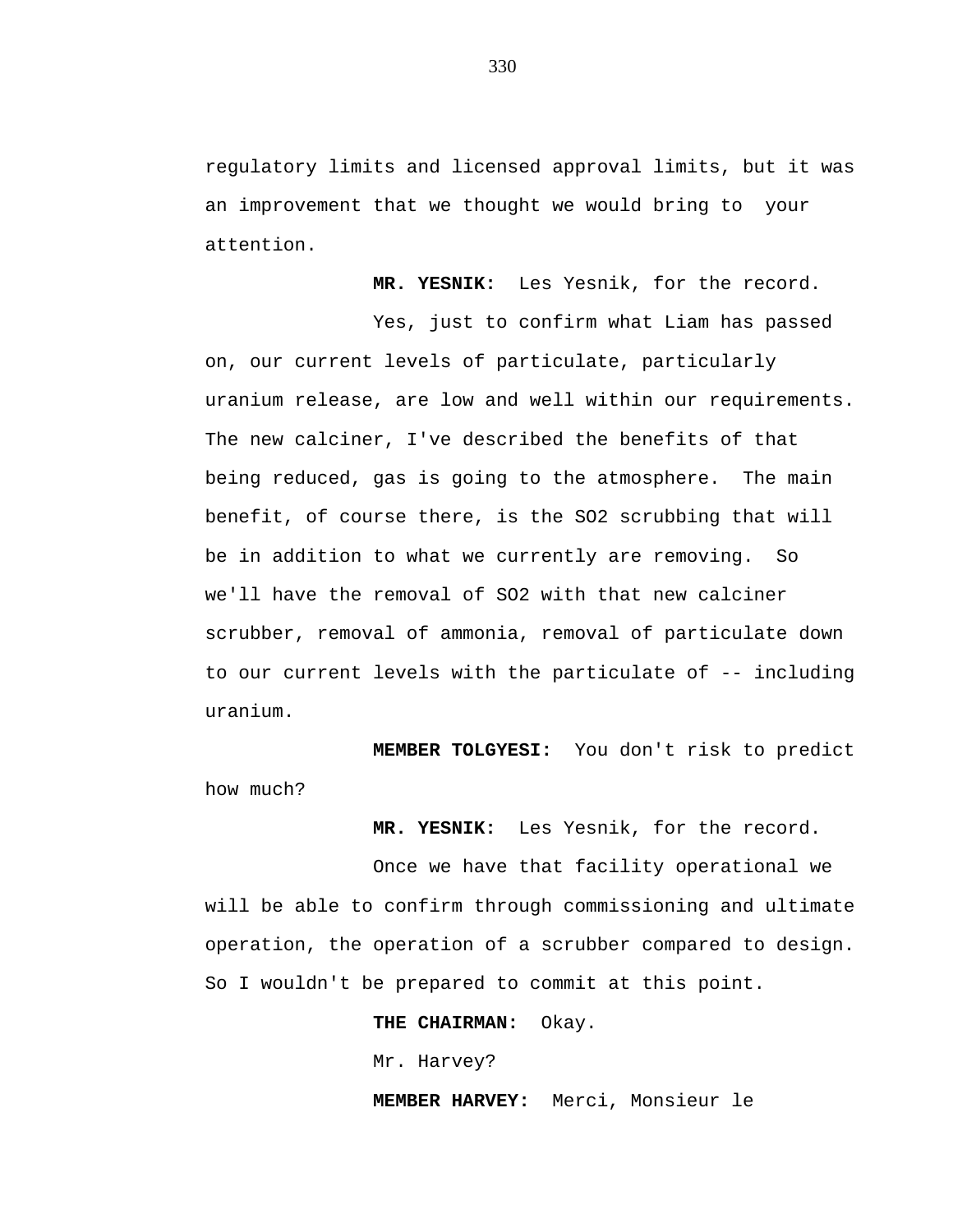regulatory limits and licensed approval limits, but it was an improvement that we thought we would bring to your attention.

**MR. YESNIK:** Les Yesnik, for the record.

Yes, just to confirm what Liam has passed on, our current levels of particulate, particularly uranium release, are low and well within our requirements. The new calciner, I've described the benefits of that being reduced, gas is going to the atmosphere. The main benefit, of course there, is the $SO_2$ scrubbing that will be in addition to what we currently are removing. So we'll have the removal of $SO_2$ with that new calciner scrubber, removal of ammonia, removal of particulate down to our current levels with the particulate of -- including uranium.

**MEMBER TOLGYESI:** You don't risk to predict how much?

**MR. YESNIK:** Les Yesnik, for the record.

Once we have that facility operational we will be able to confirm through commissioning and ultimate operation, the operation of a scrubber compared to design. So I wouldn't be prepared to commit at this point.

**THE CHAIRMAN:** Okay.

Mr. Harvey?

**MEMBER HARVEY:** Merci, Monsieur le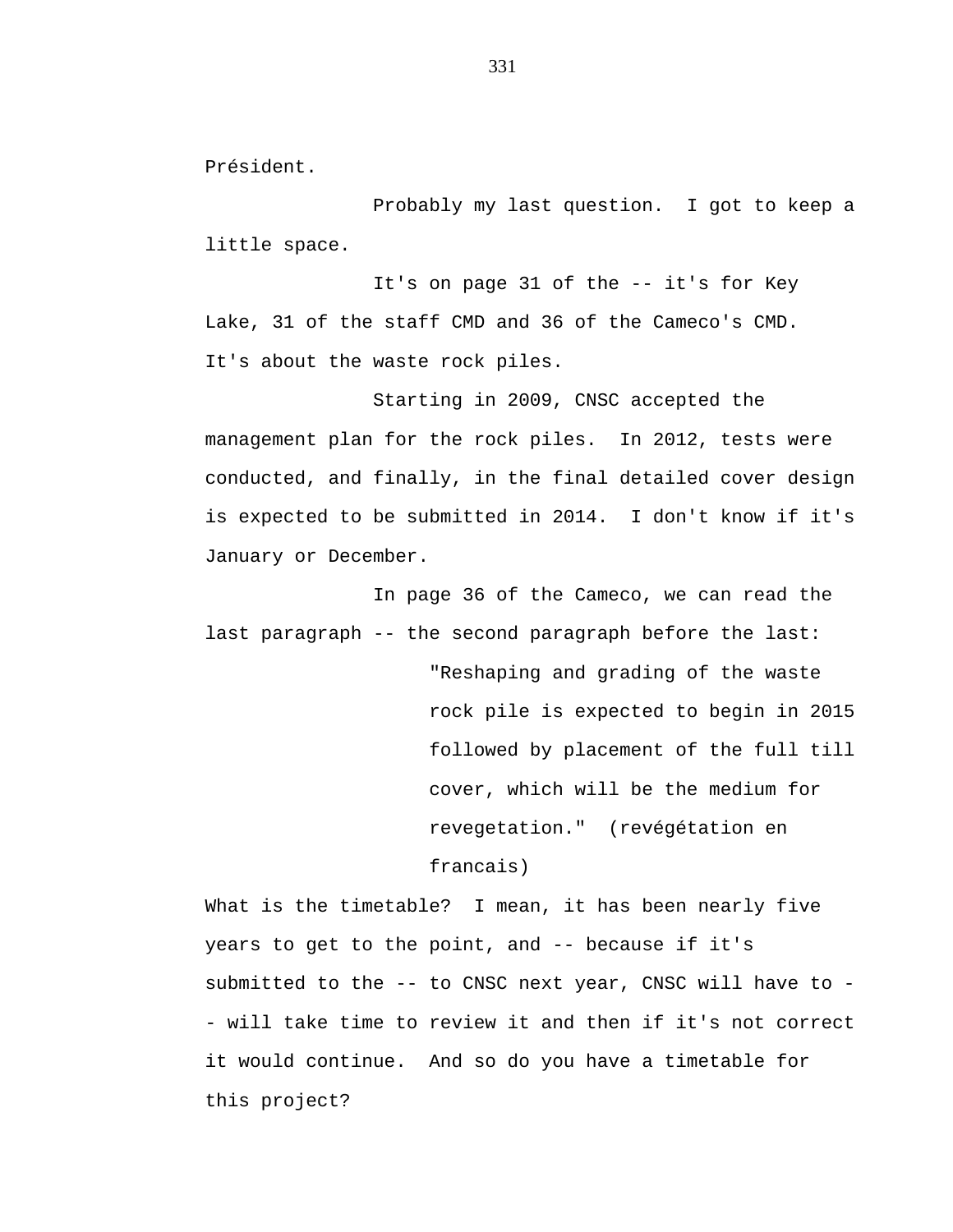Président.

Probably my last question. I got to keep a little space.

It's on page 31 of the -- it's for Key Lake, 31 of the staff CMD and 36 of the Cameco's CMD. It's about the waste rock piles.

Starting in 2009, CNSC accepted the management plan for the rock piles. In 2012, tests were conducted, and finally, in the final detailed cover design is expected to be submitted in 2014. I don't know if it's January or December.

In page 36 of the Cameco, we can read the last paragraph -- the second paragraph before the last:

> "Reshaping and grading of the waste rock pile is expected to begin in 2015 followed by placement of the full till cover, which will be the medium for revegetation." (revégétation en francais)

What is the timetable? I mean, it has been nearly five years to get to the point, and -- because if it's submitted to the -- to CNSC next year, CNSC will have to -- will take time to review it and then if it's not correct it would continue. And so do you have a timetable for this project?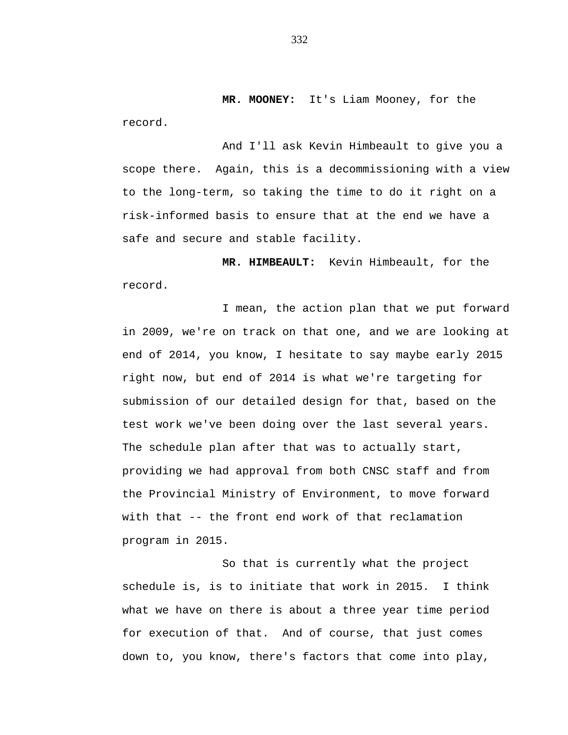**MR. MOONEY:** It's Liam Mooney, for the record.

And I'll ask Kevin Himbeault to give you a scope there. Again, this is a decommissioning with a view to the long-term, so taking the time to do it right on a risk-informed basis to ensure that at the end we have a safe and secure and stable facility.

**MR. HIMBEAULT:** Kevin Himbeault, for the record.

I mean, the action plan that we put forward in 2009, we're on track on that one, and we are looking at end of 2014, you know, I hesitate to say maybe early 2015 right now, but end of 2014 is what we're targeting for submission of our detailed design for that, based on the test work we've been doing over the last several years. The schedule plan after that was to actually start, providing we had approval from both CNSC staff and from the Provincial Ministry of Environment, to move forward with that -- the front end work of that reclamation program in 2015.

So that is currently what the project schedule is, is to initiate that work in 2015. I think what we have on there is about a three year time period for execution of that. And of course, that just comes down to, you know, there's factors that come into play,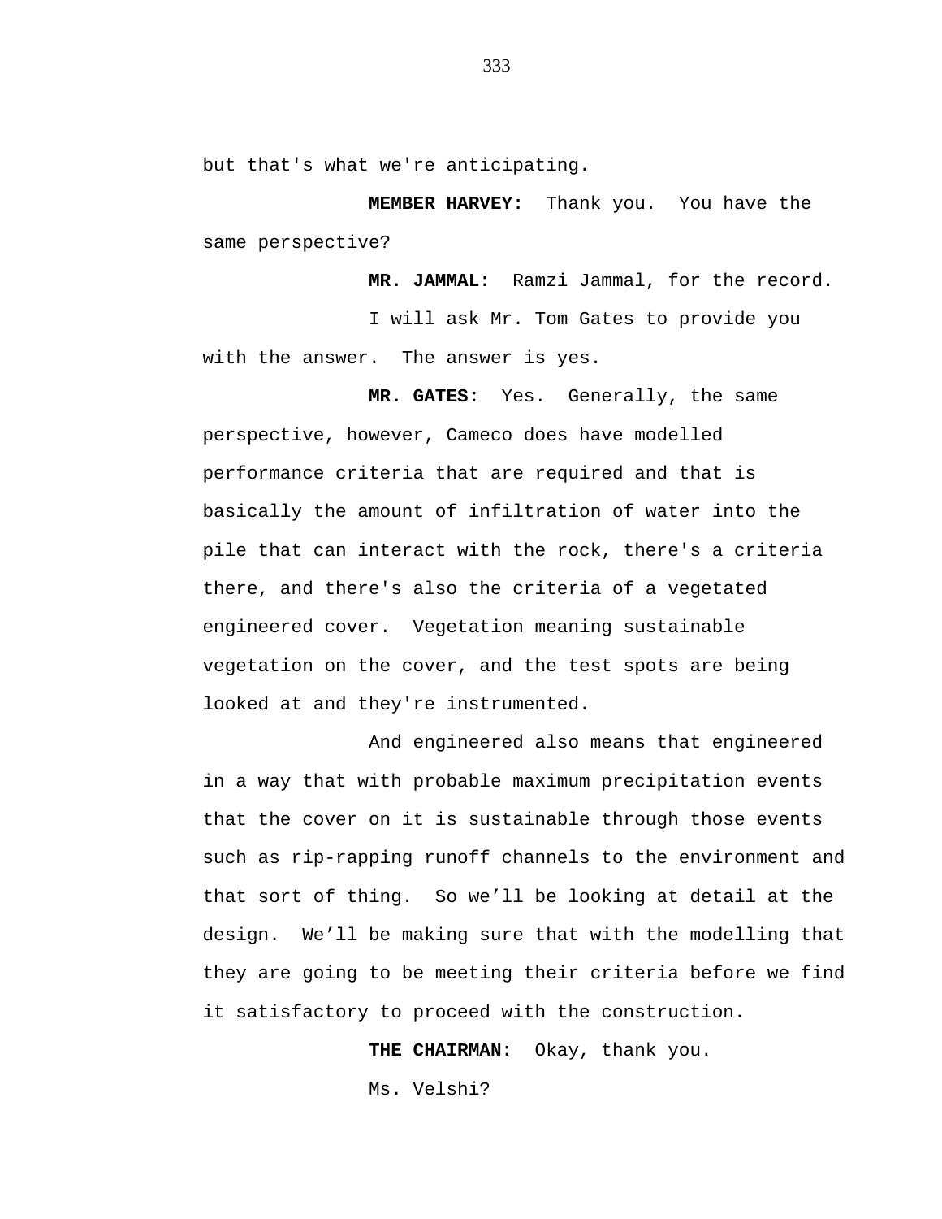but that's what we're anticipating.

**MEMBER HARVEY:** Thank you. You have the same perspective?

**MR. JAMMAL:** Ramzi Jammal, for the record.

I will ask Mr. Tom Gates to provide you with the answer. The answer is yes.

**MR. GATES:** Yes. Generally, the same perspective, however, Cameco does have modelled performance criteria that are required and that is basically the amount of infiltration of water into the pile that can interact with the rock, there's a criteria there, and there's also the criteria of a vegetated engineered cover. Vegetation meaning sustainable vegetation on the cover, and the test spots are being looked at and they're instrumented.

And engineered also means that engineered in a way that with probable maximum precipitation events that the cover on it is sustainable through those events such as rip-rapping runoff channels to the environment and that sort of thing. So we'll be looking at detail at the design. We'll be making sure that with the modelling that they are going to be meeting their criteria before we find it satisfactory to proceed with the construction.

**THE CHAIRMAN:** Okay, thank you.

Ms. Velshi?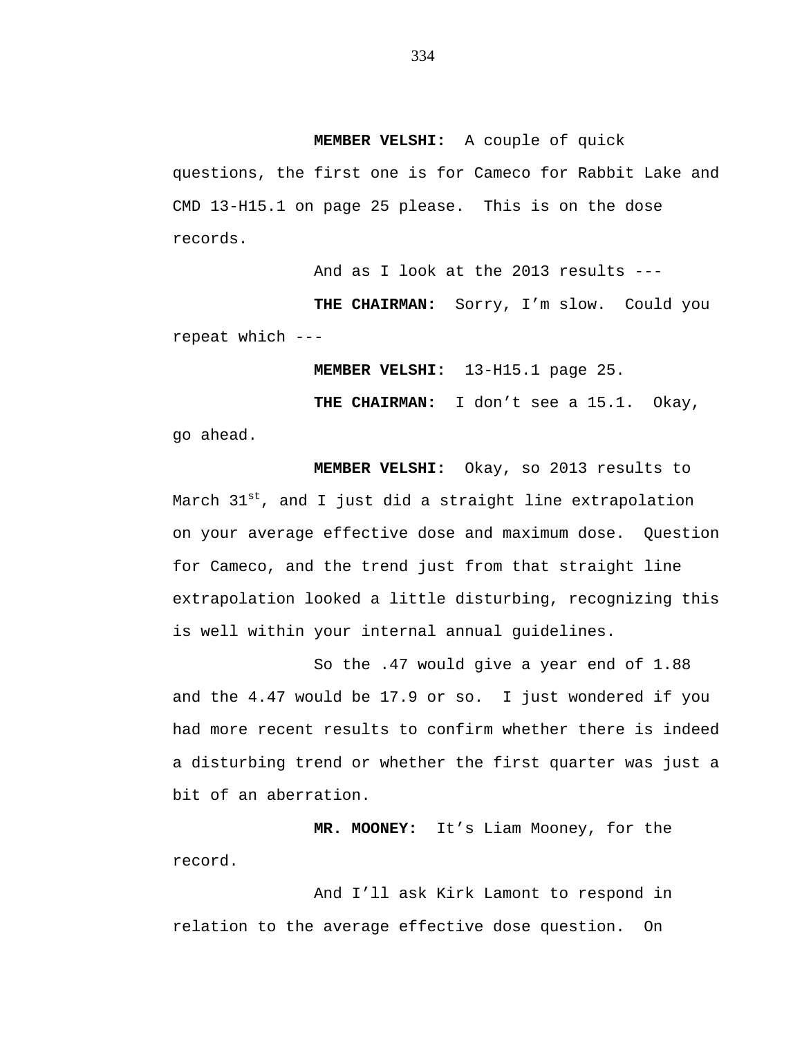**MEMBER VELSHI:** A couple of quick questions, the first one is for Cameco for Rabbit Lake and CMD 13-H15.1 on page 25 please. This is on the dose records.

And as I look at the 2013 results ---

**THE CHAIRMAN:** Sorry, I'm slow. Could you repeat which ---

**MEMBER VELSHI:** 13-H15.1 page 25.

**THE CHAIRMAN:** I don't see a 15.1. Okay, go ahead.

**MEMBER VELSHI:** Okay, so 2013 results to March 31st, and I just did a straight line extrapolation on your average effective dose and maximum dose. Question for Cameco, and the trend just from that straight line extrapolation looked a little disturbing, recognizing this is well within your internal annual guidelines.

So the .47 would give a year end of 1.88 and the 4.47 would be 17.9 or so. I just wondered if you had more recent results to confirm whether there is indeed a disturbing trend or whether the first quarter was just a bit of an aberration.

**MR. MOONEY:** It's Liam Mooney, for the record.

And I'll ask Kirk Lamont to respond in relation to the average effective dose question. On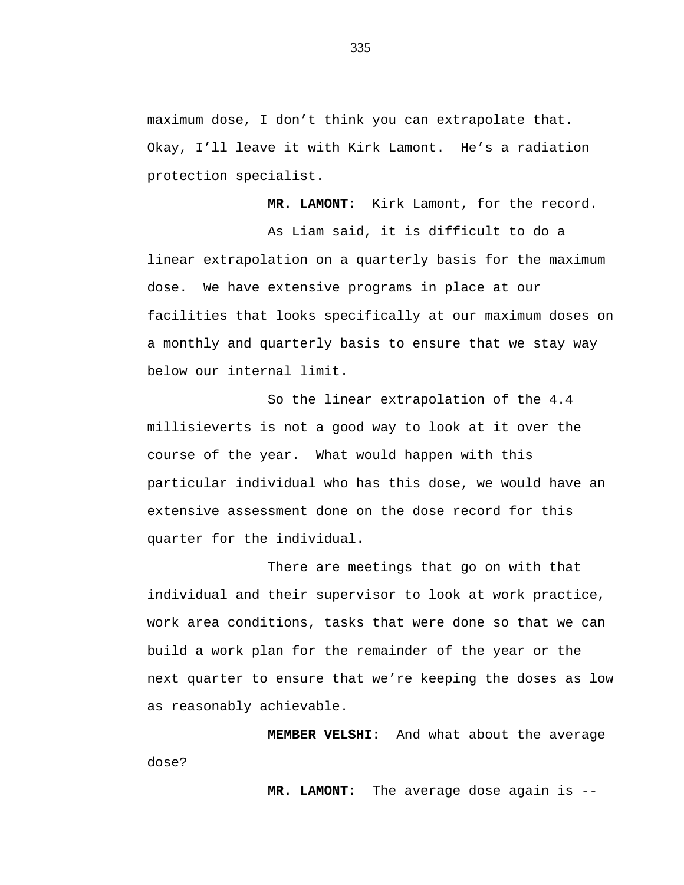maximum dose, I don’t think you can extrapolate that. Okay, I’ll leave it with Kirk Lamont. He’s a radiation protection specialist.

**MR. LAMONT:** Kirk Lamont, for the record.

As Liam said, it is difficult to do a linear extrapolation on a quarterly basis for the maximum dose. We have extensive programs in place at our facilities that looks specifically at our maximum doses on a monthly and quarterly basis to ensure that we stay way below our internal limit.

So the linear extrapolation of the 4.4 millisieverts is not a good way to look at it over the course of the year. What would happen with this particular individual who has this dose, we would have an extensive assessment done on the dose record for this quarter for the individual.

There are meetings that go on with that individual and their supervisor to look at work practice, work area conditions, tasks that were done so that we can build a work plan for the remainder of the year or the next quarter to ensure that we’re keeping the doses as low as reasonably achievable.

**MEMBER VELSHI:** And what about the average dose?

**MR. LAMONT:** The average dose again is --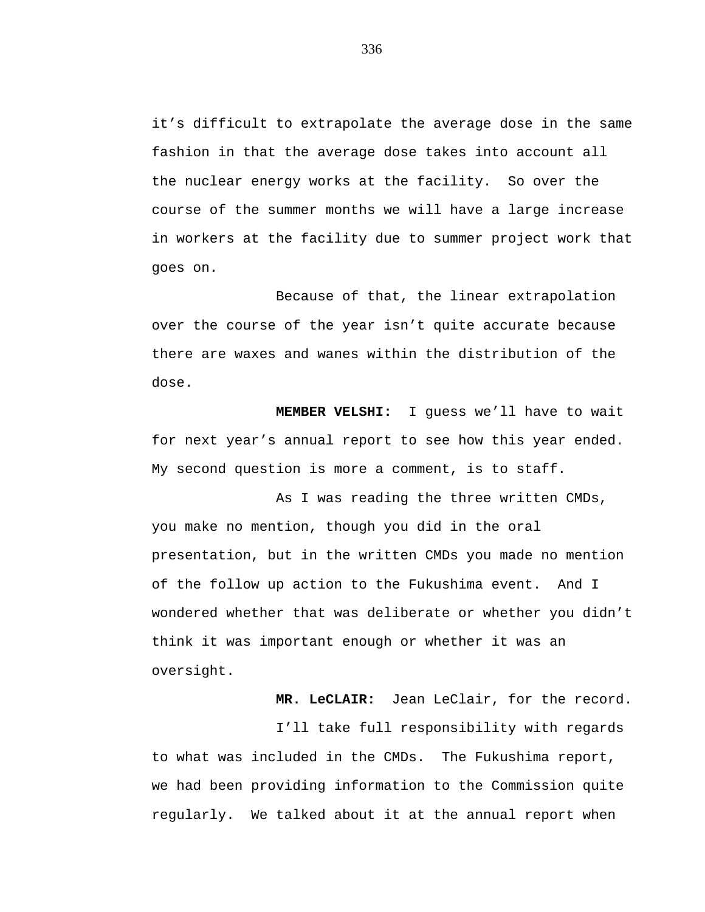it’s difficult to extrapolate the average dose in the same fashion in that the average dose takes into account all the nuclear energy works at the facility. So over the course of the summer months we will have a large increase in workers at the facility due to summer project work that goes on.

Because of that, the linear extrapolation over the course of the year isn’t quite accurate because there are waxes and wanes within the distribution of the dose.

**MEMBER VELSHI:** I guess we’ll have to wait for next year’s annual report to see how this year ended. My second question is more a comment, is to staff.

As I was reading the three written CMDs, you make no mention, though you did in the oral presentation, but in the written CMDs you made no mention of the follow up action to the Fukushima event. And I wondered whether that was deliberate or whether you didn’t think it was important enough or whether it was an oversight.

**MR. LeCLAIR:** Jean LeClair, for the record.

I’ll take full responsibility with regards to what was included in the CMDs. The Fukushima report, we had been providing information to the Commission quite regularly. We talked about it at the annual report when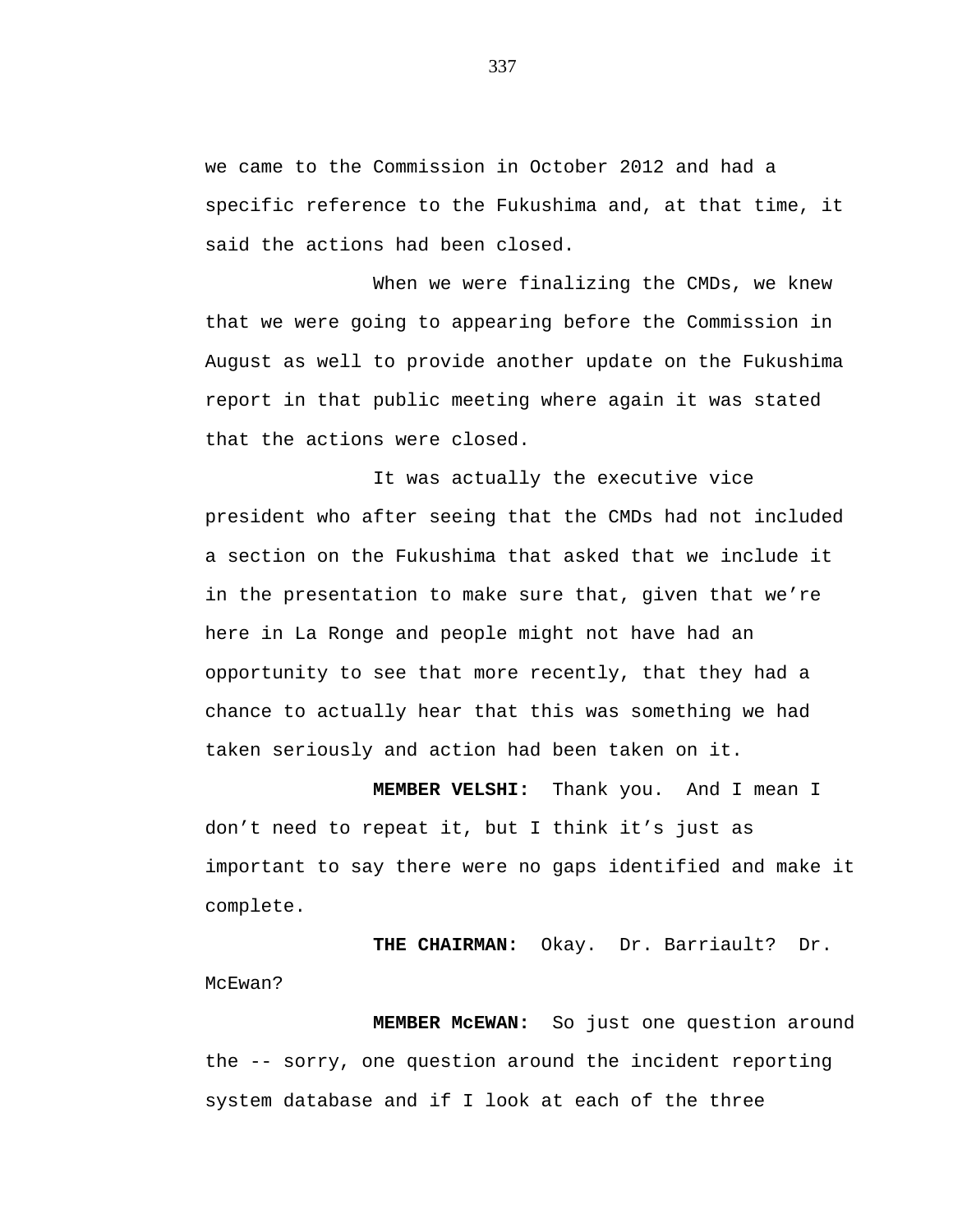we came to the Commission in October 2012 and had a specific reference to the Fukushima and, at that time, it said the actions had been closed.

When we were finalizing the CMDs, we knew that we were going to appearing before the Commission in August as well to provide another update on the Fukushima report in that public meeting where again it was stated that the actions were closed.

It was actually the executive vice president who after seeing that the CMDs had not included a section on the Fukushima that asked that we include it in the presentation to make sure that, given that we're here in La Ronge and people might not have had an opportunity to see that more recently, that they had a chance to actually hear that this was something we had taken seriously and action had been taken on it.

**MEMBER VELSHI:** Thank you. And I mean I don't need to repeat it, but I think it's just as important to say there were no gaps identified and make it complete.

**THE CHAIRMAN:** Okay. Dr. Barriault? Dr. McEwan?

**MEMBER McEWAN:** So just one question around the -- sorry, one question around the incident reporting system database and if I look at each of the three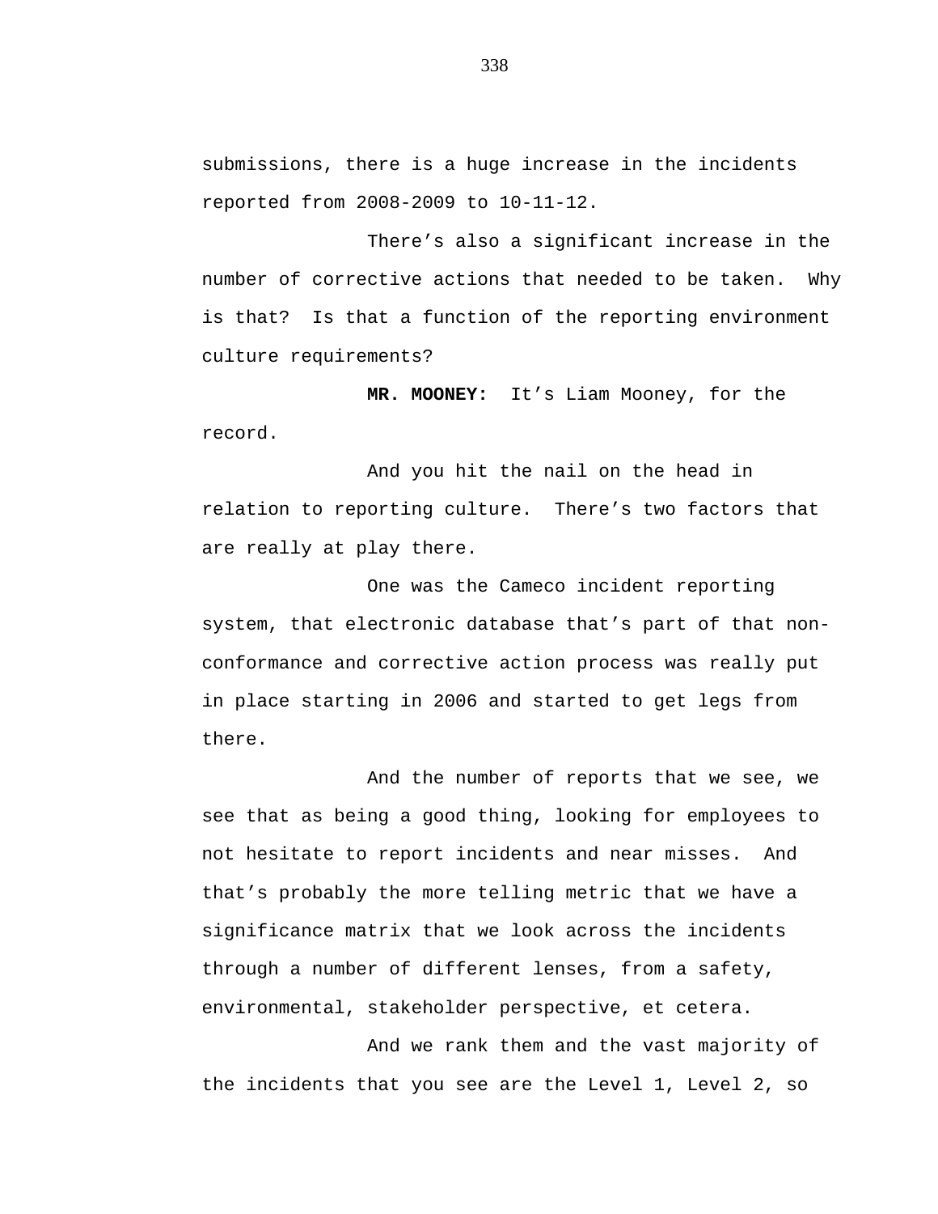submissions, there is a huge increase in the incidents reported from 2008-2009 to 10-11-12.

There's also a significant increase in the number of corrective actions that needed to be taken. Why is that? Is that a function of the reporting environment culture requirements?

**MR. MOONEY:** It's Liam Mooney, for the record.

And you hit the nail on the head in relation to reporting culture. There's two factors that are really at play there.

One was the Cameco incident reporting system, that electronic database that's part of that non-conformance and corrective action process was really put in place starting in 2006 and started to get legs from there.

And the number of reports that we see, we see that as being a good thing, looking for employees to not hesitate to report incidents and near misses. And that's probably the more telling metric that we have a significance matrix that we look across the incidents through a number of different lenses, from a safety, environmental, stakeholder perspective, et cetera.

And we rank them and the vast majority of the incidents that you see are the Level 1, Level 2, so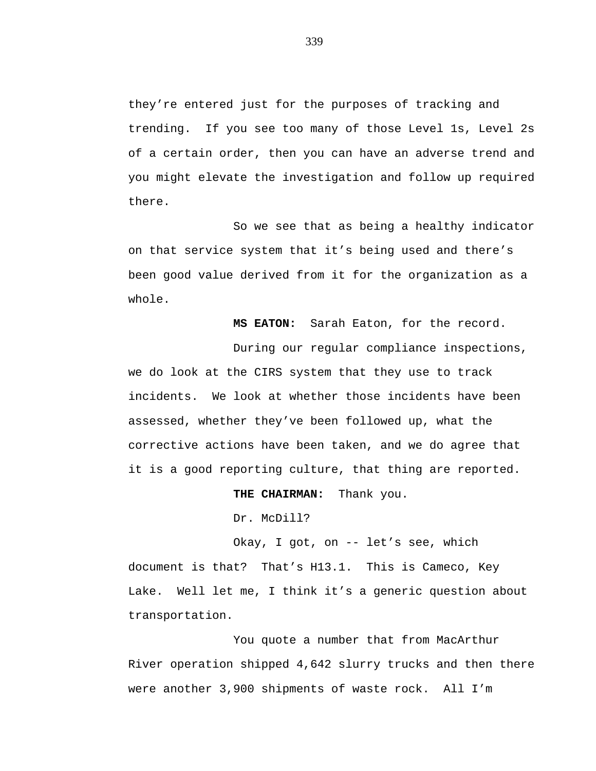they’re entered just for the purposes of tracking and trending. If you see too many of those Level 1s, Level 2s of a certain order, then you can have an adverse trend and you might elevate the investigation and follow up required there.

So we see that as being a healthy indicator on that service system that it’s being used and there’s been good value derived from it for the organization as a whole.

**MS EATON:** Sarah Eaton, for the record.

During our regular compliance inspections, we do look at the CIRS system that they use to track incidents. We look at whether those incidents have been assessed, whether they’ve been followed up, what the corrective actions have been taken, and we do agree that it is a good reporting culture, that thing are reported.

**THE CHAIRMAN:** Thank you.

Dr. McDill?

Okay, I got, on -- let’s see, which document is that? That’s H13.1. This is Cameco, Key Lake. Well let me, I think it’s a generic question about transportation.

You quote a number that from MacArthur River operation shipped 4,642 slurry trucks and then there were another 3,900 shipments of waste rock. All I’m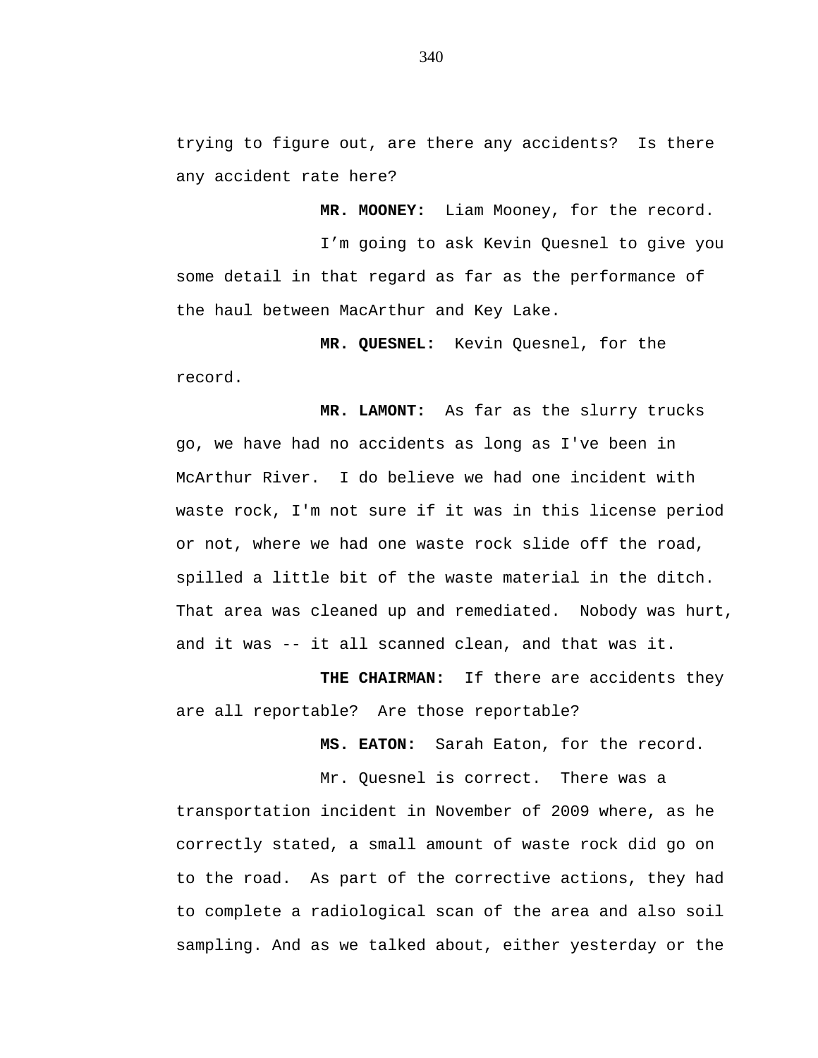trying to figure out, are there any accidents? Is there any accident rate here?

**MR. MOONEY:** Liam Mooney, for the record.

I'm going to ask Kevin Quesnel to give you some detail in that regard as far as the performance of the haul between MacArthur and Key Lake.

**MR. QUESNEL:** Kevin Quesnel, for the record.

**MR. LAMONT:** As far as the slurry trucks go, we have had no accidents as long as I've been in McArthur River. I do believe we had one incident with waste rock, I'm not sure if it was in this license period or not, where we had one waste rock slide off the road, spilled a little bit of the waste material in the ditch. That area was cleaned up and remediated. Nobody was hurt, and it was -- it all scanned clean, and that was it.

**THE CHAIRMAN:** If there are accidents they are all reportable? Are those reportable?

**MS. EATON:** Sarah Eaton, for the record.

Mr. Quesnel is correct. There was a transportation incident in November of 2009 where, as he correctly stated, a small amount of waste rock did go on to the road. As part of the corrective actions, they had to complete a radiological scan of the area and also soil sampling. And as we talked about, either yesterday or the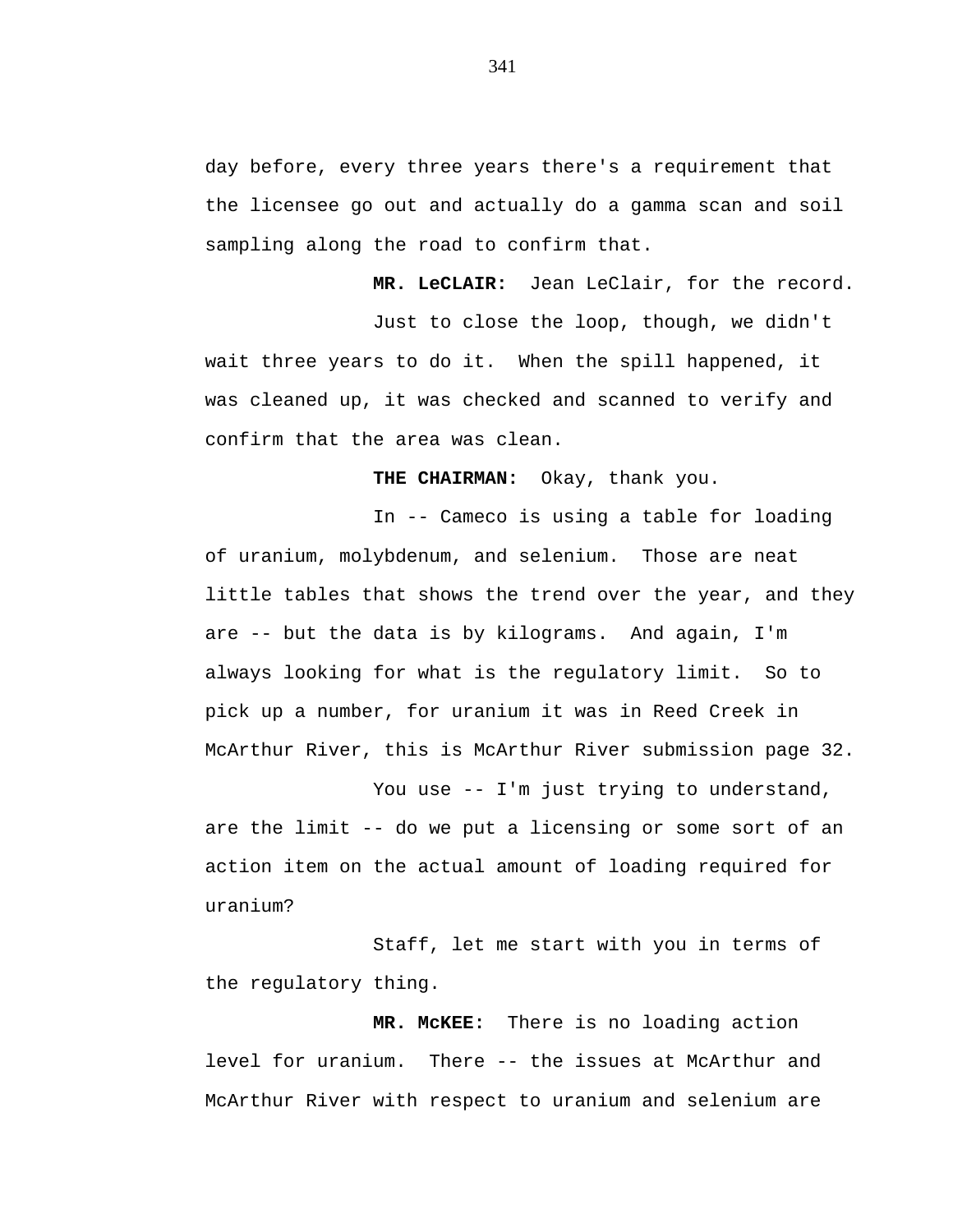day before, every three years there's a requirement that the licensee go out and actually do a gamma scan and soil sampling along the road to confirm that.

**MR. LeCLAIR:** Jean LeClair, for the record.

Just to close the loop, though, we didn't wait three years to do it. When the spill happened, it was cleaned up, it was checked and scanned to verify and confirm that the area was clean.

**THE CHAIRMAN:** Okay, thank you.

In -- Cameco is using a table for loading of uranium, molybdenum, and selenium. Those are neat little tables that shows the trend over the year, and they are -- but the data is by kilograms. And again, I'm always looking for what is the regulatory limit. So to pick up a number, for uranium it was in Reed Creek in McArthur River, this is McArthur River submission page 32.

You use -- I'm just trying to understand, are the limit -- do we put a licensing or some sort of an action item on the actual amount of loading required for uranium?

Staff, let me start with you in terms of the regulatory thing.

**MR. McKEE:** There is no loading action level for uranium. There -- the issues at McArthur and McArthur River with respect to uranium and selenium are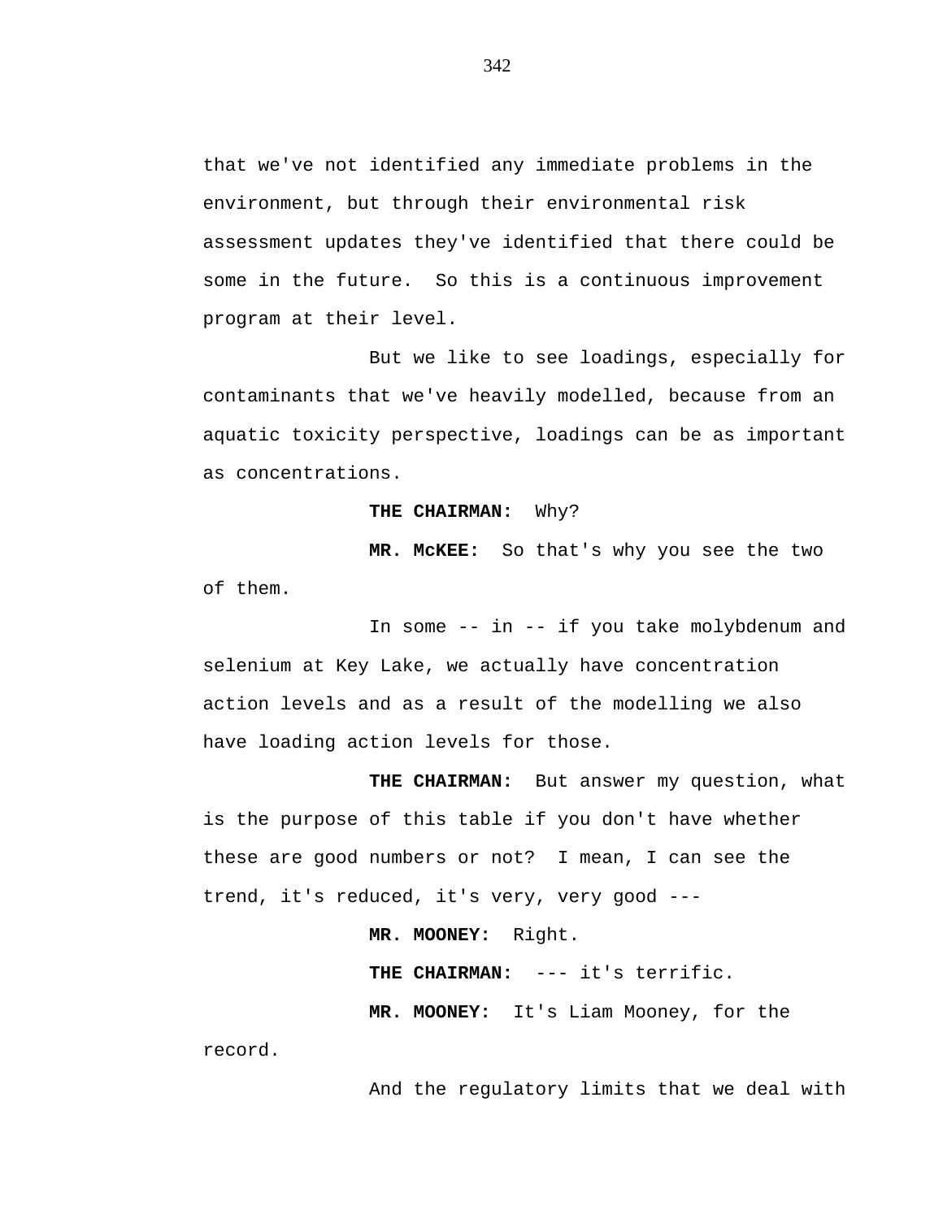that we've not identified any immediate problems in the environment, but through their environmental risk assessment updates they've identified that there could be some in the future.  So this is a continuous improvement program at their level.

But we like to see loadings, especially for contaminants that we've heavily modelled, because from an aquatic toxicity perspective, loadings can be as important as concentrations.

**THE CHAIRMAN:**  Why?

**MR. McKEE:**  So that's why you see the two of them.

In some -- in -- if you take molybdenum and selenium at Key Lake, we actually have concentration action levels and as a result of the modelling we also have loading action levels for those.

**THE CHAIRMAN:**  But answer my question, what is the purpose of this table if you don't have whether these are good numbers or not?  I mean, I can see the trend, it's reduced, it's very, very good ---

**MR. MOONEY:**  Right.

**THE CHAIRMAN:**  --- it's terrific.

**MR. MOONEY:**  It's Liam Mooney, for the record.

And the regulatory limits that we deal with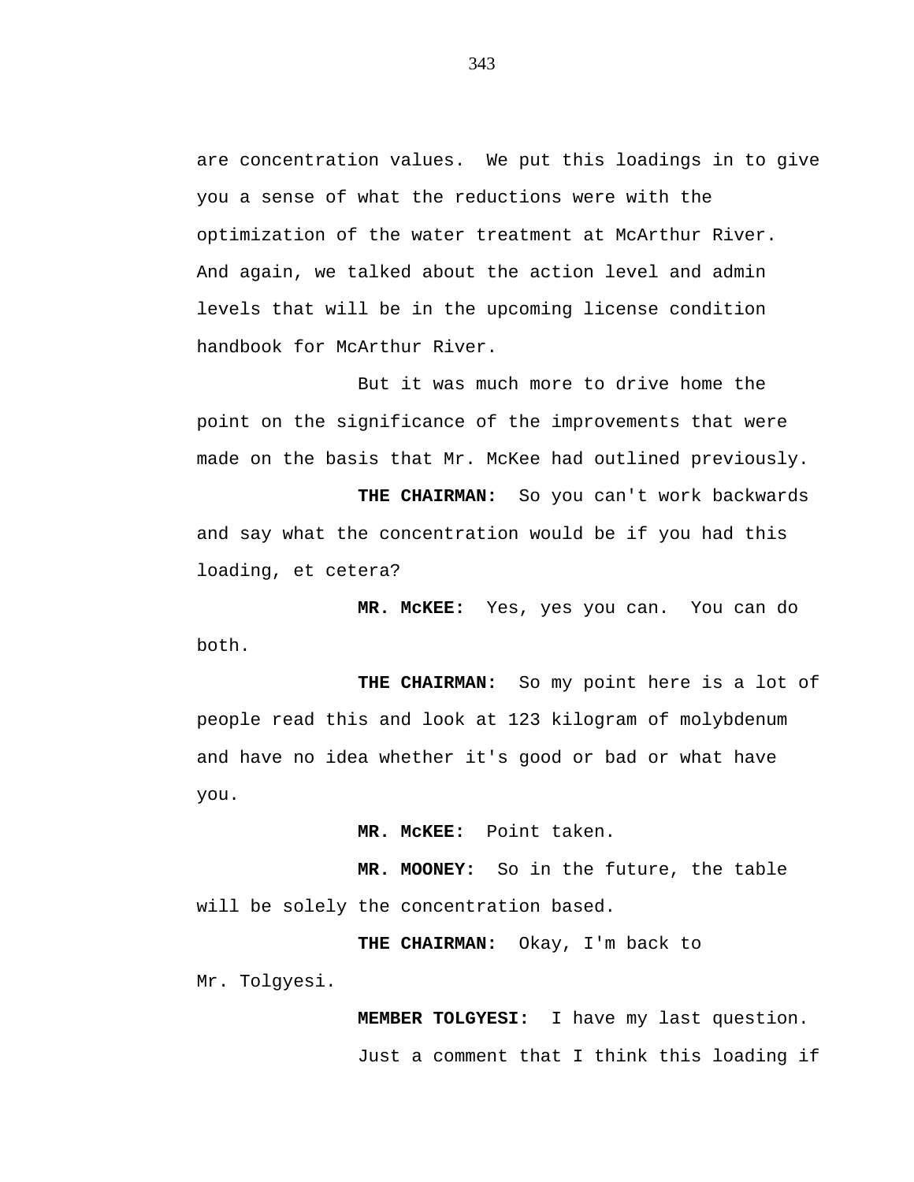are concentration values. We put this loadings in to give you a sense of what the reductions were with the optimization of the water treatment at McArthur River. And again, we talked about the action level and admin levels that will be in the upcoming license condition handbook for McArthur River.

But it was much more to drive home the point on the significance of the improvements that were made on the basis that Mr. McKee had outlined previously.

**THE CHAIRMAN:** So you can't work backwards and say what the concentration would be if you had this loading, et cetera?

**MR. McKEE:** Yes, yes you can. You can do both.

**THE CHAIRMAN:** So my point here is a lot of people read this and look at 123 kilogram of molybdenum and have no idea whether it's good or bad or what have you.

**MR. McKEE:** Point taken.

**MR. MOONEY:** So in the future, the table will be solely the concentration based.

**THE CHAIRMAN:** Okay, I'm back to Mr. Tolgyesi.

**MEMBER TOLGYESI:** I have my last question.

Just a comment that I think this loading if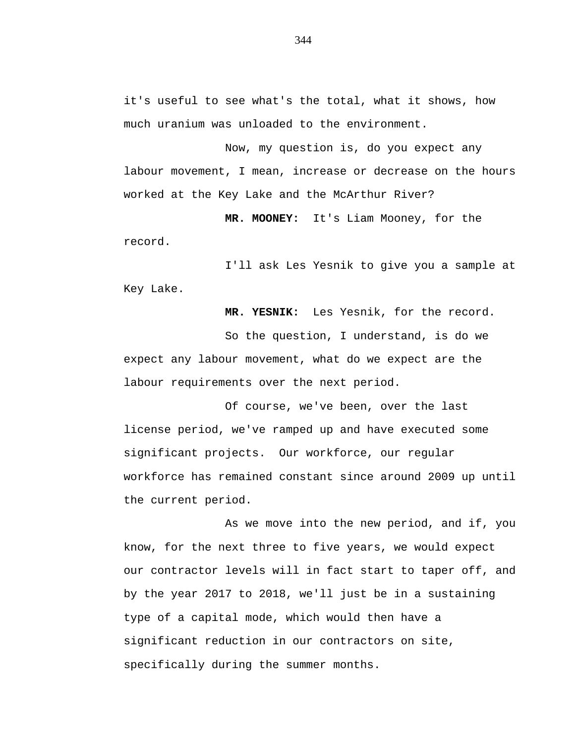it's useful to see what's the total, what it shows, how much uranium was unloaded to the environment.

Now, my question is, do you expect any labour movement, I mean, increase or decrease on the hours worked at the Key Lake and the McArthur River?

**MR. MOONEY:** It's Liam Mooney, for the record.

I'll ask Les Yesnik to give you a sample at Key Lake.

**MR. YESNIK:** Les Yesnik, for the record.

So the question, I understand, is do we expect any labour movement, what do we expect are the labour requirements over the next period.

Of course, we've been, over the last license period, we've ramped up and have executed some significant projects. Our workforce, our regular workforce has remained constant since around 2009 up until the current period.

As we move into the new period, and if, you know, for the next three to five years, we would expect our contractor levels will in fact start to taper off, and by the year 2017 to 2018, we'll just be in a sustaining type of a capital mode, which would then have a significant reduction in our contractors on site, specifically during the summer months.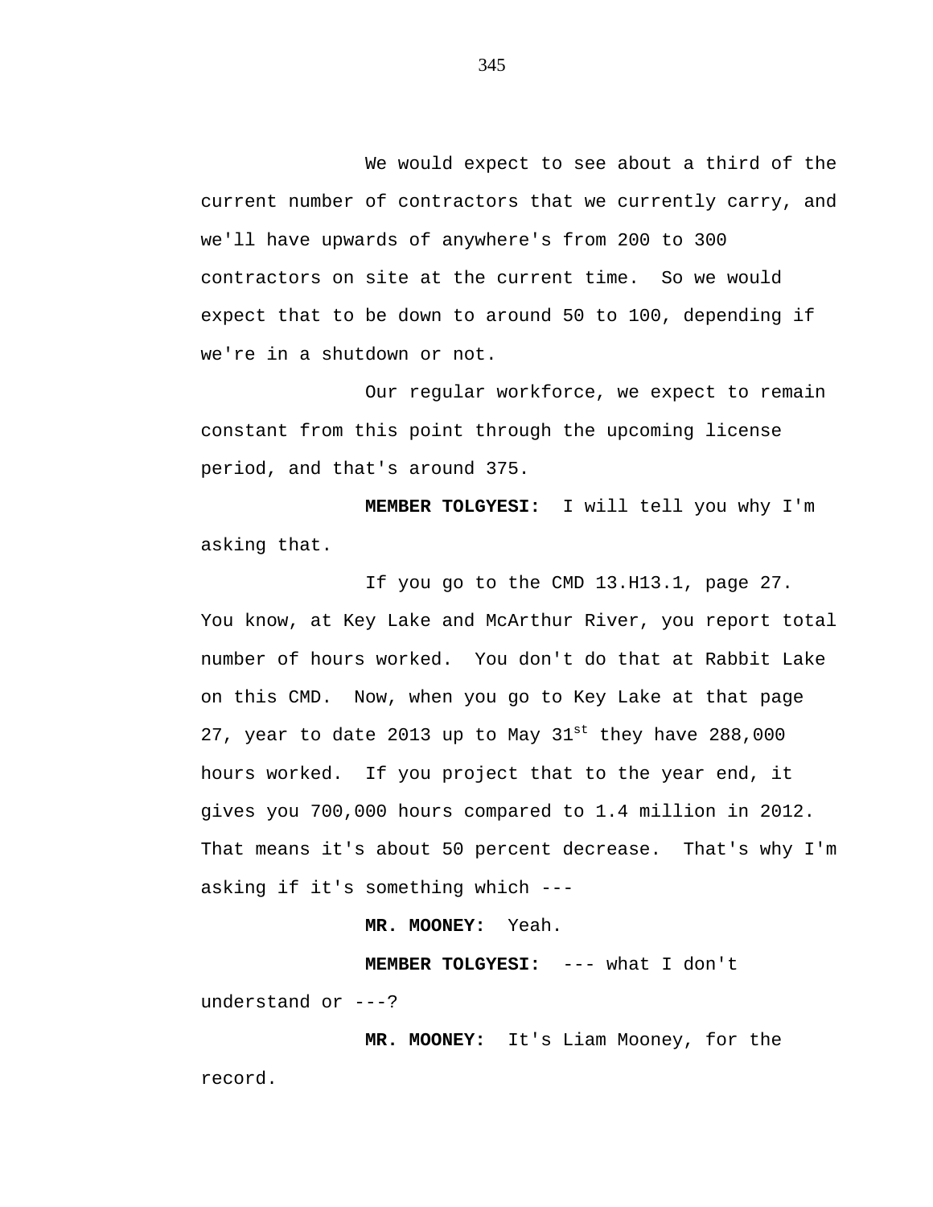We would expect to see about a third of the current number of contractors that we currently carry, and we'll have upwards of anywhere's from 200 to 300 contractors on site at the current time. So we would expect that to be down to around 50 to 100, depending if we're in a shutdown or not.

Our regular workforce, we expect to remain constant from this point through the upcoming license period, and that's around 375.

**MEMBER TOLGYESI:** I will tell you why I'm asking that.

If you go to the CMD 13.H13.1, page 27. You know, at Key Lake and McArthur River, you report total number of hours worked. You don't do that at Rabbit Lake on this CMD. Now, when you go to Key Lake at that page 27, year to date 2013 up to May 31st they have 288,000 hours worked. If you project that to the year end, it gives you 700,000 hours compared to 1.4 million in 2012. That means it's about 50 percent decrease. That's why I'm asking if it's something which ---

**MR. MOONEY:** Yeah.

**MEMBER TOLGYESI:** --- what I don't understand or ---?

**MR. MOONEY:** It's Liam Mooney, for the record.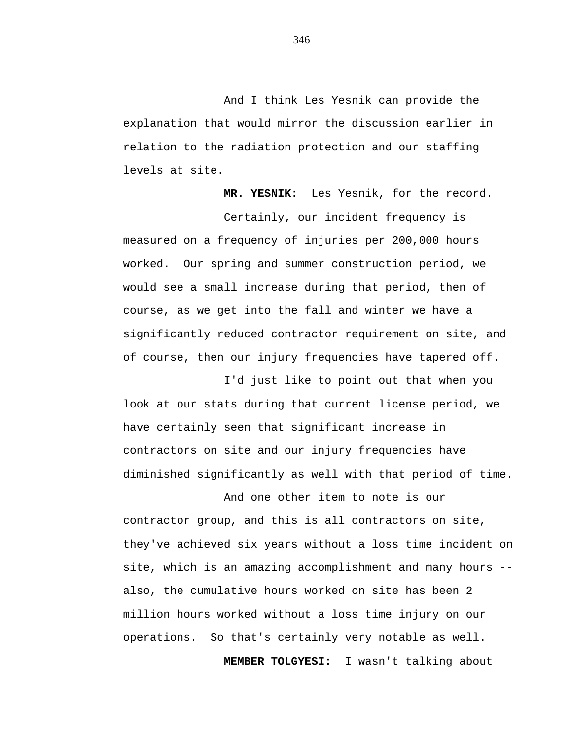And I think Les Yesnik can provide the explanation that would mirror the discussion earlier in relation to the radiation protection and our staffing levels at site.

**MR. YESNIK:** Les Yesnik, for the record.

Certainly, our incident frequency is measured on a frequency of injuries per 200,000 hours worked. Our spring and summer construction period, we would see a small increase during that period, then of course, as we get into the fall and winter we have a significantly reduced contractor requirement on site, and of course, then our injury frequencies have tapered off.

I'd just like to point out that when you look at our stats during that current license period, we have certainly seen that significant increase in contractors on site and our injury frequencies have diminished significantly as well with that period of time.

And one other item to note is our contractor group, and this is all contractors on site, they've achieved six years without a loss time incident on site, which is an amazing accomplishment and many hours -- also, the cumulative hours worked on site has been 2 million hours worked without a loss time injury on our operations. So that's certainly very notable as well.

**MEMBER TOLGYESI:** I wasn't talking about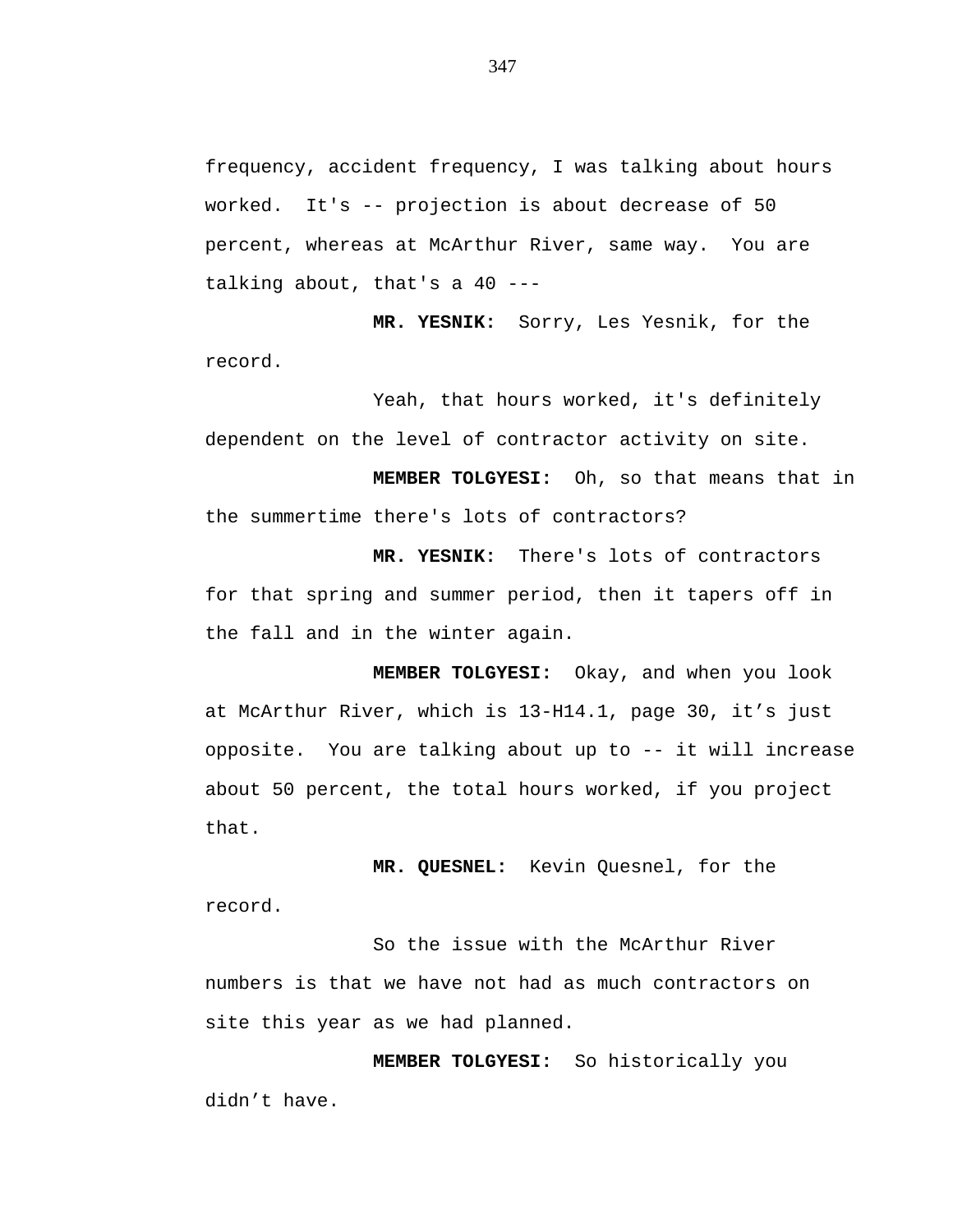frequency, accident frequency, I was talking about hours worked. It's -- projection is about decrease of 50 percent, whereas at McArthur River, same way. You are talking about, that's a 40 ---

**MR. YESNIK:** Sorry, Les Yesnik, for the record.

Yeah, that hours worked, it's definitely dependent on the level of contractor activity on site.

**MEMBER TOLGYESI:** Oh, so that means that in the summertime there's lots of contractors?

**MR. YESNIK:** There's lots of contractors for that spring and summer period, then it tapers off in the fall and in the winter again.

**MEMBER TOLGYESI:** Okay, and when you look at McArthur River, which is 13-H14.1, page 30, it's just opposite. You are talking about up to -- it will increase about 50 percent, the total hours worked, if you project that.

**MR. QUESNEL:** Kevin Quesnel, for the record.

So the issue with the McArthur River numbers is that we have not had as much contractors on site this year as we had planned.

**MEMBER TOLGYESI:** So historically you didn't have.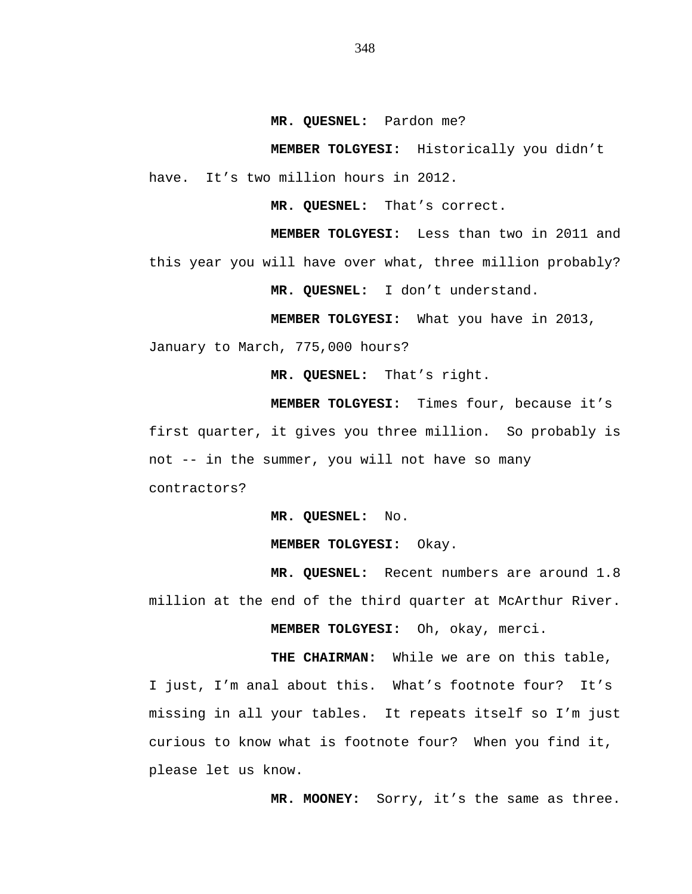**MR. QUESNEL:** Pardon me?

**MEMBER TOLGYESI:** Historically you didn't have. It's two million hours in 2012.

**MR. QUESNEL:** That's correct.

**MEMBER TOLGYESI:** Less than two in 2011 and this year you will have over what, three million probably?

**MR. QUESNEL:** I don't understand.

**MEMBER TOLGYESI:** What you have in 2013, January to March, 775,000 hours?

**MR. QUESNEL:** That's right.

**MEMBER TOLGYESI:** Times four, because it's first quarter, it gives you three million. So probably is not -- in the summer, you will not have so many contractors?

**MR. QUESNEL:** No.

**MEMBER TOLGYESI:** Okay.

**MR. QUESNEL:** Recent numbers are around 1.8 million at the end of the third quarter at McArthur River.

**MEMBER TOLGYESI:** Oh, okay, merci.

**THE CHAIRMAN:** While we are on this table, I just, I'm anal about this. What's footnote four? It's missing in all your tables. It repeats itself so I'm just curious to know what is footnote four? When you find it, please let us know.

**MR. MOONEY:** Sorry, it's the same as three.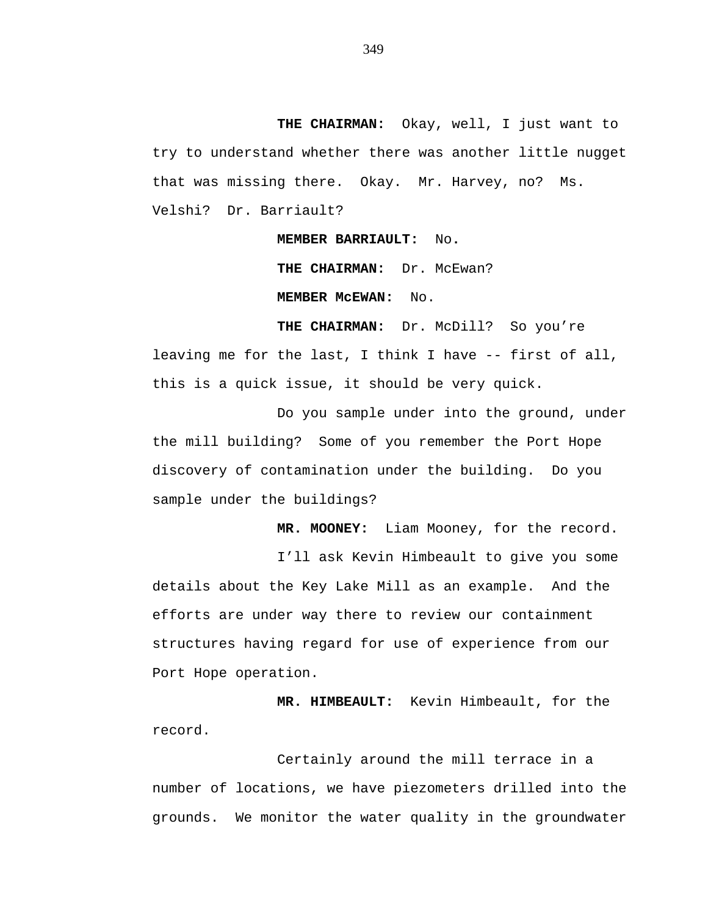**THE CHAIRMAN:** Okay, well, I just want to try to understand whether there was another little nugget that was missing there. Okay. Mr. Harvey, no? Ms. Velshi? Dr. Barriault?

**MEMBER BARRIAULT:** No.

**THE CHAIRMAN:** Dr. McEwan?

**MEMBER McEWAN:** No.

**THE CHAIRMAN:** Dr. McDill? So you're leaving me for the last, I think I have -- first of all, this is a quick issue, it should be very quick.

Do you sample under into the ground, under the mill building? Some of you remember the Port Hope discovery of contamination under the building. Do you sample under the buildings?

**MR. MOONEY:** Liam Mooney, for the record.

I'll ask Kevin Himbeault to give you some details about the Key Lake Mill as an example. And the efforts are under way there to review our containment structures having regard for use of experience from our Port Hope operation.

**MR. HIMBEAULT:** Kevin Himbeault, for the record.

Certainly around the mill terrace in a number of locations, we have piezometers drilled into the grounds. We monitor the water quality in the groundwater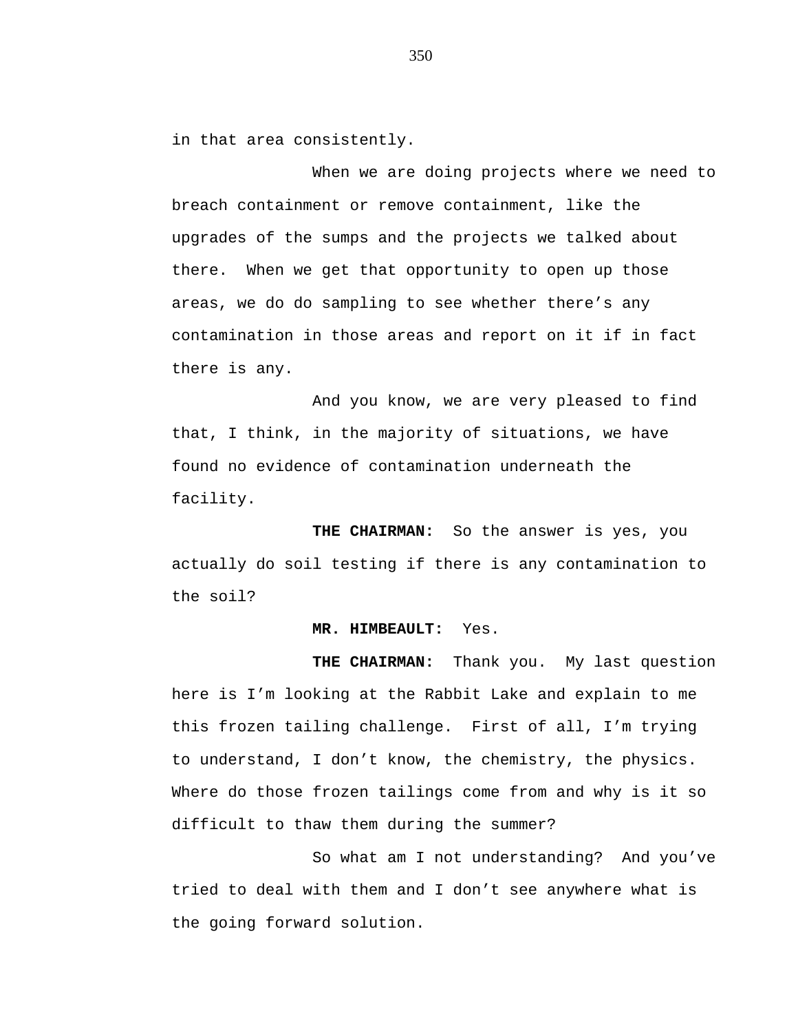in that area consistently.

When we are doing projects where we need to breach containment or remove containment, like the upgrades of the sumps and the projects we talked about there.  When we get that opportunity to open up those areas, we do do sampling to see whether there's any contamination in those areas and report on it if in fact there is any.

And you know, we are very pleased to find that, I think, in the majority of situations, we have found no evidence of contamination underneath the facility.

**THE CHAIRMAN:**  So the answer is yes, you actually do soil testing if there is any contamination to the soil?

**MR. HIMBEAULT:**  Yes.

**THE CHAIRMAN:**  Thank you.  My last question here is I'm looking at the Rabbit Lake and explain to me this frozen tailing challenge.  First of all, I'm trying to understand, I don't know, the chemistry, the physics. Where do those frozen tailings come from and why is it so difficult to thaw them during the summer?

So what am I not understanding?  And you've tried to deal with them and I don't see anywhere what is the going forward solution.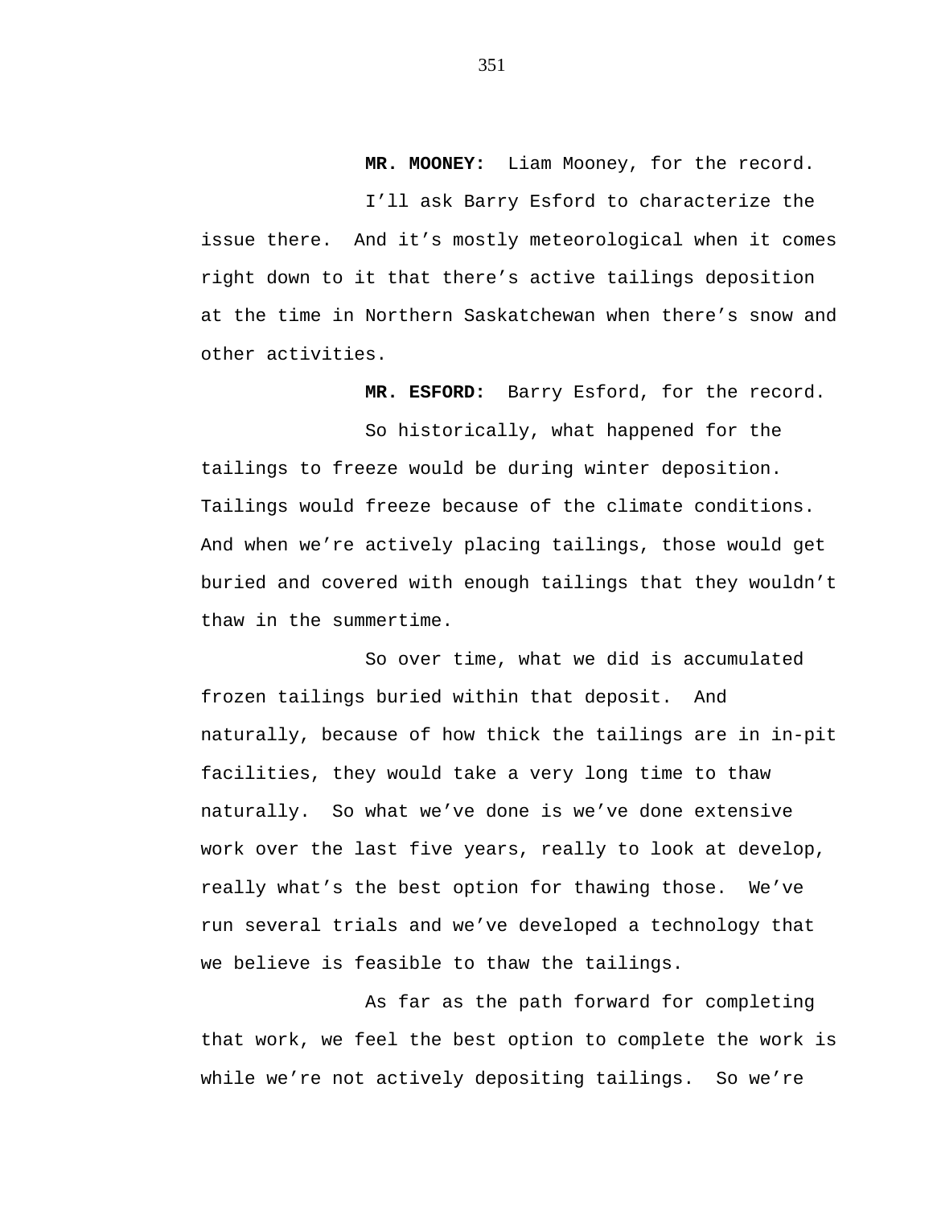**MR. MOONEY:** Liam Mooney, for the record.

I'll ask Barry Esford to characterize the issue there. And it's mostly meteorological when it comes right down to it that there's active tailings deposition at the time in Northern Saskatchewan when there's snow and other activities.

**MR. ESFORD:** Barry Esford, for the record.

So historically, what happened for the tailings to freeze would be during winter deposition. Tailings would freeze because of the climate conditions. And when we're actively placing tailings, those would get buried and covered with enough tailings that they wouldn't thaw in the summertime.

So over time, what we did is accumulated frozen tailings buried within that deposit. And naturally, because of how thick the tailings are in in-pit facilities, they would take a very long time to thaw naturally. So what we've done is we've done extensive work over the last five years, really to look at develop, really what's the best option for thawing those. We've run several trials and we've developed a technology that we believe is feasible to thaw the tailings.

As far as the path forward for completing that work, we feel the best option to complete the work is while we're not actively depositing tailings. So we're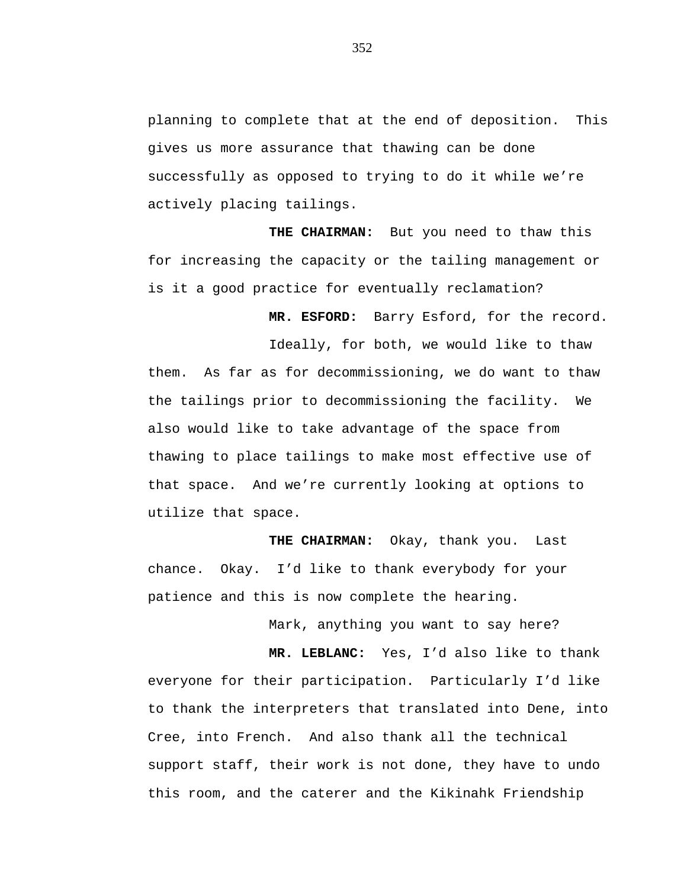planning to complete that at the end of deposition. This gives us more assurance that thawing can be done successfully as opposed to trying to do it while we're actively placing tailings.

**THE CHAIRMAN:** But you need to thaw this for increasing the capacity or the tailing management or is it a good practice for eventually reclamation?

**MR. ESFORD:** Barry Esford, for the record.

Ideally, for both, we would like to thaw them. As far as for decommissioning, we do want to thaw the tailings prior to decommissioning the facility. We also would like to take advantage of the space from thawing to place tailings to make most effective use of that space. And we're currently looking at options to utilize that space.

**THE CHAIRMAN:** Okay, thank you. Last chance. Okay. I'd like to thank everybody for your patience and this is now complete the hearing.

Mark, anything you want to say here?

**MR. LEBLANC:** Yes, I'd also like to thank everyone for their participation. Particularly I'd like to thank the interpreters that translated into Dene, into Cree, into French. And also thank all the technical support staff, their work is not done, they have to undo this room, and the caterer and the Kikinahk Friendship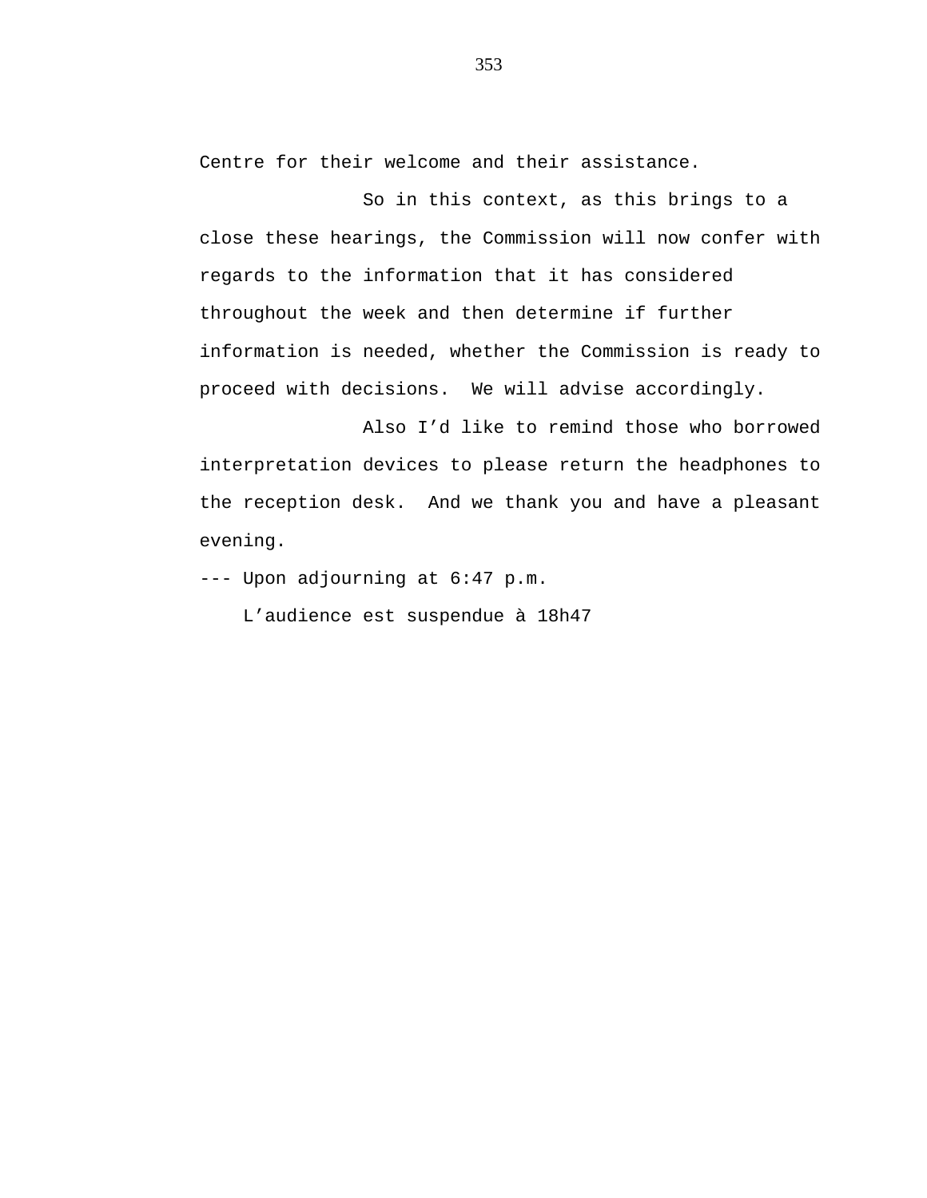Centre for their welcome and their assistance.

So in this context, as this brings to a close these hearings, the Commission will now confer with regards to the information that it has considered throughout the week and then determine if further information is needed, whether the Commission is ready to proceed with decisions.  We will advise accordingly.

Also I’d like to remind those who borrowed interpretation devices to please return the headphones to the reception desk.  And we thank you and have a pleasant evening.

--- Upon adjourning at 6:47 p.m.

L’audience est suspendue à 18h47